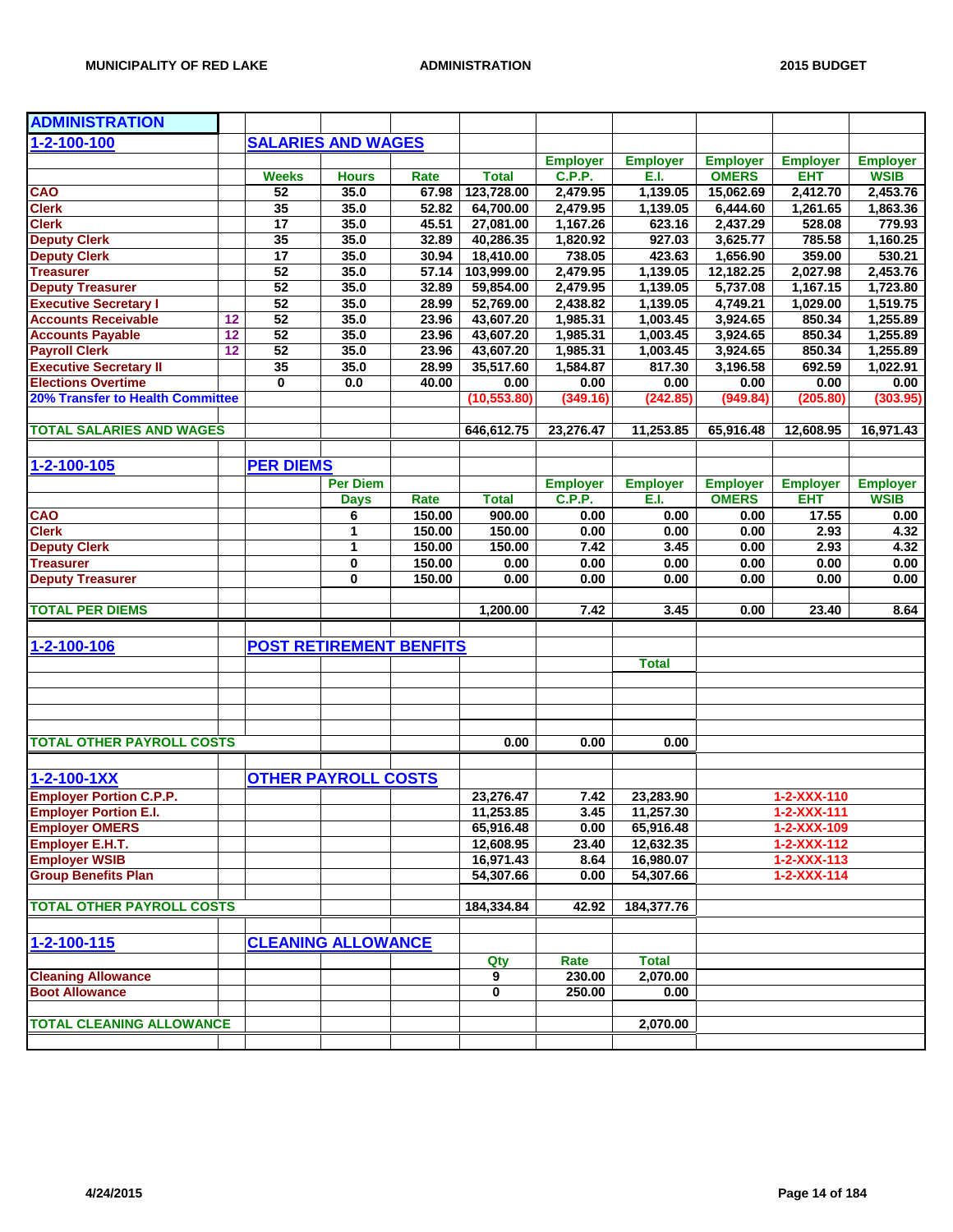| ADMINISTRATION | | | | | | | | | | |
|---|---|---|---|---|---|---|---|---|---|---|
| 1-2-100-100 | | SALARIES AND WAGES | | | | | | | | |
| | | | | | | Employer | Employer | Employer | Employer | Employer |
| | | Weeks | Hours | Rate | Total | C.P.P. | E.I. | OMERS | EHT | WSIB |
| CAO | | 52 | 35.0 | 67.98 | 123,728.00 | 2,479.95 | 1,139.05 | 15,062.69 | 2,412.70 | 2,453.76 |
| Clerk | | 35 | 35.0 | 52.82 | 64,700.00 | 2,479.95 | 1,139.05 | 6,444.60 | 1,261.65 | 1,863.36 |
| Clerk | | 17 | 35.0 | 45.51 | 27,081.00 | 1,167.26 | 623.16 | 2,437.29 | 528.08 | 779.93 |
| Deputy Clerk | | 35 | 35.0 | 32.89 | 40,286.35 | 1,820.92 | 927.03 | 3,625.77 | 785.58 | 1,160.25 |
| Deputy Clerk | | 17 | 35.0 | 30.94 | 18,410.00 | 738.05 | 423.63 | 1,656.90 | 359.00 | 530.21 |
| Treasurer | | 52 | 35.0 | 57.14 | 103,999.00 | 2,479.95 | 1,139.05 | 12,182.25 | 2,027.98 | 2,453.76 |
| Deputy Treasurer | | 52 | 35.0 | 32.89 | 59,854.00 | 2,479.95 | 1,139.05 | 5,737.08 | 1,167.15 | 1,723.80 |
| Executive Secretary I | | 52 | 35.0 | 28.99 | 52,769.00 | 2,438.82 | 1,139.05 | 4,749.21 | 1,029.00 | 1,519.75 |
| Accounts Receivable | 12 | 52 | 35.0 | 23.96 | 43,607.20 | 1,985.31 | 1,003.45 | 3,924.65 | 850.34 | 1,255.89 |
| Accounts Payable | 12 | 52 | 35.0 | 23.96 | 43,607.20 | 1,985.31 | 1,003.45 | 3,924.65 | 850.34 | 1,255.89 |
| Payroll Clerk | 12 | 52 | 35.0 | 23.96 | 43,607.20 | 1,985.31 | 1,003.45 | 3,924.65 | 850.34 | 1,255.89 |
| Executive Secretary II | | 35 | 35.0 | 28.99 | 35,517.60 | 1,584.87 | 817.30 | 3,196.58 | 692.59 | 1,022.91 |
| Elections Overtime | | 0 | 0.0 | 40.00 | 0.00 | 0.00 | 0.00 | 0.00 | 0.00 | 0.00 |
| 20% Transfer to Health Committee | | | | | (10,553.80) | (349.16) | (242.85) | (949.84) | (205.80) | (303.95) |
| | | | | | | | | | | |
| TOTAL SALARIES AND WAGES | | | | | 646,612.75 | 23,276.47 | 11,253.85 | 65,916.48 | 12,608.95 | 16,971.43 |
| | | | | | | | | | | |
| 1-2-100-105 | | PER DIEMS | | | | | | | | |
| | | | Per Diem | | | Employer | Employer | Employer | Employer | Employer |
| | | | Days | Rate | Total | C.P.P. | E.I. | OMERS | EHT | WSIB |
| CAO | | | 6 | 150.00 | 900.00 | 0.00 | 0.00 | 0.00 | 17.55 | 0.00 |
| Clerk | | | 1 | 150.00 | 150.00 | 0.00 | 0.00 | 0.00 | 2.93 | 4.32 |
| Deputy Clerk | | | 1 | 150.00 | 150.00 | 7.42 | 3.45 | 0.00 | 2.93 | 4.32 |
| Treasurer | | | 0 | 150.00 | 0.00 | 0.00 | 0.00 | 0.00 | 0.00 | 0.00 |
| Deputy Treasurer | | | 0 | 150.00 | 0.00 | 0.00 | 0.00 | 0.00 | 0.00 | 0.00 |
| | | | | | | | | | | |
| TOTAL PER DIEMS | | | | | 1,200.00 | 7.42 | 3.45 | 0.00 | 23.40 | 8.64 |
| | | | | | | | | | | |
| 1-2-100-106 | | POST RETIREMENT BENFITS | | | | | | | | |
| | | | | | | | Total | | | |
| | | | | | | | | | | |
| TOTAL OTHER PAYROLL COSTS | | | | | 0.00 | 0.00 | 0.00 | | | |
| | | | | | | | | | | |
| 1-2-100-1XX | | OTHER PAYROLL COSTS | | | | | | | | |
| Employer Portion C.P.P. | | | | | 23,276.47 | 7.42 | 23,283.90 | | 1-2-XXX-110 | |
| Employer Portion E.I. | | | | | 11,253.85 | 3.45 | 11,257.30 | | 1-2-XXX-111 | |
| Employer OMERS | | | | | 65,916.48 | 0.00 | 65,916.48 | | 1-2-XXX-109 | |
| Employer E.H.T. | | | | | 12,608.95 | 23.40 | 12,632.35 | | 1-2-XXX-112 | |
| Employer WSIB | | | | | 16,971.43 | 8.64 | 16,980.07 | | 1-2-XXX-113 | |
| Group Benefits Plan | | | | | 54,307.66 | 0.00 | 54,307.66 | | 1-2-XXX-114 | |
| | | | | | | | | | | |
| TOTAL OTHER PAYROLL COSTS | | | | | 184,334.84 | 42.92 | 184,377.76 | | | |
| | | | | | | | | | | |
| 1-2-100-115 | | CLEANING ALLOWANCE | | | | | | | | |
| | | | | | Qty | Rate | Total | | | |
| Cleaning Allowance | | | | | 9 | 230.00 | 2,070.00 | | | |
| Boot Allowance | | | | | 0 | 250.00 | 0.00 | | | |
| | | | | | | | | | | |
| TOTAL CLEANING ALLOWANCE | | | | | | | 2,070.00 | | | |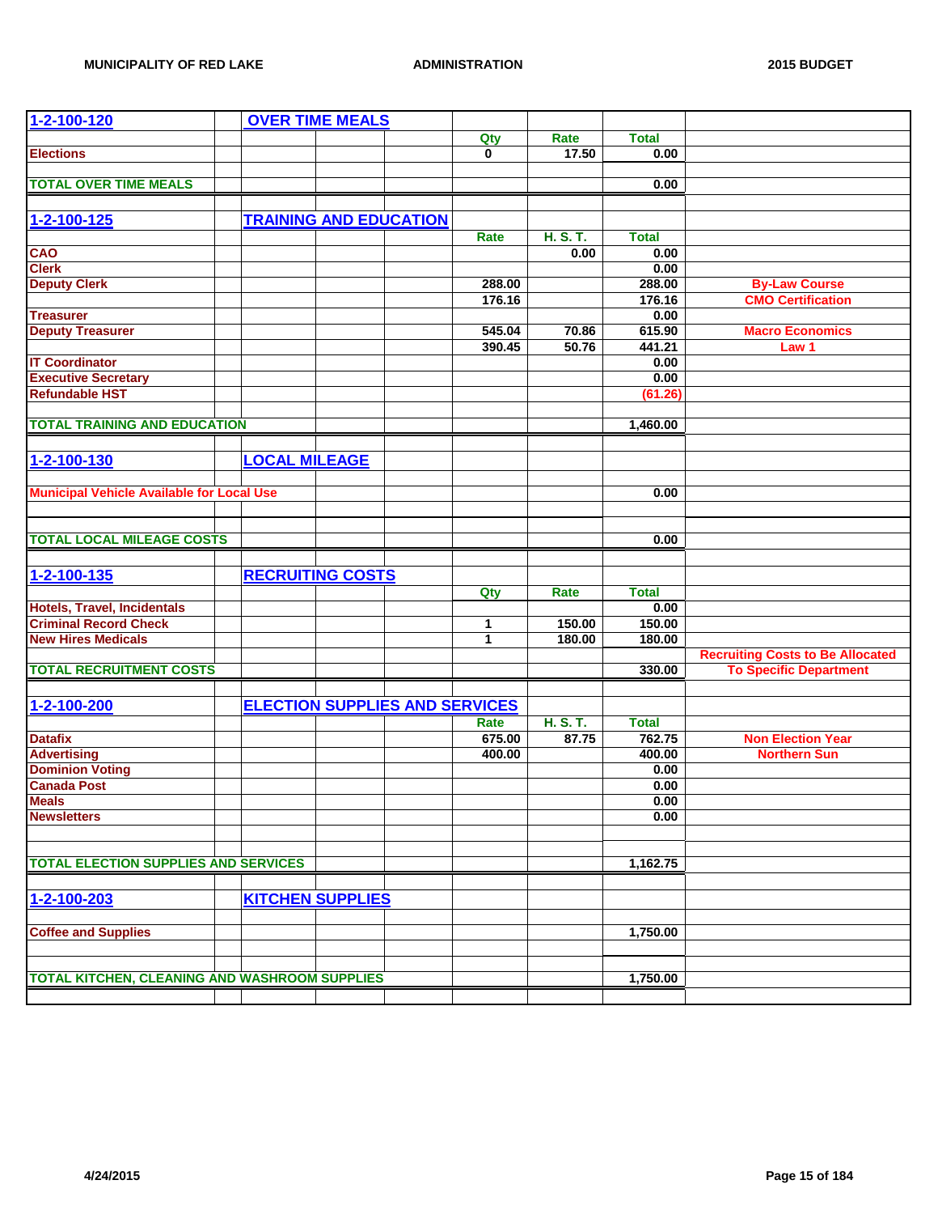| 1-2-100-120 | OVER TIME MEALS | | | |
|---|---|---|---|---|
| | Qty | Rate | Total | |
| Elections | 0 | 17.50 | 0.00 | |
| | | | | |
| TOTAL OVER TIME MEALS | | | 0.00 | |
| | | | | |
| **1-2-100-125** | **TRAINING AND EDUCATION** | | | |
| | Rate | H. S. T. | Total | |
| CAO | | 0.00 | 0.00 | |
| Clerk | | | 0.00 | |
| Deputy Clerk | 288.00 | | 288.00 | By-Law Course |
| | 176.16 | | 176.16 | CMO Certification |
| Treasurer | | | 0.00 | |
| Deputy Treasurer | 545.04 | 70.86 | 615.90 | Macro Economics |
| | 390.45 | 50.76 | 441.21 | Law 1 |
| IT Coordinator | | | 0.00 | |
| Executive Secretary | | | 0.00 | |
| Refundable HST | | | (61.26) | |
| | | | | |
| TOTAL TRAINING AND EDUCATION | | | 1,460.00 | |
| | | | | |
| **1-2-100-130** | **LOCAL MILEAGE** | | | |
| | | | | |
| Municipal Vehicle Available for Local Use | | | 0.00 | |
| | | | | |
| TOTAL LOCAL MILEAGE COSTS | | | 0.00 | |
| | | | | |
| **1-2-100-135** | **RECRUITING COSTS** | | | |
| | Qty | Rate | Total | |
| Hotels, Travel, Incidentals | | | 0.00 | |
| Criminal Record Check | 1 | 150.00 | 150.00 | |
| New Hires Medicals | 1 | 180.00 | 180.00 | |
| | | | | Recruiting Costs to Be Allocated |
| TOTAL RECRUITMENT COSTS | | | 330.00 | To Specific Department |
| | | | | |
| **1-2-100-200** | **ELECTION SUPPLIES AND SERVICES** | | | |
| | Rate | H. S. T. | Total | |
| Datafix | 675.00 | 87.75 | 762.75 | Non Election Year |
| Advertising | 400.00 | | 400.00 | Northern Sun |
| Dominion Voting | | | 0.00 | |
| Canada Post | | | 0.00 | |
| Meals | | | 0.00 | |
| Newsletters | | | 0.00 | |
| | | | | |
| TOTAL ELECTION SUPPLIES AND SERVICES | | | 1,162.75 | |
| | | | | |
| **1-2-100-203** | **KITCHEN SUPPLIES** | | | |
| | | | | |
| Coffee and Supplies | | | 1,750.00 | |
| | | | | |
| TOTAL KITCHEN, CLEANING AND WASHROOM SUPPLIES | | | 1,750.00 | |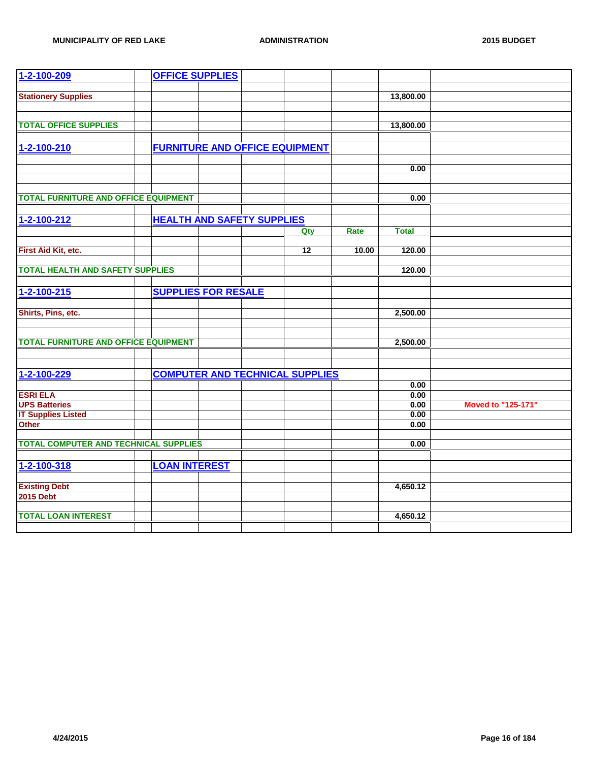| | | | | | | | | |
|---|---|---|---|---|---|---|---|---|
| 1-2-100-209 | | OFFICE SUPPLIES | | | | | | |
| | | | | | | | | |
| Stationery Supplies | | | | | | | 13,800.00 | |
| | | | | | | | | |
| | | | | | | | | |
| TOTAL OFFICE SUPPLIES | | | | | | | 13,800.00 | |
| | | | | | | | | |
| 1-2-100-210 | | FURNITURE AND OFFICE EQUIPMENT | | | | | | |
| | | | | | | | | |
| | | | | | | | 0.00 | |
| | | | | | | | | |
| | | | | | | | | |
| TOTAL FURNITURE AND OFFICE EQUIPMENT | | | | | | | 0.00 | |
| | | | | | | | | |
| 1-2-100-212 | | HEALTH AND SAFETY SUPPLIES | | | | | | |
| | | | | | Qty | Rate | Total | |
| | | | | | | | | |
| First Aid Kit, etc. | | | | | 12 | 10.00 | 120.00 | |
| | | | | | | | | |
| TOTAL HEALTH AND SAFETY SUPPLIES | | | | | | | 120.00 | |
| | | | | | | | | |
| 1-2-100-215 | | SUPPLIES FOR RESALE | | | | | | |
| | | | | | | | | |
| Shirts, Pins, etc. | | | | | | | 2,500.00 | |
| | | | | | | | | |
| | | | | | | | | |
| TOTAL FURNITURE AND OFFICE EQUIPMENT | | | | | | | 2,500.00 | |
| | | | | | | | | |
| | | | | | | | | |
| 1-2-100-229 | | COMPUTER AND TECHNICAL SUPPLIES | | | | | | |
| | | | | | | | 0.00 | |
| ESRI ELA | | | | | | | 0.00 | |
| UPS Batteries | | | | | | | 0.00 | Moved to "125-171" |
| IT Supplies Listed | | | | | | | 0.00 | |
| Other | | | | | | | 0.00 | |
| | | | | | | | | |
| TOTAL COMPUTER AND TECHNICAL SUPPLIES | | | | | | | 0.00 | |
| | | | | | | | | |
| 1-2-100-318 | | LOAN INTEREST | | | | | | |
| | | | | | | | | |
| Existing Debt | | | | | | | 4,650.12 | |
| 2015 Debt | | | | | | | | |
| | | | | | | | | |
| TOTAL LOAN INTEREST | | | | | | | 4,650.12 | |
| | | | | | | | | |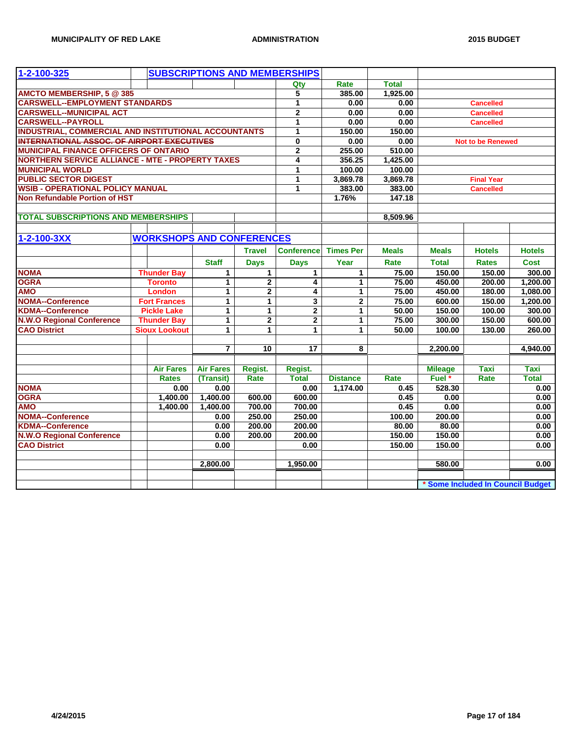## 1-2-100-325 SUBSCRIPTIONS AND MEMBERSHIPS

| Item | Qty | Rate | Total | Notes |
|---|---|---|---|---|
| AMCTO MEMBERSHIP, 5 @ 385 | 5 | 385.00 | 1,925.00 | |
| CARSWELL--EMPLOYMENT STANDARDS | 1 | 0.00 | 0.00 | Cancelled |
| CARSWELL--MUNICIPAL ACT | 2 | 0.00 | 0.00 | Cancelled |
| CARSWELL--PAYROLL | 1 | 0.00 | 0.00 | Cancelled |
| INDUSTRIAL, COMMERCIAL AND INSTITUTIONAL ACCOUNTANTS | 1 | 150.00 | 150.00 | |
| ~~INTERNATIONAL ASSOC. OF AIRPORT EXECUTIVES~~ | 0 | 0.00 | 0.00 | Not to be Renewed |
| MUNICIPAL FINANCE OFFICERS OF ONTARIO | 2 | 255.00 | 510.00 | |
| NORTHERN SERVICE ALLIANCE - MTE - PROPERTY TAXES | 4 | 356.25 | 1,425.00 | |
| MUNICIPAL WORLD | 1 | 100.00 | 100.00 | |
| PUBLIC SECTOR DIGEST | 1 | 3,869.78 | 3,869.78 | Final Year |
| WSIB - OPERATIONAL POLICY MANUAL | 1 | 383.00 | 383.00 | Cancelled |
| Non Refundable Portion of HST | | 1.76% | 147.18 | |
| **TOTAL SUBSCRIPTIONS AND MEMBERSHIPS** | | | **8,509.96** | |

## 1-2-100-3XX WORKSHOPS AND CONFERENCES

| | Location | Staff | Travel Days | Conference Days | Times Per Year | Meals Rate | Meals Total | Hotels Rates | Hotels Cost |
|---|---|---|---|---|---|---|---|---|---|
| NOMA | Thunder Bay | 1 | 1 | 1 | 1 | 75.00 | 150.00 | 150.00 | 300.00 |
| OGRA | Toronto | 1 | 2 | 4 | 1 | 75.00 | 450.00 | 200.00 | 1,200.00 |
| AMO | London | 1 | 2 | 4 | 1 | 75.00 | 450.00 | 180.00 | 1,080.00 |
| NOMA--Conference | Fort Frances | 1 | 1 | 3 | 2 | 75.00 | 600.00 | 150.00 | 1,200.00 |
| KDMA--Conference | Pickle Lake | 1 | 1 | 2 | 1 | 50.00 | 150.00 | 100.00 | 300.00 |
| N.W.O Regional Conference | Thunder Bay | 1 | 2 | 2 | 1 | 75.00 | 300.00 | 150.00 | 600.00 |
| CAO District | Sioux Lookout | 1 | 1 | 1 | 1 | 50.00 | 100.00 | 130.00 | 260.00 |
| | | 7 | 10 | 17 | 8 | | 2,200.00 | | 4,940.00 |

| | Air Fares Rates | Air Fares (Transit) | Regist. Rate | Regist. Total | Distance | Rate | Mileage Fuel * | Taxi Rate | Taxi Total |
|---|---|---|---|---|---|---|---|---|---|
| NOMA | 0.00 | 0.00 | | 0.00 | 1,174.00 | 0.45 | 528.30 | | 0.00 |
| OGRA | 1,400.00 | 1,400.00 | 600.00 | 600.00 | | 0.45 | 0.00 | | 0.00 |
| AMO | 1,400.00 | 1,400.00 | 700.00 | 700.00 | | 0.45 | 0.00 | | 0.00 |
| NOMA--Conference | | 0.00 | 250.00 | 250.00 | | 100.00 | 200.00 | | 0.00 |
| KDMA--Conference | | 0.00 | 200.00 | 200.00 | | 80.00 | 80.00 | | 0.00 |
| N.W.O Regional Conference | | 0.00 | 200.00 | 200.00 | | 150.00 | 150.00 | | 0.00 |
| CAO District | | 0.00 | | 0.00 | | 150.00 | 150.00 | | 0.00 |
| | | 2,800.00 | | 1,950.00 | | | 580.00 | | 0.00 |

\* Some Included In Council Budget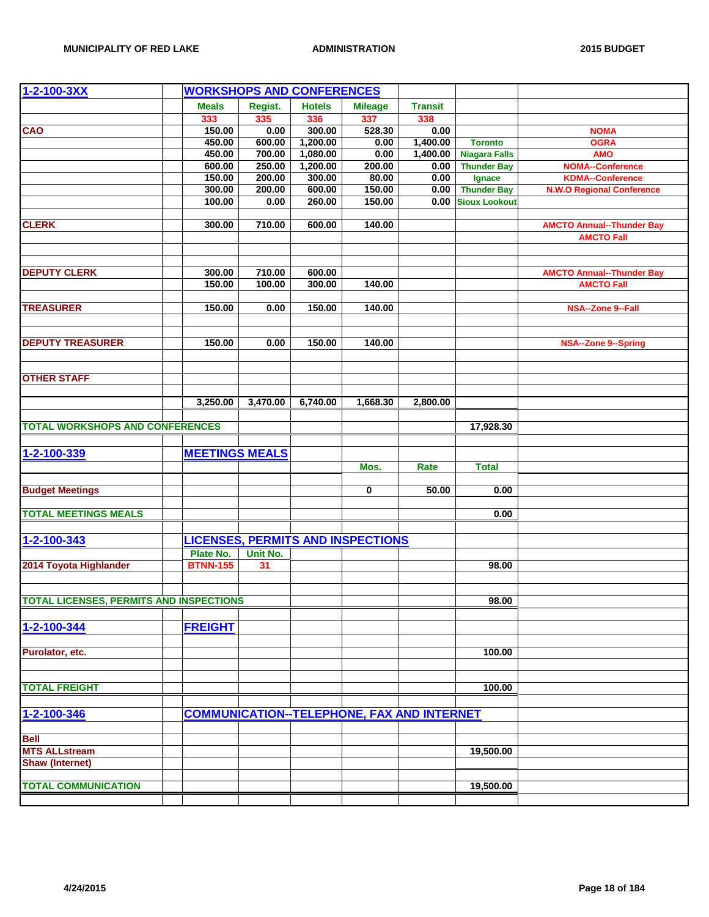| 1-2-100-3XX | | WORKSHOPS AND CONFERENCES | | | | | | |
|---|---|---|---|---|---|---|---|---|
| | | Meals | Regist. | Hotels | Mileage | Transit | | |
| | | 333 | 335 | 336 | 337 | 338 | | |
| CAO | | 150.00 | 0.00 | 300.00 | 528.30 | 0.00 | | NOMA |
| | | 450.00 | 600.00 | 1,200.00 | 0.00 | 1,400.00 | Toronto | OGRA |
| | | 450.00 | 700.00 | 1,080.00 | 0.00 | 1,400.00 | Niagara Falls | AMO |
| | | 600.00 | 250.00 | 1,200.00 | 200.00 | 0.00 | Thunder Bay | NOMA--Conference |
| | | 150.00 | 200.00 | 300.00 | 80.00 | 0.00 | Ignace | KDMA--Conference |
| | | 300.00 | 200.00 | 600.00 | 150.00 | 0.00 | Thunder Bay | N.W.O Regional Conference |
| | | 100.00 | 0.00 | 260.00 | 150.00 | 0.00 | Sioux Lookout | |
| CLERK | | 300.00 | 710.00 | 600.00 | 140.00 | | | AMCTO Annual--Thunder Bay |
| | | | | | | | | AMCTO Fall |
| DEPUTY CLERK | | 300.00 | 710.00 | 600.00 | | | | AMCTO Annual--Thunder Bay |
| | | 150.00 | 100.00 | 300.00 | 140.00 | | | AMCTO Fall |
| TREASURER | | 150.00 | 0.00 | 150.00 | 140.00 | | | NSA--Zone 9--Fall |
| DEPUTY TREASURER | | 150.00 | 0.00 | 150.00 | 140.00 | | | NSA--Zone 9--Spring |
| OTHER STAFF | | | | | | | | |
| | | 3,250.00 | 3,470.00 | 6,740.00 | 1,668.30 | 2,800.00 | | |
| TOTAL WORKSHOPS AND CONFERENCES | | | | | | | 17,928.30 | |

| 1-2-100-339 | | MEETINGS MEALS | | | | | | |
|---|---|---|---|---|---|---|---|---|
| | | | | | Mos. | Rate | Total | |
| Budget Meetings | | | | | 0 | 50.00 | 0.00 | |
| TOTAL MEETINGS MEALS | | | | | | | 0.00 | |

| 1-2-100-343 | | LICENSES, PERMITS AND INSPECTIONS | | | | | | |
|---|---|---|---|---|---|---|---|---|
| | | Plate No. | Unit No. | | | | | |
| 2014 Toyota Highlander | | BTNN-155 | 31 | | | | 98.00 | |
| TOTAL LICENSES, PERMITS AND INSPECTIONS | | | | | | | 98.00 | |

| 1-2-100-344 | | FREIGHT | | | | | | |
|---|---|---|---|---|---|---|---|---|
| Purolator, etc. | | | | | | | 100.00 | |
| TOTAL FREIGHT | | | | | | | 100.00 | |

| 1-2-100-346 | | COMMUNICATION--TELEPHONE, FAX AND INTERNET | | | | | | |
|---|---|---|---|---|---|---|---|---|
| Bell | | | | | | | | |
| MTS ALLstream | | | | | | | 19,500.00 | |
| Shaw (Internet) | | | | | | | | |
| TOTAL COMMUNICATION | | | | | | | 19,500.00 | |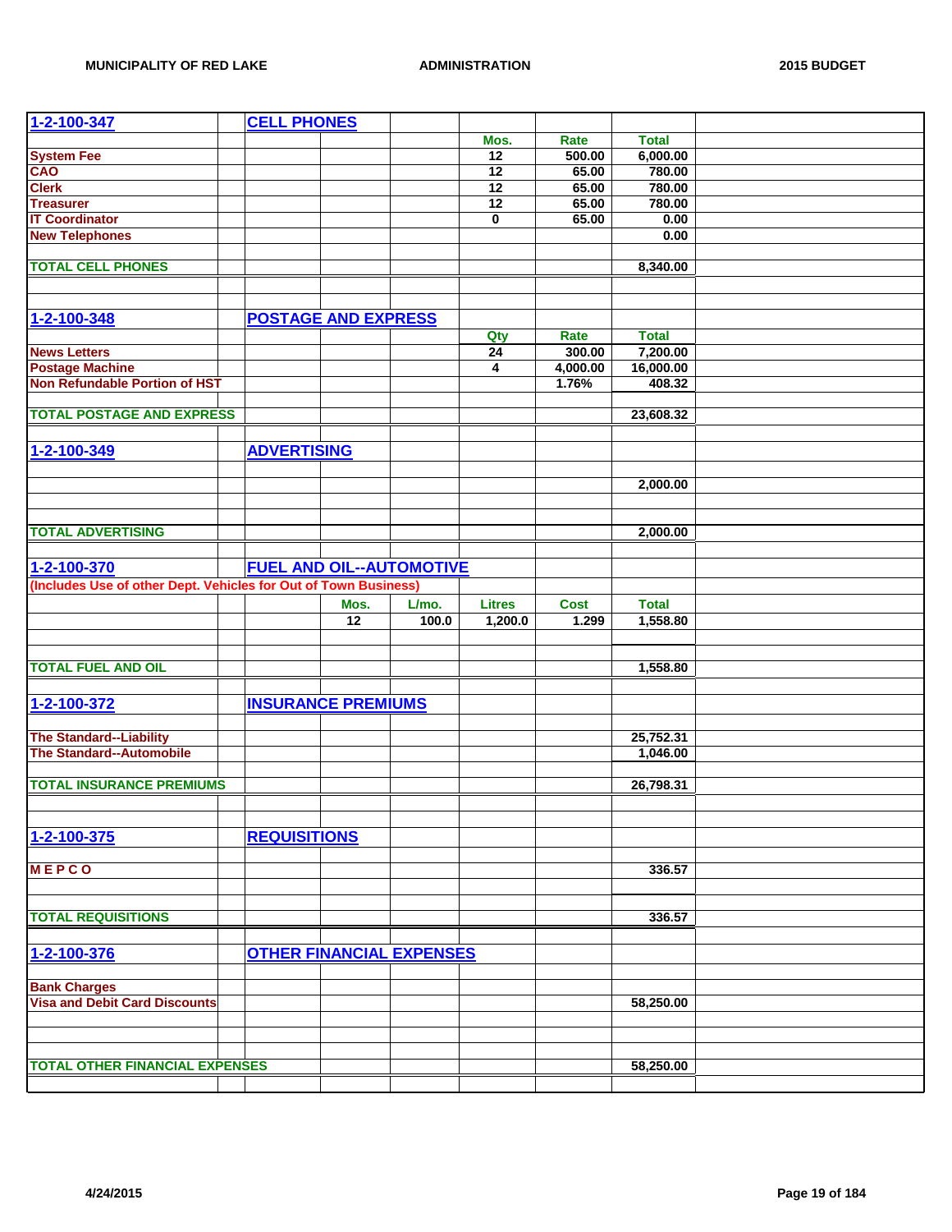| 1-2-100-347 | CELL PHONES | | | | | |
|---|---|---|---|---|---|---|
| | | | | Mos. | Rate | Total |
| System Fee | | | | 12 | 500.00 | 6,000.00 |
| CAO | | | | 12 | 65.00 | 780.00 |
| Clerk | | | | 12 | 65.00 | 780.00 |
| Treasurer | | | | 12 | 65.00 | 780.00 |
| IT Coordinator | | | | 0 | 65.00 | 0.00 |
| New Telephones | | | | | | 0.00 |
| TOTAL CELL PHONES | | | | | | 8,340.00 |

| 1-2-100-348 | POSTAGE AND EXPRESS | | | | | |
|---|---|---|---|---|---|---|
| | | | | Qty | Rate | Total |
| News Letters | | | | 24 | 300.00 | 7,200.00 |
| Postage Machine | | | | 4 | 4,000.00 | 16,000.00 |
| Non Refundable Portion of HST | | | | | 1.76% | 408.32 |
| TOTAL POSTAGE AND EXPRESS | | | | | | 23,608.32 |

| 1-2-100-349 | ADVERTISING | | | | | |
|---|---|---|---|---|---|---|
| | | | | | | 2,000.00 |
| TOTAL ADVERTISING | | | | | | 2,000.00 |

| 1-2-100-370 | FUEL AND OIL--AUTOMOTIVE | | | | | |
|---|---|---|---|---|---|---|
| (Includes Use of other Dept. Vehicles for Out of Town Business) | | | | | | |
| | | Mos. | L/mo. | Litres | Cost | Total |
| | | 12 | 100.0 | 1,200.0 | 1.299 | 1,558.80 |
| TOTAL FUEL AND OIL | | | | | | 1,558.80 |

| 1-2-100-372 | INSURANCE PREMIUMS | | | | | |
|---|---|---|---|---|---|---|
| The Standard--Liability | | | | | | 25,752.31 |
| The Standard--Automobile | | | | | | 1,046.00 |
| TOTAL INSURANCE PREMIUMS | | | | | | 26,798.31 |

| 1-2-100-375 | REQUISITIONS | | | | | |
|---|---|---|---|---|---|---|
| M E P C O | | | | | | 336.57 |
| TOTAL REQUISITIONS | | | | | | 336.57 |

| 1-2-100-376 | OTHER FINANCIAL EXPENSES | | | | | |
|---|---|---|---|---|---|---|
| Bank Charges | | | | | | |
| Visa and Debit Card Discounts | | | | | | 58,250.00 |
| TOTAL OTHER FINANCIAL EXPENSES | | | | | | 58,250.00 |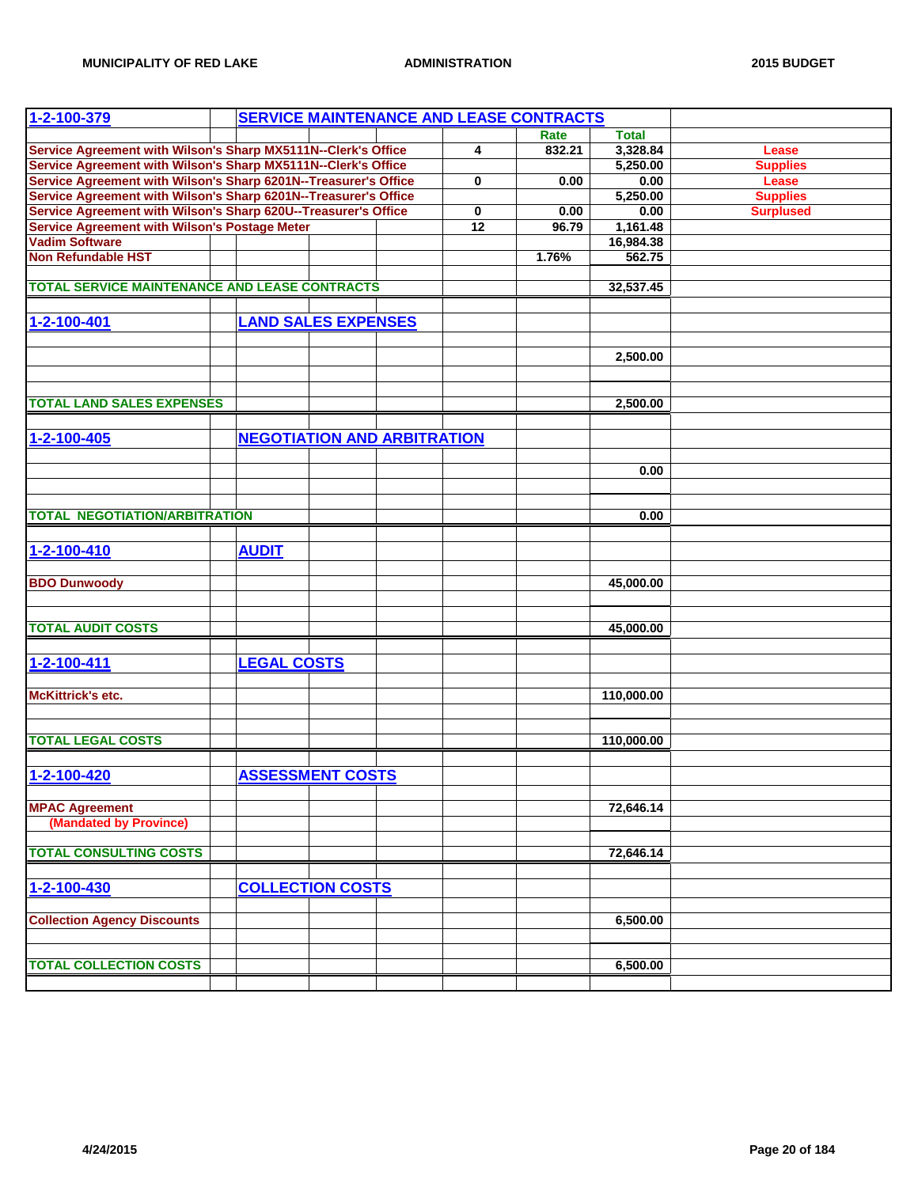| 1-2-100-379 | SERVICE MAINTENANCE AND LEASE CONTRACTS | | | |
|---|---|---|---|---|
| | | Rate | Total | |
| Service Agreement with Wilson's Sharp MX5111N--Clerk's Office | 4 | 832.21 | 3,328.84 | Lease |
| Service Agreement with Wilson's Sharp MX5111N--Clerk's Office | | | 5,250.00 | Supplies |
| Service Agreement with Wilson's Sharp 6201N--Treasurer's Office | 0 | 0.00 | 0.00 | Lease |
| Service Agreement with Wilson's Sharp 6201N--Treasurer's Office | | | 5,250.00 | Supplies |
| Service Agreement with Wilson's Sharp 620U--Treasurer's Office | 0 | 0.00 | 0.00 | Surplused |
| Service Agreement with Wilson's Postage Meter | 12 | 96.79 | 1,161.48 | |
| Vadim Software | | | 16,984.38 | |
| Non Refundable HST | | 1.76% | 562.75 | |
| TOTAL SERVICE MAINTENANCE AND LEASE CONTRACTS | | | 32,537.45 | |

| 1-2-100-401 | LAND SALES EXPENSES |
|---|---|
| | 2,500.00 |
| TOTAL LAND SALES EXPENSES | 2,500.00 |

| 1-2-100-405 | NEGOTIATION AND ARBITRATION |
|---|---|
| | 0.00 |
| TOTAL NEGOTIATION/ARBITRATION | 0.00 |

| 1-2-100-410 | AUDIT |
|---|---|
| BDO Dunwoody | 45,000.00 |
| TOTAL AUDIT COSTS | 45,000.00 |

| 1-2-100-411 | LEGAL COSTS |
|---|---|
| McKittrick's etc. | 110,000.00 |
| TOTAL LEGAL COSTS | 110,000.00 |

| 1-2-100-420 | ASSESSMENT COSTS |
|---|---|
| MPAC Agreement (Mandated by Province) | 72,646.14 |
| TOTAL CONSULTING COSTS | 72,646.14 |

| 1-2-100-430 | COLLECTION COSTS |
|---|---|
| Collection Agency Discounts | 6,500.00 |
| TOTAL COLLECTION COSTS | 6,500.00 |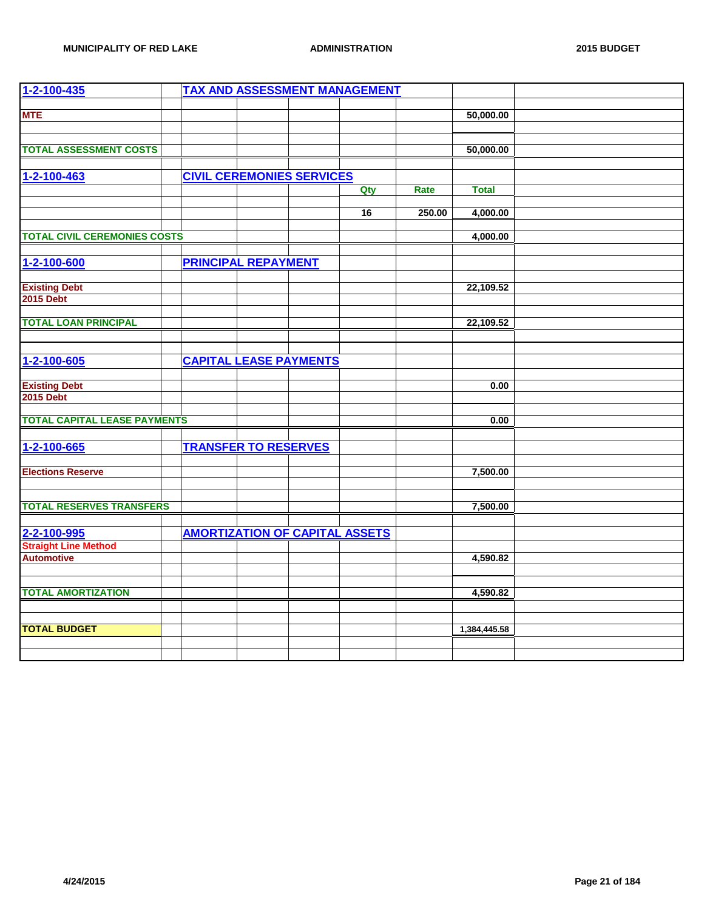| 1-2-100-435 | TAX AND ASSESSMENT MANAGEMENT | | | | | |
|---|---|---|---|---|---|---|
| MTE | | | | | | 50,000.00 |
| TOTAL ASSESSMENT COSTS | | | | | | 50,000.00 |
| | | | | | | |
| 1-2-100-463 | CIVIL CEREMONIES SERVICES | | | | | |
| | | | | Qty | Rate | Total |
| | | | | 16 | 250.00 | 4,000.00 |
| TOTAL CIVIL CEREMONIES COSTS | | | | | | 4,000.00 |
| | | | | | | |
| 1-2-100-600 | PRINCIPAL REPAYMENT | | | | | |
| Existing Debt | | | | | | 22,109.52 |
| 2015 Debt | | | | | | |
| TOTAL LOAN PRINCIPAL | | | | | | 22,109.52 |
| | | | | | | |
| 1-2-100-605 | CAPITAL LEASE PAYMENTS | | | | | |
| Existing Debt | | | | | | 0.00 |
| 2015 Debt | | | | | | |
| TOTAL CAPITAL LEASE PAYMENTS | | | | | | 0.00 |
| | | | | | | |
| 1-2-100-665 | TRANSFER TO RESERVES | | | | | |
| Elections Reserve | | | | | | 7,500.00 |
| TOTAL RESERVES TRANSFERS | | | | | | 7,500.00 |
| | | | | | | |
| 2-2-100-995 | AMORTIZATION OF CAPITAL ASSETS | | | | | |
| Straight Line Method | | | | | | |
| Automotive | | | | | | 4,590.82 |
| TOTAL AMORTIZATION | | | | | | 4,590.82 |
| | | | | | | |
| TOTAL BUDGET | | | | | | 1,384,445.58 |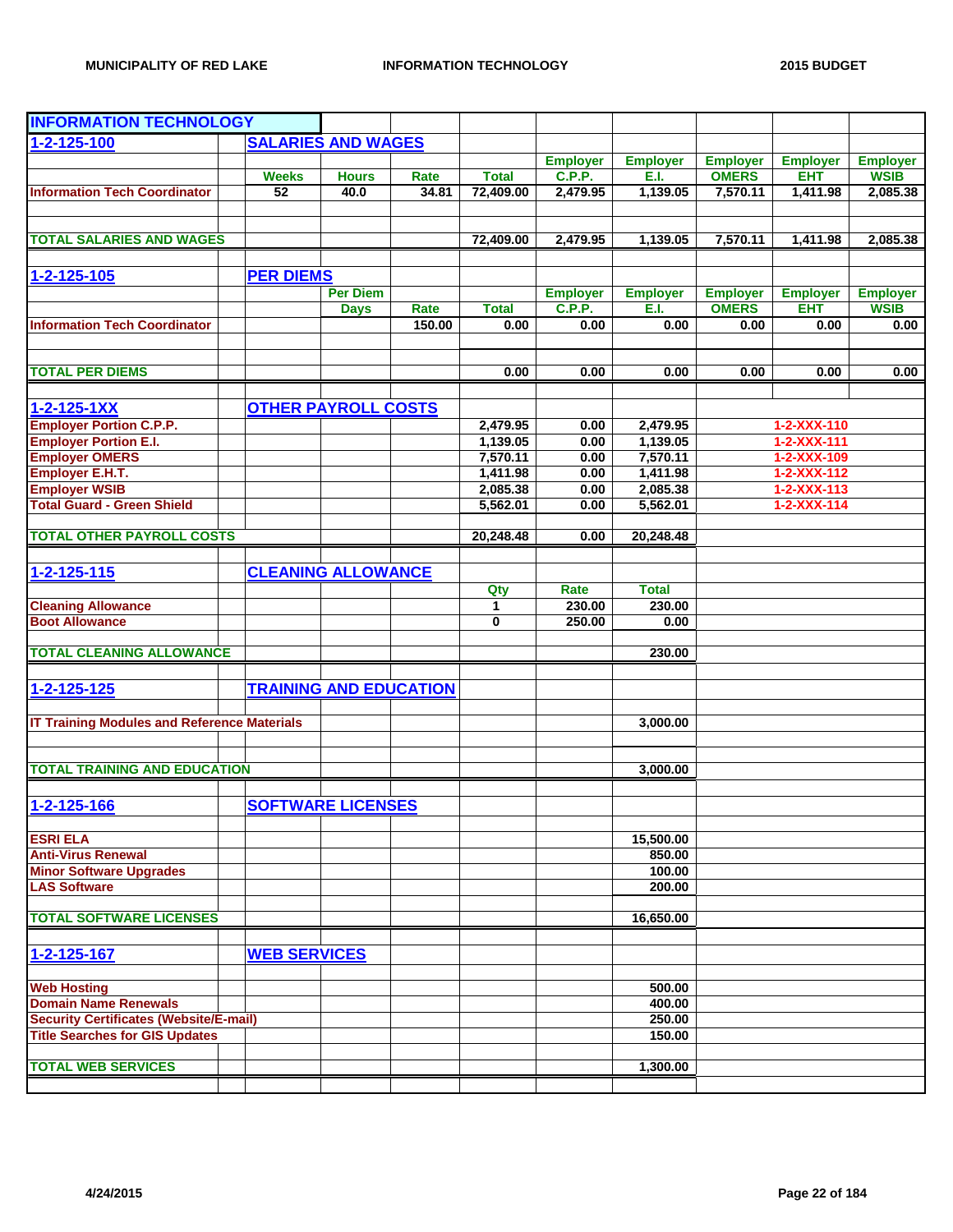# INFORMATION TECHNOLOGY

## 1-2-125-100 SALARIES AND WAGES

| | Weeks | Hours | Rate | Total | Employer C.P.P. | Employer E.I. | Employer OMERS | Employer EHT | Employer WSIB |
|---|---|---|---|---|---|---|---|---|---|
| Information Tech Coordinator | 52 | 40.0 | 34.81 | 72,409.00 | 2,479.95 | 1,139.05 | 7,570.11 | 1,411.98 | 2,085.38 |
| TOTAL SALARIES AND WAGES | | | | 72,409.00 | 2,479.95 | 1,139.05 | 7,570.11 | 1,411.98 | 2,085.38 |

## 1-2-125-105 PER DIEMS

| | Per Diem Days | Rate | Total | Employer C.P.P. | Employer E.I. | Employer OMERS | Employer EHT | Employer WSIB |
|---|---|---|---|---|---|---|---|---|
| Information Tech Coordinator | | 150.00 | 0.00 | 0.00 | 0.00 | 0.00 | 0.00 | 0.00 |
| TOTAL PER DIEMS | | | 0.00 | 0.00 | 0.00 | 0.00 | 0.00 | 0.00 |

## 1-2-125-1XX OTHER PAYROLL COSTS

| | | | | |
|---|---|---|---|---|
| Employer Portion C.P.P. | 2,479.95 | 0.00 | 2,479.95 | 1-2-XXX-110 |
| Employer Portion E.I. | 1,139.05 | 0.00 | 1,139.05 | 1-2-XXX-111 |
| Employer OMERS | 7,570.11 | 0.00 | 7,570.11 | 1-2-XXX-109 |
| Employer E.H.T. | 1,411.98 | 0.00 | 1,411.98 | 1-2-XXX-112 |
| Employer WSIB | 2,085.38 | 0.00 | 2,085.38 | 1-2-XXX-113 |
| Total Guard - Green Shield | 5,562.01 | 0.00 | 5,562.01 | 1-2-XXX-114 |
| TOTAL OTHER PAYROLL COSTS | 20,248.48 | 0.00 | 20,248.48 | |

## 1-2-125-115 CLEANING ALLOWANCE

| | Qty | Rate | Total |
|---|---|---|---|
| Cleaning Allowance | 1 | 230.00 | 230.00 |
| Boot Allowance | 0 | 250.00 | 0.00 |
| TOTAL CLEANING ALLOWANCE | | | 230.00 |

## 1-2-125-125 TRAINING AND EDUCATION

| | |
|---|---|
| IT Training Modules and Reference Materials | 3,000.00 |
| TOTAL TRAINING AND EDUCATION | 3,000.00 |

## 1-2-125-166 SOFTWARE LICENSES

| | |
|---|---|
| ESRI ELA | 15,500.00 |
| Anti-Virus Renewal | 850.00 |
| Minor Software Upgrades | 100.00 |
| LAS Software | 200.00 |
| TOTAL SOFTWARE LICENSES | 16,650.00 |

## 1-2-125-167 WEB SERVICES

| | |
|---|---|
| Web Hosting | 500.00 |
| Domain Name Renewals | 400.00 |
| Security Certificates (Website/E-mail) | 250.00 |
| Title Searches for GIS Updates | 150.00 |
| TOTAL WEB SERVICES | 1,300.00 |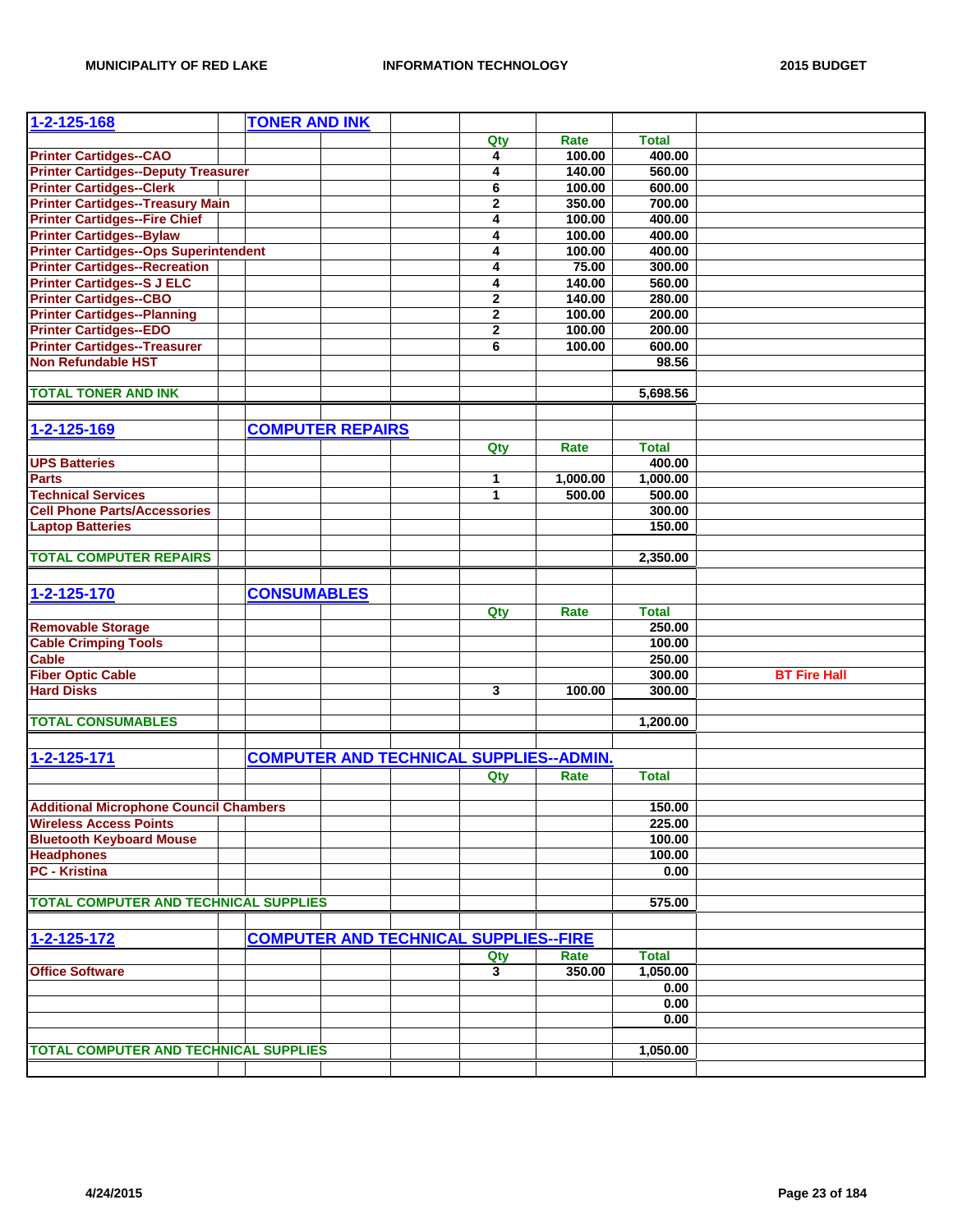## 1-2-125-168 TONER AND INK

| Item | Qty | Rate | Total | |
|---|---|---|---|---|
| Printer Cartidges--CAO | 4 | 100.00 | 400.00 | |
| Printer Cartidges--Deputy Treasurer | 4 | 140.00 | 560.00 | |
| Printer Cartidges--Clerk | 6 | 100.00 | 600.00 | |
| Printer Cartidges--Treasury Main | 2 | 350.00 | 700.00 | |
| Printer Cartidges--Fire Chief | 4 | 100.00 | 400.00 | |
| Printer Cartidges--Bylaw | 4 | 100.00 | 400.00 | |
| Printer Cartidges--Ops Superintendent | 4 | 100.00 | 400.00 | |
| Printer Cartidges--Recreation | 4 | 75.00 | 300.00 | |
| Printer Cartidges--S J ELC | 4 | 140.00 | 560.00 | |
| Printer Cartidges--CBO | 2 | 140.00 | 280.00 | |
| Printer Cartidges--Planning | 2 | 100.00 | 200.00 | |
| Printer Cartidges--EDO | 2 | 100.00 | 200.00 | |
| Printer Cartidges--Treasurer | 6 | 100.00 | 600.00 | |
| Non Refundable HST | | | 98.56 | |
| **TOTAL TONER AND INK** | | | **5,698.56** | |

## 1-2-125-169 COMPUTER REPAIRS

| Item | Qty | Rate | Total | |
|---|---|---|---|---|
| UPS Batteries | | | 400.00 | |
| Parts | 1 | 1,000.00 | 1,000.00 | |
| Technical Services | 1 | 500.00 | 500.00 | |
| Cell Phone Parts/Accessories | | | 300.00 | |
| Laptop Batteries | | | 150.00 | |
| **TOTAL COMPUTER REPAIRS** | | | **2,350.00** | |

## 1-2-125-170 CONSUMABLES

| Item | Qty | Rate | Total | |
|---|---|---|---|---|
| Removable Storage | | | 250.00 | |
| Cable Crimping Tools | | | 100.00 | |
| Cable | | | 250.00 | |
| Fiber Optic Cable | | | 300.00 | BT Fire Hall |
| Hard Disks | 3 | 100.00 | 300.00 | |
| **TOTAL CONSUMABLES** | | | **1,200.00** | |

## 1-2-125-171 COMPUTER AND TECHNICAL SUPPLIES--ADMIN.

| Item | Qty | Rate | Total | |
|---|---|---|---|---|
| Additional Microphone Council Chambers | | | 150.00 | |
| Wireless Access Points | | | 225.00 | |
| Bluetooth Keyboard Mouse | | | 100.00 | |
| Headphones | | | 100.00 | |
| PC - Kristina | | | 0.00 | |
| **TOTAL COMPUTER AND TECHNICAL SUPPLIES** | | | **575.00** | |

## 1-2-125-172 COMPUTER AND TECHNICAL SUPPLIES--FIRE

| Item | Qty | Rate | Total | |
|---|---|---|---|---|
| Office Software | 3 | 350.00 | 1,050.00 | |
| | | | 0.00 | |
| | | | 0.00 | |
| | | | 0.00 | |
| **TOTAL COMPUTER AND TECHNICAL SUPPLIES** | | | **1,050.00** | |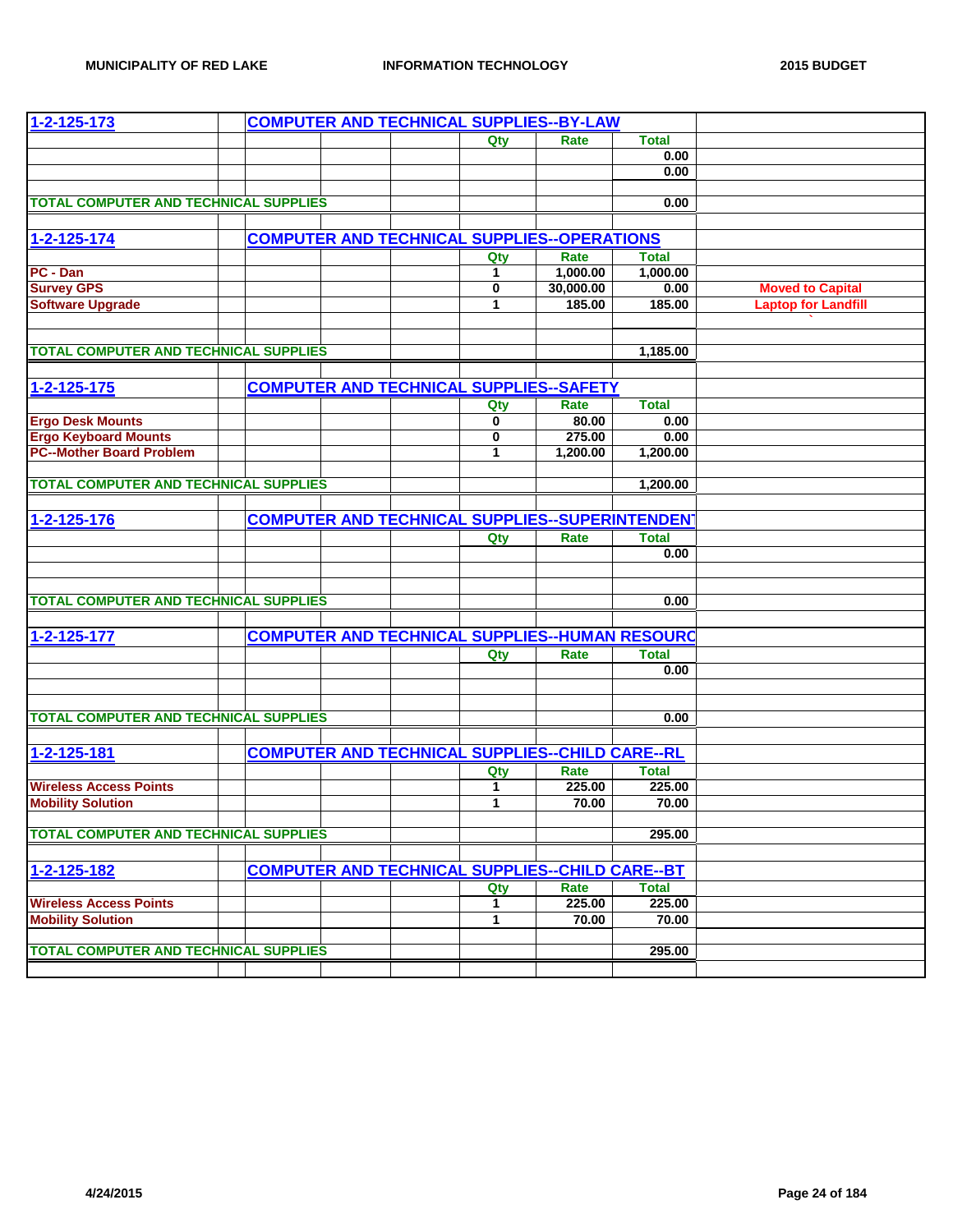### 1-2-125-173 COMPUTER AND TECHNICAL SUPPLIES--BY-LAW

| Item | Qty | Rate | Total | Notes |
|---|---|---|---|---|
| | | | 0.00 | |
| | | | 0.00 | |
| **TOTAL COMPUTER AND TECHNICAL SUPPLIES** | | | 0.00 | |

### 1-2-125-174 COMPUTER AND TECHNICAL SUPPLIES--OPERATIONS

| Item | Qty | Rate | Total | Notes |
|---|---|---|---|---|
| PC - Dan | 1 | 1,000.00 | 1,000.00 | |
| Survey GPS | 0 | 30,000.00 | 0.00 | Moved to Capital |
| Software Upgrade | 1 | 185.00 | 185.00 | Laptop for Landfill |
| **TOTAL COMPUTER AND TECHNICAL SUPPLIES** | | | 1,185.00 | |

### 1-2-125-175 COMPUTER AND TECHNICAL SUPPLIES--SAFETY

| Item | Qty | Rate | Total | Notes |
|---|---|---|---|---|
| Ergo Desk Mounts | 0 | 80.00 | 0.00 | |
| Ergo Keyboard Mounts | 0 | 275.00 | 0.00 | |
| PC--Mother Board Problem | 1 | 1,200.00 | 1,200.00 | |
| **TOTAL COMPUTER AND TECHNICAL SUPPLIES** | | | 1,200.00 | |

### 1-2-125-176 COMPUTER AND TECHNICAL SUPPLIES--SUPERINTENDENT

| Item | Qty | Rate | Total | Notes |
|---|---|---|---|---|
| | | | 0.00 | |
| **TOTAL COMPUTER AND TECHNICAL SUPPLIES** | | | 0.00 | |

### 1-2-125-177 COMPUTER AND TECHNICAL SUPPLIES--HUMAN RESOURC

| Item | Qty | Rate | Total | Notes |
|---|---|---|---|---|
| | | | 0.00 | |
| **TOTAL COMPUTER AND TECHNICAL SUPPLIES** | | | 0.00 | |

### 1-2-125-181 COMPUTER AND TECHNICAL SUPPLIES--CHILD CARE--RL

| Item | Qty | Rate | Total | Notes |
|---|---|---|---|---|
| Wireless Access Points | 1 | 225.00 | 225.00 | |
| Mobility Solution | 1 | 70.00 | 70.00 | |
| **TOTAL COMPUTER AND TECHNICAL SUPPLIES** | | | 295.00 | |

### 1-2-125-182 COMPUTER AND TECHNICAL SUPPLIES--CHILD CARE--BT

| Item | Qty | Rate | Total | Notes |
|---|---|---|---|---|
| Wireless Access Points | 1 | 225.00 | 225.00 | |
| Mobility Solution | 1 | 70.00 | 70.00 | |
| **TOTAL COMPUTER AND TECHNICAL SUPPLIES** | | | 295.00 | |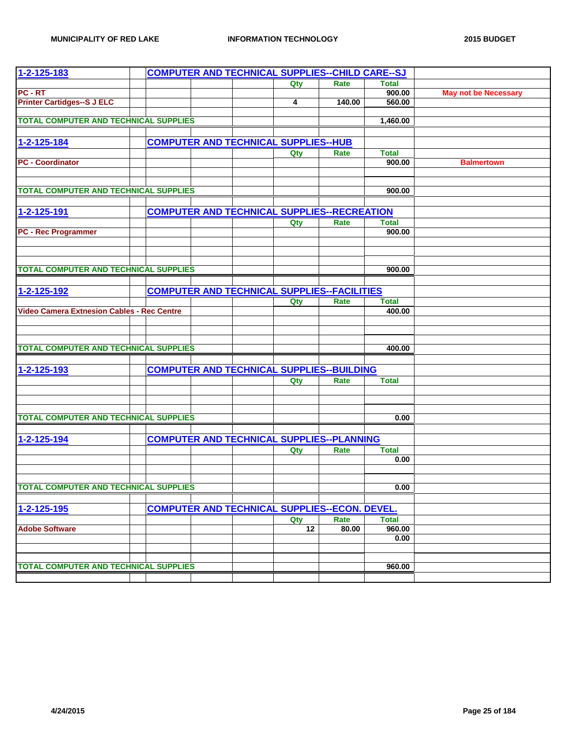| 1-2-125-183 | COMPUTER AND TECHNICAL SUPPLIES--CHILD CARE--SJ | | | |
|---|---|---|---|---|
| | Qty | Rate | Total | |
| PC - RT | | | 900.00 | May not be Necessary |
| Printer Cartidges--S J ELC | 4 | 140.00 | 560.00 | |
| TOTAL COMPUTER AND TECHNICAL SUPPLIES | | | 1,460.00 | |

| 1-2-125-184 | COMPUTER AND TECHNICAL SUPPLIES--HUB | | | |
|---|---|---|---|---|
| | Qty | Rate | Total | |
| PC - Coordinator | | | 900.00 | Balmertown |
| TOTAL COMPUTER AND TECHNICAL SUPPLIES | | | 900.00 | |

| 1-2-125-191 | COMPUTER AND TECHNICAL SUPPLIES--RECREATION | | |
|---|---|---|---|
| | Qty | Rate | Total |
| PC - Rec Programmer | | | 900.00 |
| TOTAL COMPUTER AND TECHNICAL SUPPLIES | | | 900.00 |

| 1-2-125-192 | COMPUTER AND TECHNICAL SUPPLIES--FACILITIES | | |
|---|---|---|---|
| | Qty | Rate | Total |
| Video Camera Extnesion Cables - Rec Centre | | | 400.00 |
| TOTAL COMPUTER AND TECHNICAL SUPPLIES | | | 400.00 |

| 1-2-125-193 | COMPUTER AND TECHNICAL SUPPLIES--BUILDING | | |
|---|---|---|---|
| | Qty | Rate | Total |
| TOTAL COMPUTER AND TECHNICAL SUPPLIES | | | 0.00 |

| 1-2-125-194 | COMPUTER AND TECHNICAL SUPPLIES--PLANNING | | |
|---|---|---|---|
| | Qty | Rate | Total |
| | | | 0.00 |
| TOTAL COMPUTER AND TECHNICAL SUPPLIES | | | 0.00 |

| 1-2-125-195 | COMPUTER AND TECHNICAL SUPPLIES--ECON. DEVEL. | | |
|---|---|---|---|
| | Qty | Rate | Total |
| Adobe Software | 12 | 80.00 | 960.00 |
| | | | 0.00 |
| TOTAL COMPUTER AND TECHNICAL SUPPLIES | | | 960.00 |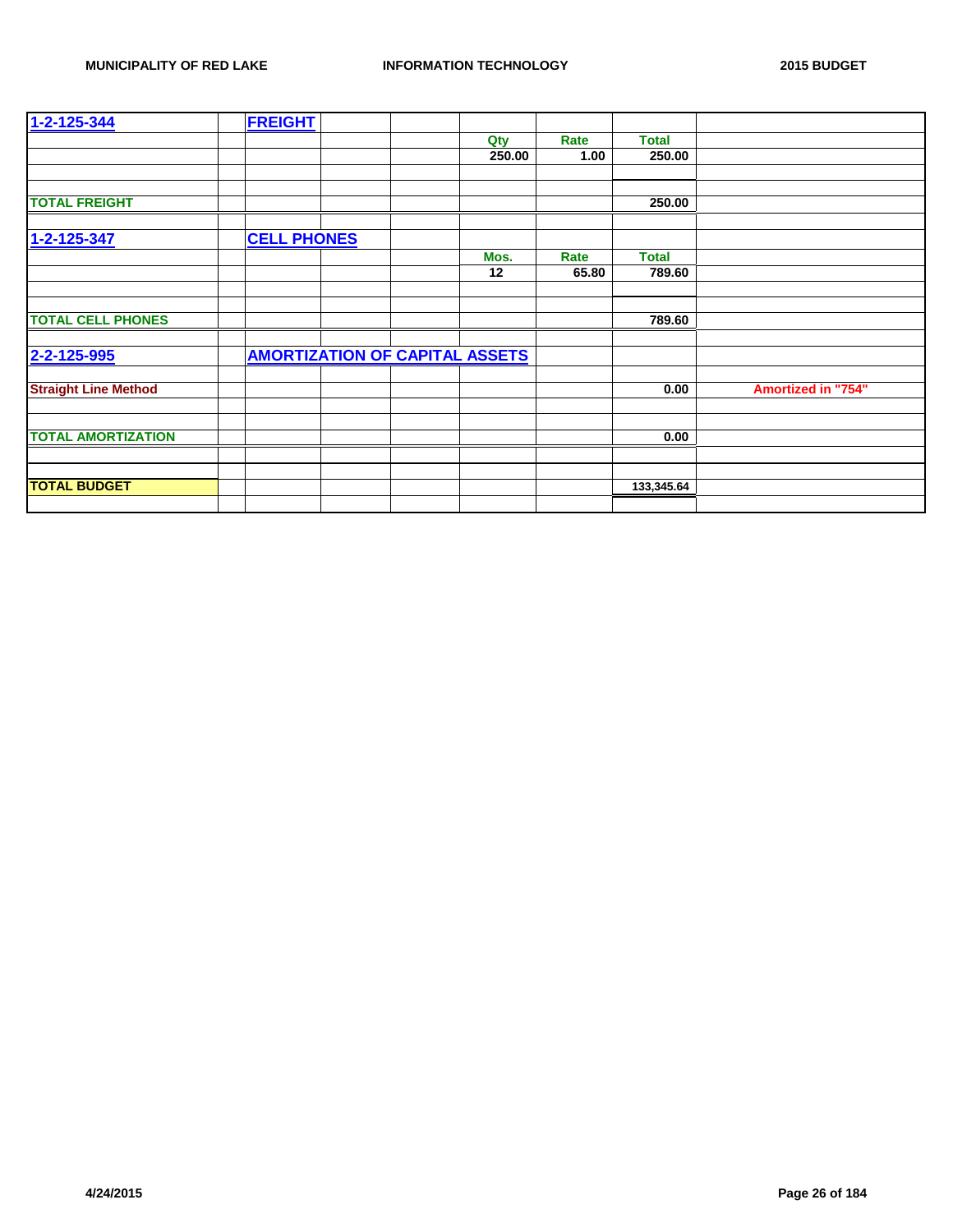| 1-2-125-344 | | FREIGHT | | | | | | |
|---|---|---|---|---|---|---|---|---|
| | | | | | Qty | Rate | Total | |
| | | | | | 250.00 | 1.00 | 250.00 | |
| | | | | | | | | |
| | | | | | | | | |
| TOTAL FREIGHT | | | | | | | 250.00 | |
| | | | | | | | | |
| 1-2-125-347 | | CELL PHONES | | | | | | |
| | | | | | Mos. | Rate | Total | |
| | | | | | 12 | 65.80 | 789.60 | |
| | | | | | | | | |
| | | | | | | | | |
| TOTAL CELL PHONES | | | | | | | 789.60 | |
| | | | | | | | | |
| 2-2-125-995 | | AMORTIZATION OF CAPITAL ASSETS | | | | | | |
| | | | | | | | | |
| Straight Line Method | | | | | | | 0.00 | Amortized in "754" |
| | | | | | | | | |
| | | | | | | | | |
| TOTAL AMORTIZATION | | | | | | | 0.00 | |
| | | | | | | | | |
| | | | | | | | | |
| TOTAL BUDGET | | | | | | | 133,345.64 | |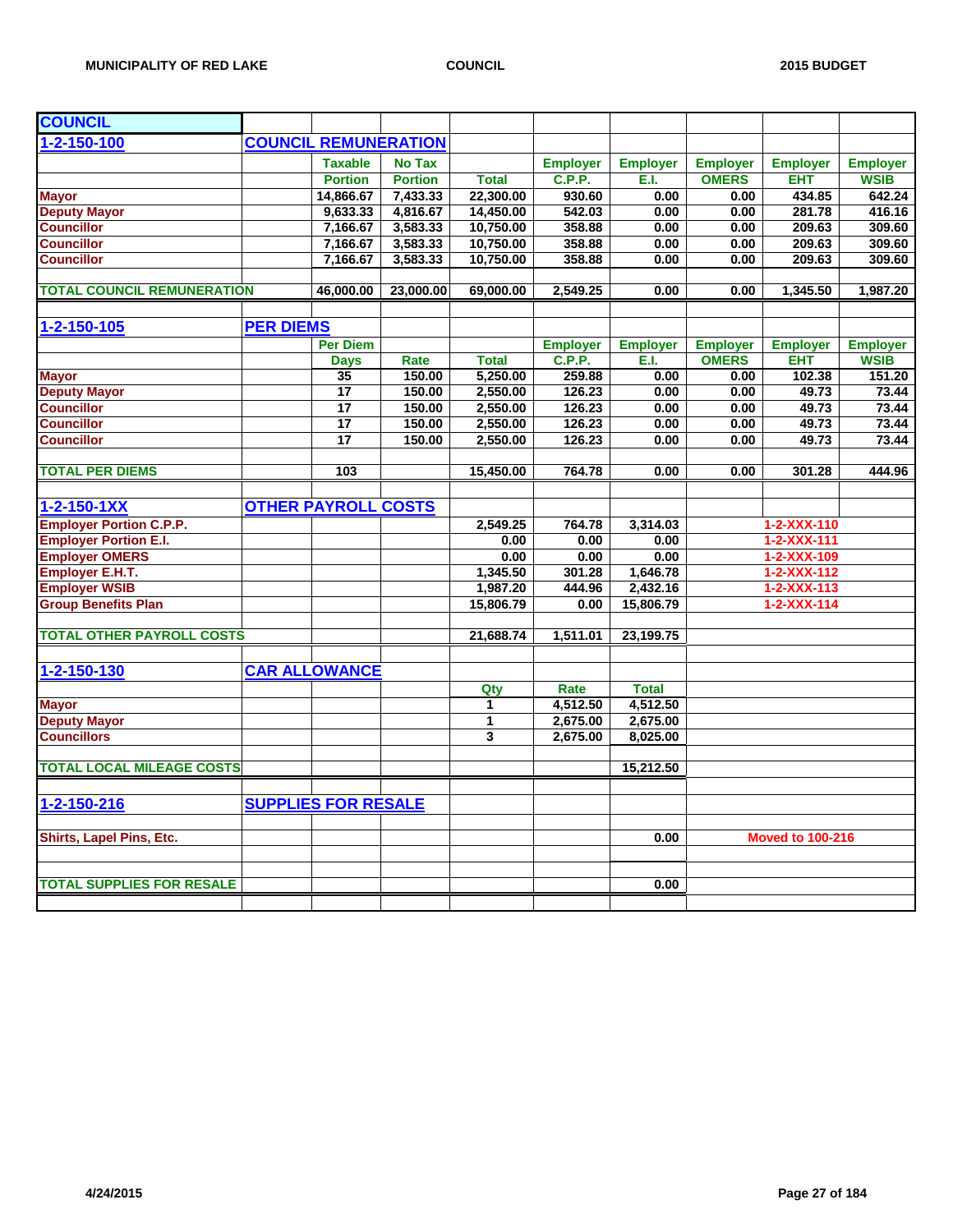| COUNCIL | | | | | | | | | |
|---|---|---|---|---|---|---|---|---|---|
| 1-2-150-100 | COUNCIL REMUNERATION | | | | | | | | |
| | | Taxable Portion | No Tax Portion | Total | Employer C.P.P. | Employer E.I. | Employer OMERS | Employer EHT | Employer WSIB |
| Mayor | | 14,866.67 | 7,433.33 | 22,300.00 | 930.60 | 0.00 | 0.00 | 434.85 | 642.24 |
| Deputy Mayor | | 9,633.33 | 4,816.67 | 14,450.00 | 542.03 | 0.00 | 0.00 | 281.78 | 416.16 |
| Councillor | | 7,166.67 | 3,583.33 | 10,750.00 | 358.88 | 0.00 | 0.00 | 209.63 | 309.60 |
| Councillor | | 7,166.67 | 3,583.33 | 10,750.00 | 358.88 | 0.00 | 0.00 | 209.63 | 309.60 |
| Councillor | | 7,166.67 | 3,583.33 | 10,750.00 | 358.88 | 0.00 | 0.00 | 209.63 | 309.60 |
| TOTAL COUNCIL REMUNERATION | | 46,000.00 | 23,000.00 | 69,000.00 | 2,549.25 | 0.00 | 0.00 | 1,345.50 | 1,987.20 |
| 1-2-150-105 | PER DIEMS | | | | | | | | |
| | | Per Diem Days | Rate | Total | Employer C.P.P. | Employer E.I. | Employer OMERS | Employer EHT | Employer WSIB |
| Mayor | | 35 | 150.00 | 5,250.00 | 259.88 | 0.00 | 0.00 | 102.38 | 151.20 |
| Deputy Mayor | | 17 | 150.00 | 2,550.00 | 126.23 | 0.00 | 0.00 | 49.73 | 73.44 |
| Councillor | | 17 | 150.00 | 2,550.00 | 126.23 | 0.00 | 0.00 | 49.73 | 73.44 |
| Councillor | | 17 | 150.00 | 2,550.00 | 126.23 | 0.00 | 0.00 | 49.73 | 73.44 |
| Councillor | | 17 | 150.00 | 2,550.00 | 126.23 | 0.00 | 0.00 | 49.73 | 73.44 |
| TOTAL PER DIEMS | | 103 | | 15,450.00 | 764.78 | 0.00 | 0.00 | 301.28 | 444.96 |
| 1-2-150-1XX | OTHER PAYROLL COSTS | | | | | | | | |
| Employer Portion C.P.P. | | | | 2,549.25 | 764.78 | 3,314.03 | | 1-2-XXX-110 | |
| Employer Portion E.I. | | | | 0.00 | 0.00 | 0.00 | | 1-2-XXX-111 | |
| Employer OMERS | | | | 0.00 | 0.00 | 0.00 | | 1-2-XXX-109 | |
| Employer E.H.T. | | | | 1,345.50 | 301.28 | 1,646.78 | | 1-2-XXX-112 | |
| Employer WSIB | | | | 1,987.20 | 444.96 | 2,432.16 | | 1-2-XXX-113 | |
| Group Benefits Plan | | | | 15,806.79 | 0.00 | 15,806.79 | | 1-2-XXX-114 | |
| TOTAL OTHER PAYROLL COSTS | | | | 21,688.74 | 1,511.01 | 23,199.75 | | | |
| 1-2-150-130 | CAR ALLOWANCE | | | | | | | | |
| | | | | Qty | Rate | Total | | | |
| Mayor | | | | 1 | 4,512.50 | 4,512.50 | | | |
| Deputy Mayor | | | | 1 | 2,675.00 | 2,675.00 | | | |
| Councillors | | | | 3 | 2,675.00 | 8,025.00 | | | |
| TOTAL LOCAL MILEAGE COSTS | | | | | | 15,212.50 | | | |
| 1-2-150-216 | SUPPLIES FOR RESALE | | | | | | | | |
| Shirts, Lapel Pins, Etc. | | | | | | 0.00 | | Moved to 100-216 | |
| TOTAL SUPPLIES FOR RESALE | | | | | | 0.00 | | | |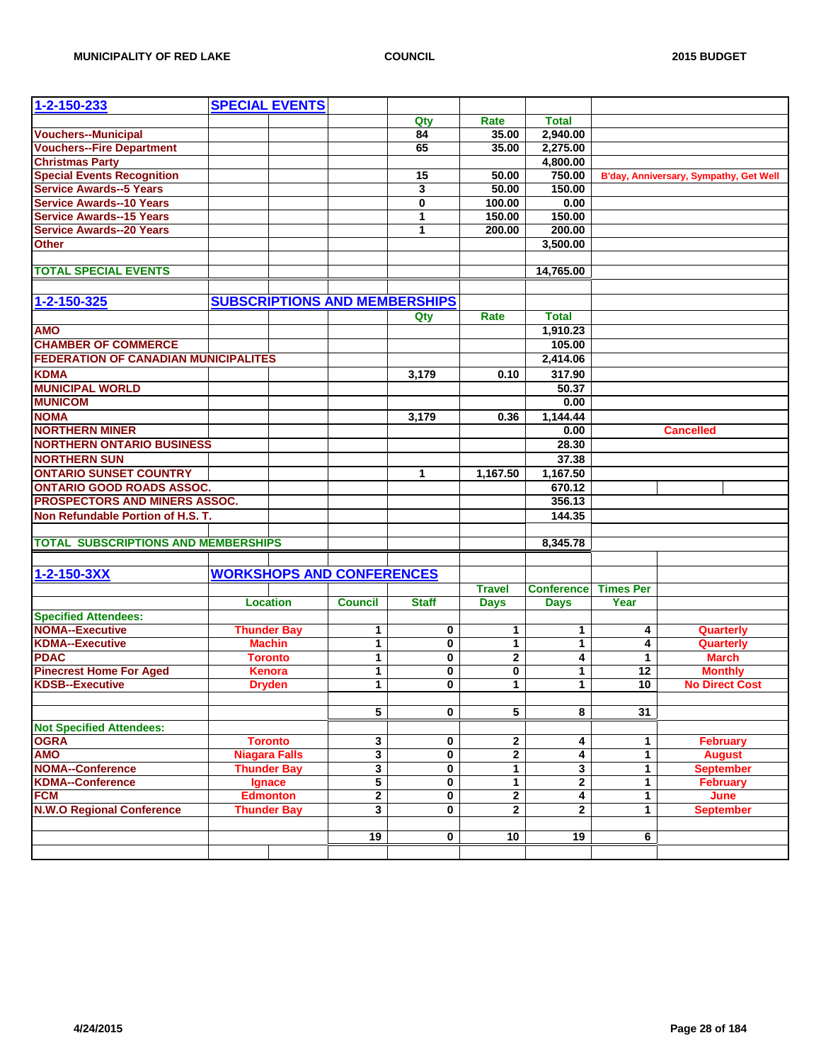## 1-2-150-233 SPECIAL EVENTS

| Item | Qty | Rate | Total | Notes |
|---|---|---|---|---|
| Vouchers--Municipal | 84 | 35.00 | 2,940.00 | |
| Vouchers--Fire Department | 65 | 35.00 | 2,275.00 | |
| Christmas Party | | | 4,800.00 | |
| Special Events Recognition | 15 | 50.00 | 750.00 | B'day, Anniversary, Sympathy, Get Well |
| Service Awards--5 Years | 3 | 50.00 | 150.00 | |
| Service Awards--10 Years | 0 | 100.00 | 0.00 | |
| Service Awards--15 Years | 1 | 150.00 | 150.00 | |
| Service Awards--20 Years | 1 | 200.00 | 200.00 | |
| Other | | | 3,500.00 | |
| | | | | |
| TOTAL SPECIAL EVENTS | | | 14,765.00 | |

## 1-2-150-325 SUBSCRIPTIONS AND MEMBERSHIPS

| Item | Qty | Rate | Total | Notes |
|---|---|---|---|---|
| AMO | | | 1,910.23 | |
| CHAMBER OF COMMERCE | | | 105.00 | |
| FEDERATION OF CANADIAN MUNICIPALITES | | | 2,414.06 | |
| KDMA | 3,179 | 0.10 | 317.90 | |
| MUNICIPAL WORLD | | | 50.37 | |
| MUNICOM | | | 0.00 | |
| NOMA | 3,179 | 0.36 | 1,144.44 | |
| NORTHERN MINER | | | 0.00 | Cancelled |
| NORTHERN ONTARIO BUSINESS | | | 28.30 | |
| NORTHERN SUN | | | 37.38 | |
| ONTARIO SUNSET COUNTRY | 1 | 1,167.50 | 1,167.50 | |
| ONTARIO GOOD ROADS ASSOC. | | | 670.12 | |
| PROSPECTORS AND MINERS ASSOC. | | | 356.13 | |
| Non Refundable Portion of H.S. T. | | | 144.35 | |
| | | | | |
| TOTAL SUBSCRIPTIONS AND MEMBERSHIPS | | | 8,345.78 | |

## 1-2-150-3XX WORKSHOPS AND CONFERENCES

| | Location | Council | Staff | Travel Days | Conference Days | Times Per Year | |
|---|---|---|---|---|---|---|---|
| **Specified Attendees:** | | | | | | | |
| NOMA--Executive | Thunder Bay | 1 | 0 | 1 | 1 | 4 | Quarterly |
| KDMA--Executive | Machin | 1 | 0 | 1 | 1 | 4 | Quarterly |
| PDAC | Toronto | 1 | 0 | 2 | 4 | 1 | March |
| Pinecrest Home For Aged | Kenora | 1 | 0 | 0 | 1 | 12 | Monthly |
| KDSB--Executive | Dryden | 1 | 0 | 1 | 1 | 10 | No Direct Cost |
| | | | | | | | |
| | | 5 | 0 | 5 | 8 | 31 | |
| **Not Specified Attendees:** | | | | | | | |
| OGRA | Toronto | 3 | 0 | 2 | 4 | 1 | February |
| AMO | Niagara Falls | 3 | 0 | 2 | 4 | 1 | August |
| NOMA--Conference | Thunder Bay | 3 | 0 | 1 | 3 | 1 | September |
| KDMA--Conference | Ignace | 5 | 0 | 1 | 2 | 1 | February |
| FCM | Edmonton | 2 | 0 | 2 | 4 | 1 | June |
| N.W.O Regional Conference | Thunder Bay | 3 | 0 | 2 | 2 | 1 | September |
| | | | | | | | |
| | | 19 | 0 | 10 | 19 | 6 | |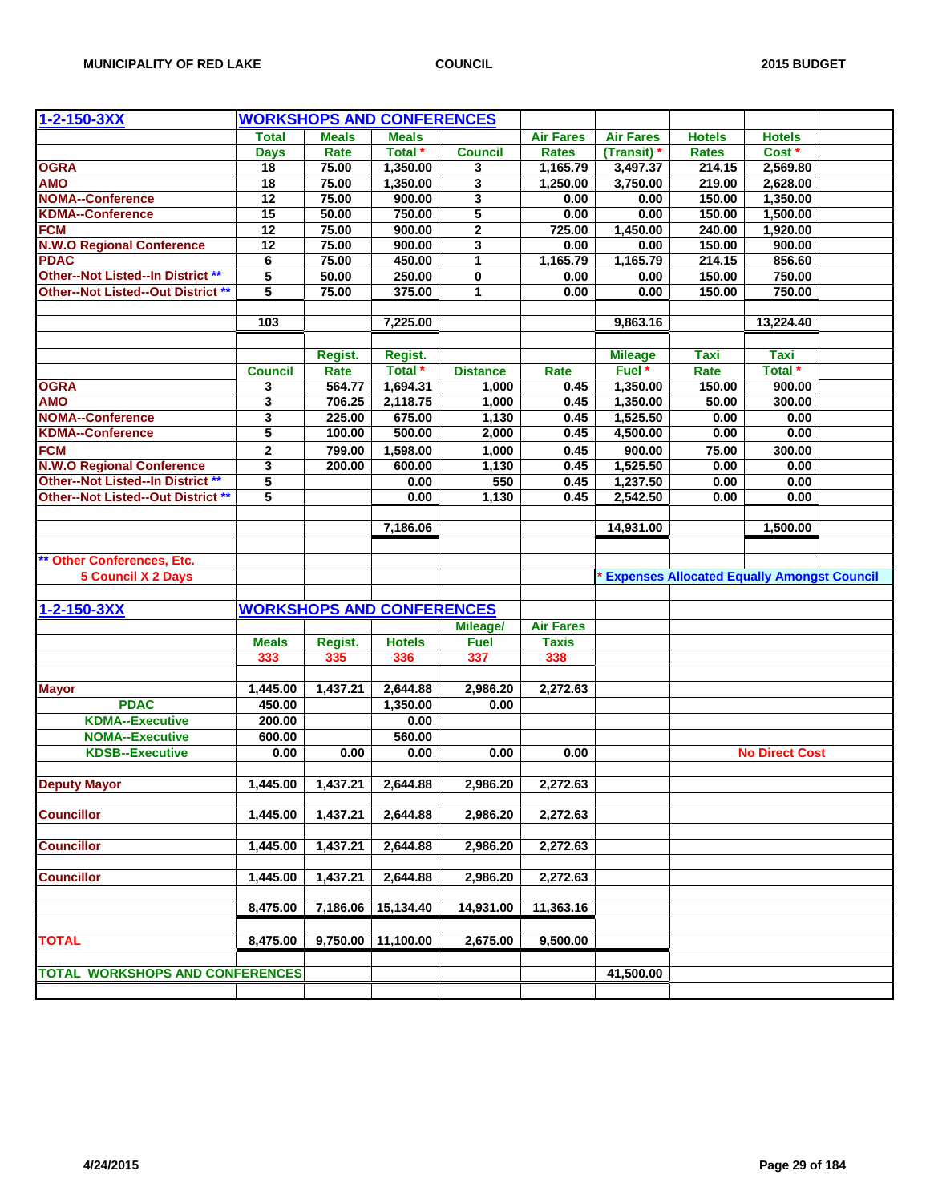## 1-2-150-3XX WORKSHOPS AND CONFERENCES

| | Total Days | Meals Rate | Meals Total * | Council | Air Fares Rates | Air Fares (Transit) * | Hotels Rates | Hotels Cost * |
|---|---|---|---|---|---|---|---|---|
| OGRA | 18 | 75.00 | 1,350.00 | 3 | 1,165.79 | 3,497.37 | 214.15 | 2,569.80 |
| AMO | 18 | 75.00 | 1,350.00 | 3 | 1,250.00 | 3,750.00 | 219.00 | 2,628.00 |
| NOMA--Conference | 12 | 75.00 | 900.00 | 3 | 0.00 | 0.00 | 150.00 | 1,350.00 |
| KDMA--Conference | 15 | 50.00 | 750.00 | 5 | 0.00 | 0.00 | 150.00 | 1,500.00 |
| FCM | 12 | 75.00 | 900.00 | 2 | 725.00 | 1,450.00 | 240.00 | 1,920.00 |
| N.W.O Regional Conference | 12 | 75.00 | 900.00 | 3 | 0.00 | 0.00 | 150.00 | 900.00 |
| PDAC | 6 | 75.00 | 450.00 | 1 | 1,165.79 | 1,165.79 | 214.15 | 856.60 |
| Other--Not Listed--In District ** | 5 | 50.00 | 250.00 | 0 | 0.00 | 0.00 | 150.00 | 750.00 |
| Other--Not Listed--Out District ** | 5 | 75.00 | 375.00 | 1 | 0.00 | 0.00 | 150.00 | 750.00 |
| | 103 | | 7,225.00 | | | 9,863.16 | | 13,224.40 |

| | Council | Regist. Rate | Regist. Total * | Distance | Rate | Mileage Fuel * | Taxi Rate | Taxi Total * |
|---|---|---|---|---|---|---|---|---|
| OGRA | 3 | 564.77 | 1,694.31 | 1,000 | 0.45 | 1,350.00 | 150.00 | 900.00 |
| AMO | 3 | 706.25 | 2,118.75 | 1,000 | 0.45 | 1,350.00 | 50.00 | 300.00 |
| NOMA--Conference | 3 | 225.00 | 675.00 | 1,130 | 0.45 | 1,525.50 | 0.00 | 0.00 |
| KDMA--Conference | 5 | 100.00 | 500.00 | 2,000 | 0.45 | 4,500.00 | 0.00 | 0.00 |
| FCM | 2 | 799.00 | 1,598.00 | 1,000 | 0.45 | 900.00 | 75.00 | 300.00 |
| N.W.O Regional Conference | 3 | 200.00 | 600.00 | 1,130 | 0.45 | 1,525.50 | 0.00 | 0.00 |
| Other--Not Listed--In District ** | 5 | | 0.00 | 550 | 0.45 | 1,237.50 | 0.00 | 0.00 |
| Other--Not Listed--Out District ** | 5 | | 0.00 | 1,130 | 0.45 | 2,542.50 | 0.00 | 0.00 |
| | | | 7,186.06 | | | 14,931.00 | | 1,500.00 |

** Other Conferences, Etc.
5 Council X 2 Days

* Expenses Allocated Equally Amongst Council

## 1-2-150-3XX WORKSHOPS AND CONFERENCES

| | Meals 333 | Regist. 335 | Hotels 336 | Mileage/ Fuel 337 | Air Fares Taxis 338 | | |
|---|---|---|---|---|---|---|---|
| Mayor | 1,445.00 | 1,437.21 | 2,644.88 | 2,986.20 | 2,272.63 | | |
| PDAC | 450.00 | | 1,350.00 | 0.00 | | | |
| KDMA--Executive | 200.00 | | 0.00 | | | | |
| NOMA--Executive | 600.00 | | 560.00 | | | | |
| KDSB--Executive | 0.00 | 0.00 | 0.00 | 0.00 | 0.00 | | No Direct Cost |
| Deputy Mayor | 1,445.00 | 1,437.21 | 2,644.88 | 2,986.20 | 2,272.63 | | |
| Councillor | 1,445.00 | 1,437.21 | 2,644.88 | 2,986.20 | 2,272.63 | | |
| Councillor | 1,445.00 | 1,437.21 | 2,644.88 | 2,986.20 | 2,272.63 | | |
| Councillor | 1,445.00 | 1,437.21 | 2,644.88 | 2,986.20 | 2,272.63 | | |
| | 8,475.00 | 7,186.06 | 15,134.40 | 14,931.00 | 11,363.16 | | |
| TOTAL | 8,475.00 | 9,750.00 | 11,100.00 | 2,675.00 | 9,500.00 | | |
| TOTAL WORKSHOPS AND CONFERENCES | | | | | | 41,500.00 | |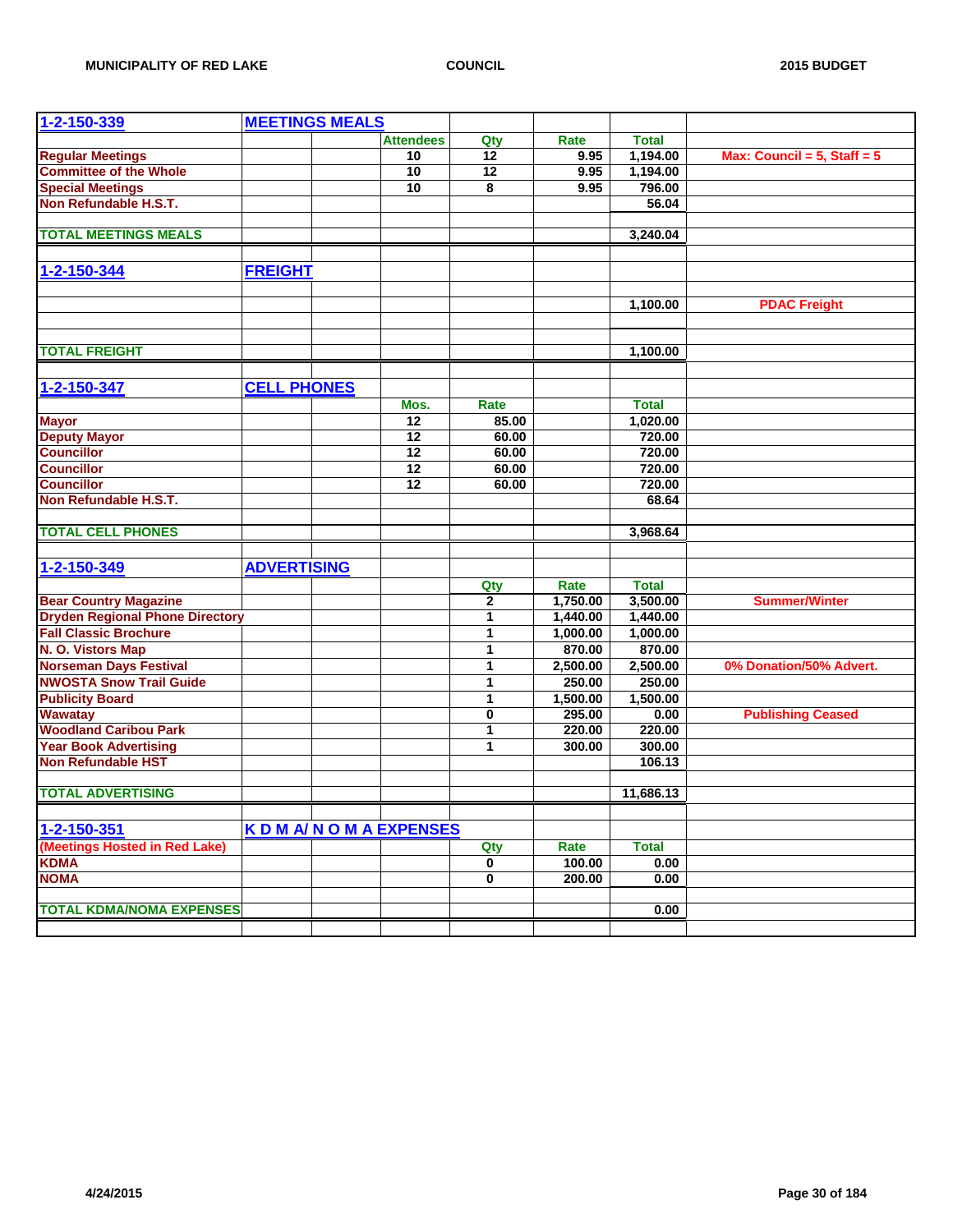### 1-2-150-339 MEETINGS MEALS

| | Attendees | Qty | Rate | Total | |
|---|---|---|---|---|---|
| Regular Meetings | 10 | 12 | 9.95 | 1,194.00 | Max: Council = 5, Staff = 5 |
| Committee of the Whole | 10 | 12 | 9.95 | 1,194.00 | |
| Special Meetings | 10 | 8 | 9.95 | 796.00 | |
| Non Refundable H.S.T. | | | | 56.04 | |
| TOTAL MEETINGS MEALS | | | | 3,240.04 | |

### 1-2-150-344 FREIGHT

| | Total | |
|---|---|---|
| | 1,100.00 | PDAC Freight |
| TOTAL FREIGHT | 1,100.00 | |

### 1-2-150-347 CELL PHONES

| | Mos. | Rate | Total |
|---|---|---|---|
| Mayor | 12 | 85.00 | 1,020.00 |
| Deputy Mayor | 12 | 60.00 | 720.00 |
| Councillor | 12 | 60.00 | 720.00 |
| Councillor | 12 | 60.00 | 720.00 |
| Councillor | 12 | 60.00 | 720.00 |
| Non Refundable H.S.T. | | | 68.64 |
| TOTAL CELL PHONES | | | 3,968.64 |

### 1-2-150-349 ADVERTISING

| | Qty | Rate | Total | |
|---|---|---|---|---|
| Bear Country Magazine | 2 | 1,750.00 | 3,500.00 | Summer/Winter |
| Dryden Regional Phone Directory | 1 | 1,440.00 | 1,440.00 | |
| Fall Classic Brochure | 1 | 1,000.00 | 1,000.00 | |
| N. O. Vistors Map | 1 | 870.00 | 870.00 | |
| Norseman Days Festival | 1 | 2,500.00 | 2,500.00 | 0% Donation/50% Advert. |
| NWOSTA Snow Trail Guide | 1 | 250.00 | 250.00 | |
| Publicity Board | 1 | 1,500.00 | 1,500.00 | |
| Wawatay | 0 | 295.00 | 0.00 | Publishing Ceased |
| Woodland Caribou Park | 1 | 220.00 | 220.00 | |
| Year Book Advertising | 1 | 300.00 | 300.00 | |
| Non Refundable HST | | | 106.13 | |
| TOTAL ADVERTISING | | | 11,686.13 | |

### 1-2-150-351 K D M A/ N O M A EXPENSES

| (Meetings Hosted in Red Lake) | Qty | Rate | Total |
|---|---|---|---|
| KDMA | 0 | 100.00 | 0.00 |
| NOMA | 0 | 200.00 | 0.00 |
| TOTAL KDMA/NOMA EXPENSES | | | 0.00 |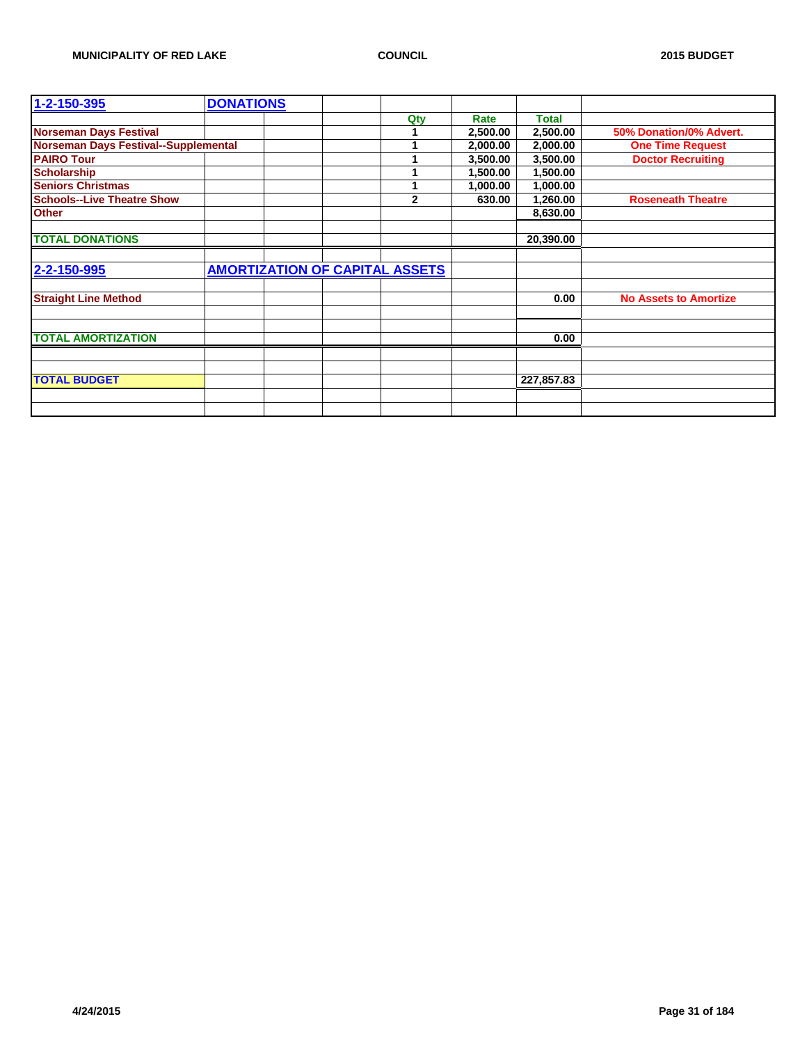| 1-2-150-395 | DONATIONS | | | | | | |
|---|---|---|---|---|---|---|---|
| | | | | Qty | Rate | Total | |
| Norseman Days Festival | | | | 1 | 2,500.00 | 2,500.00 | 50% Donation/0% Advert. |
| Norseman Days Festival--Supplemental | | | | 1 | 2,000.00 | 2,000.00 | One Time Request |
| PAIRO Tour | | | | 1 | 3,500.00 | 3,500.00 | Doctor Recruiting |
| Scholarship | | | | 1 | 1,500.00 | 1,500.00 | |
| Seniors Christmas | | | | 1 | 1,000.00 | 1,000.00 | |
| Schools--Live Theatre Show | | | | 2 | 630.00 | 1,260.00 | Roseneath Theatre |
| Other | | | | | | 8,630.00 | |
| | | | | | | | |
| TOTAL DONATIONS | | | | | | 20,390.00 | |
| | | | | | | | |
| 2-2-150-995 | AMORTIZATION OF CAPITAL ASSETS | | | | | | |
| | | | | | | | |
| Straight Line Method | | | | | | 0.00 | No Assets to Amortize |
| | | | | | | | |
| | | | | | | | |
| TOTAL AMORTIZATION | | | | | | 0.00 | |
| | | | | | | | |
| | | | | | | | |
| TOTAL BUDGET | | | | | | 227,857.83 | |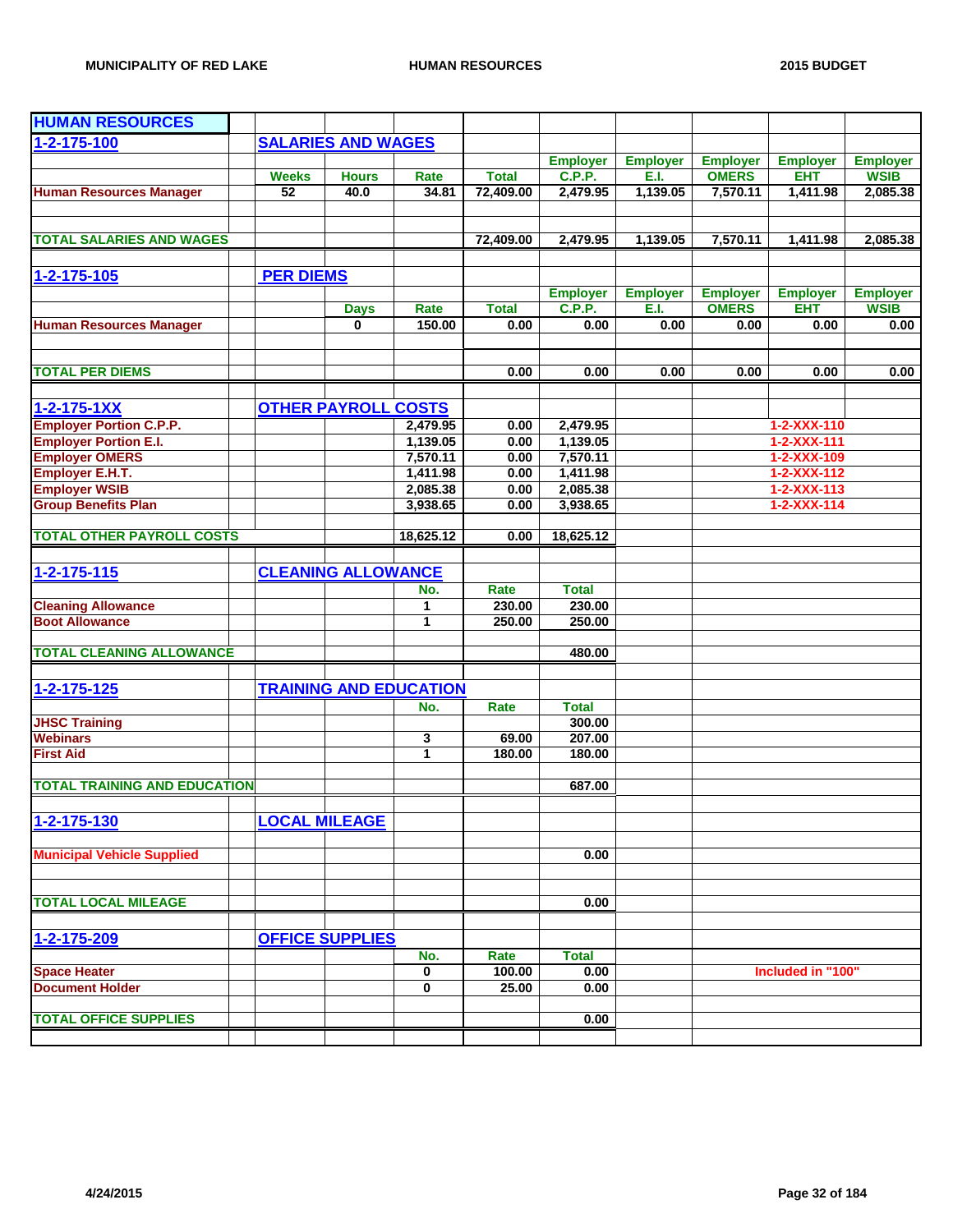MUNICIPALITY OF RED LAKE — HUMAN RESOURCES — 2015 BUDGET

## HUMAN RESOURCES

### 1-2-175-100 SALARIES AND WAGES

| | Weeks | Hours | Rate | Total | Employer C.P.P. | Employer E.I. | Employer OMERS | Employer EHT | Employer WSIB |
|---|---|---|---|---|---|---|---|---|---|
| Human Resources Manager | 52 | 40.0 | 34.81 | 72,409.00 | 2,479.95 | 1,139.05 | 7,570.11 | 1,411.98 | 2,085.38 |
| TOTAL SALARIES AND WAGES | | | | 72,409.00 | 2,479.95 | 1,139.05 | 7,570.11 | 1,411.98 | 2,085.38 |

### 1-2-175-105 PER DIEMS

| | Days | Rate | Total | Employer C.P.P. | Employer E.I. | Employer OMERS | Employer EHT | Employer WSIB |
|---|---|---|---|---|---|---|---|---|
| Human Resources Manager | 0 | 150.00 | 0.00 | 0.00 | 0.00 | 0.00 | 0.00 | 0.00 |
| TOTAL PER DIEMS | | | 0.00 | 0.00 | 0.00 | 0.00 | 0.00 | 0.00 |

### 1-2-175-1XX OTHER PAYROLL COSTS

| | | | | |
|---|---|---|---|---|
| Employer Portion C.P.P. | 2,479.95 | 0.00 | 2,479.95 | 1-2-XXX-110 |
| Employer Portion E.I. | 1,139.05 | 0.00 | 1,139.05 | 1-2-XXX-111 |
| Employer OMERS | 7,570.11 | 0.00 | 7,570.11 | 1-2-XXX-109 |
| Employer E.H.T. | 1,411.98 | 0.00 | 1,411.98 | 1-2-XXX-112 |
| Employer WSIB | 2,085.38 | 0.00 | 2,085.38 | 1-2-XXX-113 |
| Group Benefits Plan | 3,938.65 | 0.00 | 3,938.65 | 1-2-XXX-114 |
| TOTAL OTHER PAYROLL COSTS | 18,625.12 | 0.00 | 18,625.12 | |

### 1-2-175-115 CLEANING ALLOWANCE

| | No. | Rate | Total |
|---|---|---|---|
| Cleaning Allowance | 1 | 230.00 | 230.00 |
| Boot Allowance | 1 | 250.00 | 250.00 |
| TOTAL CLEANING ALLOWANCE | | | 480.00 |

### 1-2-175-125 TRAINING AND EDUCATION

| | No. | Rate | Total |
|---|---|---|---|
| JHSC Training | | | 300.00 |
| Webinars | 3 | 69.00 | 207.00 |
| First Aid | 1 | 180.00 | 180.00 |
| TOTAL TRAINING AND EDUCATION | | | 687.00 |

### 1-2-175-130 LOCAL MILEAGE

| | Total |
|---|---|
| Municipal Vehicle Supplied | 0.00 |
| TOTAL LOCAL MILEAGE | 0.00 |

### 1-2-175-209 OFFICE SUPPLIES

| | No. | Rate | Total | |
|---|---|---|---|---|
| Space Heater | 0 | 100.00 | 0.00 | Included in "100" |
| Document Holder | 0 | 25.00 | 0.00 | |
| TOTAL OFFICE SUPPLIES | | | 0.00 | |

4/24/2015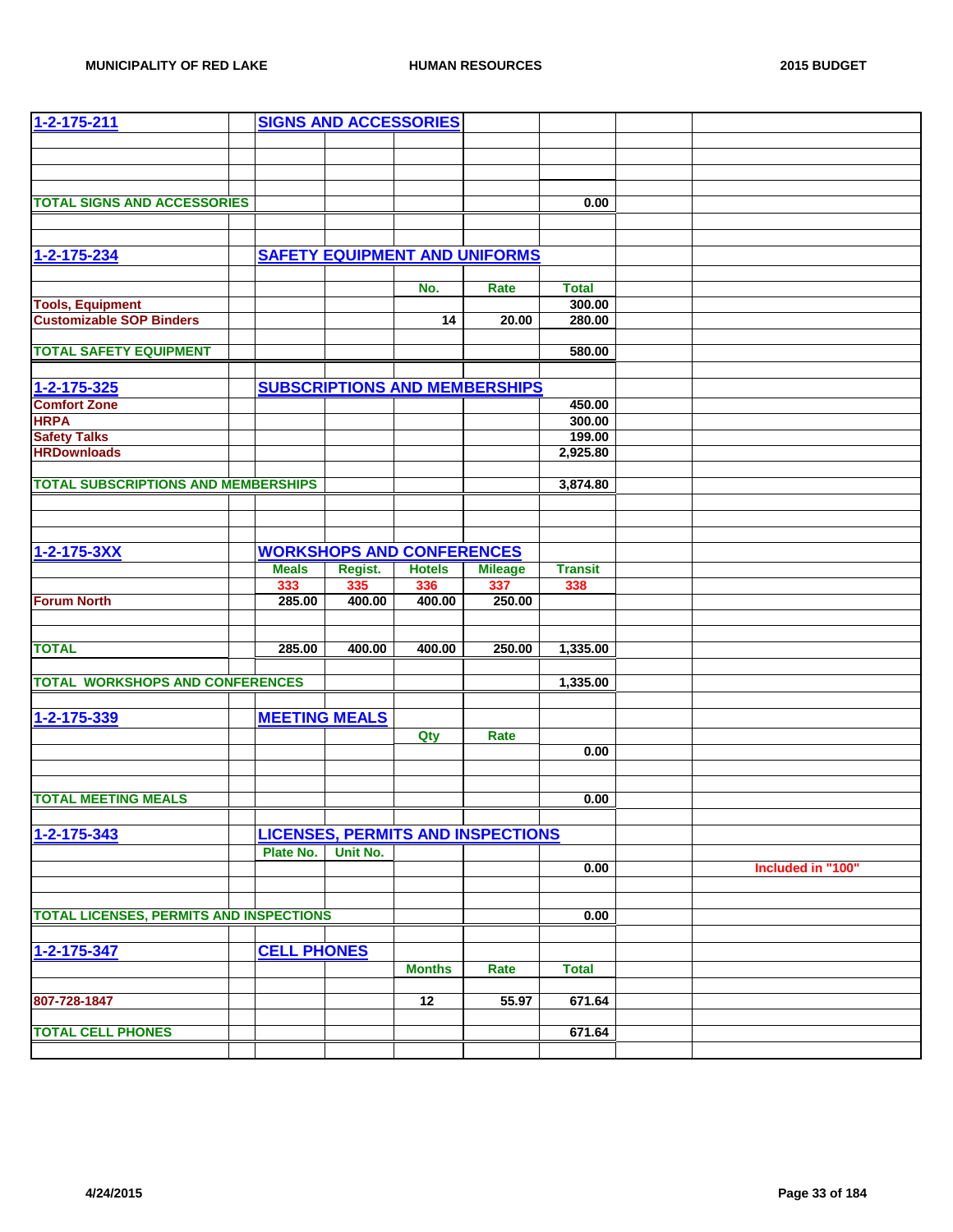| 1-2-175-211 | | SIGNS AND ACCESSORIES | | | | | | |
|---|---|---|---|---|---|---|---|---|
| | | | | | | | | |
| TOTAL SIGNS AND ACCESSORIES | | | | | | 0.00 | | |
| | | | | | | | | |
| 1-2-175-234 | | SAFETY EQUIPMENT AND UNIFORMS | | | | | | |
| | | | | No. | Rate | Total | | |
| Tools, Equipment | | | | | | 300.00 | | |
| Customizable SOP Binders | | | | 14 | 20.00 | 280.00 | | |
| TOTAL SAFETY EQUIPMENT | | | | | | 580.00 | | |
| | | | | | | | | |
| 1-2-175-325 | | SUBSCRIPTIONS AND MEMBERSHIPS | | | | | | |
| Comfort Zone | | | | | | 450.00 | | |
| HRPA | | | | | | 300.00 | | |
| Safety Talks | | | | | | 199.00 | | |
| HRDownloads | | | | | | 2,925.80 | | |
| TOTAL SUBSCRIPTIONS AND MEMBERSHIPS | | | | | | 3,874.80 | | |
| | | | | | | | | |
| 1-2-175-3XX | | WORKSHOPS AND CONFERENCES | | | | | | |
| | | Meals | Regist. | Hotels | Mileage | Transit | | |
| | | 333 | 335 | 336 | 337 | 338 | | |
| Forum North | | 285.00 | 400.00 | 400.00 | 250.00 | | | |
| TOTAL | | 285.00 | 400.00 | 400.00 | 250.00 | 1,335.00 | | |
| TOTAL WORKSHOPS AND CONFERENCES | | | | | | 1,335.00 | | |
| | | | | | | | | |
| 1-2-175-339 | | MEETING MEALS | | | | | | |
| | | | | Qty | Rate | | | |
| | | | | | | 0.00 | | |
| TOTAL MEETING MEALS | | | | | | 0.00 | | |
| | | | | | | | | |
| 1-2-175-343 | | LICENSES, PERMITS AND INSPECTIONS | | | | | | |
| | | Plate No. | Unit No. | | | | | |
| | | | | | | 0.00 | | Included in "100" |
| TOTAL LICENSES, PERMITS AND INSPECTIONS | | | | | | 0.00 | | |
| | | | | | | | | |
| 1-2-175-347 | | CELL PHONES | | | | | | |
| | | | | Months | Rate | Total | | |
| 807-728-1847 | | | | 12 | 55.97 | 671.64 | | |
| TOTAL CELL PHONES | | | | | | 671.64 | | |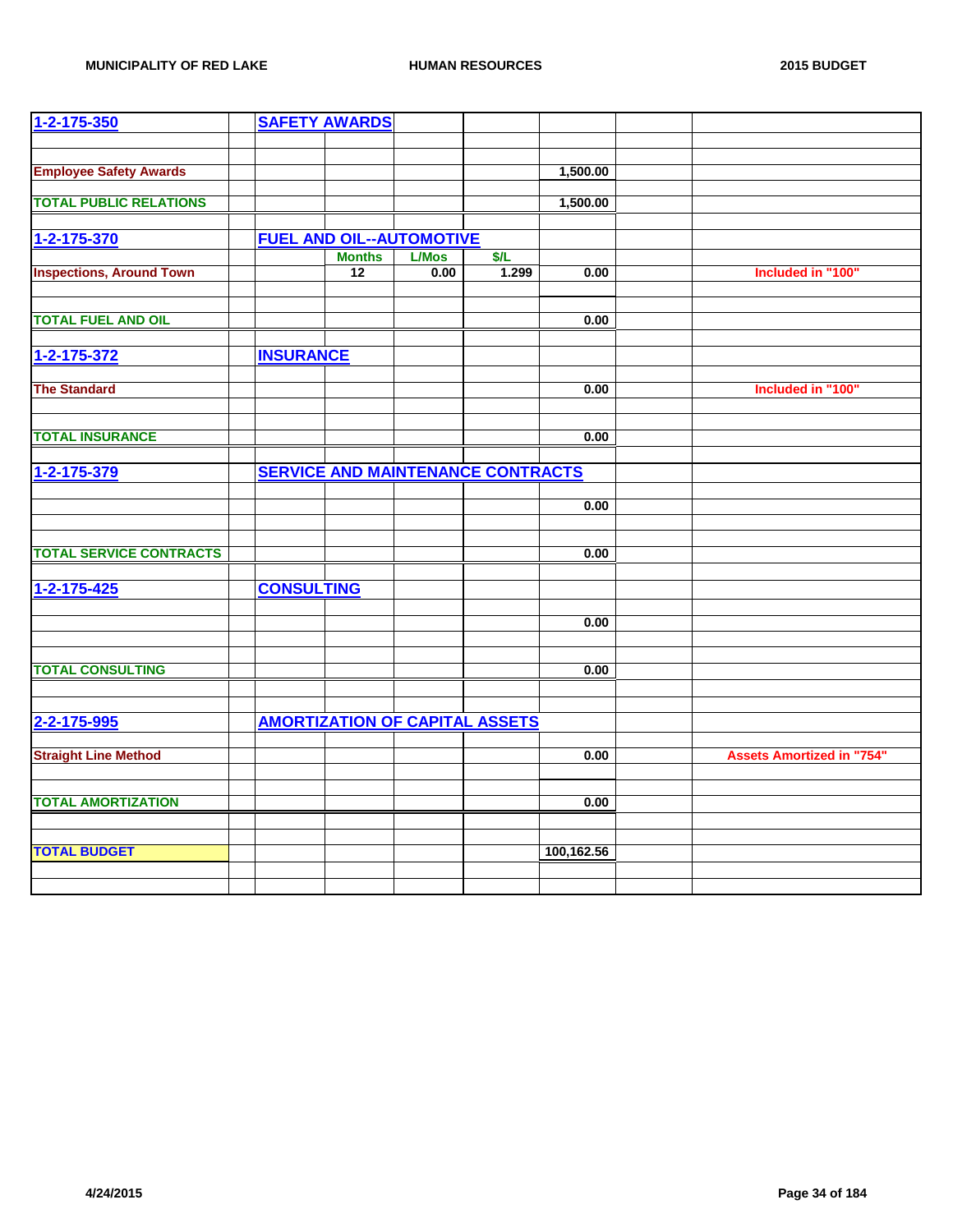| | | | | | | | | |
|---|---|---|---|---|---|---|---|---|
| 1-2-175-350 | | SAFETY AWARDS | | | | | | |
| | | | | | | | | |
| | | | | | | | | |
| Employee Safety Awards | | | | | | 1,500.00 | | |
| | | | | | | | | |
| TOTAL PUBLIC RELATIONS | | | | | | 1,500.00 | | |
| | | | | | | | | |
| 1-2-175-370 | | FUEL AND OIL--AUTOMOTIVE | | | | | | |
| | | | Months | L/Mos | $/L | | | |
| Inspections, Around Town | | | 12 | 0.00 | 1.299 | 0.00 | | Included in "100" |
| | | | | | | | | |
| | | | | | | | | |
| TOTAL FUEL AND OIL | | | | | | 0.00 | | |
| | | | | | | | | |
| 1-2-175-372 | | INSURANCE | | | | | | |
| | | | | | | | | |
| The Standard | | | | | | 0.00 | | Included in "100" |
| | | | | | | | | |
| | | | | | | | | |
| TOTAL INSURANCE | | | | | | 0.00 | | |
| | | | | | | | | |
| 1-2-175-379 | | SERVICE AND MAINTENANCE CONTRACTS | | | | | | |
| | | | | | | | | |
| | | | | | | 0.00 | | |
| | | | | | | | | |
| | | | | | | | | |
| TOTAL SERVICE CONTRACTS | | | | | | 0.00 | | |
| | | | | | | | | |
| 1-2-175-425 | | CONSULTING | | | | | | |
| | | | | | | | | |
| | | | | | | 0.00 | | |
| | | | | | | | | |
| | | | | | | | | |
| TOTAL CONSULTING | | | | | | 0.00 | | |
| | | | | | | | | |
| | | | | | | | | |
| 2-2-175-995 | | AMORTIZATION OF CAPITAL ASSETS | | | | | | |
| | | | | | | | | |
| Straight Line Method | | | | | | 0.00 | | Assets Amortized in "754" |
| | | | | | | | | |
| | | | | | | | | |
| TOTAL AMORTIZATION | | | | | | 0.00 | | |
| | | | | | | | | |
| | | | | | | | | |
| TOTAL BUDGET | | | | | | 100,162.56 | | |
| | | | | | | | | |
| | | | | | | | | |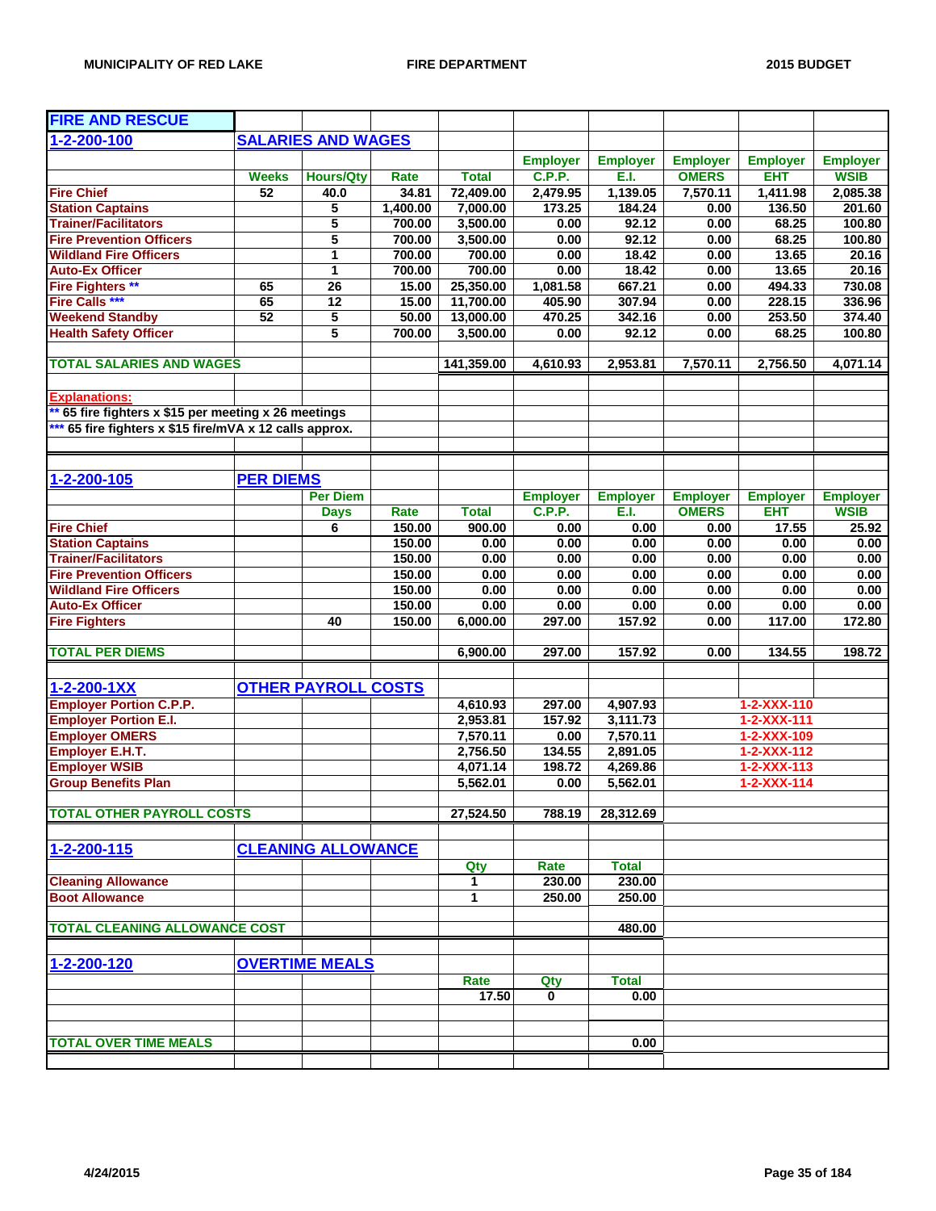## FIRE AND RESCUE

### 1-2-200-100 SALARIES AND WAGES

| | Weeks | Hours/Qty | Rate | Total | Employer C.P.P. | Employer E.I. | Employer OMERS | Employer EHT | Employer WSIB |
|---|---|---|---|---|---|---|---|---|---|
| Fire Chief | 52 | 40.0 | 34.81 | 72,409.00 | 2,479.95 | 1,139.05 | 7,570.11 | 1,411.98 | 2,085.38 |
| Station Captains | | 5 | 1,400.00 | 7,000.00 | 173.25 | 184.24 | 0.00 | 136.50 | 201.60 |
| Trainer/Facilitators | | 5 | 700.00 | 3,500.00 | 0.00 | 92.12 | 0.00 | 68.25 | 100.80 |
| Fire Prevention Officers | | 5 | 700.00 | 3,500.00 | 0.00 | 92.12 | 0.00 | 68.25 | 100.80 |
| Wildland Fire Officers | | 1 | 700.00 | 700.00 | 0.00 | 18.42 | 0.00 | 13.65 | 20.16 |
| Auto-Ex Officer | | 1 | 700.00 | 700.00 | 0.00 | 18.42 | 0.00 | 13.65 | 20.16 |
| Fire Fighters ** | 65 | 26 | 15.00 | 25,350.00 | 1,081.58 | 667.21 | 0.00 | 494.33 | 730.08 |
| Fire Calls *** | 65 | 12 | 15.00 | 11,700.00 | 405.90 | 307.94 | 0.00 | 228.15 | 336.96 |
| Weekend Standby | 52 | 5 | 50.00 | 13,000.00 | 470.25 | 342.16 | 0.00 | 253.50 | 374.40 |
| Health Safety Officer | | 5 | 700.00 | 3,500.00 | 0.00 | 92.12 | 0.00 | 68.25 | 100.80 |
| **TOTAL SALARIES AND WAGES** | | | | 141,359.00 | 4,610.93 | 2,953.81 | 7,570.11 | 2,756.50 | 4,071.14 |

**Explanations:**

** 65 fire fighters x $15 per meeting x 26 meetings

*** 65 fire fighters x $15 fire/mVA x 12 calls approx.

### 1-2-200-105 PER DIEMS

| | Per Diem Days | Rate | Total | Employer C.P.P. | Employer E.I. | Employer OMERS | Employer EHT | Employer WSIB |
|---|---|---|---|---|---|---|---|---|
| Fire Chief | 6 | 150.00 | 900.00 | 0.00 | 0.00 | 0.00 | 17.55 | 25.92 |
| Station Captains | | 150.00 | 0.00 | 0.00 | 0.00 | 0.00 | 0.00 | 0.00 |
| Trainer/Facilitators | | 150.00 | 0.00 | 0.00 | 0.00 | 0.00 | 0.00 | 0.00 |
| Fire Prevention Officers | | 150.00 | 0.00 | 0.00 | 0.00 | 0.00 | 0.00 | 0.00 |
| Wildland Fire Officers | | 150.00 | 0.00 | 0.00 | 0.00 | 0.00 | 0.00 | 0.00 |
| Auto-Ex Officer | | 150.00 | 0.00 | 0.00 | 0.00 | 0.00 | 0.00 | 0.00 |
| Fire Fighters | 40 | 150.00 | 6,000.00 | 297.00 | 157.92 | 0.00 | 117.00 | 172.80 |
| **TOTAL PER DIEMS** | | | 6,900.00 | 297.00 | 157.92 | 0.00 | 134.55 | 198.72 |

### 1-2-200-1XX OTHER PAYROLL COSTS

| | | | | |
|---|---|---|---|---|
| Employer Portion C.P.P. | 4,610.93 | 297.00 | 4,907.93 | 1-2-XXX-110 |
| Employer Portion E.I. | 2,953.81 | 157.92 | 3,111.73 | 1-2-XXX-111 |
| Employer OMERS | 7,570.11 | 0.00 | 7,570.11 | 1-2-XXX-109 |
| Employer E.H.T. | 2,756.50 | 134.55 | 2,891.05 | 1-2-XXX-112 |
| Employer WSIB | 4,071.14 | 198.72 | 4,269.86 | 1-2-XXX-113 |
| Group Benefits Plan | 5,562.01 | 0.00 | 5,562.01 | 1-2-XXX-114 |
| **TOTAL OTHER PAYROLL COSTS** | 27,524.50 | 788.19 | 28,312.69 | |

### 1-2-200-115 CLEANING ALLOWANCE

| | Qty | Rate | Total |
|---|---|---|---|
| Cleaning Allowance | 1 | 230.00 | 230.00 |
| Boot Allowance | 1 | 250.00 | 250.00 |
| **TOTAL CLEANING ALLOWANCE COST** | | | 480.00 |

### 1-2-200-120 OVERTIME MEALS

| | Rate | Qty | Total |
|---|---|---|---|
| | 17.50 | 0 | 0.00 |
| **TOTAL OVER TIME MEALS** | | | 0.00 |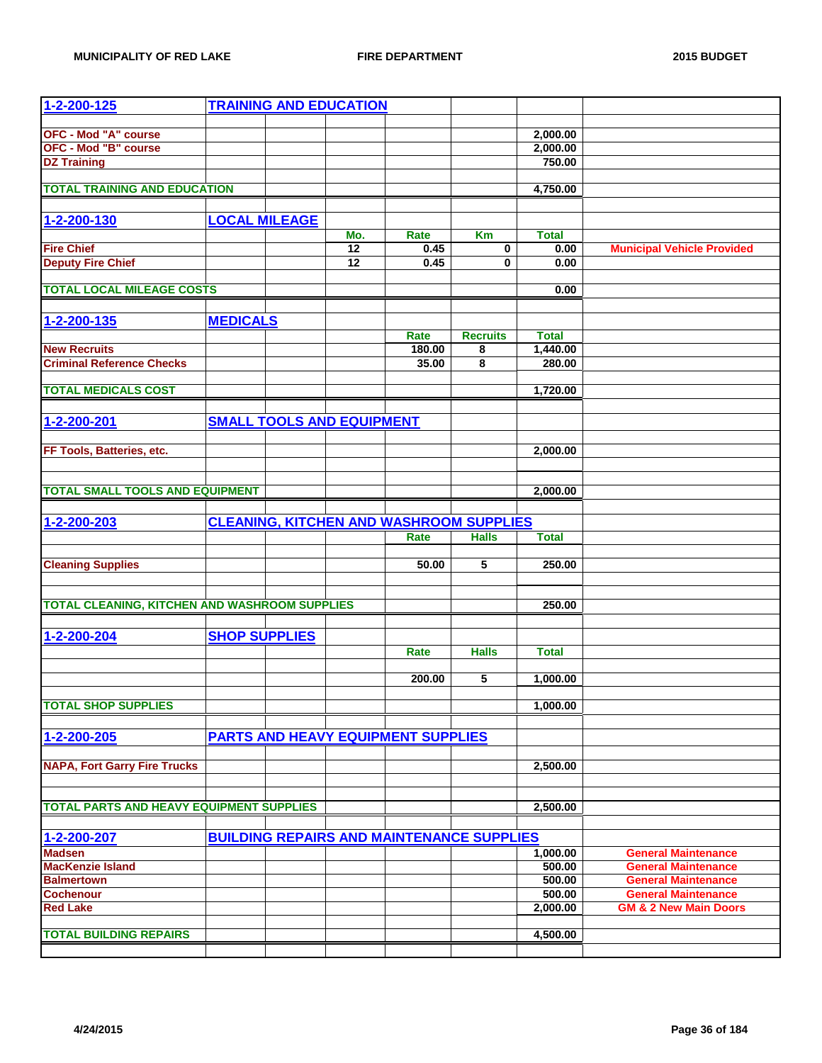| 1-2-200-125 | TRAINING AND EDUCATION | | | | | | |
|---|---|---|---|---|---|---|---|
| OFC - Mod "A" course | | | | | | 2,000.00 | |
| OFC - Mod "B" course | | | | | | 2,000.00 | |
| DZ Training | | | | | | 750.00 | |
| TOTAL TRAINING AND EDUCATION | | | | | | 4,750.00 | |
| | | | | | | | |
| **1-2-200-130** | **LOCAL MILEAGE** | | | | | | |
| | | | Mo. | Rate | Km | Total | |
| Fire Chief | | | 12 | 0.45 | 0 | 0.00 | Municipal Vehicle Provided |
| Deputy Fire Chief | | | 12 | 0.45 | 0 | 0.00 | |
| TOTAL LOCAL MILEAGE COSTS | | | | | | 0.00 | |
| | | | | | | | |
| **1-2-200-135** | **MEDICALS** | | | | | | |
| | | | | Rate | Recruits | Total | |
| New Recruits | | | | 180.00 | 8 | 1,440.00 | |
| Criminal Reference Checks | | | | 35.00 | 8 | 280.00 | |
| TOTAL MEDICALS COST | | | | | | 1,720.00 | |
| | | | | | | | |
| **1-2-200-201** | **SMALL TOOLS AND EQUIPMENT** | | | | | | |
| FF Tools, Batteries, etc. | | | | | | 2,000.00 | |
| TOTAL SMALL TOOLS AND EQUIPMENT | | | | | | 2,000.00 | |
| | | | | | | | |
| **1-2-200-203** | **CLEANING, KITCHEN AND WASHROOM SUPPLIES** | | | | | | |
| | | | | Rate | Halls | Total | |
| Cleaning Supplies | | | | 50.00 | 5 | 250.00 | |
| TOTAL CLEANING, KITCHEN AND WASHROOM SUPPLIES | | | | | | 250.00 | |
| | | | | | | | |
| **1-2-200-204** | **SHOP SUPPLIES** | | | | | | |
| | | | | Rate | Halls | Total | |
| | | | | 200.00 | 5 | 1,000.00 | |
| TOTAL SHOP SUPPLIES | | | | | | 1,000.00 | |
| | | | | | | | |
| **1-2-200-205** | **PARTS AND HEAVY EQUIPMENT SUPPLIES** | | | | | | |
| NAPA, Fort Garry Fire Trucks | | | | | | 2,500.00 | |
| TOTAL PARTS AND HEAVY EQUIPMENT SUPPLIES | | | | | | 2,500.00 | |
| | | | | | | | |
| **1-2-200-207** | **BUILDING REPAIRS AND MAINTENANCE SUPPLIES** | | | | | | |
| Madsen | | | | | | 1,000.00 | General Maintenance |
| MacKenzie Island | | | | | | 500.00 | General Maintenance |
| Balmertown | | | | | | 500.00 | General Maintenance |
| Cochenour | | | | | | 500.00 | General Maintenance |
| Red Lake | | | | | | 2,000.00 | GM & 2 New Main Doors |
| TOTAL BUILDING REPAIRS | | | | | | 4,500.00 | |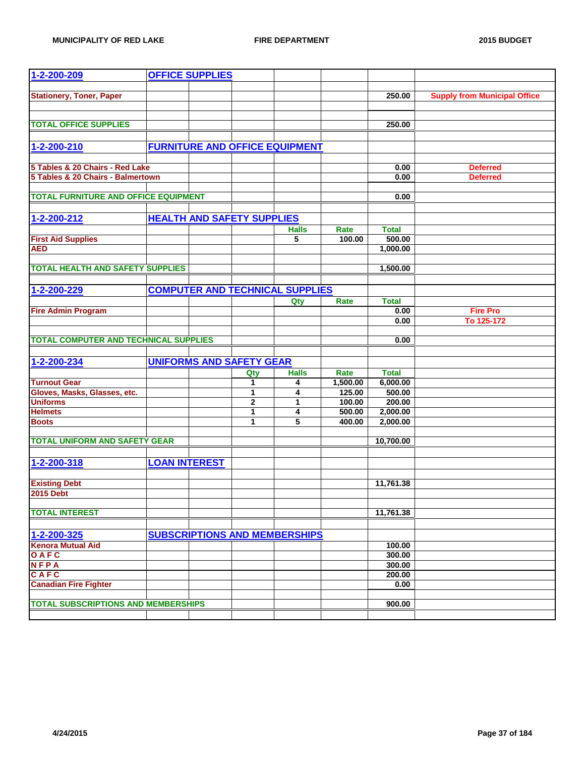| 1-2-200-209 | OFFICE SUPPLIES | | | | | | |
|---|---|---|---|---|---|---|---|
| Stationery, Toner, Paper | | | | | | 250.00 | Supply from Municipal Office |
| TOTAL OFFICE SUPPLIES | | | | | | 250.00 | |
| | | | | | | | |
| 1-2-200-210 | FURNITURE AND OFFICE EQUIPMENT | | | | | | |
| 5 Tables & 20 Chairs - Red Lake | | | | | | 0.00 | Deferred |
| 5 Tables & 20 Chairs - Balmertown | | | | | | 0.00 | Deferred |
| TOTAL FURNITURE AND OFFICE EQUIPMENT | | | | | | 0.00 | |
| | | | | | | | |
| 1-2-200-212 | HEALTH AND SAFETY SUPPLIES | | | | | | |
| | | | | Halls | Rate | Total | |
| First Aid Supplies | | | | 5 | 100.00 | 500.00 | |
| AED | | | | | | 1,000.00 | |
| TOTAL HEALTH AND SAFETY SUPPLIES | | | | | | 1,500.00 | |
| | | | | | | | |
| 1-2-200-229 | COMPUTER AND TECHNICAL SUPPLIES | | | | | | |
| | | | | Qty | Rate | Total | |
| Fire Admin Program | | | | | | 0.00 | Fire Pro |
| | | | | | | 0.00 | To 125-172 |
| TOTAL COMPUTER AND TECHNICAL SUPPLIES | | | | | | 0.00 | |
| | | | | | | | |
| 1-2-200-234 | UNIFORMS AND SAFETY GEAR | | | | | | |
| | | | Qty | Halls | Rate | Total | |
| Turnout Gear | | | 1 | 4 | 1,500.00 | 6,000.00 | |
| Gloves, Masks, Glasses, etc. | | | 1 | 4 | 125.00 | 500.00 | |
| Uniforms | | | 2 | 1 | 100.00 | 200.00 | |
| Helmets | | | 1 | 4 | 500.00 | 2,000.00 | |
| Boots | | | 1 | 5 | 400.00 | 2,000.00 | |
| TOTAL UNIFORM AND SAFETY GEAR | | | | | | 10,700.00 | |
| | | | | | | | |
| 1-2-200-318 | LOAN INTEREST | | | | | | |
| Existing Debt | | | | | | 11,761.38 | |
| 2015 Debt | | | | | | | |
| TOTAL INTEREST | | | | | | 11,761.38 | |
| | | | | | | | |
| 1-2-200-325 | SUBSCRIPTIONS AND MEMBERSHIPS | | | | | | |
| Kenora Mutual Aid | | | | | | 100.00 | |
| O A F C | | | | | | 300.00 | |
| N F P A | | | | | | 300.00 | |
| C A F C | | | | | | 200.00 | |
| Canadian Fire Fighter | | | | | | 0.00 | |
| TOTAL SUBSCRIPTIONS AND MEMBERSHIPS | | | | | | 900.00 | |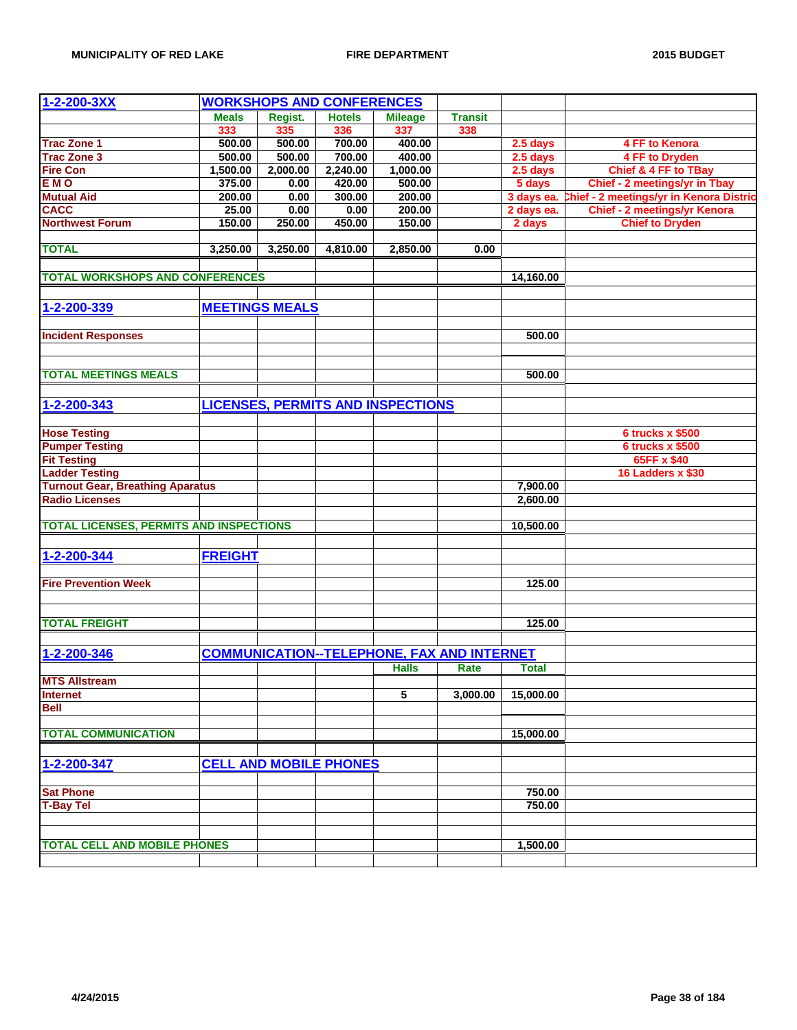| 1-2-200-3XX | WORKSHOPS AND CONFERENCES | | | | | | |
|---|---|---|---|---|---|---|---|
| | Meals | Regist. | Hotels | Mileage | Transit | | |
| | 333 | 335 | 336 | 337 | 338 | | |
| Trac Zone 1 | 500.00 | 500.00 | 700.00 | 400.00 | | 2.5 days | 4 FF to Kenora |
| Trac Zone 3 | 500.00 | 500.00 | 700.00 | 400.00 | | 2.5 days | 4 FF to Dryden |
| Fire Con | 1,500.00 | 2,000.00 | 2,240.00 | 1,000.00 | | 2.5 days | Chief & 4 FF to TBay |
| E M O | 375.00 | 0.00 | 420.00 | 500.00 | | 5 days | Chief - 2 meetings/yr in Tbay |
| Mutual Aid | 200.00 | 0.00 | 300.00 | 200.00 | | 3 days ea. | Chief - 2 meetings/yr in Kenora Distric |
| CACC | 25.00 | 0.00 | 0.00 | 200.00 | | 2 days ea. | Chief - 2 meetings/yr Kenora |
| Northwest Forum | 150.00 | 250.00 | 450.00 | 150.00 | | 2 days | Chief to Dryden |
| | | | | | | | |
| TOTAL | 3,250.00 | 3,250.00 | 4,810.00 | 2,850.00 | 0.00 | | |
| | | | | | | | |
| TOTAL WORKSHOPS AND CONFERENCES | | | | | | 14,160.00 | |
| | | | | | | | |
| 1-2-200-339 | MEETINGS MEALS | | | | | | |
| | | | | | | | |
| Incident Responses | | | | | | 500.00 | |
| | | | | | | | |
| TOTAL MEETINGS MEALS | | | | | | 500.00 | |
| | | | | | | | |
| 1-2-200-343 | LICENSES, PERMITS AND INSPECTIONS | | | | | | |
| | | | | | | | |
| Hose Testing | | | | | | | 6 trucks x $500 |
| Pumper Testing | | | | | | | 6 trucks x $500 |
| Fit Testing | | | | | | | 65FF x $40 |
| Ladder Testing | | | | | | | 16 Ladders x $30 |
| Turnout Gear, Breathing Aparatus | | | | | | 7,900.00 | |
| Radio Licenses | | | | | | 2,600.00 | |
| | | | | | | | |
| TOTAL LICENSES, PERMITS AND INSPECTIONS | | | | | | 10,500.00 | |
| | | | | | | | |
| 1-2-200-344 | FREIGHT | | | | | | |
| | | | | | | | |
| Fire Prevention Week | | | | | | 125.00 | |
| | | | | | | | |
| TOTAL FREIGHT | | | | | | 125.00 | |
| | | | | | | | |
| 1-2-200-346 | COMMUNICATION--TELEPHONE, FAX AND INTERNET | | | | | | |
| | | | | Halls | Rate | Total | |
| MTS Allstream | | | | | | | |
| Internet | | | | 5 | 3,000.00 | 15,000.00 | |
| Bell | | | | | | | |
| | | | | | | | |
| TOTAL COMMUNICATION | | | | | | 15,000.00 | |
| | | | | | | | |
| 1-2-200-347 | CELL AND MOBILE PHONES | | | | | | |
| | | | | | | | |
| Sat Phone | | | | | | 750.00 | |
| T-Bay Tel | | | | | | 750.00 | |
| | | | | | | | |
| TOTAL CELL AND MOBILE PHONES | | | | | | 1,500.00 | |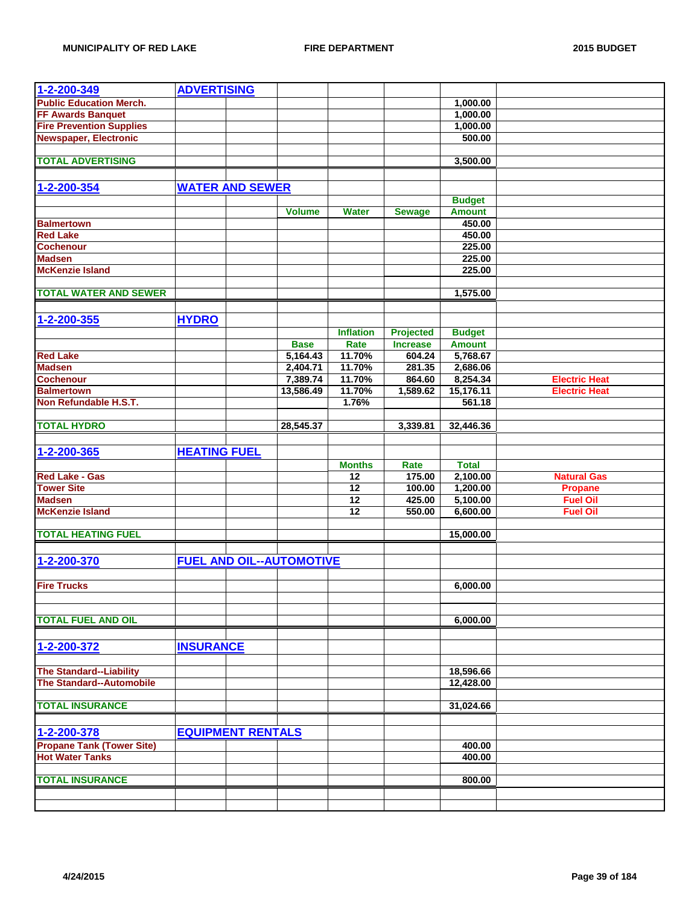MUNICIPALITY OF RED LAKE — FIRE DEPARTMENT — 2015 BUDGET

| | | | | | | |
|---|---|---|---|---|---|---|
| **1-2-200-349** | **ADVERTISING** | | | | | |
| Public Education Merch. | | | | | 1,000.00 | |
| FF Awards Banquet | | | | | 1,000.00 | |
| Fire Prevention Supplies | | | | | 1,000.00 | |
| Newspaper, Electronic | | | | | 500.00 | |
| | | | | | | |
| **TOTAL ADVERTISING** | | | | | 3,500.00 | |
| | | | | | | |
| **1-2-200-354** | **WATER AND SEWER** | | | | | |
| | | | | | Budget | |
| | | Volume | Water | Sewage | Amount | |
| Balmertown | | | | | 450.00 | |
| Red Lake | | | | | 450.00 | |
| Cochenour | | | | | 225.00 | |
| Madsen | | | | | 225.00 | |
| McKenzie Island | | | | | 225.00 | |
| | | | | | | |
| **TOTAL WATER AND SEWER** | | | | | 1,575.00 | |
| | | | | | | |
| **1-2-200-355** | **HYDRO** | | | | | |
| | | | Inflation | Projected | Budget | |
| | | Base | Rate | Increase | Amount | |
| Red Lake | | 5,164.43 | 11.70% | 604.24 | 5,768.67 | |
| Madsen | | 2,404.71 | 11.70% | 281.35 | 2,686.06 | |
| Cochenour | | 7,389.74 | 11.70% | 864.60 | 8,254.34 | Electric Heat |
| Balmertown | | 13,586.49 | 11.70% | 1,589.62 | 15,176.11 | Electric Heat |
| Non Refundable H.S.T. | | | 1.76% | | 561.18 | |
| | | | | | | |
| **TOTAL HYDRO** | | 28,545.37 | | 3,339.81 | 32,446.36 | |
| | | | | | | |
| **1-2-200-365** | **HEATING FUEL** | | | | | |
| | | | Months | Rate | Total | |
| Red Lake - Gas | | | 12 | 175.00 | 2,100.00 | Natural Gas |
| Tower Site | | | 12 | 100.00 | 1,200.00 | Propane |
| Madsen | | | 12 | 425.00 | 5,100.00 | Fuel Oil |
| McKenzie Island | | | 12 | 550.00 | 6,600.00 | Fuel Oil |
| | | | | | | |
| **TOTAL HEATING FUEL** | | | | | 15,000.00 | |
| | | | | | | |
| **1-2-200-370** | **FUEL AND OIL--AUTOMOTIVE** | | | | | |
| | | | | | | |
| Fire Trucks | | | | | 6,000.00 | |
| | | | | | | |
| **TOTAL FUEL AND OIL** | | | | | 6,000.00 | |
| | | | | | | |
| **1-2-200-372** | **INSURANCE** | | | | | |
| | | | | | | |
| The Standard--Liability | | | | | 18,596.66 | |
| The Standard--Automobile | | | | | 12,428.00 | |
| | | | | | | |
| **TOTAL INSURANCE** | | | | | 31,024.66 | |
| | | | | | | |
| **1-2-200-378** | **EQUIPMENT RENTALS** | | | | | |
| Propane Tank (Tower Site) | | | | | 400.00 | |
| Hot Water Tanks | | | | | 400.00 | |
| | | | | | | |
| **TOTAL INSURANCE** | | | | | 800.00 | |

4/24/2015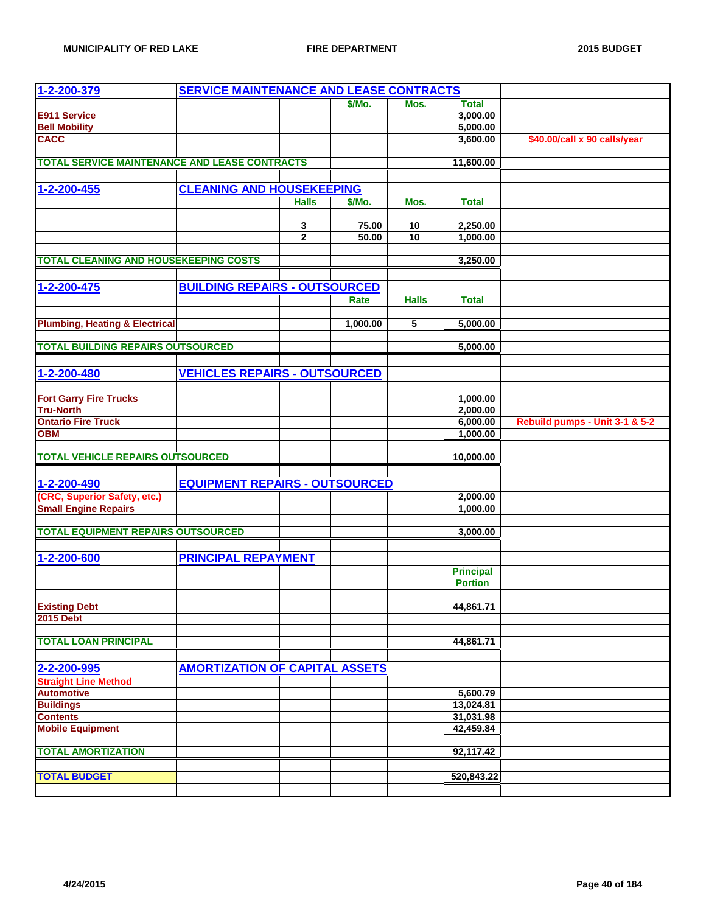| 1-2-200-379 | SERVICE MAINTENANCE AND LEASE CONTRACTS | | | | | | |
|---|---|---|---|---|---|---|---|
| | | | | $/Mo. | Mos. | Total | |
| E911 Service | | | | | | 3,000.00 | |
| Bell Mobility | | | | | | 5,000.00 | |
| CACC | | | | | | 3,600.00 | $40.00/call x 90 calls/year |
| | | | | | | | |
| TOTAL SERVICE MAINTENANCE AND LEASE CONTRACTS | | | | | | 11,600.00 | |
| | | | | | | | |
| 1-2-200-455 | CLEANING AND HOUSEKEEPING | | | | | | |
| | | | Halls | $/Mo. | Mos. | Total | |
| | | | 3 | 75.00 | 10 | 2,250.00 | |
| | | | 2 | 50.00 | 10 | 1,000.00 | |
| | | | | | | | |
| TOTAL CLEANING AND HOUSEKEEPING COSTS | | | | | | 3,250.00 | |
| | | | | | | | |
| 1-2-200-475 | BUILDING REPAIRS - OUTSOURCED | | | | | | |
| | | | | Rate | Halls | Total | |
| Plumbing, Heating & Electrical | | | | 1,000.00 | 5 | 5,000.00 | |
| | | | | | | | |
| TOTAL BUILDING REPAIRS OUTSOURCED | | | | | | 5,000.00 | |
| | | | | | | | |
| 1-2-200-480 | VEHICLES REPAIRS - OUTSOURCED | | | | | | |
| Fort Garry Fire Trucks | | | | | | 1,000.00 | |
| Tru-North | | | | | | 2,000.00 | |
| Ontario Fire Truck | | | | | | 6,000.00 | Rebuild pumps - Unit 3-1 & 5-2 |
| OBM | | | | | | 1,000.00 | |
| | | | | | | | |
| TOTAL VEHICLE REPAIRS OUTSOURCED | | | | | | 10,000.00 | |
| | | | | | | | |
| 1-2-200-490 | EQUIPMENT REPAIRS - OUTSOURCED | | | | | | |
| (CRC, Superior Safety, etc.) | | | | | | 2,000.00 | |
| Small Engine Repairs | | | | | | 1,000.00 | |
| | | | | | | | |
| TOTAL EQUIPMENT REPAIRS OUTSOURCED | | | | | | 3,000.00 | |
| | | | | | | | |
| 1-2-200-600 | PRINCIPAL REPAYMENT | | | | | | |
| | | | | | | Principal Portion | |
| Existing Debt | | | | | | 44,861.71 | |
| 2015 Debt | | | | | | | |
| | | | | | | | |
| TOTAL LOAN PRINCIPAL | | | | | | 44,861.71 | |
| | | | | | | | |
| 2-2-200-995 | AMORTIZATION OF CAPITAL ASSETS | | | | | | |
| Straight Line Method | | | | | | | |
| Automotive | | | | | | 5,600.79 | |
| Buildings | | | | | | 13,024.81 | |
| Contents | | | | | | 31,031.98 | |
| Mobile Equipment | | | | | | 42,459.84 | |
| | | | | | | | |
| TOTAL AMORTIZATION | | | | | | 92,117.42 | |
| | | | | | | | |
| TOTAL BUDGET | | | | | | 520,843.22 | |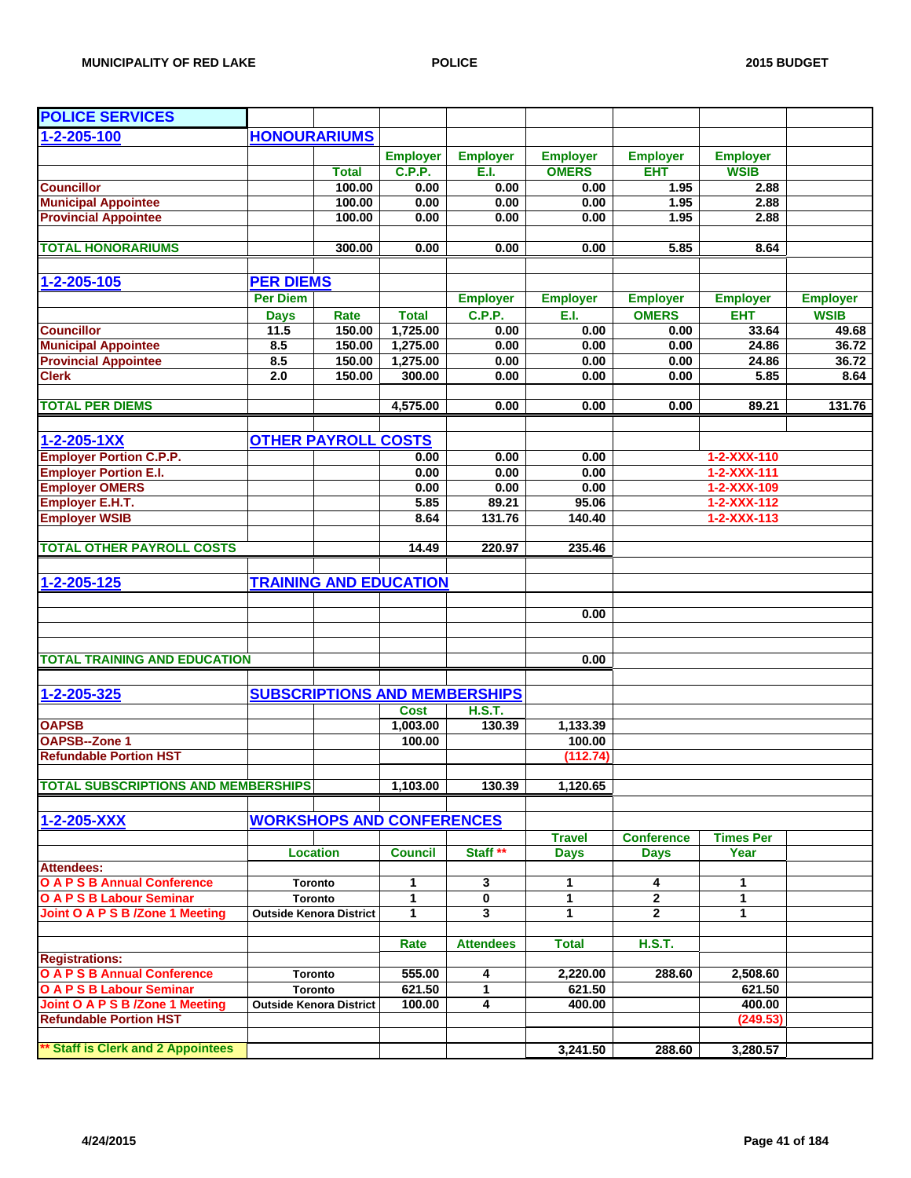## POLICE SERVICES

### 1-2-205-100 HONOURARIUMS

| | Total | Employer C.P.P. | Employer E.I. | Employer OMERS | Employer EHT | Employer WSIB |
|---|---|---|---|---|---|---|
| Councillor | 100.00 | 0.00 | 0.00 | 0.00 | 1.95 | 2.88 |
| Municipal Appointee | 100.00 | 0.00 | 0.00 | 0.00 | 1.95 | 2.88 |
| Provincial Appointee | 100.00 | 0.00 | 0.00 | 0.00 | 1.95 | 2.88 |
| **TOTAL HONORARIUMS** | 300.00 | 0.00 | 0.00 | 0.00 | 5.85 | 8.64 |

### 1-2-205-105 PER DIEMS

| | Per Diem Days | Rate | Total | Employer C.P.P. | Employer E.I. | Employer OMERS | Employer EHT | Employer WSIB |
|---|---|---|---|---|---|---|---|---|
| Councillor | 11.5 | 150.00 | 1,725.00 | 0.00 | 0.00 | 0.00 | 33.64 | 49.68 |
| Municipal Appointee | 8.5 | 150.00 | 1,275.00 | 0.00 | 0.00 | 0.00 | 24.86 | 36.72 |
| Provincial Appointee | 8.5 | 150.00 | 1,275.00 | 0.00 | 0.00 | 0.00 | 24.86 | 36.72 |
| Clerk | 2.0 | 150.00 | 300.00 | 0.00 | 0.00 | 0.00 | 5.85 | 8.64 |
| **TOTAL PER DIEMS** | | | 4,575.00 | 0.00 | 0.00 | 0.00 | 89.21 | 131.76 |

### 1-2-205-1XX OTHER PAYROLL COSTS

| | | | | |
|---|---|---|---|---|
| Employer Portion C.P.P. | 0.00 | 0.00 | 0.00 | 1-2-XXX-110 |
| Employer Portion E.I. | 0.00 | 0.00 | 0.00 | 1-2-XXX-111 |
| Employer OMERS | 0.00 | 0.00 | 0.00 | 1-2-XXX-109 |
| Employer E.H.T. | 5.85 | 89.21 | 95.06 | 1-2-XXX-112 |
| Employer WSIB | 8.64 | 131.76 | 140.40 | 1-2-XXX-113 |
| **TOTAL OTHER PAYROLL COSTS** | 14.49 | 220.97 | 235.46 | |

### 1-2-205-125 TRAINING AND EDUCATION

| | |
|---|---|
| | 0.00 |
| **TOTAL TRAINING AND EDUCATION** | 0.00 |

### 1-2-205-325 SUBSCRIPTIONS AND MEMBERSHIPS

| | Cost | H.S.T. | |
|---|---|---|---|
| OAPSB | 1,003.00 | 130.39 | 1,133.39 |
| OAPSB--Zone 1 | 100.00 | | 100.00 |
| Refundable Portion HST | | | (112.74) |
| **TOTAL SUBSCRIPTIONS AND MEMBERSHIPS** | 1,103.00 | 130.39 | 1,120.65 |

### 1-2-205-XXX WORKSHOPS AND CONFERENCES

| | Location | Council | Staff ** | Travel Days | Conference Days | Times Per Year |
|---|---|---|---|---|---|---|
| **Attendees:** | | | | | | |
| O A P S B Annual Conference | Toronto | 1 | 3 | 1 | 4 | 1 |
| O A P S B Labour Seminar | Toronto | 1 | 0 | 1 | 2 | 1 |
| Joint O A P S B /Zone 1 Meeting | Outside Kenora District | 1 | 3 | 1 | 2 | 1 |

| | Location | Rate | Attendees | Total | H.S.T. | |
|---|---|---|---|---|---|---|
| **Registrations:** | | | | | | |
| O A P S B Annual Conference | Toronto | 555.00 | 4 | 2,220.00 | 288.60 | 2,508.60 |
| O A P S B Labour Seminar | Toronto | 621.50 | 1 | 621.50 | | 621.50 |
| Joint O A P S B /Zone 1 Meeting | Outside Kenora District | 100.00 | 4 | 400.00 | | 400.00 |
| Refundable Portion HST | | | | | | (249.53) |
| ** Staff is Clerk and 2 Appointees | | | | 3,241.50 | 288.60 | 3,280.57 |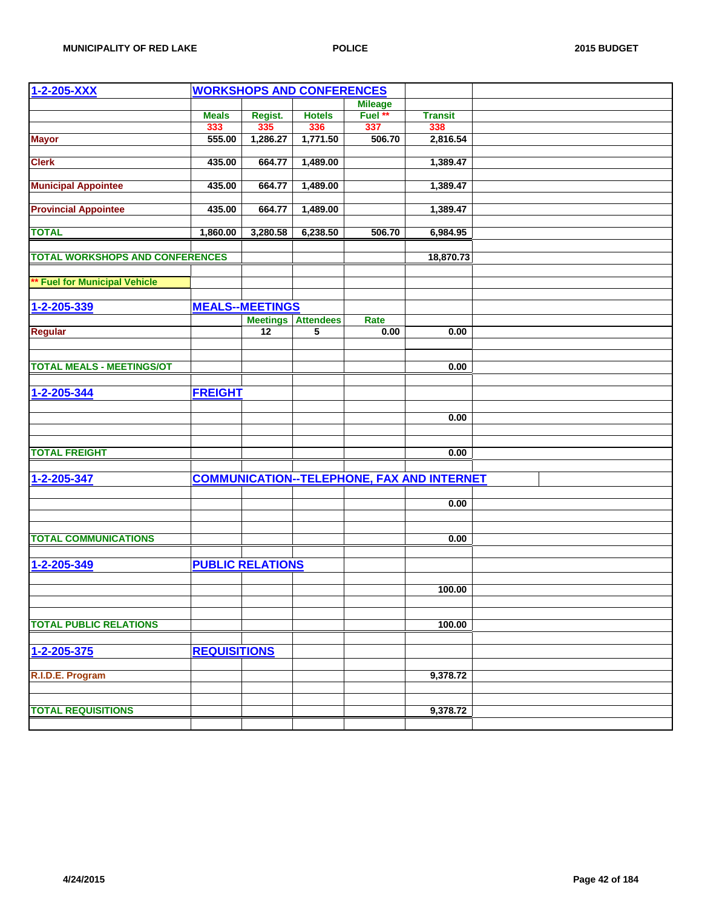| 1-2-205-XXX | WORKSHOPS AND CONFERENCES | | | | |
|---|---|---|---|---|---|
| | | | | Mileage | |
| | Meals | Regist. | Hotels | Fuel ** | Transit |
| | 333 | 335 | 336 | 337 | 338 |
| Mayor | 555.00 | 1,286.27 | 1,771.50 | 506.70 | 2,816.54 |
| Clerk | 435.00 | 664.77 | 1,489.00 | | 1,389.47 |
| Municipal Appointee | 435.00 | 664.77 | 1,489.00 | | 1,389.47 |
| Provincial Appointee | 435.00 | 664.77 | 1,489.00 | | 1,389.47 |
| TOTAL | 1,860.00 | 3,280.58 | 6,238.50 | 506.70 | 6,984.95 |
| TOTAL WORKSHOPS AND CONFERENCES | | | | | 18,870.73 |
| ** Fuel for Municipal Vehicle | | | | | |

| 1-2-205-339 | MEALS--MEETINGS | | | | |
|---|---|---|---|---|---|
| | | Meetings | Attendees | Rate | |
| Regular | | 12 | 5 | 0.00 | 0.00 |
| TOTAL MEALS - MEETINGS/OT | | | | | 0.00 |

| 1-2-205-344 | FREIGHT |
|---|---|
| | 0.00 |
| TOTAL FREIGHT | 0.00 |

| 1-2-205-347 | COMMUNICATION--TELEPHONE, FAX AND INTERNET |
|---|---|
| | 0.00 |
| TOTAL COMMUNICATIONS | 0.00 |

| 1-2-205-349 | PUBLIC RELATIONS |
|---|---|
| | 100.00 |
| TOTAL PUBLIC RELATIONS | 100.00 |

| 1-2-205-375 | REQUISITIONS |
|---|---|
| R.I.D.E. Program | 9,378.72 |
| TOTAL REQUISITIONS | 9,378.72 |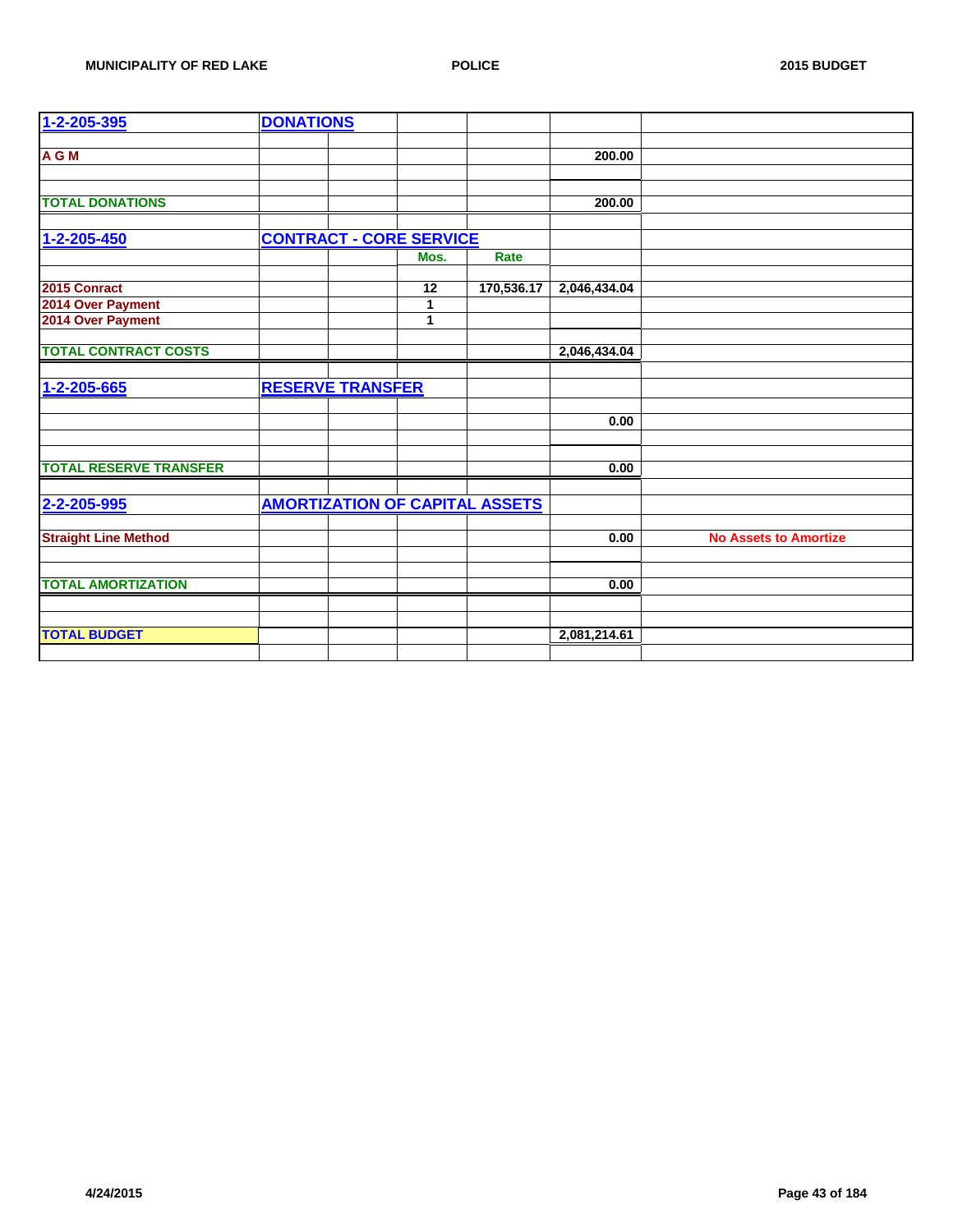| 1-2-205-395 | DONATIONS | | | | | |
|---|---|---|---|---|---|---|
| | | | | | | |
| A G M | | | | | 200.00 | |
| | | | | | | |
| | | | | | | |
| TOTAL DONATIONS | | | | | 200.00 | |
| | | | | | | |
| 1-2-205-450 | CONTRACT - CORE SERVICE | | | | | |
| | | | Mos. | Rate | | |
| | | | | | | |
| 2015 Conract | | | 12 | 170,536.17 | 2,046,434.04 | |
| 2014 Over Payment | | | 1 | | | |
| 2014 Over Payment | | | 1 | | | |
| | | | | | | |
| TOTAL CONTRACT COSTS | | | | | 2,046,434.04 | |
| | | | | | | |
| 1-2-205-665 | RESERVE TRANSFER | | | | | |
| | | | | | | |
| | | | | | 0.00 | |
| | | | | | | |
| | | | | | | |
| TOTAL RESERVE TRANSFER | | | | | 0.00 | |
| | | | | | | |
| 2-2-205-995 | AMORTIZATION OF CAPITAL ASSETS | | | | | |
| | | | | | | |
| Straight Line Method | | | | | 0.00 | No Assets to Amortize |
| | | | | | | |
| | | | | | | |
| TOTAL AMORTIZATION | | | | | 0.00 | |
| | | | | | | |
| | | | | | | |
| TOTAL BUDGET | | | | | 2,081,214.61 | |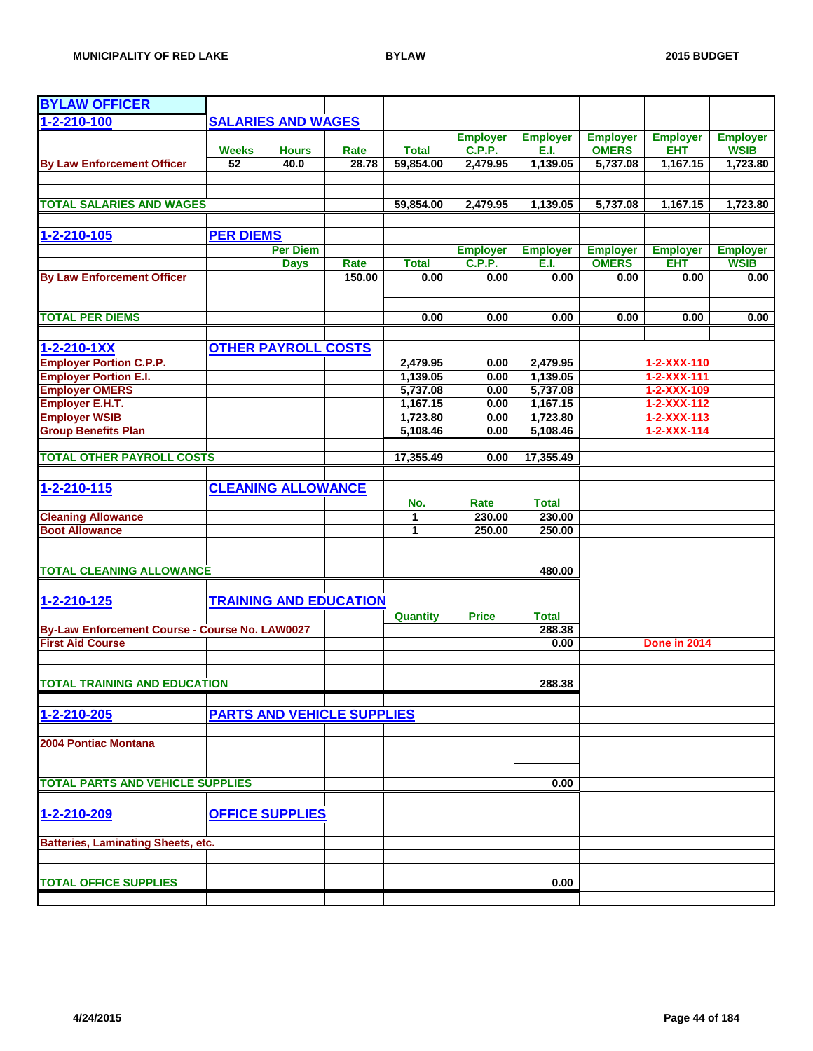## BYLAW OFFICER

### 1-2-210-100 SALARIES AND WAGES

| | Weeks | Hours | Rate | Total | Employer C.P.P. | Employer E.I. | Employer OMERS | Employer EHT | Employer WSIB |
|---|---|---|---|---|---|---|---|---|---|
| By Law Enforcement Officer | 52 | 40.0 | 28.78 | 59,854.00 | 2,479.95 | 1,139.05 | 5,737.08 | 1,167.15 | 1,723.80 |
| **TOTAL SALARIES AND WAGES** | | | | 59,854.00 | 2,479.95 | 1,139.05 | 5,737.08 | 1,167.15 | 1,723.80 |

### 1-2-210-105 PER DIEMS

| | | Per Diem Days | Rate | Total | Employer C.P.P. | Employer E.I. | Employer OMERS | Employer EHT | Employer WSIB |
|---|---|---|---|---|---|---|---|---|---|
| By Law Enforcement Officer | | | 150.00 | 0.00 | 0.00 | 0.00 | 0.00 | 0.00 | 0.00 |
| **TOTAL PER DIEMS** | | | | 0.00 | 0.00 | 0.00 | 0.00 | 0.00 | 0.00 |

### 1-2-210-1XX OTHER PAYROLL COSTS

| | | | |
|---|---|---|---|
| Employer Portion C.P.P. | 2,479.95 | 0.00 | 2,479.95 | 1-2-XXX-110 |
| Employer Portion E.I. | 1,139.05 | 0.00 | 1,139.05 | 1-2-XXX-111 |
| Employer OMERS | 5,737.08 | 0.00 | 5,737.08 | 1-2-XXX-109 |
| Employer E.H.T. | 1,167.15 | 0.00 | 1,167.15 | 1-2-XXX-112 |
| Employer WSIB | 1,723.80 | 0.00 | 1,723.80 | 1-2-XXX-113 |
| Group Benefits Plan | 5,108.46 | 0.00 | 5,108.46 | 1-2-XXX-114 |
| **TOTAL OTHER PAYROLL COSTS** | 17,355.49 | 0.00 | 17,355.49 | |

### 1-2-210-115 CLEANING ALLOWANCE

| | No. | Rate | Total |
|---|---|---|---|
| Cleaning Allowance | 1 | 230.00 | 230.00 |
| Boot Allowance | 1 | 250.00 | 250.00 |
| **TOTAL CLEANING ALLOWANCE** | | | 480.00 |

### 1-2-210-125 TRAINING AND EDUCATION

| | Quantity | Price | Total | |
|---|---|---|---|---|
| By-Law Enforcement Course - Course No. LAW0027 | | | 288.38 | |
| First Aid Course | | | 0.00 | Done in 2014 |
| **TOTAL TRAINING AND EDUCATION** | | | 288.38 | |

### 1-2-210-205 PARTS AND VEHICLE SUPPLIES

| | Total |
|---|---|
| 2004 Pontiac Montana | |
| **TOTAL PARTS AND VEHICLE SUPPLIES** | 0.00 |

### 1-2-210-209 OFFICE SUPPLIES

| | Total |
|---|---|
| Batteries, Laminating Sheets, etc. | |
| **TOTAL OFFICE SUPPLIES** | 0.00 |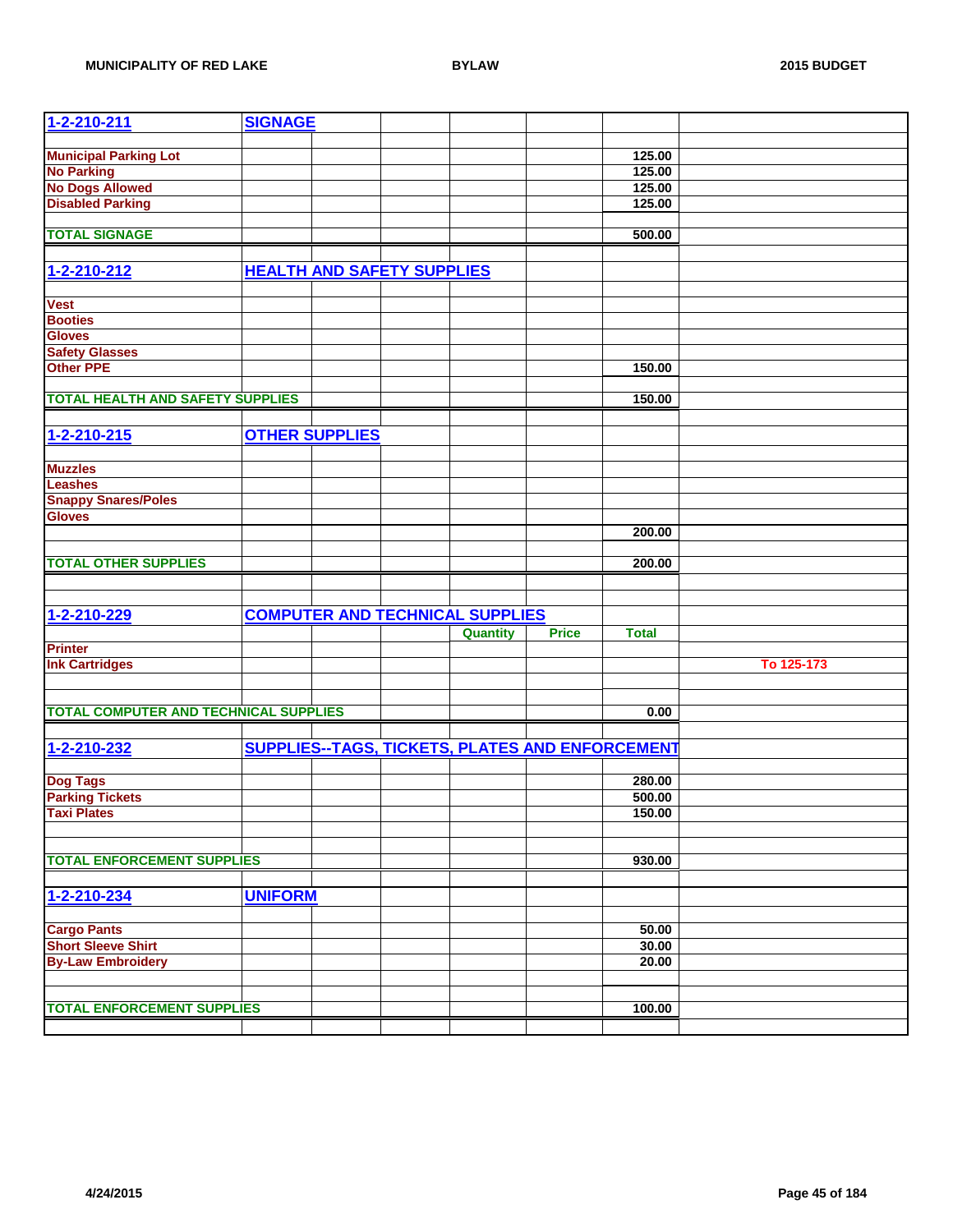| 1-2-210-211 | SIGNAGE | | | | | | |
|---|---|---|---|---|---|---|---|
| | | | | | | | |
| Municipal Parking Lot | | | | | | 125.00 | |
| No Parking | | | | | | 125.00 | |
| No Dogs Allowed | | | | | | 125.00 | |
| Disabled Parking | | | | | | 125.00 | |
| | | | | | | | |
| TOTAL SIGNAGE | | | | | | 500.00 | |
| | | | | | | | |
| 1-2-210-212 | HEALTH AND SAFETY SUPPLIES | | | | | | |
| | | | | | | | |
| Vest | | | | | | | |
| Booties | | | | | | | |
| Gloves | | | | | | | |
| Safety Glasses | | | | | | | |
| Other PPE | | | | | | 150.00 | |
| | | | | | | | |
| TOTAL HEALTH AND SAFETY SUPPLIES | | | | | | 150.00 | |
| | | | | | | | |
| 1-2-210-215 | OTHER SUPPLIES | | | | | | |
| | | | | | | | |
| Muzzles | | | | | | | |
| Leashes | | | | | | | |
| Snappy Snares/Poles | | | | | | | |
| Gloves | | | | | | | |
| | | | | | | 200.00 | |
| | | | | | | | |
| TOTAL OTHER SUPPLIES | | | | | | 200.00 | |
| | | | | | | | |
| | | | | | | | |
| 1-2-210-229 | COMPUTER AND TECHNICAL SUPPLIES | | | | | | |
| | | | | Quantity | Price | Total | |
| Printer | | | | | | | |
| Ink Cartridges | | | | | | | To 125-173 |
| | | | | | | | |
| | | | | | | | |
| TOTAL COMPUTER AND TECHNICAL SUPPLIES | | | | | | 0.00 | |
| | | | | | | | |
| 1-2-210-232 | SUPPLIES--TAGS, TICKETS, PLATES AND ENFORCEMENT | | | | | | |
| | | | | | | | |
| Dog Tags | | | | | | 280.00 | |
| Parking Tickets | | | | | | 500.00 | |
| Taxi Plates | | | | | | 150.00 | |
| | | | | | | | |
| | | | | | | | |
| TOTAL ENFORCEMENT SUPPLIES | | | | | | 930.00 | |
| | | | | | | | |
| 1-2-210-234 | UNIFORM | | | | | | |
| | | | | | | | |
| Cargo Pants | | | | | | 50.00 | |
| Short Sleeve Shirt | | | | | | 30.00 | |
| By-Law Embroidery | | | | | | 20.00 | |
| | | | | | | | |
| | | | | | | | |
| TOTAL ENFORCEMENT SUPPLIES | | | | | | 100.00 | |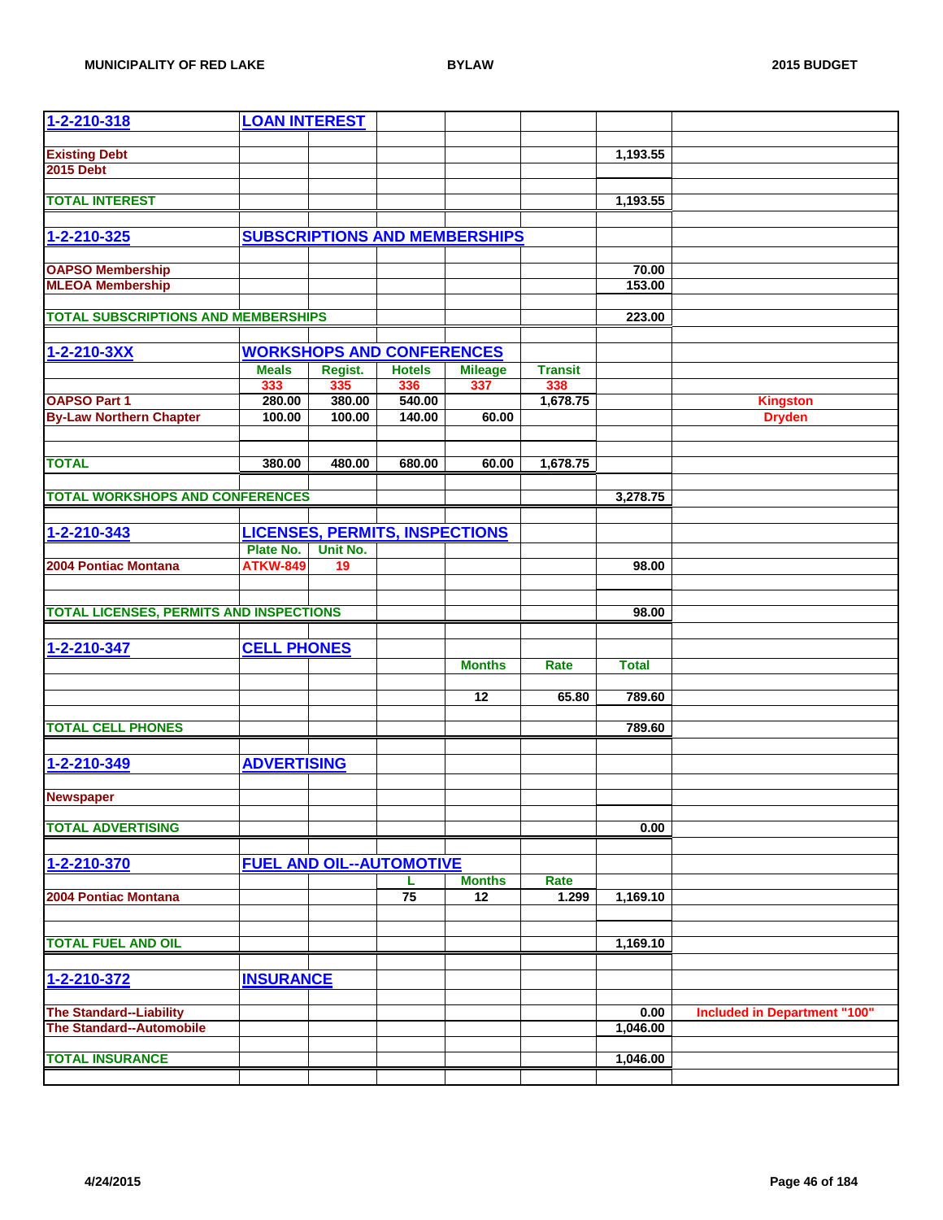| 1-2-210-318 | LOAN INTEREST | | | | | | |
|---|---|---|---|---|---|---|---|
| Existing Debt | | | | | | 1,193.55 | |
| 2015 Debt | | | | | | | |
| TOTAL INTEREST | | | | | | 1,193.55 | |
| | | | | | | | |
| 1-2-210-325 | SUBSCRIPTIONS AND MEMBERSHIPS | | | | | | |
| OAPSO Membership | | | | | | 70.00 | |
| MLEOA Membership | | | | | | 153.00 | |
| TOTAL SUBSCRIPTIONS AND MEMBERSHIPS | | | | | | 223.00 | |
| | | | | | | | |
| 1-2-210-3XX | WORKSHOPS AND CONFERENCES | | | | | | |
| | Meals | Regist. | Hotels | Mileage | Transit | | |
| | 333 | 335 | 336 | 337 | 338 | | |
| OAPSO Part 1 | 280.00 | 380.00 | 540.00 | | 1,678.75 | | Kingston |
| By-Law Northern Chapter | 100.00 | 100.00 | 140.00 | 60.00 | | | Dryden |
| TOTAL | 380.00 | 480.00 | 680.00 | 60.00 | 1,678.75 | | |
| TOTAL WORKSHOPS AND CONFERENCES | | | | | | 3,278.75 | |
| | | | | | | | |
| 1-2-210-343 | LICENSES, PERMITS, INSPECTIONS | | | | | | |
| | Plate No. | Unit No. | | | | | |
| 2004 Pontiac Montana | ATKW-849 | 19 | | | | 98.00 | |
| TOTAL LICENSES, PERMITS AND INSPECTIONS | | | | | | 98.00 | |
| | | | | | | | |
| 1-2-210-347 | CELL PHONES | | | | | | |
| | | | | Months | Rate | Total | |
| | | | | 12 | 65.80 | 789.60 | |
| TOTAL CELL PHONES | | | | | | 789.60 | |
| | | | | | | | |
| 1-2-210-349 | ADVERTISING | | | | | | |
| Newspaper | | | | | | | |
| TOTAL ADVERTISING | | | | | | 0.00 | |
| | | | | | | | |
| 1-2-210-370 | FUEL AND OIL--AUTOMOTIVE | | | | | | |
| | | | L | Months | Rate | | |
| 2004 Pontiac Montana | | | 75 | 12 | 1.299 | 1,169.10 | |
| TOTAL FUEL AND OIL | | | | | | 1,169.10 | |
| | | | | | | | |
| 1-2-210-372 | INSURANCE | | | | | | |
| The Standard--Liability | | | | | | 0.00 | Included in Department "100" |
| The Standard--Automobile | | | | | | 1,046.00 | |
| TOTAL INSURANCE | | | | | | 1,046.00 | |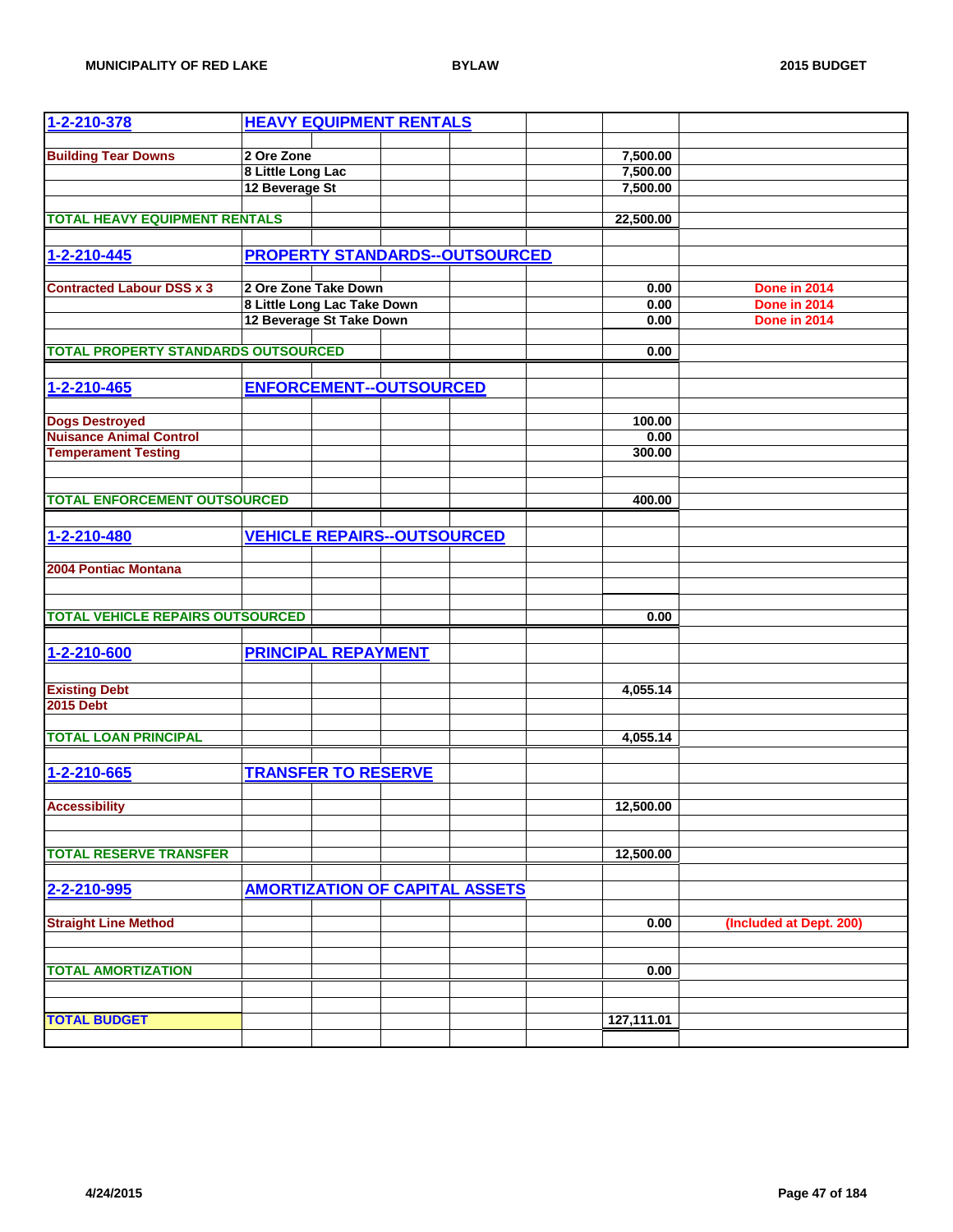| 1-2-210-378 | HEAVY EQUIPMENT RENTALS | | | | | | |
|---|---|---|---|---|---|---|---|
| | | | | | | | |
| Building Tear Downs | 2 Ore Zone | | | | | 7,500.00 | |
| | 8 Little Long Lac | | | | | 7,500.00 | |
| | 12 Beverage St | | | | | 7,500.00 | |
| | | | | | | | |
| TOTAL HEAVY EQUIPMENT RENTALS | | | | | | 22,500.00 | |
| | | | | | | | |
| 1-2-210-445 | PROPERTY STANDARDS--OUTSOURCED | | | | | | |
| | | | | | | | |
| Contracted Labour DSS x 3 | 2 Ore Zone Take Down | | | | | 0.00 | Done in 2014 |
| | 8 Little Long Lac Take Down | | | | | 0.00 | Done in 2014 |
| | 12 Beverage St Take Down | | | | | 0.00 | Done in 2014 |
| | | | | | | | |
| TOTAL PROPERTY STANDARDS OUTSOURCED | | | | | | 0.00 | |
| | | | | | | | |
| 1-2-210-465 | ENFORCEMENT--OUTSOURCED | | | | | | |
| | | | | | | | |
| Dogs Destroyed | | | | | | 100.00 | |
| Nuisance Animal Control | | | | | | 0.00 | |
| Temperament Testing | | | | | | 300.00 | |
| | | | | | | | |
| | | | | | | | |
| TOTAL ENFORCEMENT OUTSOURCED | | | | | | 400.00 | |
| | | | | | | | |
| 1-2-210-480 | VEHICLE REPAIRS--OUTSOURCED | | | | | | |
| | | | | | | | |
| 2004 Pontiac Montana | | | | | | | |
| | | | | | | | |
| | | | | | | | |
| TOTAL VEHICLE REPAIRS OUTSOURCED | | | | | | 0.00 | |
| | | | | | | | |
| 1-2-210-600 | PRINCIPAL REPAYMENT | | | | | | |
| | | | | | | | |
| Existing Debt | | | | | | 4,055.14 | |
| 2015 Debt | | | | | | | |
| | | | | | | | |
| TOTAL LOAN PRINCIPAL | | | | | | 4,055.14 | |
| | | | | | | | |
| 1-2-210-665 | TRANSFER TO RESERVE | | | | | | |
| | | | | | | | |
| Accessibility | | | | | | 12,500.00 | |
| | | | | | | | |
| | | | | | | | |
| TOTAL RESERVE TRANSFER | | | | | | 12,500.00 | |
| | | | | | | | |
| 2-2-210-995 | AMORTIZATION OF CAPITAL ASSETS | | | | | | |
| | | | | | | | |
| Straight Line Method | | | | | | 0.00 | (Included at Dept. 200) |
| | | | | | | | |
| | | | | | | | |
| TOTAL AMORTIZATION | | | | | | 0.00 | |
| | | | | | | | |
| | | | | | | | |
| TOTAL BUDGET | | | | | | 127,111.01 | |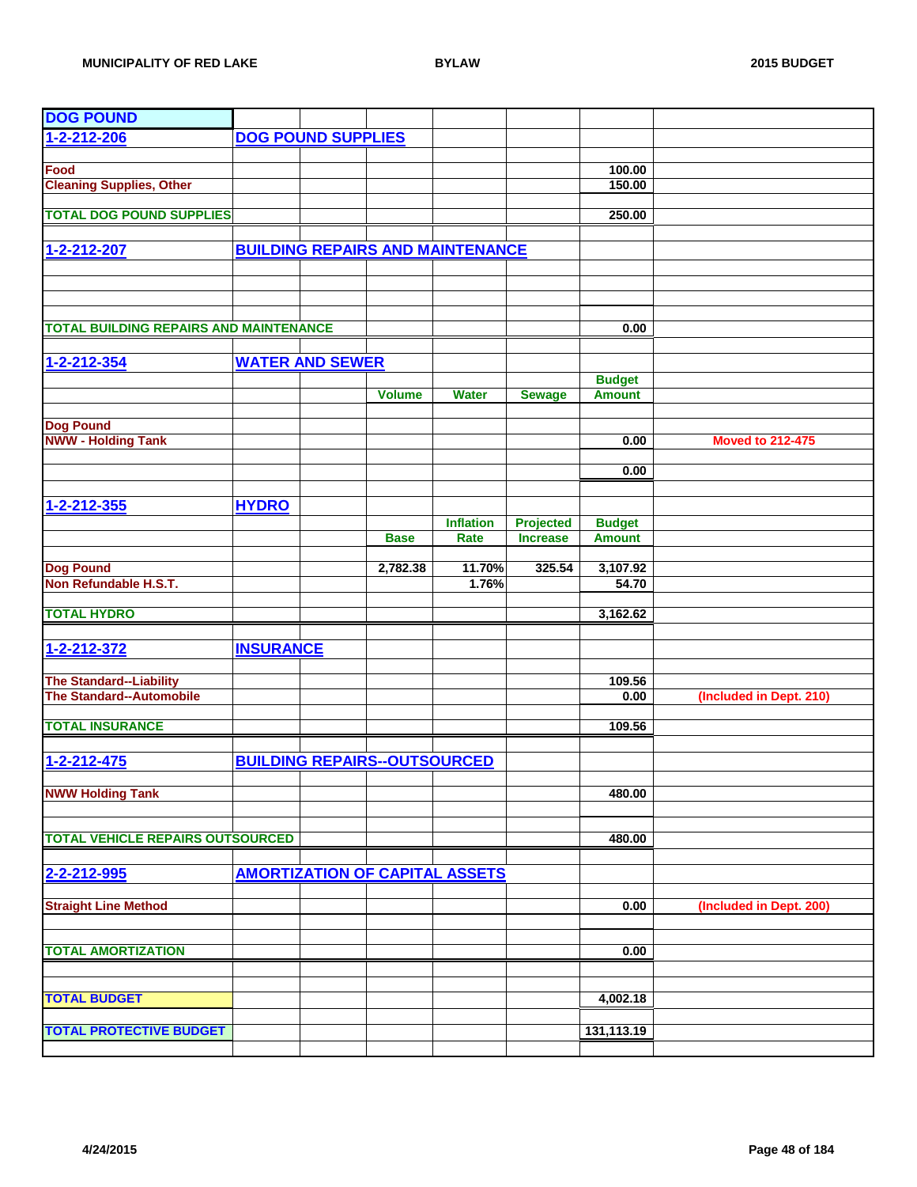## DOG POUND

| | | | | | | Budget Amount | |
|---|---|---|---|---|---|---|---|
| **1-2-212-206** | **DOG POUND SUPPLIES** | | | | | | |
| Food | | | | | | 100.00 | |
| Cleaning Supplies, Other | | | | | | 150.00 | |
| **TOTAL DOG POUND SUPPLIES** | | | | | | **250.00** | |
| | | | | | | | |
| **1-2-212-207** | **BUILDING REPAIRS AND MAINTENANCE** | | | | | | |
| **TOTAL BUILDING REPAIRS AND MAINTENANCE** | | | | | | **0.00** | |
| | | | | | | | |
| **1-2-212-354** | **WATER AND SEWER** | | | | | | |
| | | | Volume | Water | Sewage | Budget Amount | |
| Dog Pound | | | | | | | |
| NWW - Holding Tank | | | | | | 0.00 | Moved to 212-475 |
| | | | | | | **0.00** | |
| | | | | | | | |
| **1-2-212-355** | **HYDRO** | | | | | | |
| | | | Base | Inflation Rate | Projected Increase | Budget Amount | |
| Dog Pound | | | 2,782.38 | 11.70% | 325.54 | 3,107.92 | |
| Non Refundable H.S.T. | | | | 1.76% | | 54.70 | |
| **TOTAL HYDRO** | | | | | | **3,162.62** | |
| | | | | | | | |
| **1-2-212-372** | **INSURANCE** | | | | | | |
| The Standard--Liability | | | | | | 109.56 | |
| The Standard--Automobile | | | | | | 0.00 | (Included in Dept. 210) |
| **TOTAL INSURANCE** | | | | | | **109.56** | |
| | | | | | | | |
| **1-2-212-475** | **BUILDING REPAIRS--OUTSOURCED** | | | | | | |
| NWW Holding Tank | | | | | | 480.00 | |
| **TOTAL VEHICLE REPAIRS OUTSOURCED** | | | | | | **480.00** | |
| | | | | | | | |
| **2-2-212-995** | **AMORTIZATION OF CAPITAL ASSETS** | | | | | | |
| Straight Line Method | | | | | | 0.00 | (Included in Dept. 200) |
| **TOTAL AMORTIZATION** | | | | | | **0.00** | |
| | | | | | | | |
| **TOTAL BUDGET** | | | | | | **4,002.18** | |
| | | | | | | | |
| **TOTAL PROTECTIVE BUDGET** | | | | | | **131,113.19** | |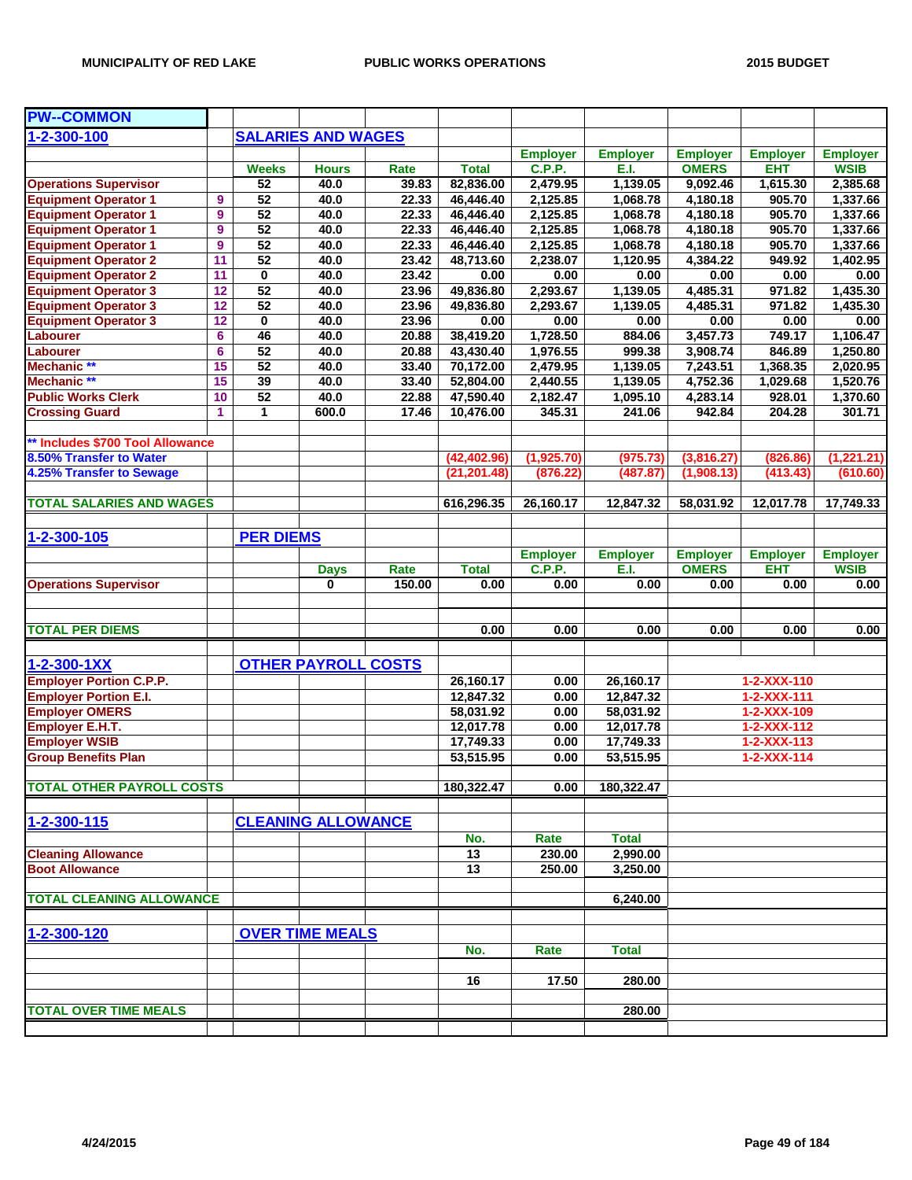## PW--COMMON

### 1-2-300-100 SALARIES AND WAGES

| | | Weeks | Hours | Rate | Total | Employer C.P.P. | Employer E.I. | Employer OMERS | Employer EHT | Employer WSIB |
|---|---|---|---|---|---|---|---|---|---|---|
| Operations Supervisor | | 52 | 40.0 | 39.83 | 82,836.00 | 2,479.95 | 1,139.05 | 9,092.46 | 1,615.30 | 2,385.68 |
| Equipment Operator 1 | 9 | 52 | 40.0 | 22.33 | 46,446.40 | 2,125.85 | 1,068.78 | 4,180.18 | 905.70 | 1,337.66 |
| Equipment Operator 1 | 9 | 52 | 40.0 | 22.33 | 46,446.40 | 2,125.85 | 1,068.78 | 4,180.18 | 905.70 | 1,337.66 |
| Equipment Operator 1 | 9 | 52 | 40.0 | 22.33 | 46,446.40 | 2,125.85 | 1,068.78 | 4,180.18 | 905.70 | 1,337.66 |
| Equipment Operator 1 | 9 | 52 | 40.0 | 22.33 | 46,446.40 | 2,125.85 | 1,068.78 | 4,180.18 | 905.70 | 1,337.66 |
| Equipment Operator 2 | 11 | 52 | 40.0 | 23.42 | 48,713.60 | 2,238.07 | 1,120.95 | 4,384.22 | 949.92 | 1,402.95 |
| Equipment Operator 2 | 11 | 0 | 40.0 | 23.42 | 0.00 | 0.00 | 0.00 | 0.00 | 0.00 | 0.00 |
| Equipment Operator 3 | 12 | 52 | 40.0 | 23.96 | 49,836.80 | 2,293.67 | 1,139.05 | 4,485.31 | 971.82 | 1,435.30 |
| Equipment Operator 3 | 12 | 52 | 40.0 | 23.96 | 49,836.80 | 2,293.67 | 1,139.05 | 4,485.31 | 971.82 | 1,435.30 |
| Equipment Operator 3 | 12 | 0 | 40.0 | 23.96 | 0.00 | 0.00 | 0.00 | 0.00 | 0.00 | 0.00 |
| Labourer | 6 | 46 | 40.0 | 20.88 | 38,419.20 | 1,728.50 | 884.06 | 3,457.73 | 749.17 | 1,106.47 |
| Labourer | 6 | 52 | 40.0 | 20.88 | 43,430.40 | 1,976.55 | 999.38 | 3,908.74 | 846.89 | 1,250.80 |
| Mechanic ** | 15 | 52 | 40.0 | 33.40 | 70,172.00 | 2,479.95 | 1,139.05 | 7,243.51 | 1,368.35 | 2,020.95 |
| Mechanic ** | 15 | 39 | 40.0 | 33.40 | 52,804.00 | 2,440.55 | 1,139.05 | 4,752.36 | 1,029.68 | 1,520.76 |
| Public Works Clerk | 10 | 52 | 40.0 | 22.88 | 47,590.40 | 2,182.47 | 1,095.10 | 4,283.14 | 928.01 | 1,370.60 |
| Crossing Guard | 1 | 1 | 600.0 | 17.46 | 10,476.00 | 345.31 | 241.06 | 942.84 | 204.28 | 301.71 |
| ** Includes $700 Tool Allowance | | | | | | | | | | |
| 8.50% Transfer to Water | | | | | (42,402.96) | (1,925.70) | (975.73) | (3,816.27) | (826.86) | (1,221.21) |
| 4.25% Transfer to Sewage | | | | | (21,201.48) | (876.22) | (487.87) | (1,908.13) | (413.43) | (610.60) |
| TOTAL SALARIES AND WAGES | | | | | 616,296.35 | 26,160.17 | 12,847.32 | 58,031.92 | 12,017.78 | 17,749.33 |

### 1-2-300-105 PER DIEMS

| | Days | Rate | Total | Employer C.P.P. | Employer E.I. | Employer OMERS | Employer EHT | Employer WSIB |
|---|---|---|---|---|---|---|---|---|
| Operations Supervisor | 0 | 150.00 | 0.00 | 0.00 | 0.00 | 0.00 | 0.00 | 0.00 |
| TOTAL PER DIEMS | | | 0.00 | 0.00 | 0.00 | 0.00 | 0.00 | 0.00 |

### 1-2-300-1XX OTHER PAYROLL COSTS

| | | | | |
|---|---|---|---|---|
| Employer Portion C.P.P. | 26,160.17 | 0.00 | 26,160.17 | 1-2-XXX-110 |
| Employer Portion E.I. | 12,847.32 | 0.00 | 12,847.32 | 1-2-XXX-111 |
| Employer OMERS | 58,031.92 | 0.00 | 58,031.92 | 1-2-XXX-109 |
| Employer E.H.T. | 12,017.78 | 0.00 | 12,017.78 | 1-2-XXX-112 |
| Employer WSIB | 17,749.33 | 0.00 | 17,749.33 | 1-2-XXX-113 |
| Group Benefits Plan | 53,515.95 | 0.00 | 53,515.95 | 1-2-XXX-114 |
| TOTAL OTHER PAYROLL COSTS | 180,322.47 | 0.00 | 180,322.47 | |

### 1-2-300-115 CLEANING ALLOWANCE

| | No. | Rate | Total |
|---|---|---|---|
| Cleaning Allowance | 13 | 230.00 | 2,990.00 |
| Boot Allowance | 13 | 250.00 | 3,250.00 |
| TOTAL CLEANING ALLOWANCE | | | 6,240.00 |

### 1-2-300-120 OVER TIME MEALS

| | No. | Rate | Total |
|---|---|---|---|
| | 16 | 17.50 | 280.00 |
| TOTAL OVER TIME MEALS | | | 280.00 |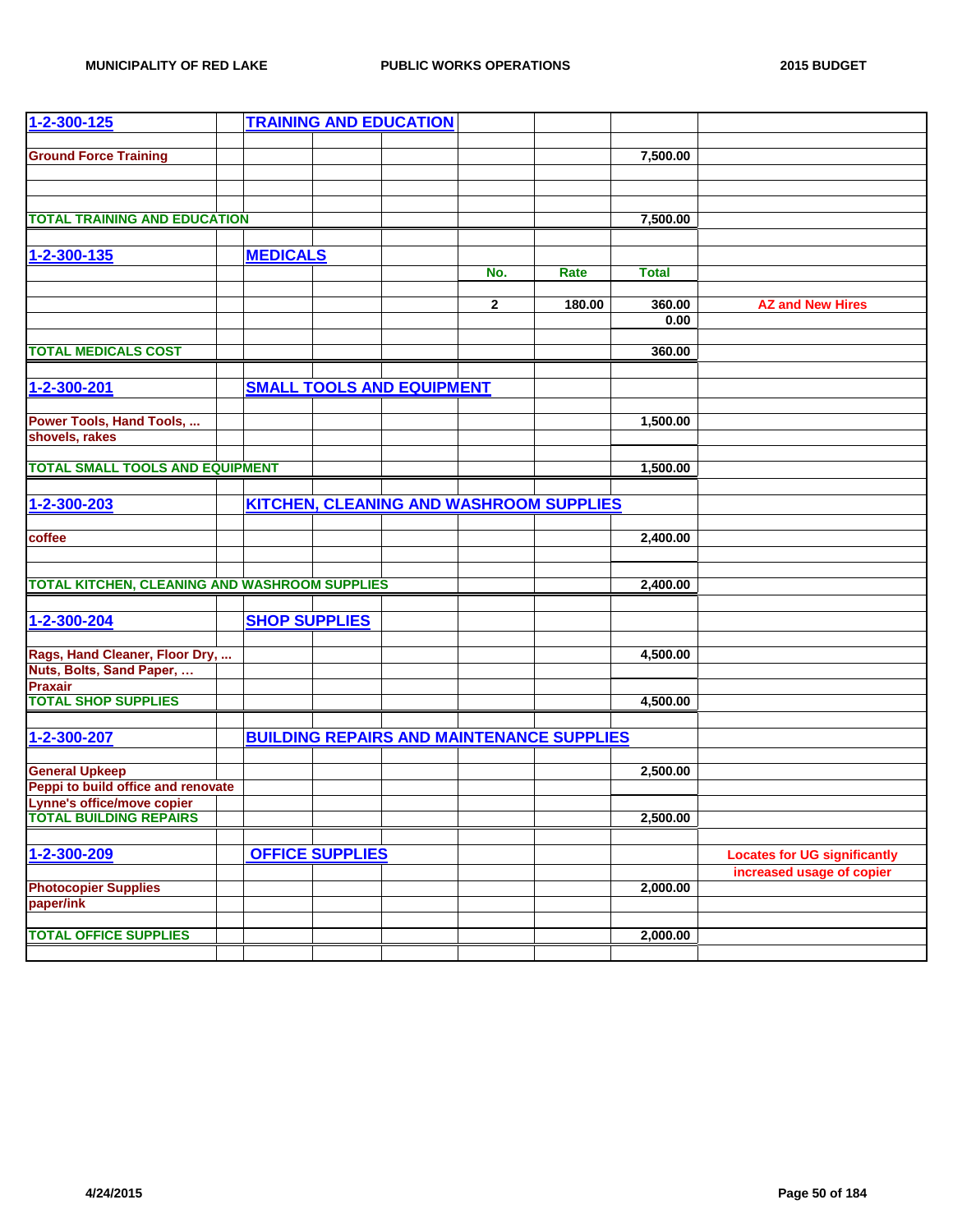| | | | | | | | |
|---|---|---|---|---|---|---|---|
| **1-2-300-125** | **TRAINING AND EDUCATION** | | | | | | |
| | | | | | | | |
| **Ground Force Training** | | | | | | 7,500.00 | |
| | | | | | | | |
| **TOTAL TRAINING AND EDUCATION** | | | | | | 7,500.00 | |
| | | | | | | | |
| **1-2-300-135** | **MEDICALS** | | | | | | |
| | | | | No. | Rate | Total | |
| | | | | 2 | 180.00 | 360.00 | AZ and New Hires |
| | | | | | | 0.00 | |
| **TOTAL MEDICALS COST** | | | | | | 360.00 | |
| | | | | | | | |
| **1-2-300-201** | **SMALL TOOLS AND EQUIPMENT** | | | | | | |
| | | | | | | | |
| **Power Tools, Hand Tools, ...** | | | | | | 1,500.00 | |
| **shovels, rakes** | | | | | | | |
| **TOTAL SMALL TOOLS AND EQUIPMENT** | | | | | | 1,500.00 | |
| | | | | | | | |
| **1-2-300-203** | **KITCHEN, CLEANING AND WASHROOM SUPPLIES** | | | | | | |
| | | | | | | | |
| **coffee** | | | | | | 2,400.00 | |
| | | | | | | | |
| **TOTAL KITCHEN, CLEANING AND WASHROOM SUPPLIES** | | | | | | 2,400.00 | |
| | | | | | | | |
| **1-2-300-204** | **SHOP SUPPLIES** | | | | | | |
| | | | | | | | |
| **Rags, Hand Cleaner, Floor Dry, ...** | | | | | | 4,500.00 | |
| **Nuts, Bolts, Sand Paper, …** | | | | | | | |
| **Praxair** | | | | | | | |
| **TOTAL SHOP SUPPLIES** | | | | | | 4,500.00 | |
| | | | | | | | |
| **1-2-300-207** | **BUILDING REPAIRS AND MAINTENANCE SUPPLIES** | | | | | | |
| | | | | | | | |
| **General Upkeep** | | | | | | 2,500.00 | |
| **Peppi to build office and renovate** | | | | | | | |
| **Lynne's office/move copier** | | | | | | | |
| **TOTAL BUILDING REPAIRS** | | | | | | 2,500.00 | |
| | | | | | | | |
| **1-2-300-209** | **OFFICE SUPPLIES** | | | | | | Locates for UG significantly increased usage of copier |
| **Photocopier Supplies** | | | | | | 2,000.00 | |
| **paper/ink** | | | | | | | |
| | | | | | | | |
| **TOTAL OFFICE SUPPLIES** | | | | | | 2,000.00 | |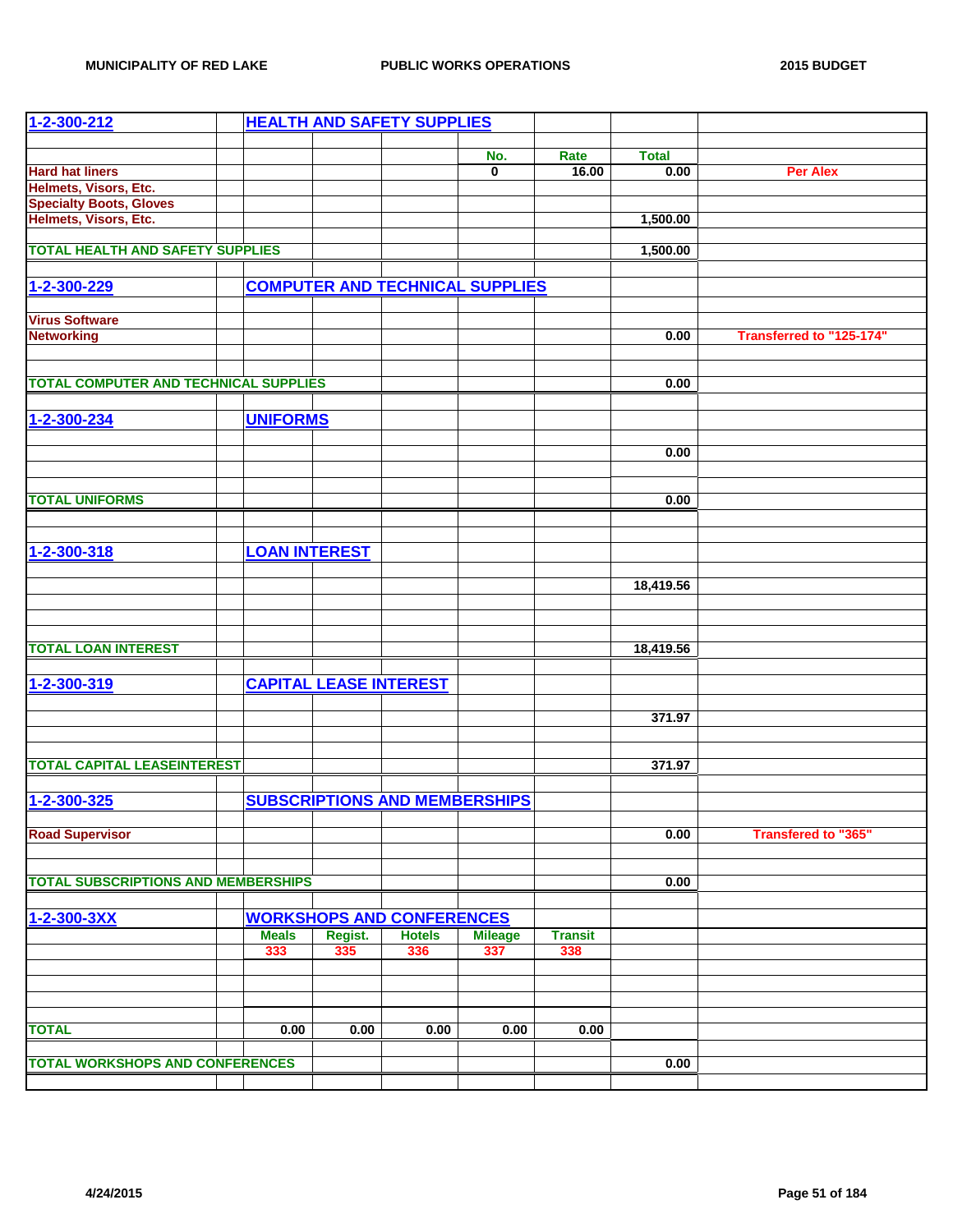| 1-2-300-212 | | HEALTH AND SAFETY SUPPLIES | | | | | | |
|---|---|---|---|---|---|---|---|---|
| | | | | | No. | Rate | Total | |
| Hard hat liners | | | | | 0 | 16.00 | 0.00 | Per Alex |
| Helmets, Visors, Etc. | | | | | | | | |
| Specialty Boots, Gloves | | | | | | | | |
| Helmets, Visors, Etc. | | | | | | | 1,500.00 | |
| TOTAL HEALTH AND SAFETY SUPPLIES | | | | | | | 1,500.00 | |
| 1-2-300-229 | | COMPUTER AND TECHNICAL SUPPLIES | | | | | | |
| Virus Software | | | | | | | | |
| Networking | | | | | | | 0.00 | Transferred to "125-174" |
| TOTAL COMPUTER AND TECHNICAL SUPPLIES | | | | | | | 0.00 | |
| 1-2-300-234 | | UNIFORMS | | | | | | |
| | | | | | | | 0.00 | |
| TOTAL UNIFORMS | | | | | | | 0.00 | |
| 1-2-300-318 | | LOAN INTEREST | | | | | | |
| | | | | | | | 18,419.56 | |
| TOTAL LOAN INTEREST | | | | | | | 18,419.56 | |
| 1-2-300-319 | | CAPITAL LEASE INTEREST | | | | | | |
| | | | | | | | 371.97 | |
| TOTAL CAPITAL LEASEINTEREST | | | | | | | 371.97 | |
| 1-2-300-325 | | SUBSCRIPTIONS AND MEMBERSHIPS | | | | | | |
| Road Supervisor | | | | | | | 0.00 | Transfered to "365" |
| TOTAL SUBSCRIPTIONS AND MEMBERSHIPS | | | | | | | 0.00 | |
| 1-2-300-3XX | | WORKSHOPS AND CONFERENCES | | | | | | |
| | | Meals | Regist. | Hotels | Mileage | Transit | | |
| | | 333 | 335 | 336 | 337 | 338 | | |
| TOTAL | | 0.00 | 0.00 | 0.00 | 0.00 | 0.00 | | |
| TOTAL WORKSHOPS AND CONFERENCES | | | | | | | 0.00 | |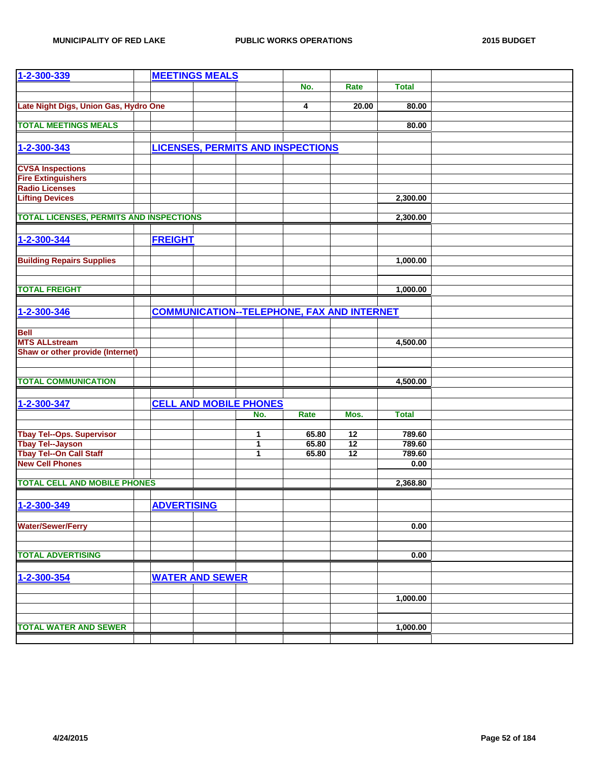| 1-2-300-339 | MEETINGS MEALS | | | |
|---|---|---|---|---|
| | No. | Rate | Total | |
| Late Night Digs, Union Gas, Hydro One | 4 | 20.00 | 80.00 | |
| TOTAL MEETINGS MEALS | | | 80.00 | |

| 1-2-300-343 | LICENSES, PERMITS AND INSPECTIONS | |
|---|---|---|
| CVSA Inspections | | |
| Fire Extinguishers | | |
| Radio Licenses | | |
| Lifting Devices | | 2,300.00 |
| TOTAL LICENSES, PERMITS AND INSPECTIONS | | 2,300.00 |

| 1-2-300-344 | FREIGHT | |
|---|---|---|
| Building Repairs Supplies | | 1,000.00 |
| TOTAL FREIGHT | | 1,000.00 |

| 1-2-300-346 | COMMUNICATION--TELEPHONE, FAX AND INTERNET | |
|---|---|---|
| Bell | | |
| MTS ALLstream | | 4,500.00 |
| Shaw or other provide (Internet) | | |
| TOTAL COMMUNICATION | | 4,500.00 |

| 1-2-300-347 | CELL AND MOBILE PHONES | | | |
|---|---|---|---|---|
| | No. | Rate | Mos. | Total |
| Tbay Tel--Ops. Supervisor | 1 | 65.80 | 12 | 789.60 |
| Tbay Tel--Jayson | 1 | 65.80 | 12 | 789.60 |
| Tbay Tel--On Call Staff | 1 | 65.80 | 12 | 789.60 |
| New Cell Phones | | | | 0.00 |
| TOTAL CELL AND MOBILE PHONES | | | | 2,368.80 |

| 1-2-300-349 | ADVERTISING | |
|---|---|---|
| Water/Sewer/Ferry | | 0.00 |
| TOTAL ADVERTISING | | 0.00 |

| 1-2-300-354 | WATER AND SEWER | |
|---|---|---|
| | | 1,000.00 |
| TOTAL WATER AND SEWER | | 1,000.00 |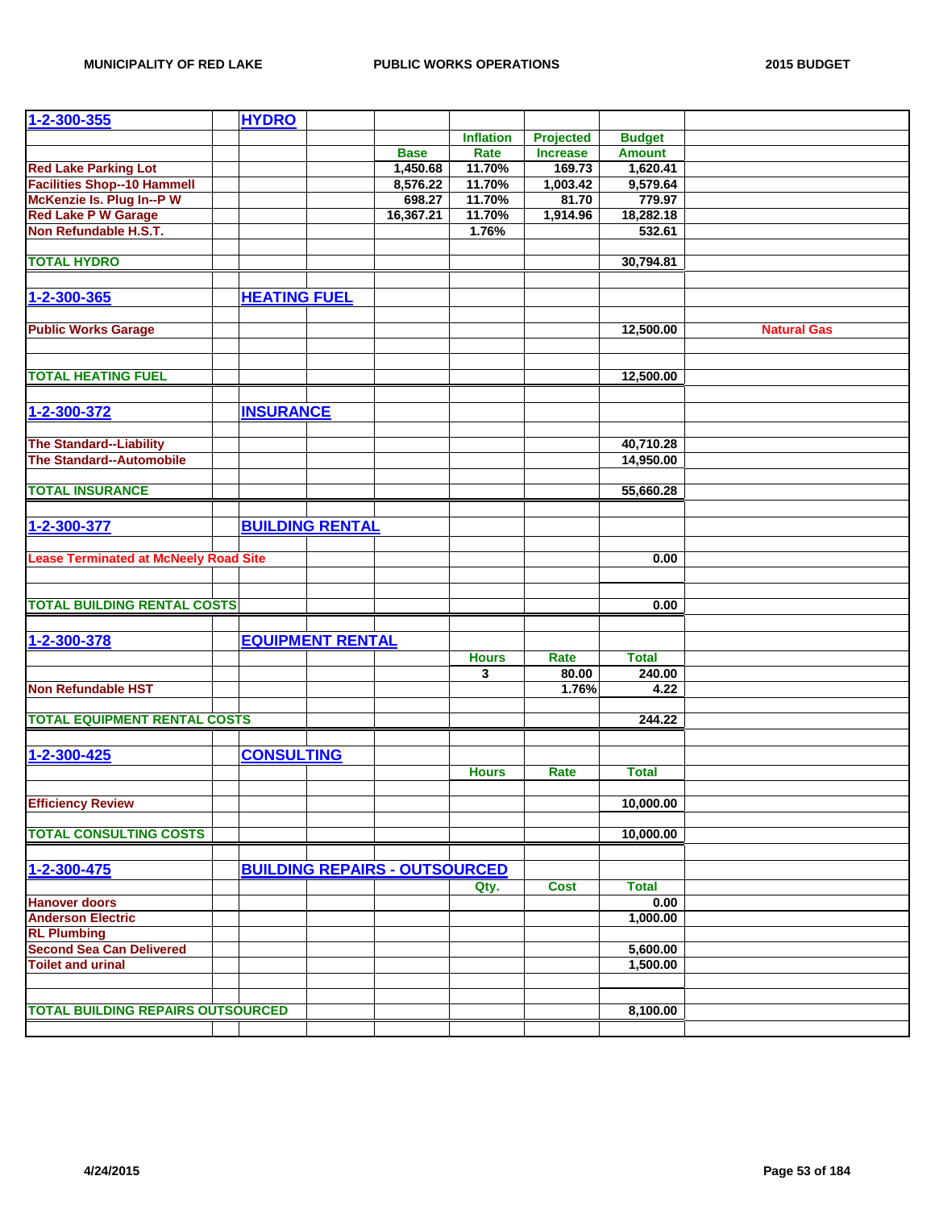| 1-2-300-355 | HYDRO | | | | |
|---|---|---|---|---|---|
| | | Inflation | Projected | Budget | |
| | Base | Rate | Increase | Amount | |
| Red Lake Parking Lot | 1,450.68 | 11.70% | 169.73 | 1,620.41 | |
| Facilities Shop--10 Hammell | 8,576.22 | 11.70% | 1,003.42 | 9,579.64 | |
| McKenzie Is. Plug In--P W | 698.27 | 11.70% | 81.70 | 779.97 | |
| Red Lake P W Garage | 16,367.21 | 11.70% | 1,914.96 | 18,282.18 | |
| Non Refundable H.S.T. | | 1.76% | | 532.61 | |
| TOTAL HYDRO | | | | 30,794.81 | |

| 1-2-300-365 | HEATING FUEL | |
|---|---|---|
| Public Works Garage | 12,500.00 | Natural Gas |
| TOTAL HEATING FUEL | 12,500.00 | |

| 1-2-300-372 | INSURANCE |
|---|---|
| The Standard--Liability | 40,710.28 |
| The Standard--Automobile | 14,950.00 |
| TOTAL INSURANCE | 55,660.28 |

| 1-2-300-377 | BUILDING RENTAL |
|---|---|
| Lease Terminated at McNeely Road Site | 0.00 |
| TOTAL BUILDING RENTAL COSTS | 0.00 |

| 1-2-300-378 | EQUIPMENT RENTAL | | |
|---|---|---|---|
| | Hours | Rate | Total |
| | 3 | 80.00 | 240.00 |
| Non Refundable HST | | 1.76% | 4.22 |
| TOTAL EQUIPMENT RENTAL COSTS | | | 244.22 |

| 1-2-300-425 | CONSULTING | | |
|---|---|---|---|
| | Hours | Rate | Total |
| Efficiency Review | | | 10,000.00 |
| TOTAL CONSULTING COSTS | | | 10,000.00 |

| 1-2-300-475 | BUILDING REPAIRS - OUTSOURCED | | |
|---|---|---|---|
| | Qty. | Cost | Total |
| Hanover doors | | | 0.00 |
| Anderson Electric | | | 1,000.00 |
| RL Plumbing | | | |
| Second Sea Can Delivered | | | 5,600.00 |
| Toilet and urinal | | | 1,500.00 |
| TOTAL BUILDING REPAIRS OUTSOURCED | | | 8,100.00 |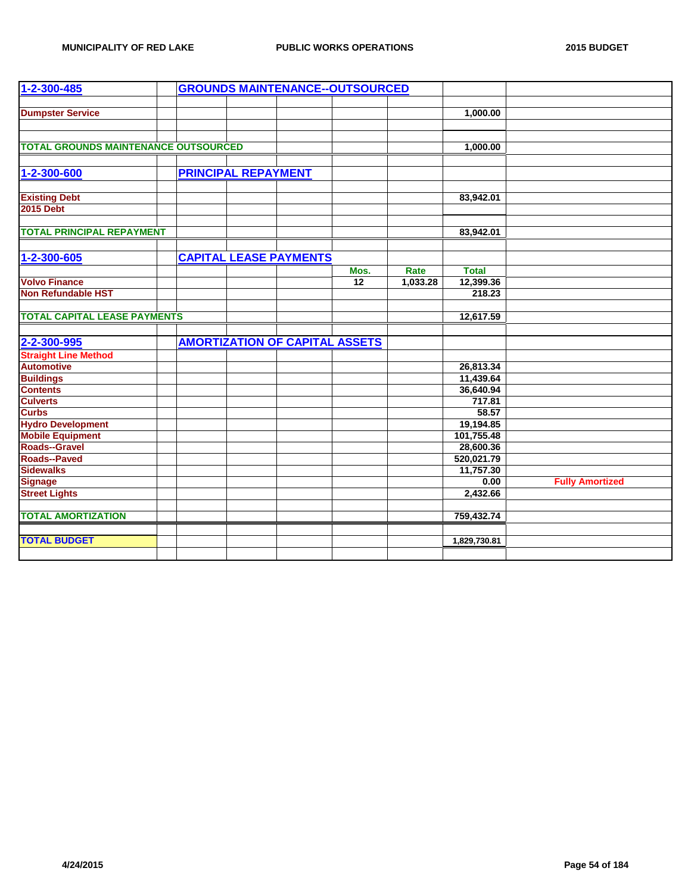| | | | | | | | |
|---|---|---|---|---|---|---|---|
| **1-2-300-485** | **GROUNDS MAINTENANCE--OUTSOURCED** | | | | | | |
| **Dumpster Service** | | | | | | **1,000.00** | |
| **TOTAL GROUNDS MAINTENANCE OUTSOURCED** | | | | | | **1,000.00** | |
| **1-2-300-600** | **PRINCIPAL REPAYMENT** | | | | | | |
| **Existing Debt** | | | | | | **83,942.01** | |
| **2015 Debt** | | | | | | | |
| **TOTAL PRINCIPAL REPAYMENT** | | | | | | **83,942.01** | |
| **1-2-300-605** | **CAPITAL LEASE PAYMENTS** | | | | | | |
| | | | | **Mos.** | **Rate** | **Total** | |
| **Volvo Finance** | | | | **12** | **1,033.28** | **12,399.36** | |
| **Non Refundable HST** | | | | | | **218.23** | |
| **TOTAL CAPITAL LEASE PAYMENTS** | | | | | | **12,617.59** | |
| **2-2-300-995** | **AMORTIZATION OF CAPITAL ASSETS** | | | | | | |
| **Straight Line Method** | | | | | | | |
| **Automotive** | | | | | | **26,813.34** | |
| **Buildings** | | | | | | **11,439.64** | |
| **Contents** | | | | | | **36,640.94** | |
| **Culverts** | | | | | | **717.81** | |
| **Curbs** | | | | | | **58.57** | |
| **Hydro Development** | | | | | | **19,194.85** | |
| **Mobile Equipment** | | | | | | **101,755.48** | |
| **Roads--Gravel** | | | | | | **28,600.36** | |
| **Roads--Paved** | | | | | | **520,021.79** | |
| **Sidewalks** | | | | | | **11,757.30** | |
| **Signage** | | | | | | **0.00** | **Fully Amortized** |
| **Street Lights** | | | | | | **2,432.66** | |
| **TOTAL AMORTIZATION** | | | | | | **759,432.74** | |
| **TOTAL BUDGET** | | | | | | **1,829,730.81** | |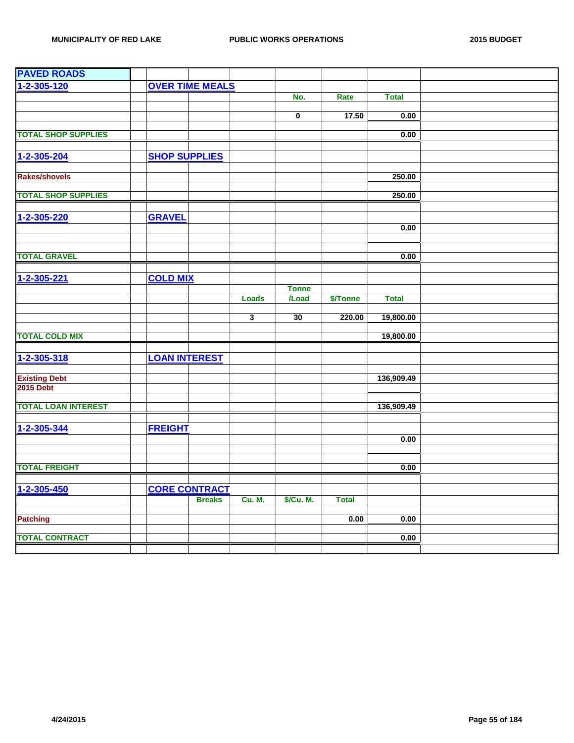| PAVED ROADS | | | | | | | | |
|---|---|---|---|---|---|---|---|---|
| 1-2-305-120 | | OVER TIME MEALS | | | | | | |
| | | | | | No. | Rate | Total | |
| | | | | | 0 | 17.50 | 0.00 | |
| TOTAL SHOP SUPPLIES | | | | | | | 0.00 | |
| 1-2-305-204 | | SHOP SUPPLIES | | | | | | |
| Rakes/shovels | | | | | | | 250.00 | |
| TOTAL SHOP SUPPLIES | | | | | | | 250.00 | |
| 1-2-305-220 | | GRAVEL | | | | | | |
| | | | | | | | 0.00 | |
| TOTAL GRAVEL | | | | | | | 0.00 | |
| 1-2-305-221 | | COLD MIX | | | | | | |
| | | | | | Tonne | | | |
| | | | | Loads | /Load | $/Tonne | Total | |
| | | | | 3 | 30 | 220.00 | 19,800.00 | |
| TOTAL COLD MIX | | | | | | | 19,800.00 | |
| 1-2-305-318 | | LOAN INTEREST | | | | | | |
| Existing Debt | | | | | | | 136,909.49 | |
| 2015 Debt | | | | | | | | |
| TOTAL LOAN INTEREST | | | | | | | 136,909.49 | |
| 1-2-305-344 | | FREIGHT | | | | | | |
| | | | | | | | 0.00 | |
| TOTAL FREIGHT | | | | | | | 0.00 | |
| 1-2-305-450 | | CORE CONTRACT | | | | | | |
| | | | Breaks | Cu. M. | $/Cu. M. | Total | | |
| Patching | | | | | | 0.00 | 0.00 | |
| TOTAL CONTRACT | | | | | | | 0.00 | |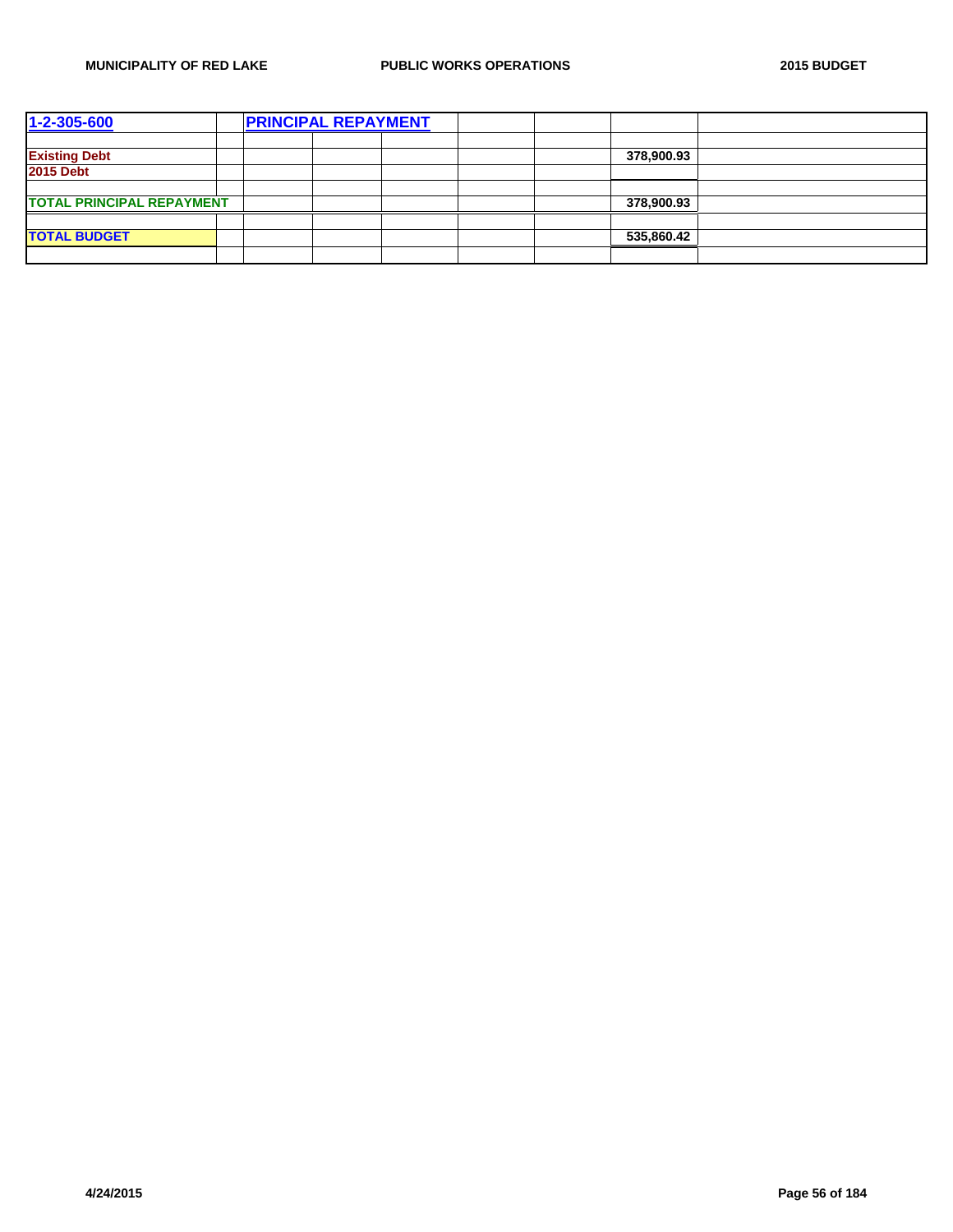| 1-2-305-600 | | PRINCIPAL REPAYMENT | | | | | | |
|---|---|---|---|---|---|---|---|---|
| | | | | | | | | |
| Existing Debt | | | | | | | 378,900.93 | |
| 2015 Debt | | | | | | | | |
| | | | | | | | | |
| TOTAL PRINCIPAL REPAYMENT | | | | | | | 378,900.93 | |
| | | | | | | | | |
| TOTAL BUDGET | | | | | | | 535,860.42 | |
| | | | | | | | | |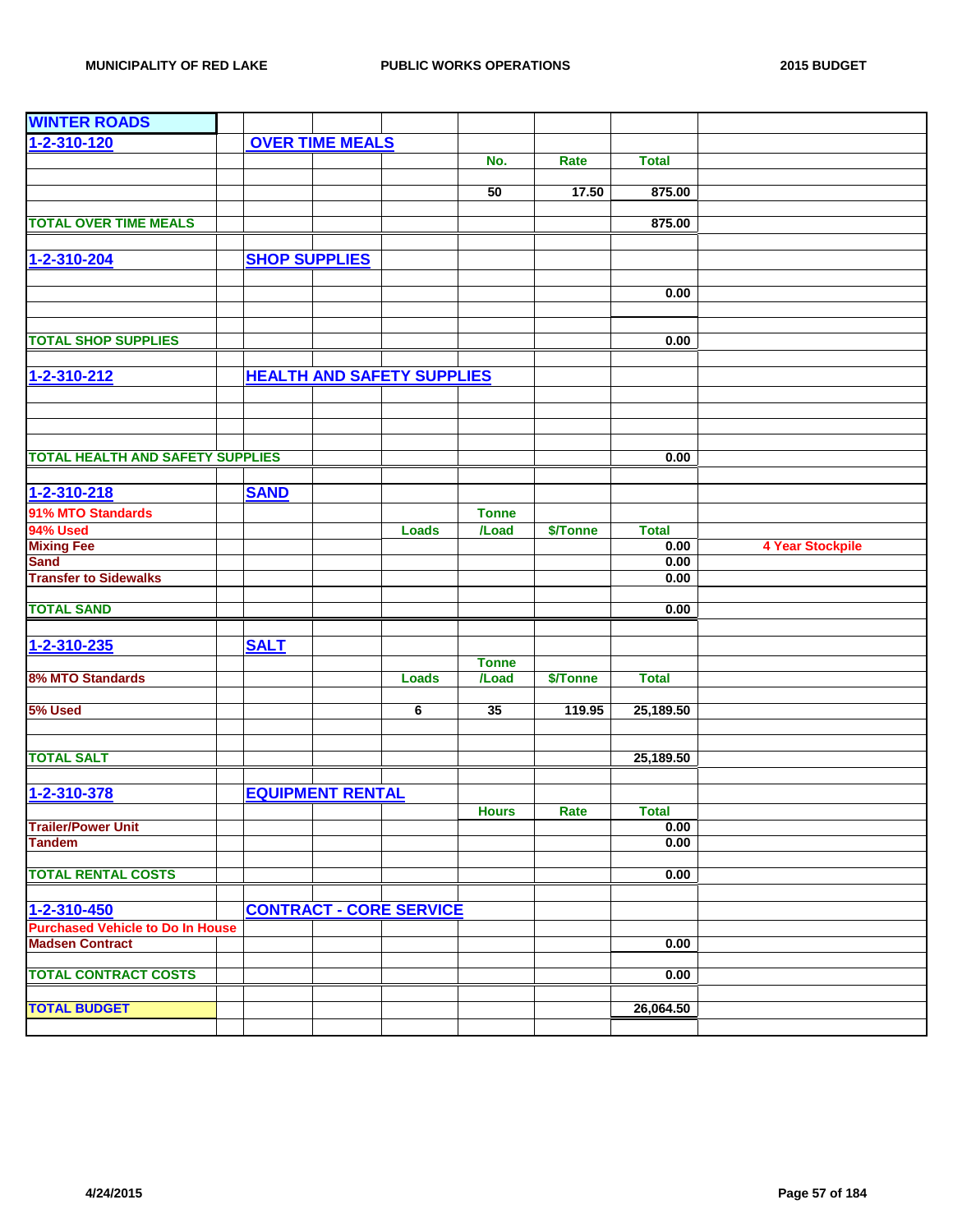MUNICIPALITY OF RED LAKE — PUBLIC WORKS OPERATIONS — 2015 BUDGET

| WINTER ROADS | | | | | | | | |
|---|---|---|---|---|---|---|---|---|
| 1-2-310-120 | | OVER TIME MEALS | | | | | | |
| | | | | | No. | Rate | Total | |
| | | | | | 50 | 17.50 | 875.00 | |
| TOTAL OVER TIME MEALS | | | | | | | 875.00 | |
| 1-2-310-204 | | SHOP SUPPLIES | | | | | | |
| | | | | | | | 0.00 | |
| TOTAL SHOP SUPPLIES | | | | | | | 0.00 | |
| 1-2-310-212 | | HEALTH AND SAFETY SUPPLIES | | | | | | |
| TOTAL HEALTH AND SAFETY SUPPLIES | | | | | | | 0.00 | |
| 1-2-310-218 | | SAND | | | | | | |
| 91% MTO Standards | | | | | Tonne | | | |
| 94% Used | | | | Loads | /Load | $/Tonne | Total | |
| Mixing Fee | | | | | | | 0.00 | 4 Year Stockpile |
| Sand | | | | | | | 0.00 | |
| Transfer to Sidewalks | | | | | | | 0.00 | |
| TOTAL SAND | | | | | | | 0.00 | |
| 1-2-310-235 | | SALT | | | | | | |
| | | | | | Tonne | | | |
| 8% MTO Standards | | | | Loads | /Load | $/Tonne | Total | |
| 5% Used | | | | 6 | 35 | 119.95 | 25,189.50 | |
| TOTAL SALT | | | | | | | 25,189.50 | |
| 1-2-310-378 | | EQUIPMENT RENTAL | | | | | | |
| | | | | | Hours | Rate | Total | |
| Trailer/Power Unit | | | | | | | 0.00 | |
| Tandem | | | | | | | 0.00 | |
| TOTAL RENTAL COSTS | | | | | | | 0.00 | |
| 1-2-310-450 | | CONTRACT - CORE SERVICE | | | | | | |
| Purchased Vehicle to Do In House | | | | | | | | |
| Madsen Contract | | | | | | | 0.00 | |
| TOTAL CONTRACT COSTS | | | | | | | 0.00 | |
| TOTAL BUDGET | | | | | | | 26,064.50 | |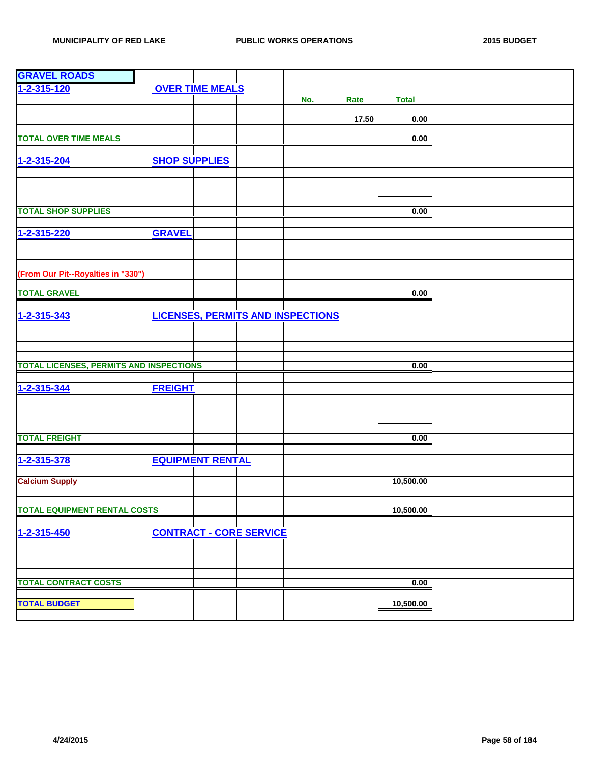| GRAVEL ROADS | | | | | | | |
|---|---|---|---|---|---|---|---|
| 1-2-315-120 | OVER TIME MEALS | | | | | | |
| | | | | No. | Rate | Total | |
| | | | | | | | |
| | | | | | 17.50 | 0.00 | |
| | | | | | | | |
| TOTAL OVER TIME MEALS | | | | | | 0.00 | |
| | | | | | | | |
| 1-2-315-204 | SHOP SUPPLIES | | | | | | |
| | | | | | | | |
| | | | | | | | |
| | | | | | | | |
| TOTAL SHOP SUPPLIES | | | | | | 0.00 | |
| | | | | | | | |
| 1-2-315-220 | GRAVEL | | | | | | |
| | | | | | | | |
| | | | | | | | |
| (From Our Pit--Royalties in "330") | | | | | | | |
| | | | | | | | |
| TOTAL GRAVEL | | | | | | 0.00 | |
| | | | | | | | |
| 1-2-315-343 | LICENSES, PERMITS AND INSPECTIONS | | | | | | |
| | | | | | | | |
| | | | | | | | |
| | | | | | | | |
| TOTAL LICENSES, PERMITS AND INSPECTIONS | | | | | | 0.00 | |
| | | | | | | | |
| 1-2-315-344 | FREIGHT | | | | | | |
| | | | | | | | |
| | | | | | | | |
| | | | | | | | |
| TOTAL FREIGHT | | | | | | 0.00 | |
| | | | | | | | |
| 1-2-315-378 | EQUIPMENT RENTAL | | | | | | |
| | | | | | | | |
| Calcium Supply | | | | | | 10,500.00 | |
| | | | | | | | |
| TOTAL EQUIPMENT RENTAL COSTS | | | | | | 10,500.00 | |
| | | | | | | | |
| 1-2-315-450 | CONTRACT - CORE SERVICE | | | | | | |
| | | | | | | | |
| | | | | | | | |
| | | | | | | | |
| TOTAL CONTRACT COSTS | | | | | | 0.00 | |
| | | | | | | | |
| TOTAL BUDGET | | | | | | 10,500.00 | |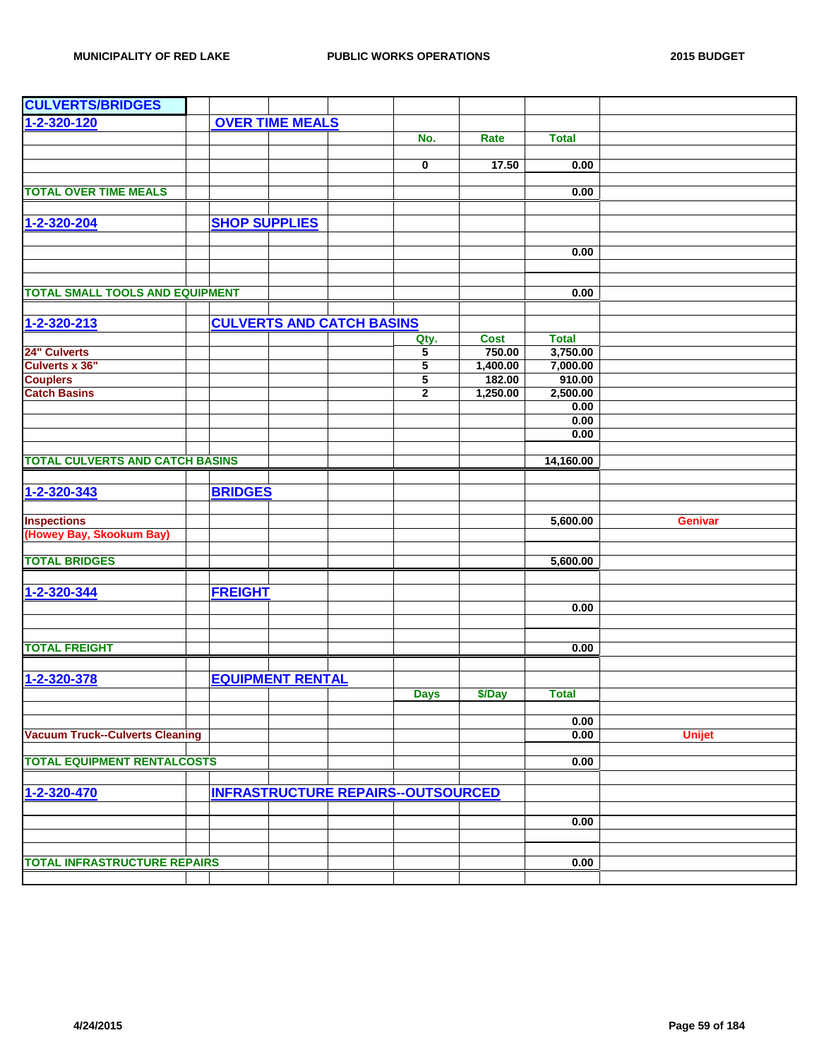## CULVERTS/BRIDGES

| | | No. | Rate | Total | |
|---|---|---|---|---|---|
| **1-2-320-120** | **OVER TIME MEALS** | | | | |
| | | 0 | 17.50 | 0.00 | |
| **TOTAL OVER TIME MEALS** | | | | 0.00 | |
| **1-2-320-204** | **SHOP SUPPLIES** | | | | |
| | | | | 0.00 | |
| **TOTAL SMALL TOOLS AND EQUIPMENT** | | | | 0.00 | |
| **1-2-320-213** | **CULVERTS AND CATCH BASINS** | **Qty.** | **Cost** | **Total** | |
| 24" Culverts | | 5 | 750.00 | 3,750.00 | |
| Culverts x 36" | | 5 | 1,400.00 | 7,000.00 | |
| Couplers | | 5 | 182.00 | 910.00 | |
| Catch Basins | | 2 | 1,250.00 | 2,500.00 | |
| | | | | 0.00 | |
| | | | | 0.00 | |
| | | | | 0.00 | |
| **TOTAL CULVERTS AND CATCH BASINS** | | | | 14,160.00 | |
| **1-2-320-343** | **BRIDGES** | | | | |
| Inspections (Howey Bay, Skookum Bay) | | | | 5,600.00 | Genivar |
| **TOTAL BRIDGES** | | | | 5,600.00 | |
| **1-2-320-344** | **FREIGHT** | | | | |
| | | | | 0.00 | |
| **TOTAL FREIGHT** | | | | 0.00 | |
| **1-2-320-378** | **EQUIPMENT RENTAL** | **Days** | **$/Day** | **Total** | |
| | | | | 0.00 | |
| Vacuum Truck--Culverts Cleaning | | | | 0.00 | Unijet |
| **TOTAL EQUIPMENT RENTALCOSTS** | | | | 0.00 | |
| **1-2-320-470** | **INFRASTRUCTURE REPAIRS--OUTSOURCED** | | | | |
| | | | | 0.00 | |
| **TOTAL INFRASTRUCTURE REPAIRS** | | | | 0.00 | |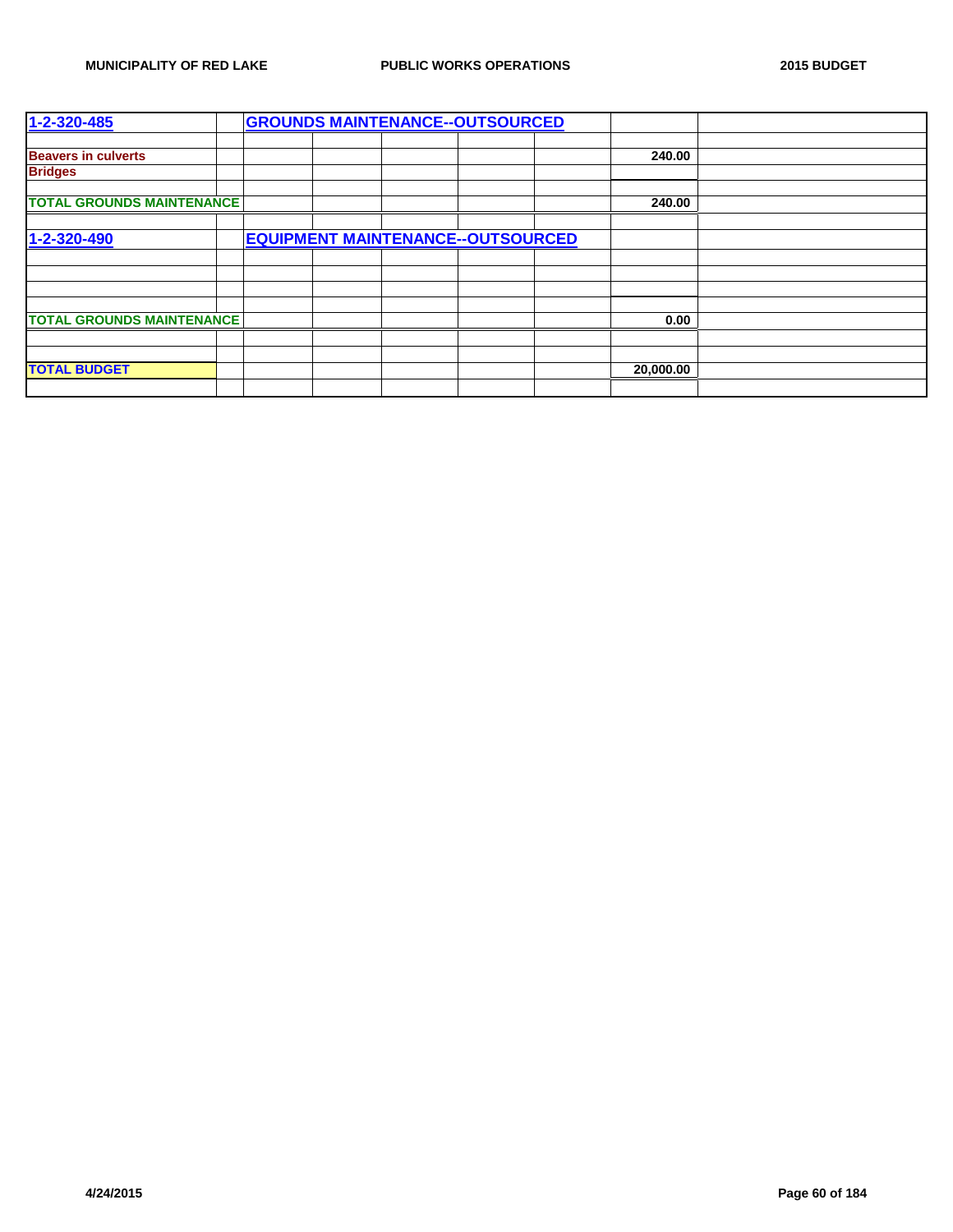| 1-2-320-485 | | GROUNDS MAINTENANCE--OUTSOURCED | | | | | | |
|---|---|---|---|---|---|---|---|---|
| | | | | | | | | |
| Beavers in culverts | | | | | | | 240.00 | |
| Bridges | | | | | | | | |
| | | | | | | | | |
| TOTAL GROUNDS MAINTENANCE | | | | | | | 240.00 | |
| | | | | | | | | |
| 1-2-320-490 | | EQUIPMENT MAINTENANCE--OUTSOURCED | | | | | | |
| | | | | | | | | |
| | | | | | | | | |
| | | | | | | | | |
| | | | | | | | | |
| TOTAL GROUNDS MAINTENANCE | | | | | | | 0.00 | |
| | | | | | | | | |
| | | | | | | | | |
| TOTAL BUDGET | | | | | | | 20,000.00 | |
| | | | | | | | | |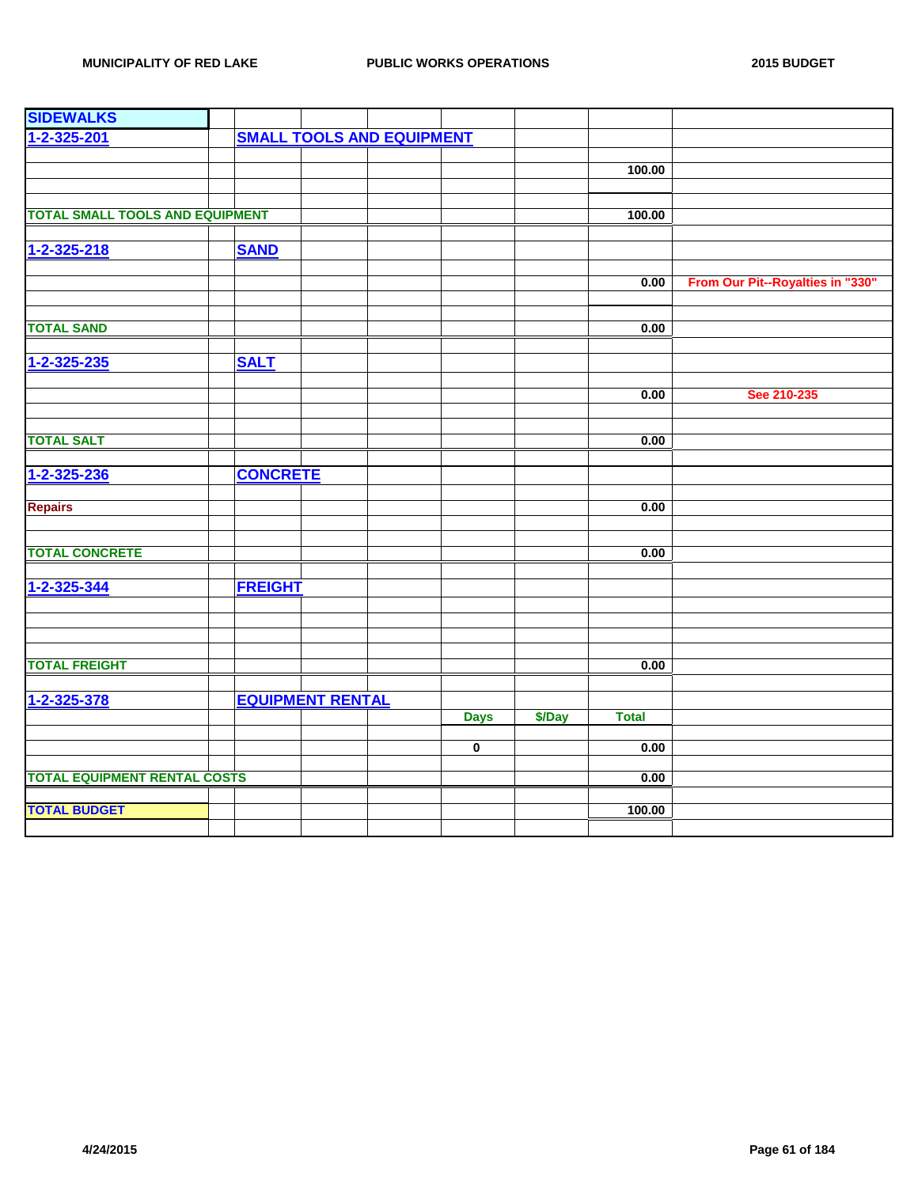| SIDEWALKS | | | | | | | | |
|---|---|---|---|---|---|---|---|---|
| 1-2-325-201 | | SMALL TOOLS AND EQUIPMENT | | | | | | |
| | | | | | | | 100.00 | |
| TOTAL SMALL TOOLS AND EQUIPMENT | | | | | | | 100.00 | |
| 1-2-325-218 | | SAND | | | | | | |
| | | | | | | | 0.00 | From Our Pit--Royalties in "330" |
| TOTAL SAND | | | | | | | 0.00 | |
| 1-2-325-235 | | SALT | | | | | | |
| | | | | | | | 0.00 | See 210-235 |
| TOTAL SALT | | | | | | | 0.00 | |
| 1-2-325-236 | | CONCRETE | | | | | | |
| Repairs | | | | | | | 0.00 | |
| TOTAL CONCRETE | | | | | | | 0.00 | |
| 1-2-325-344 | | FREIGHT | | | | | | |
| TOTAL FREIGHT | | | | | | | 0.00 | |
| 1-2-325-378 | | EQUIPMENT RENTAL | | | | | | |
| | | | | | Days | $/Day | Total | |
| | | | | | 0 | | 0.00 | |
| TOTAL EQUIPMENT RENTAL COSTS | | | | | | | 0.00 | |
| TOTAL BUDGET | | | | | | | 100.00 | |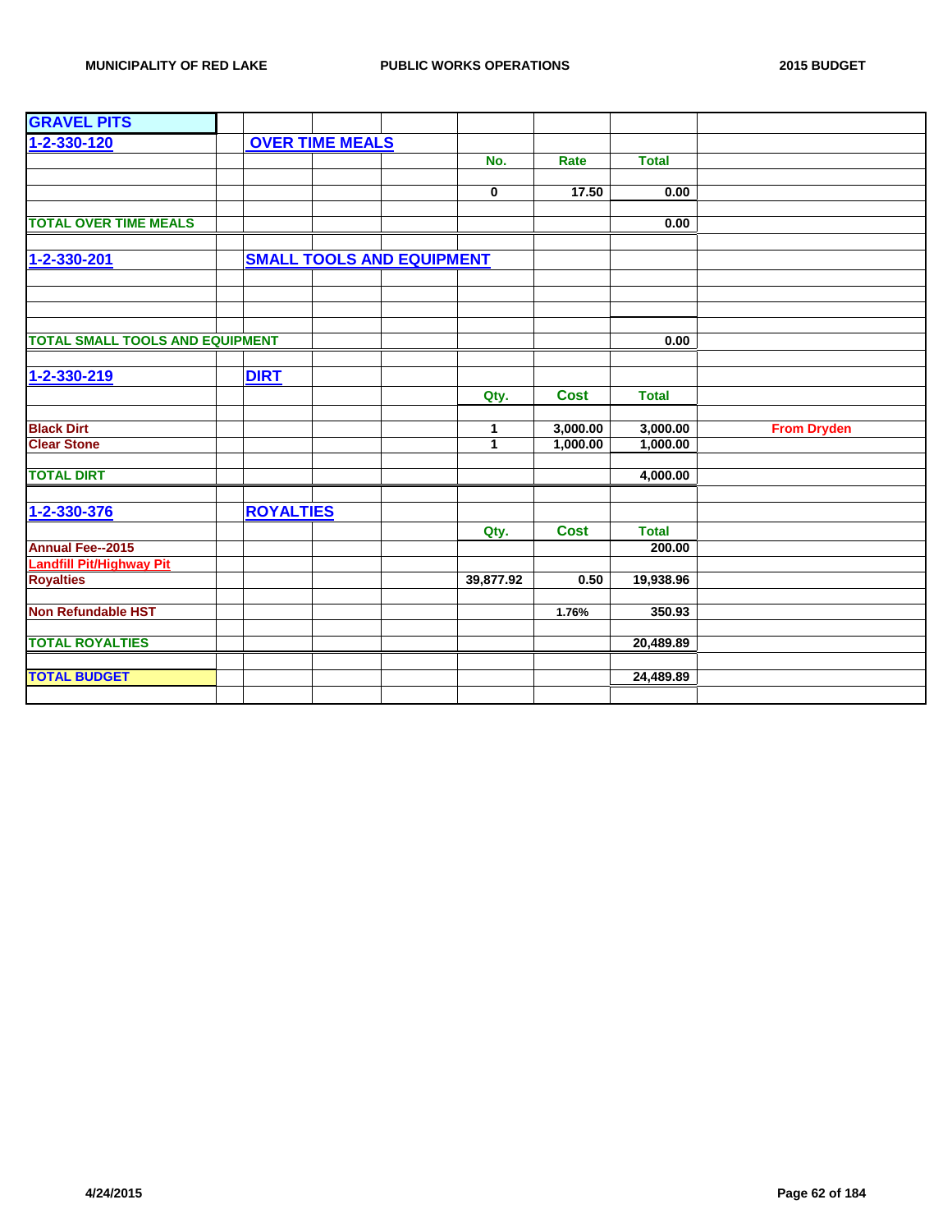| GRAVEL PITS | | | | | | | |
|---|---|---|---|---|---|---|---|
| 1-2-330-120 | OVER TIME MEALS | | | | | | |
| | | | | No. | Rate | Total | |
| | | | | 0 | 17.50 | 0.00 | |
| TOTAL OVER TIME MEALS | | | | | | 0.00 | |
| 1-2-330-201 | SMALL TOOLS AND EQUIPMENT | | | | | | |
| TOTAL SMALL TOOLS AND EQUIPMENT | | | | | | 0.00 | |
| 1-2-330-219 | DIRT | | | | | | |
| | | | | Qty. | Cost | Total | |
| Black Dirt | | | | 1 | 3,000.00 | 3,000.00 | From Dryden |
| Clear Stone | | | | 1 | 1,000.00 | 1,000.00 | |
| TOTAL DIRT | | | | | | 4,000.00 | |
| 1-2-330-376 | ROYALTIES | | | | | | |
| | | | | Qty. | Cost | Total | |
| Annual Fee--2015 | | | | | | 200.00 | |
| Landfill Pit/Highway Pit | | | | | | | |
| Royalties | | | | 39,877.92 | 0.50 | 19,938.96 | |
| Non Refundable HST | | | | | 1.76% | 350.93 | |
| TOTAL ROYALTIES | | | | | | 20,489.89 | |
| TOTAL BUDGET | | | | | | 24,489.89 | |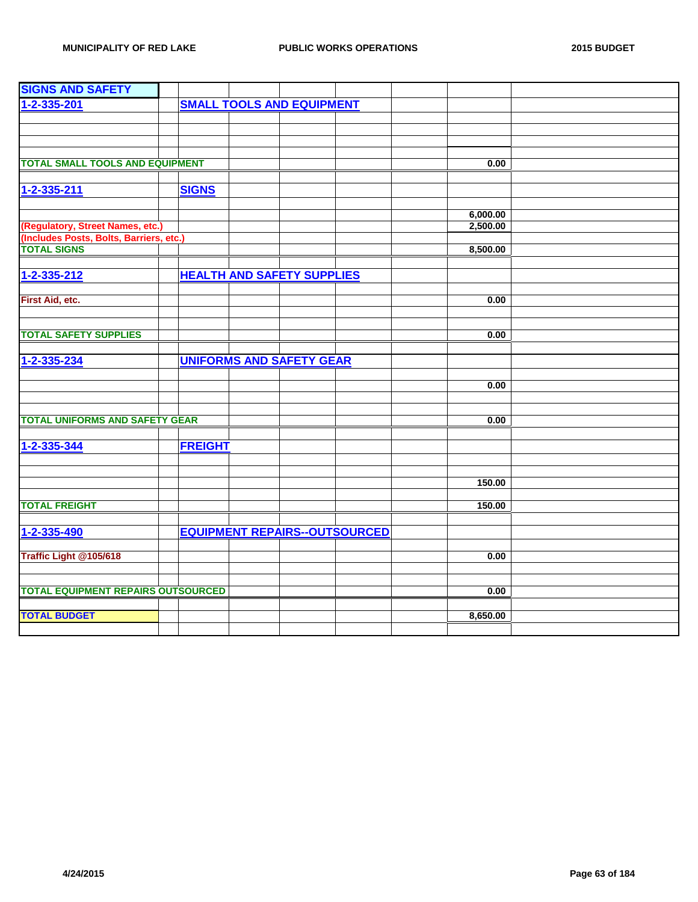| SIGNS AND SAFETY | | | |
|---|---|---|---|
| 1-2-335-201 | SMALL TOOLS AND EQUIPMENT | | |
| | | | |
| TOTAL SMALL TOOLS AND EQUIPMENT | | 0.00 | |
| | | | |
| 1-2-335-211 | SIGNS | | |
| | | 6,000.00 | |
| (Regulatory, Street Names, etc.) | | 2,500.00 | |
| (Includes Posts, Bolts, Barriers, etc.) | | | |
| TOTAL SIGNS | | 8,500.00 | |
| | | | |
| 1-2-335-212 | HEALTH AND SAFETY SUPPLIES | | |
| First Aid, etc. | | 0.00 | |
| TOTAL SAFETY SUPPLIES | | 0.00 | |
| | | | |
| 1-2-335-234 | UNIFORMS AND SAFETY GEAR | | |
| | | 0.00 | |
| TOTAL UNIFORMS AND SAFETY GEAR | | 0.00 | |
| | | | |
| 1-2-335-344 | FREIGHT | | |
| | | 150.00 | |
| TOTAL FREIGHT | | 150.00 | |
| | | | |
| 1-2-335-490 | EQUIPMENT REPAIRS--OUTSOURCED | | |
| Traffic Light @105/618 | | 0.00 | |
| TOTAL EQUIPMENT REPAIRS OUTSOURCED | | 0.00 | |
| | | | |
| TOTAL BUDGET | | 8,650.00 | |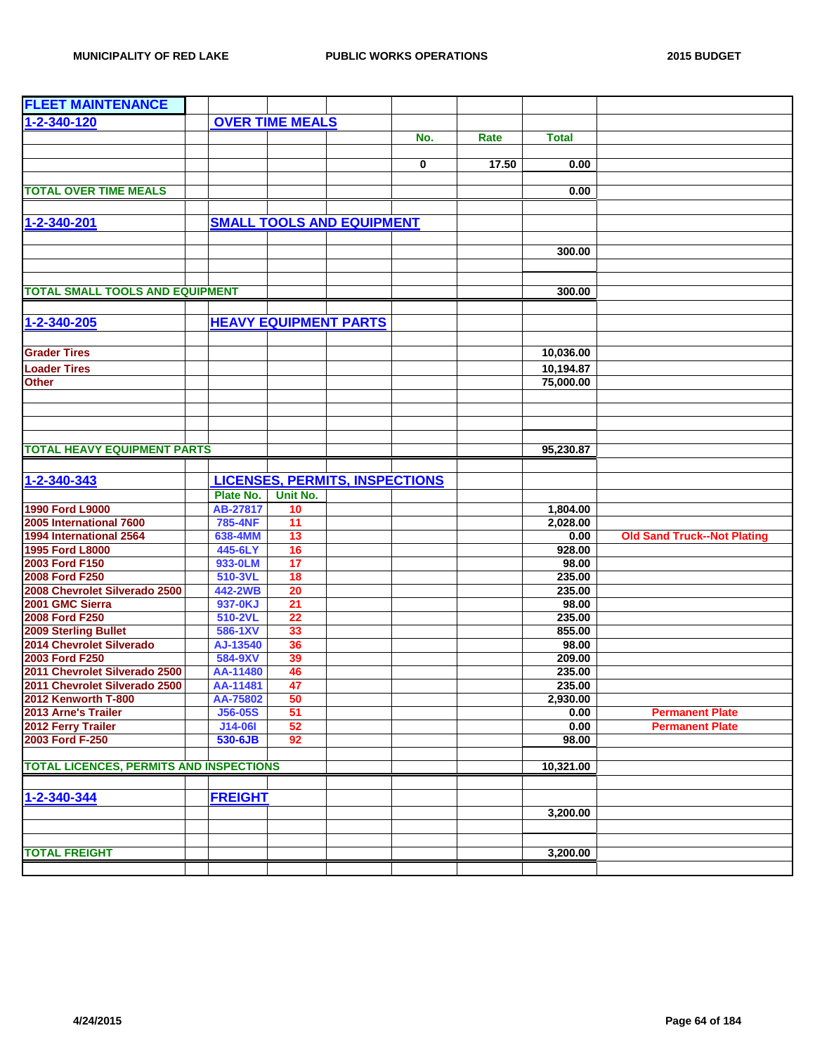## FLEET MAINTENANCE

### 1-2-340-120 OVER TIME MEALS

| | No. | Rate | Total |
|---|---|---|---|
| | 0 | 17.50 | 0.00 |
| **TOTAL OVER TIME MEALS** | | | 0.00 |

### 1-2-340-201 SMALL TOOLS AND EQUIPMENT

| | Total |
|---|---|
| | 300.00 |
| **TOTAL SMALL TOOLS AND EQUIPMENT** | 300.00 |

### 1-2-340-205 HEAVY EQUIPMENT PARTS

| | Total |
|---|---|
| Grader Tires | 10,036.00 |
| Loader Tires | 10,194.87 |
| Other | 75,000.00 |
| **TOTAL HEAVY EQUIPMENT PARTS** | 95,230.87 |

### 1-2-340-343 LICENSES, PERMITS, INSPECTIONS

| Vehicle | Plate No. | Unit No. | Total | Notes |
|---|---|---|---|---|
| 1990 Ford L9000 | AB-27817 | 10 | 1,804.00 | |
| 2005 International 7600 | 785-4NF | 11 | 2,028.00 | |
| 1994 International 2564 | 638-4MM | 13 | 0.00 | Old Sand Truck--Not Plating |
| 1995 Ford L8000 | 445-6LY | 16 | 928.00 | |
| 2003 Ford F150 | 933-0LM | 17 | 98.00 | |
| 2008 Ford F250 | 510-3VL | 18 | 235.00 | |
| 2008 Chevrolet Silverado 2500 | 442-2WB | 20 | 235.00 | |
| 2001 GMC Sierra | 937-0KJ | 21 | 98.00 | |
| 2008 Ford F250 | 510-2VL | 22 | 235.00 | |
| 2009 Sterling Bullet | 586-1XV | 33 | 855.00 | |
| 2014 Chevrolet Silverado | AJ-13540 | 36 | 98.00 | |
| 2003 Ford F250 | 584-9XV | 39 | 209.00 | |
| 2011 Chevrolet Silverado 2500 | AA-11480 | 46 | 235.00 | |
| 2011 Chevrolet Silverado 2500 | AA-11481 | 47 | 235.00 | |
| 2012 Kenworth T-800 | AA-75802 | 50 | 2,930.00 | |
| 2013 Arne's Trailer | J56-05S | 51 | 0.00 | Permanent Plate |
| 2012 Ferry Trailer | J14-06I | 52 | 0.00 | Permanent Plate |
| 2003 Ford F-250 | 530-6JB | 92 | 98.00 | |
| **TOTAL LICENCES, PERMITS AND INSPECTIONS** | | | 10,321.00 | |

### 1-2-340-344 FREIGHT

| | Total |
|---|---|
| | 3,200.00 |
| **TOTAL FREIGHT** | 3,200.00 |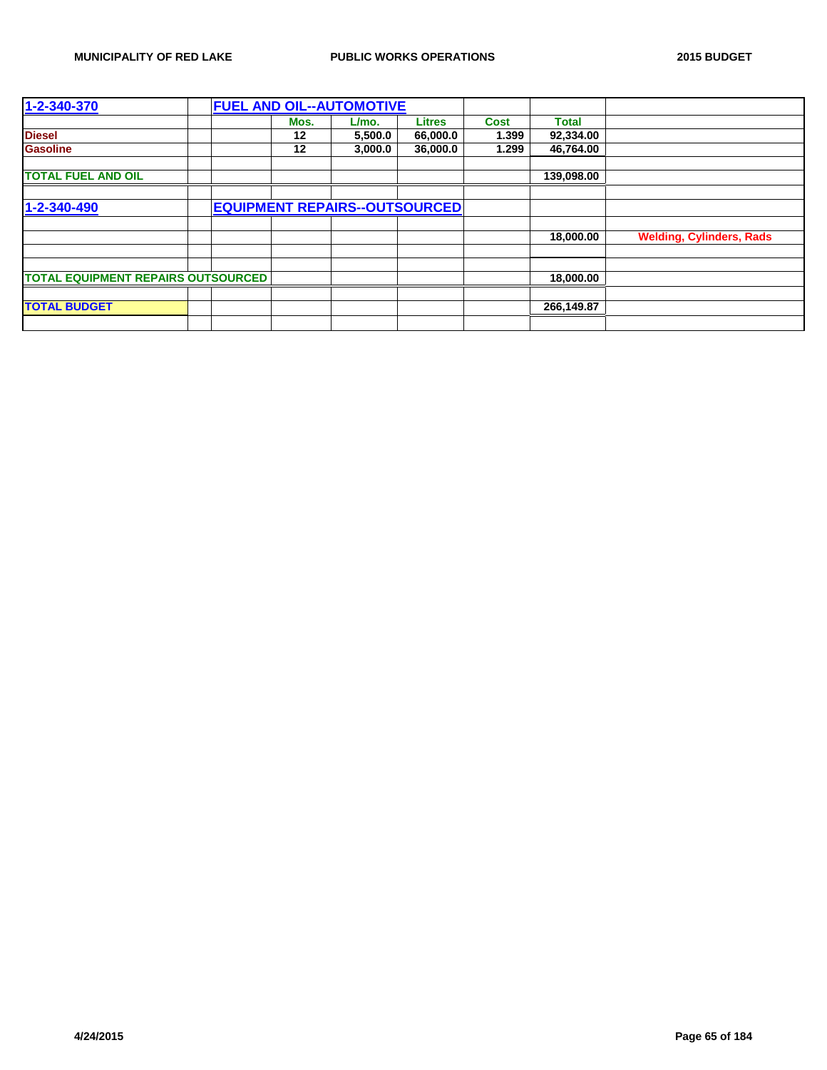| 1-2-340-370 | | FUEL AND OIL--AUTOMOTIVE | | | | | | |
|---|---|---|---|---|---|---|---|---|
| | | | Mos. | L/mo. | Litres | Cost | Total | |
| Diesel | | | 12 | 5,500.0 | 66,000.0 | 1.399 | 92,334.00 | |
| Gasoline | | | 12 | 3,000.0 | 36,000.0 | 1.299 | 46,764.00 | |
| | | | | | | | | |
| TOTAL FUEL AND OIL | | | | | | | 139,098.00 | |
| | | | | | | | | |
| 1-2-340-490 | | EQUIPMENT REPAIRS--OUTSOURCED | | | | | | |
| | | | | | | | | |
| | | | | | | | 18,000.00 | Welding, Cylinders, Rads |
| | | | | | | | | |
| | | | | | | | | |
| TOTAL EQUIPMENT REPAIRS OUTSOURCED | | | | | | | 18,000.00 | |
| | | | | | | | | |
| TOTAL BUDGET | | | | | | | 266,149.87 | |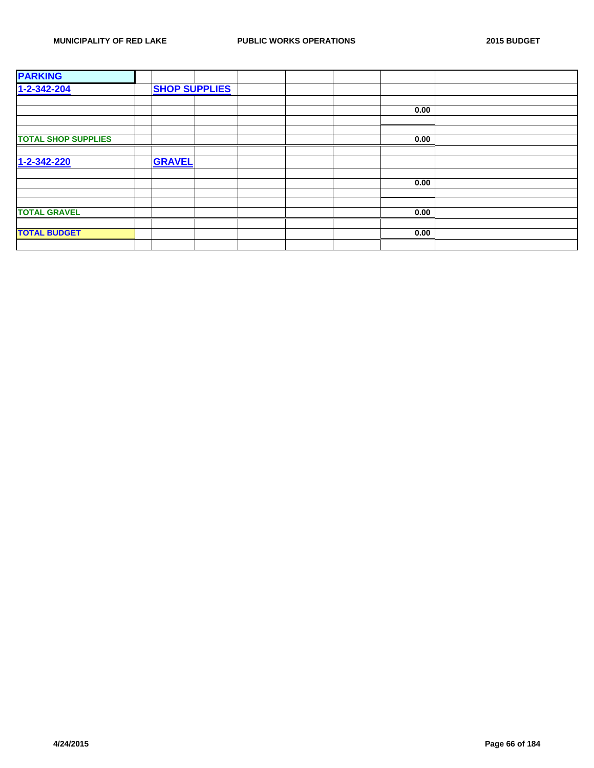| PARKING | | | | | | | | |
|---|---|---|---|---|---|---|---|---|
| 1-2-342-204 | | SHOP SUPPLIES | | | | | | |
| | | | | | | | | |
| | | | | | | | 0.00 | |
| | | | | | | | | |
| | | | | | | | | |
| TOTAL SHOP SUPPLIES | | | | | | | 0.00 | |
| | | | | | | | | |
| 1-2-342-220 | | GRAVEL | | | | | | |
| | | | | | | | | |
| | | | | | | | 0.00 | |
| | | | | | | | | |
| | | | | | | | | |
| TOTAL GRAVEL | | | | | | | 0.00 | |
| | | | | | | | | |
| TOTAL BUDGET | | | | | | | 0.00 | |
| | | | | | | | | |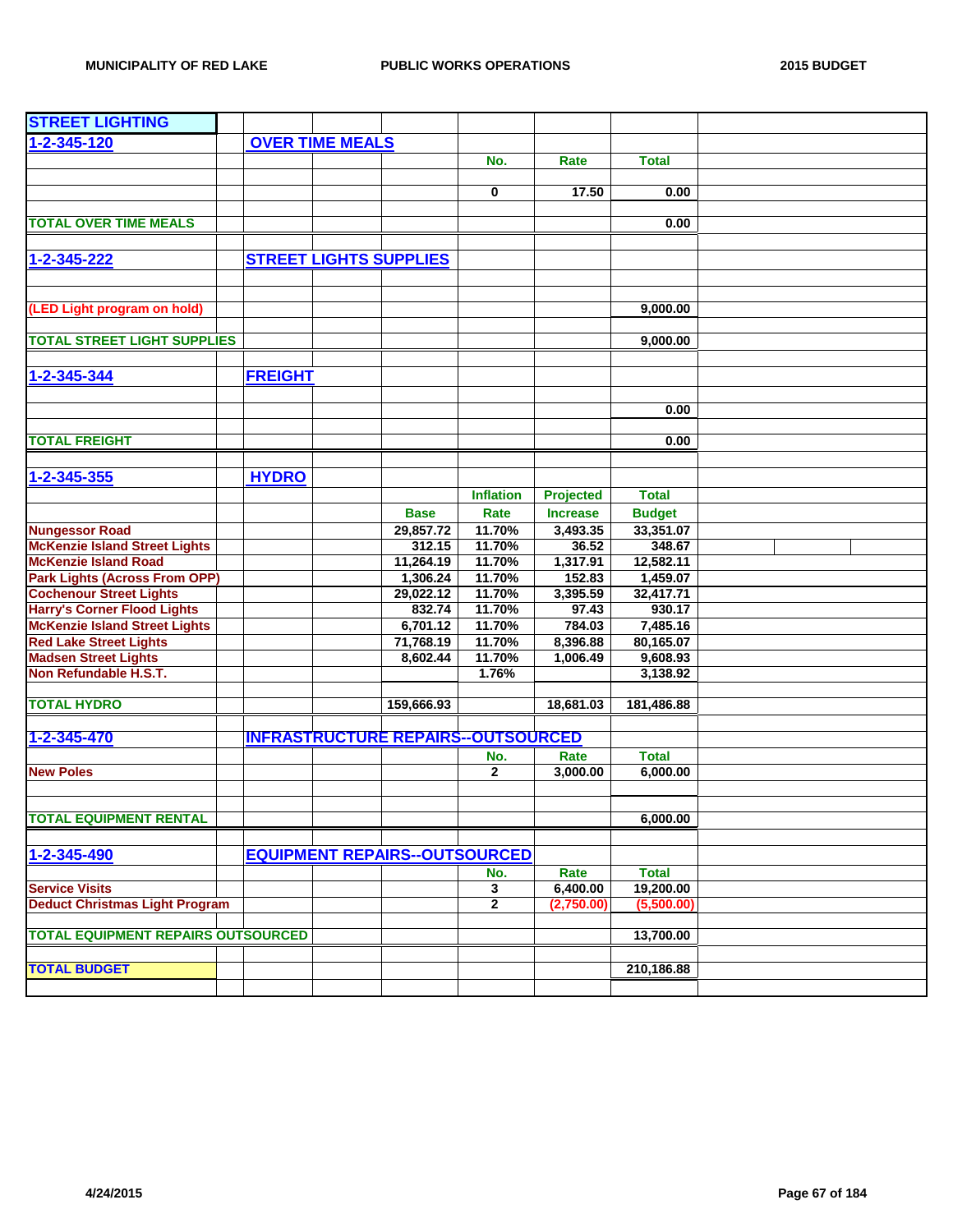## STREET LIGHTING

| | | | | | | |
|---|---|---|---|---|---|---|
| **1-2-345-120** | **OVER TIME MEALS** | | | | | |
| | | | | **No.** | **Rate** | **Total** |
| | | | | 0 | 17.50 | 0.00 |
| **TOTAL OVER TIME MEALS** | | | | | | 0.00 |
| **1-2-345-222** | **STREET LIGHTS SUPPLIES** | | | | | |
| (LED Light program on hold) | | | | | | 9,000.00 |
| **TOTAL STREET LIGHT SUPPLIES** | | | | | | 9,000.00 |
| **1-2-345-344** | **FREIGHT** | | | | | |
| | | | | | | 0.00 |
| **TOTAL FREIGHT** | | | | | | 0.00 |
| **1-2-345-355** | **HYDRO** | | | | | |
| | | | | **Inflation** | **Projected** | **Total** |
| | | | **Base** | **Rate** | **Increase** | **Budget** |
| Nungessor Road | | | 29,857.72 | 11.70% | 3,493.35 | 33,351.07 |
| McKenzie Island Street Lights | | | 312.15 | 11.70% | 36.52 | 348.67 |
| McKenzie Island Road | | | 11,264.19 | 11.70% | 1,317.91 | 12,582.11 |
| Park Lights (Across From OPP) | | | 1,306.24 | 11.70% | 152.83 | 1,459.07 |
| Cochenour Street Lights | | | 29,022.12 | 11.70% | 3,395.59 | 32,417.71 |
| Harry's Corner Flood Lights | | | 832.74 | 11.70% | 97.43 | 930.17 |
| McKenzie Island Street Lights | | | 6,701.12 | 11.70% | 784.03 | 7,485.16 |
| Red Lake Street Lights | | | 71,768.19 | 11.70% | 8,396.88 | 80,165.07 |
| Madsen Street Lights | | | 8,602.44 | 11.70% | 1,006.49 | 9,608.93 |
| Non Refundable H.S.T. | | | | 1.76% | | 3,138.92 |
| **TOTAL HYDRO** | | | 159,666.93 | | 18,681.03 | 181,486.88 |
| **1-2-345-470** | **INFRASTRUCTURE REPAIRS--OUTSOURCED** | | | | | |
| | | | | **No.** | **Rate** | **Total** |
| New Poles | | | | 2 | 3,000.00 | 6,000.00 |
| **TOTAL EQUIPMENT RENTAL** | | | | | | 6,000.00 |
| **1-2-345-490** | **EQUIPMENT REPAIRS--OUTSOURCED** | | | | | |
| | | | | **No.** | **Rate** | **Total** |
| Service Visits | | | | 3 | 6,400.00 | 19,200.00 |
| Deduct Christmas Light Program | | | | 2 | (2,750.00) | (5,500.00) |
| **TOTAL EQUIPMENT REPAIRS OUTSOURCED** | | | | | | 13,700.00 |
| **TOTAL BUDGET** | | | | | | 210,186.88 |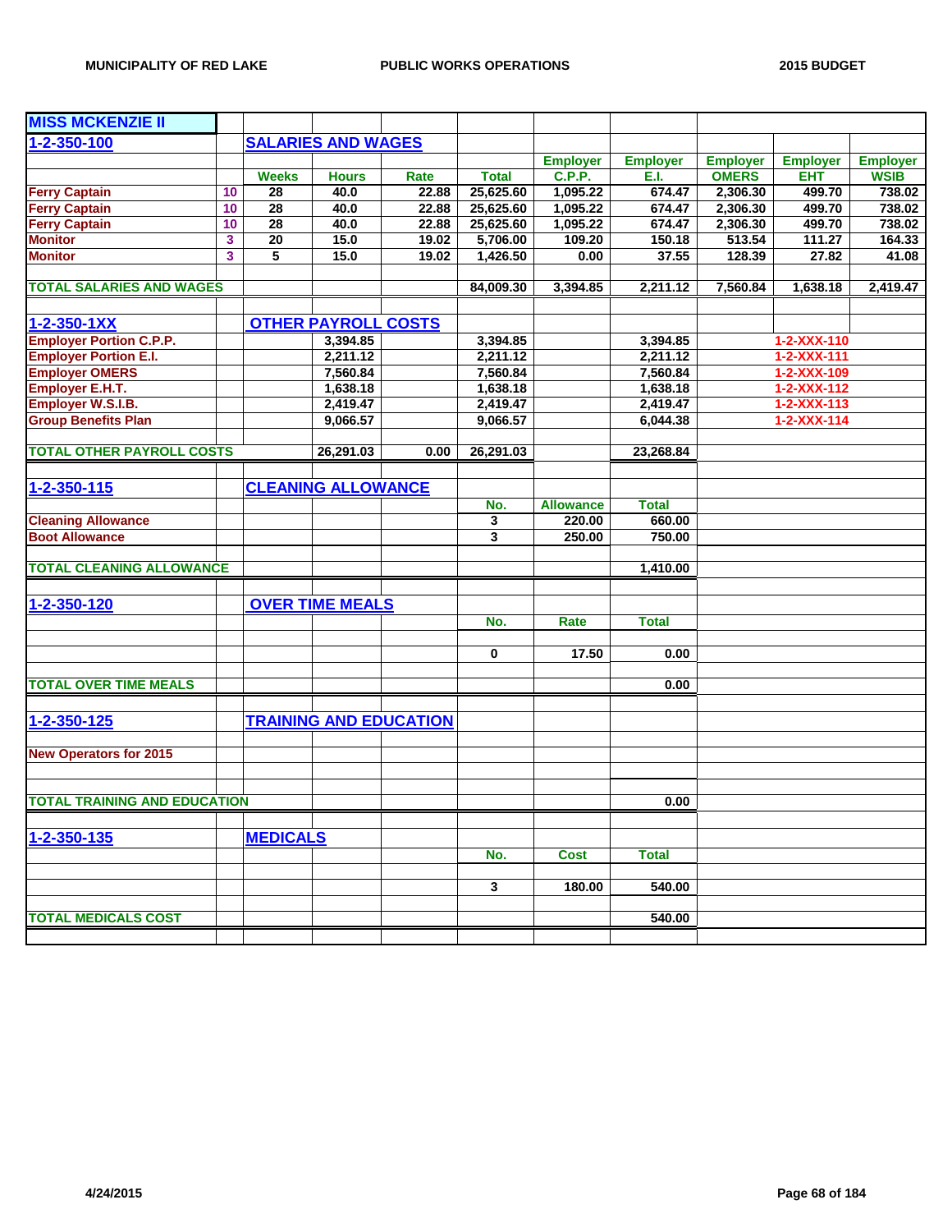## MISS MCKENZIE II

### 1-2-350-100 SALARIES AND WAGES

| | | Weeks | Hours | Rate | Total | Employer C.P.P. | Employer E.I. | Employer OMERS | Employer EHT | Employer WSIB |
|---|---|---|---|---|---|---|---|---|---|---|
| Ferry Captain | 10 | 28 | 40.0 | 22.88 | 25,625.60 | 1,095.22 | 674.47 | 2,306.30 | 499.70 | 738.02 |
| Ferry Captain | 10 | 28 | 40.0 | 22.88 | 25,625.60 | 1,095.22 | 674.47 | 2,306.30 | 499.70 | 738.02 |
| Ferry Captain | 10 | 28 | 40.0 | 22.88 | 25,625.60 | 1,095.22 | 674.47 | 2,306.30 | 499.70 | 738.02 |
| Monitor | 3 | 20 | 15.0 | 19.02 | 5,706.00 | 109.20 | 150.18 | 513.54 | 111.27 | 164.33 |
| Monitor | 3 | 5 | 15.0 | 19.02 | 1,426.50 | 0.00 | 37.55 | 128.39 | 27.82 | 41.08 |
| **TOTAL SALARIES AND WAGES** | | | | | 84,009.30 | 3,394.85 | 2,211.12 | 7,560.84 | 1,638.18 | 2,419.47 |

### 1-2-350-1XX OTHER PAYROLL COSTS

| | | | | |
|---|---|---|---|---|
| Employer Portion C.P.P. | 3,394.85 | 3,394.85 | 3,394.85 | 1-2-XXX-110 |
| Employer Portion E.I. | 2,211.12 | 2,211.12 | 2,211.12 | 1-2-XXX-111 |
| Employer OMERS | 7,560.84 | 7,560.84 | 7,560.84 | 1-2-XXX-109 |
| Employer E.H.T. | 1,638.18 | 1,638.18 | 1,638.18 | 1-2-XXX-112 |
| Employer W.S.I.B. | 2,419.47 | 2,419.47 | 2,419.47 | 1-2-XXX-113 |
| Group Benefits Plan | 9,066.57 | 9,066.57 | 6,044.38 | 1-2-XXX-114 |
| **TOTAL OTHER PAYROLL COSTS** | 26,291.03 / 0.00 | 26,291.03 | 23,268.84 | |

### 1-2-350-115 CLEANING ALLOWANCE

| | No. | Allowance | Total |
|---|---|---|---|
| Cleaning Allowance | 3 | 220.00 | 660.00 |
| Boot Allowance | 3 | 250.00 | 750.00 |
| **TOTAL CLEANING ALLOWANCE** | | | 1,410.00 |

### 1-2-350-120 OVER TIME MEALS

| | No. | Rate | Total |
|---|---|---|---|
| | 0 | 17.50 | 0.00 |
| **TOTAL OVER TIME MEALS** | | | 0.00 |

### 1-2-350-125 TRAINING AND EDUCATION

| | Total |
|---|---|
| New Operators for 2015 | |
| **TOTAL TRAINING AND EDUCATION** | 0.00 |

### 1-2-350-135 MEDICALS

| | No. | Cost | Total |
|---|---|---|---|
| | 3 | 180.00 | 540.00 |
| **TOTAL MEDICALS COST** | | | 540.00 |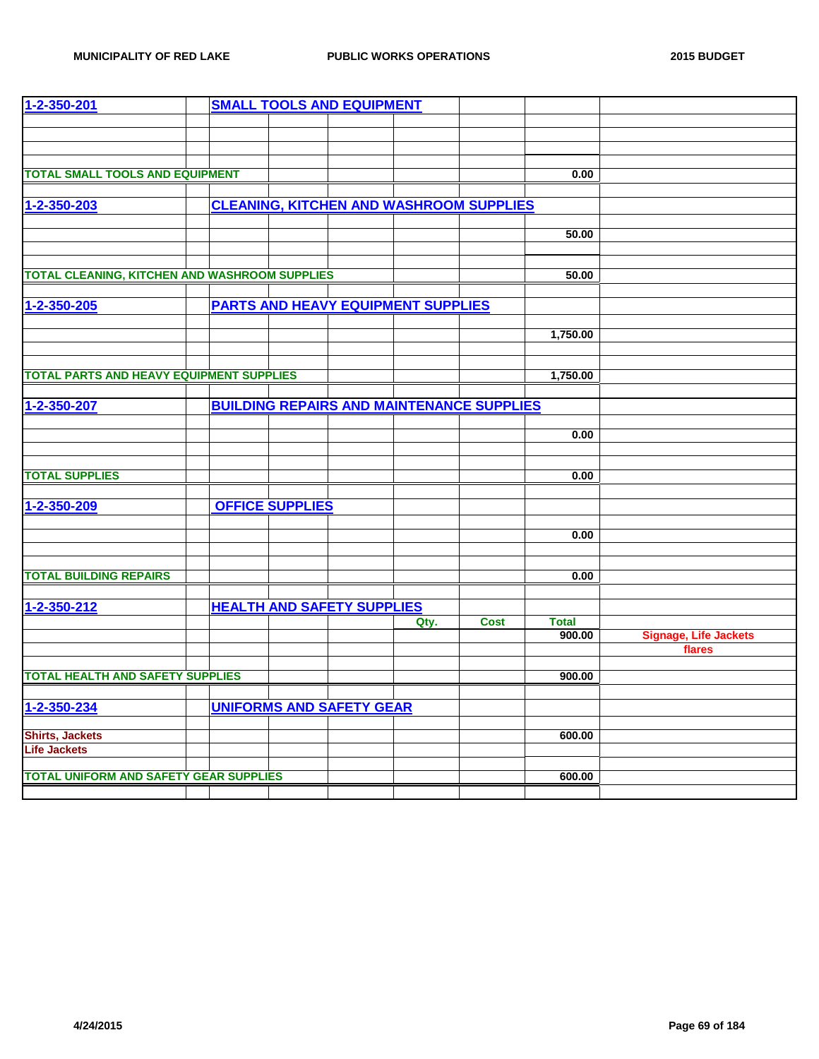| | | | | | | | |
|---|---|---|---|---|---|---|---|
| 1-2-350-201 | | SMALL TOOLS AND EQUIPMENT | | | | | |
| | | | | | | | |
| TOTAL SMALL TOOLS AND EQUIPMENT | | | | | | 0.00 | |
| | | | | | | | |
| 1-2-350-203 | | CLEANING, KITCHEN AND WASHROOM SUPPLIES | | | | | |
| | | | | | | 50.00 | |
| TOTAL CLEANING, KITCHEN AND WASHROOM SUPPLIES | | | | | | 50.00 | |
| | | | | | | | |
| 1-2-350-205 | | PARTS AND HEAVY EQUIPMENT SUPPLIES | | | | | |
| | | | | | | 1,750.00 | |
| TOTAL PARTS AND HEAVY EQUIPMENT SUPPLIES | | | | | | 1,750.00 | |
| | | | | | | | |
| 1-2-350-207 | | BUILDING REPAIRS AND MAINTENANCE SUPPLIES | | | | | |
| | | | | | | 0.00 | |
| TOTAL SUPPLIES | | | | | | 0.00 | |
| | | | | | | | |
| 1-2-350-209 | | OFFICE SUPPLIES | | | | | |
| | | | | | | 0.00 | |
| TOTAL BUILDING REPAIRS | | | | | | 0.00 | |
| | | | | | | | |
| 1-2-350-212 | | HEALTH AND SAFETY SUPPLIES | | | | | |
| | | | | Qty. | Cost | Total | |
| | | | | | | 900.00 | Signage, Life Jackets flares |
| TOTAL HEALTH AND SAFETY SUPPLIES | | | | | | 900.00 | |
| | | | | | | | |
| 1-2-350-234 | | UNIFORMS AND SAFETY GEAR | | | | | |
| Shirts, Jackets | | | | | | 600.00 | |
| Life Jackets | | | | | | | |
| TOTAL UNIFORM AND SAFETY GEAR SUPPLIES | | | | | | 600.00 | |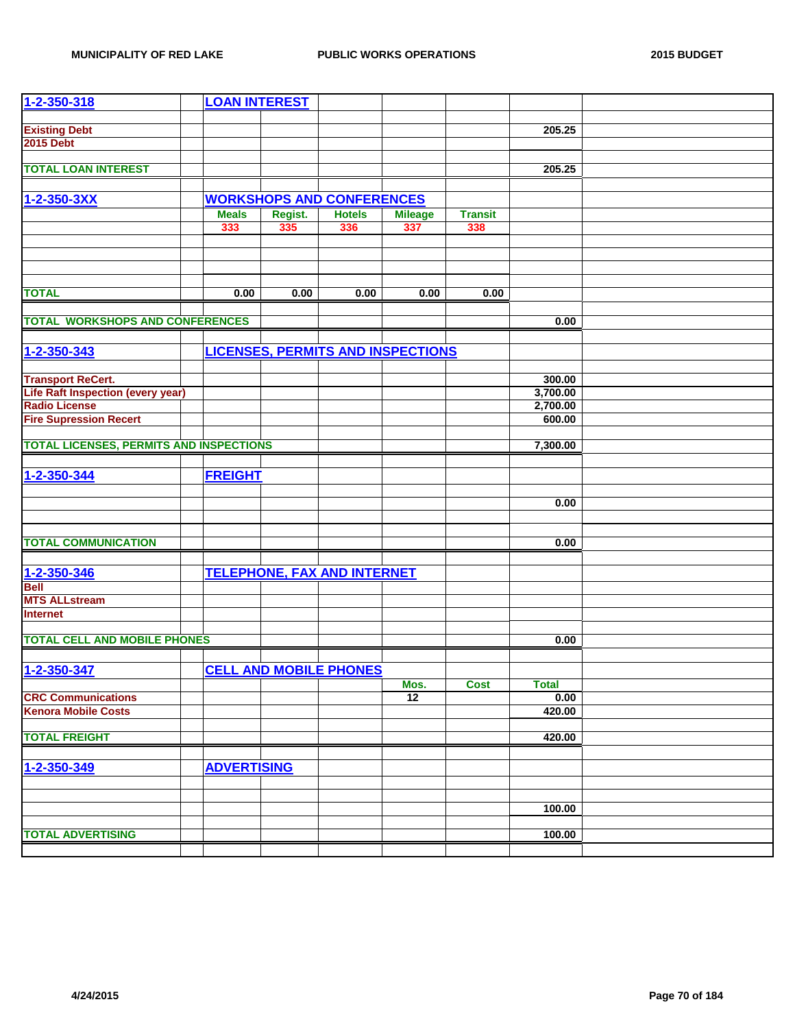| | | | | | | | |
|---|---|---|---|---|---|---|---|
| **1-2-350-318** | **LOAN INTEREST** | | | | | | |
| | | | | | | | |
| **Existing Debt** | | | | | | **205.25** | |
| **2015 Debt** | | | | | | | |
| | | | | | | | |
| **TOTAL LOAN INTEREST** | | | | | | **205.25** | |
| | | | | | | | |
| **1-2-350-3XX** | **WORKSHOPS AND CONFERENCES** | | | | | | |
| | **Meals** | **Regist.** | **Hotels** | **Mileage** | **Transit** | | |
| | **333** | **335** | **336** | **337** | **338** | | |
| | | | | | | | |
| **TOTAL** | **0.00** | **0.00** | **0.00** | **0.00** | **0.00** | | |
| | | | | | | | |
| **TOTAL WORKSHOPS AND CONFERENCES** | | | | | | **0.00** | |
| | | | | | | | |
| **1-2-350-343** | **LICENSES, PERMITS AND INSPECTIONS** | | | | | | |
| | | | | | | | |
| **Transport ReCert.** | | | | | | **300.00** | |
| **Life Raft Inspection (every year)** | | | | | | **3,700.00** | |
| **Radio License** | | | | | | **2,700.00** | |
| **Fire Supression Recert** | | | | | | **600.00** | |
| | | | | | | | |
| **TOTAL LICENSES, PERMITS AND INSPECTIONS** | | | | | | **7,300.00** | |
| | | | | | | | |
| **1-2-350-344** | **FREIGHT** | | | | | | |
| | | | | | | | |
| | | | | | | **0.00** | |
| | | | | | | | |
| **TOTAL COMMUNICATION** | | | | | | **0.00** | |
| | | | | | | | |
| **1-2-350-346** | **TELEPHONE, FAX AND INTERNET** | | | | | | |
| **Bell** | | | | | | | |
| **MTS ALLstream** | | | | | | | |
| **Internet** | | | | | | | |
| | | | | | | | |
| **TOTAL CELL AND MOBILE PHONES** | | | | | | **0.00** | |
| | | | | | | | |
| **1-2-350-347** | **CELL AND MOBILE PHONES** | | | | | | |
| | | | | **Mos.** | **Cost** | **Total** | |
| **CRC Communications** | | | | **12** | | **0.00** | |
| **Kenora Mobile Costs** | | | | | | **420.00** | |
| | | | | | | | |
| **TOTAL FREIGHT** | | | | | | **420.00** | |
| | | | | | | | |
| **1-2-350-349** | **ADVERTISING** | | | | | | |
| | | | | | | | |
| | | | | | | **100.00** | |
| | | | | | | | |
| **TOTAL ADVERTISING** | | | | | | **100.00** | |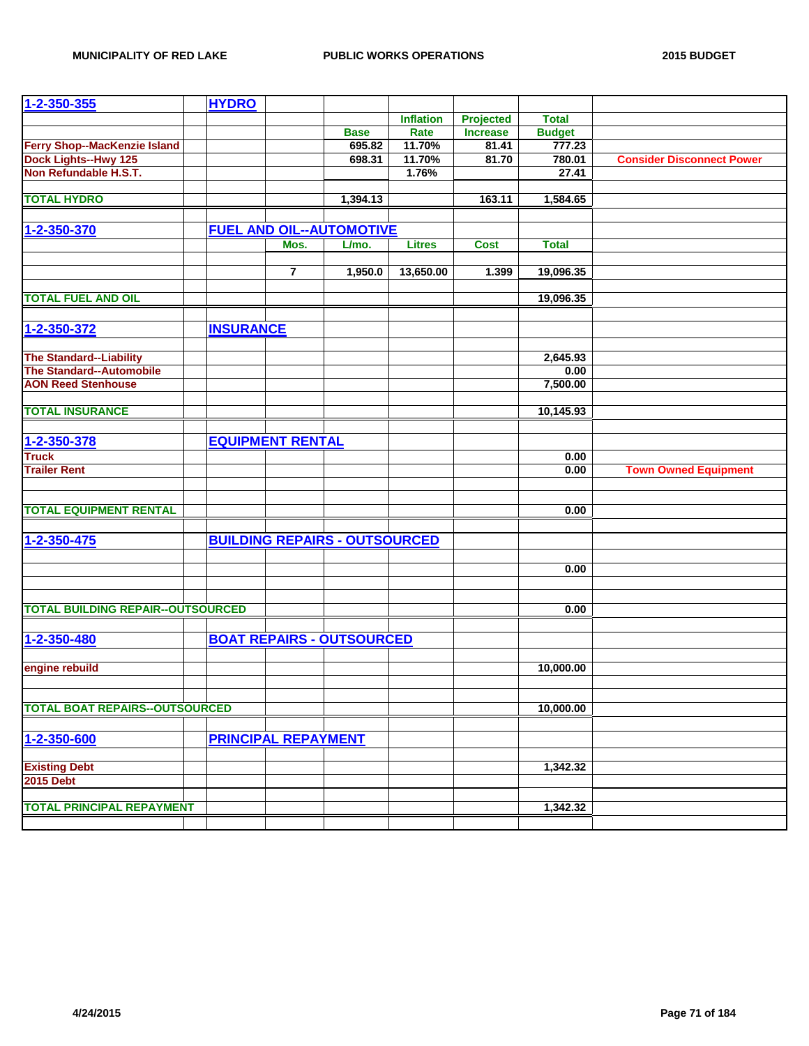| | | | | | | | |
|---|---|---|---|---|---|---|---|
| **1-2-350-355** | **HYDRO** | | | | | | |
| | | | | **Inflation** | **Projected** | **Total** | |
| | | | **Base** | **Rate** | **Increase** | **Budget** | |
| **Ferry Shop--MacKenzie Island** | | | 695.82 | 11.70% | 81.41 | 777.23 | |
| **Dock Lights--Hwy 125** | | | 698.31 | 11.70% | 81.70 | 780.01 | **Consider Disconnect Power** |
| **Non Refundable H.S.T.** | | | | 1.76% | | 27.41 | |
| | | | | | | | |
| **TOTAL HYDRO** | | | 1,394.13 | | 163.11 | 1,584.65 | |
| | | | | | | | |
| **1-2-350-370** | **FUEL AND OIL--AUTOMOTIVE** | | | | | | |
| | | **Mos.** | **L/mo.** | **Litres** | **Cost** | **Total** | |
| | | | | | | | |
| | | 7 | 1,950.0 | 13,650.00 | 1.399 | 19,096.35 | |
| | | | | | | | |
| **TOTAL FUEL AND OIL** | | | | | | 19,096.35 | |
| | | | | | | | |
| **1-2-350-372** | **INSURANCE** | | | | | | |
| | | | | | | | |
| **The Standard--Liability** | | | | | | 2,645.93 | |
| **The Standard--Automobile** | | | | | | 0.00 | |
| **AON Reed Stenhouse** | | | | | | 7,500.00 | |
| | | | | | | | |
| **TOTAL INSURANCE** | | | | | | 10,145.93 | |
| | | | | | | | |
| **1-2-350-378** | **EQUIPMENT RENTAL** | | | | | | |
| **Truck** | | | | | | 0.00 | |
| **Trailer Rent** | | | | | | 0.00 | **Town Owned Equipment** |
| | | | | | | | |
| | | | | | | | |
| **TOTAL EQUIPMENT RENTAL** | | | | | | 0.00 | |
| | | | | | | | |
| **1-2-350-475** | **BUILDING REPAIRS - OUTSOURCED** | | | | | | |
| | | | | | | | |
| | | | | | | 0.00 | |
| | | | | | | | |
| | | | | | | | |
| **TOTAL BUILDING REPAIR--OUTSOURCED** | | | | | | 0.00 | |
| | | | | | | | |
| **1-2-350-480** | **BOAT REPAIRS - OUTSOURCED** | | | | | | |
| | | | | | | | |
| **engine rebuild** | | | | | | 10,000.00 | |
| | | | | | | | |
| | | | | | | | |
| **TOTAL BOAT REPAIRS--OUTSOURCED** | | | | | | 10,000.00 | |
| | | | | | | | |
| **1-2-350-600** | **PRINCIPAL REPAYMENT** | | | | | | |
| | | | | | | | |
| **Existing Debt** | | | | | | 1,342.32 | |
| **2015 Debt** | | | | | | | |
| | | | | | | | |
| **TOTAL PRINCIPAL REPAYMENT** | | | | | | 1,342.32 | |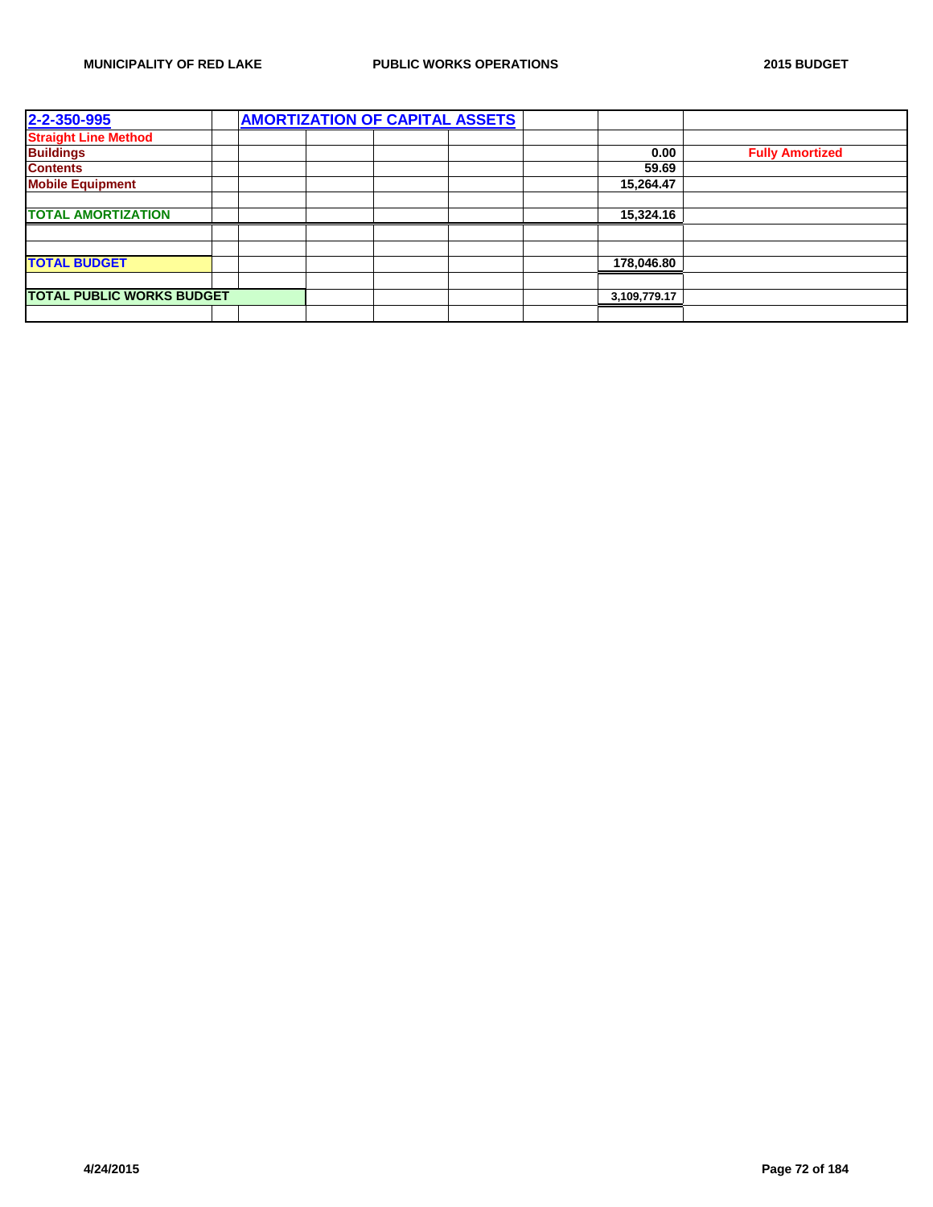| 2-2-350-995 | | AMORTIZATION OF CAPITAL ASSETS | | | | | | |
|---|---|---|---|---|---|---|---|---|
| Straight Line Method | | | | | | | | |
| Buildings | | | | | | | 0.00 | Fully Amortized |
| Contents | | | | | | | 59.69 | |
| Mobile Equipment | | | | | | | 15,264.47 | |
| | | | | | | | | |
| TOTAL AMORTIZATION | | | | | | | 15,324.16 | |
| | | | | | | | | |
| | | | | | | | | |
| TOTAL BUDGET | | | | | | | 178,046.80 | |
| | | | | | | | | |
| TOTAL PUBLIC WORKS BUDGET | | | | | | | 3,109,779.17 | |
| | | | | | | | | |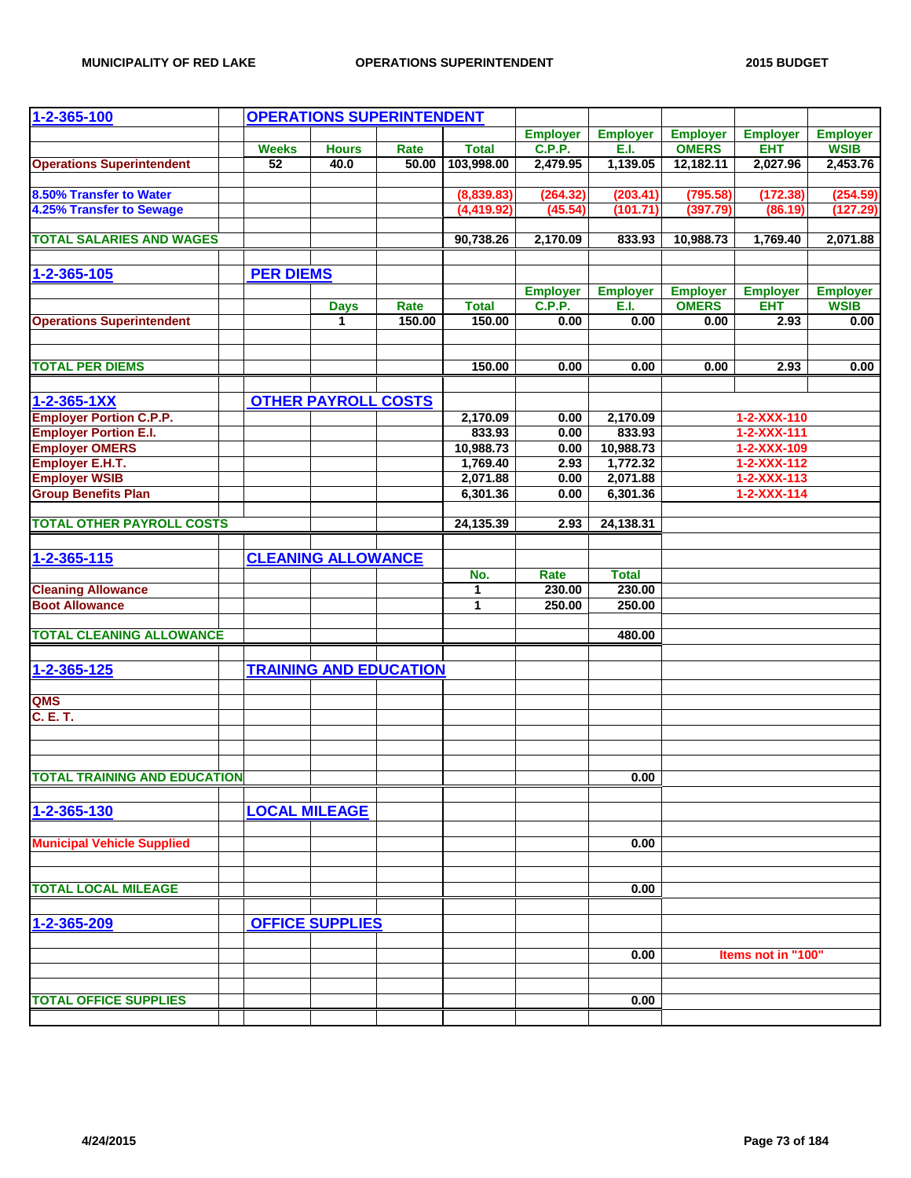| 1-2-365-100 | | OPERATIONS SUPERINTENDENT | | | | | | | | |
|---|---|---|---|---|---|---|---|---|---|---|
| | | | | | | Employer | Employer | Employer | Employer | Employer |
| | | Weeks | Hours | Rate | Total | C.P.P. | E.I. | OMERS | EHT | WSIB |
| Operations Superintendent | | 52 | 40.0 | 50.00 | 103,998.00 | 2,479.95 | 1,139.05 | 12,182.11 | 2,027.96 | 2,453.76 |
| | | | | | | | | | | |
| 8.50% Transfer to Water | | | | | (8,839.83) | (264.32) | (203.41) | (795.58) | (172.38) | (254.59) |
| 4.25% Transfer to Sewage | | | | | (4,419.92) | (45.54) | (101.71) | (397.79) | (86.19) | (127.29) |
| | | | | | | | | | | |
| TOTAL SALARIES AND WAGES | | | | | 90,738.26 | 2,170.09 | 833.93 | 10,988.73 | 1,769.40 | 2,071.88 |
| | | | | | | | | | | |
| 1-2-365-105 | | PER DIEMS | | | | | | | | |
| | | | | | | Employer | Employer | Employer | Employer | Employer |
| | | | Days | Rate | Total | C.P.P. | E.I. | OMERS | EHT | WSIB |
| Operations Superintendent | | | 1 | 150.00 | 150.00 | 0.00 | 0.00 | 0.00 | 2.93 | 0.00 |
| | | | | | | | | | | |
| TOTAL PER DIEMS | | | | | 150.00 | 0.00 | 0.00 | 0.00 | 2.93 | 0.00 |
| | | | | | | | | | | |
| 1-2-365-1XX | | OTHER PAYROLL COSTS | | | | | | | | |
| Employer Portion C.P.P. | | | | | 2,170.09 | 0.00 | 2,170.09 | | 1-2-XXX-110 | |
| Employer Portion E.I. | | | | | 833.93 | 0.00 | 833.93 | | 1-2-XXX-111 | |
| Employer OMERS | | | | | 10,988.73 | 0.00 | 10,988.73 | | 1-2-XXX-109 | |
| Employer E.H.T. | | | | | 1,769.40 | 2.93 | 1,772.32 | | 1-2-XXX-112 | |
| Employer WSIB | | | | | 2,071.88 | 0.00 | 2,071.88 | | 1-2-XXX-113 | |
| Group Benefits Plan | | | | | 6,301.36 | 0.00 | 6,301.36 | | 1-2-XXX-114 | |
| | | | | | | | | | | |
| TOTAL OTHER PAYROLL COSTS | | | | | 24,135.39 | 2.93 | 24,138.31 | | | |
| | | | | | | | | | | |
| 1-2-365-115 | | CLEANING ALLOWANCE | | | | | | | | |
| | | | | | No. | Rate | Total | | | |
| Cleaning Allowance | | | | | 1 | 230.00 | 230.00 | | | |
| Boot Allowance | | | | | 1 | 250.00 | 250.00 | | | |
| | | | | | | | | | | |
| TOTAL CLEANING ALLOWANCE | | | | | | | 480.00 | | | |
| | | | | | | | | | | |
| 1-2-365-125 | | TRAINING AND EDUCATION | | | | | | | | |
| | | | | | | | | | | |
| QMS | | | | | | | | | | |
| C. E. T. | | | | | | | | | | |
| | | | | | | | | | | |
| TOTAL TRAINING AND EDUCATION | | | | | | | 0.00 | | | |
| | | | | | | | | | | |
| 1-2-365-130 | | LOCAL MILEAGE | | | | | | | | |
| | | | | | | | | | | |
| Municipal Vehicle Supplied | | | | | | | 0.00 | | | |
| | | | | | | | | | | |
| TOTAL LOCAL MILEAGE | | | | | | | 0.00 | | | |
| | | | | | | | | | | |
| 1-2-365-209 | | OFFICE SUPPLIES | | | | | | | | |
| | | | | | | | | | | |
| | | | | | | | 0.00 | | Items not in "100" | |
| | | | | | | | | | | |
| TOTAL OFFICE SUPPLIES | | | | | | | 0.00 | | | |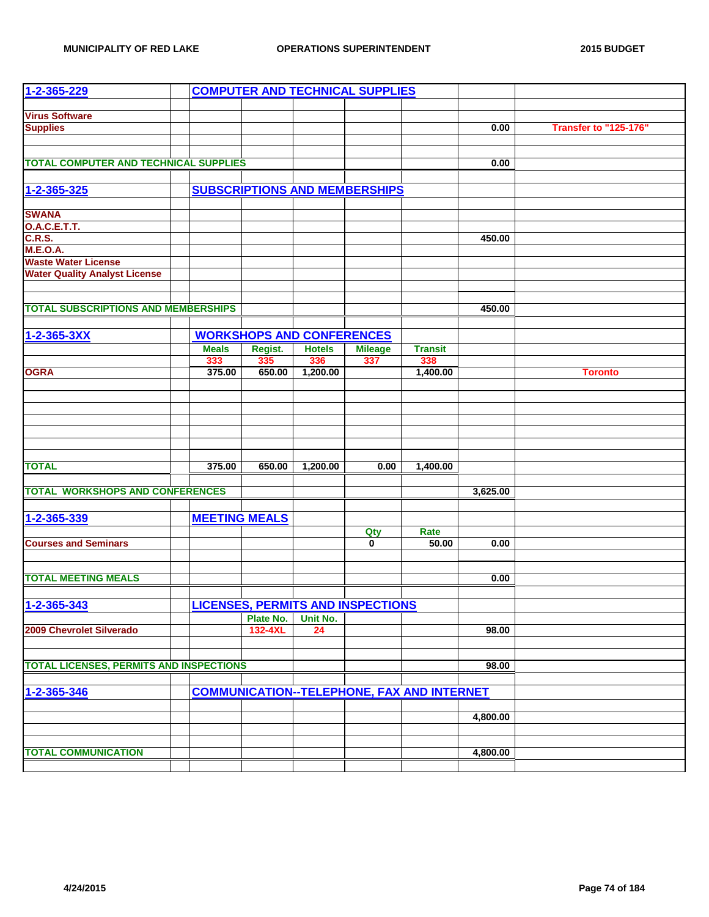| | | | | | | | | |
|---|---|---|---|---|---|---|---|---|
| **1-2-365-229** | | **COMPUTER AND TECHNICAL SUPPLIES** | | | | | | |
| | | | | | | | | |
| **Virus Software** | | | | | | | | |
| **Supplies** | | | | | | | **0.00** | **Transfer to "125-176"** |
| | | | | | | | | |
| **TOTAL COMPUTER AND TECHNICAL SUPPLIES** | | | | | | | **0.00** | |
| | | | | | | | | |
| **1-2-365-325** | | **SUBSCRIPTIONS AND MEMBERSHIPS** | | | | | | |
| | | | | | | | | |
| **SWANA** | | | | | | | | |
| **O.A.C.E.T.T.** | | | | | | | | |
| **C.R.S.** | | | | | | | **450.00** | |
| **M.E.O.A.** | | | | | | | | |
| **Waste Water License** | | | | | | | | |
| **Water Quality Analyst License** | | | | | | | | |
| | | | | | | | | |
| **TOTAL SUBSCRIPTIONS AND MEMBERSHIPS** | | | | | | | **450.00** | |
| | | | | | | | | |
| **1-2-365-3XX** | | **WORKSHOPS AND CONFERENCES** | | | | | | |
| | | **Meals** | **Regist.** | **Hotels** | **Mileage** | **Transit** | | |
| | | **333** | **335** | **336** | **337** | **338** | | |
| **OGRA** | | **375.00** | **650.00** | **1,200.00** | | **1,400.00** | | **Toronto** |
| | | | | | | | | |
| **TOTAL** | | **375.00** | **650.00** | **1,200.00** | **0.00** | **1,400.00** | | |
| | | | | | | | | |
| **TOTAL WORKSHOPS AND CONFERENCES** | | | | | | | **3,625.00** | |
| | | | | | | | | |
| **1-2-365-339** | | **MEETING MEALS** | | | | | | |
| | | | | | **Qty** | **Rate** | | |
| **Courses and Seminars** | | | | | **0** | **50.00** | **0.00** | |
| | | | | | | | | |
| **TOTAL MEETING MEALS** | | | | | | | **0.00** | |
| | | | | | | | | |
| **1-2-365-343** | | **LICENSES, PERMITS AND INSPECTIONS** | | | | | | |
| | | | **Plate No.** | **Unit No.** | | | | |
| **2009 Chevrolet Silverado** | | | **132-4XL** | **24** | | | **98.00** | |
| | | | | | | | | |
| **TOTAL LICENSES, PERMITS AND INSPECTIONS** | | | | | | | **98.00** | |
| | | | | | | | | |
| **1-2-365-346** | | **COMMUNICATION--TELEPHONE, FAX AND INTERNET** | | | | | | |
| | | | | | | | **4,800.00** | |
| | | | | | | | | |
| **TOTAL COMMUNICATION** | | | | | | | **4,800.00** | |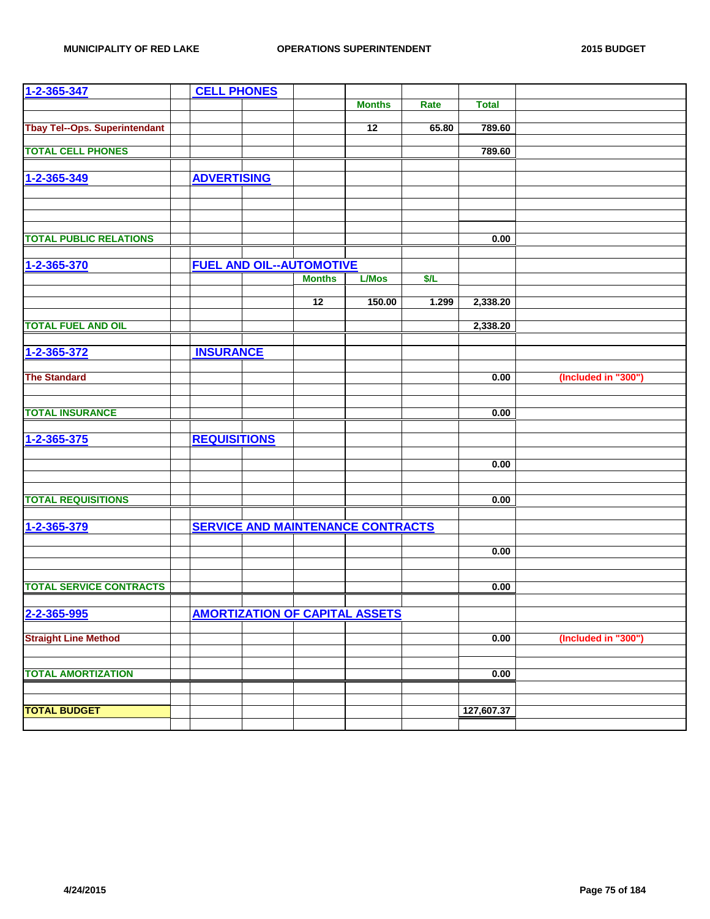| 1-2-365-347 | CELL PHONES | | | | | | |
|---|---|---|---|---|---|---|---|
| | | | | Months | Rate | Total | |
| Tbay Tel--Ops. Superintendant | | | | 12 | 65.80 | 789.60 | |
| TOTAL CELL PHONES | | | | | | 789.60 | |
| | | | | | | | |
| 1-2-365-349 | ADVERTISING | | | | | | |
| TOTAL PUBLIC RELATIONS | | | | | | 0.00 | |
| | | | | | | | |
| 1-2-365-370 | FUEL AND OIL--AUTOMOTIVE | | | | | | |
| | | | Months | L/Mos | $/L | | |
| | | | 12 | 150.00 | 1.299 | 2,338.20 | |
| TOTAL FUEL AND OIL | | | | | | 2,338.20 | |
| | | | | | | | |
| 1-2-365-372 | INSURANCE | | | | | | |
| The Standard | | | | | | 0.00 | (Included in "300") |
| TOTAL INSURANCE | | | | | | 0.00 | |
| | | | | | | | |
| 1-2-365-375 | REQUISITIONS | | | | | | |
| | | | | | | 0.00 | |
| TOTAL REQUISITIONS | | | | | | 0.00 | |
| | | | | | | | |
| 1-2-365-379 | SERVICE AND MAINTENANCE CONTRACTS | | | | | | |
| | | | | | | 0.00 | |
| TOTAL SERVICE CONTRACTS | | | | | | 0.00 | |
| | | | | | | | |
| 2-2-365-995 | AMORTIZATION OF CAPITAL ASSETS | | | | | | |
| Straight Line Method | | | | | | 0.00 | (Included in "300") |
| TOTAL AMORTIZATION | | | | | | 0.00 | |
| | | | | | | | |
| TOTAL BUDGET | | | | | | 127,607.37 | |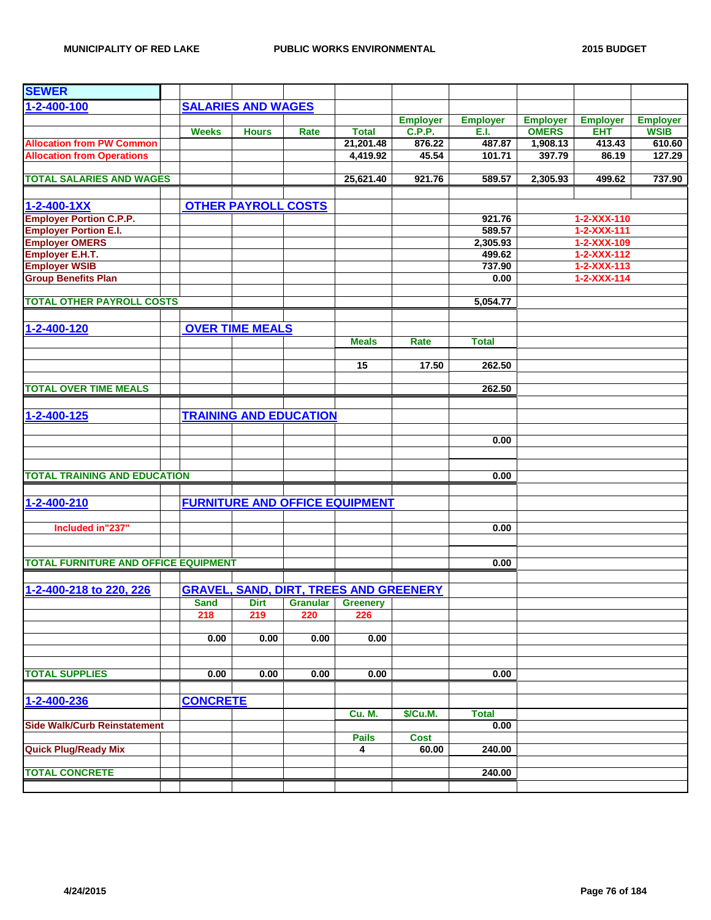## SEWER

| | | | | | | | | | |
|---|---|---|---|---|---|---|---|---|---|
| **1-2-400-100** | **SALARIES AND WAGES** | | | | | | | | |
| | | | | | Employer | Employer | Employer | Employer | Employer |
| | Weeks | Hours | Rate | Total | C.P.P. | E.I. | OMERS | EHT | WSIB |
| Allocation from PW Common | | | | 21,201.48 | 876.22 | 487.87 | 1,908.13 | 413.43 | 610.60 |
| Allocation from Operations | | | | 4,419.92 | 45.54 | 101.71 | 397.79 | 86.19 | 127.29 |
| **TOTAL SALARIES AND WAGES** | | | | 25,621.40 | 921.76 | 589.57 | 2,305.93 | 499.62 | 737.90 |

| | | | | | | | |
|---|---|---|---|---|---|---|---|
| **1-2-400-1XX** | **OTHER PAYROLL COSTS** | | | | | | |
| Employer Portion C.P.P. | | | | | | 921.76 | 1-2-XXX-110 |
| Employer Portion E.I. | | | | | | 589.57 | 1-2-XXX-111 |
| Employer OMERS | | | | | | 2,305.93 | 1-2-XXX-109 |
| Employer E.H.T. | | | | | | 499.62 | 1-2-XXX-112 |
| Employer WSIB | | | | | | 737.90 | 1-2-XXX-113 |
| Group Benefits Plan | | | | | | 0.00 | 1-2-XXX-114 |
| **TOTAL OTHER PAYROLL COSTS** | | | | | | 5,054.77 | |

| | | | | | | |
|---|---|---|---|---|---|---|
| **1-2-400-120** | **OVER TIME MEALS** | | | | | |
| | | | | Meals | Rate | Total |
| | | | | 15 | 17.50 | 262.50 |
| **TOTAL OVER TIME MEALS** | | | | | | 262.50 |

| | | |
|---|---|---|
| **1-2-400-125** | **TRAINING AND EDUCATION** | |
| | | 0.00 |
| **TOTAL TRAINING AND EDUCATION** | | 0.00 |

| | | |
|---|---|---|
| **1-2-400-210** | **FURNITURE AND OFFICE EQUIPMENT** | |
| Included in"237" | | 0.00 |
| **TOTAL FURNITURE AND OFFICE EQUIPMENT** | | 0.00 |

| | | | | | | |
|---|---|---|---|---|---|---|
| **1-2-400-218 to 220, 226** | **GRAVEL, SAND, DIRT, TREES AND GREENERY** | | | | | |
| | Sand | Dirt | Granular | Greenery | | |
| | 218 | 219 | 220 | 226 | | |
| | 0.00 | 0.00 | 0.00 | 0.00 | | |
| **TOTAL SUPPLIES** | 0.00 | 0.00 | 0.00 | 0.00 | | 0.00 |

| | | | | | | |
|---|---|---|---|---|---|---|
| **1-2-400-236** | **CONCRETE** | | | | | |
| | | | | Cu. M. | $/Cu.M. | Total |
| Side Walk/Curb Reinstatement | | | | | | 0.00 |
| | | | | Pails | Cost | |
| Quick Plug/Ready Mix | | | | 4 | 60.00 | 240.00 |
| **TOTAL CONCRETE** | | | | | | 240.00 |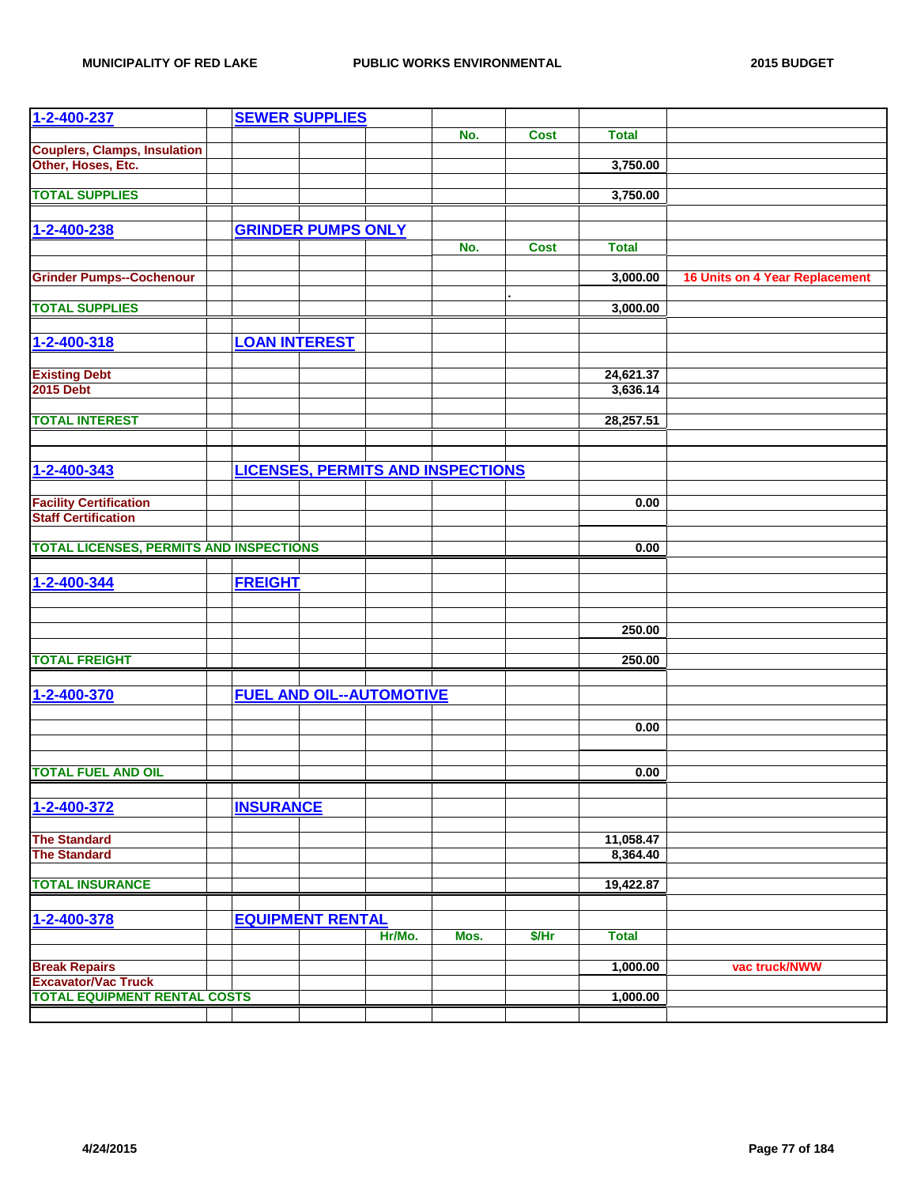| | | | | | | | |
|---|---|---|---|---|---|---|---|
| 1-2-400-237 | SEWER SUPPLIES | | | | | | |
| | | | | No. | Cost | Total | |
| Couplers, Clamps, Insulation | | | | | | | |
| Other, Hoses, Etc. | | | | | | 3,750.00 | |
| | | | | | | | |
| TOTAL SUPPLIES | | | | | | 3,750.00 | |
| | | | | | | | |
| 1-2-400-238 | GRINDER PUMPS ONLY | | | | | | |
| | | | | No. | Cost | Total | |
| | | | | | | | |
| Grinder Pumps--Cochenour | | | | | | 3,000.00 | 16 Units on 4 Year Replacement |
| | | | | | . | | |
| TOTAL SUPPLIES | | | | | | 3,000.00 | |
| | | | | | | | |
| 1-2-400-318 | LOAN INTEREST | | | | | | |
| | | | | | | | |
| Existing Debt | | | | | | 24,621.37 | |
| 2015 Debt | | | | | | 3,636.14 | |
| | | | | | | | |
| TOTAL INTEREST | | | | | | 28,257.51 | |
| | | | | | | | |
| | | | | | | | |
| 1-2-400-343 | LICENSES, PERMITS AND INSPECTIONS | | | | | | |
| | | | | | | | |
| Facility Certification | | | | | | 0.00 | |
| Staff Certification | | | | | | | |
| | | | | | | | |
| TOTAL LICENSES, PERMITS AND INSPECTIONS | | | | | | 0.00 | |
| | | | | | | | |
| 1-2-400-344 | FREIGHT | | | | | | |
| | | | | | | | |
| | | | | | | | |
| | | | | | | 250.00 | |
| | | | | | | | |
| TOTAL FREIGHT | | | | | | 250.00 | |
| | | | | | | | |
| 1-2-400-370 | FUEL AND OIL--AUTOMOTIVE | | | | | | |
| | | | | | | | |
| | | | | | | 0.00 | |
| | | | | | | | |
| | | | | | | | |
| TOTAL FUEL AND OIL | | | | | | 0.00 | |
| | | | | | | | |
| 1-2-400-372 | INSURANCE | | | | | | |
| | | | | | | | |
| The Standard | | | | | | 11,058.47 | |
| The Standard | | | | | | 8,364.40 | |
| | | | | | | | |
| TOTAL INSURANCE | | | | | | 19,422.87 | |
| | | | | | | | |
| 1-2-400-378 | EQUIPMENT RENTAL | | | | | | |
| | | | Hr/Mo. | Mos. | $/Hr | Total | |
| | | | | | | | |
| Break Repairs | | | | | | 1,000.00 | vac truck/NWW |
| Excavator/Vac Truck | | | | | | | |
| TOTAL EQUIPMENT RENTAL COSTS | | | | | | 1,000.00 | |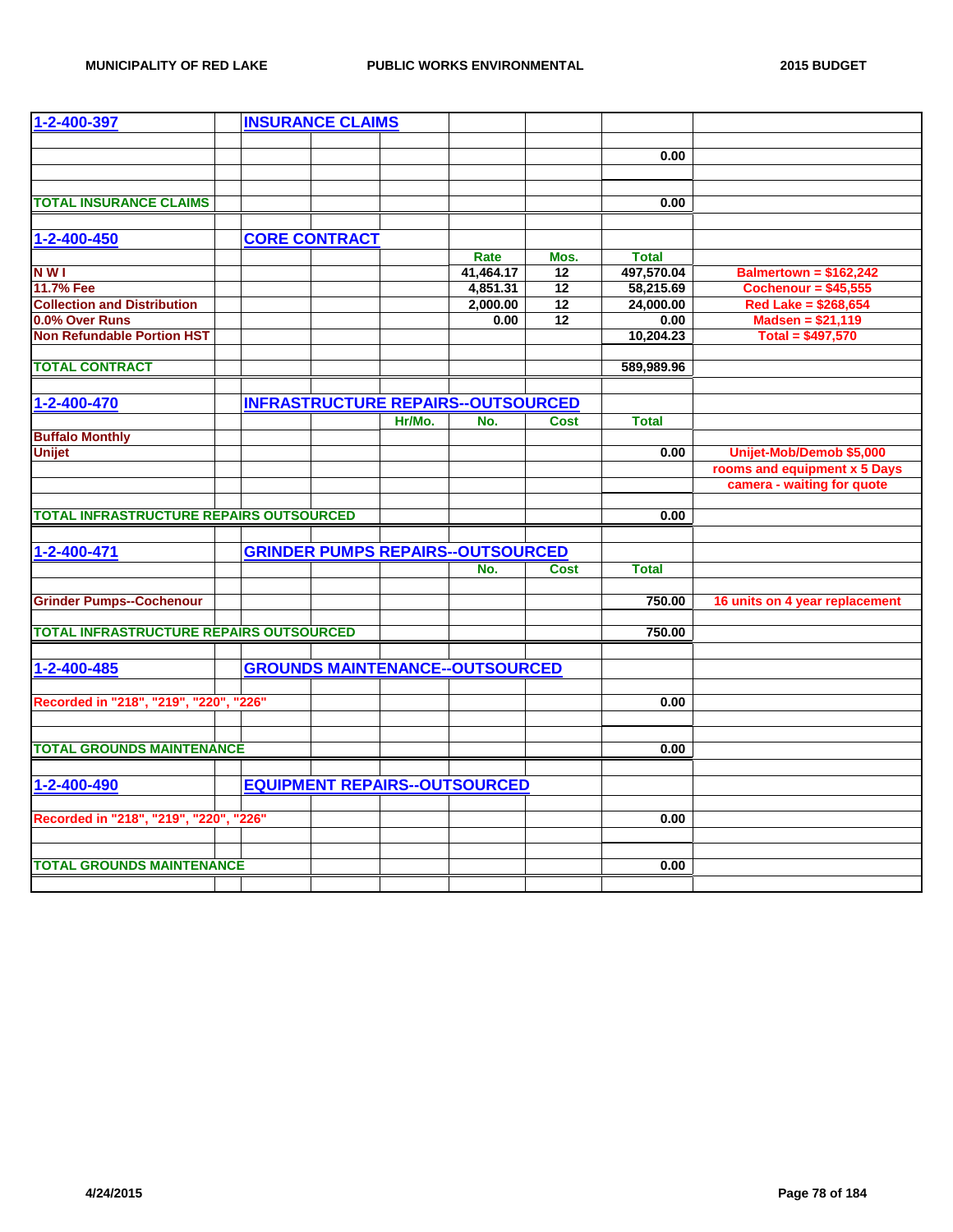| 1-2-400-397 | INSURANCE CLAIMS | | | | | |
|---|---|---|---|---|---|---|
| | | | | | 0.00 | |
| TOTAL INSURANCE CLAIMS | | | | | 0.00 | |

| 1-2-400-450 | CORE CONTRACT | | | | | |
|---|---|---|---|---|---|---|
| | | | Rate | Mos. | Total | |
| N W I | | | 41,464.17 | 12 | 497,570.04 | Balmertown = $162,242 |
| 11.7% Fee | | | 4,851.31 | 12 | 58,215.69 | Cochenour = $45,555 |
| Collection and Distribution | | | 2,000.00 | 12 | 24,000.00 | Red Lake = $268,654 |
| 0.0% Over Runs | | | 0.00 | 12 | 0.00 | Madsen = $21,119 |
| Non Refundable Portion HST | | | | | 10,204.23 | Total = $497,570 |
| TOTAL CONTRACT | | | | | 589,989.96 | |

| 1-2-400-470 | INFRASTRUCTURE REPAIRS--OUTSOURCED | | | | | |
|---|---|---|---|---|---|---|
| | | Hr/Mo. | No. | Cost | Total | |
| Buffalo Monthly | | | | | | |
| Unijet | | | | | 0.00 | Unijet-Mob/Demob $5,000 |
| | | | | | | rooms and equipment x 5 Days |
| | | | | | | camera - waiting for quote |
| TOTAL INFRASTRUCTURE REPAIRS OUTSOURCED | | | | | 0.00 | |

| 1-2-400-471 | GRINDER PUMPS REPAIRS--OUTSOURCED | | | | |
|---|---|---|---|---|---|
| | | No. | Cost | Total | |
| Grinder Pumps--Cochenour | | | | 750.00 | 16 units on 4 year replacement |
| TOTAL INFRASTRUCTURE REPAIRS OUTSOURCED | | | | 750.00 | |

| 1-2-400-485 | GROUNDS MAINTENANCE--OUTSOURCED | |
|---|---|---|
| Recorded in "218", "219", "220", "226" | | 0.00 |
| TOTAL GROUNDS MAINTENANCE | | 0.00 |

| 1-2-400-490 | EQUIPMENT REPAIRS--OUTSOURCED | |
|---|---|---|
| Recorded in "218", "219", "220", "226" | | 0.00 |
| TOTAL GROUNDS MAINTENANCE | | 0.00 |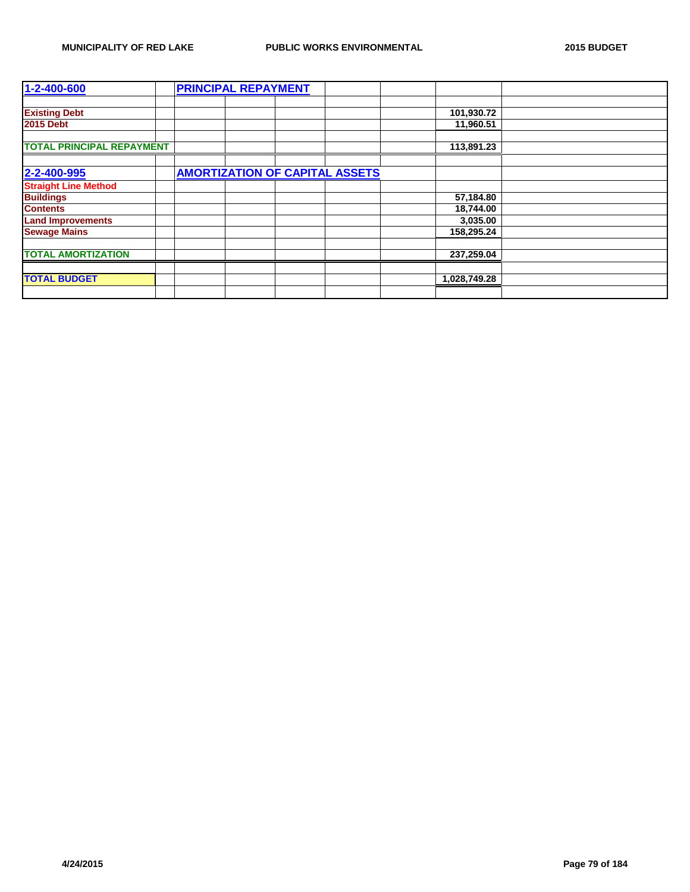| 1-2-400-600 | | PRINCIPAL REPAYMENT | | | | | | |
|---|---|---|---|---|---|---|---|---|
| | | | | | | | | |
| Existing Debt | | | | | | | 101,930.72 | |
| 2015 Debt | | | | | | | 11,960.51 | |
| | | | | | | | | |
| TOTAL PRINCIPAL REPAYMENT | | | | | | | 113,891.23 | |
| | | | | | | | | |
| 2-2-400-995 | | AMORTIZATION OF CAPITAL ASSETS | | | | | | |
| Straight Line Method | | | | | | | | |
| Buildings | | | | | | | 57,184.80 | |
| Contents | | | | | | | 18,744.00 | |
| Land Improvements | | | | | | | 3,035.00 | |
| Sewage Mains | | | | | | | 158,295.24 | |
| | | | | | | | | |
| TOTAL AMORTIZATION | | | | | | | 237,259.04 | |
| | | | | | | | | |
| TOTAL BUDGET | | | | | | | 1,028,749.28 | |
| | | | | | | | | |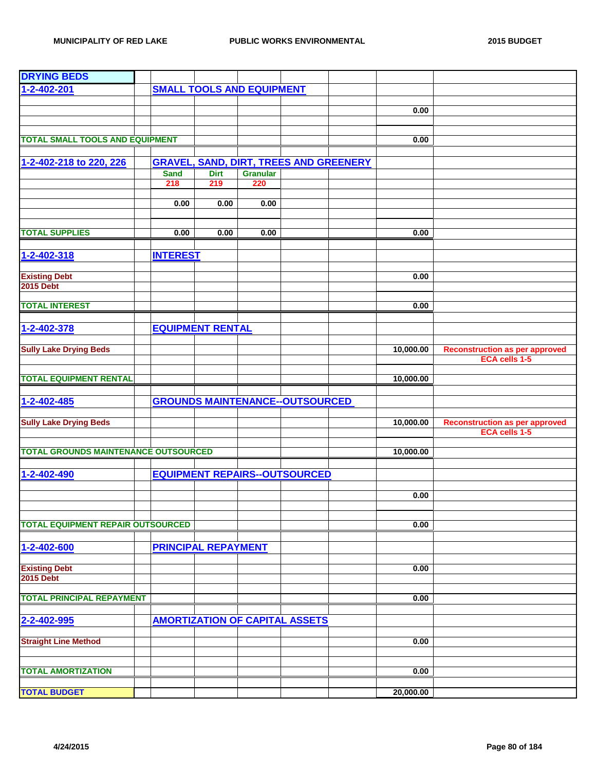| DRYING BEDS | | | | | | | | |
|---|---|---|---|---|---|---|---|---|
| 1-2-402-201 | | SMALL TOOLS AND EQUIPMENT | | | | | | |
| | | | | | | | | |
| | | | | | | | 0.00 | |
| | | | | | | | | |
| TOTAL SMALL TOOLS AND EQUIPMENT | | | | | | | 0.00 | |
| | | | | | | | | |
| 1-2-402-218 to 220, 226 | | GRAVEL, SAND, DIRT, TREES AND GREENERY | | | | | | |
| | | Sand | Dirt | Granular | | | | |
| | | 218 | 219 | 220 | | | | |
| | | | | | | | | |
| | | 0.00 | 0.00 | 0.00 | | | | |
| | | | | | | | | |
| TOTAL SUPPLIES | | 0.00 | 0.00 | 0.00 | | | 0.00 | |
| | | | | | | | | |
| 1-2-402-318 | | INTEREST | | | | | | |
| | | | | | | | | |
| Existing Debt | | | | | | | 0.00 | |
| 2015 Debt | | | | | | | | |
| | | | | | | | | |
| TOTAL INTEREST | | | | | | | 0.00 | |
| | | | | | | | | |
| 1-2-402-378 | | EQUIPMENT RENTAL | | | | | | |
| | | | | | | | | |
| Sully Lake Drying Beds | | | | | | | 10,000.00 | Reconstruction as per approved ECA cells 1-5 |
| | | | | | | | | |
| TOTAL EQUIPMENT RENTAL | | | | | | | 10,000.00 | |
| | | | | | | | | |
| 1-2-402-485 | | GROUNDS MAINTENANCE--OUTSOURCED | | | | | | |
| | | | | | | | | |
| Sully Lake Drying Beds | | | | | | | 10,000.00 | Reconstruction as per approved ECA cells 1-5 |
| | | | | | | | | |
| TOTAL GROUNDS MAINTENANCE OUTSOURCED | | | | | | | 10,000.00 | |
| | | | | | | | | |
| 1-2-402-490 | | EQUIPMENT REPAIRS--OUTSOURCED | | | | | | |
| | | | | | | | | |
| | | | | | | | 0.00 | |
| | | | | | | | | |
| TOTAL EQUIPMENT REPAIR OUTSOURCED | | | | | | | 0.00 | |
| | | | | | | | | |
| 1-2-402-600 | | PRINCIPAL REPAYMENT | | | | | | |
| | | | | | | | | |
| Existing Debt | | | | | | | 0.00 | |
| 2015 Debt | | | | | | | | |
| | | | | | | | | |
| TOTAL PRINCIPAL REPAYMENT | | | | | | | 0.00 | |
| | | | | | | | | |
| 2-2-402-995 | | AMORTIZATION OF CAPITAL ASSETS | | | | | | |
| | | | | | | | | |
| Straight Line Method | | | | | | | 0.00 | |
| | | | | | | | | |
| TOTAL AMORTIZATION | | | | | | | 0.00 | |
| | | | | | | | | |
| TOTAL BUDGET | | | | | | | 20,000.00 | |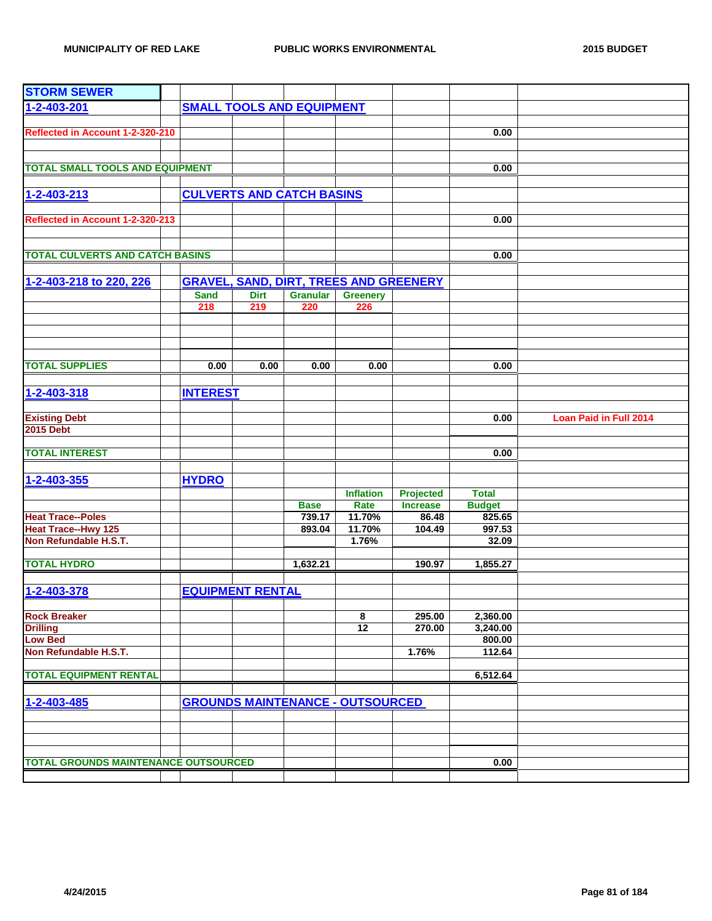## STORM SEWER

| | | | | | | | |
|---|---|---|---|---|---|---|---|
| **1-2-403-201** | **SMALL TOOLS AND EQUIPMENT** | | | | | | |
| **Reflected in Account 1-2-320-210** | | | | | | 0.00 | |
| **TOTAL SMALL TOOLS AND EQUIPMENT** | | | | | | 0.00 | |
| **1-2-403-213** | **CULVERTS AND CATCH BASINS** | | | | | | |
| **Reflected in Account 1-2-320-213** | | | | | | 0.00 | |
| **TOTAL CULVERTS AND CATCH BASINS** | | | | | | 0.00 | |
| **1-2-403-218 to 220, 226** | **GRAVEL, SAND, DIRT, TREES AND GREENERY** | | | | | | |
| | **Sand** | **Dirt** | **Granular** | **Greenery** | | | |
| | 218 | 219 | 220 | 226 | | | |
| **TOTAL SUPPLIES** | 0.00 | 0.00 | 0.00 | 0.00 | | 0.00 | |
| **1-2-403-318** | **INTEREST** | | | | | | |
| **Existing Debt** | | | | | | 0.00 | Loan Paid in Full 2014 |
| **2015 Debt** | | | | | | | |
| **TOTAL INTEREST** | | | | | | 0.00 | |
| **1-2-403-355** | **HYDRO** | | | | | | |
| | | | | **Inflation** | **Projected** | **Total** | |
| | | | **Base** | **Rate** | **Increase** | **Budget** | |
| **Heat Trace--Poles** | | | 739.17 | 11.70% | 86.48 | 825.65 | |
| **Heat Trace--Hwy 125** | | | 893.04 | 11.70% | 104.49 | 997.53 | |
| **Non Refundable H.S.T.** | | | | 1.76% | | 32.09 | |
| **TOTAL HYDRO** | | | 1,632.21 | | 190.97 | 1,855.27 | |
| **1-2-403-378** | **EQUIPMENT RENTAL** | | | | | | |
| **Rock Breaker** | | | | 8 | 295.00 | 2,360.00 | |
| **Drilling** | | | | 12 | 270.00 | 3,240.00 | |
| **Low Bed** | | | | | | 800.00 | |
| **Non Refundable H.S.T.** | | | | | 1.76% | 112.64 | |
| **TOTAL EQUIPMENT RENTAL** | | | | | | 6,512.64 | |
| **1-2-403-485** | **GROUNDS MAINTENANCE - OUTSOURCED** | | | | | | |
| **TOTAL GROUNDS MAINTENANCE OUTSOURCED** | | | | | | 0.00 | |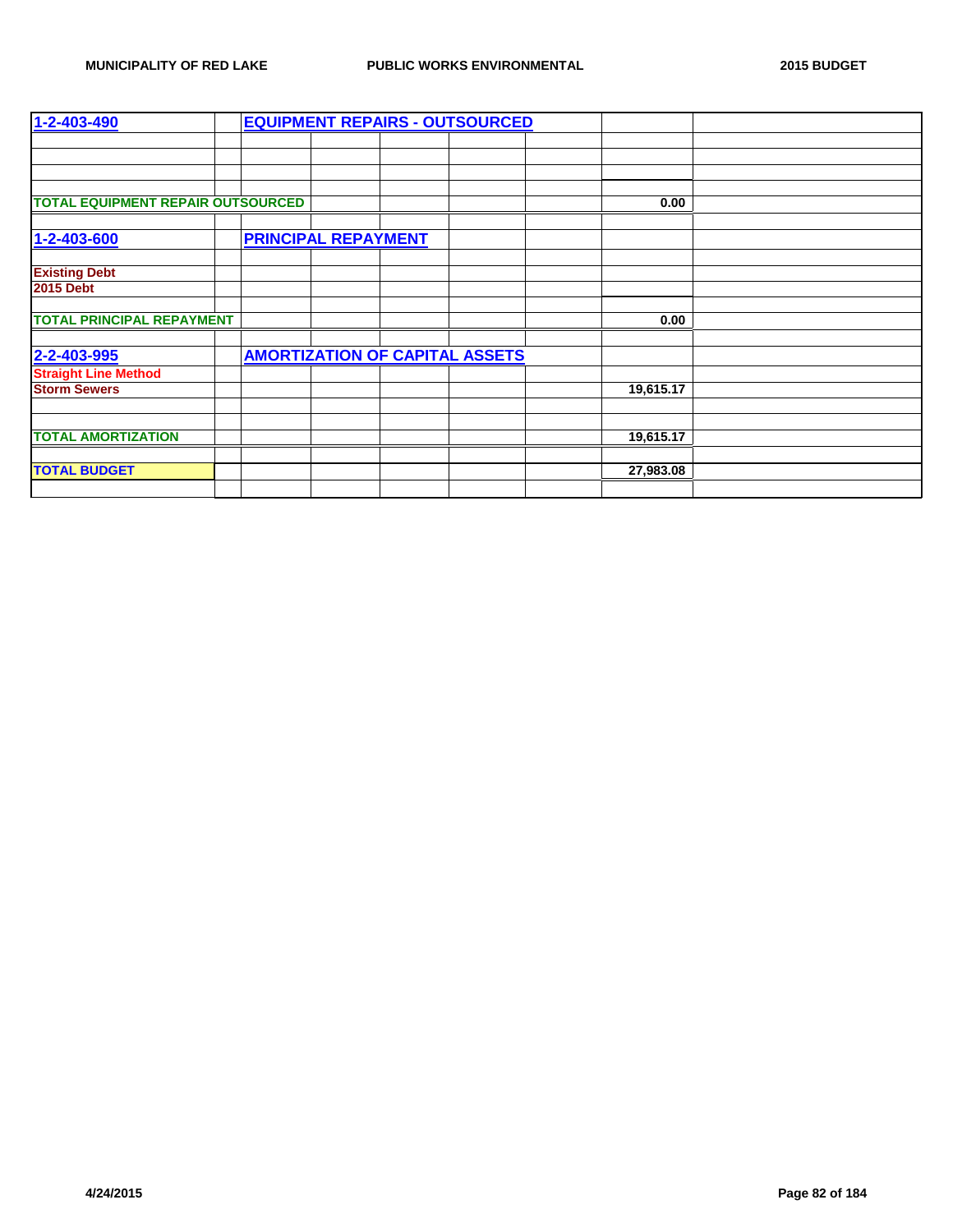| 1-2-403-490 | | EQUIPMENT REPAIRS - OUTSOURCED | | | | | | |
|---|---|---|---|---|---|---|---|---|
| | | | | | | | | |
| | | | | | | | | |
| | | | | | | | | |
| | | | | | | | | |
| TOTAL EQUIPMENT REPAIR OUTSOURCED | | | | | | | 0.00 | |
| | | | | | | | | |
| 1-2-403-600 | | PRINCIPAL REPAYMENT | | | | | | |
| | | | | | | | | |
| Existing Debt | | | | | | | | |
| 2015 Debt | | | | | | | | |
| | | | | | | | | |
| TOTAL PRINCIPAL REPAYMENT | | | | | | | 0.00 | |
| | | | | | | | | |
| 2-2-403-995 | | AMORTIZATION OF CAPITAL ASSETS | | | | | | |
| Straight Line Method | | | | | | | | |
| Storm Sewers | | | | | | | 19,615.17 | |
| | | | | | | | | |
| | | | | | | | | |
| TOTAL AMORTIZATION | | | | | | | 19,615.17 | |
| | | | | | | | | |
| TOTAL BUDGET | | | | | | | 27,983.08 | |
| | | | | | | | | |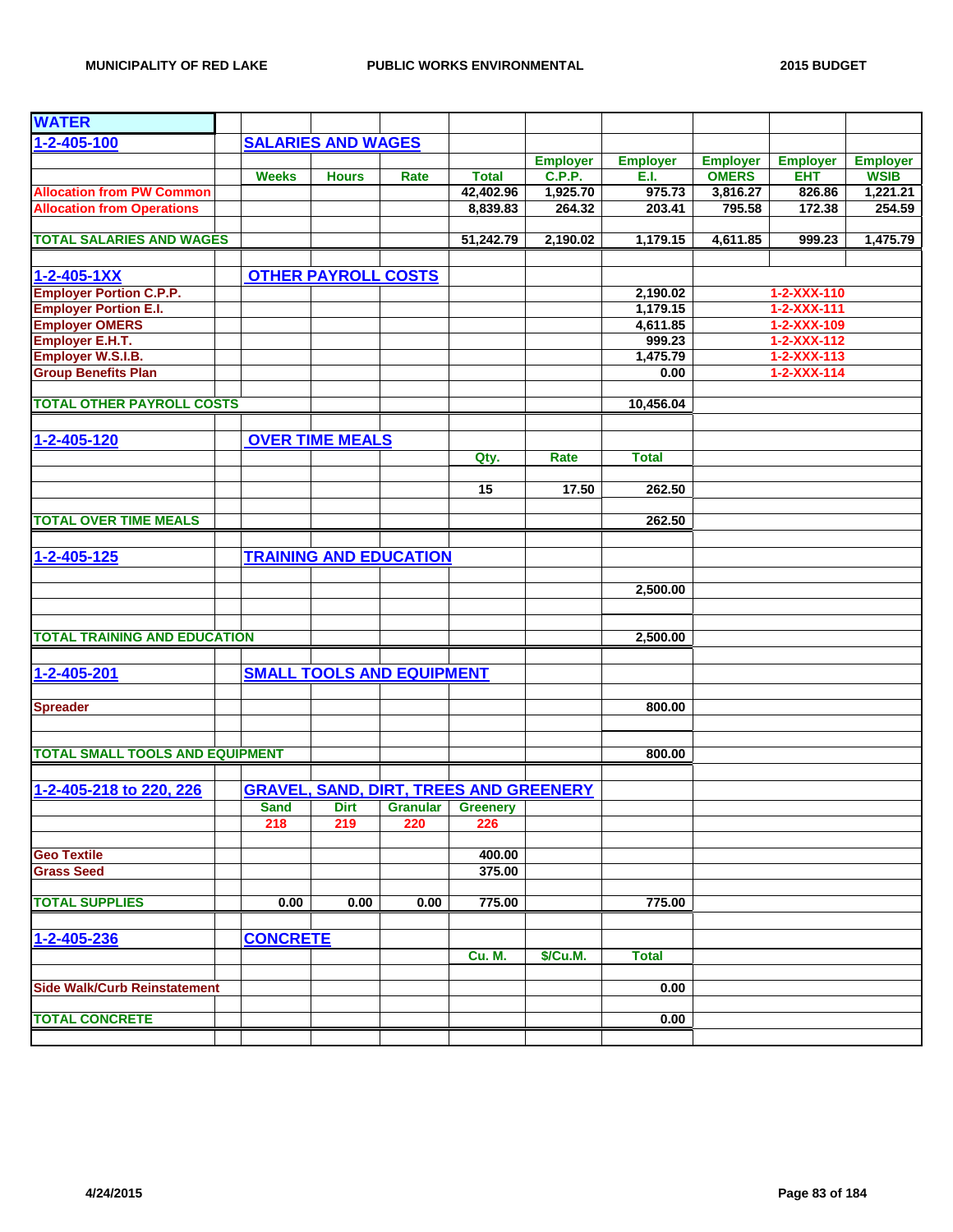| WATER | | | | | | | | | | |
|---|---|---|---|---|---|---|---|---|---|---|
| 1-2-405-100 | | SALARIES AND WAGES | | | | | | | | |
| | | | | | | Employer | Employer | Employer | Employer | Employer |
| | | Weeks | Hours | Rate | Total | C.P.P. | E.I. | OMERS | EHT | WSIB |
| Allocation from PW Common | | | | | 42,402.96 | 1,925.70 | 975.73 | 3,816.27 | 826.86 | 1,221.21 |
| Allocation from Operations | | | | | 8,839.83 | 264.32 | 203.41 | 795.58 | 172.38 | 254.59 |
| | | | | | | | | | | |
| TOTAL SALARIES AND WAGES | | | | | 51,242.79 | 2,190.02 | 1,179.15 | 4,611.85 | 999.23 | 1,475.79 |
| | | | | | | | | | | |
| 1-2-405-1XX | | OTHER PAYROLL COSTS | | | | | | | | |
| Employer Portion C.P.P. | | | | | | | 2,190.02 | | 1-2-XXX-110 | |
| Employer Portion E.I. | | | | | | | 1,179.15 | | 1-2-XXX-111 | |
| Employer OMERS | | | | | | | 4,611.85 | | 1-2-XXX-109 | |
| Employer E.H.T. | | | | | | | 999.23 | | 1-2-XXX-112 | |
| Employer W.S.I.B. | | | | | | | 1,475.79 | | 1-2-XXX-113 | |
| Group Benefits Plan | | | | | | | 0.00 | | 1-2-XXX-114 | |
| | | | | | | | | | | |
| TOTAL OTHER PAYROLL COSTS | | | | | | | 10,456.04 | | | |
| | | | | | | | | | | |
| 1-2-405-120 | | OVER TIME MEALS | | | | | | | | |
| | | | | | Qty. | Rate | Total | | | |
| | | | | | 15 | 17.50 | 262.50 | | | |
| | | | | | | | | | | |
| TOTAL OVER TIME MEALS | | | | | | | 262.50 | | | |
| | | | | | | | | | | |
| 1-2-405-125 | | TRAINING AND EDUCATION | | | | | | | | |
| | | | | | | | 2,500.00 | | | |
| | | | | | | | | | | |
| TOTAL TRAINING AND EDUCATION | | | | | | | 2,500.00 | | | |
| | | | | | | | | | | |
| 1-2-405-201 | | SMALL TOOLS AND EQUIPMENT | | | | | | | | |
| Spreader | | | | | | | 800.00 | | | |
| | | | | | | | | | | |
| TOTAL SMALL TOOLS AND EQUIPMENT | | | | | | | 800.00 | | | |
| | | | | | | | | | | |
| 1-2-405-218 to 220, 226 | | GRAVEL, SAND, DIRT, TREES AND GREENERY | | | | | | | | |
| | | Sand | Dirt | Granular | Greenery | | | | | |
| | | 218 | 219 | 220 | 226 | | | | | |
| Geo Textile | | | | | 400.00 | | | | | |
| Grass Seed | | | | | 375.00 | | | | | |
| | | | | | | | | | | |
| TOTAL SUPPLIES | | 0.00 | 0.00 | 0.00 | 775.00 | | 775.00 | | | |
| | | | | | | | | | | |
| 1-2-405-236 | | CONCRETE | | | | | | | | |
| | | | | | Cu. M. | $/Cu.M. | Total | | | |
| Side Walk/Curb Reinstatement | | | | | | | 0.00 | | | |
| | | | | | | | | | | |
| TOTAL CONCRETE | | | | | | | 0.00 | | | |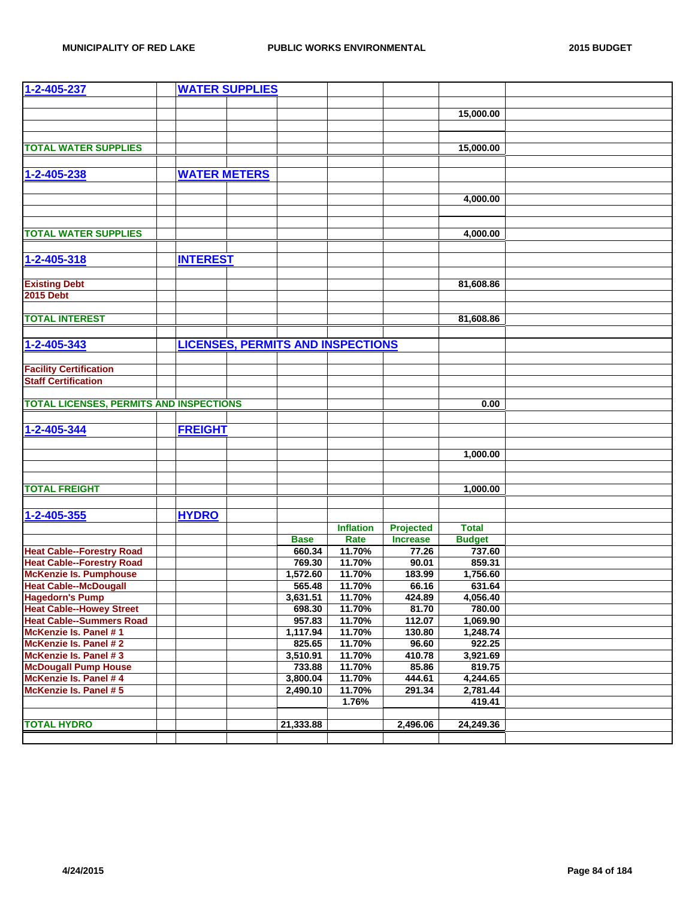| 1-2-405-237 | WATER SUPPLIES | | | | | |
|---|---|---|---|---|---|---|
| | | | | | | 15,000.00 |
| TOTAL WATER SUPPLIES | | | | | | 15,000.00 |
| | | | | | | |
| 1-2-405-238 | WATER METERS | | | | | |
| | | | | | | 4,000.00 |
| TOTAL WATER SUPPLIES | | | | | | 4,000.00 |
| | | | | | | |
| 1-2-405-318 | INTEREST | | | | | |
| Existing Debt | | | | | | 81,608.86 |
| 2015 Debt | | | | | | |
| TOTAL INTEREST | | | | | | 81,608.86 |
| | | | | | | |
| 1-2-405-343 | LICENSES, PERMITS AND INSPECTIONS | | | | | |
| Facility Certification | | | | | | |
| Staff Certification | | | | | | |
| TOTAL LICENSES, PERMITS AND INSPECTIONS | | | | | | 0.00 |
| | | | | | | |
| 1-2-405-344 | FREIGHT | | | | | |
| | | | | | | 1,000.00 |
| TOTAL FREIGHT | | | | | | 1,000.00 |
| | | | | | | |
| 1-2-405-355 | HYDRO | | | | | |
| | | | | Inflation | Projected | Total |
| | | | Base | Rate | Increase | Budget |
| Heat Cable--Forestry Road | | | 660.34 | 11.70% | 77.26 | 737.60 |
| Heat Cable--Forestry Road | | | 769.30 | 11.70% | 90.01 | 859.31 |
| McKenzie Is. Pumphouse | | | 1,572.60 | 11.70% | 183.99 | 1,756.60 |
| Heat Cable--McDougall | | | 565.48 | 11.70% | 66.16 | 631.64 |
| Hagedorn's Pump | | | 3,631.51 | 11.70% | 424.89 | 4,056.40 |
| Heat Cable--Howey Street | | | 698.30 | 11.70% | 81.70 | 780.00 |
| Heat Cable--Summers Road | | | 957.83 | 11.70% | 112.07 | 1,069.90 |
| McKenzie Is. Panel # 1 | | | 1,117.94 | 11.70% | 130.80 | 1,248.74 |
| McKenzie Is. Panel # 2 | | | 825.65 | 11.70% | 96.60 | 922.25 |
| McKenzie Is. Panel # 3 | | | 3,510.91 | 11.70% | 410.78 | 3,921.69 |
| McDougall Pump House | | | 733.88 | 11.70% | 85.86 | 819.75 |
| McKenzie Is. Panel # 4 | | | 3,800.04 | 11.70% | 444.61 | 4,244.65 |
| McKenzie Is. Panel # 5 | | | 2,490.10 | 11.70% | 291.34 | 2,781.44 |
| | | | | 1.76% | | 419.41 |
| TOTAL HYDRO | | | 21,333.88 | | 2,496.06 | 24,249.36 |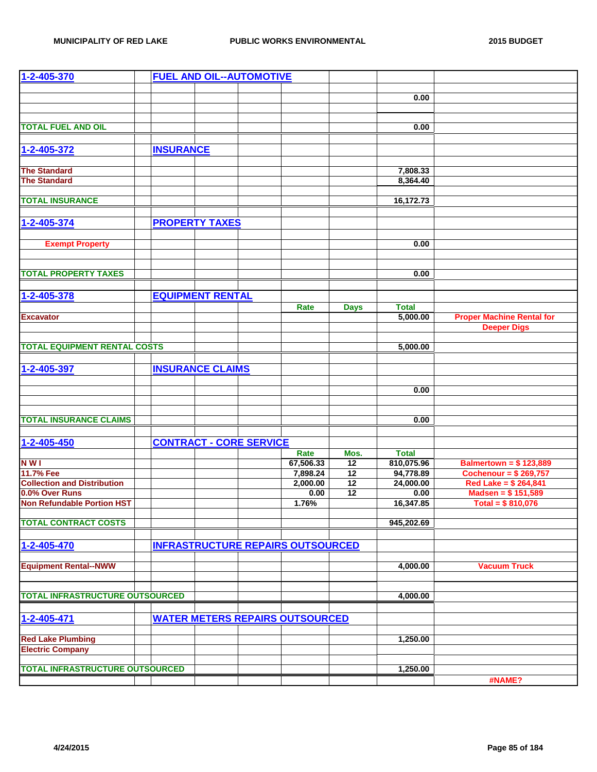| | | | | | | | | |
|---|---|---|---|---|---|---|---|---|
| **1-2-405-370** | | **FUEL AND OIL--AUTOMOTIVE** | | | | | | |
| | | | | | | | 0.00 | |
| **TOTAL FUEL AND OIL** | | | | | | | 0.00 | |
| **1-2-405-372** | | **INSURANCE** | | | | | | |
| **The Standard** | | | | | | | 7,808.33 | |
| **The Standard** | | | | | | | 8,364.40 | |
| **TOTAL INSURANCE** | | | | | | | 16,172.73 | |
| **1-2-405-374** | | **PROPERTY TAXES** | | | | | | |
| **Exempt Property** | | | | | | | 0.00 | |
| **TOTAL PROPERTY TAXES** | | | | | | | 0.00 | |
| **1-2-405-378** | | **EQUIPMENT RENTAL** | | | | | | |
| | | | | | Rate | Days | Total | |
| **Excavator** | | | | | | | 5,000.00 | Proper Machine Rental for Deeper Digs |
| **TOTAL EQUIPMENT RENTAL COSTS** | | | | | | | 5,000.00 | |
| **1-2-405-397** | | **INSURANCE CLAIMS** | | | | | | |
| | | | | | | | 0.00 | |
| **TOTAL INSURANCE CLAIMS** | | | | | | | 0.00 | |
| **1-2-405-450** | | **CONTRACT - CORE SERVICE** | | | | | | |
| | | | | | Rate | Mos. | Total | |
| **N W I** | | | | | 67,506.33 | 12 | 810,075.96 | Balmertown = $ 123,889 |
| **11.7% Fee** | | | | | 7,898.24 | 12 | 94,778.89 | Cochenour = $ 269,757 |
| **Collection and Distribution** | | | | | 2,000.00 | 12 | 24,000.00 | Red Lake = $ 264,841 |
| **0.0% Over Runs** | | | | | 0.00 | 12 | 0.00 | Madsen = $ 151,589 |
| **Non Refundable Portion HST** | | | | | 1.76% | | 16,347.85 | Total = $ 810,076 |
| **TOTAL CONTRACT COSTS** | | | | | | | 945,202.69 | |
| **1-2-405-470** | | **INFRASTRUCTURE REPAIRS OUTSOURCED** | | | | | | |
| **Equipment Rental--NWW** | | | | | | | 4,000.00 | Vacuum Truck |
| **TOTAL INFRASTRUCTURE OUTSOURCED** | | | | | | | 4,000.00 | |
| **1-2-405-471** | | **WATER METERS REPAIRS OUTSOURCED** | | | | | | |
| **Red Lake Plumbing** | | | | | | | 1,250.00 | |
| **Electric Company** | | | | | | | | |
| **TOTAL INFRASTRUCTURE OUTSOURCED** | | | | | | | 1,250.00 | |
| | | | | | | | | #NAME? |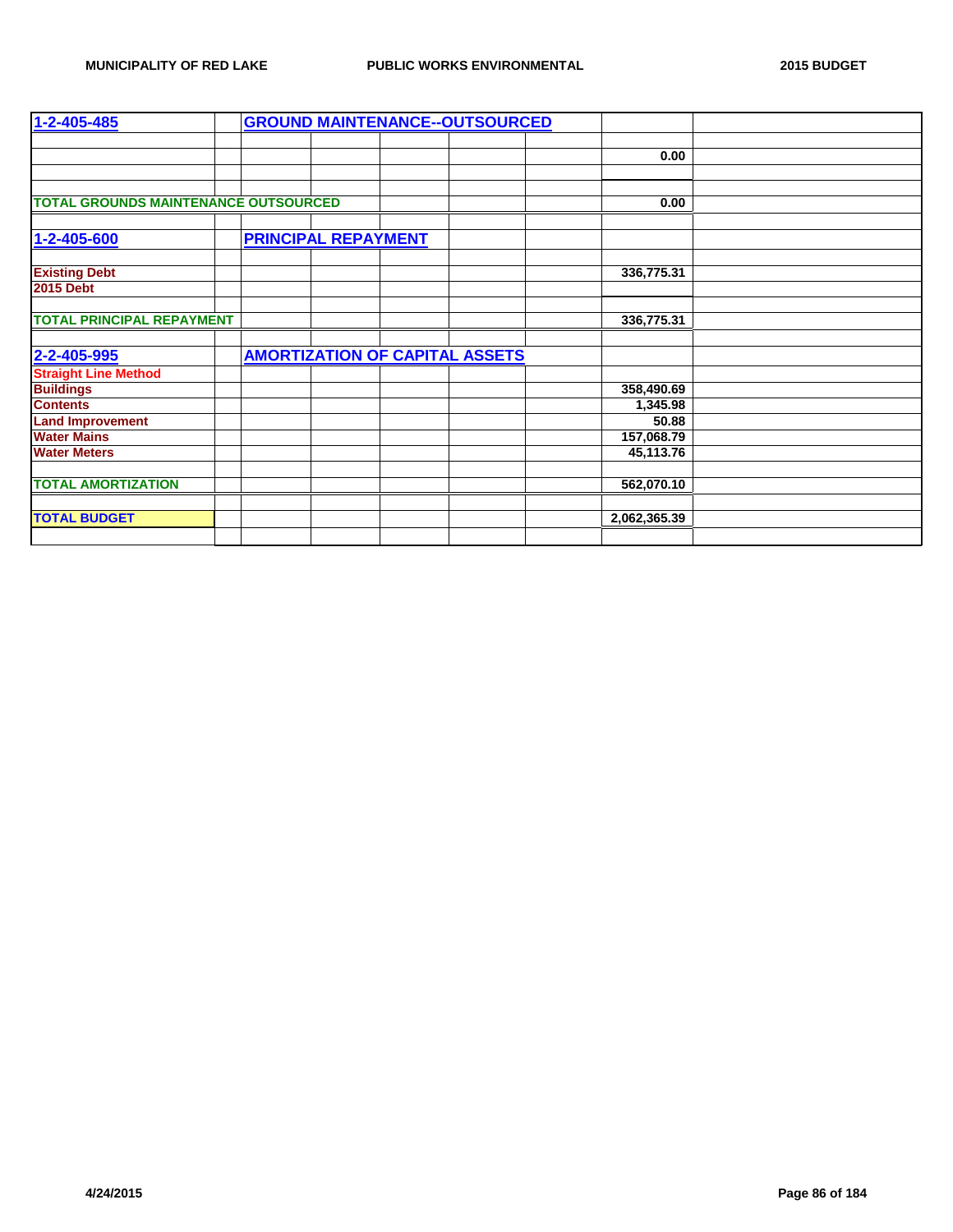| 1-2-405-485 | | GROUND MAINTENANCE--OUTSOURCED | | | | | | |
|---|---|---|---|---|---|---|---|---|
| | | | | | | | | |
| | | | | | | | 0.00 | |
| | | | | | | | | |
| | | | | | | | | |
| TOTAL GROUNDS MAINTENANCE OUTSOURCED | | | | | | | 0.00 | |
| | | | | | | | | |
| 1-2-405-600 | | PRINCIPAL REPAYMENT | | | | | | |
| | | | | | | | | |
| Existing Debt | | | | | | | 336,775.31 | |
| 2015 Debt | | | | | | | | |
| | | | | | | | | |
| TOTAL PRINCIPAL REPAYMENT | | | | | | | 336,775.31 | |
| | | | | | | | | |
| 2-2-405-995 | | AMORTIZATION OF CAPITAL ASSETS | | | | | | |
| Straight Line Method | | | | | | | | |
| Buildings | | | | | | | 358,490.69 | |
| Contents | | | | | | | 1,345.98 | |
| Land Improvement | | | | | | | 50.88 | |
| Water Mains | | | | | | | 157,068.79 | |
| Water Meters | | | | | | | 45,113.76 | |
| | | | | | | | | |
| TOTAL AMORTIZATION | | | | | | | 562,070.10 | |
| | | | | | | | | |
| TOTAL BUDGET | | | | | | | 2,062,365.39 | |
| | | | | | | | | |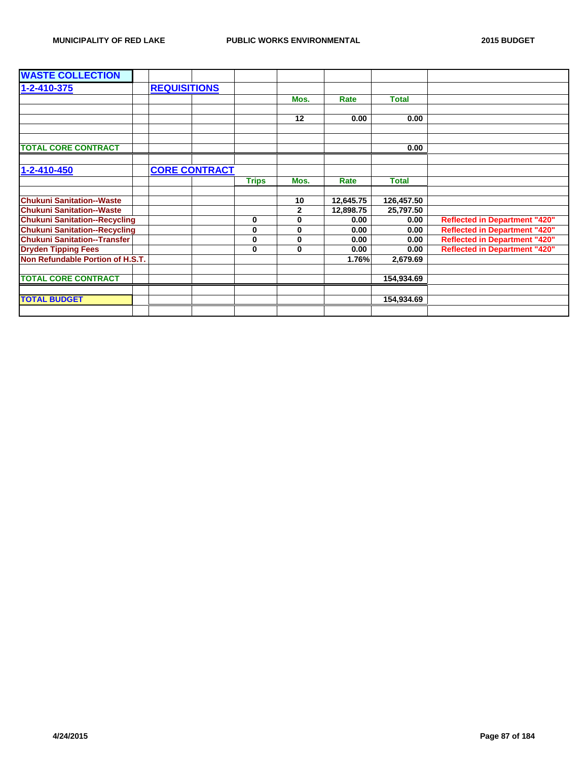| WASTE COLLECTION | | | | | | | |
|---|---|---|---|---|---|---|---|
| 1-2-410-375 | REQUISITIONS | | | | | | |
| | | | | Mos. | Rate | Total | |
| | | | | | | | |
| | | | | 12 | 0.00 | 0.00 | |
| | | | | | | | |
| | | | | | | | |
| TOTAL CORE CONTRACT | | | | | | 0.00 | |
| | | | | | | | |
| 1-2-410-450 | CORE CONTRACT | | | | | | |
| | | | Trips | Mos. | Rate | Total | |
| | | | | | | | |
| Chukuni Sanitation--Waste | | | | 10 | 12,645.75 | 126,457.50 | |
| Chukuni Sanitation--Waste | | | | 2 | 12,898.75 | 25,797.50 | |
| Chukuni Sanitation--Recycling | | | 0 | 0 | 0.00 | 0.00 | Reflected in Department "420" |
| Chukuni Sanitation--Recycling | | | 0 | 0 | 0.00 | 0.00 | Reflected in Department "420" |
| Chukuni Sanitation--Transfer | | | 0 | 0 | 0.00 | 0.00 | Reflected in Department "420" |
| Dryden Tipping Fees | | | 0 | 0 | 0.00 | 0.00 | Reflected in Department "420" |
| Non Refundable Portion of H.S.T. | | | | | 1.76% | 2,679.69 | |
| | | | | | | | |
| TOTAL CORE CONTRACT | | | | | | 154,934.69 | |
| | | | | | | | |
| TOTAL BUDGET | | | | | | 154,934.69 | |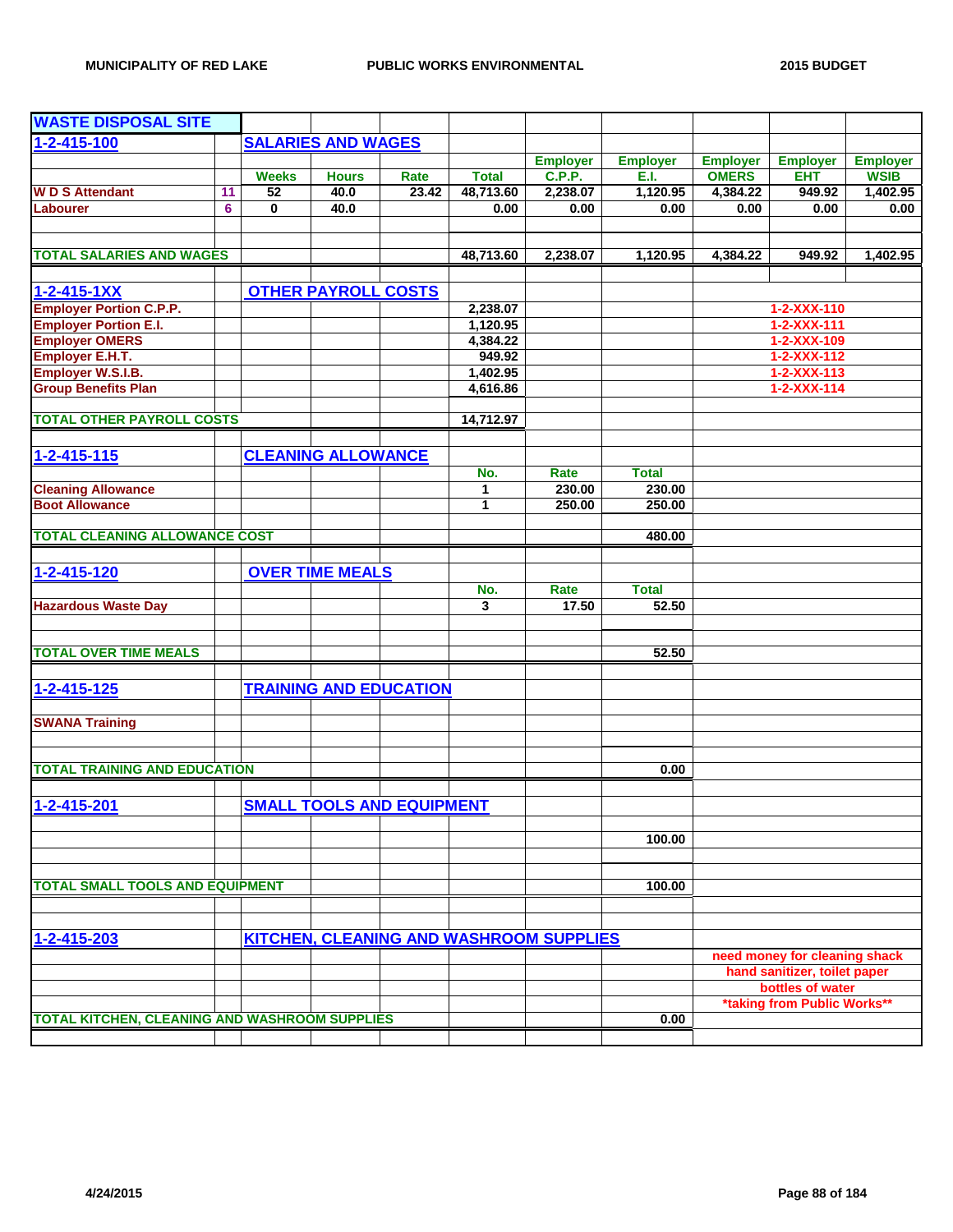| WASTE DISPOSAL SITE | | | | | | | | | | |
|---|---|---|---|---|---|---|---|---|---|---|
| 1-2-415-100 | | SALARIES AND WAGES | | | | | | | | |
| | | | | | | Employer | Employer | Employer | Employer | Employer |
| | | Weeks | Hours | Rate | Total | C.P.P. | E.I. | OMERS | EHT | WSIB |
| W D S Attendant | 11 | 52 | 40.0 | 23.42 | 48,713.60 | 2,238.07 | 1,120.95 | 4,384.22 | 949.92 | 1,402.95 |
| Labourer | 6 | 0 | 40.0 | | 0.00 | 0.00 | 0.00 | 0.00 | 0.00 | 0.00 |
| TOTAL SALARIES AND WAGES | | | | | 48,713.60 | 2,238.07 | 1,120.95 | 4,384.22 | 949.92 | 1,402.95 |

| 1-2-415-1XX | OTHER PAYROLL COSTS | |
|---|---|---|
| Employer Portion C.P.P. | 2,238.07 | 1-2-XXX-110 |
| Employer Portion E.I. | 1,120.95 | 1-2-XXX-111 |
| Employer OMERS | 4,384.22 | 1-2-XXX-109 |
| Employer E.H.T. | 949.92 | 1-2-XXX-112 |
| Employer W.S.I.B. | 1,402.95 | 1-2-XXX-113 |
| Group Benefits Plan | 4,616.86 | 1-2-XXX-114 |
| TOTAL OTHER PAYROLL COSTS | 14,712.97 | |

| 1-2-415-115 | CLEANING ALLOWANCE | | |
|---|---|---|---|
| | No. | Rate | Total |
| Cleaning Allowance | 1 | 230.00 | 230.00 |
| Boot Allowance | 1 | 250.00 | 250.00 |
| TOTAL CLEANING ALLOWANCE COST | | | 480.00 |

| 1-2-415-120 | OVER TIME MEALS | | |
|---|---|---|---|
| | No. | Rate | Total |
| Hazardous Waste Day | 3 | 17.50 | 52.50 |
| TOTAL OVER TIME MEALS | | | 52.50 |

| 1-2-415-125 | TRAINING AND EDUCATION |
|---|---|
| SWANA Training | |
| TOTAL TRAINING AND EDUCATION | 0.00 |

| 1-2-415-201 | SMALL TOOLS AND EQUIPMENT |
|---|---|
| | 100.00 |
| TOTAL SMALL TOOLS AND EQUIPMENT | 100.00 |

| 1-2-415-203 | KITCHEN, CLEANING AND WASHROOM SUPPLIES | |
|---|---|---|
| | | need money for cleaning shack |
| | | hand sanitizer, toilet paper |
| | | bottles of water |
| | | *taking from Public Works** |
| TOTAL KITCHEN, CLEANING AND WASHROOM SUPPLIES | 0.00 | |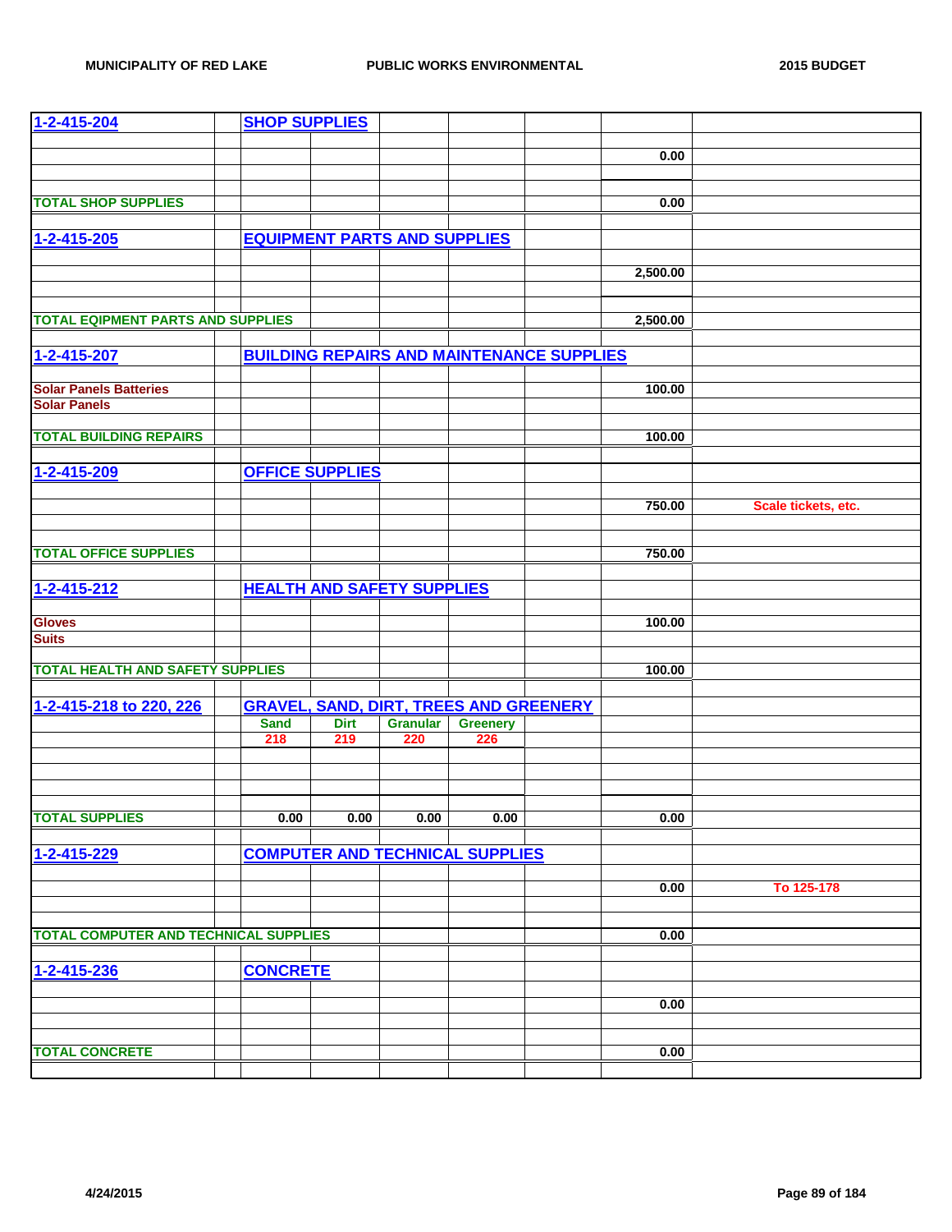| | | | | | | | | |
|---|---|---|---|---|---|---|---|---|
| 1-2-415-204 | | SHOP SUPPLIES | | | | | | |
| | | | | | | | | |
| | | | | | | | 0.00 | |
| | | | | | | | | |
| TOTAL SHOP SUPPLIES | | | | | | | 0.00 | |
| | | | | | | | | |
| 1-2-415-205 | | EQUIPMENT PARTS AND SUPPLIES | | | | | | |
| | | | | | | | | |
| | | | | | | | 2,500.00 | |
| | | | | | | | | |
| TOTAL EQIPMENT PARTS AND SUPPLIES | | | | | | | 2,500.00 | |
| | | | | | | | | |
| 1-2-415-207 | | BUILDING REPAIRS AND MAINTENANCE SUPPLIES | | | | | | |
| | | | | | | | | |
| Solar Panels Batteries | | | | | | | 100.00 | |
| Solar Panels | | | | | | | | |
| | | | | | | | | |
| TOTAL BUILDING REPAIRS | | | | | | | 100.00 | |
| | | | | | | | | |
| 1-2-415-209 | | OFFICE SUPPLIES | | | | | | |
| | | | | | | | | |
| | | | | | | | 750.00 | Scale tickets, etc. |
| | | | | | | | | |
| TOTAL OFFICE SUPPLIES | | | | | | | 750.00 | |
| | | | | | | | | |
| 1-2-415-212 | | HEALTH AND SAFETY SUPPLIES | | | | | | |
| | | | | | | | | |
| Gloves | | | | | | | 100.00 | |
| Suits | | | | | | | | |
| | | | | | | | | |
| TOTAL HEALTH AND SAFETY SUPPLIES | | | | | | | 100.00 | |
| | | | | | | | | |
| 1-2-415-218 to 220, 226 | | GRAVEL, SAND, DIRT, TREES AND GREENERY | | | | | | |
| | | Sand | Dirt | Granular | Greenery | | | |
| | | 218 | 219 | 220 | 226 | | | |
| | | | | | | | | |
| TOTAL SUPPLIES | | 0.00 | 0.00 | 0.00 | 0.00 | | 0.00 | |
| | | | | | | | | |
| 1-2-415-229 | | COMPUTER AND TECHNICAL SUPPLIES | | | | | | |
| | | | | | | | | |
| | | | | | | | 0.00 | To 125-178 |
| | | | | | | | | |
| TOTAL COMPUTER AND TECHNICAL SUPPLIES | | | | | | | 0.00 | |
| | | | | | | | | |
| 1-2-415-236 | | CONCRETE | | | | | | |
| | | | | | | | | |
| | | | | | | | 0.00 | |
| | | | | | | | | |
| TOTAL CONCRETE | | | | | | | 0.00 | |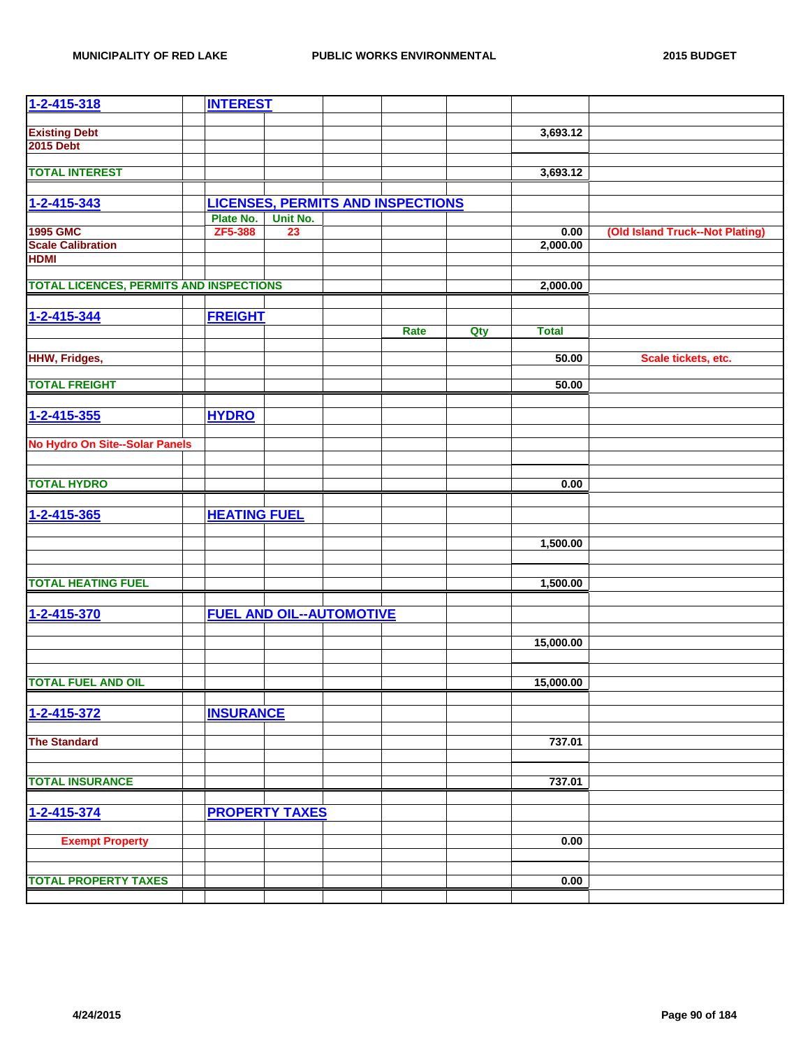| | | | | | | | |
|---|---|---|---|---|---|---|---|
| **1-2-415-318** | | **INTEREST** | | | | | |
| | | | | | | | |
| **Existing Debt** | | | | | | **3,693.12** | |
| **2015 Debt** | | | | | | | |
| | | | | | | | |
| **TOTAL INTEREST** | | | | | | **3,693.12** | |
| | | | | | | | |
| **1-2-415-343** | | **LICENSES, PERMITS AND INSPECTIONS** | | | | | |
| | | **Plate No.** | **Unit No.** | | | | |
| **1995 GMC** | | **ZF5-388** | **23** | | | **0.00** | **(Old Island Truck--Not Plating)** |
| **Scale Calibration** | | | | | | **2,000.00** | |
| **HDMI** | | | | | | | |
| | | | | | | | |
| **TOTAL LICENCES, PERMITS AND INSPECTIONS** | | | | | | **2,000.00** | |
| | | | | | | | |
| **1-2-415-344** | | **FREIGHT** | | | | | |
| | | | | | **Rate** | **Qty** | **Total** |
| | | | | | | | |
| **HHW, Fridges,** | | | | | | **50.00** | **Scale tickets, etc.** |
| | | | | | | | |
| **TOTAL FREIGHT** | | | | | | **50.00** | |
| | | | | | | | |
| **1-2-415-355** | | **HYDRO** | | | | | |
| | | | | | | | |
| **No Hydro On Site--Solar Panels** | | | | | | | |
| | | | | | | | |
| | | | | | | | |
| **TOTAL HYDRO** | | | | | | **0.00** | |
| | | | | | | | |
| **1-2-415-365** | | **HEATING FUEL** | | | | | |
| | | | | | | | |
| | | | | | | **1,500.00** | |
| | | | | | | | |
| | | | | | | | |
| **TOTAL HEATING FUEL** | | | | | | **1,500.00** | |
| | | | | | | | |
| **1-2-415-370** | | **FUEL AND OIL--AUTOMOTIVE** | | | | | |
| | | | | | | | |
| | | | | | | **15,000.00** | |
| | | | | | | | |
| | | | | | | | |
| **TOTAL FUEL AND OIL** | | | | | | **15,000.00** | |
| | | | | | | | |
| **1-2-415-372** | | **INSURANCE** | | | | | |
| | | | | | | | |
| **The Standard** | | | | | | **737.01** | |
| | | | | | | | |
| | | | | | | | |
| **TOTAL INSURANCE** | | | | | | **737.01** | |
| | | | | | | | |
| **1-2-415-374** | | **PROPERTY TAXES** | | | | | |
| | | | | | | | |
| **Exempt Property** | | | | | | **0.00** | |
| | | | | | | | |
| | | | | | | | |
| **TOTAL PROPERTY TAXES** | | | | | | **0.00** | |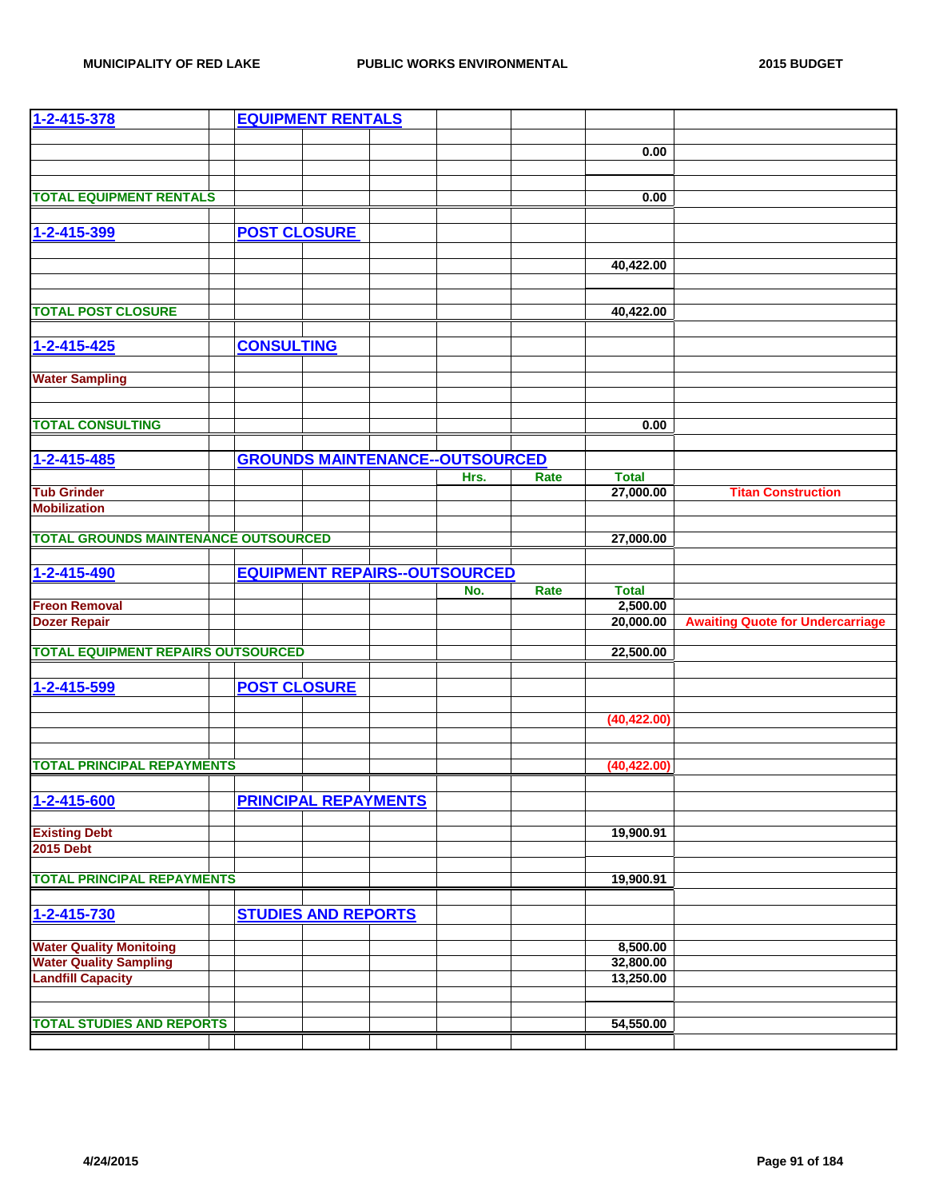| 1-2-415-378 | | EQUIPMENT RENTALS | | | | | | |
|---|---|---|---|---|---|---|---|---|
| | | | | | | | 0.00 | |
| TOTAL EQUIPMENT RENTALS | | | | | | | 0.00 | |
| 1-2-415-399 | | POST CLOSURE | | | | | | |
| | | | | | | | 40,422.00 | |
| TOTAL POST CLOSURE | | | | | | | 40,422.00 | |
| 1-2-415-425 | | CONSULTING | | | | | | |
| Water Sampling | | | | | | | | |
| TOTAL CONSULTING | | | | | | | 0.00 | |
| 1-2-415-485 | | GROUNDS MAINTENANCE--OUTSOURCED | | | | | | |
| | | | | | Hrs. | Rate | Total | |
| Tub Grinder | | | | | | | 27,000.00 | Titan Construction |
| Mobilization | | | | | | | | |
| TOTAL GROUNDS MAINTENANCE OUTSOURCED | | | | | | | 27,000.00 | |
| 1-2-415-490 | | EQUIPMENT REPAIRS--OUTSOURCED | | | | | | |
| | | | | | No. | Rate | Total | |
| Freon Removal | | | | | | | 2,500.00 | |
| Dozer Repair | | | | | | | 20,000.00 | Awaiting Quote for Undercarriage |
| TOTAL EQUIPMENT REPAIRS OUTSOURCED | | | | | | | 22,500.00 | |
| 1-2-415-599 | | POST CLOSURE | | | | | | |
| | | | | | | | (40,422.00) | |
| TOTAL PRINCIPAL REPAYMENTS | | | | | | | (40,422.00) | |
| 1-2-415-600 | | PRINCIPAL REPAYMENTS | | | | | | |
| Existing Debt | | | | | | | 19,900.91 | |
| 2015 Debt | | | | | | | | |
| TOTAL PRINCIPAL REPAYMENTS | | | | | | | 19,900.91 | |
| 1-2-415-730 | | STUDIES AND REPORTS | | | | | | |
| Water Quality Monitoing | | | | | | | 8,500.00 | |
| Water Quality Sampling | | | | | | | 32,800.00 | |
| Landfill Capacity | | | | | | | 13,250.00 | |
| TOTAL STUDIES AND REPORTS | | | | | | | 54,550.00 | |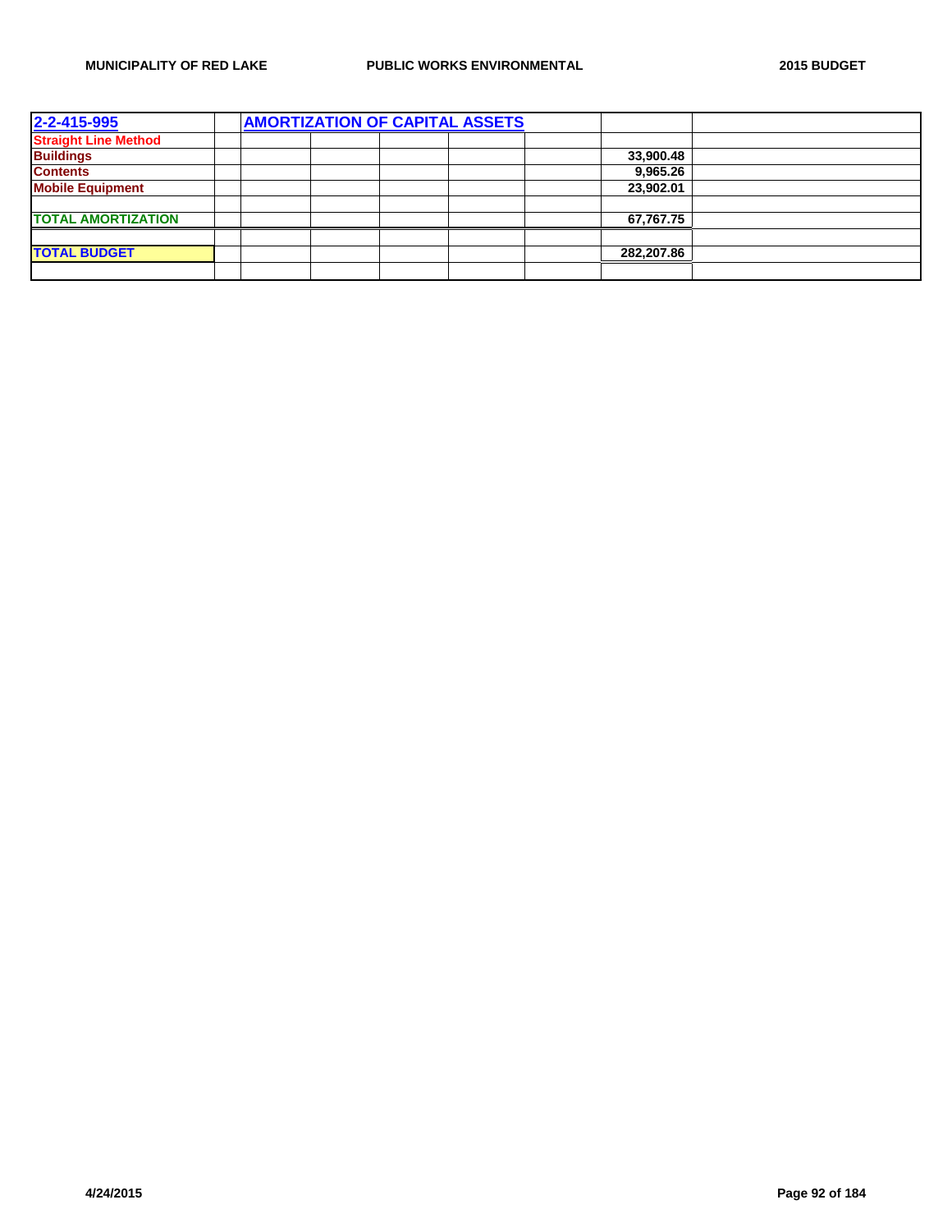| 2-2-415-995 | | AMORTIZATION OF CAPITAL ASSETS | | | | | | |
|---|---|---|---|---|---|---|---|---|
| **Straight Line Method** | | | | | | | | |
| **Buildings** | | | | | | | 33,900.48 | |
| **Contents** | | | | | | | 9,965.26 | |
| **Mobile Equipment** | | | | | | | 23,902.01 | |
| | | | | | | | | |
| **TOTAL AMORTIZATION** | | | | | | | 67,767.75 | |
| | | | | | | | | |
| **TOTAL BUDGET** | | | | | | | 282,207.86 | |
| | | | | | | | | |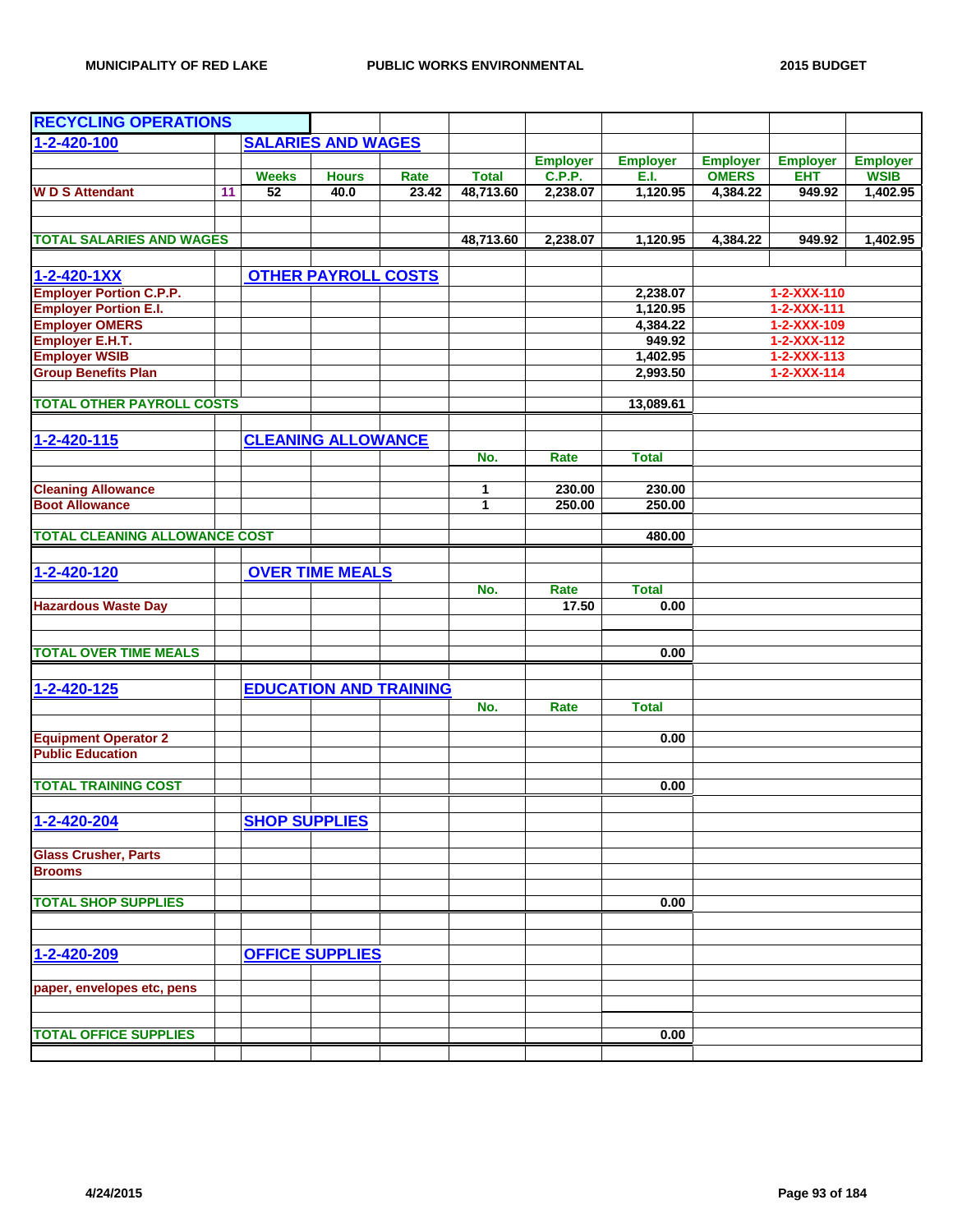# RECYCLING OPERATIONS

| | | | | | | | | | | |
|---|---|---|---|---|---|---|---|---|---|---|
| **1-2-420-100** | | **SALARIES AND WAGES** | | | | | | | | |
| | | | | | | Employer | Employer | Employer | Employer | Employer |
| | | Weeks | Hours | Rate | Total | C.P.P. | E.I. | OMERS | EHT | WSIB |
| W D S Attendant | 11 | 52 | 40.0 | 23.42 | 48,713.60 | 2,238.07 | 1,120.95 | 4,384.22 | 949.92 | 1,402.95 |
| | | | | | | | | | | |
| **TOTAL SALARIES AND WAGES** | | | | | 48,713.60 | 2,238.07 | 1,120.95 | 4,384.22 | 949.92 | 1,402.95 |

| | | | |
|---|---|---|---|
| **1-2-420-1XX** | **OTHER PAYROLL COSTS** | | |
| Employer Portion C.P.P. | | 2,238.07 | 1-2-XXX-110 |
| Employer Portion E.I. | | 1,120.95 | 1-2-XXX-111 |
| Employer OMERS | | 4,384.22 | 1-2-XXX-109 |
| Employer E.H.T. | | 949.92 | 1-2-XXX-112 |
| Employer WSIB | | 1,402.95 | 1-2-XXX-113 |
| Group Benefits Plan | | 2,993.50 | 1-2-XXX-114 |
| **TOTAL OTHER PAYROLL COSTS** | | 13,089.61 | |

| | | | | |
|---|---|---|---|---|
| **1-2-420-115** | **CLEANING ALLOWANCE** | | | |
| | | No. | Rate | Total |
| Cleaning Allowance | | 1 | 230.00 | 230.00 |
| Boot Allowance | | 1 | 250.00 | 250.00 |
| **TOTAL CLEANING ALLOWANCE COST** | | | | 480.00 |

| | | | | |
|---|---|---|---|---|
| **1-2-420-120** | **OVER TIME MEALS** | | | |
| | | No. | Rate | Total |
| Hazardous Waste Day | | | 17.50 | 0.00 |
| **TOTAL OVER TIME MEALS** | | | | 0.00 |

| | | | | |
|---|---|---|---|---|
| **1-2-420-125** | **EDUCATION AND TRAINING** | | | |
| | | No. | Rate | Total |
| Equipment Operator 2 | | | | 0.00 |
| Public Education | | | | |
| **TOTAL TRAINING COST** | | | | 0.00 |

| | | |
|---|---|---|
| **1-2-420-204** | **SHOP SUPPLIES** | |
| Glass Crusher, Parts | | |
| Brooms | | |
| **TOTAL SHOP SUPPLIES** | | 0.00 |

| | | |
|---|---|---|
| **1-2-420-209** | **OFFICE SUPPLIES** | |
| paper, envelopes etc, pens | | |
| **TOTAL OFFICE SUPPLIES** | | 0.00 |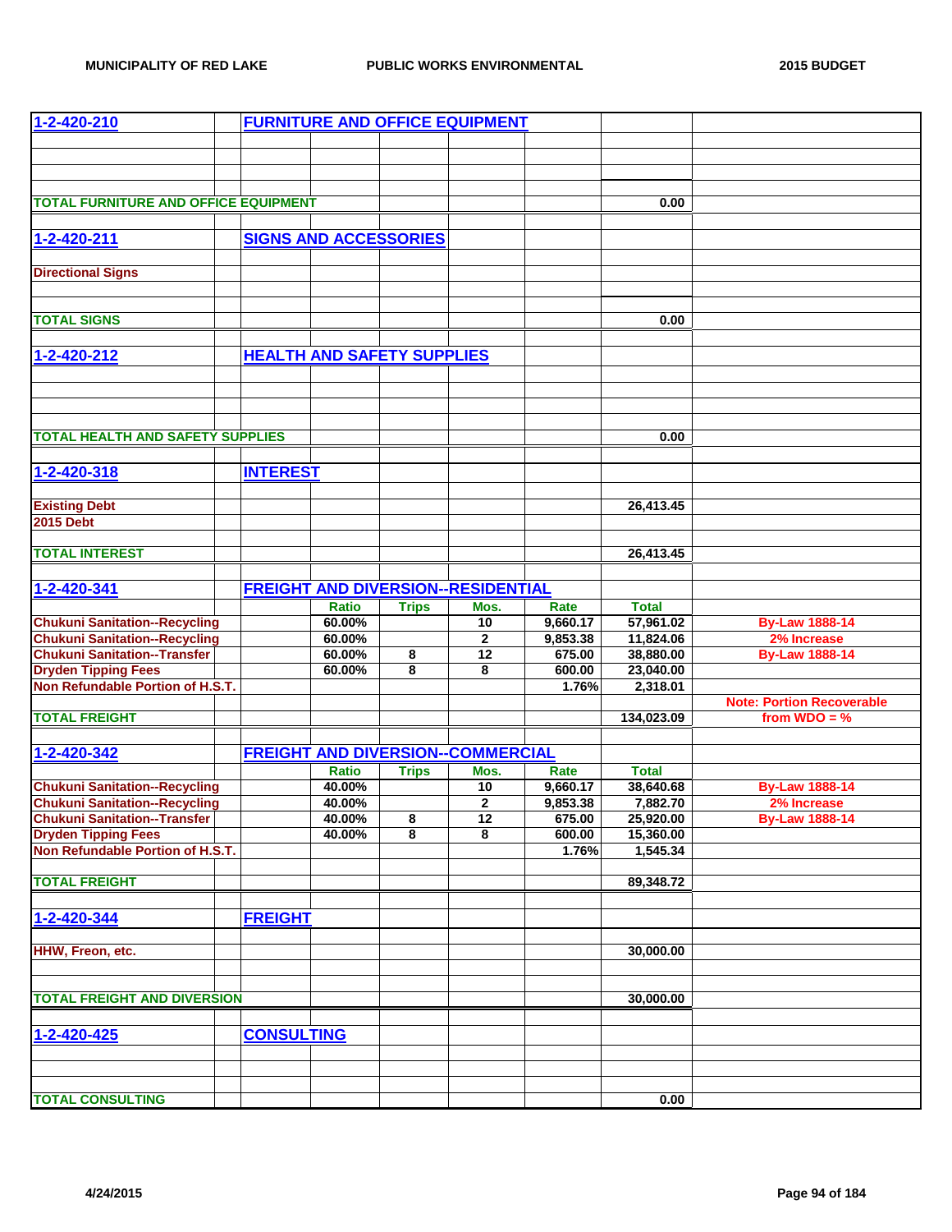| | | | | | | | |
|---|---|---|---|---|---|---|---|
| **1-2-420-210** | | **FURNITURE AND OFFICE EQUIPMENT** | | | | | |
| | | | | | | | |
| **TOTAL FURNITURE AND OFFICE EQUIPMENT** | | | | | | 0.00 | |
| | | | | | | | |
| **1-2-420-211** | | **SIGNS AND ACCESSORIES** | | | | | |
| **Directional Signs** | | | | | | | |
| **TOTAL SIGNS** | | | | | | 0.00 | |
| | | | | | | | |
| **1-2-420-212** | | **HEALTH AND SAFETY SUPPLIES** | | | | | |
| | | | | | | | |
| **TOTAL HEALTH AND SAFETY SUPPLIES** | | | | | | 0.00 | |
| | | | | | | | |
| **1-2-420-318** | | **INTEREST** | | | | | |
| **Existing Debt** | | | | | | 26,413.45 | |
| **2015 Debt** | | | | | | | |
| **TOTAL INTEREST** | | | | | | 26,413.45 | |
| | | | | | | | |
| **1-2-420-341** | | **FREIGHT AND DIVERSION--RESIDENTIAL** | | | | | |
| | | **Ratio** | **Trips** | **Mos.** | **Rate** | **Total** | |
| **Chukuni Sanitation--Recycling** | | 60.00% | | 10 | 9,660.17 | 57,961.02 | By-Law 1888-14 |
| **Chukuni Sanitation--Recycling** | | 60.00% | | 2 | 9,853.38 | 11,824.06 | 2% Increase |
| **Chukuni Sanitation--Transfer** | | 60.00% | 8 | 12 | 675.00 | 38,880.00 | By-Law 1888-14 |
| **Dryden Tipping Fees** | | 60.00% | 8 | 8 | 600.00 | 23,040.00 | |
| **Non Refundable Portion of H.S.T.** | | | | | 1.76% | 2,318.01 | |
| | | | | | | | Note: Portion Recoverable |
| **TOTAL FREIGHT** | | | | | | 134,023.09 | from WDO = % |
| | | | | | | | |
| **1-2-420-342** | | **FREIGHT AND DIVERSION--COMMERCIAL** | | | | | |
| | | **Ratio** | **Trips** | **Mos.** | **Rate** | **Total** | |
| **Chukuni Sanitation--Recycling** | | 40.00% | | 10 | 9,660.17 | 38,640.68 | By-Law 1888-14 |
| **Chukuni Sanitation--Recycling** | | 40.00% | | 2 | 9,853.38 | 7,882.70 | 2% Increase |
| **Chukuni Sanitation--Transfer** | | 40.00% | 8 | 12 | 675.00 | 25,920.00 | By-Law 1888-14 |
| **Dryden Tipping Fees** | | 40.00% | 8 | 8 | 600.00 | 15,360.00 | |
| **Non Refundable Portion of H.S.T.** | | | | | 1.76% | 1,545.34 | |
| **TOTAL FREIGHT** | | | | | | 89,348.72 | |
| | | | | | | | |
| **1-2-420-344** | | **FREIGHT** | | | | | |
| **HHW, Freon, etc.** | | | | | | 30,000.00 | |
| **TOTAL FREIGHT AND DIVERSION** | | | | | | 30,000.00 | |
| | | | | | | | |
| **1-2-420-425** | | **CONSULTING** | | | | | |
| | | | | | | | |
| **TOTAL CONSULTING** | | | | | | 0.00 | |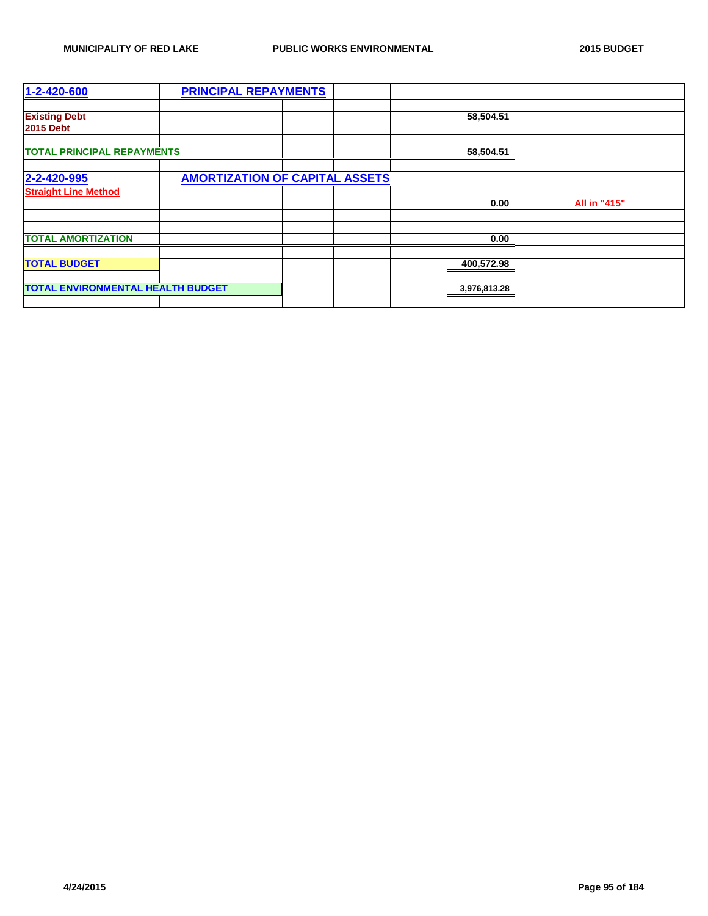| 1-2-420-600 | | PRINCIPAL REPAYMENTS | | | | | | |
|---|---|---|---|---|---|---|---|---|
| | | | | | | | | |
| Existing Debt | | | | | | | 58,504.51 | |
| 2015 Debt | | | | | | | | |
| | | | | | | | | |
| TOTAL PRINCIPAL REPAYMENTS | | | | | | | 58,504.51 | |
| | | | | | | | | |
| 2-2-420-995 | | AMORTIZATION OF CAPITAL ASSETS | | | | | | |
| Straight Line Method | | | | | | | | |
| | | | | | | | 0.00 | All in "415" |
| | | | | | | | | |
| | | | | | | | | |
| TOTAL AMORTIZATION | | | | | | | 0.00 | |
| | | | | | | | | |
| TOTAL BUDGET | | | | | | | 400,572.98 | |
| | | | | | | | | |
| TOTAL ENVIRONMENTAL HEALTH BUDGET | | | | | | | 3,976,813.28 | |
| | | | | | | | | |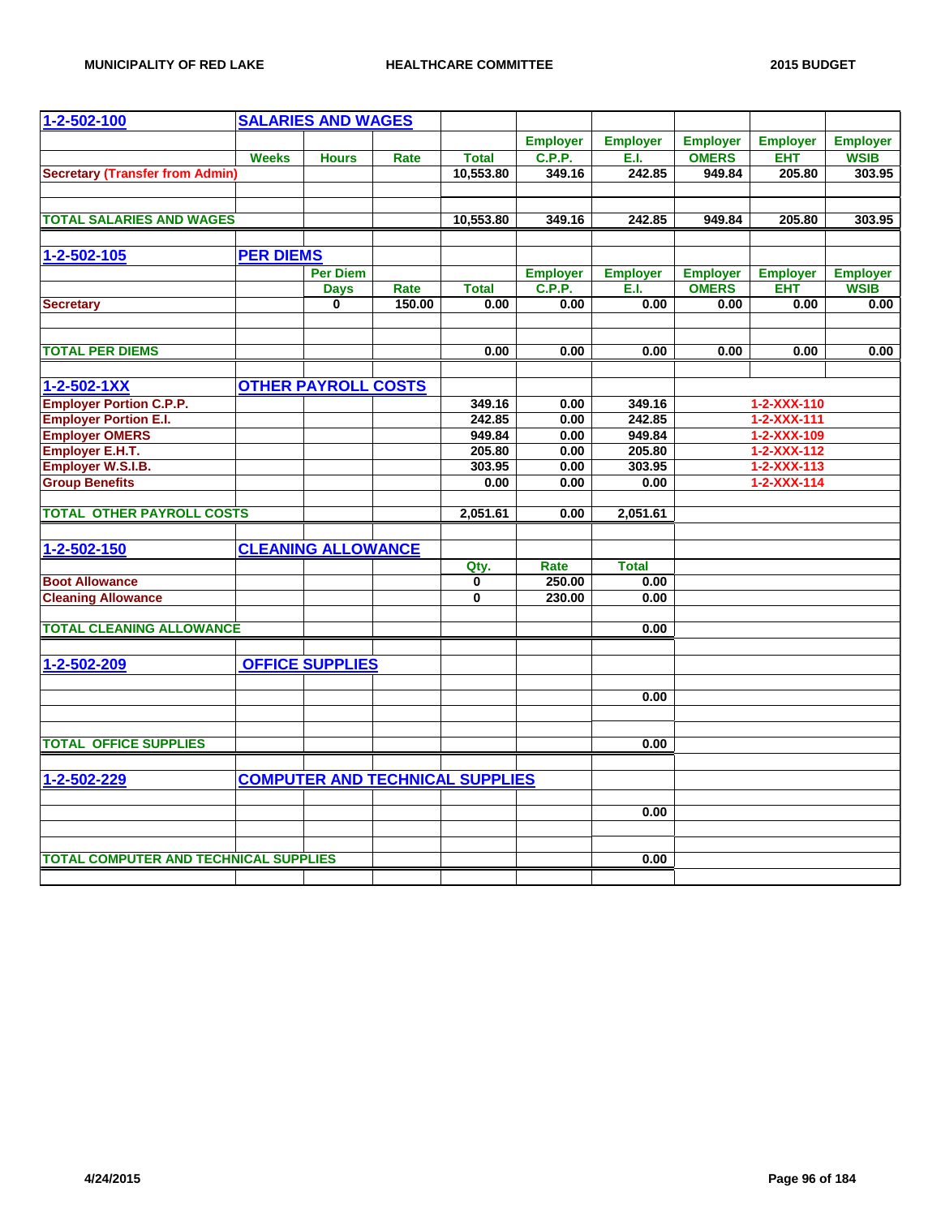MUNICIPALITY OF RED LAKE — HEALTHCARE COMMITTEE — 2015 BUDGET

| 1-2-502-100 | SALARIES AND WAGES | | | | | | | | |
|---|---|---|---|---|---|---|---|---|---|
| | | | | | Employer | Employer | Employer | Employer | Employer |
| | Weeks | Hours | Rate | Total | C.P.P. | E.I. | OMERS | EHT | WSIB |
| Secretary (Transfer from Admin) | | | | 10,553.80 | 349.16 | 242.85 | 949.84 | 205.80 | 303.95 |
| TOTAL SALARIES AND WAGES | | | | 10,553.80 | 349.16 | 242.85 | 949.84 | 205.80 | 303.95 |

| 1-2-502-105 | PER DIEMS | | | | | | | | |
|---|---|---|---|---|---|---|---|---|---|
| | | Per Diem | | | Employer | Employer | Employer | Employer | Employer |
| | | Days | Rate | Total | C.P.P. | E.I. | OMERS | EHT | WSIB |
| Secretary | | 0 | 150.00 | 0.00 | 0.00 | 0.00 | 0.00 | 0.00 | 0.00 |
| TOTAL PER DIEMS | | | | 0.00 | 0.00 | 0.00 | 0.00 | 0.00 | 0.00 |

| 1-2-502-1XX | OTHER PAYROLL COSTS | | | | | | |
|---|---|---|---|---|---|---|---|
| Employer Portion C.P.P. | | | | 349.16 | 0.00 | 349.16 | 1-2-XXX-110 |
| Employer Portion E.I. | | | | 242.85 | 0.00 | 242.85 | 1-2-XXX-111 |
| Employer OMERS | | | | 949.84 | 0.00 | 949.84 | 1-2-XXX-109 |
| Employer E.H.T. | | | | 205.80 | 0.00 | 205.80 | 1-2-XXX-112 |
| Employer W.S.I.B. | | | | 303.95 | 0.00 | 303.95 | 1-2-XXX-113 |
| Group Benefits | | | | 0.00 | 0.00 | 0.00 | 1-2-XXX-114 |
| TOTAL OTHER PAYROLL COSTS | | | | 2,051.61 | 0.00 | 2,051.61 | |

| 1-2-502-150 | CLEANING ALLOWANCE | | | | | |
|---|---|---|---|---|---|---|
| | | | | Qty. | Rate | Total |
| Boot Allowance | | | | 0 | 250.00 | 0.00 |
| Cleaning Allowance | | | | 0 | 230.00 | 0.00 |
| TOTAL CLEANING ALLOWANCE | | | | | | 0.00 |

| 1-2-502-209 | OFFICE SUPPLIES | | | | | |
|---|---|---|---|---|---|---|
| | | | | | | 0.00 |
| TOTAL OFFICE SUPPLIES | | | | | | 0.00 |

| 1-2-502-229 | COMPUTER AND TECHNICAL SUPPLIES | | | | | |
|---|---|---|---|---|---|---|
| | | | | | | 0.00 |
| TOTAL COMPUTER AND TECHNICAL SUPPLIES | | | | | | 0.00 |

4/24/2015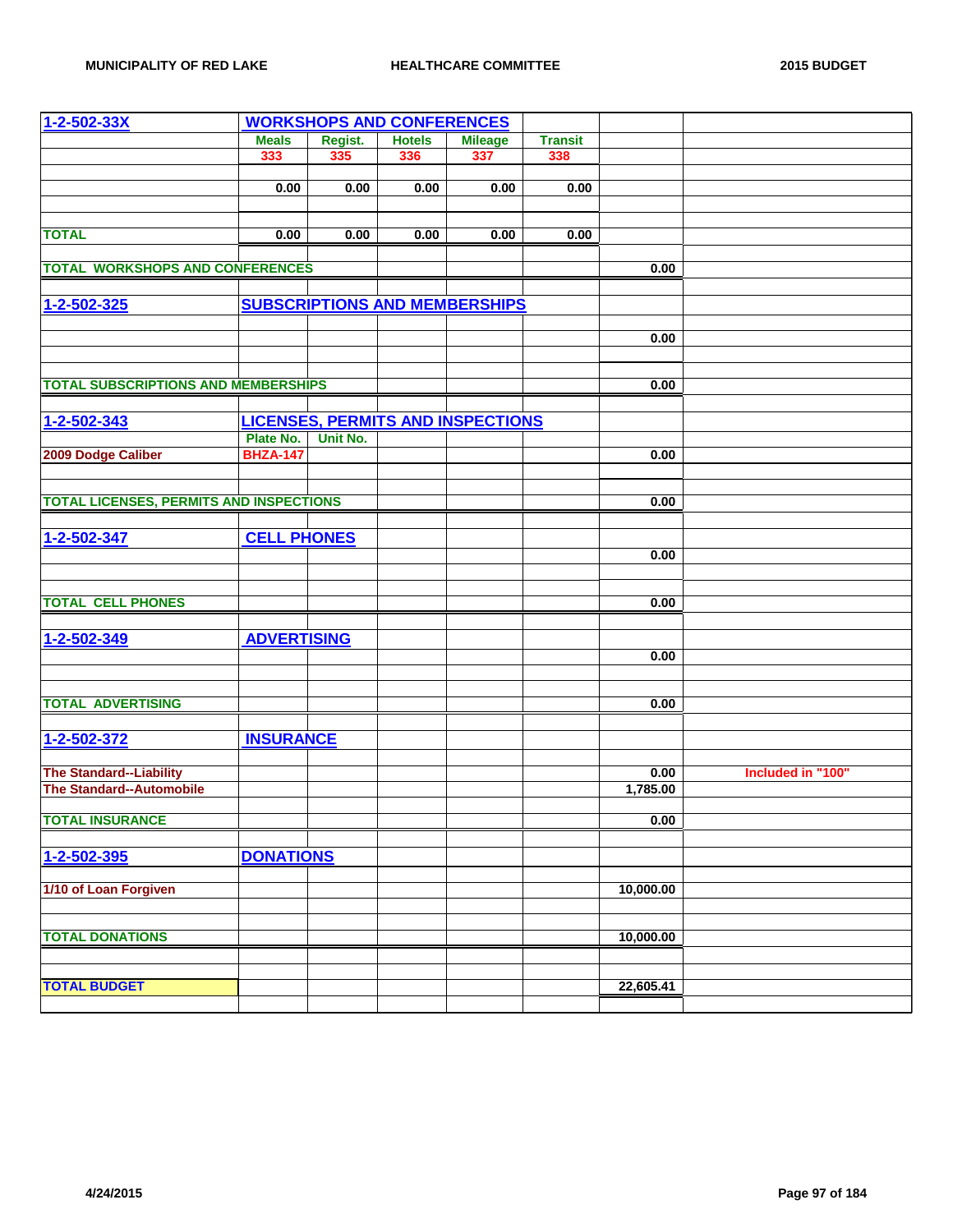| 1-2-502-33X | WORKSHOPS AND CONFERENCES | | | | | | |
|---|---|---|---|---|---|---|---|
| | Meals | Regist. | Hotels | Mileage | Transit | | |
| | 333 | 335 | 336 | 337 | 338 | | |
| | | | | | | | |
| | 0.00 | 0.00 | 0.00 | 0.00 | 0.00 | | |
| | | | | | | | |
| TOTAL | 0.00 | 0.00 | 0.00 | 0.00 | 0.00 | | |
| TOTAL WORKSHOPS AND CONFERENCES | | | | | | 0.00 | |
| | | | | | | | |
| 1-2-502-325 | SUBSCRIPTIONS AND MEMBERSHIPS | | | | | | |
| | | | | | | 0.00 | |
| TOTAL SUBSCRIPTIONS AND MEMBERSHIPS | | | | | | 0.00 | |
| | | | | | | | |
| 1-2-502-343 | LICENSES, PERMITS AND INSPECTIONS | | | | | | |
| | Plate No. | Unit No. | | | | | |
| 2009 Dodge Caliber | BHZA-147 | | | | | 0.00 | |
| TOTAL LICENSES, PERMITS AND INSPECTIONS | | | | | | 0.00 | |
| | | | | | | | |
| 1-2-502-347 | CELL PHONES | | | | | | |
| | | | | | | 0.00 | |
| TOTAL CELL PHONES | | | | | | 0.00 | |
| | | | | | | | |
| 1-2-502-349 | ADVERTISING | | | | | | |
| | | | | | | 0.00 | |
| TOTAL ADVERTISING | | | | | | 0.00 | |
| | | | | | | | |
| 1-2-502-372 | INSURANCE | | | | | | |
| The Standard--Liability | | | | | | 0.00 | Included in "100" |
| The Standard--Automobile | | | | | | 1,785.00 | |
| TOTAL INSURANCE | | | | | | 0.00 | |
| | | | | | | | |
| 1-2-502-395 | DONATIONS | | | | | | |
| 1/10 of Loan Forgiven | | | | | | 10,000.00 | |
| TOTAL DONATIONS | | | | | | 10,000.00 | |
| | | | | | | | |
| TOTAL BUDGET | | | | | | 22,605.41 | |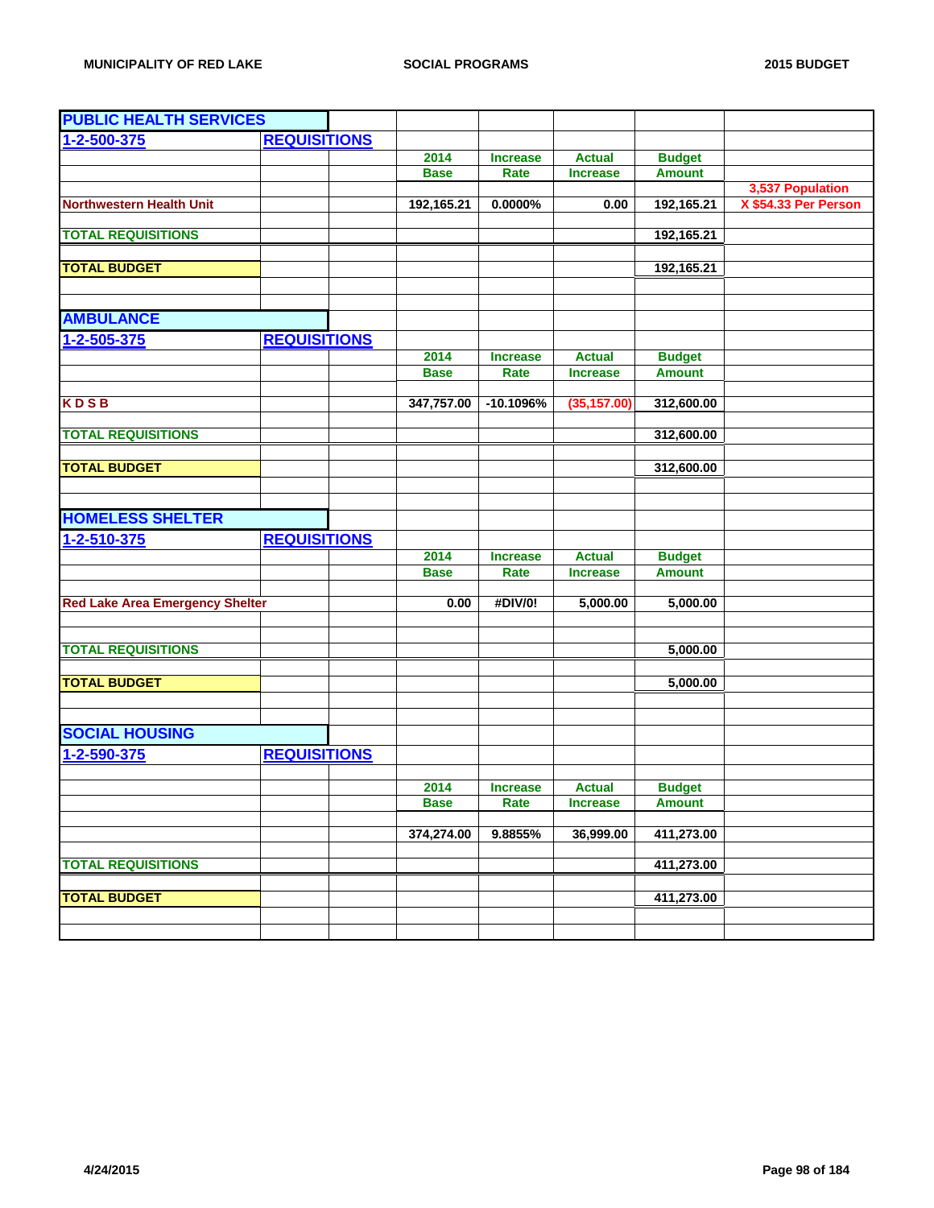## PUBLIC HEALTH SERVICES

**1-2-500-375** **REQUISITIONS**

| | 2014 Base | Increase Rate | Actual Increase | Budget Amount | |
|---|---|---|---|---|---|
| Northwestern Health Unit | 192,165.21 | 0.0000% | 0.00 | 192,165.21 | 3,537 Population X $54.33 Per Person |
| **TOTAL REQUISITIONS** | | | | 192,165.21 | |
| **TOTAL BUDGET** | | | | 192,165.21 | |

## AMBULANCE

**1-2-505-375** **REQUISITIONS**

| | 2014 Base | Increase Rate | Actual Increase | Budget Amount |
|---|---|---|---|---|
| K D S B | 347,757.00 | -10.1096% | (35,157.00) | 312,600.00 |
| **TOTAL REQUISITIONS** | | | | 312,600.00 |
| **TOTAL BUDGET** | | | | 312,600.00 |

## HOMELESS SHELTER

**1-2-510-375** **REQUISITIONS**

| | 2014 Base | Increase Rate | Actual Increase | Budget Amount |
|---|---|---|---|---|
| Red Lake Area Emergency Shelter | 0.00 | #DIV/0! | 5,000.00 | 5,000.00 |
| **TOTAL REQUISITIONS** | | | | 5,000.00 |
| **TOTAL BUDGET** | | | | 5,000.00 |

## SOCIAL HOUSING

**1-2-590-375** **REQUISITIONS**

| | 2014 Base | Increase Rate | Actual Increase | Budget Amount |
|---|---|---|---|---|
| | 374,274.00 | 9.8855% | 36,999.00 | 411,273.00 |
| **TOTAL REQUISITIONS** | | | | 411,273.00 |
| **TOTAL BUDGET** | | | | 411,273.00 |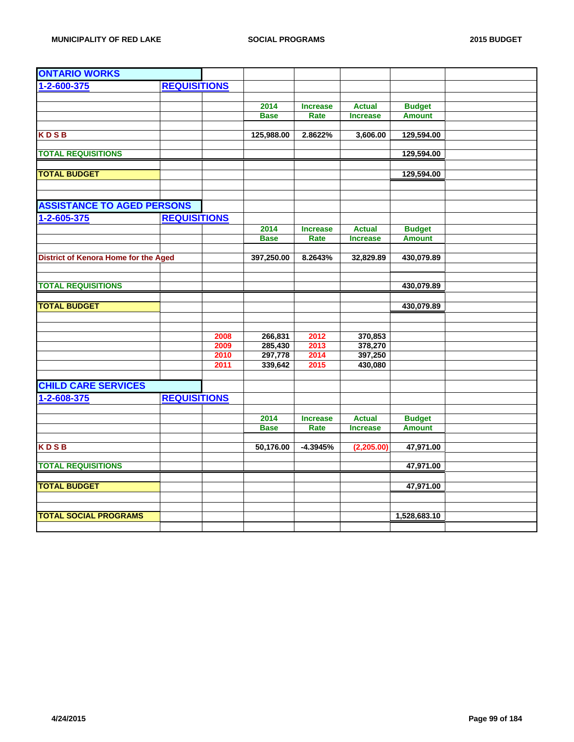## ONTARIO WORKS

**1-2-600-375** **REQUISITIONS**

| | 2014 Base | Increase Rate | Actual Increase | Budget Amount |
|---|---|---|---|---|
| K D S B | 125,988.00 | 2.8622% | 3,606.00 | 129,594.00 |
| TOTAL REQUISITIONS | | | | 129,594.00 |
| TOTAL BUDGET | | | | 129,594.00 |

## ASSISTANCE TO AGED PERSONS

**1-2-605-375** **REQUISITIONS**

| | 2014 Base | Increase Rate | Actual Increase | Budget Amount |
|---|---|---|---|---|
| District of Kenora Home for the Aged | 397,250.00 | 8.2643% | 32,829.89 | 430,079.89 |
| TOTAL REQUISITIONS | | | | 430,079.89 |
| TOTAL BUDGET | | | | 430,079.89 |

| Year | Amount | Year | Amount |
|---|---|---|---|
| 2008 | 266,831 | 2012 | 370,853 |
| 2009 | 285,430 | 2013 | 378,270 |
| 2010 | 297,778 | 2014 | 397,250 |
| 2011 | 339,642 | 2015 | 430,080 |

## CHILD CARE SERVICES

**1-2-608-375** **REQUISITIONS**

| | 2014 Base | Increase Rate | Actual Increase | Budget Amount |
|---|---|---|---|---|
| K D S B | 50,176.00 | -4.3945% | (2,205.00) | 47,971.00 |
| TOTAL REQUISITIONS | | | | 47,971.00 |
| TOTAL BUDGET | | | | 47,971.00 |
| TOTAL SOCIAL PROGRAMS | | | | 1,528,683.10 |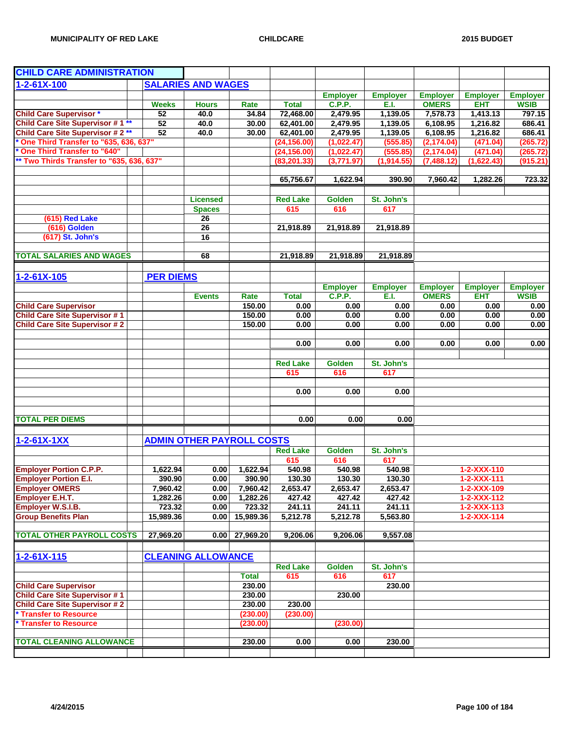## CHILD CARE ADMINISTRATION

### 1-2-61X-100 SALARIES AND WAGES

| | Weeks | Hours | Rate | Total | Employer C.P.P. | Employer E.I. | Employer OMERS | Employer EHT | Employer WSIB |
|---|---|---|---|---|---|---|---|---|---|
| Child Care Supervisor * | 52 | 40.0 | 34.84 | 72,468.00 | 2,479.95 | 1,139.05 | 7,578.73 | 1,413.13 | 797.15 |
| Child Care Site Supervisor # 1 ** | 52 | 40.0 | 30.00 | 62,401.00 | 2,479.95 | 1,139.05 | 6,108.95 | 1,216.82 | 686.41 |
| Child Care Site Supervisor # 2 ** | 52 | 40.0 | 30.00 | 62,401.00 | 2,479.95 | 1,139.05 | 6,108.95 | 1,216.82 | 686.41 |
| * One Third Transfer to "635, 636, 637" | | | | (24,156.00) | (1,022.47) | (555.85) | (2,174.04) | (471.04) | (265.72) |
| * One Third Transfer to "640" | | | | (24,156.00) | (1,022.47) | (555.85) | (2,174.04) | (471.04) | (265.72) |
| ** Two Thirds Transfer to "635, 636, 637" | | | | (83,201.33) | (3,771.97) | (1,914.55) | (7,488.12) | (1,622.43) | (915.21) |
| | | | | 65,756.67 | 1,622.94 | 390.90 | 7,960.42 | 1,282.26 | 723.32 |

| | Licensed Spaces | Red Lake 615 | Golden 616 | St. John's 617 |
|---|---|---|---|---|
| (615) Red Lake | 26 | | | |
| (616) Golden | 26 | 21,918.89 | 21,918.89 | 21,918.89 |
| (617) St. John's | 16 | | | |
| TOTAL SALARIES AND WAGES | 68 | 21,918.89 | 21,918.89 | 21,918.89 |

### 1-2-61X-105 PER DIEMS

| | Events | Rate | Total | Employer C.P.P. | Employer E.I. | Employer OMERS | Employer EHT | Employer WSIB |
|---|---|---|---|---|---|---|---|---|
| Child Care Supervisor | | 150.00 | 0.00 | 0.00 | 0.00 | 0.00 | 0.00 | 0.00 |
| Child Care Site Supervisor # 1 | | 150.00 | 0.00 | 0.00 | 0.00 | 0.00 | 0.00 | 0.00 |
| Child Care Site Supervisor # 2 | | 150.00 | 0.00 | 0.00 | 0.00 | 0.00 | 0.00 | 0.00 |
| | | | 0.00 | 0.00 | 0.00 | 0.00 | 0.00 | 0.00 |

| | Red Lake 615 | Golden 616 | St. John's 617 |
|---|---|---|---|
| | 0.00 | 0.00 | 0.00 |
| TOTAL PER DIEMS | 0.00 | 0.00 | 0.00 |

### 1-2-61X-1XX ADMIN OTHER PAYROLL COSTS

| | | | | Red Lake 615 | Golden 616 | St. John's 617 | |
|---|---|---|---|---|---|---|---|
| Employer Portion C.P.P. | 1,622.94 | 0.00 | 1,622.94 | 540.98 | 540.98 | 540.98 | 1-2-XXX-110 |
| Employer Portion E.I. | 390.90 | 0.00 | 390.90 | 130.30 | 130.30 | 130.30 | 1-2-XXX-111 |
| Employer OMERS | 7,960.42 | 0.00 | 7,960.42 | 2,653.47 | 2,653.47 | 2,653.47 | 1-2-XXX-109 |
| Employer E.H.T. | 1,282.26 | 0.00 | 1,282.26 | 427.42 | 427.42 | 427.42 | 1-2-XXX-112 |
| Employer W.S.I.B. | 723.32 | 0.00 | 723.32 | 241.11 | 241.11 | 241.11 | 1-2-XXX-113 |
| Group Benefits Plan | 15,989.36 | 0.00 | 15,989.36 | 5,212.78 | 5,212.78 | 5,563.80 | 1-2-XXX-114 |
| TOTAL OTHER PAYROLL COSTS | 27,969.20 | 0.00 | 27,969.20 | 9,206.06 | 9,206.06 | 9,557.08 | |

### 1-2-61X-115 CLEANING ALLOWANCE

| | Total | Red Lake 615 | Golden 616 | St. John's 617 |
|---|---|---|---|---|
| Child Care Supervisor | 230.00 | | | 230.00 |
| Child Care Site Supervisor # 1 | 230.00 | | 230.00 | |
| Child Care Site Supervisor # 2 | 230.00 | 230.00 | | |
| * Transfer to Resource | (230.00) | (230.00) | | |
| * Transfer to Resource | (230.00) | | (230.00) | |
| TOTAL CLEANING ALLOWANCE | 230.00 | 0.00 | 0.00 | 230.00 |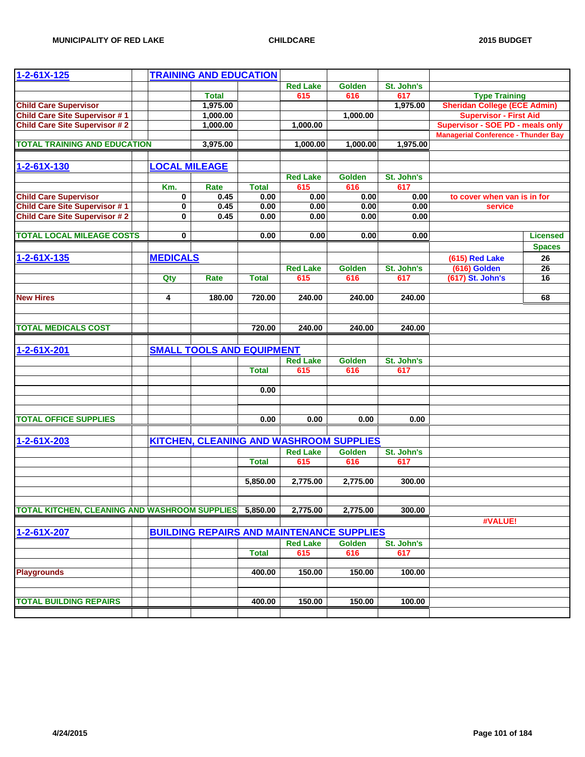MUNICIPALITY OF RED LAKE — CHILDCARE — 2015 BUDGET

| 1-2-61X-125 | | TRAINING AND EDUCATION | | | | | | | |
|---|---|---|---|---|---|---|---|---|---|
| | | | | | Red Lake | Golden | St. John's | | |
| | | | Total | | 615 | 616 | 617 | Type Training | |
| Child Care Supervisor | | | 1,975.00 | | | | 1,975.00 | Sheridan College (ECE Admin) | |
| Child Care Site Supervisor # 1 | | | 1,000.00 | | | 1,000.00 | | Supervisor - First Aid | |
| Child Care Site Supervisor # 2 | | | 1,000.00 | | 1,000.00 | | | Supervisor - SOE PD - meals only | |
| | | | | | | | | Managerial Conference - Thunder Bay | |
| TOTAL TRAINING AND EDUCATION | | | 3,975.00 | | 1,000.00 | 1,000.00 | 1,975.00 | | |
| | | | | | | | | | |
| 1-2-61X-130 | | LOCAL MILEAGE | | | | | | | |
| | | | | | Red Lake | Golden | St. John's | | |
| | | Km. | Rate | Total | 615 | 616 | 617 | | |
| Child Care Supervisor | | 0 | 0.45 | 0.00 | 0.00 | 0.00 | 0.00 | to cover when van is in for | |
| Child Care Site Supervisor # 1 | | 0 | 0.45 | 0.00 | 0.00 | 0.00 | 0.00 | service | |
| Child Care Site Supervisor # 2 | | 0 | 0.45 | 0.00 | 0.00 | 0.00 | 0.00 | | |
| | | | | | | | | | |
| TOTAL LOCAL MILEAGE COSTS | | 0 | | 0.00 | 0.00 | 0.00 | 0.00 | | Licensed |
| | | | | | | | | | Spaces |
| 1-2-61X-135 | | MEDICALS | | | | | | (615) Red Lake | 26 |
| | | | | | Red Lake | Golden | St. John's | (616) Golden | 26 |
| | | Qty | Rate | Total | 615 | 616 | 617 | (617) St. John's | 16 |
| | | | | | | | | | |
| New Hires | | 4 | 180.00 | 720.00 | 240.00 | 240.00 | 240.00 | | 68 |
| | | | | | | | | | |
| TOTAL MEDICALS COST | | | | 720.00 | 240.00 | 240.00 | 240.00 | | |
| | | | | | | | | | |
| 1-2-61X-201 | | SMALL TOOLS AND EQUIPMENT | | | | | | | |
| | | | | | Red Lake | Golden | St. John's | | |
| | | | | Total | 615 | 616 | 617 | | |
| | | | | 0.00 | | | | | |
| | | | | | | | | | |
| TOTAL OFFICE SUPPLIES | | | | 0.00 | 0.00 | 0.00 | 0.00 | | |
| | | | | | | | | | |
| 1-2-61X-203 | | KITCHEN, CLEANING AND WASHROOM SUPPLIES | | | | | | | |
| | | | | | Red Lake | Golden | St. John's | | |
| | | | | Total | 615 | 616 | 617 | | |
| | | | | 5,850.00 | 2,775.00 | 2,775.00 | 300.00 | | |
| | | | | | | | | | |
| TOTAL KITCHEN, CLEANING AND WASHROOM SUPPLIES | | | | 5,850.00 | 2,775.00 | 2,775.00 | 300.00 | | |
| | | | | | | | | #VALUE! | |
| 1-2-61X-207 | | BUILDING REPAIRS AND MAINTENANCE SUPPLIES | | | | | | | |
| | | | | | Red Lake | Golden | St. John's | | |
| | | | | Total | 615 | 616 | 617 | | |
| Playgrounds | | | | 400.00 | 150.00 | 150.00 | 100.00 | | |
| | | | | | | | | | |
| TOTAL BUILDING REPAIRS | | | | 400.00 | 150.00 | 150.00 | 100.00 | | |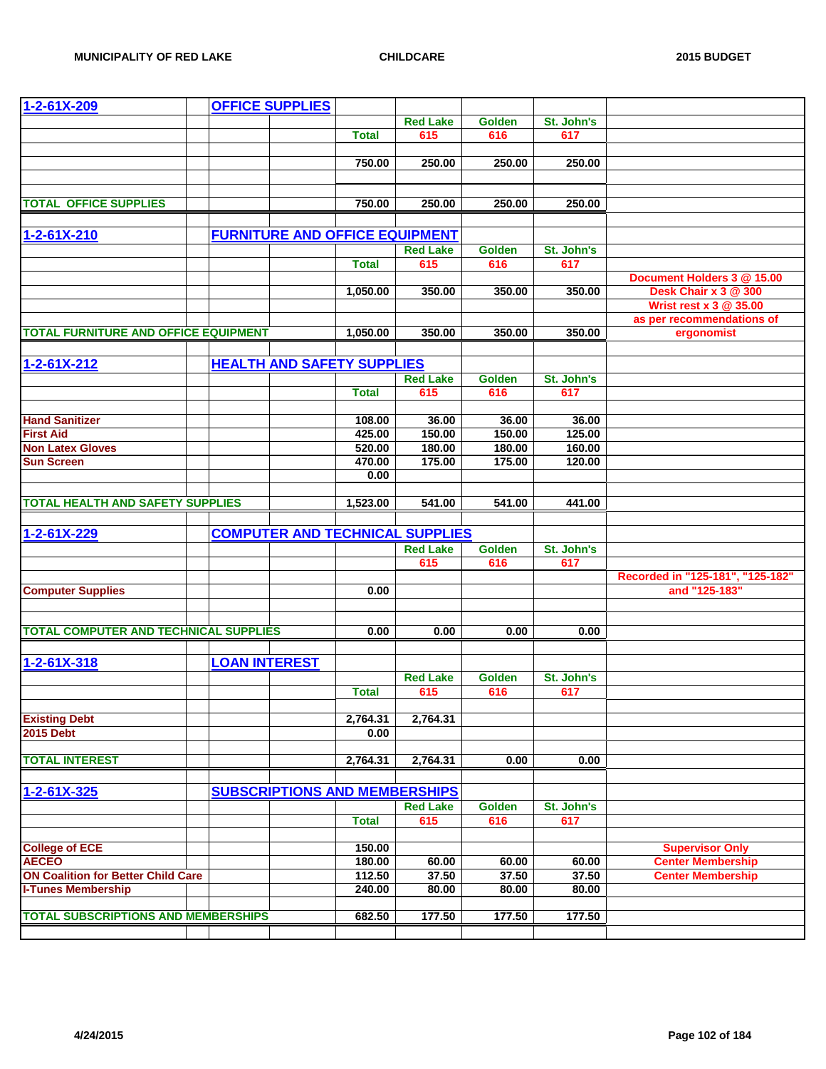MUNICIPALITY OF RED LAKE — CHILDCARE — 2015 BUDGET

| | | | | | | | |
|---|---|---|---|---|---|---|---|
| **1-2-61X-209** | **OFFICE SUPPLIES** | | | | | | |
| | | | | **Red Lake** | **Golden** | **St. John's** | |
| | | | **Total** | **615** | **616** | **617** | |
| | | | | | | | |
| | | | **750.00** | **250.00** | **250.00** | **250.00** | |
| | | | | | | | |
| **TOTAL OFFICE SUPPLIES** | | | **750.00** | **250.00** | **250.00** | **250.00** | |
| | | | | | | | |
| **1-2-61X-210** | **FURNITURE AND OFFICE EQUIPMENT** | | | | | | |
| | | | | **Red Lake** | **Golden** | **St. John's** | |
| | | | **Total** | **615** | **616** | **617** | |
| | | | | | | | **Document Holders 3 @ 15.00** |
| | | | **1,050.00** | **350.00** | **350.00** | **350.00** | **Desk Chair x 3 @ 300** |
| | | | | | | | **Wrist rest x 3 @ 35.00** |
| | | | | | | | **as per recommendations of** |
| **TOTAL FURNITURE AND OFFICE EQUIPMENT** | | | **1,050.00** | **350.00** | **350.00** | **350.00** | **ergonomist** |
| | | | | | | | |
| **1-2-61X-212** | **HEALTH AND SAFETY SUPPLIES** | | | | | | |
| | | | | **Red Lake** | **Golden** | **St. John's** | |
| | | | **Total** | **615** | **616** | **617** | |
| | | | | | | | |
| **Hand Sanitizer** | | | **108.00** | **36.00** | **36.00** | **36.00** | |
| **First Aid** | | | **425.00** | **150.00** | **150.00** | **125.00** | |
| **Non Latex Gloves** | | | **520.00** | **180.00** | **180.00** | **160.00** | |
| **Sun Screen** | | | **470.00** | **175.00** | **175.00** | **120.00** | |
| | | | **0.00** | | | | |
| | | | | | | | |
| **TOTAL HEALTH AND SAFETY SUPPLIES** | | | **1,523.00** | **541.00** | **541.00** | **441.00** | |
| | | | | | | | |
| **1-2-61X-229** | **COMPUTER AND TECHNICAL SUPPLIES** | | | | | | |
| | | | | **Red Lake** | **Golden** | **St. John's** | |
| | | | | **615** | **616** | **617** | |
| | | | | | | | **Recorded in "125-181", "125-182"** |
| **Computer Supplies** | | | **0.00** | | | | **and "125-183"** |
| | | | | | | | |
| **TOTAL COMPUTER AND TECHNICAL SUPPLIES** | | | **0.00** | **0.00** | **0.00** | **0.00** | |
| | | | | | | | |
| **1-2-61X-318** | **LOAN INTEREST** | | | | | | |
| | | | | **Red Lake** | **Golden** | **St. John's** | |
| | | | **Total** | **615** | **616** | **617** | |
| | | | | | | | |
| **Existing Debt** | | | **2,764.31** | **2,764.31** | | | |
| **2015 Debt** | | | **0.00** | | | | |
| | | | | | | | |
| **TOTAL INTEREST** | | | **2,764.31** | **2,764.31** | **0.00** | **0.00** | |
| | | | | | | | |
| **1-2-61X-325** | **SUBSCRIPTIONS AND MEMBERSHIPS** | | | | | | |
| | | | | **Red Lake** | **Golden** | **St. John's** | |
| | | | **Total** | **615** | **616** | **617** | |
| | | | | | | | |
| **College of ECE** | | | **150.00** | | | | **Supervisor Only** |
| **AECEO** | | | **180.00** | **60.00** | **60.00** | **60.00** | **Center Membership** |
| **ON Coalition for Better Child Care** | | | **112.50** | **37.50** | **37.50** | **37.50** | **Center Membership** |
| **I-Tunes Membership** | | | **240.00** | **80.00** | **80.00** | **80.00** | |
| | | | | | | | |
| **TOTAL SUBSCRIPTIONS AND MEMBERSHIPS** | | | **682.50** | **177.50** | **177.50** | **177.50** | |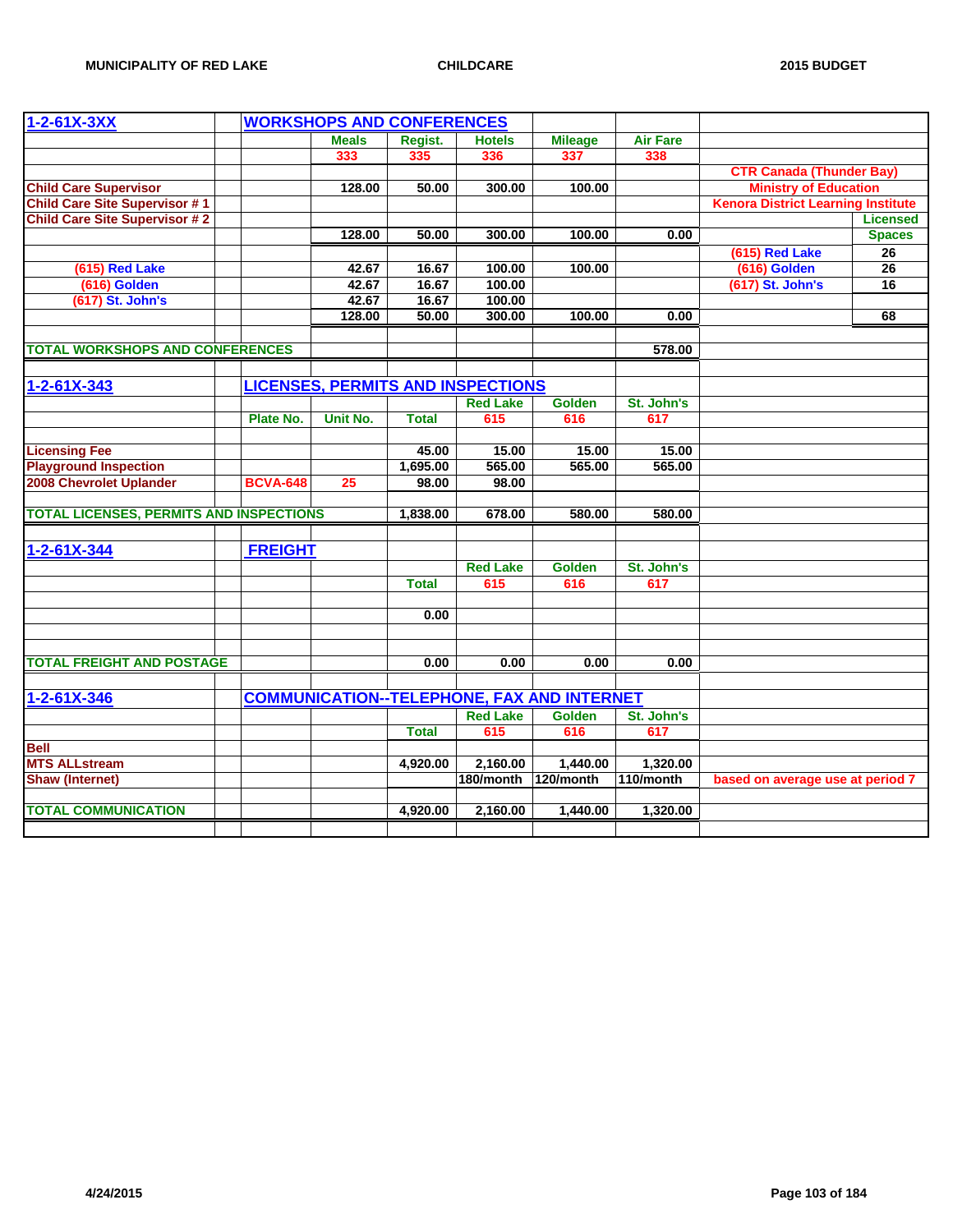## 1-2-61X-3XX WORKSHOPS AND CONFERENCES

| | Meals | Regist. | Hotels | Mileage | Air Fare | | |
|---|---|---|---|---|---|---|---|
| | 333 | 335 | 336 | 337 | 338 | | |
| | | | | | | CTR Canada (Thunder Bay) | |
| Child Care Supervisor | 128.00 | 50.00 | 300.00 | 100.00 | | Ministry of Education | |
| Child Care Site Supervisor # 1 | | | | | | Kenora District Learning Institute | |
| Child Care Site Supervisor # 2 | | | | | | | Licensed |
| | 128.00 | 50.00 | 300.00 | 100.00 | 0.00 | | Spaces |
| | | | | | | (615) Red Lake | 26 |
| (615) Red Lake | 42.67 | 16.67 | 100.00 | 100.00 | | (616) Golden | 26 |
| (616) Golden | 42.67 | 16.67 | 100.00 | | | (617) St. John's | 16 |
| (617) St. John's | 42.67 | 16.67 | 100.00 | | | | |
| | 128.00 | 50.00 | 300.00 | 100.00 | 0.00 | | 68 |
| TOTAL WORKSHOPS AND CONFERENCES | | | | | 578.00 | | |

## 1-2-61X-343 LICENSES, PERMITS AND INSPECTIONS

| | Plate No. | Unit No. | Total | Red Lake 615 | Golden 616 | St. John's 617 |
|---|---|---|---|---|---|---|
| Licensing Fee | | | 45.00 | 15.00 | 15.00 | 15.00 |
| Playground Inspection | | | 1,695.00 | 565.00 | 565.00 | 565.00 |
| 2008 Chevrolet Uplander | BCVA-648 | 25 | 98.00 | 98.00 | | |
| TOTAL LICENSES, PERMITS AND INSPECTIONS | | | 1,838.00 | 678.00 | 580.00 | 580.00 |

## 1-2-61X-344 FREIGHT

| | Total | Red Lake 615 | Golden 616 | St. John's 617 |
|---|---|---|---|---|
| | 0.00 | | | |
| TOTAL FREIGHT AND POSTAGE | 0.00 | 0.00 | 0.00 | 0.00 |

## 1-2-61X-346 COMMUNICATION--TELEPHONE, FAX AND INTERNET

| | Total | Red Lake 615 | Golden 616 | St. John's 617 | |
|---|---|---|---|---|---|
| Bell | | | | | |
| MTS ALLstream | 4,920.00 | 2,160.00 | 1,440.00 | 1,320.00 | |
| Shaw (Internet) | | 180/month | 120/month | 110/month | based on average use at period 7 |
| TOTAL COMMUNICATION | 4,920.00 | 2,160.00 | 1,440.00 | 1,320.00 | |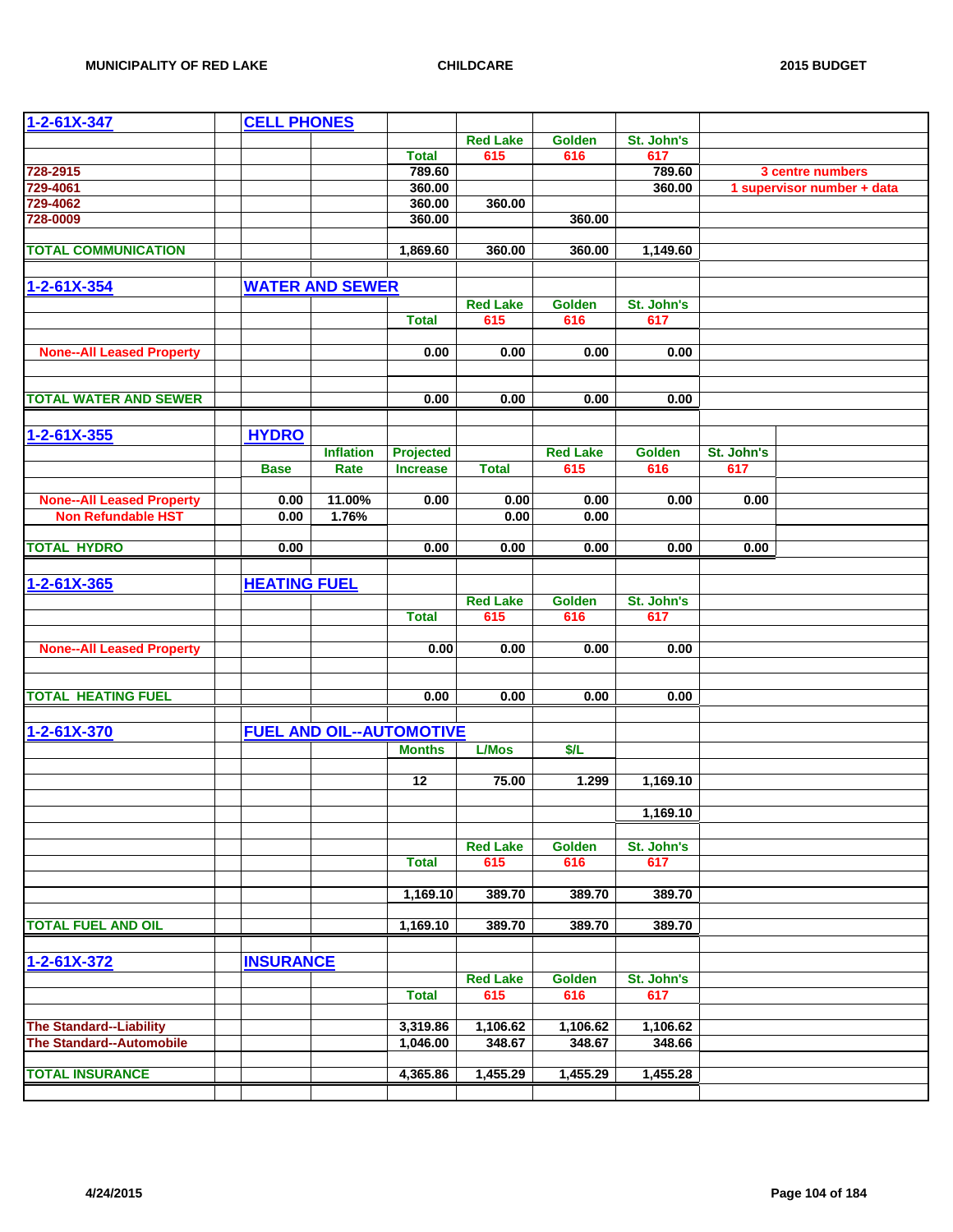| 1-2-61X-347 | CELL PHONES | | | | | | |
|---|---|---|---|---|---|---|---|
| | | | | Red Lake | Golden | St. John's | |
| | | | Total | 615 | 616 | 617 | |
| 728-2915 | | | 789.60 | | | 789.60 | 3 centre numbers |
| 729-4061 | | | 360.00 | | | 360.00 | 1 supervisor number + data |
| 729-4062 | | | 360.00 | 360.00 | | | |
| 728-0009 | | | 360.00 | | 360.00 | | |
| TOTAL COMMUNICATION | | | 1,869.60 | 360.00 | 360.00 | 1,149.60 | |

| 1-2-61X-354 | WATER AND SEWER | | | | | |
|---|---|---|---|---|---|---|
| | | | | Red Lake | Golden | St. John's |
| | | | Total | 615 | 616 | 617 |
| None--All Leased Property | | | 0.00 | 0.00 | 0.00 | 0.00 |
| TOTAL WATER AND SEWER | | | 0.00 | 0.00 | 0.00 | 0.00 |

| 1-2-61X-355 | HYDRO | | | | | | |
|---|---|---|---|---|---|---|---|
| | | Inflation | Projected | | Red Lake | Golden | St. John's |
| | Base | Rate | Increase | Total | 615 | 616 | 617 |
| None--All Leased Property | 0.00 | 11.00% | 0.00 | 0.00 | 0.00 | 0.00 | 0.00 |
| Non Refundable HST | 0.00 | 1.76% | | 0.00 | 0.00 | | |
| TOTAL HYDRO | 0.00 | | 0.00 | 0.00 | 0.00 | 0.00 | 0.00 |

| 1-2-61X-365 | HEATING FUEL | | | | | |
|---|---|---|---|---|---|---|
| | | | | Red Lake | Golden | St. John's |
| | | | Total | 615 | 616 | 617 |
| None--All Leased Property | | | 0.00 | 0.00 | 0.00 | 0.00 |
| TOTAL HEATING FUEL | | | 0.00 | 0.00 | 0.00 | 0.00 |

| 1-2-61X-370 | FUEL AND OIL--AUTOMOTIVE | | | | | |
|---|---|---|---|---|---|---|
| | | | Months | L/Mos | $/L | |
| | | | 12 | 75.00 | 1.299 | 1,169.10 |
| | | | | | | 1,169.10 |
| | | | | Red Lake | Golden | St. John's |
| | | | Total | 615 | 616 | 617 |
| | | | 1,169.10 | 389.70 | 389.70 | 389.70 |
| TOTAL FUEL AND OIL | | | 1,169.10 | 389.70 | 389.70 | 389.70 |

| 1-2-61X-372 | INSURANCE | | | | | |
|---|---|---|---|---|---|---|
| | | | | Red Lake | Golden | St. John's |
| | | | Total | 615 | 616 | 617 |
| The Standard--Liability | | | 3,319.86 | 1,106.62 | 1,106.62 | 1,106.62 |
| The Standard--Automobile | | | 1,046.00 | 348.67 | 348.67 | 348.66 |
| TOTAL INSURANCE | | | 4,365.86 | 1,455.29 | 1,455.29 | 1,455.28 |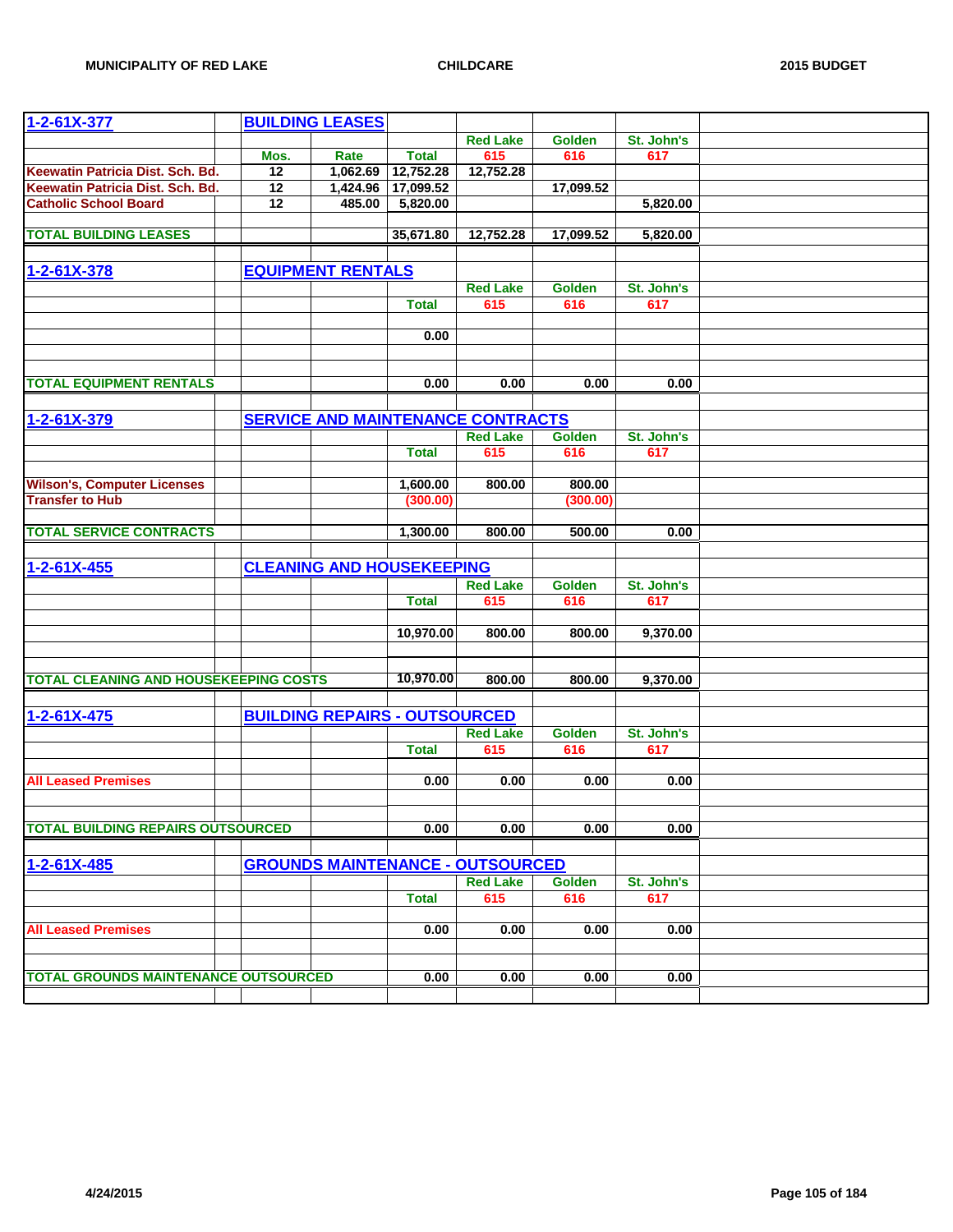| 1-2-61X-377 | | BUILDING LEASES | | | | | |
|---|---|---|---|---|---|---|---|
| | | | | Red Lake | Golden | St. John's | |
| | Mos. | Rate | Total | 615 | 616 | 617 | |
| Keewatin Patricia Dist. Sch. Bd. | 12 | 1,062.69 | 12,752.28 | 12,752.28 | | | |
| Keewatin Patricia Dist. Sch. Bd. | 12 | 1,424.96 | 17,099.52 | | 17,099.52 | | |
| Catholic School Board | 12 | 485.00 | 5,820.00 | | | 5,820.00 | |
| TOTAL BUILDING LEASES | | | 35,671.80 | 12,752.28 | 17,099.52 | 5,820.00 | |

| 1-2-61X-378 | | EQUIPMENT RENTALS | | | | | |
|---|---|---|---|---|---|---|---|
| | | | | Red Lake | Golden | St. John's | |
| | | | Total | 615 | 616 | 617 | |
| | | | 0.00 | | | | |
| TOTAL EQUIPMENT RENTALS | | | 0.00 | 0.00 | 0.00 | 0.00 | |

| 1-2-61X-379 | | SERVICE AND MAINTENANCE CONTRACTS | | | | | |
|---|---|---|---|---|---|---|---|
| | | | | Red Lake | Golden | St. John's | |
| | | | Total | 615 | 616 | 617 | |
| Wilson's, Computer Licenses | | | 1,600.00 | 800.00 | 800.00 | | |
| Transfer to Hub | | | (300.00) | | (300.00) | | |
| TOTAL SERVICE CONTRACTS | | | 1,300.00 | 800.00 | 500.00 | 0.00 | |

| 1-2-61X-455 | | CLEANING AND HOUSEKEEPING | | | | | |
|---|---|---|---|---|---|---|---|
| | | | | Red Lake | Golden | St. John's | |
| | | | Total | 615 | 616 | 617 | |
| | | | 10,970.00 | 800.00 | 800.00 | 9,370.00 | |
| TOTAL CLEANING AND HOUSEKEEPING COSTS | | | 10,970.00 | 800.00 | 800.00 | 9,370.00 | |

| 1-2-61X-475 | | BUILDING REPAIRS - OUTSOURCED | | | | | |
|---|---|---|---|---|---|---|---|
| | | | | Red Lake | Golden | St. John's | |
| | | | Total | 615 | 616 | 617 | |
| All Leased Premises | | | 0.00 | 0.00 | 0.00 | 0.00 | |
| TOTAL BUILDING REPAIRS OUTSOURCED | | | 0.00 | 0.00 | 0.00 | 0.00 | |

| 1-2-61X-485 | | GROUNDS MAINTENANCE - OUTSOURCED | | | | | |
|---|---|---|---|---|---|---|---|
| | | | | Red Lake | Golden | St. John's | |
| | | | Total | 615 | 616 | 617 | |
| All Leased Premises | | | 0.00 | 0.00 | 0.00 | 0.00 | |
| TOTAL GROUNDS MAINTENANCE OUTSOURCED | | | 0.00 | 0.00 | 0.00 | 0.00 | |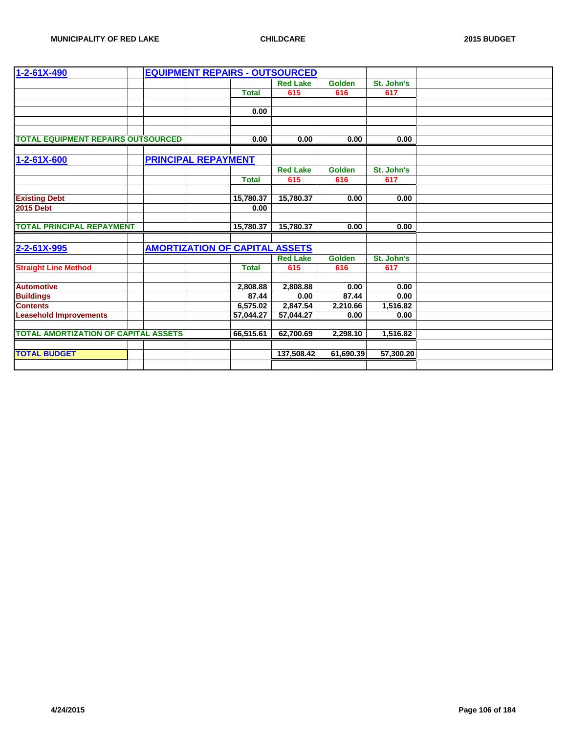| 1-2-61X-490 | EQUIPMENT REPAIRS - OUTSOURCED | | | | |
|---|---|---|---|---|---|
| | | | Red Lake | Golden | St. John's |
| | | Total | 615 | 616 | 617 |
| | | 0.00 | | | |
| TOTAL EQUIPMENT REPAIRS OUTSOURCED | | 0.00 | 0.00 | 0.00 | 0.00 |

| 1-2-61X-600 | PRINCIPAL REPAYMENT | | | | |
|---|---|---|---|---|---|
| | | | Red Lake | Golden | St. John's |
| | | Total | 615 | 616 | 617 |
| Existing Debt | | 15,780.37 | 15,780.37 | 0.00 | 0.00 |
| 2015 Debt | | 0.00 | | | |
| TOTAL PRINCIPAL REPAYMENT | | 15,780.37 | 15,780.37 | 0.00 | 0.00 |

| 2-2-61X-995 | AMORTIZATION OF CAPITAL ASSETS | | | | |
|---|---|---|---|---|---|
| | | | Red Lake | Golden | St. John's |
| Straight Line Method | | Total | 615 | 616 | 617 |
| Automotive | | 2,808.88 | 2,808.88 | 0.00 | 0.00 |
| Buildings | | 87.44 | 0.00 | 87.44 | 0.00 |
| Contents | | 6,575.02 | 2,847.54 | 2,210.66 | 1,516.82 |
| Leasehold Improvements | | 57,044.27 | 57,044.27 | 0.00 | 0.00 |
| TOTAL AMORTIZATION OF CAPITAL ASSETS | | 66,515.61 | 62,700.69 | 2,298.10 | 1,516.82 |
| | | | | | |
| TOTAL BUDGET | | | 137,508.42 | 61,690.39 | 57,300.20 |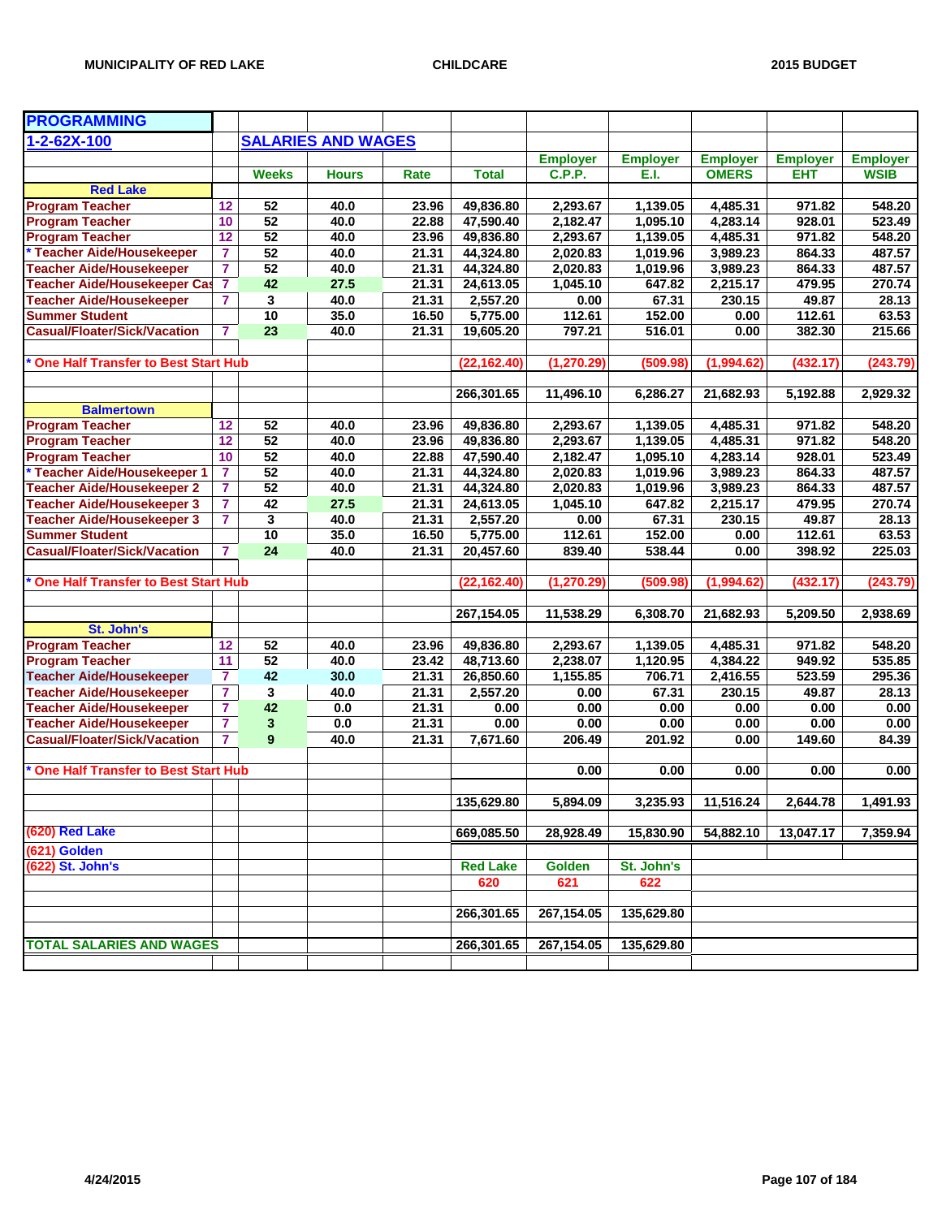| PROGRAMMING | | | | | | | | | | |
|---|---|---|---|---|---|---|---|---|---|---|
| 1-2-62X-100 | | SALARIES AND WAGES | | | | | | | | |
| | | | | | | Employer C.P.P. | Employer E.I. | Employer OMERS | Employer EHT | Employer WSIB |
| | | Weeks | Hours | Rate | Total | | | | | |
| **Red Lake** | | | | | | | | | | |
| Program Teacher | 12 | 52 | 40.0 | 23.96 | 49,836.80 | 2,293.67 | 1,139.05 | 4,485.31 | 971.82 | 548.20 |
| Program Teacher | 10 | 52 | 40.0 | 22.88 | 47,590.40 | 2,182.47 | 1,095.10 | 4,283.14 | 928.01 | 523.49 |
| Program Teacher | 12 | 52 | 40.0 | 23.96 | 49,836.80 | 2,293.67 | 1,139.05 | 4,485.31 | 971.82 | 548.20 |
| * Teacher Aide/Housekeeper | 7 | 52 | 40.0 | 21.31 | 44,324.80 | 2,020.83 | 1,019.96 | 3,989.23 | 864.33 | 487.57 |
| Teacher Aide/Housekeeper | 7 | 52 | 40.0 | 21.31 | 44,324.80 | 2,020.83 | 1,019.96 | 3,989.23 | 864.33 | 487.57 |
| Teacher Aide/Housekeeper Cas | 7 | 42 | 27.5 | 21.31 | 24,613.05 | 1,045.10 | 647.82 | 2,215.17 | 479.95 | 270.74 |
| Teacher Aide/Housekeeper | 7 | 3 | 40.0 | 21.31 | 2,557.20 | 0.00 | 67.31 | 230.15 | 49.87 | 28.13 |
| Summer Student | | 10 | 35.0 | 16.50 | 5,775.00 | 112.61 | 152.00 | 0.00 | 112.61 | 63.53 |
| Casual/Floater/Sick/Vacation | 7 | 23 | 40.0 | 21.31 | 19,605.20 | 797.21 | 516.01 | 0.00 | 382.30 | 215.66 |
| * One Half Transfer to Best Start Hub | | | | | (22,162.40) | (1,270.29) | (509.98) | (1,994.62) | (432.17) | (243.79) |
| | | | | | 266,301.65 | 11,496.10 | 6,286.27 | 21,682.93 | 5,192.88 | 2,929.32 |
| **Balmertown** | | | | | | | | | | |
| Program Teacher | 12 | 52 | 40.0 | 23.96 | 49,836.80 | 2,293.67 | 1,139.05 | 4,485.31 | 971.82 | 548.20 |
| Program Teacher | 12 | 52 | 40.0 | 23.96 | 49,836.80 | 2,293.67 | 1,139.05 | 4,485.31 | 971.82 | 548.20 |
| Program Teacher | 10 | 52 | 40.0 | 22.88 | 47,590.40 | 2,182.47 | 1,095.10 | 4,283.14 | 928.01 | 523.49 |
| * Teacher Aide/Housekeeper 1 | 7 | 52 | 40.0 | 21.31 | 44,324.80 | 2,020.83 | 1,019.96 | 3,989.23 | 864.33 | 487.57 |
| Teacher Aide/Housekeeper 2 | 7 | 52 | 40.0 | 21.31 | 44,324.80 | 2,020.83 | 1,019.96 | 3,989.23 | 864.33 | 487.57 |
| Teacher Aide/Housekeeper 3 | 7 | 42 | 27.5 | 21.31 | 24,613.05 | 1,045.10 | 647.82 | 2,215.17 | 479.95 | 270.74 |
| Teacher Aide/Housekeeper 3 | 7 | 3 | 40.0 | 21.31 | 2,557.20 | 0.00 | 67.31 | 230.15 | 49.87 | 28.13 |
| Summer Student | | 10 | 35.0 | 16.50 | 5,775.00 | 112.61 | 152.00 | 0.00 | 112.61 | 63.53 |
| Casual/Floater/Sick/Vacation | 7 | 24 | 40.0 | 21.31 | 20,457.60 | 839.40 | 538.44 | 0.00 | 398.92 | 225.03 |
| * One Half Transfer to Best Start Hub | | | | | (22,162.40) | (1,270.29) | (509.98) | (1,994.62) | (432.17) | (243.79) |
| | | | | | 267,154.05 | 11,538.29 | 6,308.70 | 21,682.93 | 5,209.50 | 2,938.69 |
| **St. John's** | | | | | | | | | | |
| Program Teacher | 12 | 52 | 40.0 | 23.96 | 49,836.80 | 2,293.67 | 1,139.05 | 4,485.31 | 971.82 | 548.20 |
| Program Teacher | 11 | 52 | 40.0 | 23.42 | 48,713.60 | 2,238.07 | 1,120.95 | 4,384.22 | 949.92 | 535.85 |
| Teacher Aide/Housekeeper | 7 | 42 | 30.0 | 21.31 | 26,850.60 | 1,155.85 | 706.71 | 2,416.55 | 523.59 | 295.36 |
| Teacher Aide/Housekeeper | 7 | 3 | 40.0 | 21.31 | 2,557.20 | 0.00 | 67.31 | 230.15 | 49.87 | 28.13 |
| Teacher Aide/Housekeeper | 7 | 42 | 0.0 | 21.31 | 0.00 | 0.00 | 0.00 | 0.00 | 0.00 | 0.00 |
| Teacher Aide/Housekeeper | 7 | 3 | 0.0 | 21.31 | 0.00 | 0.00 | 0.00 | 0.00 | 0.00 | 0.00 |
| Casual/Floater/Sick/Vacation | 7 | 9 | 40.0 | 21.31 | 7,671.60 | 206.49 | 201.92 | 0.00 | 149.60 | 84.39 |
| * One Half Transfer to Best Start Hub | | | | | | 0.00 | 0.00 | 0.00 | 0.00 | 0.00 |
| | | | | | 135,629.80 | 5,894.09 | 3,235.93 | 11,516.24 | 2,644.78 | 1,491.93 |
| (620) Red Lake | | | | | 669,085.50 | 28,928.49 | 15,830.90 | 54,882.10 | 13,047.17 | 7,359.94 |
| (621) Golden | | | | | | | | | | |
| (622) St. John's | | | | | Red Lake 620 | Golden 621 | St. John's 622 | | | |
| | | | | | 266,301.65 | 267,154.05 | 135,629.80 | | | |
| TOTAL SALARIES AND WAGES | | | | | 266,301.65 | 267,154.05 | 135,629.80 | | | |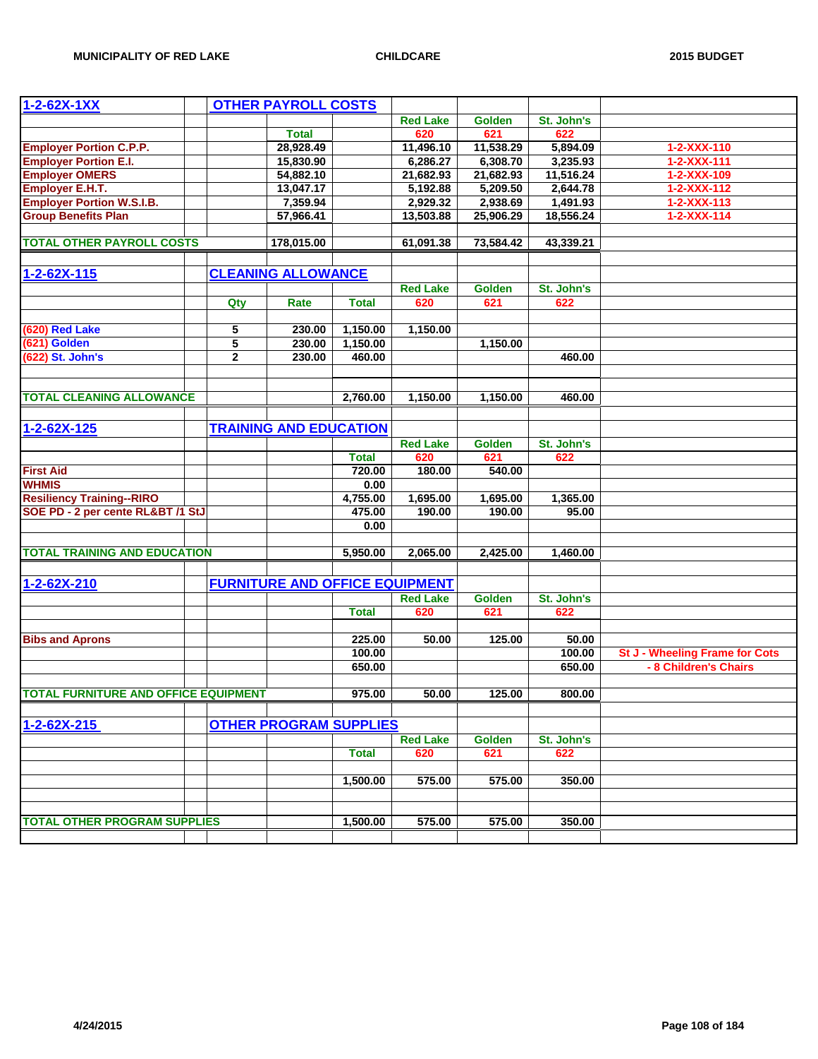| 1-2-62X-1XX | OTHER PAYROLL COSTS | | | | | | |
|---|---|---|---|---|---|---|---|
| | | | | Red Lake | Golden | St. John's | |
| | | Total | | 620 | 621 | 622 | |
| Employer Portion C.P.P. | | 28,928.49 | | 11,496.10 | 11,538.29 | 5,894.09 | 1-2-XXX-110 |
| Employer Portion E.I. | | 15,830.90 | | 6,286.27 | 6,308.70 | 3,235.93 | 1-2-XXX-111 |
| Employer OMERS | | 54,882.10 | | 21,682.93 | 21,682.93 | 11,516.24 | 1-2-XXX-109 |
| Employer E.H.T. | | 13,047.17 | | 5,192.88 | 5,209.50 | 2,644.78 | 1-2-XXX-112 |
| Employer Portion W.S.I.B. | | 7,359.94 | | 2,929.32 | 2,938.69 | 1,491.93 | 1-2-XXX-113 |
| Group Benefits Plan | | 57,966.41 | | 13,503.88 | 25,906.29 | 18,556.24 | 1-2-XXX-114 |
| TOTAL OTHER PAYROLL COSTS | | 178,015.00 | | 61,091.38 | 73,584.42 | 43,339.21 | |

| 1-2-62X-115 | CLEANING ALLOWANCE | | | | | | |
|---|---|---|---|---|---|---|---|
| | | | | Red Lake | Golden | St. John's | |
| | Qty | Rate | Total | 620 | 621 | 622 | |
| (620) Red Lake | 5 | 230.00 | 1,150.00 | 1,150.00 | | | |
| (621) Golden | 5 | 230.00 | 1,150.00 | | 1,150.00 | | |
| (622) St. John's | 2 | 230.00 | 460.00 | | | 460.00 | |
| TOTAL CLEANING ALLOWANCE | | | 2,760.00 | 1,150.00 | 1,150.00 | 460.00 | |

| 1-2-62X-125 | TRAINING AND EDUCATION | | | | | | |
|---|---|---|---|---|---|---|---|
| | | | | Red Lake | Golden | St. John's | |
| | | | Total | 620 | 621 | 622 | |
| First Aid | | | 720.00 | 180.00 | 540.00 | | |
| WHMIS | | | 0.00 | | | | |
| Resiliency Training--RIRO | | | 4,755.00 | 1,695.00 | 1,695.00 | 1,365.00 | |
| SOE PD - 2 per cente RL&BT /1 StJ | | | 475.00 | 190.00 | 190.00 | 95.00 | |
| | | | 0.00 | | | | |
| TOTAL TRAINING AND EDUCATION | | | 5,950.00 | 2,065.00 | 2,425.00 | 1,460.00 | |

| 1-2-62X-210 | FURNITURE AND OFFICE EQUIPMENT | | | | | | |
|---|---|---|---|---|---|---|---|
| | | | | Red Lake | Golden | St. John's | |
| | | | Total | 620 | 621 | 622 | |
| Bibs and Aprons | | | 225.00 | 50.00 | 125.00 | 50.00 | |
| | | | 100.00 | | | 100.00 | St J - Wheeling Frame for Cots |
| | | | 650.00 | | | 650.00 | - 8 Children's Chairs |
| TOTAL FURNITURE AND OFFICE EQUIPMENT | | | 975.00 | 50.00 | 125.00 | 800.00 | |

| 1-2-62X-215 | OTHER PROGRAM SUPPLIES | | | | | | |
|---|---|---|---|---|---|---|---|
| | | | | Red Lake | Golden | St. John's | |
| | | | Total | 620 | 621 | 622 | |
| | | | 1,500.00 | 575.00 | 575.00 | 350.00 | |
| TOTAL OTHER PROGRAM SUPPLIES | | | 1,500.00 | 575.00 | 575.00 | 350.00 | |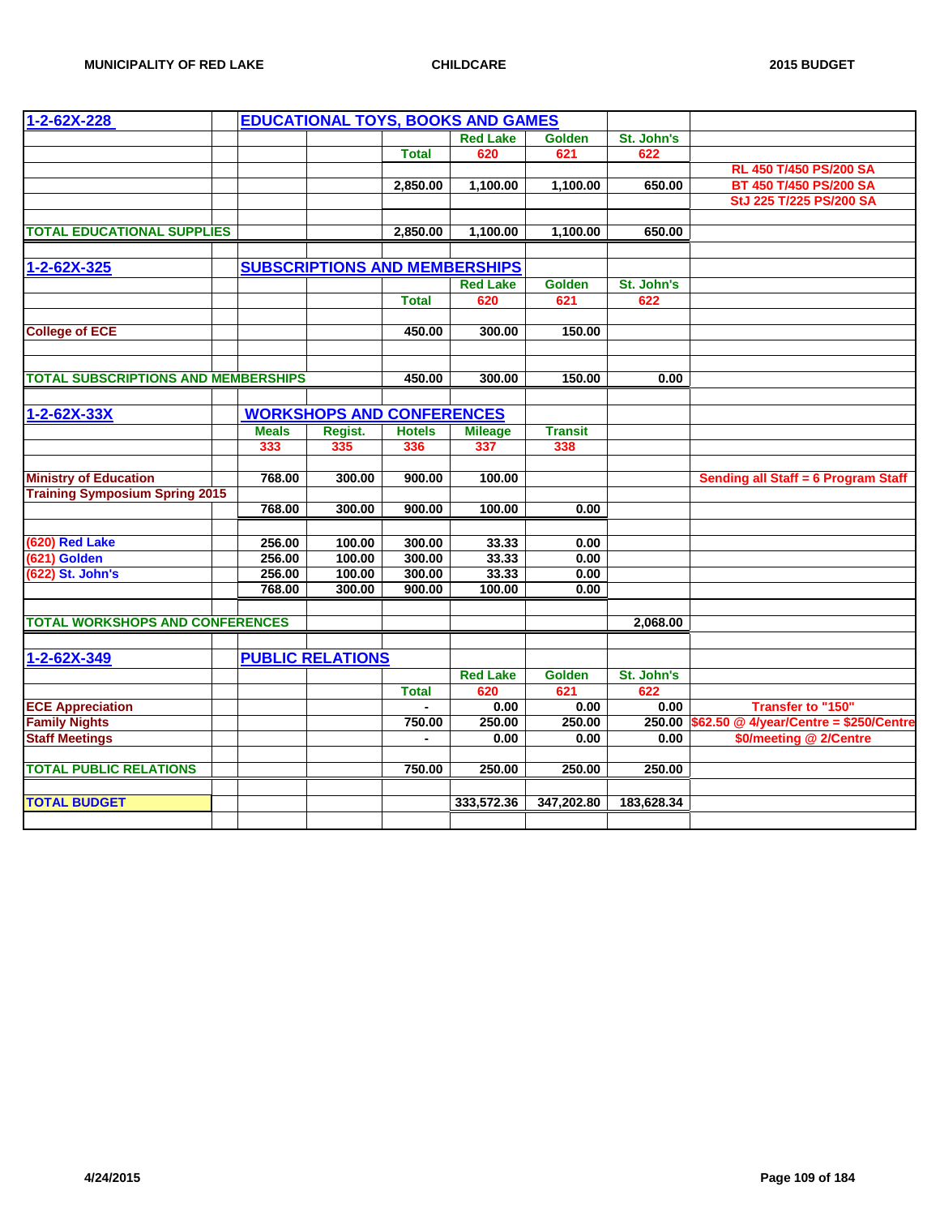| 1-2-62X-228 | | EDUCATIONAL TOYS, BOOKS AND GAMES | | | | | | |
|---|---|---|---|---|---|---|---|---|
| | | | | | Red Lake | Golden | St. John's | |
| | | | | Total | 620 | 621 | 622 | |
| | | | | | | | | RL 450 T/450 PS/200 SA |
| | | | | 2,850.00 | 1,100.00 | 1,100.00 | 650.00 | BT 450 T/450 PS/200 SA |
| | | | | | | | | StJ 225 T/225 PS/200 SA |
| TOTAL EDUCATIONAL SUPPLIES | | | | 2,850.00 | 1,100.00 | 1,100.00 | 650.00 | |
| | | | | | | | | |
| 1-2-62X-325 | | SUBSCRIPTIONS AND MEMBERSHIPS | | | | | | |
| | | | | | Red Lake | Golden | St. John's | |
| | | | | Total | 620 | 621 | 622 | |
| College of ECE | | | | 450.00 | 300.00 | 150.00 | | |
| TOTAL SUBSCRIPTIONS AND MEMBERSHIPS | | | | 450.00 | 300.00 | 150.00 | 0.00 | |
| | | | | | | | | |
| 1-2-62X-33X | | WORKSHOPS AND CONFERENCES | | | | | | |
| | | Meals | Regist. | Hotels | Mileage | Transit | | |
| | | 333 | 335 | 336 | 337 | 338 | | |
| Ministry of Education | | 768.00 | 300.00 | 900.00 | 100.00 | | | Sending all Staff = 6 Program Staff |
| Training Symposium Spring 2015 | | | | | | | | |
| | | 768.00 | 300.00 | 900.00 | 100.00 | 0.00 | | |
| (620) Red Lake | | 256.00 | 100.00 | 300.00 | 33.33 | 0.00 | | |
| (621) Golden | | 256.00 | 100.00 | 300.00 | 33.33 | 0.00 | | |
| (622) St. John's | | 256.00 | 100.00 | 300.00 | 33.33 | 0.00 | | |
| | | 768.00 | 300.00 | 900.00 | 100.00 | 0.00 | | |
| TOTAL WORKSHOPS AND CONFERENCES | | | | | | | 2,068.00 | |
| | | | | | | | | |
| 1-2-62X-349 | | PUBLIC RELATIONS | | | | | | |
| | | | | | Red Lake | Golden | St. John's | |
| | | | | Total | 620 | 621 | 622 | |
| ECE Appreciation | | | | - | 0.00 | 0.00 | 0.00 | Transfer to "150" |
| Family Nights | | | | 750.00 | 250.00 | 250.00 | 250.00 | $62.50 @ 4/year/Centre = $250/Centre |
| Staff Meetings | | | | - | 0.00 | 0.00 | 0.00 | $0/meeting @ 2/Centre |
| TOTAL PUBLIC RELATIONS | | | | 750.00 | 250.00 | 250.00 | 250.00 | |
| | | | | | | | | |
| TOTAL BUDGET | | | | | 333,572.36 | 347,202.80 | 183,628.34 | |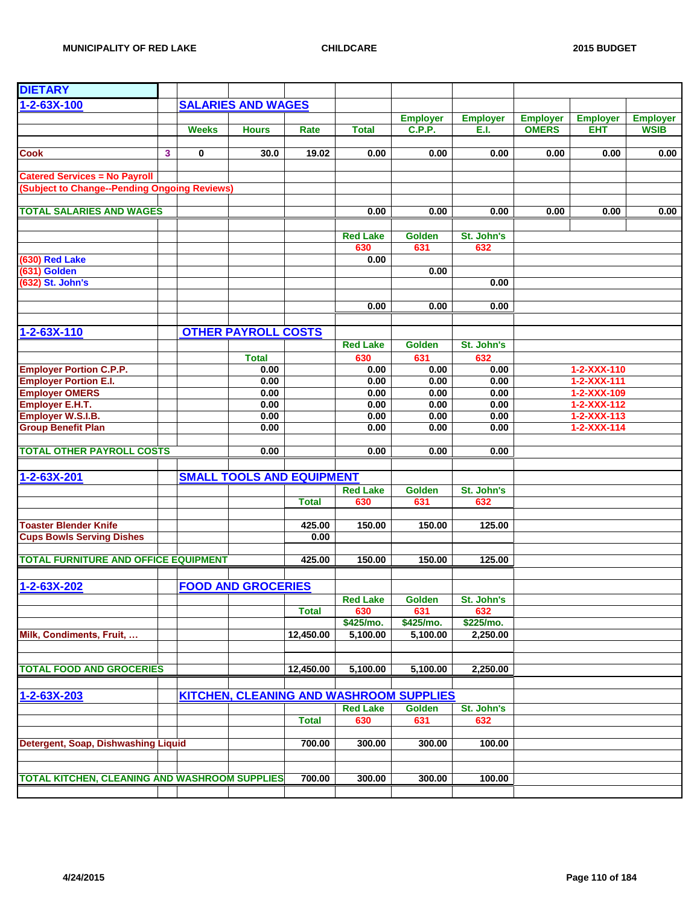## DIETARY

### 1-2-63X-100 SALARIES AND WAGES

| | | Weeks | Hours | Rate | Total | Employer C.P.P. | Employer E.I. | Employer OMERS | Employer EHT | Employer WSIB |
|---|---|---|---|---|---|---|---|---|---|---|
| Cook | 3 | 0 | 30.0 | 19.02 | 0.00 | 0.00 | 0.00 | 0.00 | 0.00 | 0.00 |
| Catered Services = No Payroll | | | | | | | | | | |
| (Subject to Change--Pending Ongoing Reviews) | | | | | | | | | | |
| TOTAL SALARIES AND WAGES | | | | | 0.00 | 0.00 | 0.00 | 0.00 | 0.00 | 0.00 |

| | Red Lake 630 | Golden 631 | St. John's 632 |
|---|---|---|---|
| (630) Red Lake | 0.00 | | |
| (631) Golden | | 0.00 | |
| (632) St. John's | | | 0.00 |
| | 0.00 | 0.00 | 0.00 |

### 1-2-63X-110 OTHER PAYROLL COSTS

| | Total | Red Lake 630 | Golden 631 | St. John's 632 | |
|---|---|---|---|---|---|
| Employer Portion C.P.P. | 0.00 | 0.00 | 0.00 | 0.00 | 1-2-XXX-110 |
| Employer Portion E.I. | 0.00 | 0.00 | 0.00 | 0.00 | 1-2-XXX-111 |
| Employer OMERS | 0.00 | 0.00 | 0.00 | 0.00 | 1-2-XXX-109 |
| Employer E.H.T. | 0.00 | 0.00 | 0.00 | 0.00 | 1-2-XXX-112 |
| Employer W.S.I.B. | 0.00 | 0.00 | 0.00 | 0.00 | 1-2-XXX-113 |
| Group Benefit Plan | 0.00 | 0.00 | 0.00 | 0.00 | 1-2-XXX-114 |
| TOTAL OTHER PAYROLL COSTS | 0.00 | 0.00 | 0.00 | 0.00 | |

### 1-2-63X-201 SMALL TOOLS AND EQUIPMENT

| | Total | Red Lake 630 | Golden 631 | St. John's 632 |
|---|---|---|---|---|
| Toaster Blender Knife | 425.00 | 150.00 | 150.00 | 125.00 |
| Cups Bowls Serving Dishes | 0.00 | | | |
| TOTAL FURNITURE AND OFFICE EQUIPMENT | 425.00 | 150.00 | 150.00 | 125.00 |

### 1-2-63X-202 FOOD AND GROCERIES

| | Total | Red Lake 630 | Golden 631 | St. John's 632 |
|---|---|---|---|---|
| | | $425/mo. | $425/mo. | $225/mo. |
| Milk, Condiments, Fruit, … | 12,450.00 | 5,100.00 | 5,100.00 | 2,250.00 |
| TOTAL FOOD AND GROCERIES | 12,450.00 | 5,100.00 | 5,100.00 | 2,250.00 |

### 1-2-63X-203 KITCHEN, CLEANING AND WASHROOM SUPPLIES

| | Total | Red Lake 630 | Golden 631 | St. John's 632 |
|---|---|---|---|---|
| Detergent, Soap, Dishwashing Liquid | 700.00 | 300.00 | 300.00 | 100.00 |
| TOTAL KITCHEN, CLEANING AND WASHROOM SUPPLIES | 700.00 | 300.00 | 300.00 | 100.00 |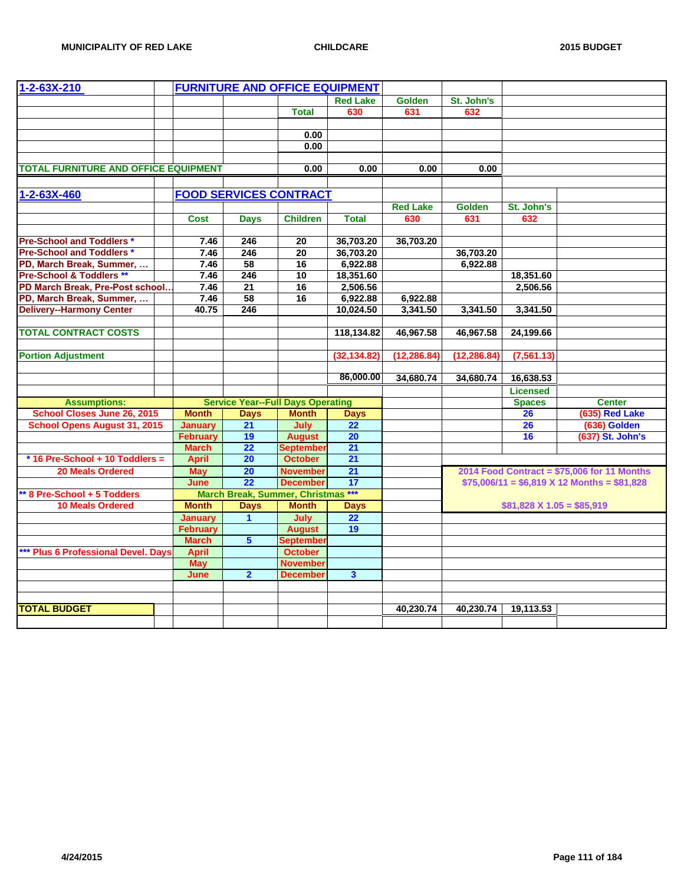## 1-2-63X-210 FURNITURE AND OFFICE EQUIPMENT

| | | | Total | Red Lake 630 | Golden 631 | St. John's 632 |
|---|---|---|---|---|---|---|
| | | | 0.00 | | | |
| | | | 0.00 | | | |
| TOTAL FURNITURE AND OFFICE EQUIPMENT | | | 0.00 | 0.00 | 0.00 | 0.00 |

## 1-2-63X-460 FOOD SERVICES CONTRACT

| | Cost | Days | Children | Total | Red Lake 630 | Golden 631 | St. John's 632 |
|---|---|---|---|---|---|---|---|
| Pre-School and Toddlers * | 7.46 | 246 | 20 | 36,703.20 | 36,703.20 | | |
| Pre-School and Toddlers * | 7.46 | 246 | 20 | 36,703.20 | | 36,703.20 | |
| PD, March Break, Summer, … | 7.46 | 58 | 16 | 6,922.88 | | 6,922.88 | |
| Pre-School & Toddlers ** | 7.46 | 246 | 10 | 18,351.60 | | | 18,351.60 |
| PD March Break, Pre-Post school… | 7.46 | 21 | 16 | 2,506.56 | | | 2,506.56 |
| PD, March Break, Summer, … | 7.46 | 58 | 16 | 6,922.88 | 6,922.88 | | |
| Delivery--Harmony Center | 40.75 | 246 | | 10,024.50 | 3,341.50 | 3,341.50 | 3,341.50 |
| TOTAL CONTRACT COSTS | | | | 118,134.82 | 46,967.58 | 46,967.58 | 24,199.66 |
| Portion Adjustment | | | | (32,134.82) | (12,286.84) | (12,286.84) | (7,561.13) |
| | | | | 86,000.00 | 34,680.74 | 34,680.74 | 16,638.53 |

**Assumptions:**

- School Closes June 26, 2015
- School Opens August 31, 2015
- * 16 Pre-School + 10 Toddlers = 20 Meals Ordered
- ** 8 Pre-School + 5 Todders 10 Meals Ordered
- *** Plus 6 Professional Devel. Days

**Service Year--Full Days Operating**

| Month | Days | Month | Days |
|---|---|---|---|
| January | 21 | July | 22 |
| February | 19 | August | 20 |
| March | 22 | September | 21 |
| April | 20 | October | 21 |
| May | 20 | November | 21 |
| June | 22 | December | 17 |

**March Break, Summer, Christmas *****

| Month | Days | Month | Days |
|---|---|---|---|
| January | 1 | July | 22 |
| February | | August | 19 |
| March | 5 | September | |
| April | | October | |
| May | | November | |
| June | 2 | December | 3 |

| Licensed Spaces | Center |
|---|---|
| 26 | (635) Red Lake |
| 26 | (636) Golden |
| 16 | (637) St. John's |

2014 Food Contract = $75,006 for 11 Months
$75,006/11 = $6,819 X 12 Months = $81,828
$81,828 X 1.05 = $85,919

| TOTAL BUDGET | Red Lake 630 | Golden 631 | St. John's 632 |
|---|---|---|---|
| | 40,230.74 | 40,230.74 | 19,113.53 |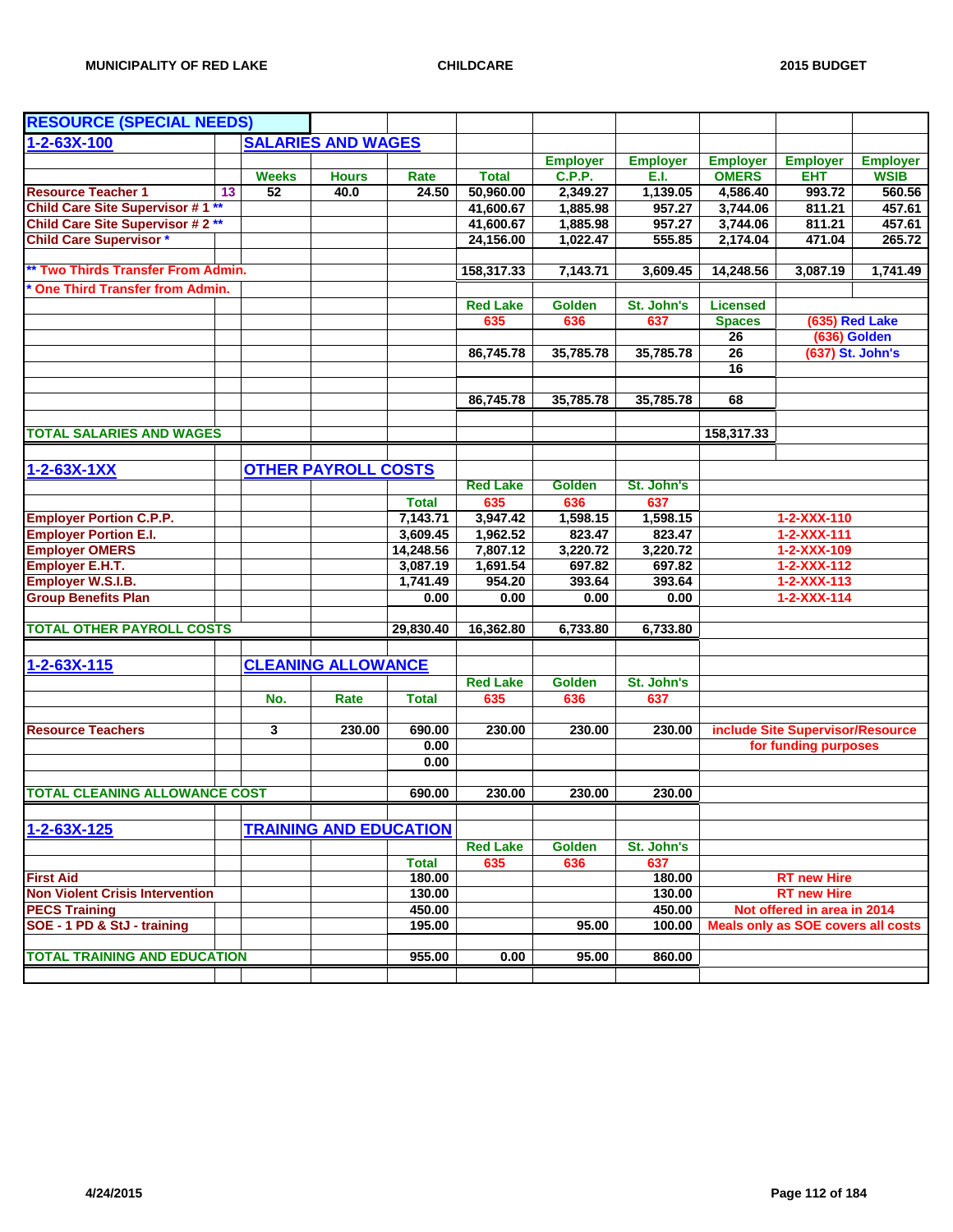## RESOURCE (SPECIAL NEEDS)

### 1-2-63X-100 SALARIES AND WAGES

| | | Weeks | Hours | Rate | Total | Employer C.P.P. | Employer E.I. | Employer OMERS | Employer EHT | Employer WSIB |
|---|---|---|---|---|---|---|---|---|---|---|
| Resource Teacher 1 | 13 | 52 | 40.0 | 24.50 | 50,960.00 | 2,349.27 | 1,139.05 | 4,586.40 | 993.72 | 560.56 |
| Child Care Site Supervisor # 1 ** | | | | | 41,600.67 | 1,885.98 | 957.27 | 3,744.06 | 811.21 | 457.61 |
| Child Care Site Supervisor # 2 ** | | | | | 41,600.67 | 1,885.98 | 957.27 | 3,744.06 | 811.21 | 457.61 |
| Child Care Supervisor * | | | | | 24,156.00 | 1,022.47 | 555.85 | 2,174.04 | 471.04 | 265.72 |
| ** Two Thirds Transfer From Admin. | | | | | 158,317.33 | 7,143.71 | 3,609.45 | 14,248.56 | 3,087.19 | 1,741.49 |
| * One Third Transfer from Admin. | | | | | | | | | | |

| Red Lake 635 | Golden 636 | St. John's 637 | Licensed Spaces | |
|---|---|---|---|---|
| | | | 26 | (635) Red Lake |
| | | | | (636) Golden |
| 86,745.78 | 35,785.78 | 35,785.78 | 26 | (637) St. John's |
| | | | 16 | |
| 86,745.78 | 35,785.78 | 35,785.78 | 68 | |

**TOTAL SALARIES AND WAGES**: 158,317.33

### 1-2-63X-1XX OTHER PAYROLL COSTS

| | Total | Red Lake 635 | Golden 636 | St. John's 637 | |
|---|---|---|---|---|---|
| Employer Portion C.P.P. | 7,143.71 | 3,947.42 | 1,598.15 | 1,598.15 | 1-2-XXX-110 |
| Employer Portion E.I. | 3,609.45 | 1,962.52 | 823.47 | 823.47 | 1-2-XXX-111 |
| Employer OMERS | 14,248.56 | 7,807.12 | 3,220.72 | 3,220.72 | 1-2-XXX-109 |
| Employer E.H.T. | 3,087.19 | 1,691.54 | 697.82 | 697.82 | 1-2-XXX-112 |
| Employer W.S.I.B. | 1,741.49 | 954.20 | 393.64 | 393.64 | 1-2-XXX-113 |
| Group Benefits Plan | 0.00 | 0.00 | 0.00 | 0.00 | 1-2-XXX-114 |
| **TOTAL OTHER PAYROLL COSTS** | 29,830.40 | 16,362.80 | 6,733.80 | 6,733.80 | |

### 1-2-63X-115 CLEANING ALLOWANCE

| | No. | Rate | Total | Red Lake 635 | Golden 636 | St. John's 637 | |
|---|---|---|---|---|---|---|---|
| Resource Teachers | 3 | 230.00 | 690.00 | 230.00 | 230.00 | 230.00 | include Site Supervisor/Resource for funding purposes |
| | | | 0.00 | | | | |
| | | | 0.00 | | | | |
| **TOTAL CLEANING ALLOWANCE COST** | | | 690.00 | 230.00 | 230.00 | 230.00 | |

### 1-2-63X-125 TRAINING AND EDUCATION

| | Total | Red Lake 635 | Golden 636 | St. John's 637 | |
|---|---|---|---|---|---|
| First Aid | 180.00 | | | 180.00 | RT new Hire |
| Non Violent Crisis Intervention | 130.00 | | | 130.00 | RT new Hire |
| PECS Training | 450.00 | | | 450.00 | Not offered in area in 2014 |
| SOE - 1 PD & StJ - training | 195.00 | | 95.00 | 100.00 | Meals only as SOE covers all costs |
| **TOTAL TRAINING AND EDUCATION** | 955.00 | 0.00 | 95.00 | 860.00 | |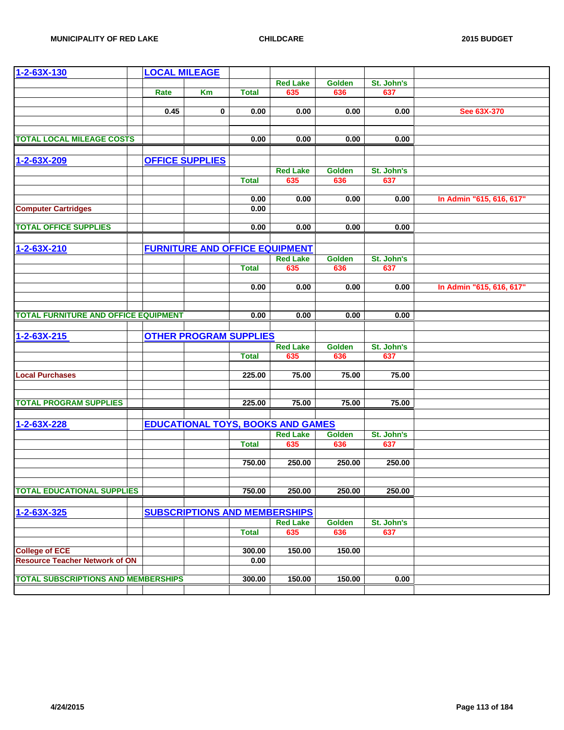| 1-2-63X-130 | | LOCAL MILEAGE | | | | | | |
|---|---|---|---|---|---|---|---|---|
| | | | | | Red Lake | Golden | St. John's | |
| | | Rate | Km | Total | 635 | 636 | 637 | |
| | | | | | | | | |
| | | 0.45 | 0 | 0.00 | 0.00 | 0.00 | 0.00 | See 63X-370 |
| | | | | | | | | |
| | | | | | | | | |
| TOTAL LOCAL MILEAGE COSTS | | | | 0.00 | 0.00 | 0.00 | 0.00 | |
| | | | | | | | | |
| 1-2-63X-209 | | OFFICE SUPPLIES | | | | | | |
| | | | | | Red Lake | Golden | St. John's | |
| | | | | Total | 635 | 636 | 637 | |
| | | | | | | | | |
| | | | | 0.00 | 0.00 | 0.00 | 0.00 | In Admin "615, 616, 617" |
| Computer Cartridges | | | | 0.00 | | | | |
| | | | | | | | | |
| TOTAL OFFICE SUPPLIES | | | | 0.00 | 0.00 | 0.00 | 0.00 | |
| | | | | | | | | |
| 1-2-63X-210 | | FURNITURE AND OFFICE EQUIPMENT | | | | | | |
| | | | | | Red Lake | Golden | St. John's | |
| | | | | Total | 635 | 636 | 637 | |
| | | | | | | | | |
| | | | | 0.00 | 0.00 | 0.00 | 0.00 | In Admin "615, 616, 617" |
| | | | | | | | | |
| | | | | | | | | |
| TOTAL FURNITURE AND OFFICE EQUIPMENT | | | | 0.00 | 0.00 | 0.00 | 0.00 | |
| | | | | | | | | |
| 1-2-63X-215 | | OTHER PROGRAM SUPPLIES | | | | | | |
| | | | | | Red Lake | Golden | St. John's | |
| | | | | Total | 635 | 636 | 637 | |
| | | | | | | | | |
| Local Purchases | | | | 225.00 | 75.00 | 75.00 | 75.00 | |
| | | | | | | | | |
| | | | | | | | | |
| TOTAL PROGRAM SUPPLIES | | | | 225.00 | 75.00 | 75.00 | 75.00 | |
| | | | | | | | | |
| 1-2-63X-228 | | EDUCATIONAL TOYS, BOOKS AND GAMES | | | | | | |
| | | | | | Red Lake | Golden | St. John's | |
| | | | | Total | 635 | 636 | 637 | |
| | | | | | | | | |
| | | | | 750.00 | 250.00 | 250.00 | 250.00 | |
| | | | | | | | | |
| | | | | | | | | |
| TOTAL EDUCATIONAL SUPPLIES | | | | 750.00 | 250.00 | 250.00 | 250.00 | |
| | | | | | | | | |
| 1-2-63X-325 | | SUBSCRIPTIONS AND MEMBERSHIPS | | | | | | |
| | | | | | Red Lake | Golden | St. John's | |
| | | | | Total | 635 | 636 | 637 | |
| | | | | | | | | |
| College of ECE | | | | 300.00 | 150.00 | 150.00 | | |
| Resource Teacher Network of ON | | | | 0.00 | | | | |
| | | | | | | | | |
| TOTAL SUBSCRIPTIONS AND MEMBERSHIPS | | | | 300.00 | 150.00 | 150.00 | 0.00 | |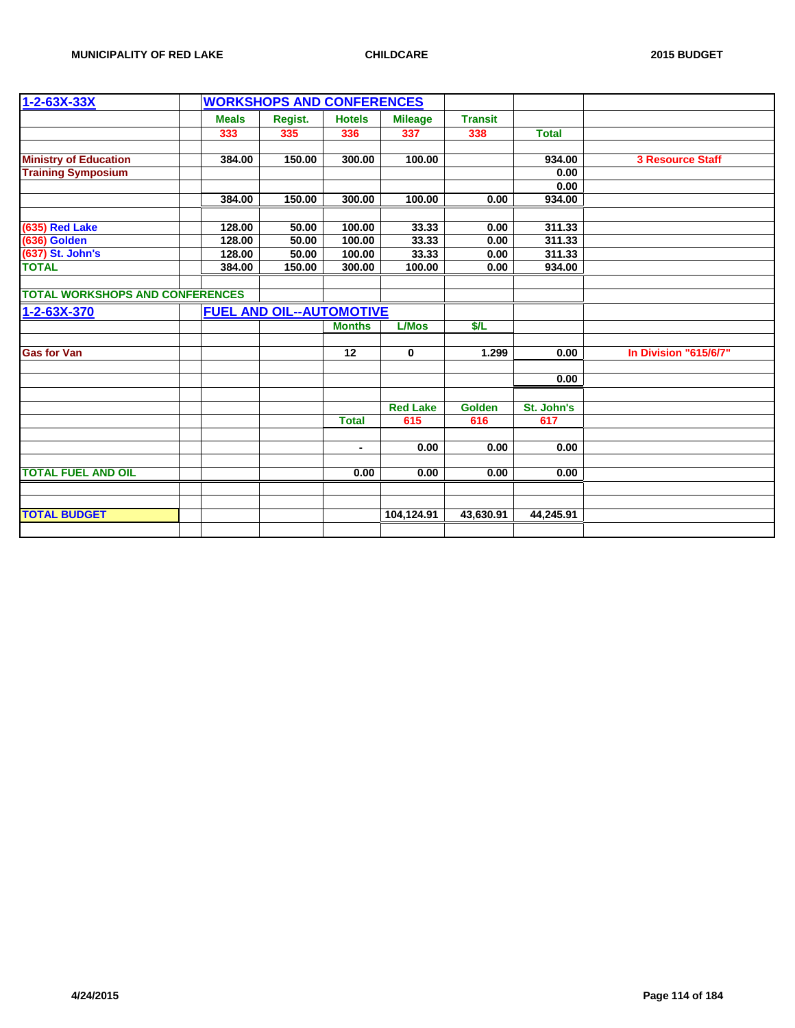MUNICIPALITY OF RED LAKE — CHILDCARE — 2015 BUDGET

| 1-2-63X-33X | | WORKSHOPS AND CONFERENCES | | | | | | |
|---|---|---|---|---|---|---|---|---|
| | | Meals | Regist. | Hotels | Mileage | Transit | | |
| | | 333 | 335 | 336 | 337 | 338 | Total | |
| | | | | | | | | |
| Ministry of Education | | 384.00 | 150.00 | 300.00 | 100.00 | | 934.00 | 3 Resource Staff |
| Training Symposium | | | | | | | 0.00 | |
| | | | | | | | 0.00 | |
| | | 384.00 | 150.00 | 300.00 | 100.00 | 0.00 | 934.00 | |
| | | | | | | | | |
| (635) Red Lake | | 128.00 | 50.00 | 100.00 | 33.33 | 0.00 | 311.33 | |
| (636) Golden | | 128.00 | 50.00 | 100.00 | 33.33 | 0.00 | 311.33 | |
| (637) St. John's | | 128.00 | 50.00 | 100.00 | 33.33 | 0.00 | 311.33 | |
| TOTAL | | 384.00 | 150.00 | 300.00 | 100.00 | 0.00 | 934.00 | |
| | | | | | | | | |
| TOTAL WORKSHOPS AND CONFERENCES | | | | | | | | |
| 1-2-63X-370 | | FUEL AND OIL--AUTOMOTIVE | | | | | | |
| | | | | Months | L/Mos | $/L | | |
| | | | | | | | | |
| Gas for Van | | | | 12 | 0 | 1.299 | 0.00 | In Division "615/6/7" |
| | | | | | | | | |
| | | | | | | | 0.00 | |
| | | | | | | | | |
| | | | | | Red Lake | Golden | St. John's | |
| | | | | Total | 615 | 616 | 617 | |
| | | | | | | | | |
| | | | | - | 0.00 | 0.00 | 0.00 | |
| | | | | | | | | |
| TOTAL FUEL AND OIL | | | | 0.00 | 0.00 | 0.00 | 0.00 | |
| | | | | | | | | |
| | | | | | | | | |
| TOTAL BUDGET | | | | | 104,124.91 | 43,630.91 | 44,245.91 | |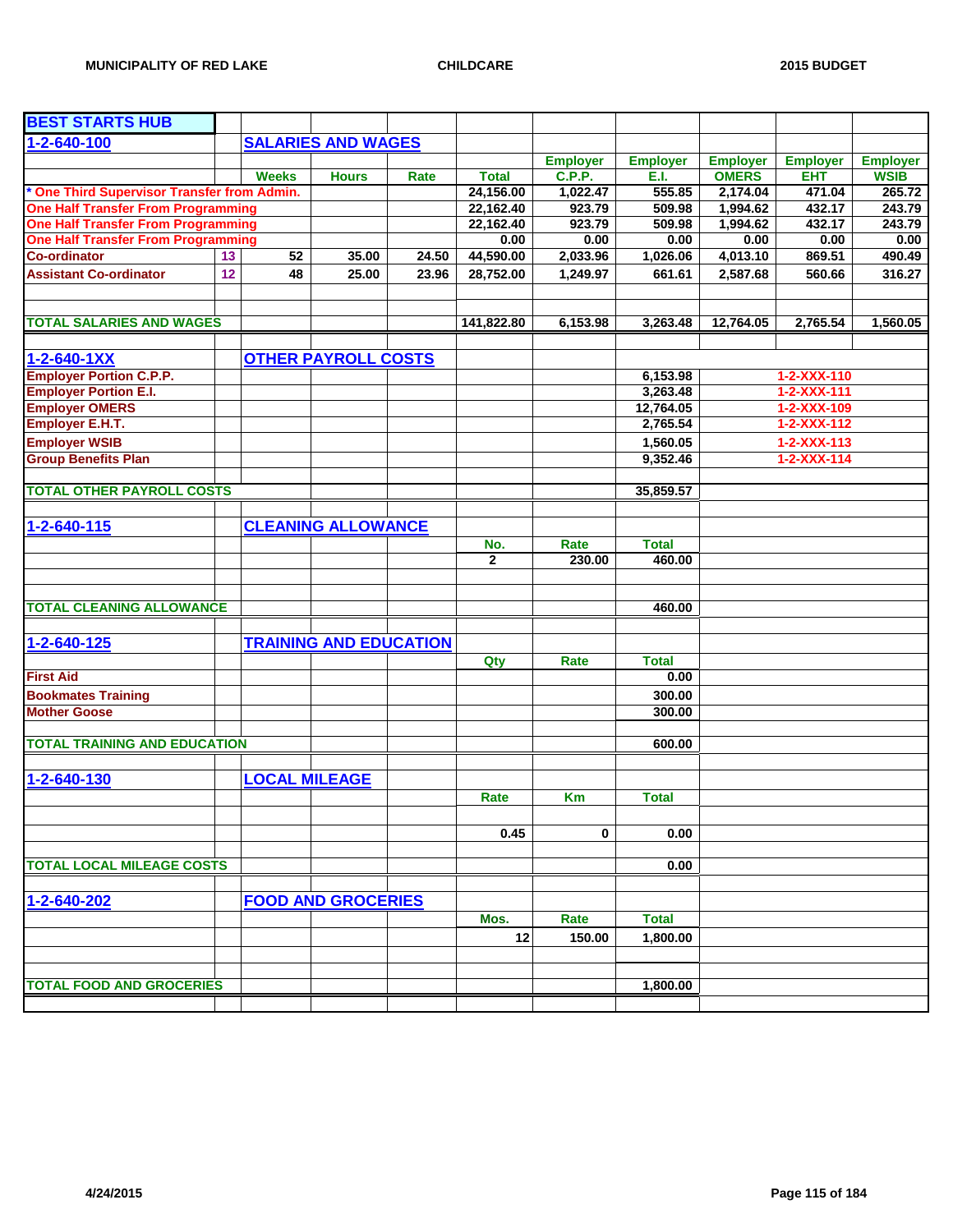MUNICIPALITY OF RED LAKE — CHILDCARE — 2015 BUDGET

## BEST STARTS HUB

### 1-2-640-100 SALARIES AND WAGES

| | | Weeks | Hours | Rate | Total | Employer C.P.P. | Employer E.I. | Employer OMERS | Employer EHT | Employer WSIB |
|---|---|---|---|---|---|---|---|---|---|---|
| * One Third Supervisor Transfer from Admin. | | | | | 24,156.00 | 1,022.47 | 555.85 | 2,174.04 | 471.04 | 265.72 |
| One Half Transfer From Programming | | | | | 22,162.40 | 923.79 | 509.98 | 1,994.62 | 432.17 | 243.79 |
| One Half Transfer From Programming | | | | | 22,162.40 | 923.79 | 509.98 | 1,994.62 | 432.17 | 243.79 |
| One Half Transfer From Programming | | | | | 0.00 | 0.00 | 0.00 | 0.00 | 0.00 | 0.00 |
| Co-ordinator | 13 | 52 | 35.00 | 24.50 | 44,590.00 | 2,033.96 | 1,026.06 | 4,013.10 | 869.51 | 490.49 |
| Assistant Co-ordinator | 12 | 48 | 25.00 | 23.96 | 28,752.00 | 1,249.97 | 661.61 | 2,587.68 | 560.66 | 316.27 |
| TOTAL SALARIES AND WAGES | | | | | 141,822.80 | 6,153.98 | 3,263.48 | 12,764.05 | 2,765.54 | 1,560.05 |

### 1-2-640-1XX OTHER PAYROLL COSTS

| | Amount | Account |
|---|---|---|
| Employer Portion C.P.P. | 6,153.98 | 1-2-XXX-110 |
| Employer Portion E.I. | 3,263.48 | 1-2-XXX-111 |
| Employer OMERS | 12,764.05 | 1-2-XXX-109 |
| Employer E.H.T. | 2,765.54 | 1-2-XXX-112 |
| Employer WSIB | 1,560.05 | 1-2-XXX-113 |
| Group Benefits Plan | 9,352.46 | 1-2-XXX-114 |
| TOTAL OTHER PAYROLL COSTS | 35,859.57 | |

### 1-2-640-115 CLEANING ALLOWANCE

| | No. | Rate | Total |
|---|---|---|---|
| | 2 | 230.00 | 460.00 |
| TOTAL CLEANING ALLOWANCE | | | 460.00 |

### 1-2-640-125 TRAINING AND EDUCATION

| | Qty | Rate | Total |
|---|---|---|---|
| First Aid | | | 0.00 |
| Bookmates Training | | | 300.00 |
| Mother Goose | | | 300.00 |
| TOTAL TRAINING AND EDUCATION | | | 600.00 |

### 1-2-640-130 LOCAL MILEAGE

| | Rate | Km | Total |
|---|---|---|---|
| | 0.45 | 0 | 0.00 |
| TOTAL LOCAL MILEAGE COSTS | | | 0.00 |

### 1-2-640-202 FOOD AND GROCERIES

| | Mos. | Rate | Total |
|---|---|---|---|
| | 12 | 150.00 | 1,800.00 |
| TOTAL FOOD AND GROCERIES | | | 1,800.00 |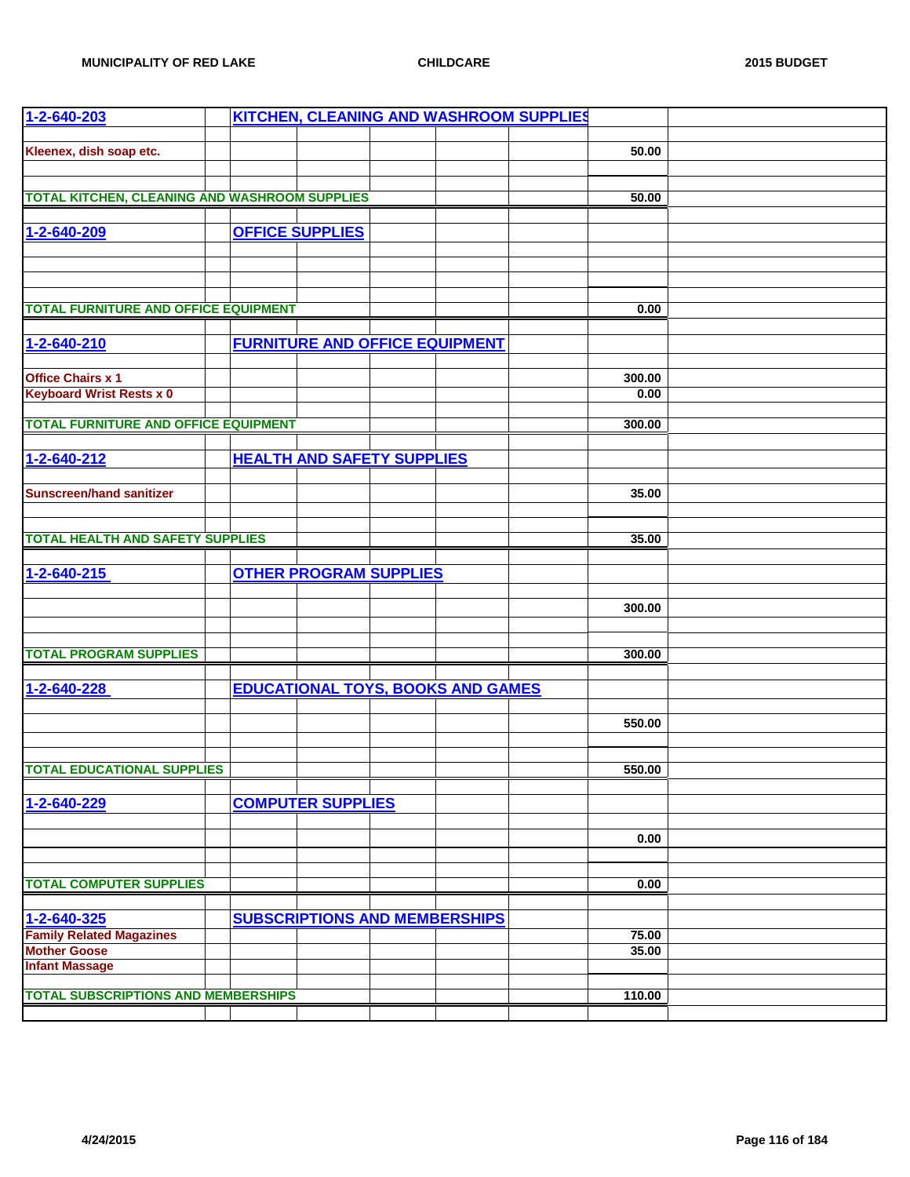MUNICIPALITY OF RED LAKE — CHILDCARE — 2015 BUDGET

| Account | Description | Amount |
|---|---|---|
| **1-2-640-203** | **KITCHEN, CLEANING AND WASHROOM SUPPLIES** | |
| Kleenex, dish soap etc. | | 50.00 |
| **TOTAL KITCHEN, CLEANING AND WASHROOM SUPPLIES** | | **50.00** |
| **1-2-640-209** | **OFFICE SUPPLIES** | |
| **TOTAL FURNITURE AND OFFICE EQUIPMENT** | | **0.00** |
| **1-2-640-210** | **FURNITURE AND OFFICE EQUIPMENT** | |
| Office Chairs x 1 | | 300.00 |
| Keyboard Wrist Rests x 0 | | 0.00 |
| **TOTAL FURNITURE AND OFFICE EQUIPMENT** | | **300.00** |
| **1-2-640-212** | **HEALTH AND SAFETY SUPPLIES** | |
| Sunscreen/hand sanitizer | | 35.00 |
| **TOTAL HEALTH AND SAFETY SUPPLIES** | | **35.00** |
| **1-2-640-215** | **OTHER PROGRAM SUPPLIES** | |
| | | 300.00 |
| **TOTAL PROGRAM SUPPLIES** | | **300.00** |
| **1-2-640-228** | **EDUCATIONAL TOYS, BOOKS AND GAMES** | |
| | | 550.00 |
| **TOTAL EDUCATIONAL SUPPLIES** | | **550.00** |
| **1-2-640-229** | **COMPUTER SUPPLIES** | |
| | | 0.00 |
| **TOTAL COMPUTER SUPPLIES** | | **0.00** |
| **1-2-640-325** | **SUBSCRIPTIONS AND MEMBERSHIPS** | |
| Family Related Magazines | | 75.00 |
| Mother Goose | | 35.00 |
| Infant Massage | | |
| **TOTAL SUBSCRIPTIONS AND MEMBERSHIPS** | | **110.00** |

4/24/2015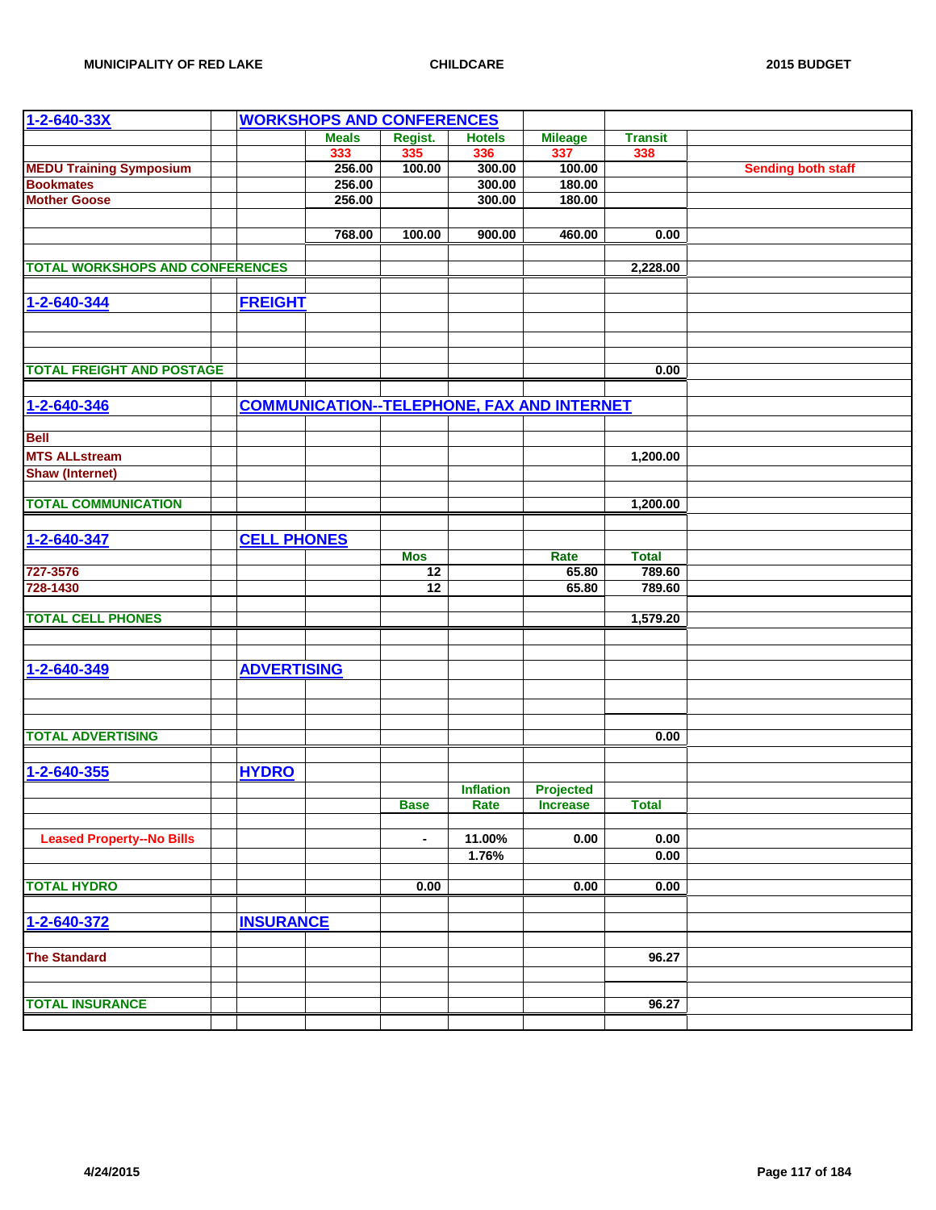| 1-2-640-33X | | WORKSHOPS AND CONFERENCES | | | | | | |
|---|---|---|---|---|---|---|---|---|
| | | | Meals | Regist. | Hotels | Mileage | Transit | |
| | | | 333 | 335 | 336 | 337 | 338 | |
| MEDU Training Symposium | | | 256.00 | 100.00 | 300.00 | 100.00 | | Sending both staff |
| Bookmates | | | 256.00 | | 300.00 | 180.00 | | |
| Mother Goose | | | 256.00 | | 300.00 | 180.00 | | |
| | | | 768.00 | 100.00 | 900.00 | 460.00 | 0.00 | |
| TOTAL WORKSHOPS AND CONFERENCES | | | | | | | 2,228.00 | |
| 1-2-640-344 | | FREIGHT | | | | | | |
| TOTAL FREIGHT AND POSTAGE | | | | | | | 0.00 | |
| 1-2-640-346 | | COMMUNICATION--TELEPHONE, FAX AND INTERNET | | | | | | |
| Bell | | | | | | | | |
| MTS ALLstream | | | | | | | 1,200.00 | |
| Shaw (Internet) | | | | | | | | |
| TOTAL COMMUNICATION | | | | | | | 1,200.00 | |
| 1-2-640-347 | | CELL PHONES | | | | | | |
| | | | | Mos | | Rate | Total | |
| 727-3576 | | | | 12 | | 65.80 | 789.60 | |
| 728-1430 | | | | 12 | | 65.80 | 789.60 | |
| TOTAL CELL PHONES | | | | | | | 1,579.20 | |
| 1-2-640-349 | | ADVERTISING | | | | | | |
| TOTAL ADVERTISING | | | | | | | 0.00 | |
| 1-2-640-355 | | HYDRO | | | | | | |
| | | | | | Inflation | Projected | | |
| | | | | Base | Rate | Increase | Total | |
| Leased Property--No Bills | | | | - | 11.00% | 0.00 | 0.00 | |
| | | | | | 1.76% | | 0.00 | |
| TOTAL HYDRO | | | | 0.00 | | 0.00 | 0.00 | |
| 1-2-640-372 | | INSURANCE | | | | | | |
| The Standard | | | | | | | 96.27 | |
| TOTAL INSURANCE | | | | | | | 96.27 | |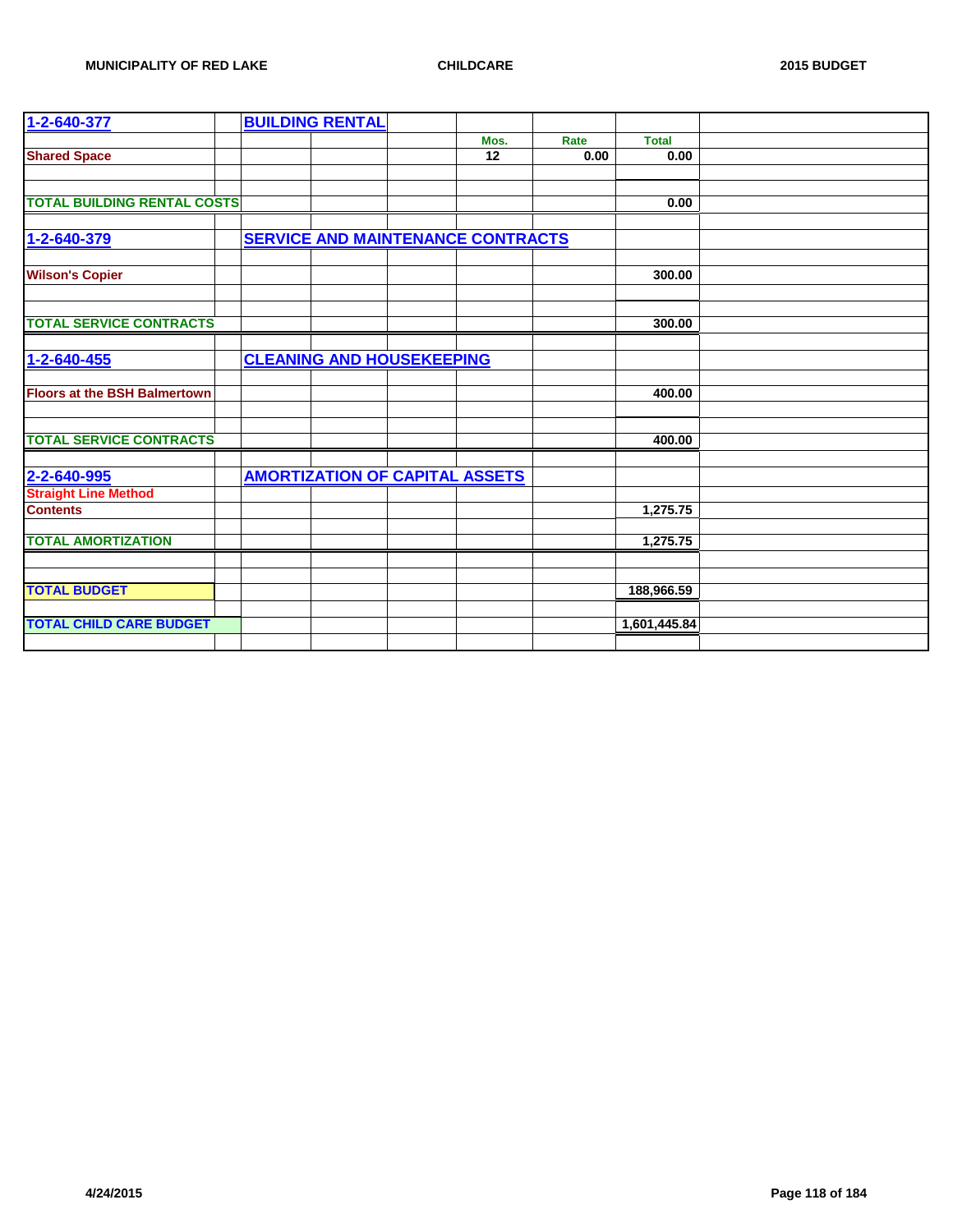| 1-2-640-377 | | BUILDING RENTAL | | | | | | |
|---|---|---|---|---|---|---|---|---|
| | | | | | Mos. | Rate | Total | |
| Shared Space | | | | | 12 | 0.00 | 0.00 | |
| | | | | | | | | |
| | | | | | | | | |
| TOTAL BUILDING RENTAL COSTS | | | | | | | 0.00 | |
| | | | | | | | | |
| 1-2-640-379 | | SERVICE AND MAINTENANCE CONTRACTS | | | | | | |
| | | | | | | | | |
| Wilson's Copier | | | | | | | 300.00 | |
| | | | | | | | | |
| | | | | | | | | |
| TOTAL SERVICE CONTRACTS | | | | | | | 300.00 | |
| | | | | | | | | |
| 1-2-640-455 | | CLEANING AND HOUSEKEEPING | | | | | | |
| | | | | | | | | |
| Floors at the BSH Balmertown | | | | | | | 400.00 | |
| | | | | | | | | |
| | | | | | | | | |
| TOTAL SERVICE CONTRACTS | | | | | | | 400.00 | |
| | | | | | | | | |
| 2-2-640-995 | | AMORTIZATION OF CAPITAL ASSETS | | | | | | |
| Straight Line Method | | | | | | | | |
| Contents | | | | | | | 1,275.75 | |
| | | | | | | | | |
| TOTAL AMORTIZATION | | | | | | | 1,275.75 | |
| | | | | | | | | |
| | | | | | | | | |
| TOTAL BUDGET | | | | | | | 188,966.59 | |
| | | | | | | | | |
| TOTAL CHILD CARE BUDGET | | | | | | | 1,601,445.84 | |
| | | | | | | | | |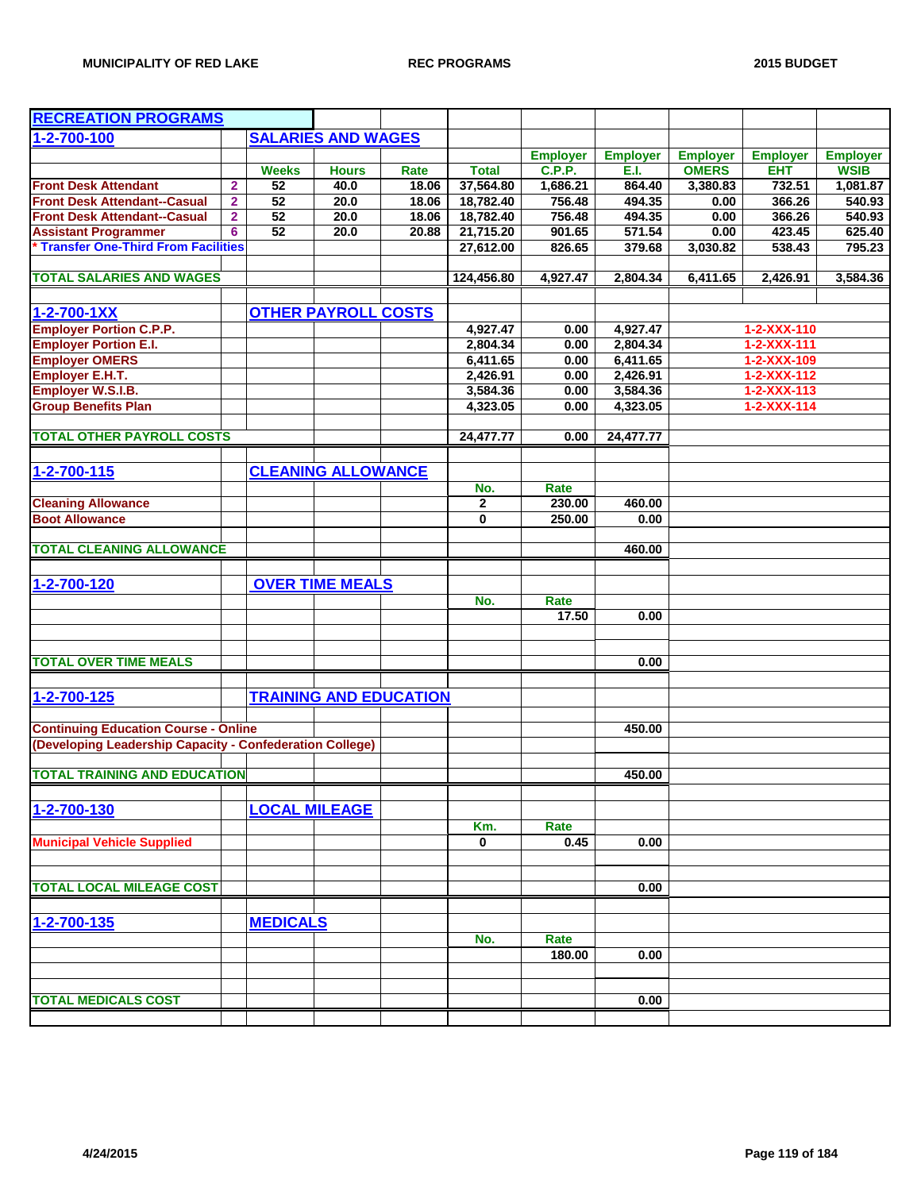# RECREATION PROGRAMS

## 1-2-700-100 SALARIES AND WAGES

| | | Weeks | Hours | Rate | Total | Employer C.P.P. | Employer E.I. | Employer OMERS | Employer EHT | Employer WSIB |
|---|---|---|---|---|---|---|---|---|---|---|
| Front Desk Attendant | 2 | 52 | 40.0 | 18.06 | 37,564.80 | 1,686.21 | 864.40 | 3,380.83 | 732.51 | 1,081.87 |
| Front Desk Attendant--Casual | 2 | 52 | 20.0 | 18.06 | 18,782.40 | 756.48 | 494.35 | 0.00 | 366.26 | 540.93 |
| Front Desk Attendant--Casual | 2 | 52 | 20.0 | 18.06 | 18,782.40 | 756.48 | 494.35 | 0.00 | 366.26 | 540.93 |
| Assistant Programmer | 6 | 52 | 20.0 | 20.88 | 21,715.20 | 901.65 | 571.54 | 0.00 | 423.45 | 625.40 |
| * Transfer One-Third From Facilities | | | | | 27,612.00 | 826.65 | 379.68 | 3,030.82 | 538.43 | 795.23 |
| **TOTAL SALARIES AND WAGES** | | | | | 124,456.80 | 4,927.47 | 2,804.34 | 6,411.65 | 2,426.91 | 3,584.36 |

## 1-2-700-1XX OTHER PAYROLL COSTS

| | | | |
|---|---|---|---|
| Employer Portion C.P.P. | 4,927.47 | 0.00 | 4,927.47 | 1-2-XXX-110 |
| Employer Portion E.I. | 2,804.34 | 0.00 | 2,804.34 | 1-2-XXX-111 |
| Employer OMERS | 6,411.65 | 0.00 | 6,411.65 | 1-2-XXX-109 |
| Employer E.H.T. | 2,426.91 | 0.00 | 2,426.91 | 1-2-XXX-112 |
| Employer W.S.I.B. | 3,584.36 | 0.00 | 3,584.36 | 1-2-XXX-113 |
| Group Benefits Plan | 4,323.05 | 0.00 | 4,323.05 | 1-2-XXX-114 |
| **TOTAL OTHER PAYROLL COSTS** | 24,477.77 | 0.00 | 24,477.77 | |

## 1-2-700-115 CLEANING ALLOWANCE

| | No. | Rate | |
|---|---|---|---|
| Cleaning Allowance | 2 | 230.00 | 460.00 |
| Boot Allowance | 0 | 250.00 | 0.00 |
| **TOTAL CLEANING ALLOWANCE** | | | 460.00 |

## 1-2-700-120 OVER TIME MEALS

| | No. | Rate | |
|---|---|---|---|
| | | 17.50 | 0.00 |
| **TOTAL OVER TIME MEALS** | | | 0.00 |

## 1-2-700-125 TRAINING AND EDUCATION

| | |
|---|---|
| Continuing Education Course - Online | 450.00 |
| (Developing Leadership Capacity - Confederation College) | |
| **TOTAL TRAINING AND EDUCATION** | 450.00 |

## 1-2-700-130 LOCAL MILEAGE

| | Km. | Rate | |
|---|---|---|---|
| Municipal Vehicle Supplied | 0 | 0.45 | 0.00 |
| **TOTAL LOCAL MILEAGE COST** | | | 0.00 |

## 1-2-700-135 MEDICALS

| | No. | Rate | |
|---|---|---|---|
| | | 180.00 | 0.00 |
| **TOTAL MEDICALS COST** | | | 0.00 |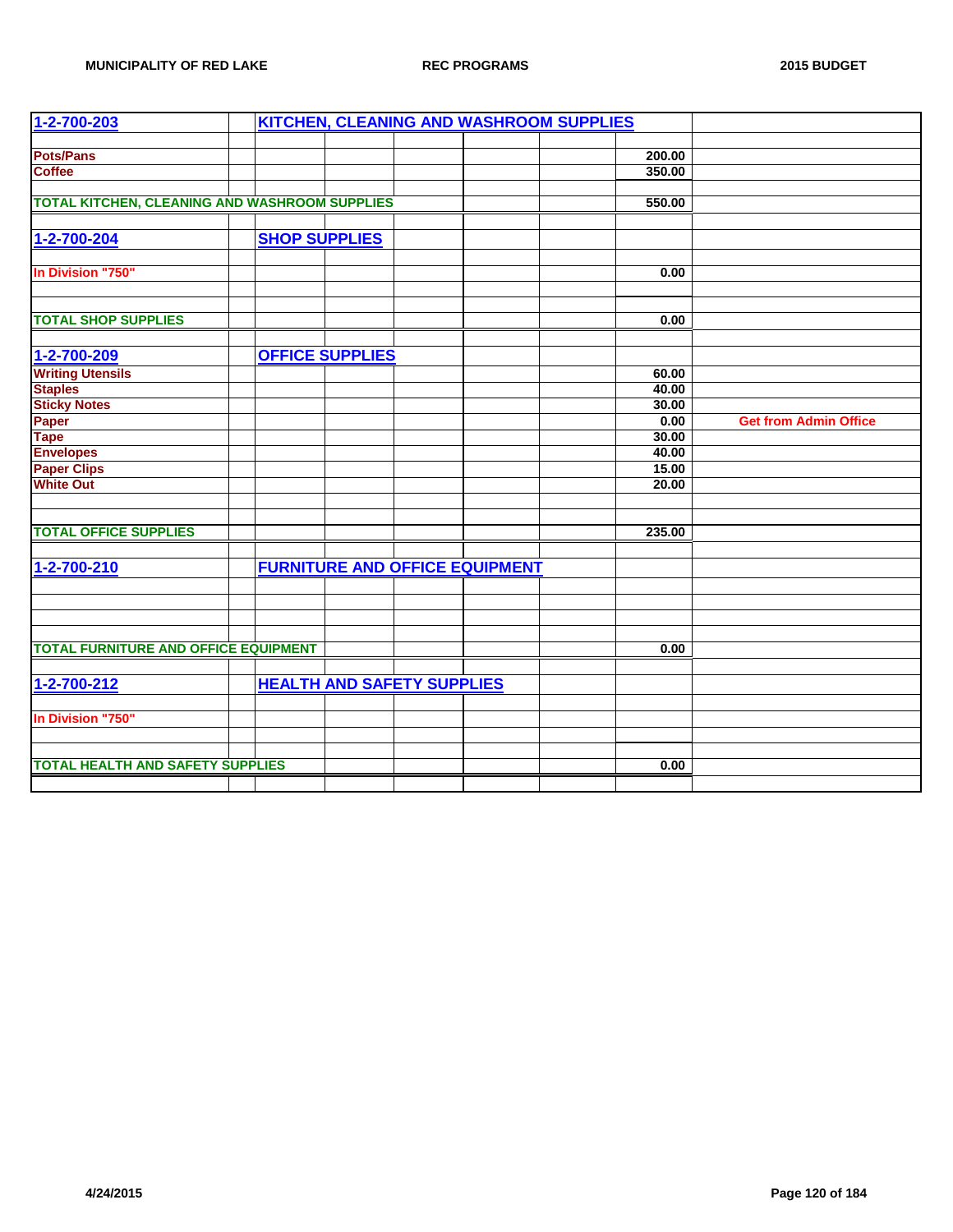| 1-2-700-203 | KITCHEN, CLEANING AND WASHROOM SUPPLIES | | |
|---|---|---|---|
| | | | |
| Pots/Pans | | 200.00 | |
| Coffee | | 350.00 | |
| | | | |
| TOTAL KITCHEN, CLEANING AND WASHROOM SUPPLIES | | 550.00 | |
| | | | |
| 1-2-700-204 | SHOP SUPPLIES | | |
| | | | |
| In Division "750" | | 0.00 | |
| | | | |
| | | | |
| TOTAL SHOP SUPPLIES | | 0.00 | |
| | | | |
| 1-2-700-209 | OFFICE SUPPLIES | | |
| Writing Utensils | | 60.00 | |
| Staples | | 40.00 | |
| Sticky Notes | | 30.00 | |
| Paper | | 0.00 | Get from Admin Office |
| Tape | | 30.00 | |
| Envelopes | | 40.00 | |
| Paper Clips | | 15.00 | |
| White Out | | 20.00 | |
| | | | |
| | | | |
| TOTAL OFFICE SUPPLIES | | 235.00 | |
| | | | |
| 1-2-700-210 | FURNITURE AND OFFICE EQUIPMENT | | |
| | | | |
| | | | |
| | | | |
| | | | |
| TOTAL FURNITURE AND OFFICE EQUIPMENT | | 0.00 | |
| | | | |
| 1-2-700-212 | HEALTH AND SAFETY SUPPLIES | | |
| | | | |
| In Division "750" | | | |
| | | | |
| | | | |
| TOTAL HEALTH AND SAFETY SUPPLIES | | 0.00 | |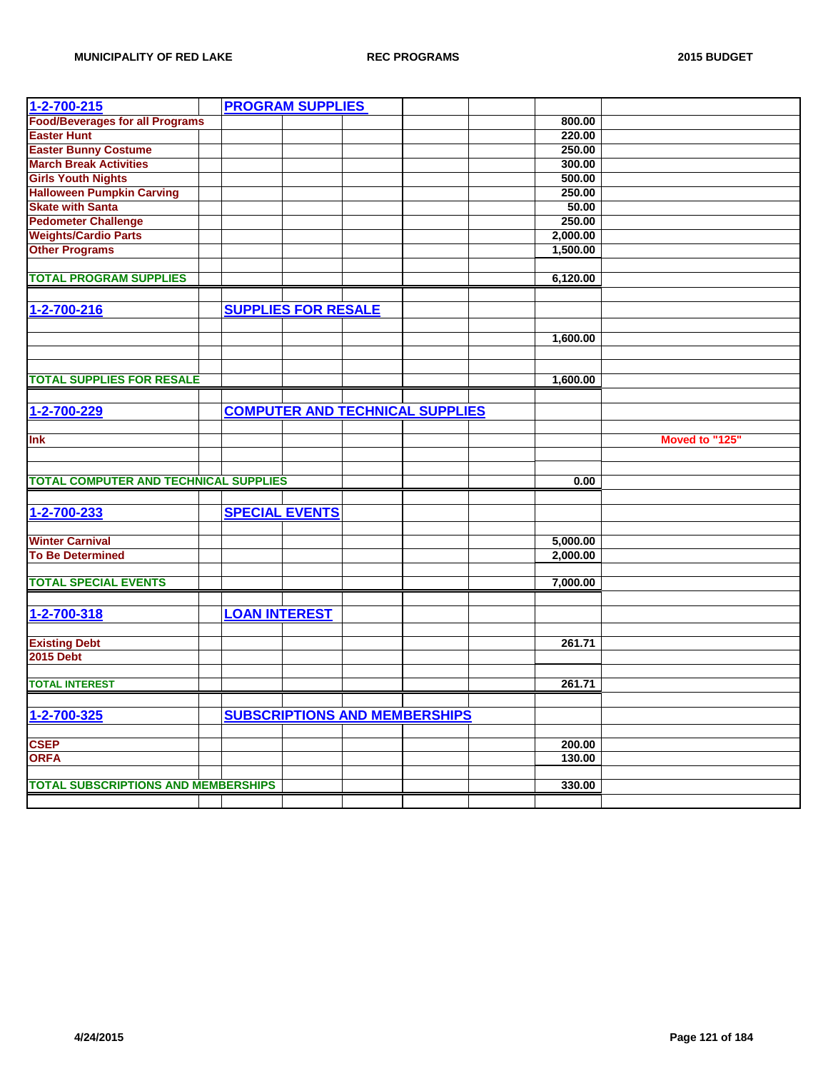| Account | Description | Amount | Notes |
|---|---|---|---|
| **1-2-700-215** | **PROGRAM SUPPLIES** | | |
| **Food/Beverages for all Programs** | | 800.00 | |
| **Easter Hunt** | | 220.00 | |
| **Easter Bunny Costume** | | 250.00 | |
| **March Break Activities** | | 300.00 | |
| **Girls Youth Nights** | | 500.00 | |
| **Halloween Pumpkin Carving** | | 250.00 | |
| **Skate with Santa** | | 50.00 | |
| **Pedometer Challenge** | | 250.00 | |
| **Weights/Cardio Parts** | | 2,000.00 | |
| **Other Programs** | | 1,500.00 | |
| | | | |
| **TOTAL PROGRAM SUPPLIES** | | 6,120.00 | |
| | | | |
| **1-2-700-216** | **SUPPLIES FOR RESALE** | | |
| | | | |
| | | 1,600.00 | |
| | | | |
| **TOTAL SUPPLIES FOR RESALE** | | 1,600.00 | |
| | | | |
| **1-2-700-229** | **COMPUTER AND TECHNICAL SUPPLIES** | | |
| | | | |
| **Ink** | | | Moved to "125" |
| | | | |
| **TOTAL COMPUTER AND TECHNICAL SUPPLIES** | | 0.00 | |
| | | | |
| **1-2-700-233** | **SPECIAL EVENTS** | | |
| | | | |
| **Winter Carnival** | | 5,000.00 | |
| **To Be Determined** | | 2,000.00 | |
| | | | |
| **TOTAL SPECIAL EVENTS** | | 7,000.00 | |
| | | | |
| **1-2-700-318** | **LOAN INTEREST** | | |
| | | | |
| **Existing Debt** | | 261.71 | |
| **2015 Debt** | | | |
| | | | |
| **TOTAL INTEREST** | | 261.71 | |
| | | | |
| **1-2-700-325** | **SUBSCRIPTIONS AND MEMBERSHIPS** | | |
| | | | |
| **CSEP** | | 200.00 | |
| **ORFA** | | 130.00 | |
| | | | |
| **TOTAL SUBSCRIPTIONS AND MEMBERSHIPS** | | 330.00 | |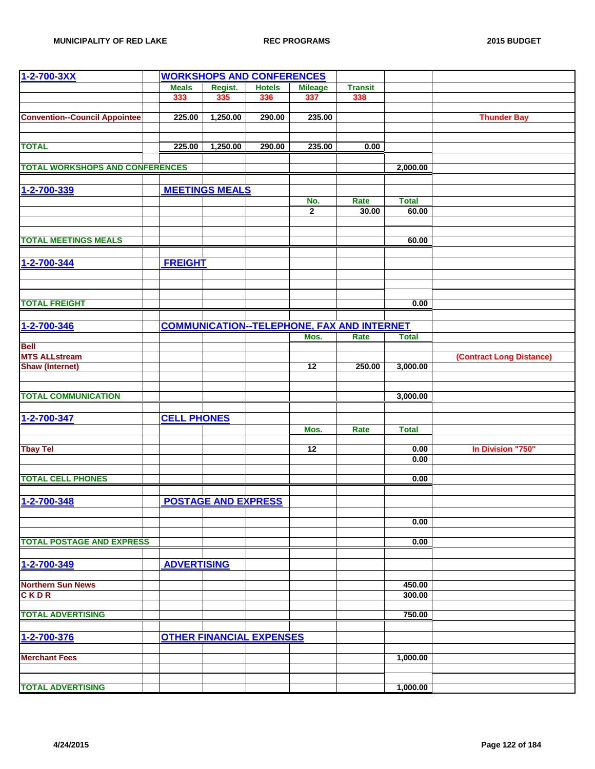| 1-2-700-3XX | | WORKSHOPS AND CONFERENCES | | | | | | |
|---|---|---|---|---|---|---|---|---|
| | | Meals | Regist. | Hotels | Mileage | Transit | | |
| | | 333 | 335 | 336 | 337 | 338 | | |
| | | | | | | | | |
| Convention--Council Appointee | | 225.00 | 1,250.00 | 290.00 | 235.00 | | | Thunder Bay |
| | | | | | | | | |
| | | | | | | | | |
| TOTAL | | 225.00 | 1,250.00 | 290.00 | 235.00 | 0.00 | | |
| | | | | | | | | |
| TOTAL WORKSHOPS AND CONFERENCES | | | | | | | 2,000.00 | |
| | | | | | | | | |
| 1-2-700-339 | | MEETINGS MEALS | | | | | | |
| | | | | | No. | Rate | Total | |
| | | | | | 2 | 30.00 | 60.00 | |
| | | | | | | | | |
| | | | | | | | | |
| TOTAL MEETINGS MEALS | | | | | | | 60.00 | |
| | | | | | | | | |
| 1-2-700-344 | | FREIGHT | | | | | | |
| | | | | | | | | |
| | | | | | | | | |
| | | | | | | | | |
| TOTAL FREIGHT | | | | | | | 0.00 | |
| | | | | | | | | |
| 1-2-700-346 | | COMMUNICATION--TELEPHONE, FAX AND INTERNET | | | | | | |
| | | | | | Mos. | Rate | Total | |
| Bell | | | | | | | | |
| MTS ALLstream | | | | | | | | (Contract Long Distance) |
| Shaw (Internet) | | | | | 12 | 250.00 | 3,000.00 | |
| | | | | | | | | |
| | | | | | | | | |
| TOTAL COMMUNICATION | | | | | | | 3,000.00 | |
| | | | | | | | | |
| 1-2-700-347 | | CELL PHONES | | | | | | |
| | | | | | Mos. | Rate | Total | |
| | | | | | | | | |
| Tbay Tel | | | | | 12 | | 0.00 | In Division "750" |
| | | | | | | | 0.00 | |
| | | | | | | | | |
| TOTAL CELL PHONES | | | | | | | 0.00 | |
| | | | | | | | | |
| 1-2-700-348 | | POSTAGE AND EXPRESS | | | | | | |
| | | | | | | | | |
| | | | | | | | 0.00 | |
| | | | | | | | | |
| TOTAL POSTAGE AND EXPRESS | | | | | | | 0.00 | |
| | | | | | | | | |
| 1-2-700-349 | | ADVERTISING | | | | | | |
| | | | | | | | | |
| Northern Sun News | | | | | | | 450.00 | |
| C K D R | | | | | | | 300.00 | |
| | | | | | | | | |
| TOTAL ADVERTISING | | | | | | | 750.00 | |
| | | | | | | | | |
| 1-2-700-376 | | OTHER FINANCIAL EXPENSES | | | | | | |
| | | | | | | | | |
| Merchant Fees | | | | | | | 1,000.00 | |
| | | | | | | | | |
| | | | | | | | | |
| TOTAL ADVERTISING | | | | | | | 1,000.00 | |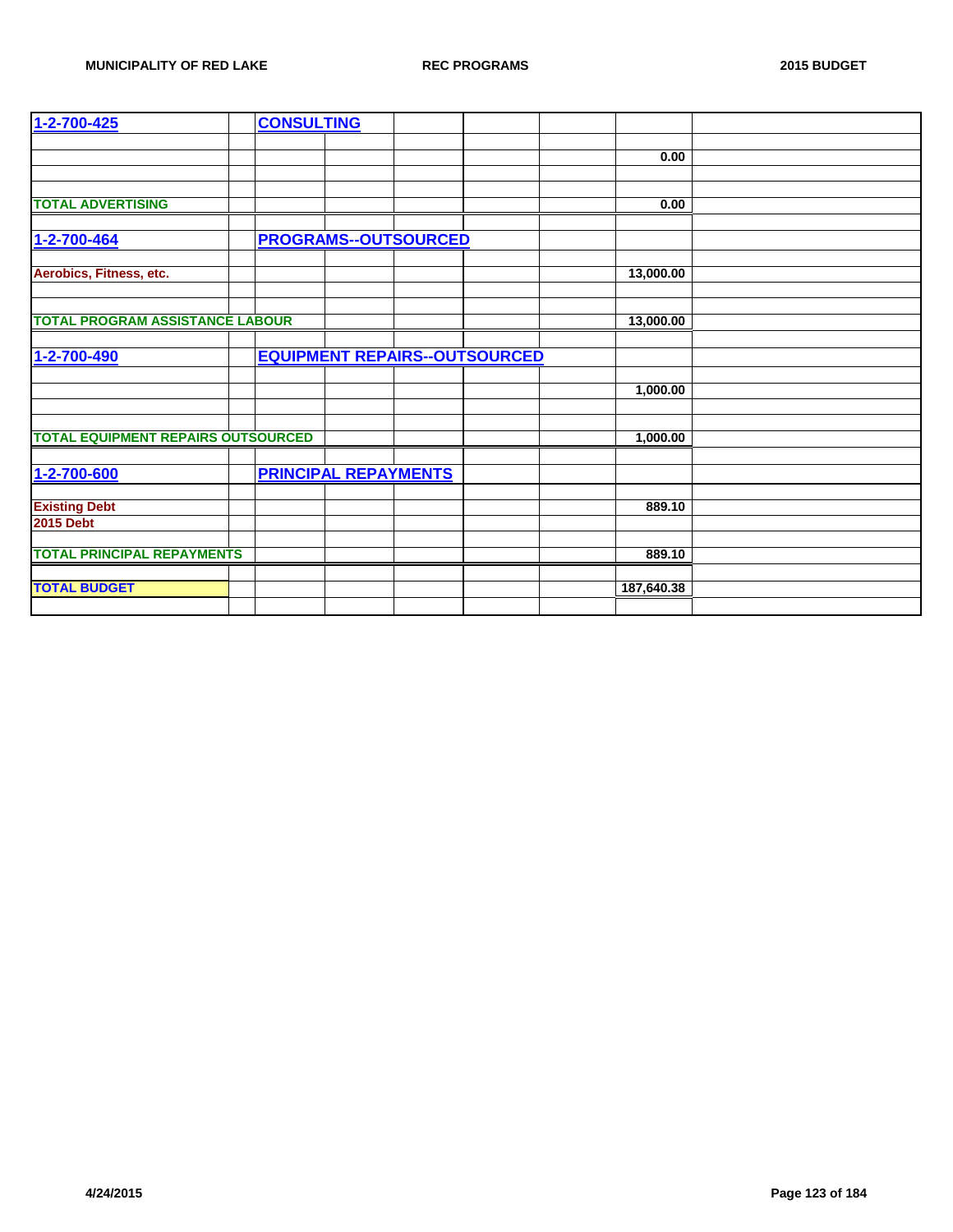| 1-2-700-425 | CONSULTING | | |
|---|---|---|---|
| | | | |
| | | 0.00 | |
| | | | |
| TOTAL ADVERTISING | | 0.00 | |
| | | | |
| 1-2-700-464 | PROGRAMS--OUTSOURCED | | |
| | | | |
| Aerobics, Fitness, etc. | | 13,000.00 | |
| | | | |
| TOTAL PROGRAM ASSISTANCE LABOUR | | 13,000.00 | |
| | | | |
| 1-2-700-490 | EQUIPMENT REPAIRS--OUTSOURCED | | |
| | | | |
| | | 1,000.00 | |
| | | | |
| TOTAL EQUIPMENT REPAIRS OUTSOURCED | | 1,000.00 | |
| | | | |
| 1-2-700-600 | PRINCIPAL REPAYMENTS | | |
| | | | |
| Existing Debt | | 889.10 | |
| 2015 Debt | | | |
| | | | |
| TOTAL PRINCIPAL REPAYMENTS | | 889.10 | |
| | | | |
| TOTAL BUDGET | | 187,640.38 | |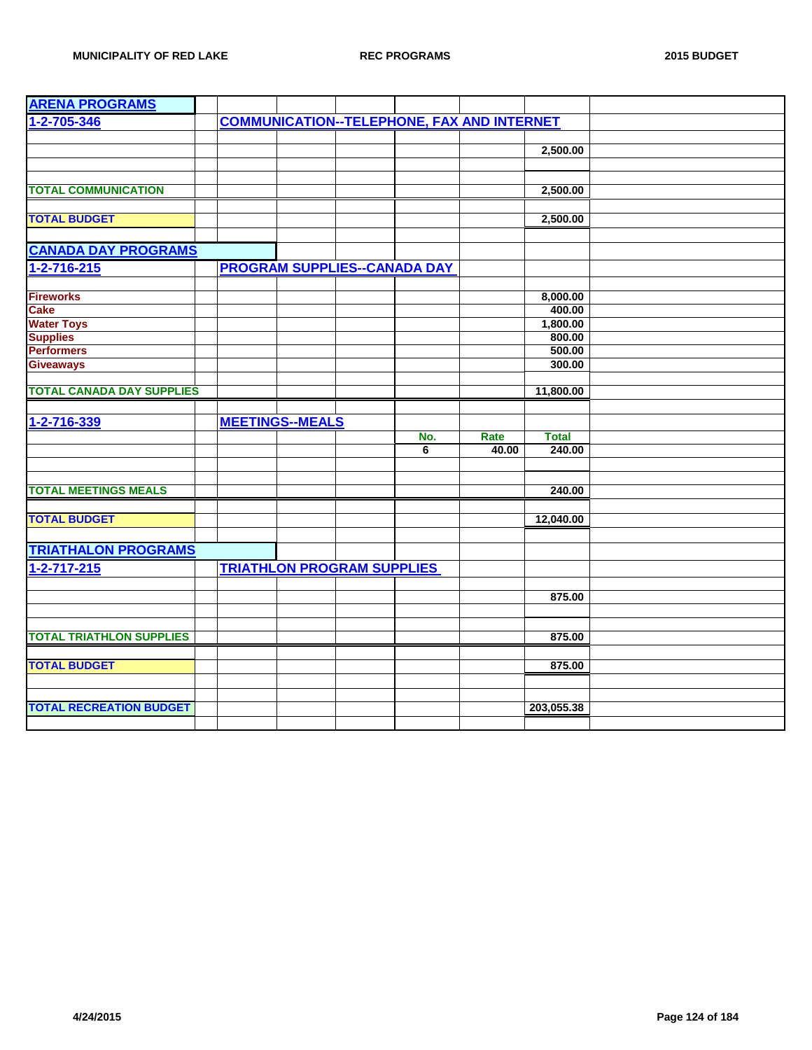| ARENA PROGRAMS | | | | | | | |
|---|---|---|---|---|---|---|---|
| 1-2-705-346 | | COMMUNICATION--TELEPHONE, FAX AND INTERNET | | | | | |
| | | | | | | | |
| | | | | | | 2,500.00 | |
| | | | | | | | |
| | | | | | | | |
| TOTAL COMMUNICATION | | | | | | 2,500.00 | |
| | | | | | | | |
| TOTAL BUDGET | | | | | | 2,500.00 | |
| | | | | | | | |
| CANADA DAY PROGRAMS | | | | | | | |
| 1-2-716-215 | | PROGRAM SUPPLIES--CANADA DAY | | | | | |
| | | | | | | | |
| Fireworks | | | | | | 8,000.00 | |
| Cake | | | | | | 400.00 | |
| Water Toys | | | | | | 1,800.00 | |
| Supplies | | | | | | 800.00 | |
| Performers | | | | | | 500.00 | |
| Giveaways | | | | | | 300.00 | |
| | | | | | | | |
| TOTAL CANADA DAY SUPPLIES | | | | | | 11,800.00 | |
| | | | | | | | |
| 1-2-716-339 | | MEETINGS--MEALS | | | | | |
| | | | | No. | Rate | Total | |
| | | | | 6 | 40.00 | 240.00 | |
| | | | | | | | |
| | | | | | | | |
| TOTAL MEETINGS MEALS | | | | | | 240.00 | |
| | | | | | | | |
| TOTAL BUDGET | | | | | | 12,040.00 | |
| | | | | | | | |
| TRIATHALON PROGRAMS | | | | | | | |
| 1-2-717-215 | | TRIATHLON PROGRAM SUPPLIES | | | | | |
| | | | | | | | |
| | | | | | | 875.00 | |
| | | | | | | | |
| | | | | | | | |
| TOTAL TRIATHLON SUPPLIES | | | | | | 875.00 | |
| | | | | | | | |
| TOTAL BUDGET | | | | | | 875.00 | |
| | | | | | | | |
| | | | | | | | |
| TOTAL RECREATION BUDGET | | | | | | 203,055.38 | |
| | | | | | | | |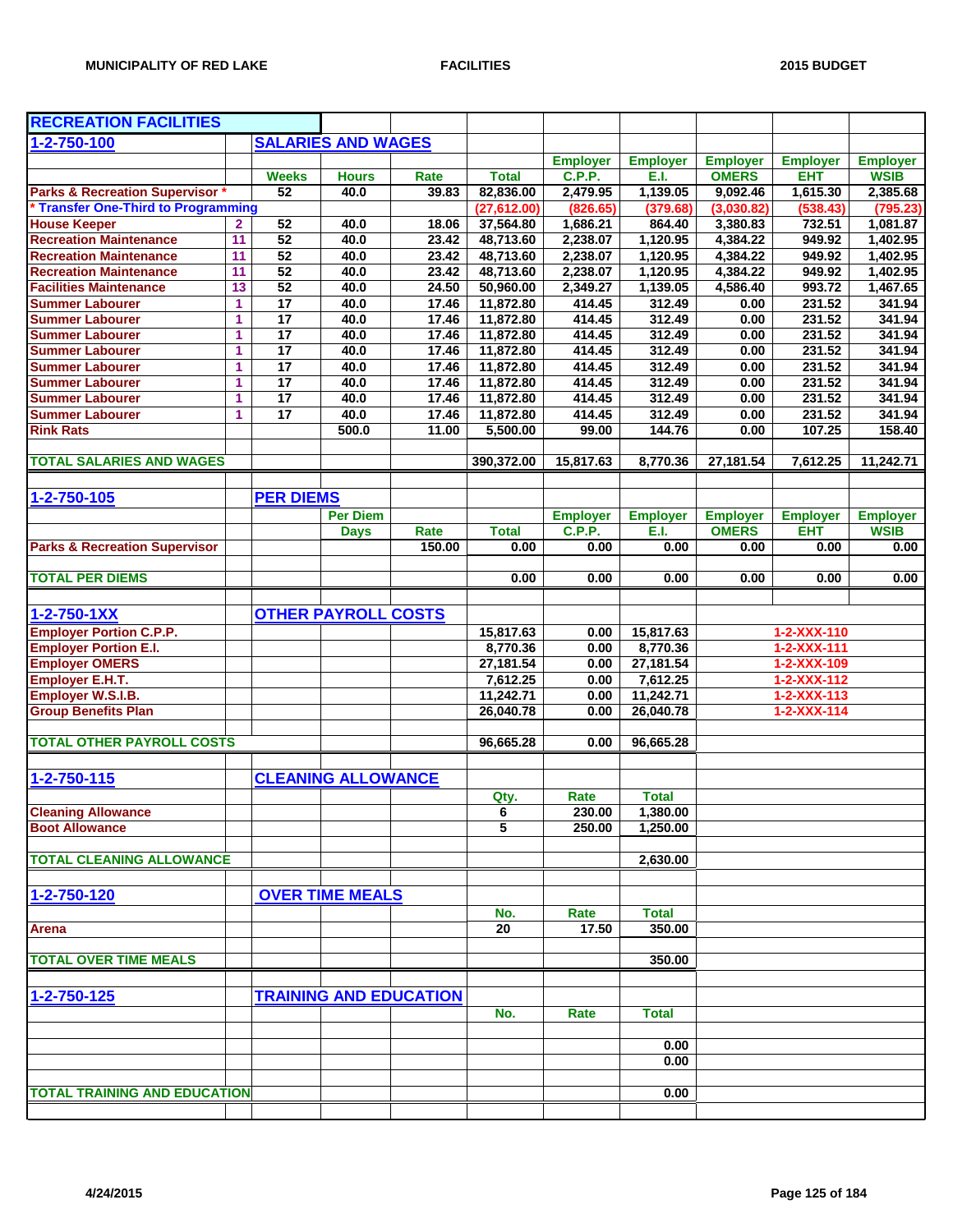# RECREATION FACILITIES

## 1-2-750-100 SALARIES AND WAGES

| | | Weeks | Hours | Rate | Total | Employer C.P.P. | Employer E.I. | Employer OMERS | Employer EHT | Employer WSIB |
|---|---|---|---|---|---|---|---|---|---|---|
| Parks & Recreation Supervisor * | | 52 | 40.0 | 39.83 | 82,836.00 | 2,479.95 | 1,139.05 | 9,092.46 | 1,615.30 | 2,385.68 |
| * Transfer One-Third to Programming | | | | | (27,612.00) | (826.65) | (379.68) | (3,030.82) | (538.43) | (795.23) |
| House Keeper | 2 | 52 | 40.0 | 18.06 | 37,564.80 | 1,686.21 | 864.40 | 3,380.83 | 732.51 | 1,081.87 |
| Recreation Maintenance | 11 | 52 | 40.0 | 23.42 | 48,713.60 | 2,238.07 | 1,120.95 | 4,384.22 | 949.92 | 1,402.95 |
| Recreation Maintenance | 11 | 52 | 40.0 | 23.42 | 48,713.60 | 2,238.07 | 1,120.95 | 4,384.22 | 949.92 | 1,402.95 |
| Recreation Maintenance | 11 | 52 | 40.0 | 23.42 | 48,713.60 | 2,238.07 | 1,120.95 | 4,384.22 | 949.92 | 1,402.95 |
| Facilities Maintenance | 13 | 52 | 40.0 | 24.50 | 50,960.00 | 2,349.27 | 1,139.05 | 4,586.40 | 993.72 | 1,467.65 |
| Summer Labourer | 1 | 17 | 40.0 | 17.46 | 11,872.80 | 414.45 | 312.49 | 0.00 | 231.52 | 341.94 |
| Summer Labourer | 1 | 17 | 40.0 | 17.46 | 11,872.80 | 414.45 | 312.49 | 0.00 | 231.52 | 341.94 |
| Summer Labourer | 1 | 17 | 40.0 | 17.46 | 11,872.80 | 414.45 | 312.49 | 0.00 | 231.52 | 341.94 |
| Summer Labourer | 1 | 17 | 40.0 | 17.46 | 11,872.80 | 414.45 | 312.49 | 0.00 | 231.52 | 341.94 |
| Summer Labourer | 1 | 17 | 40.0 | 17.46 | 11,872.80 | 414.45 | 312.49 | 0.00 | 231.52 | 341.94 |
| Summer Labourer | 1 | 17 | 40.0 | 17.46 | 11,872.80 | 414.45 | 312.49 | 0.00 | 231.52 | 341.94 |
| Summer Labourer | 1 | 17 | 40.0 | 17.46 | 11,872.80 | 414.45 | 312.49 | 0.00 | 231.52 | 341.94 |
| Summer Labourer | 1 | 17 | 40.0 | 17.46 | 11,872.80 | 414.45 | 312.49 | 0.00 | 231.52 | 341.94 |
| Rink Rats | | | 500.0 | 11.00 | 5,500.00 | 99.00 | 144.76 | 0.00 | 107.25 | 158.40 |
| **TOTAL SALARIES AND WAGES** | | | | | 390,372.00 | 15,817.63 | 8,770.36 | 27,181.54 | 7,612.25 | 11,242.71 |

## 1-2-750-105 PER DIEMS

| | Per Diem Days | Rate | Total | Employer C.P.P. | Employer E.I. | Employer OMERS | Employer EHT | Employer WSIB |
|---|---|---|---|---|---|---|---|---|
| Parks & Recreation Supervisor | | 150.00 | 0.00 | 0.00 | 0.00 | 0.00 | 0.00 | 0.00 |
| **TOTAL PER DIEMS** | | | 0.00 | 0.00 | 0.00 | 0.00 | 0.00 | 0.00 |

## 1-2-750-1XX OTHER PAYROLL COSTS

| | | | | |
|---|---|---|---|---|
| Employer Portion C.P.P. | 15,817.63 | 0.00 | 15,817.63 | 1-2-XXX-110 |
| Employer Portion E.I. | 8,770.36 | 0.00 | 8,770.36 | 1-2-XXX-111 |
| Employer OMERS | 27,181.54 | 0.00 | 27,181.54 | 1-2-XXX-109 |
| Employer E.H.T. | 7,612.25 | 0.00 | 7,612.25 | 1-2-XXX-112 |
| Employer W.S.I.B. | 11,242.71 | 0.00 | 11,242.71 | 1-2-XXX-113 |
| Group Benefits Plan | 26,040.78 | 0.00 | 26,040.78 | 1-2-XXX-114 |
| **TOTAL OTHER PAYROLL COSTS** | 96,665.28 | 0.00 | 96,665.28 | |

## 1-2-750-115 CLEANING ALLOWANCE

| | Qty. | Rate | Total |
|---|---|---|---|
| Cleaning Allowance | 6 | 230.00 | 1,380.00 |
| Boot Allowance | 5 | 250.00 | 1,250.00 |
| **TOTAL CLEANING ALLOWANCE** | | | 2,630.00 |

## 1-2-750-120 OVER TIME MEALS

| | No. | Rate | Total |
|---|---|---|---|
| Arena | 20 | 17.50 | 350.00 |
| **TOTAL OVER TIME MEALS** | | | 350.00 |

## 1-2-750-125 TRAINING AND EDUCATION

| | No. | Rate | Total |
|---|---|---|---|
| | | | 0.00 |
| | | | 0.00 |
| **TOTAL TRAINING AND EDUCATION** | | | 0.00 |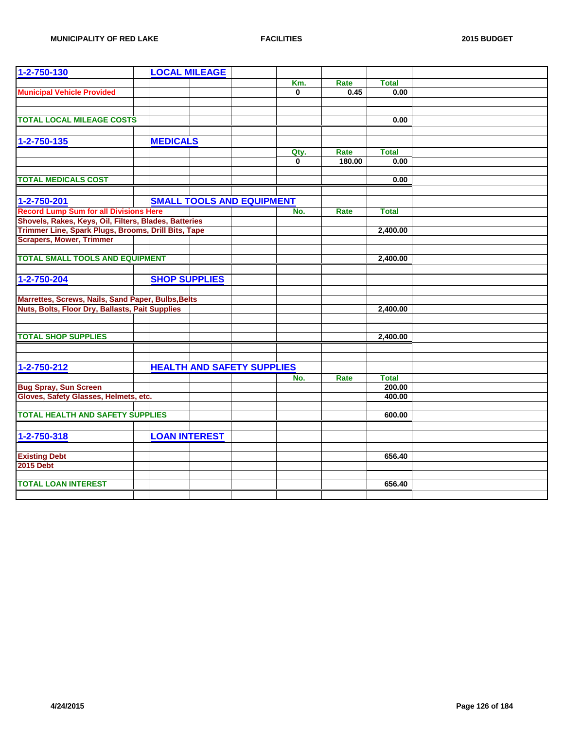**MUNICIPALITY OF RED LAKE** — **FACILITIES** — **2015 BUDGET**

| | | | | | |
|---|---|---|---|---|---|
| **1-2-750-130** | **LOCAL MILEAGE** | | | | |
| | | **Km.** | **Rate** | **Total** | |
| **Municipal Vehicle Provided** | | 0 | 0.45 | 0.00 | |
| | | | | | |
| **TOTAL LOCAL MILEAGE COSTS** | | | | 0.00 | |
| | | | | | |
| **1-2-750-135** | **MEDICALS** | | | | |
| | | **Qty.** | **Rate** | **Total** | |
| | | 0 | 180.00 | 0.00 | |
| | | | | | |
| **TOTAL MEDICALS COST** | | | | 0.00 | |
| | | | | | |
| **1-2-750-201** | **SMALL TOOLS AND EQUIPMENT** | | | | |
| **Record Lump Sum for all Divisions Here** | | **No.** | **Rate** | **Total** | |
| **Shovels, Rakes, Keys, Oil, Filters, Blades, Batteries** | | | | | |
| **Trimmer Line, Spark Plugs, Brooms, Drill Bits, Tape** | | | | 2,400.00 | |
| **Scrapers, Mower, Trimmer** | | | | | |
| | | | | | |
| **TOTAL SMALL TOOLS AND EQUIPMENT** | | | | 2,400.00 | |
| | | | | | |
| **1-2-750-204** | **SHOP SUPPLIES** | | | | |
| | | | | | |
| **Marrettes, Screws, Nails, Sand Paper, Bulbs,Belts** | | | | | |
| **Nuts, Bolts, Floor Dry, Ballasts, Pait Supplies** | | | | 2,400.00 | |
| | | | | | |
| **TOTAL SHOP SUPPLIES** | | | | 2,400.00 | |
| | | | | | |
| **1-2-750-212** | **HEALTH AND SAFETY SUPPLIES** | | | | |
| | | **No.** | **Rate** | **Total** | |
| **Bug Spray, Sun Screen** | | | | 200.00 | |
| **Gloves, Safety Glasses, Helmets, etc.** | | | | 400.00 | |
| | | | | | |
| **TOTAL HEALTH AND SAFETY SUPPLIES** | | | | 600.00 | |
| | | | | | |
| **1-2-750-318** | **LOAN INTEREST** | | | | |
| | | | | | |
| **Existing Debt** | | | | 656.40 | |
| **2015 Debt** | | | | | |
| | | | | | |
| **TOTAL LOAN INTEREST** | | | | 656.40 | |

4/24/2015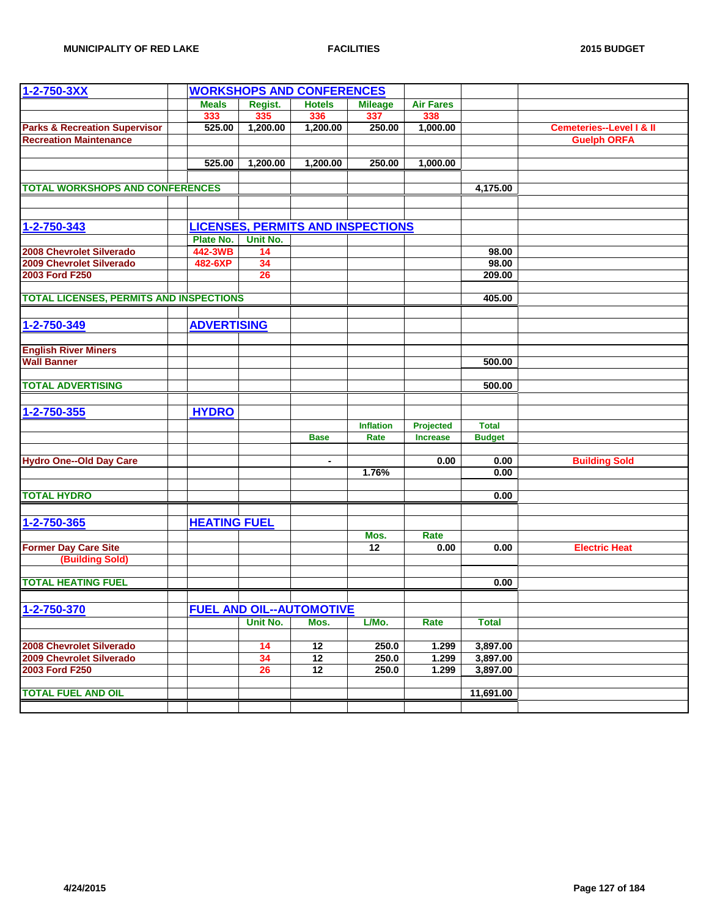| 1-2-750-3XX | | WORKSHOPS AND CONFERENCES | | | | | | |
|---|---|---|---|---|---|---|---|---|
| | | Meals | Regist. | Hotels | Mileage | Air Fares | | |
| | | 333 | 335 | 336 | 337 | 338 | | |
| Parks & Recreation Supervisor | | 525.00 | 1,200.00 | 1,200.00 | 250.00 | 1,000.00 | | Cemeteries--Level I & II |
| Recreation Maintenance | | | | | | | | Guelph ORFA |
| | | 525.00 | 1,200.00 | 1,200.00 | 250.00 | 1,000.00 | | |
| TOTAL WORKSHOPS AND CONFERENCES | | | | | | | 4,175.00 | |
| | | | | | | | | |
| 1-2-750-343 | | LICENSES, PERMITS AND INSPECTIONS | | | | | | |
| | | Plate No. | Unit No. | | | | | |
| 2008 Chevrolet Silverado | | 442-3WB | 14 | | | | 98.00 | |
| 2009 Chevrolet Silverado | | 482-6XP | 34 | | | | 98.00 | |
| 2003 Ford F250 | | | 26 | | | | 209.00 | |
| TOTAL LICENSES, PERMITS AND INSPECTIONS | | | | | | | 405.00 | |
| | | | | | | | | |
| 1-2-750-349 | | ADVERTISING | | | | | | |
| English River Miners | | | | | | | | |
| Wall Banner | | | | | | | 500.00 | |
| TOTAL ADVERTISING | | | | | | | 500.00 | |
| | | | | | | | | |
| 1-2-750-355 | | HYDRO | | | | | | |
| | | | | | Inflation | Projected | Total | |
| | | | | Base | Rate | Increase | Budget | |
| Hydro One--Old Day Care | | | | - | | 0.00 | 0.00 | Building Sold |
| | | | | | 1.76% | | 0.00 | |
| TOTAL HYDRO | | | | | | | 0.00 | |
| | | | | | | | | |
| 1-2-750-365 | | HEATING FUEL | | | | | | |
| | | | | | Mos. | Rate | | |
| Former Day Care Site | | | | | 12 | 0.00 | 0.00 | Electric Heat |
| (Building Sold) | | | | | | | | |
| TOTAL HEATING FUEL | | | | | | | 0.00 | |
| | | | | | | | | |
| 1-2-750-370 | | FUEL AND OIL--AUTOMOTIVE | | | | | | |
| | | | Unit No. | Mos. | L/Mo. | Rate | Total | |
| 2008 Chevrolet Silverado | | | 14 | 12 | 250.0 | 1.299 | 3,897.00 | |
| 2009 Chevrolet Silverado | | | 34 | 12 | 250.0 | 1.299 | 3,897.00 | |
| 2003 Ford F250 | | | 26 | 12 | 250.0 | 1.299 | 3,897.00 | |
| TOTAL FUEL AND OIL | | | | | | | 11,691.00 | |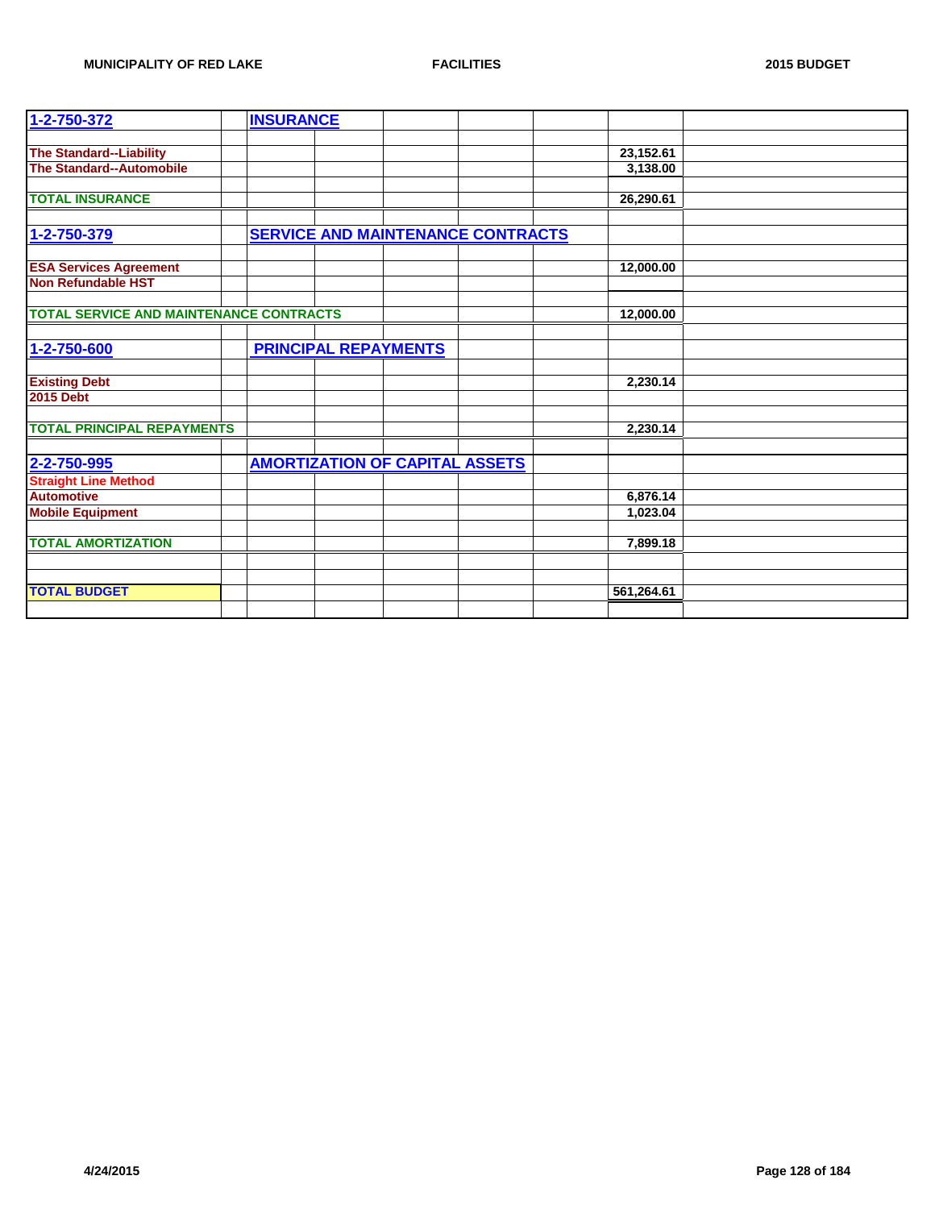| | | | | | | | |
|---|---|---|---|---|---|---|---|
| **1-2-750-372** | | **INSURANCE** | | | | | |
| | | | | | | | |
| **The Standard--Liability** | | | | | | 23,152.61 | |
| **The Standard--Automobile** | | | | | | 3,138.00 | |
| | | | | | | | |
| **TOTAL INSURANCE** | | | | | | 26,290.61 | |
| | | | | | | | |
| **1-2-750-379** | | **SERVICE AND MAINTENANCE CONTRACTS** | | | | | |
| | | | | | | | |
| **ESA Services Agreement** | | | | | | 12,000.00 | |
| **Non Refundable HST** | | | | | | | |
| | | | | | | | |
| **TOTAL SERVICE AND MAINTENANCE CONTRACTS** | | | | | | 12,000.00 | |
| | | | | | | | |
| **1-2-750-600** | | **PRINCIPAL REPAYMENTS** | | | | | |
| | | | | | | | |
| **Existing Debt** | | | | | | 2,230.14 | |
| **2015 Debt** | | | | | | | |
| | | | | | | | |
| **TOTAL PRINCIPAL REPAYMENTS** | | | | | | 2,230.14 | |
| | | | | | | | |
| **2-2-750-995** | | **AMORTIZATION OF CAPITAL ASSETS** | | | | | |
| **Straight Line Method** | | | | | | | |
| **Automotive** | | | | | | 6,876.14 | |
| **Mobile Equipment** | | | | | | 1,023.04 | |
| | | | | | | | |
| **TOTAL AMORTIZATION** | | | | | | 7,899.18 | |
| | | | | | | | |
| | | | | | | | |
| **TOTAL BUDGET** | | | | | | 561,264.61 | |
| | | | | | | | |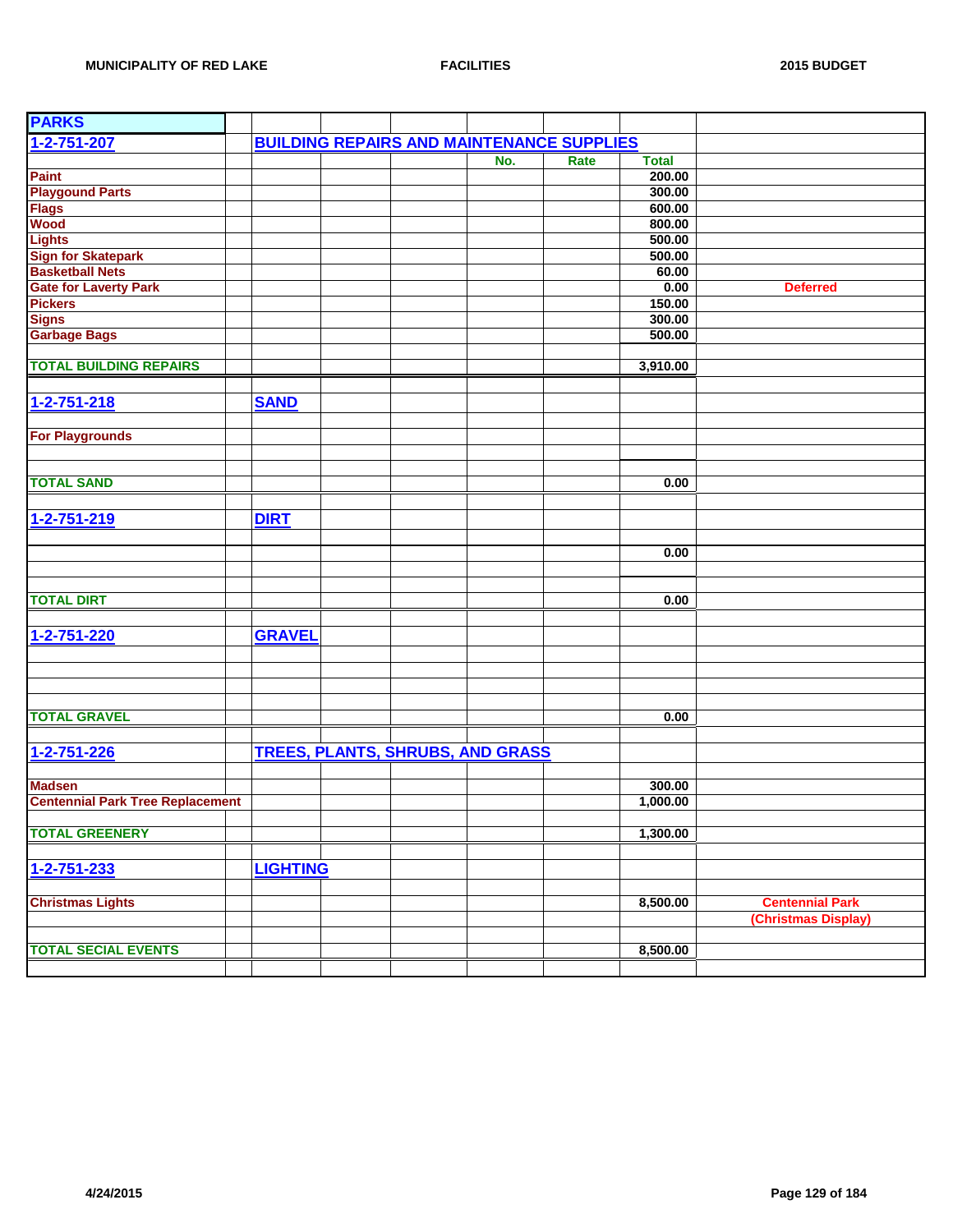| PARKS | | | | | | | |
|---|---|---|---|---|---|---|---|
| 1-2-751-207 | | BUILDING REPAIRS AND MAINTENANCE SUPPLIES | | | | | |
| | | | | No. | Rate | Total | |
| Paint | | | | | | 200.00 | |
| Playgound Parts | | | | | | 300.00 | |
| Flags | | | | | | 600.00 | |
| Wood | | | | | | 800.00 | |
| Lights | | | | | | 500.00 | |
| Sign for Skatepark | | | | | | 500.00 | |
| Basketball Nets | | | | | | 60.00 | |
| Gate for Laverty Park | | | | | | 0.00 | Deferred |
| Pickers | | | | | | 150.00 | |
| Signs | | | | | | 300.00 | |
| Garbage Bags | | | | | | 500.00 | |
| | | | | | | | |
| TOTAL BUILDING REPAIRS | | | | | | 3,910.00 | |
| | | | | | | | |
| 1-2-751-218 | | SAND | | | | | |
| | | | | | | | |
| For Playgrounds | | | | | | | |
| | | | | | | | |
| | | | | | | | |
| TOTAL SAND | | | | | | 0.00 | |
| | | | | | | | |
| 1-2-751-219 | | DIRT | | | | | |
| | | | | | | | |
| | | | | | | 0.00 | |
| | | | | | | | |
| | | | | | | | |
| TOTAL DIRT | | | | | | 0.00 | |
| | | | | | | | |
| 1-2-751-220 | | GRAVEL | | | | | |
| | | | | | | | |
| | | | | | | | |
| | | | | | | | |
| | | | | | | | |
| TOTAL GRAVEL | | | | | | 0.00 | |
| | | | | | | | |
| 1-2-751-226 | | TREES, PLANTS, SHRUBS, AND GRASS | | | | | |
| | | | | | | | |
| Madsen | | | | | | 300.00 | |
| Centennial Park Tree Replacement | | | | | | 1,000.00 | |
| | | | | | | | |
| TOTAL GREENERY | | | | | | 1,300.00 | |
| | | | | | | | |
| 1-2-751-233 | | LIGHTING | | | | | |
| | | | | | | | |
| Christmas Lights | | | | | | 8,500.00 | Centennial Park |
| | | | | | | | (Christmas Display) |
| | | | | | | | |
| TOTAL SECIAL EVENTS | | | | | | 8,500.00 | |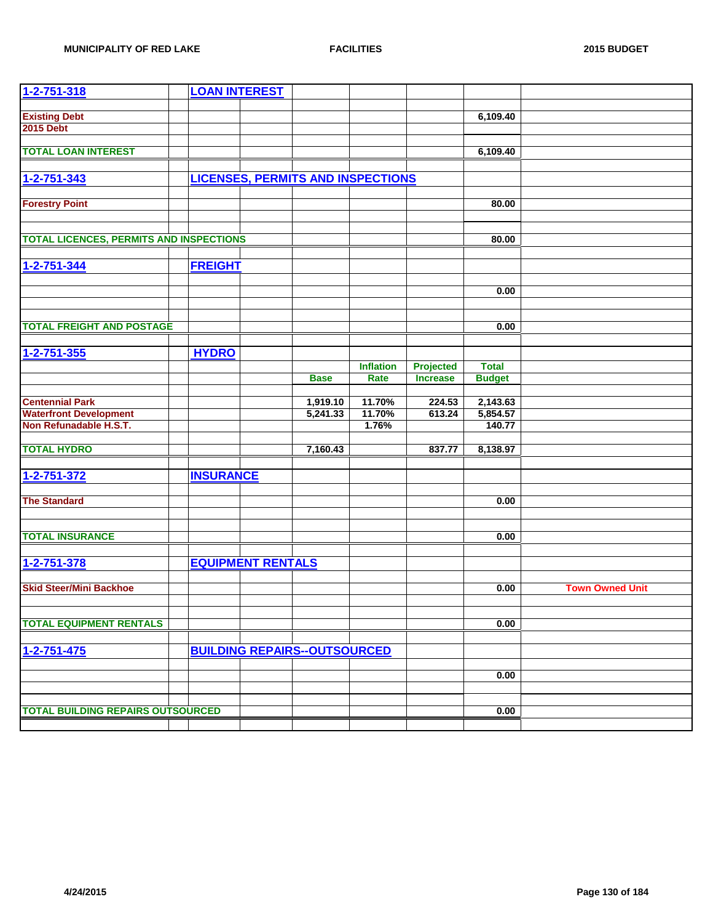| 1-2-751-318 | LOAN INTEREST | | | | | |
|---|---|---|---|---|---|---|
| Existing Debt | | | | | 6,109.40 | |
| 2015 Debt | | | | | | |
| TOTAL LOAN INTEREST | | | | | 6,109.40 | |
| **1-2-751-343** | **LICENSES, PERMITS AND INSPECTIONS** | | | | | |
| Forestry Point | | | | | 80.00 | |
| TOTAL LICENCES, PERMITS AND INSPECTIONS | | | | | 80.00 | |
| **1-2-751-344** | **FREIGHT** | | | | | |
| | | | | | 0.00 | |
| TOTAL FREIGHT AND POSTAGE | | | | | 0.00 | |
| **1-2-751-355** | **HYDRO** | | | | | |
| | | Base | Inflation Rate | Projected Increase | Total Budget | |
| Centennial Park | | 1,919.10 | 11.70% | 224.53 | 2,143.63 | |
| Waterfront Development | | 5,241.33 | 11.70% | 613.24 | 5,854.57 | |
| Non Refunadable H.S.T. | | | 1.76% | | 140.77 | |
| TOTAL HYDRO | | 7,160.43 | | 837.77 | 8,138.97 | |
| **1-2-751-372** | **INSURANCE** | | | | | |
| The Standard | | | | | 0.00 | |
| TOTAL INSURANCE | | | | | 0.00 | |
| **1-2-751-378** | **EQUIPMENT RENTALS** | | | | | |
| Skid Steer/Mini Backhoe | | | | | 0.00 | Town Owned Unit |
| TOTAL EQUIPMENT RENTALS | | | | | 0.00 | |
| **1-2-751-475** | **BUILDING REPAIRS--OUTSOURCED** | | | | | |
| | | | | | 0.00 | |
| TOTAL BUILDING REPAIRS OUTSOURCED | | | | | 0.00 | |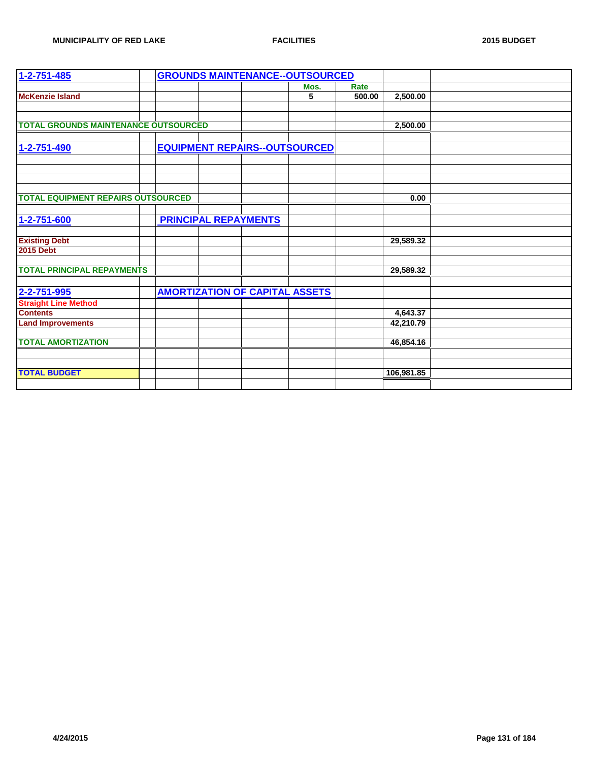| 1-2-751-485 | | GROUNDS MAINTENANCE--OUTSOURCED | | | | | | |
|---|---|---|---|---|---|---|---|---|
| | | | | | Mos. | Rate | | |
| McKenzie Island | | | | | 5 | 500.00 | 2,500.00 | |
| | | | | | | | | |
| | | | | | | | | |
| TOTAL GROUNDS MAINTENANCE OUTSOURCED | | | | | | | 2,500.00 | |
| | | | | | | | | |
| 1-2-751-490 | | EQUIPMENT REPAIRS--OUTSOURCED | | | | | | |
| | | | | | | | | |
| | | | | | | | | |
| | | | | | | | | |
| | | | | | | | | |
| TOTAL EQUIPMENT REPAIRS OUTSOURCED | | | | | | | 0.00 | |
| | | | | | | | | |
| 1-2-751-600 | | PRINCIPAL REPAYMENTS | | | | | | |
| | | | | | | | | |
| Existing Debt | | | | | | | 29,589.32 | |
| 2015 Debt | | | | | | | | |
| | | | | | | | | |
| TOTAL PRINCIPAL REPAYMENTS | | | | | | | 29,589.32 | |
| | | | | | | | | |
| 2-2-751-995 | | AMORTIZATION OF CAPITAL ASSETS | | | | | | |
| Straight Line Method | | | | | | | | |
| Contents | | | | | | | 4,643.37 | |
| Land Improvements | | | | | | | 42,210.79 | |
| | | | | | | | | |
| TOTAL AMORTIZATION | | | | | | | 46,854.16 | |
| | | | | | | | | |
| | | | | | | | | |
| TOTAL BUDGET | | | | | | | 106,981.85 | |
| | | | | | | | | |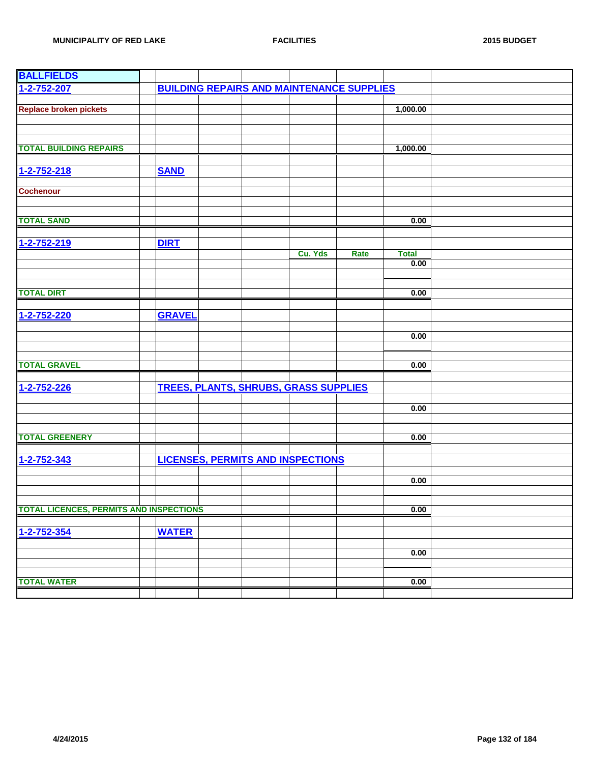| BALLFIELDS | | | | | | | | |
|---|---|---|---|---|---|---|---|---|
| 1-2-752-207 | | BUILDING REPAIRS AND MAINTENANCE SUPPLIES | | | | | | |
| | | | | | | | | |
| Replace broken pickets | | | | | | | 1,000.00 | |
| | | | | | | | | |
| | | | | | | | | |
| | | | | | | | | |
| TOTAL BUILDING REPAIRS | | | | | | | 1,000.00 | |
| | | | | | | | | |
| 1-2-752-218 | | SAND | | | | | | |
| | | | | | | | | |
| Cochenour | | | | | | | | |
| | | | | | | | | |
| | | | | | | | | |
| TOTAL SAND | | | | | | | 0.00 | |
| | | | | | | | | |
| 1-2-752-219 | | DIRT | | | | | | |
| | | | | | Cu. Yds | Rate | Total | |
| | | | | | | | 0.00 | |
| | | | | | | | | |
| | | | | | | | | |
| TOTAL DIRT | | | | | | | 0.00 | |
| | | | | | | | | |
| 1-2-752-220 | | GRAVEL | | | | | | |
| | | | | | | | | |
| | | | | | | | 0.00 | |
| | | | | | | | | |
| | | | | | | | | |
| TOTAL GRAVEL | | | | | | | 0.00 | |
| | | | | | | | | |
| 1-2-752-226 | | TREES, PLANTS, SHRUBS, GRASS SUPPLIES | | | | | | |
| | | | | | | | | |
| | | | | | | | 0.00 | |
| | | | | | | | | |
| | | | | | | | | |
| TOTAL GREENERY | | | | | | | 0.00 | |
| | | | | | | | | |
| 1-2-752-343 | | LICENSES, PERMITS AND INSPECTIONS | | | | | | |
| | | | | | | | | |
| | | | | | | | 0.00 | |
| | | | | | | | | |
| | | | | | | | | |
| TOTAL LICENCES, PERMITS AND INSPECTIONS | | | | | | | 0.00 | |
| | | | | | | | | |
| 1-2-752-354 | | WATER | | | | | | |
| | | | | | | | | |
| | | | | | | | 0.00 | |
| | | | | | | | | |
| | | | | | | | | |
| TOTAL WATER | | | | | | | 0.00 | |
| | | | | | | | | |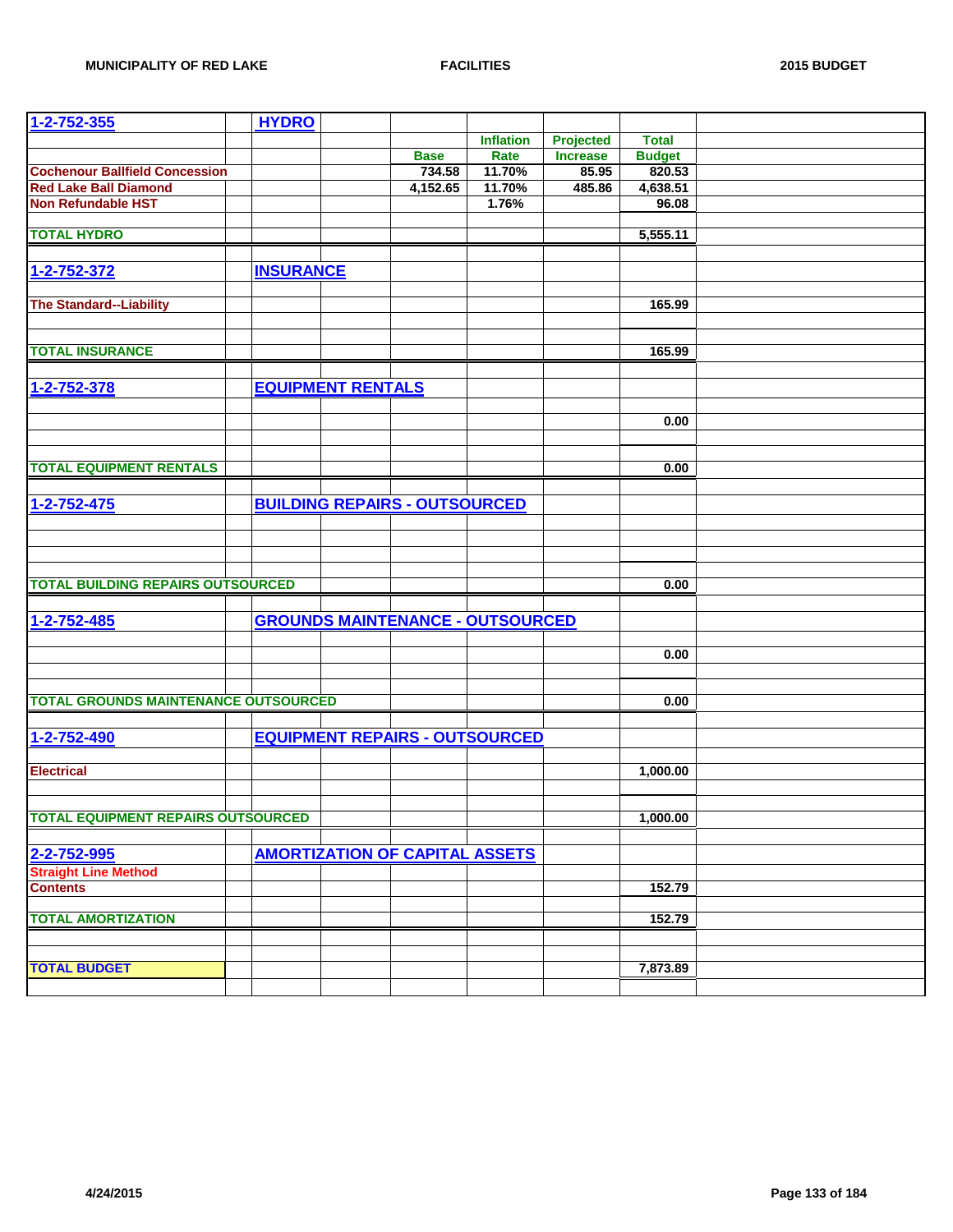**MUNICIPALITY OF RED LAKE** — **FACILITIES** — **2015 BUDGET**

| | | | Base | Inflation Rate | Projected Increase | Total Budget |
|---|---|---|---|---|---|---|
| **1-2-752-355** | **HYDRO** | | | | | |
| Cochenour Ballfield Concession | | | 734.58 | 11.70% | 85.95 | 820.53 |
| Red Lake Ball Diamond | | | 4,152.65 | 11.70% | 485.86 | 4,638.51 |
| Non Refundable HST | | | | 1.76% | | 96.08 |
| | | | | | | |
| **TOTAL HYDRO** | | | | | | 5,555.11 |
| | | | | | | |
| **1-2-752-372** | **INSURANCE** | | | | | |
| | | | | | | |
| The Standard--Liability | | | | | | 165.99 |
| | | | | | | |
| **TOTAL INSURANCE** | | | | | | 165.99 |
| | | | | | | |
| **1-2-752-378** | **EQUIPMENT RENTALS** | | | | | |
| | | | | | | 0.00 |
| | | | | | | |
| **TOTAL EQUIPMENT RENTALS** | | | | | | 0.00 |
| | | | | | | |
| **1-2-752-475** | **BUILDING REPAIRS - OUTSOURCED** | | | | | |
| | | | | | | |
| **TOTAL BUILDING REPAIRS OUTSOURCED** | | | | | | 0.00 |
| | | | | | | |
| **1-2-752-485** | **GROUNDS MAINTENANCE - OUTSOURCED** | | | | | |
| | | | | | | 0.00 |
| | | | | | | |
| **TOTAL GROUNDS MAINTENANCE OUTSOURCED** | | | | | | 0.00 |
| | | | | | | |
| **1-2-752-490** | **EQUIPMENT REPAIRS - OUTSOURCED** | | | | | |
| | | | | | | |
| Electrical | | | | | | 1,000.00 |
| | | | | | | |
| **TOTAL EQUIPMENT REPAIRS OUTSOURCED** | | | | | | 1,000.00 |
| | | | | | | |
| **2-2-752-995** | **AMORTIZATION OF CAPITAL ASSETS** | | | | | |
| Straight Line Method | | | | | | |
| Contents | | | | | | 152.79 |
| | | | | | | |
| **TOTAL AMORTIZATION** | | | | | | 152.79 |
| | | | | | | |
| **TOTAL BUDGET** | | | | | | 7,873.89 |

4/24/2015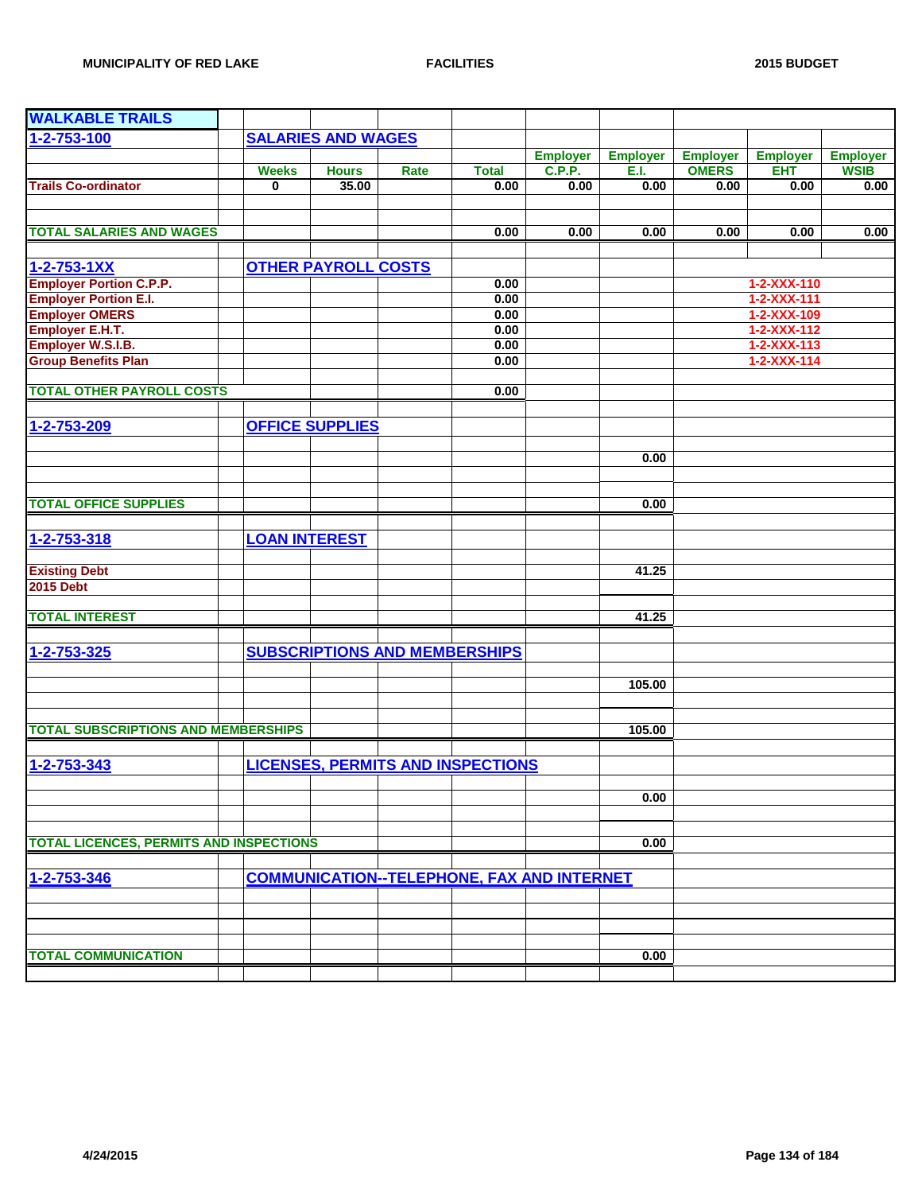## WALKABLE TRAILS

| 1-2-753-100 | | SALARIES AND WAGES | | | | | | | | |
|---|---|---|---|---|---|---|---|---|---|---|
| | | | | | | Employer | Employer | Employer | Employer | Employer |
| | | Weeks | Hours | Rate | Total | C.P.P. | E.I. | OMERS | EHT | WSIB |
| Trails Co-ordinator | | 0 | 35.00 | | 0.00 | 0.00 | 0.00 | 0.00 | 0.00 | 0.00 |
| TOTAL SALARIES AND WAGES | | | | | 0.00 | 0.00 | 0.00 | 0.00 | 0.00 | 0.00 |

| 1-2-753-1XX | OTHER PAYROLL COSTS | |
|---|---|---|
| Employer Portion C.P.P. | 0.00 | 1-2-XXX-110 |
| Employer Portion E.I. | 0.00 | 1-2-XXX-111 |
| Employer OMERS | 0.00 | 1-2-XXX-109 |
| Employer E.H.T. | 0.00 | 1-2-XXX-112 |
| Employer W.S.I.B. | 0.00 | 1-2-XXX-113 |
| Group Benefits Plan | 0.00 | 1-2-XXX-114 |
| TOTAL OTHER PAYROLL COSTS | 0.00 | |

| 1-2-753-209 | OFFICE SUPPLIES |
|---|---|
| | 0.00 |
| TOTAL OFFICE SUPPLIES | 0.00 |

| 1-2-753-318 | LOAN INTEREST |
|---|---|
| Existing Debt | 41.25 |
| 2015 Debt | |
| TOTAL INTEREST | 41.25 |

| 1-2-753-325 | SUBSCRIPTIONS AND MEMBERSHIPS |
|---|---|
| | 105.00 |
| TOTAL SUBSCRIPTIONS AND MEMBERSHIPS | 105.00 |

| 1-2-753-343 | LICENSES, PERMITS AND INSPECTIONS |
|---|---|
| | 0.00 |
| TOTAL LICENCES, PERMITS AND INSPECTIONS | 0.00 |

| 1-2-753-346 | COMMUNICATION--TELEPHONE, FAX AND INTERNET |
|---|---|
| TOTAL COMMUNICATION | 0.00 |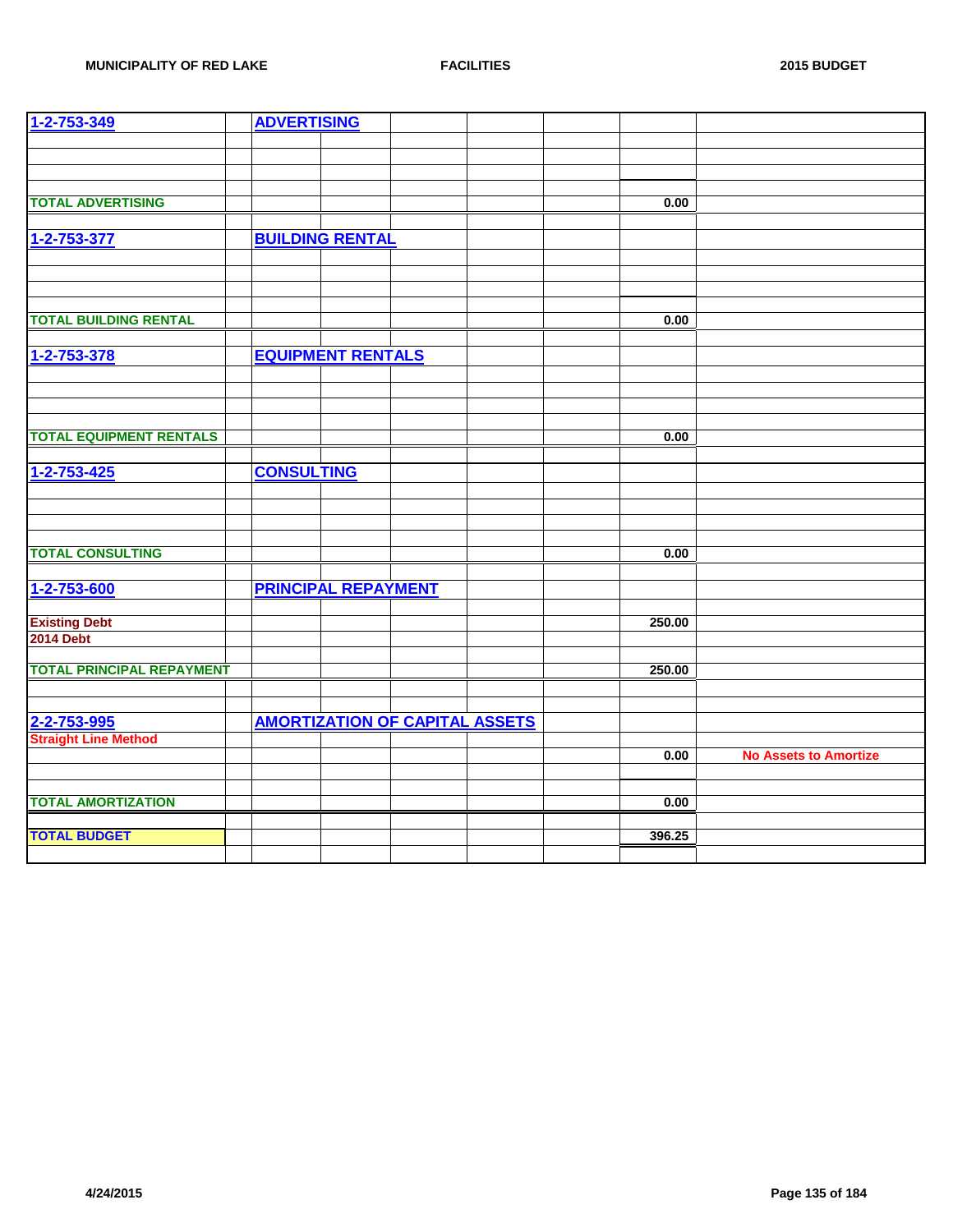| | | | | | | | |
|---|---|---|---|---|---|---|---|
| 1-2-753-349 | | ADVERTISING | | | | | |
| | | | | | | | |
| | | | | | | | |
| | | | | | | | |
| | | | | | | | |
| TOTAL ADVERTISING | | | | | | 0.00 | |
| | | | | | | | |
| 1-2-753-377 | | BUILDING RENTAL | | | | | |
| | | | | | | | |
| | | | | | | | |
| | | | | | | | |
| | | | | | | | |
| TOTAL BUILDING RENTAL | | | | | | 0.00 | |
| | | | | | | | |
| 1-2-753-378 | | EQUIPMENT RENTALS | | | | | |
| | | | | | | | |
| | | | | | | | |
| | | | | | | | |
| | | | | | | | |
| TOTAL EQUIPMENT RENTALS | | | | | | 0.00 | |
| | | | | | | | |
| 1-2-753-425 | | CONSULTING | | | | | |
| | | | | | | | |
| | | | | | | | |
| | | | | | | | |
| | | | | | | | |
| TOTAL CONSULTING | | | | | | 0.00 | |
| | | | | | | | |
| 1-2-753-600 | | PRINCIPAL REPAYMENT | | | | | |
| | | | | | | | |
| Existing Debt | | | | | | 250.00 | |
| 2014 Debt | | | | | | | |
| | | | | | | | |
| TOTAL PRINCIPAL REPAYMENT | | | | | | 250.00 | |
| | | | | | | | |
| | | | | | | | |
| 2-2-753-995 | | AMORTIZATION OF CAPITAL ASSETS | | | | | |
| Straight Line Method | | | | | | | |
| | | | | | | 0.00 | No Assets to Amortize |
| | | | | | | | |
| | | | | | | | |
| TOTAL AMORTIZATION | | | | | | 0.00 | |
| | | | | | | | |
| TOTAL BUDGET | | | | | | 396.25 | |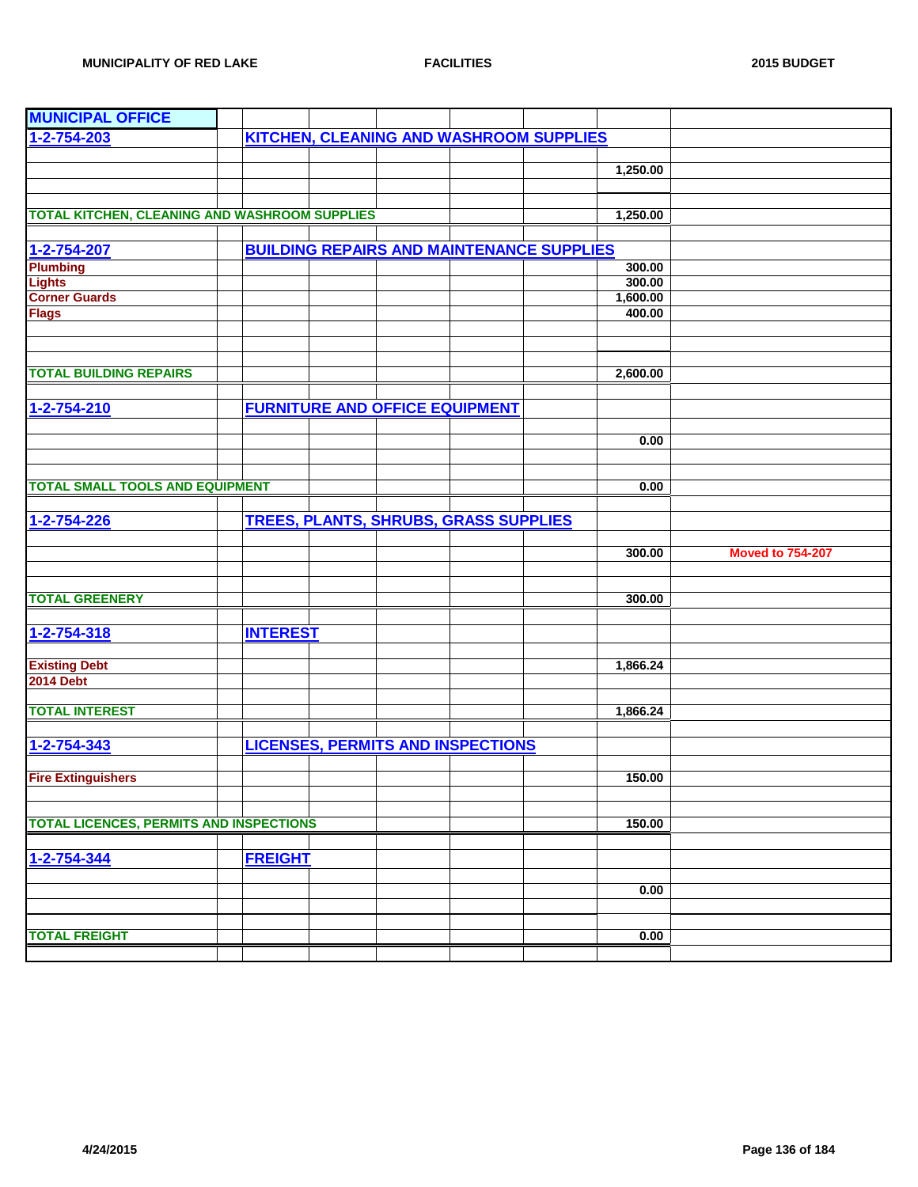| MUNICIPAL OFFICE | | | | | | | | |
|---|---|---|---|---|---|---|---|---|
| 1-2-754-203 | | KITCHEN, CLEANING AND WASHROOM SUPPLIES | | | | | | |
| | | | | | | | 1,250.00 | |
| TOTAL KITCHEN, CLEANING AND WASHROOM SUPPLIES | | | | | | | 1,250.00 | |
| 1-2-754-207 | | BUILDING REPAIRS AND MAINTENANCE SUPPLIES | | | | | | |
| Plumbing | | | | | | | 300.00 | |
| Lights | | | | | | | 300.00 | |
| Corner Guards | | | | | | | 1,600.00 | |
| Flags | | | | | | | 400.00 | |
| TOTAL BUILDING REPAIRS | | | | | | | 2,600.00 | |
| 1-2-754-210 | | FURNITURE AND OFFICE EQUIPMENT | | | | | | |
| | | | | | | | 0.00 | |
| TOTAL SMALL TOOLS AND EQUIPMENT | | | | | | | 0.00 | |
| 1-2-754-226 | | TREES, PLANTS, SHRUBS, GRASS SUPPLIES | | | | | | |
| | | | | | | | 300.00 | Moved to 754-207 |
| TOTAL GREENERY | | | | | | | 300.00 | |
| 1-2-754-318 | | INTEREST | | | | | | |
| Existing Debt | | | | | | | 1,866.24 | |
| 2014 Debt | | | | | | | | |
| TOTAL INTEREST | | | | | | | 1,866.24 | |
| 1-2-754-343 | | LICENSES, PERMITS AND INSPECTIONS | | | | | | |
| Fire Extinguishers | | | | | | | 150.00 | |
| TOTAL LICENCES, PERMITS AND INSPECTIONS | | | | | | | 150.00 | |
| 1-2-754-344 | | FREIGHT | | | | | | |
| | | | | | | | 0.00 | |
| TOTAL FREIGHT | | | | | | | 0.00 | |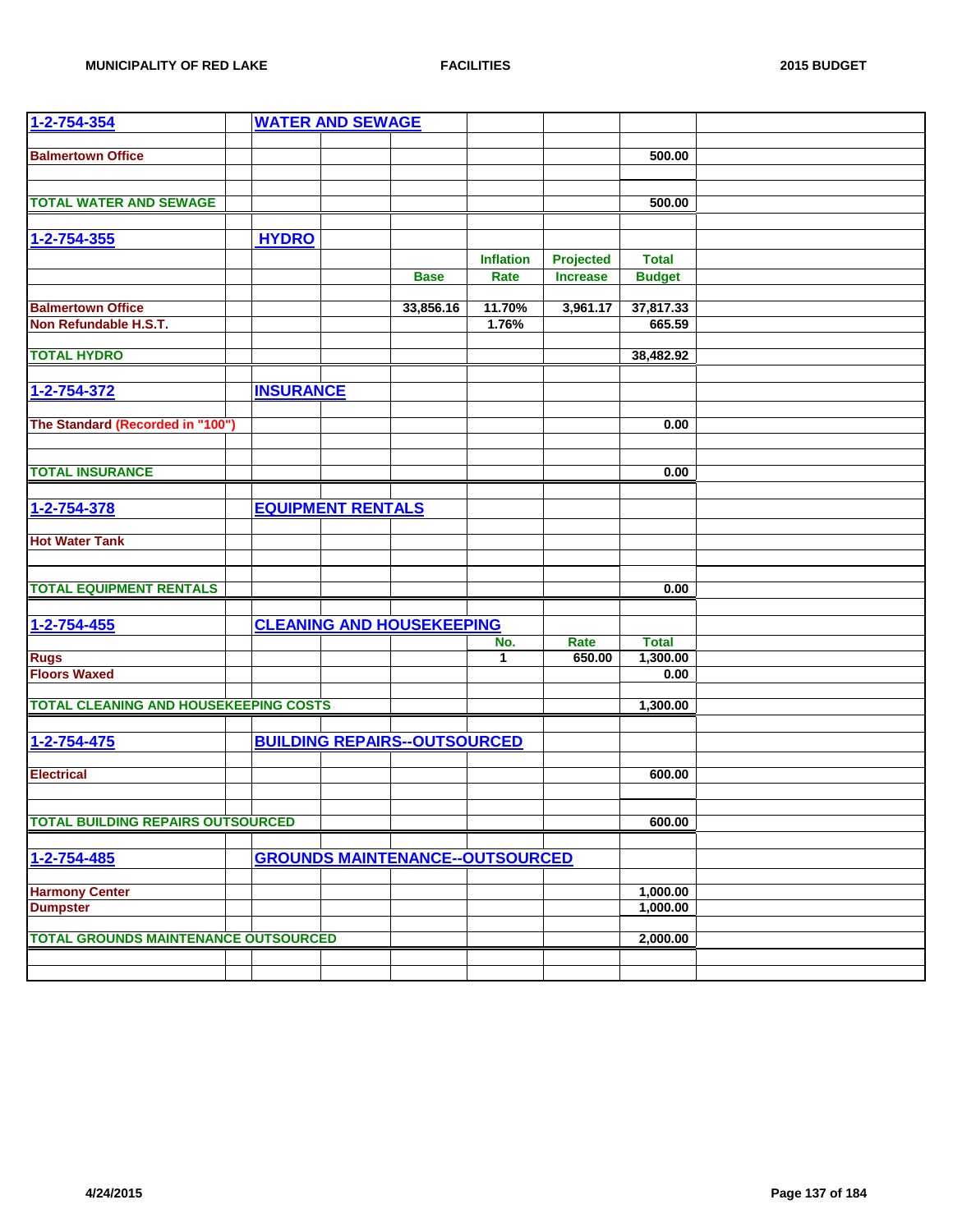| | | | | | | | |
|---|---|---|---|---|---|---|---|
| **1-2-754-354** | **WATER AND SEWAGE** | | | | | | |
| | | | | | | | |
| **Balmertown Office** | | | | | | **500.00** | |
| | | | | | | | |
| **TOTAL WATER AND SEWAGE** | | | | | | **500.00** | |
| | | | | | | | |
| **1-2-754-355** | **HYDRO** | | | | | | |
| | | | | **Inflation** | **Projected** | **Total** | |
| | | | **Base** | **Rate** | **Increase** | **Budget** | |
| | | | | | | | |
| **Balmertown Office** | | | **33,856.16** | **11.70%** | **3,961.17** | **37,817.33** | |
| **Non Refundable H.S.T.** | | | | **1.76%** | | **665.59** | |
| | | | | | | | |
| **TOTAL HYDRO** | | | | | | **38,482.92** | |
| | | | | | | | |
| **1-2-754-372** | **INSURANCE** | | | | | | |
| | | | | | | | |
| **The Standard (Recorded in "100")** | | | | | | **0.00** | |
| | | | | | | | |
| **TOTAL INSURANCE** | | | | | | **0.00** | |
| | | | | | | | |
| **1-2-754-378** | **EQUIPMENT RENTALS** | | | | | | |
| | | | | | | | |
| **Hot Water Tank** | | | | | | | |
| | | | | | | | |
| **TOTAL EQUIPMENT RENTALS** | | | | | | **0.00** | |
| | | | | | | | |
| **1-2-754-455** | **CLEANING AND HOUSEKEEPING** | | | | | | |
| | | | | **No.** | **Rate** | **Total** | |
| **Rugs** | | | | **1** | **650.00** | **1,300.00** | |
| **Floors Waxed** | | | | | | **0.00** | |
| | | | | | | | |
| **TOTAL CLEANING AND HOUSEKEEPING COSTS** | | | | | | **1,300.00** | |
| | | | | | | | |
| **1-2-754-475** | **BUILDING REPAIRS--OUTSOURCED** | | | | | | |
| | | | | | | | |
| **Electrical** | | | | | | **600.00** | |
| | | | | | | | |
| **TOTAL BUILDING REPAIRS OUTSOURCED** | | | | | | **600.00** | |
| | | | | | | | |
| **1-2-754-485** | **GROUNDS MAINTENANCE--OUTSOURCED** | | | | | | |
| | | | | | | | |
| **Harmony Center** | | | | | | **1,000.00** | |
| **Dumpster** | | | | | | **1,000.00** | |
| | | | | | | | |
| **TOTAL GROUNDS MAINTENANCE OUTSOURCED** | | | | | | **2,000.00** | |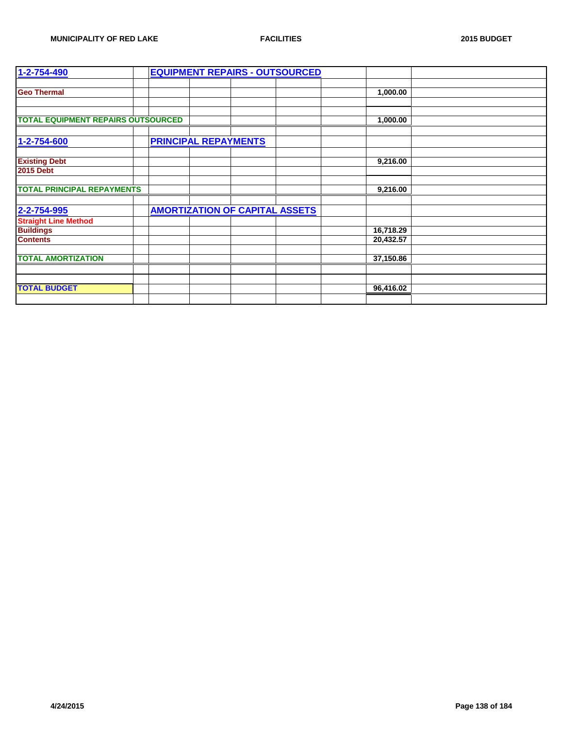| 1-2-754-490 | EQUIPMENT REPAIRS - OUTSOURCED | |
|---|---|---|
| Geo Thermal | | 1,000.00 |
| TOTAL EQUIPMENT REPAIRS OUTSOURCED | | 1,000.00 |
| | | |
| 1-2-754-600 | PRINCIPAL REPAYMENTS | |
| Existing Debt | | 9,216.00 |
| 2015 Debt | | |
| TOTAL PRINCIPAL REPAYMENTS | | 9,216.00 |
| | | |
| 2-2-754-995 | AMORTIZATION OF CAPITAL ASSETS | |
| Straight Line Method | | |
| Buildings | | 16,718.29 |
| Contents | | 20,432.57 |
| TOTAL AMORTIZATION | | 37,150.86 |
| | | |
| TOTAL BUDGET | | 96,416.02 |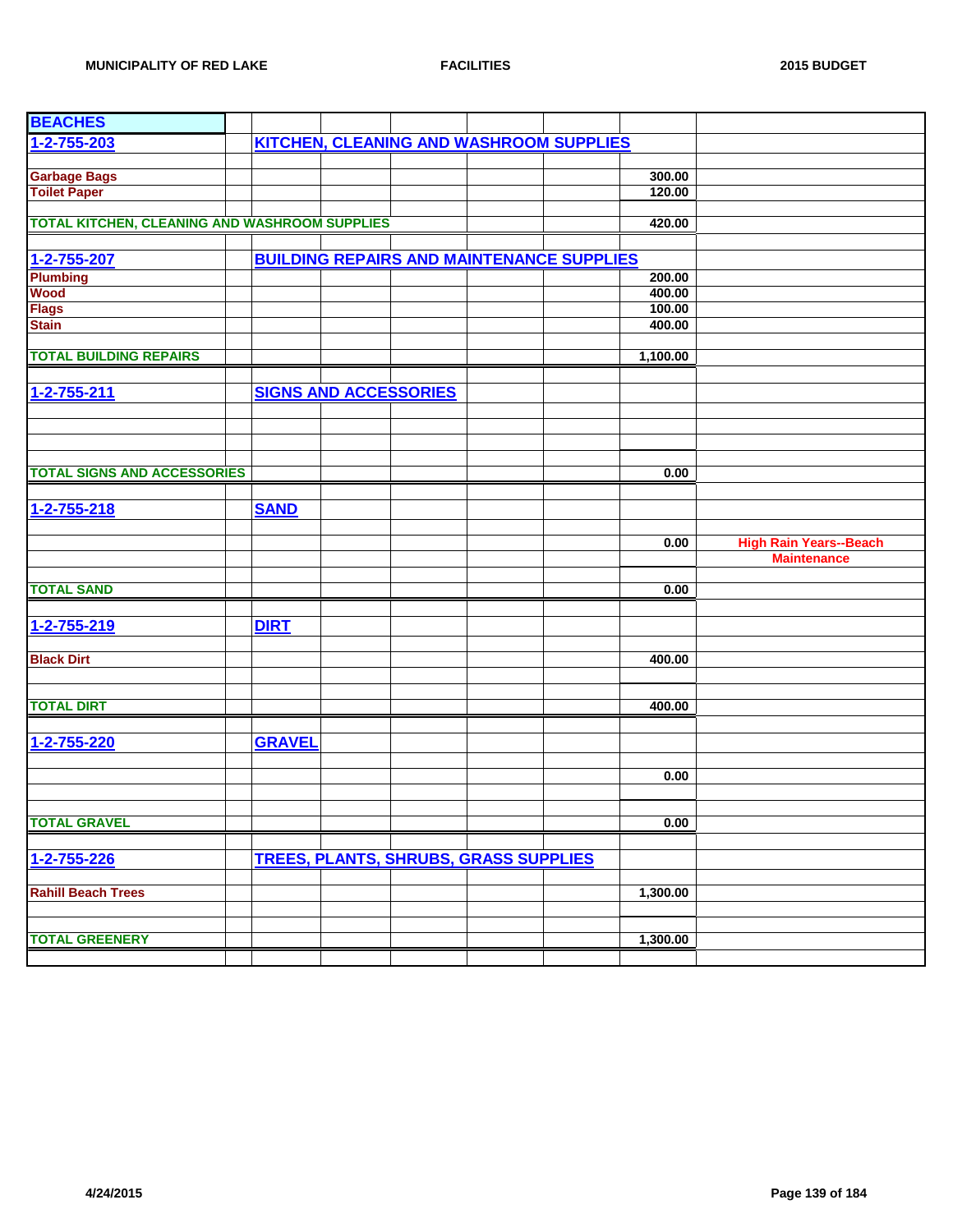| BEACHES | | | | | | | | |
|---|---|---|---|---|---|---|---|---|
| 1-2-755-203 | | KITCHEN, CLEANING AND WASHROOM SUPPLIES | | | | | | |
| | | | | | | | | |
| Garbage Bags | | | | | | | 300.00 | |
| Toilet Paper | | | | | | | 120.00 | |
| | | | | | | | | |
| TOTAL KITCHEN, CLEANING AND WASHROOM SUPPLIES | | | | | | | 420.00 | |
| | | | | | | | | |
| 1-2-755-207 | | BUILDING REPAIRS AND MAINTENANCE SUPPLIES | | | | | | |
| Plumbing | | | | | | | 200.00 | |
| Wood | | | | | | | 400.00 | |
| Flags | | | | | | | 100.00 | |
| Stain | | | | | | | 400.00 | |
| | | | | | | | | |
| TOTAL BUILDING REPAIRS | | | | | | | 1,100.00 | |
| | | | | | | | | |
| 1-2-755-211 | | SIGNS AND ACCESSORIES | | | | | | |
| | | | | | | | | |
| | | | | | | | | |
| | | | | | | | | |
| | | | | | | | | |
| TOTAL SIGNS AND ACCESSORIES | | | | | | | 0.00 | |
| | | | | | | | | |
| 1-2-755-218 | | SAND | | | | | | |
| | | | | | | | | |
| | | | | | | | 0.00 | High Rain Years--Beach Maintenance |
| | | | | | | | | |
| TOTAL SAND | | | | | | | 0.00 | |
| | | | | | | | | |
| 1-2-755-219 | | DIRT | | | | | | |
| | | | | | | | | |
| Black Dirt | | | | | | | 400.00 | |
| | | | | | | | | |
| | | | | | | | | |
| TOTAL DIRT | | | | | | | 400.00 | |
| | | | | | | | | |
| 1-2-755-220 | | GRAVEL | | | | | | |
| | | | | | | | | |
| | | | | | | | 0.00 | |
| | | | | | | | | |
| | | | | | | | | |
| TOTAL GRAVEL | | | | | | | 0.00 | |
| | | | | | | | | |
| 1-2-755-226 | | TREES, PLANTS, SHRUBS, GRASS SUPPLIES | | | | | | |
| | | | | | | | | |
| Rahill Beach Trees | | | | | | | 1,300.00 | |
| | | | | | | | | |
| | | | | | | | | |
| TOTAL GREENERY | | | | | | | 1,300.00 | |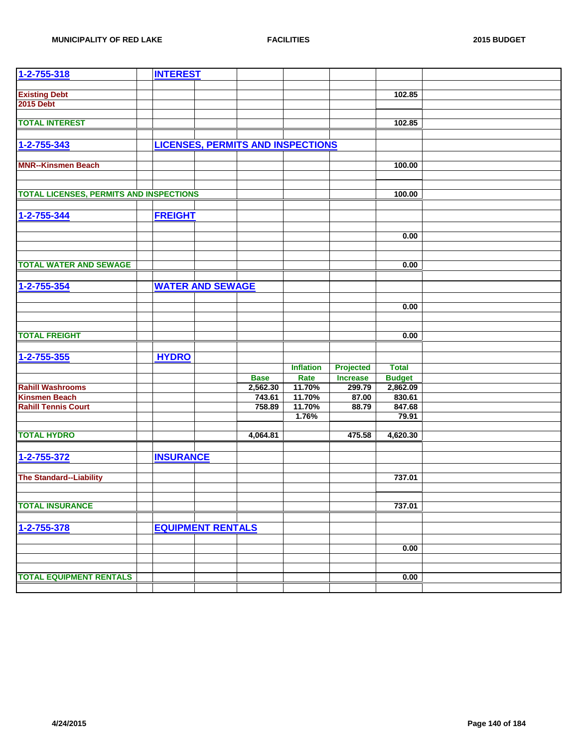| Account | Description | Base | Inflation Rate | Projected Increase | Total Budget |
|---|---|---|---|---|---|
| **1-2-755-318** | **INTEREST** | | | | |
| **Existing Debt** | | | | | 102.85 |
| **2015 Debt** | | | | | |
| **TOTAL INTEREST** | | | | | 102.85 |
| **1-2-755-343** | **LICENSES, PERMITS AND INSPECTIONS** | | | | |
| **MNR--Kinsmen Beach** | | | | | 100.00 |
| **TOTAL LICENSES, PERMITS AND INSPECTIONS** | | | | | 100.00 |
| **1-2-755-344** | **FREIGHT** | | | | |
| | | | | | 0.00 |
| **TOTAL WATER AND SEWAGE** | | | | | 0.00 |
| **1-2-755-354** | **WATER AND SEWAGE** | | | | |
| | | | | | 0.00 |
| **TOTAL FREIGHT** | | | | | 0.00 |
| **1-2-755-355** | **HYDRO** | | | | |
| | | **Base** | **Inflation Rate** | **Projected Increase** | **Total Budget** |
| **Rahill Washrooms** | | 2,562.30 | 11.70% | 299.79 | 2,862.09 |
| **Kinsmen Beach** | | 743.61 | 11.70% | 87.00 | 830.61 |
| **Rahill Tennis Court** | | 758.89 | 11.70% | 88.79 | 847.68 |
| | | | 1.76% | | 79.91 |
| **TOTAL HYDRO** | | 4,064.81 | | 475.58 | 4,620.30 |
| **1-2-755-372** | **INSURANCE** | | | | |
| **The Standard--Liability** | | | | | 737.01 |
| **TOTAL INSURANCE** | | | | | 737.01 |
| **1-2-755-378** | **EQUIPMENT RENTALS** | | | | |
| | | | | | 0.00 |
| **TOTAL EQUIPMENT RENTALS** | | | | | 0.00 |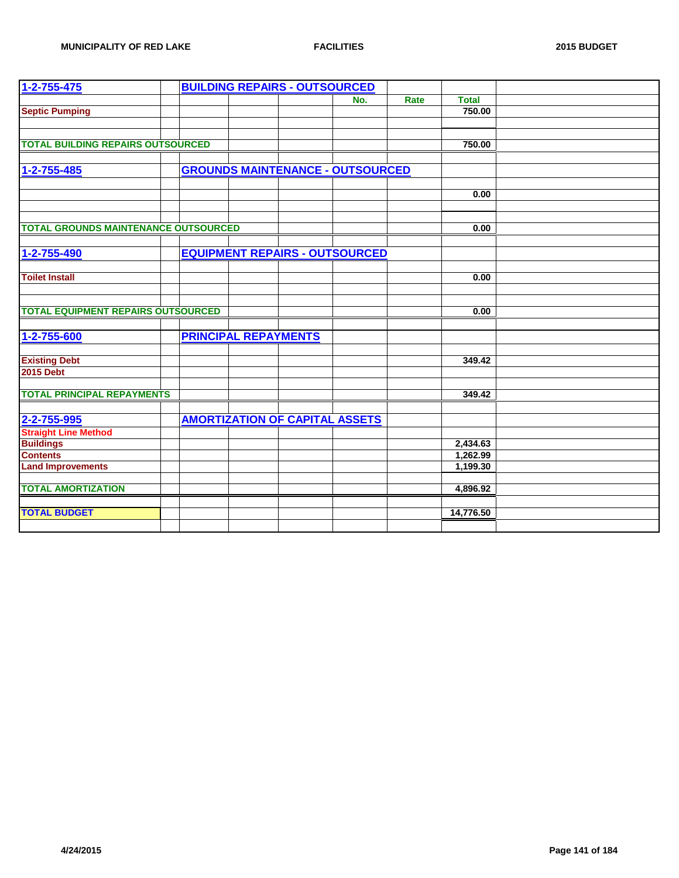| 1-2-755-475 | | BUILDING REPAIRS - OUTSOURCED | | | | | | |
|---|---|---|---|---|---|---|---|---|
| | | | | | No. | Rate | Total | |
| Septic Pumping | | | | | | | 750.00 | |
| | | | | | | | | |
| | | | | | | | | |
| TOTAL BUILDING REPAIRS OUTSOURCED | | | | | | | 750.00 | |
| | | | | | | | | |
| 1-2-755-485 | | GROUNDS MAINTENANCE - OUTSOURCED | | | | | | |
| | | | | | | | | |
| | | | | | | | 0.00 | |
| | | | | | | | | |
| | | | | | | | | |
| TOTAL GROUNDS MAINTENANCE OUTSOURCED | | | | | | | 0.00 | |
| | | | | | | | | |
| 1-2-755-490 | | EQUIPMENT REPAIRS - OUTSOURCED | | | | | | |
| | | | | | | | | |
| Toilet Install | | | | | | | 0.00 | |
| | | | | | | | | |
| | | | | | | | | |
| TOTAL EQUIPMENT REPAIRS OUTSOURCED | | | | | | | 0.00 | |
| | | | | | | | | |
| 1-2-755-600 | | PRINCIPAL REPAYMENTS | | | | | | |
| | | | | | | | | |
| Existing Debt | | | | | | | 349.42 | |
| 2015 Debt | | | | | | | | |
| | | | | | | | | |
| TOTAL PRINCIPAL REPAYMENTS | | | | | | | 349.42 | |
| | | | | | | | | |
| 2-2-755-995 | | AMORTIZATION OF CAPITAL ASSETS | | | | | | |
| Straight Line Method | | | | | | | | |
| Buildings | | | | | | | 2,434.63 | |
| Contents | | | | | | | 1,262.99 | |
| Land Improvements | | | | | | | 1,199.30 | |
| | | | | | | | | |
| TOTAL AMORTIZATION | | | | | | | 4,896.92 | |
| | | | | | | | | |
| TOTAL BUDGET | | | | | | | 14,776.50 | |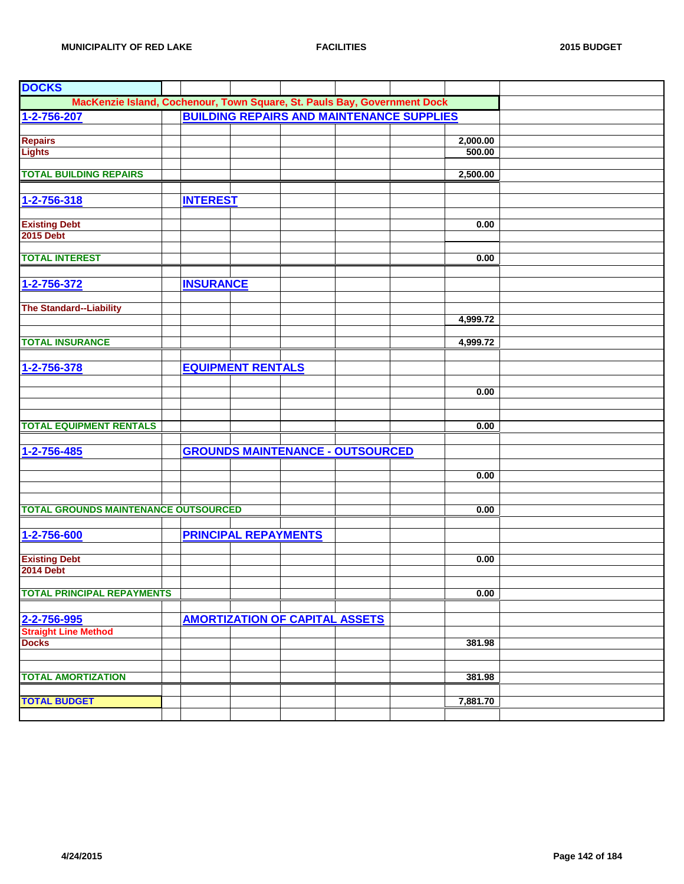## DOCKS

**MacKenzie Island, Cochenour, Town Square, St. Pauls Bay, Government Dock**

| Account | Description | Amount |
|---|---|---|
| **1-2-756-207** | **BUILDING REPAIRS AND MAINTENANCE SUPPLIES** | |
| Repairs | | 2,000.00 |
| Lights | | 500.00 |
| **TOTAL BUILDING REPAIRS** | | **2,500.00** |
| **1-2-756-318** | **INTEREST** | |
| Existing Debt | | 0.00 |
| 2015 Debt | | |
| **TOTAL INTEREST** | | **0.00** |
| **1-2-756-372** | **INSURANCE** | |
| The Standard--Liability | | |
| | | 4,999.72 |
| **TOTAL INSURANCE** | | **4,999.72** |
| **1-2-756-378** | **EQUIPMENT RENTALS** | |
| | | 0.00 |
| **TOTAL EQUIPMENT RENTALS** | | **0.00** |
| **1-2-756-485** | **GROUNDS MAINTENANCE - OUTSOURCED** | |
| | | 0.00 |
| **TOTAL GROUNDS MAINTENANCE OUTSOURCED** | | **0.00** |
| **1-2-756-600** | **PRINCIPAL REPAYMENTS** | |
| Existing Debt | | 0.00 |
| 2014 Debt | | |
| **TOTAL PRINCIPAL REPAYMENTS** | | **0.00** |
| **2-2-756-995** | **AMORTIZATION OF CAPITAL ASSETS** | |
| Straight Line Method | | |
| Docks | | 381.98 |
| **TOTAL AMORTIZATION** | | **381.98** |
| **TOTAL BUDGET** | | **7,881.70** |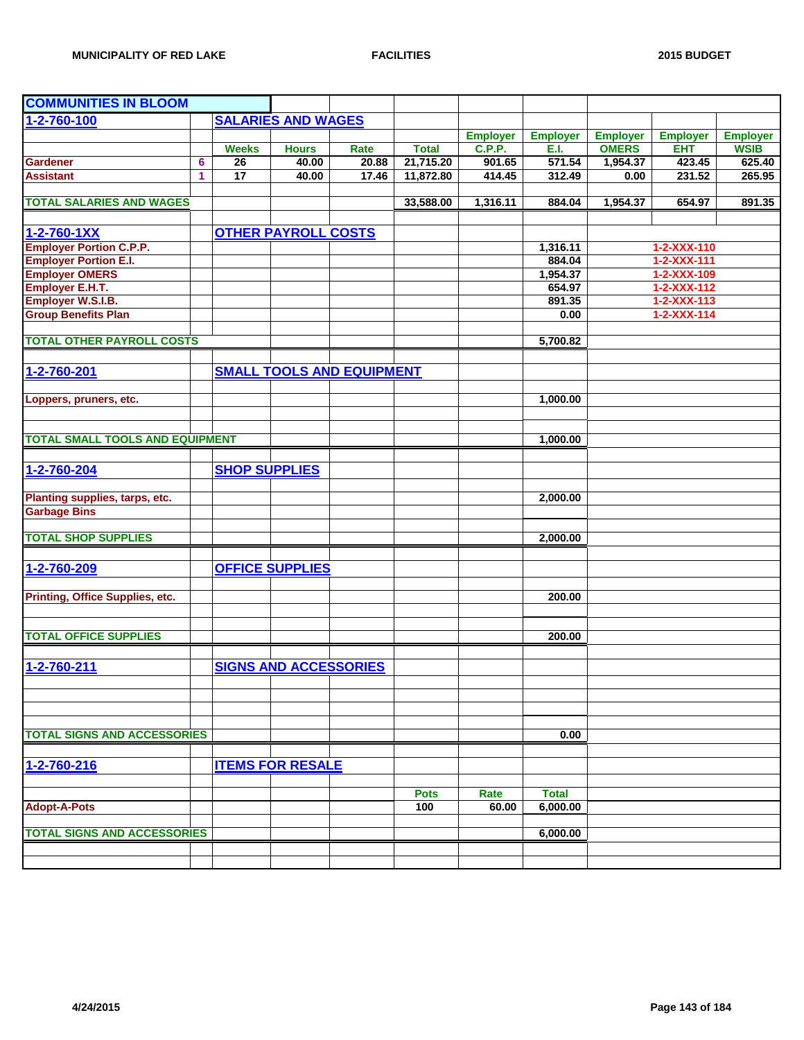MUNICIPALITY OF RED LAKE — FACILITIES — 2015 BUDGET

## COMMUNITIES IN BLOOM

| | | | | | | | | | | |
|---|---|---|---|---|---|---|---|---|---|---|
| **1-2-760-100** | | **SALARIES AND WAGES** | | | | | | | | |
| | | | | | | Employer | Employer | Employer | Employer | Employer |
| | | Weeks | Hours | Rate | Total | C.P.P. | E.I. | OMERS | EHT | WSIB |
| Gardener | 6 | 26 | 40.00 | 20.88 | 21,715.20 | 901.65 | 571.54 | 1,954.37 | 423.45 | 625.40 |
| Assistant | 1 | 17 | 40.00 | 17.46 | 11,872.80 | 414.45 | 312.49 | 0.00 | 231.52 | 265.95 |
| **TOTAL SALARIES AND WAGES** | | | | | 33,588.00 | 1,316.11 | 884.04 | 1,954.37 | 654.97 | 891.35 |

| | | |
|---|---|---|
| **1-2-760-1XX** | **OTHER PAYROLL COSTS** | |
| Employer Portion C.P.P. | 1,316.11 | 1-2-XXX-110 |
| Employer Portion E.I. | 884.04 | 1-2-XXX-111 |
| Employer OMERS | 1,954.37 | 1-2-XXX-109 |
| Employer E.H.T. | 654.97 | 1-2-XXX-112 |
| Employer W.S.I.B. | 891.35 | 1-2-XXX-113 |
| Group Benefits Plan | 0.00 | 1-2-XXX-114 |
| **TOTAL OTHER PAYROLL COSTS** | 5,700.82 | |

| | |
|---|---|
| **1-2-760-201** | **SMALL TOOLS AND EQUIPMENT** |
| Loppers, pruners, etc. | 1,000.00 |
| **TOTAL SMALL TOOLS AND EQUIPMENT** | 1,000.00 |

| | |
|---|---|
| **1-2-760-204** | **SHOP SUPPLIES** |
| Planting supplies, tarps, etc. | 2,000.00 |
| Garbage Bins | |
| **TOTAL SHOP SUPPLIES** | 2,000.00 |

| | |
|---|---|
| **1-2-760-209** | **OFFICE SUPPLIES** |
| Printing, Office Supplies, etc. | 200.00 |
| **TOTAL OFFICE SUPPLIES** | 200.00 |

| | |
|---|---|
| **1-2-760-211** | **SIGNS AND ACCESSORIES** |
| **TOTAL SIGNS AND ACCESSORIES** | 0.00 |

| | | | |
|---|---|---|---|
| **1-2-760-216** | **ITEMS FOR RESALE** | | |
| | Pots | Rate | Total |
| Adopt-A-Pots | 100 | 60.00 | 6,000.00 |
| **TOTAL SIGNS AND ACCESSORIES** | | | 6,000.00 |

4/24/2015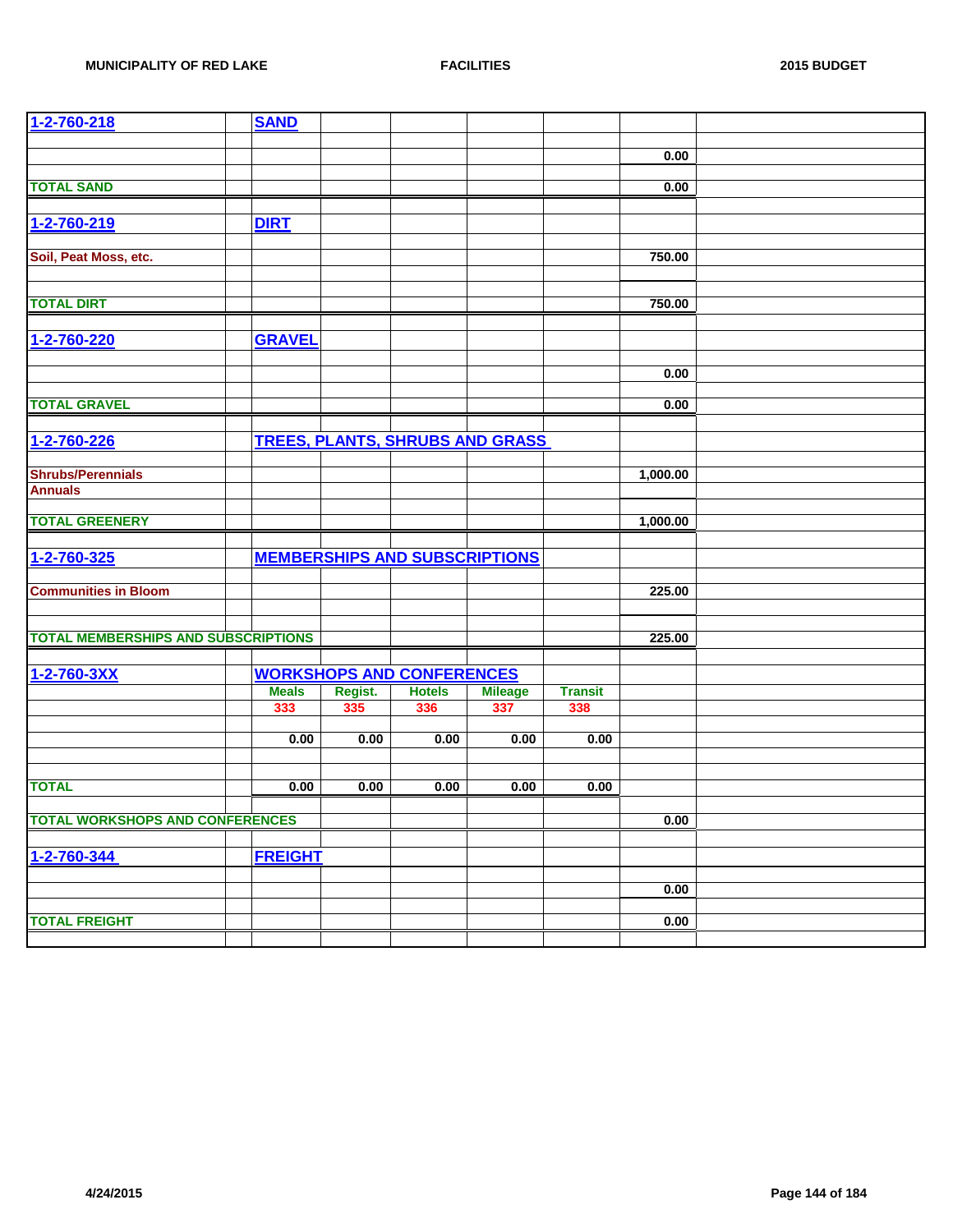| | | | | | | | | |
|---|---|---|---|---|---|---|---|---|
| 1-2-760-218 | | SAND | | | | | | |
| | | | | | | | | |
| | | | | | | | 0.00 | |
| | | | | | | | | |
| TOTAL SAND | | | | | | | 0.00 | |
| | | | | | | | | |
| 1-2-760-219 | | DIRT | | | | | | |
| | | | | | | | | |
| Soil, Peat Moss, etc. | | | | | | | 750.00 | |
| | | | | | | | | |
| TOTAL DIRT | | | | | | | 750.00 | |
| | | | | | | | | |
| 1-2-760-220 | | GRAVEL | | | | | | |
| | | | | | | | | |
| | | | | | | | 0.00 | |
| | | | | | | | | |
| TOTAL GRAVEL | | | | | | | 0.00 | |
| | | | | | | | | |
| 1-2-760-226 | | TREES, PLANTS, SHRUBS AND GRASS | | | | | | |
| | | | | | | | | |
| Shrubs/Perennials | | | | | | | 1,000.00 | |
| Annuals | | | | | | | | |
| | | | | | | | | |
| TOTAL GREENERY | | | | | | | 1,000.00 | |
| | | | | | | | | |
| 1-2-760-325 | | MEMBERSHIPS AND SUBSCRIPTIONS | | | | | | |
| | | | | | | | | |
| Communities in Bloom | | | | | | | 225.00 | |
| | | | | | | | | |
| TOTAL MEMBERSHIPS AND SUBSCRIPTIONS | | | | | | | 225.00 | |
| | | | | | | | | |
| 1-2-760-3XX | | WORKSHOPS AND CONFERENCES | | | | | | |
| | | Meals | Regist. | Hotels | Mileage | Transit | | |
| | | 333 | 335 | 336 | 337 | 338 | | |
| | | | | | | | | |
| | | 0.00 | 0.00 | 0.00 | 0.00 | 0.00 | | |
| | | | | | | | | |
| TOTAL | | 0.00 | 0.00 | 0.00 | 0.00 | 0.00 | | |
| | | | | | | | | |
| TOTAL WORKSHOPS AND CONFERENCES | | | | | | | 0.00 | |
| | | | | | | | | |
| 1-2-760-344 | | FREIGHT | | | | | | |
| | | | | | | | | |
| | | | | | | | 0.00 | |
| | | | | | | | | |
| TOTAL FREIGHT | | | | | | | 0.00 | |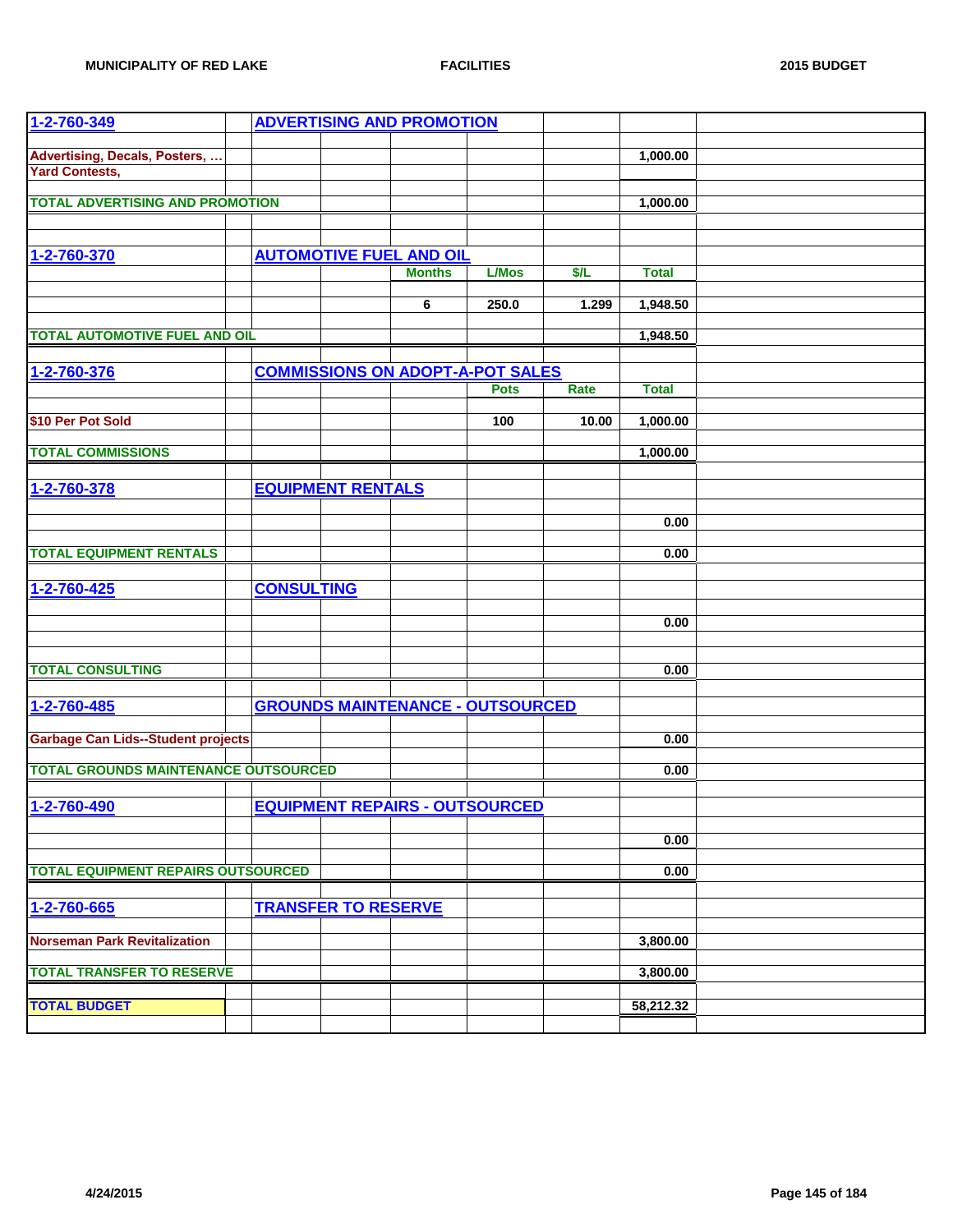| 1-2-760-349 | | ADVERTISING AND PROMOTION | | | | | | |
|---|---|---|---|---|---|---|---|---|
| | | | | | | | | |
| Advertising, Decals, Posters, ... | | | | | | | 1,000.00 | |
| Yard Contests, | | | | | | | | |
| | | | | | | | | |
| TOTAL ADVERTISING AND PROMOTION | | | | | | | 1,000.00 | |
| | | | | | | | | |
| | | | | | | | | |
| 1-2-760-370 | | AUTOMOTIVE FUEL AND OIL | | | | | | |
| | | | | Months | L/Mos | $/L | Total | |
| | | | | | | | | |
| | | | | 6 | 250.0 | 1.299 | 1,948.50 | |
| | | | | | | | | |
| TOTAL AUTOMOTIVE FUEL AND OIL | | | | | | | 1,948.50 | |
| | | | | | | | | |
| 1-2-760-376 | | COMMISSIONS ON ADOPT-A-POT SALES | | | | | | |
| | | | | | Pots | Rate | Total | |
| | | | | | | | | |
| $10 Per Pot Sold | | | | | 100 | 10.00 | 1,000.00 | |
| | | | | | | | | |
| TOTAL COMMISSIONS | | | | | | | 1,000.00 | |
| | | | | | | | | |
| 1-2-760-378 | | EQUIPMENT RENTALS | | | | | | |
| | | | | | | | | |
| | | | | | | | 0.00 | |
| | | | | | | | | |
| TOTAL EQUIPMENT RENTALS | | | | | | | 0.00 | |
| | | | | | | | | |
| 1-2-760-425 | | CONSULTING | | | | | | |
| | | | | | | | | |
| | | | | | | | 0.00 | |
| | | | | | | | | |
| | | | | | | | | |
| TOTAL CONSULTING | | | | | | | 0.00 | |
| | | | | | | | | |
| 1-2-760-485 | | GROUNDS MAINTENANCE - OUTSOURCED | | | | | | |
| | | | | | | | | |
| Garbage Can Lids--Student projects | | | | | | | 0.00 | |
| | | | | | | | | |
| TOTAL GROUNDS MAINTENANCE OUTSOURCED | | | | | | | 0.00 | |
| | | | | | | | | |
| 1-2-760-490 | | EQUIPMENT REPAIRS - OUTSOURCED | | | | | | |
| | | | | | | | | |
| | | | | | | | 0.00 | |
| | | | | | | | | |
| TOTAL EQUIPMENT REPAIRS OUTSOURCED | | | | | | | 0.00 | |
| | | | | | | | | |
| 1-2-760-665 | | TRANSFER TO RESERVE | | | | | | |
| | | | | | | | | |
| Norseman Park Revitalization | | | | | | | 3,800.00 | |
| | | | | | | | | |
| TOTAL TRANSFER TO RESERVE | | | | | | | 3,800.00 | |
| | | | | | | | | |
| TOTAL BUDGET | | | | | | | 58,212.32 | |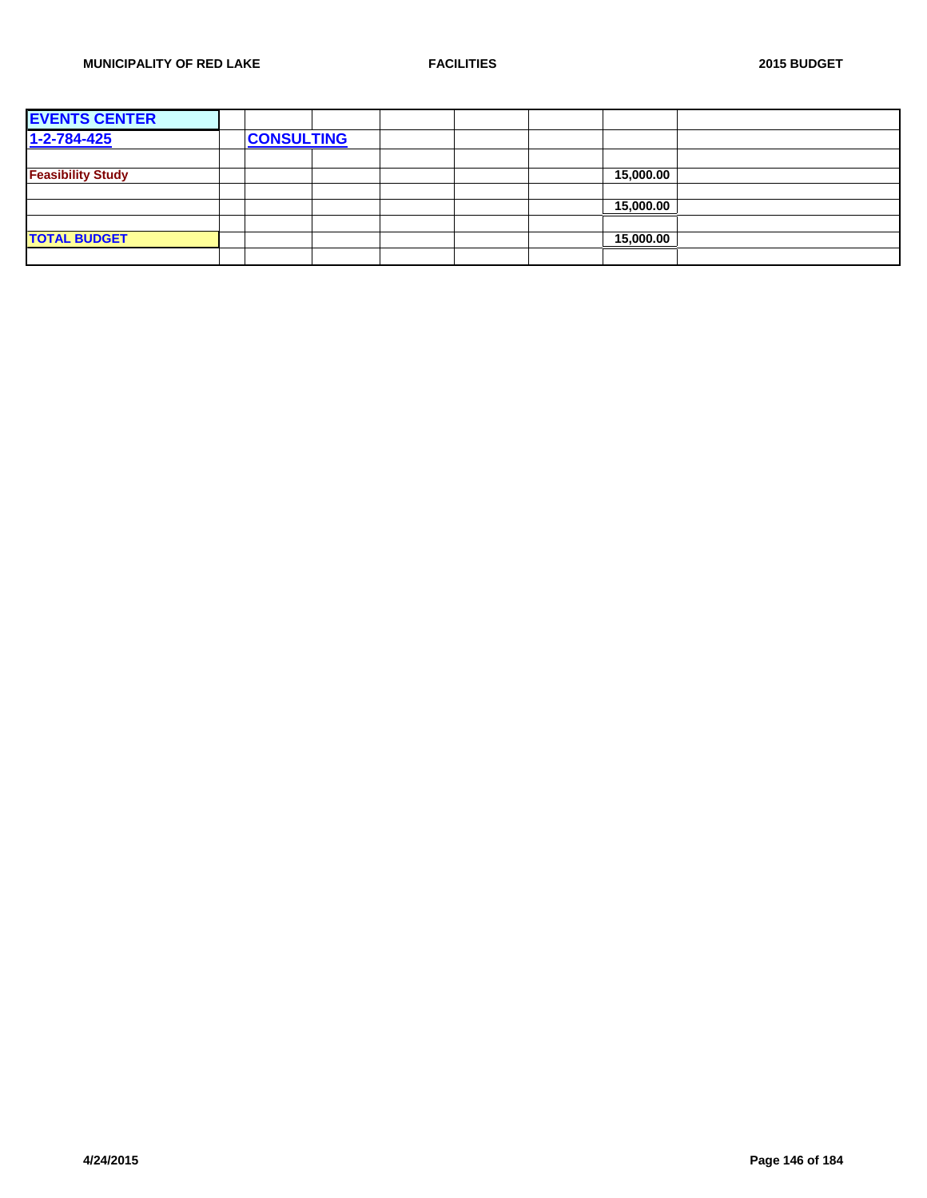| EVENTS CENTER | | | | | | | | |
|---|---|---|---|---|---|---|---|---|
| 1-2-784-425 | | CONSULTING | | | | | | |
| | | | | | | | | |
| Feasibility Study | | | | | | | 15,000.00 | |
| | | | | | | | | |
| | | | | | | | 15,000.00 | |
| | | | | | | | | |
| TOTAL BUDGET | | | | | | | 15,000.00 | |
| | | | | | | | | |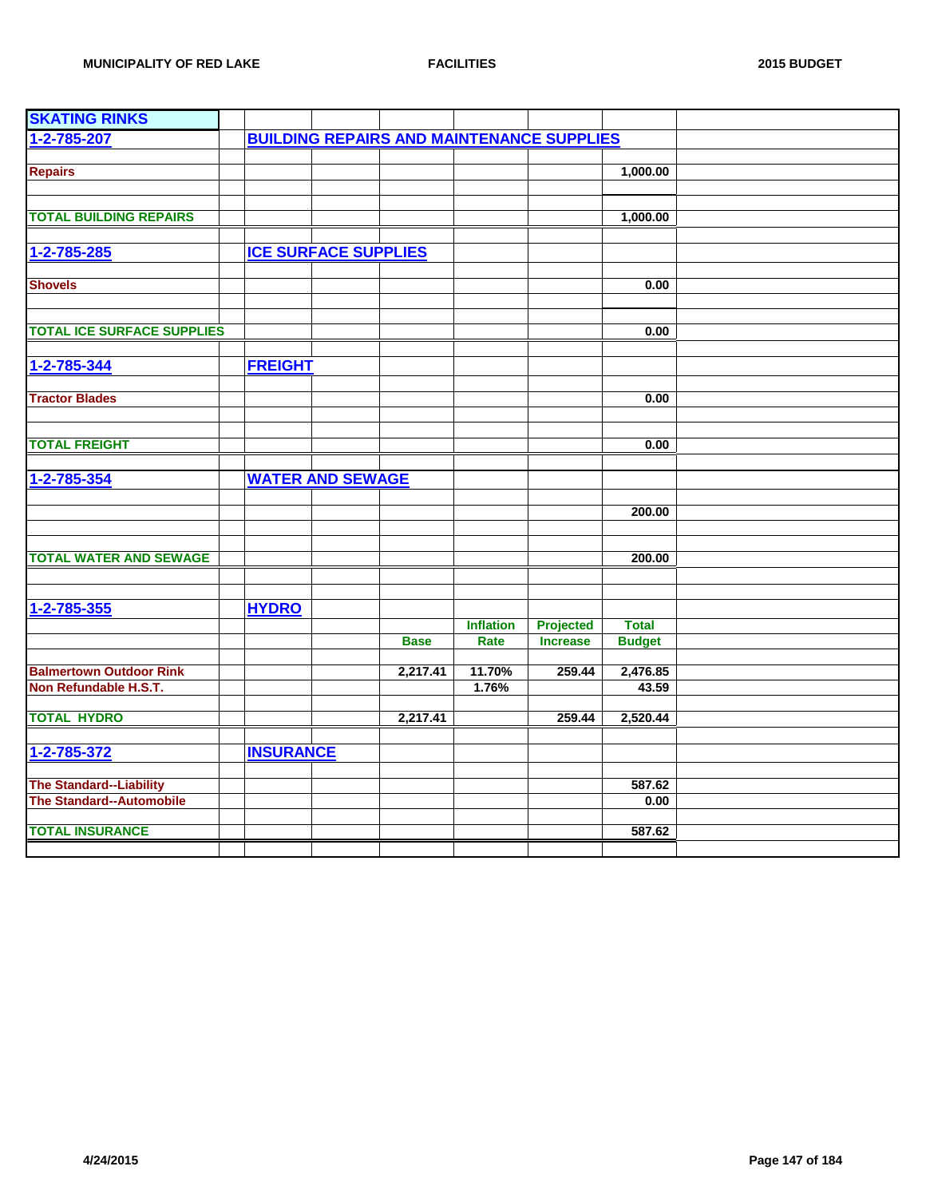## SKATING RINKS

| | | | | | | | |
|---|---|---|---|---|---|---|---|
| **1-2-785-207** | **BUILDING REPAIRS AND MAINTENANCE SUPPLIES** | | | | | | |
| **Repairs** | | | | | | 1,000.00 | |
| **TOTAL BUILDING REPAIRS** | | | | | | 1,000.00 | |
| **1-2-785-285** | **ICE SURFACE SUPPLIES** | | | | | | |
| **Shovels** | | | | | | 0.00 | |
| **TOTAL ICE SURFACE SUPPLIES** | | | | | | 0.00 | |
| **1-2-785-344** | **FREIGHT** | | | | | | |
| **Tractor Blades** | | | | | | 0.00 | |
| **TOTAL FREIGHT** | | | | | | 0.00 | |
| **1-2-785-354** | **WATER AND SEWAGE** | | | | | | |
| | | | | | | 200.00 | |
| **TOTAL WATER AND SEWAGE** | | | | | | 200.00 | |
| **1-2-785-355** | **HYDRO** | | | | | | |
| | | | | **Inflation** | **Projected** | **Total** | |
| | | | **Base** | **Rate** | **Increase** | **Budget** | |
| **Balmertown Outdoor Rink** | | | 2,217.41 | 11.70% | 259.44 | 2,476.85 | |
| **Non Refundable H.S.T.** | | | | 1.76% | | 43.59 | |
| **TOTAL HYDRO** | | | 2,217.41 | | 259.44 | 2,520.44 | |
| **1-2-785-372** | **INSURANCE** | | | | | | |
| **The Standard--Liability** | | | | | | 587.62 | |
| **The Standard--Automobile** | | | | | | 0.00 | |
| **TOTAL INSURANCE** | | | | | | 587.62 | |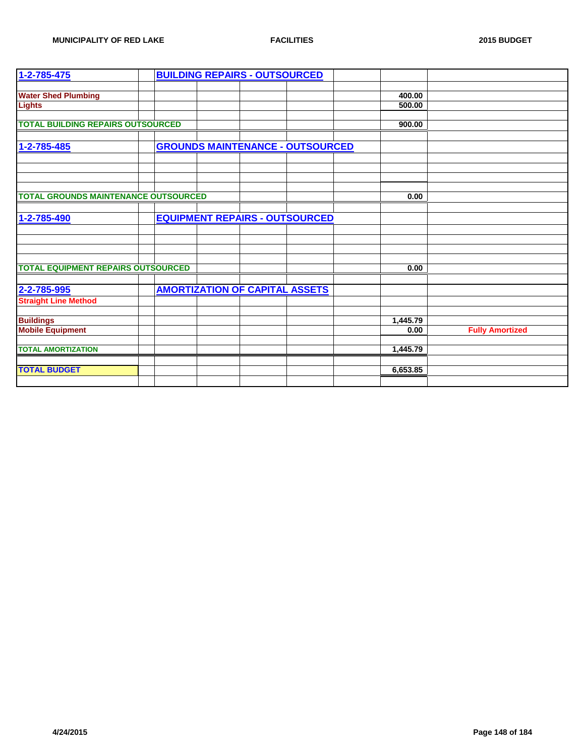| | | | | | | | |
|---|---|---|---|---|---|---|---|
| **1-2-785-475** | | **BUILDING REPAIRS - OUTSOURCED** | | | | | |
| | | | | | | | |
| **Water Shed Plumbing** | | | | | | 400.00 | |
| **Lights** | | | | | | 500.00 | |
| | | | | | | | |
| **TOTAL BUILDING REPAIRS OUTSOURCED** | | | | | | 900.00 | |
| | | | | | | | |
| **1-2-785-485** | | **GROUNDS MAINTENANCE - OUTSOURCED** | | | | | |
| | | | | | | | |
| | | | | | | | |
| | | | | | | | |
| | | | | | | | |
| **TOTAL GROUNDS MAINTENANCE OUTSOURCED** | | | | | | 0.00 | |
| | | | | | | | |
| **1-2-785-490** | | **EQUIPMENT REPAIRS - OUTSOURCED** | | | | | |
| | | | | | | | |
| | | | | | | | |
| | | | | | | | |
| | | | | | | | |
| **TOTAL EQUIPMENT REPAIRS OUTSOURCED** | | | | | | 0.00 | |
| | | | | | | | |
| **2-2-785-995** | | **AMORTIZATION OF CAPITAL ASSETS** | | | | | |
| **Straight Line Method** | | | | | | | |
| | | | | | | | |
| **Buildings** | | | | | | 1,445.79 | |
| **Mobile Equipment** | | | | | | 0.00 | **Fully Amortized** |
| | | | | | | | |
| **TOTAL AMORTIZATION** | | | | | | 1,445.79 | |
| | | | | | | | |
| **TOTAL BUDGET** | | | | | | 6,653.85 | |
| | | | | | | | |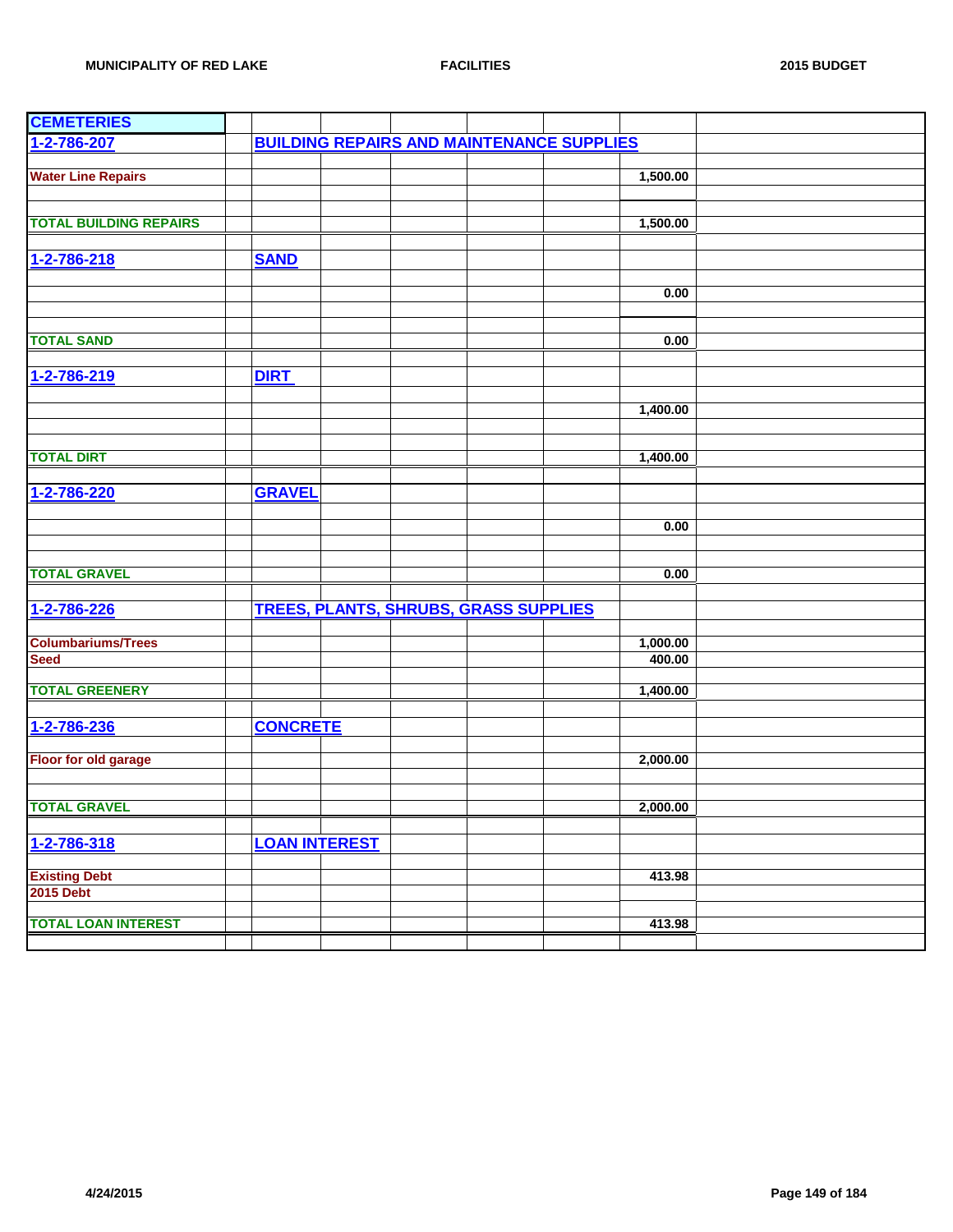| CEMETERIES | | | | | | | | |
|---|---|---|---|---|---|---|---|---|
| 1-2-786-207 | | BUILDING REPAIRS AND MAINTENANCE SUPPLIES | | | | | | |
| | | | | | | | | |
| Water Line Repairs | | | | | | | 1,500.00 | |
| | | | | | | | | |
| | | | | | | | | |
| TOTAL BUILDING REPAIRS | | | | | | | 1,500.00 | |
| | | | | | | | | |
| 1-2-786-218 | | SAND | | | | | | |
| | | | | | | | | |
| | | | | | | | 0.00 | |
| | | | | | | | | |
| | | | | | | | | |
| TOTAL SAND | | | | | | | 0.00 | |
| | | | | | | | | |
| 1-2-786-219 | | DIRT | | | | | | |
| | | | | | | | | |
| | | | | | | | 1,400.00 | |
| | | | | | | | | |
| | | | | | | | | |
| TOTAL DIRT | | | | | | | 1,400.00 | |
| | | | | | | | | |
| 1-2-786-220 | | GRAVEL | | | | | | |
| | | | | | | | | |
| | | | | | | | 0.00 | |
| | | | | | | | | |
| | | | | | | | | |
| TOTAL GRAVEL | | | | | | | 0.00 | |
| | | | | | | | | |
| 1-2-786-226 | | TREES, PLANTS, SHRUBS, GRASS SUPPLIES | | | | | | |
| | | | | | | | | |
| Columbariums/Trees | | | | | | | 1,000.00 | |
| Seed | | | | | | | 400.00 | |
| | | | | | | | | |
| TOTAL GREENERY | | | | | | | 1,400.00 | |
| | | | | | | | | |
| 1-2-786-236 | | CONCRETE | | | | | | |
| | | | | | | | | |
| Floor for old garage | | | | | | | 2,000.00 | |
| | | | | | | | | |
| | | | | | | | | |
| TOTAL GRAVEL | | | | | | | 2,000.00 | |
| | | | | | | | | |
| 1-2-786-318 | | LOAN INTEREST | | | | | | |
| | | | | | | | | |
| Existing Debt | | | | | | | 413.98 | |
| 2015 Debt | | | | | | | | |
| | | | | | | | | |
| TOTAL LOAN INTEREST | | | | | | | 413.98 | |
| | | | | | | | | |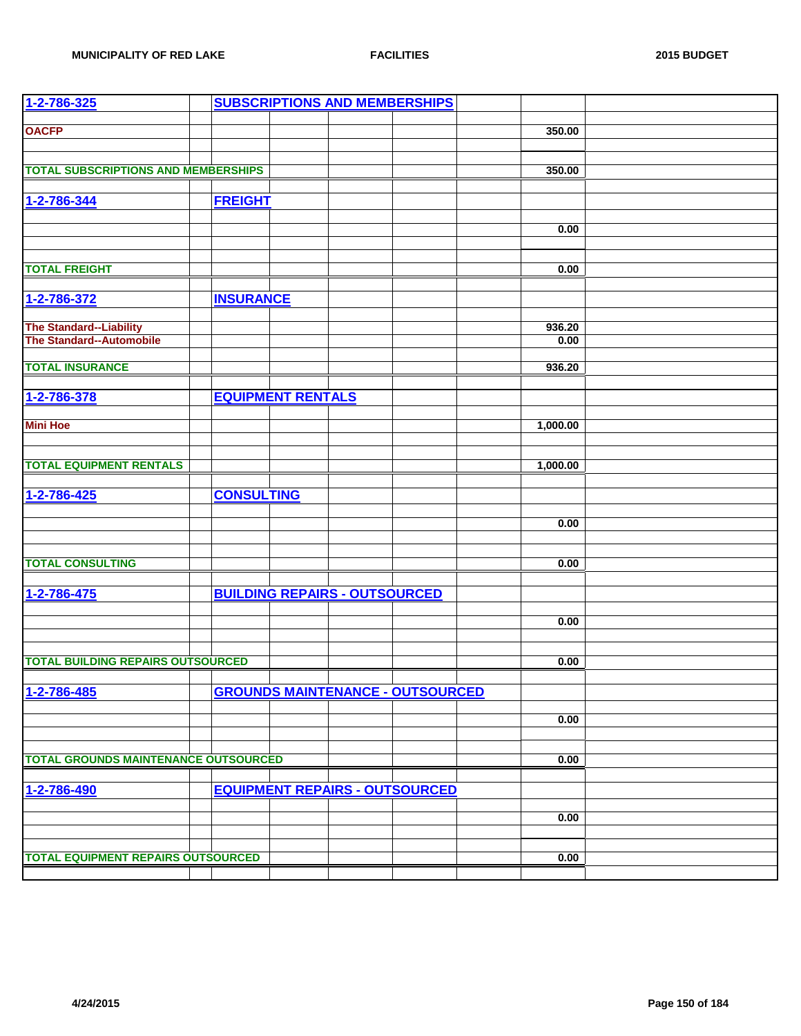| 1-2-786-325 | SUBSCRIPTIONS AND MEMBERSHIPS | |
|---|---|---|
| OACFP | | 350.00 |
| TOTAL SUBSCRIPTIONS AND MEMBERSHIPS | | 350.00 |
| 1-2-786-344 | FREIGHT | |
| | | 0.00 |
| TOTAL FREIGHT | | 0.00 |
| 1-2-786-372 | INSURANCE | |
| The Standard--Liability | | 936.20 |
| The Standard--Automobile | | 0.00 |
| TOTAL INSURANCE | | 936.20 |
| 1-2-786-378 | EQUIPMENT RENTALS | |
| Mini Hoe | | 1,000.00 |
| TOTAL EQUIPMENT RENTALS | | 1,000.00 |
| 1-2-786-425 | CONSULTING | |
| | | 0.00 |
| TOTAL CONSULTING | | 0.00 |
| 1-2-786-475 | BUILDING REPAIRS - OUTSOURCED | |
| | | 0.00 |
| TOTAL BUILDING REPAIRS OUTSOURCED | | 0.00 |
| 1-2-786-485 | GROUNDS MAINTENANCE - OUTSOURCED | |
| | | 0.00 |
| TOTAL GROUNDS MAINTENANCE OUTSOURCED | | 0.00 |
| 1-2-786-490 | EQUIPMENT REPAIRS - OUTSOURCED | |
| | | 0.00 |
| TOTAL EQUIPMENT REPAIRS OUTSOURCED | | 0.00 |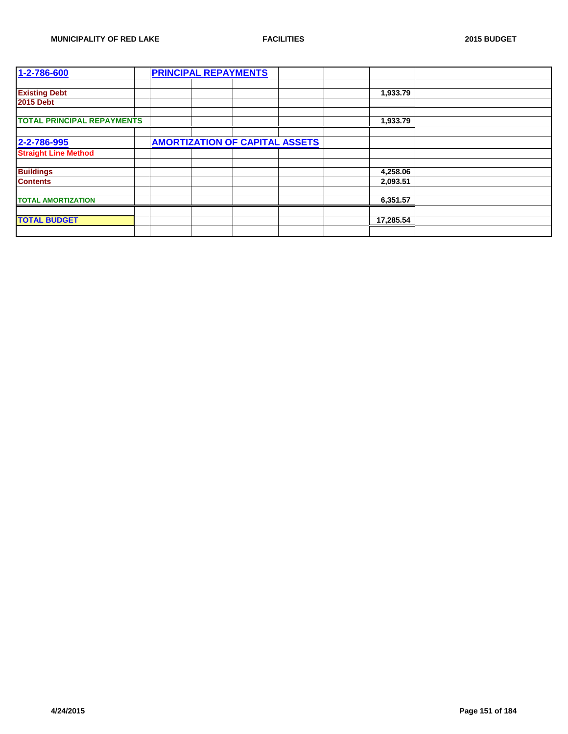| 1-2-786-600 | | PRINCIPAL REPAYMENTS | | | | | | |
|---|---|---|---|---|---|---|---|---|
| | | | | | | | | |
| Existing Debt | | | | | | | 1,933.79 | |
| 2015 Debt | | | | | | | | |
| | | | | | | | | |
| TOTAL PRINCIPAL REPAYMENTS | | | | | | | 1,933.79 | |
| | | | | | | | | |
| 2-2-786-995 | | AMORTIZATION OF CAPITAL ASSETS | | | | | | |
| Straight Line Method | | | | | | | | |
| | | | | | | | | |
| Buildings | | | | | | | 4,258.06 | |
| Contents | | | | | | | 2,093.51 | |
| | | | | | | | | |
| TOTAL AMORTIZATION | | | | | | | 6,351.57 | |
| | | | | | | | | |
| TOTAL BUDGET | | | | | | | 17,285.54 | |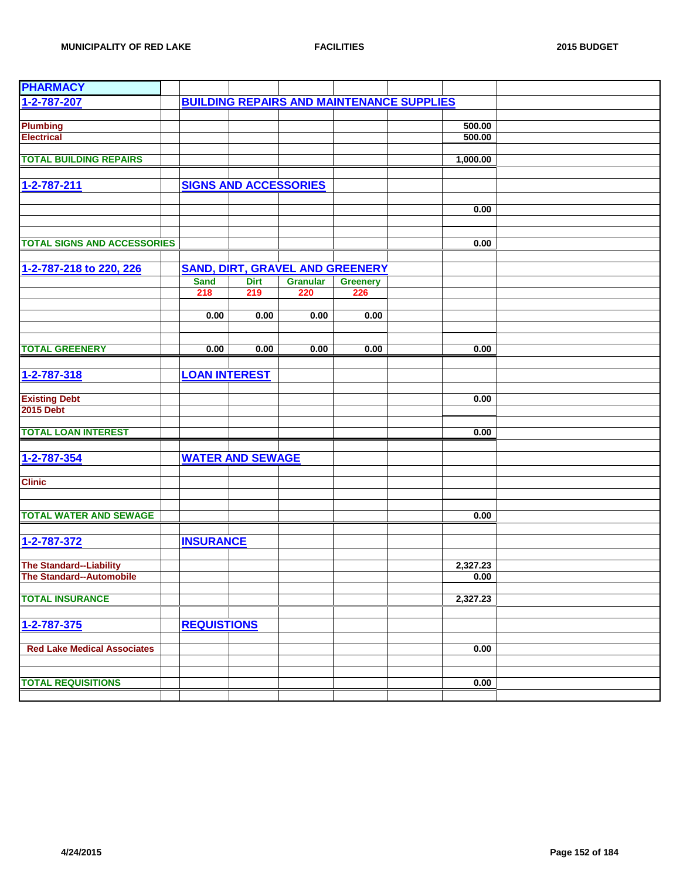| PHARMACY | | | | | | | | |
|---|---|---|---|---|---|---|---|---|
| 1-2-787-207 | | BUILDING REPAIRS AND MAINTENANCE SUPPLIES | | | | | | |
| | | | | | | | | |
| Plumbing | | | | | | | 500.00 | |
| Electrical | | | | | | | 500.00 | |
| | | | | | | | | |
| TOTAL BUILDING REPAIRS | | | | | | | 1,000.00 | |
| | | | | | | | | |
| 1-2-787-211 | | SIGNS AND ACCESSORIES | | | | | | |
| | | | | | | | | |
| | | | | | | | 0.00 | |
| | | | | | | | | |
| | | | | | | | | |
| TOTAL SIGNS AND ACCESSORIES | | | | | | | 0.00 | |
| | | | | | | | | |
| 1-2-787-218 to 220, 226 | | SAND, DIRT, GRAVEL AND GREENERY | | | | | | |
| | | Sand | Dirt | Granular | Greenery | | | |
| | | 218 | 219 | 220 | 226 | | | |
| | | | | | | | | |
| | | 0.00 | 0.00 | 0.00 | 0.00 | | | |
| | | | | | | | | |
| | | | | | | | | |
| TOTAL GREENERY | | 0.00 | 0.00 | 0.00 | 0.00 | | 0.00 | |
| | | | | | | | | |
| 1-2-787-318 | | LOAN INTEREST | | | | | | |
| | | | | | | | | |
| Existing Debt | | | | | | | 0.00 | |
| 2015 Debt | | | | | | | | |
| | | | | | | | | |
| TOTAL LOAN INTEREST | | | | | | | 0.00 | |
| | | | | | | | | |
| 1-2-787-354 | | WATER AND SEWAGE | | | | | | |
| | | | | | | | | |
| Clinic | | | | | | | | |
| | | | | | | | | |
| | | | | | | | | |
| TOTAL WATER AND SEWAGE | | | | | | | 0.00 | |
| | | | | | | | | |
| 1-2-787-372 | | INSURANCE | | | | | | |
| | | | | | | | | |
| The Standard--Liability | | | | | | | 2,327.23 | |
| The Standard--Automobile | | | | | | | 0.00 | |
| | | | | | | | | |
| TOTAL INSURANCE | | | | | | | 2,327.23 | |
| | | | | | | | | |
| 1-2-787-375 | | REQUISTIONS | | | | | | |
| | | | | | | | | |
| Red Lake Medical Associates | | | | | | | 0.00 | |
| | | | | | | | | |
| | | | | | | | | |
| TOTAL REQUISITIONS | | | | | | | 0.00 | |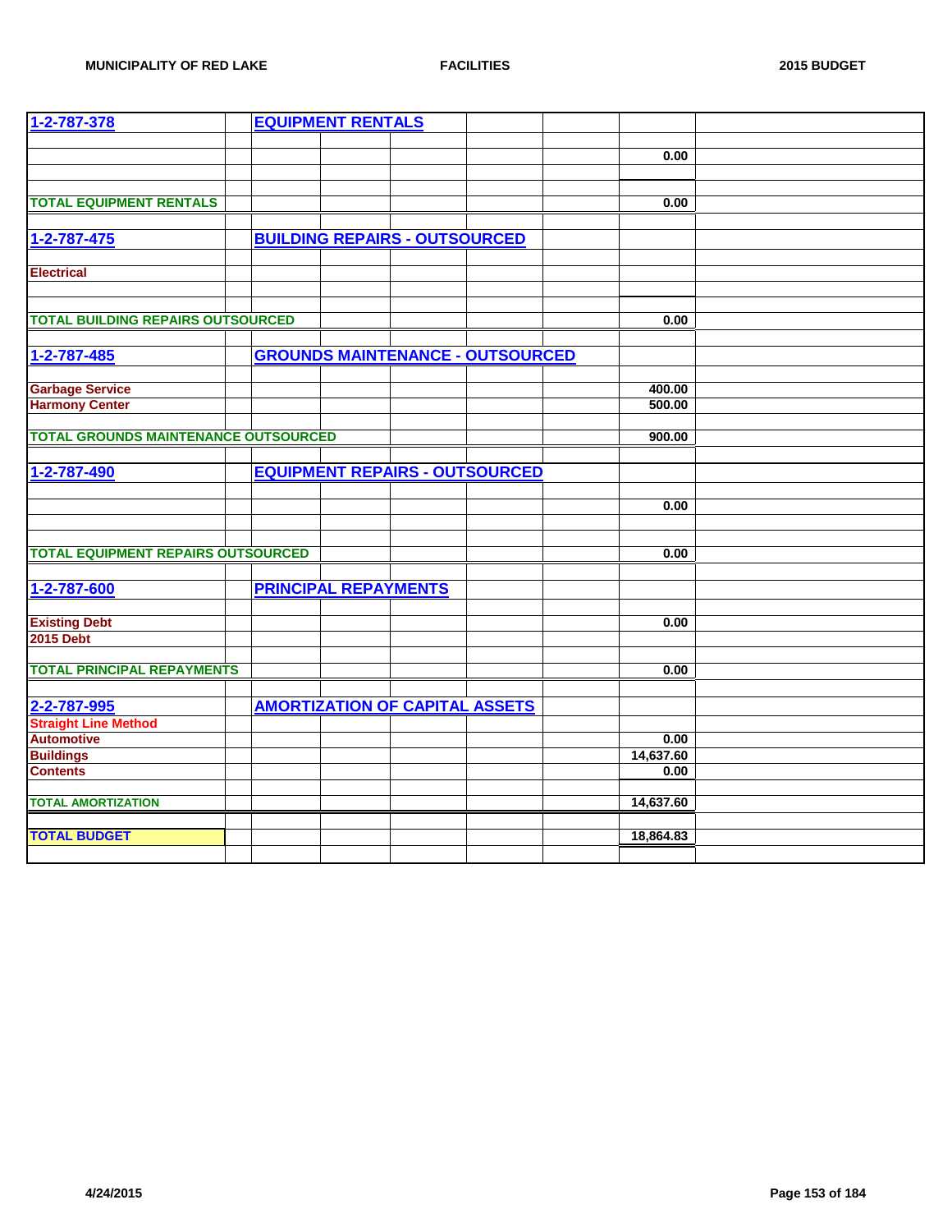| 1-2-787-378 | EQUIPMENT RENTALS | |
|---|---|---|
| | | 0.00 |
| **TOTAL EQUIPMENT RENTALS** | | **0.00** |
| | | |
| **1-2-787-475** | **BUILDING REPAIRS - OUTSOURCED** | |
| Electrical | | |
| **TOTAL BUILDING REPAIRS OUTSOURCED** | | **0.00** |
| | | |
| **1-2-787-485** | **GROUNDS MAINTENANCE - OUTSOURCED** | |
| Garbage Service | | 400.00 |
| Harmony Center | | 500.00 |
| **TOTAL GROUNDS MAINTENANCE OUTSOURCED** | | **900.00** |
| | | |
| **1-2-787-490** | **EQUIPMENT REPAIRS - OUTSOURCED** | |
| | | 0.00 |
| **TOTAL EQUIPMENT REPAIRS OUTSOURCED** | | **0.00** |
| | | |
| **1-2-787-600** | **PRINCIPAL REPAYMENTS** | |
| Existing Debt | | 0.00 |
| 2015 Debt | | |
| **TOTAL PRINCIPAL REPAYMENTS** | | **0.00** |
| | | |
| **2-2-787-995** | **AMORTIZATION OF CAPITAL ASSETS** | |
| Straight Line Method | | |
| Automotive | | 0.00 |
| Buildings | | 14,637.60 |
| Contents | | 0.00 |
| **TOTAL AMORTIZATION** | | **14,637.60** |
| | | |
| **TOTAL BUDGET** | | **18,864.83** |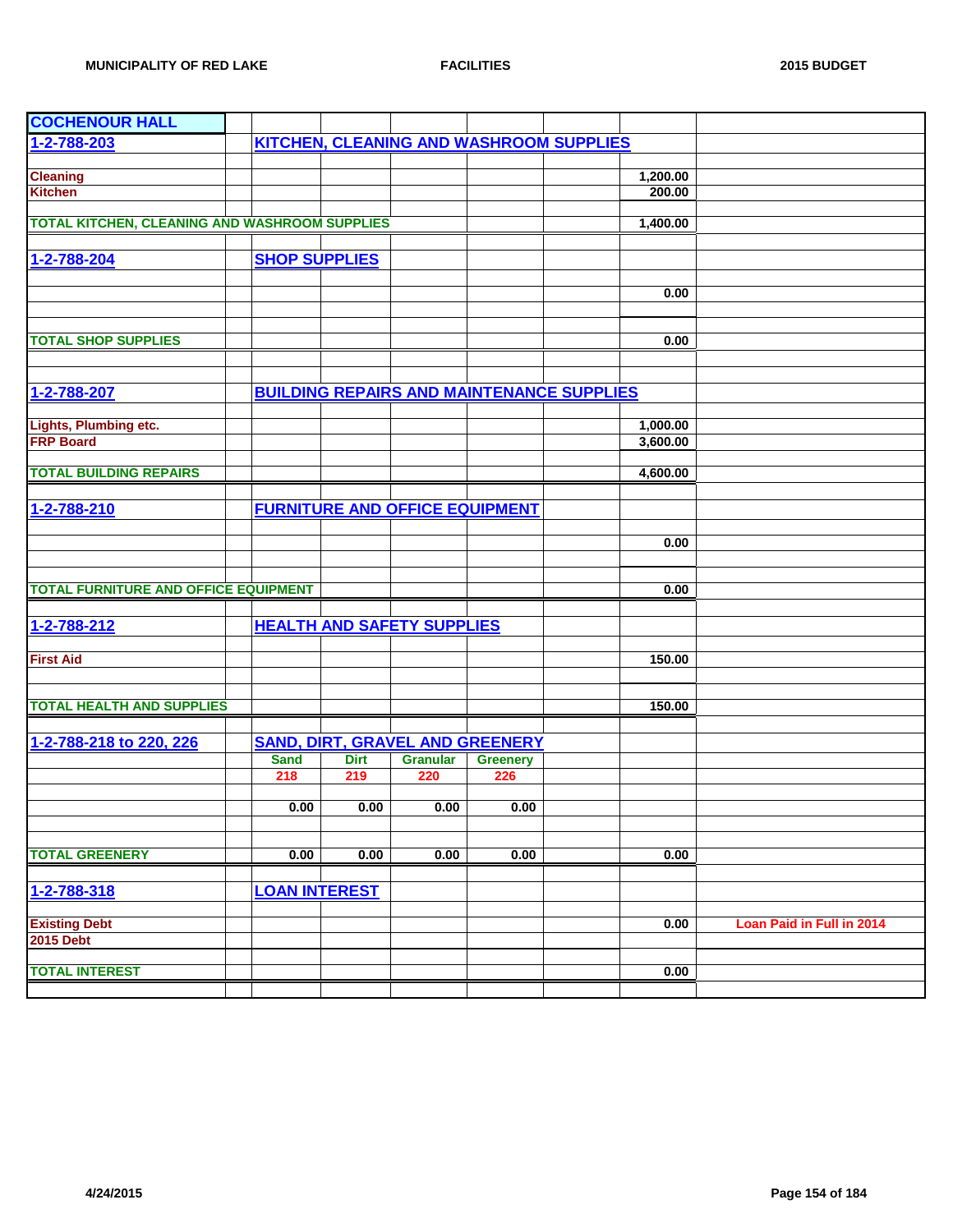| COCHENOUR HALL | | | | | | | | |
|---|---|---|---|---|---|---|---|---|
| 1-2-788-203 | | KITCHEN, CLEANING AND WASHROOM SUPPLIES | | | | | | |
| | | | | | | | | |
| Cleaning | | | | | | | 1,200.00 | |
| Kitchen | | | | | | | 200.00 | |
| | | | | | | | | |
| TOTAL KITCHEN, CLEANING AND WASHROOM SUPPLIES | | | | | | | 1,400.00 | |
| | | | | | | | | |
| 1-2-788-204 | | SHOP SUPPLIES | | | | | | |
| | | | | | | | | |
| | | | | | | | 0.00 | |
| | | | | | | | | |
| | | | | | | | | |
| TOTAL SHOP SUPPLIES | | | | | | | 0.00 | |
| | | | | | | | | |
| | | | | | | | | |
| 1-2-788-207 | | BUILDING REPAIRS AND MAINTENANCE SUPPLIES | | | | | | |
| | | | | | | | | |
| Lights, Plumbing etc. | | | | | | | 1,000.00 | |
| FRP Board | | | | | | | 3,600.00 | |
| | | | | | | | | |
| TOTAL BUILDING REPAIRS | | | | | | | 4,600.00 | |
| | | | | | | | | |
| 1-2-788-210 | | FURNITURE AND OFFICE EQUIPMENT | | | | | | |
| | | | | | | | | |
| | | | | | | | 0.00 | |
| | | | | | | | | |
| | | | | | | | | |
| TOTAL FURNITURE AND OFFICE EQUIPMENT | | | | | | | 0.00 | |
| | | | | | | | | |
| 1-2-788-212 | | HEALTH AND SAFETY SUPPLIES | | | | | | |
| | | | | | | | | |
| First Aid | | | | | | | 150.00 | |
| | | | | | | | | |
| | | | | | | | | |
| TOTAL HEALTH AND SUPPLIES | | | | | | | 150.00 | |
| | | | | | | | | |
| 1-2-788-218 to 220, 226 | | SAND, DIRT, GRAVEL AND GREENERY | | | | | | |
| | | Sand | Dirt | Granular | Greenery | | | |
| | | 218 | 219 | 220 | 226 | | | |
| | | | | | | | | |
| | | 0.00 | 0.00 | 0.00 | 0.00 | | | |
| | | | | | | | | |
| | | | | | | | | |
| TOTAL GREENERY | | 0.00 | 0.00 | 0.00 | 0.00 | | 0.00 | |
| | | | | | | | | |
| 1-2-788-318 | | LOAN INTEREST | | | | | | |
| | | | | | | | | |
| Existing Debt | | | | | | | 0.00 | Loan Paid in Full in 2014 |
| 2015 Debt | | | | | | | | |
| | | | | | | | | |
| TOTAL INTEREST | | | | | | | 0.00 | |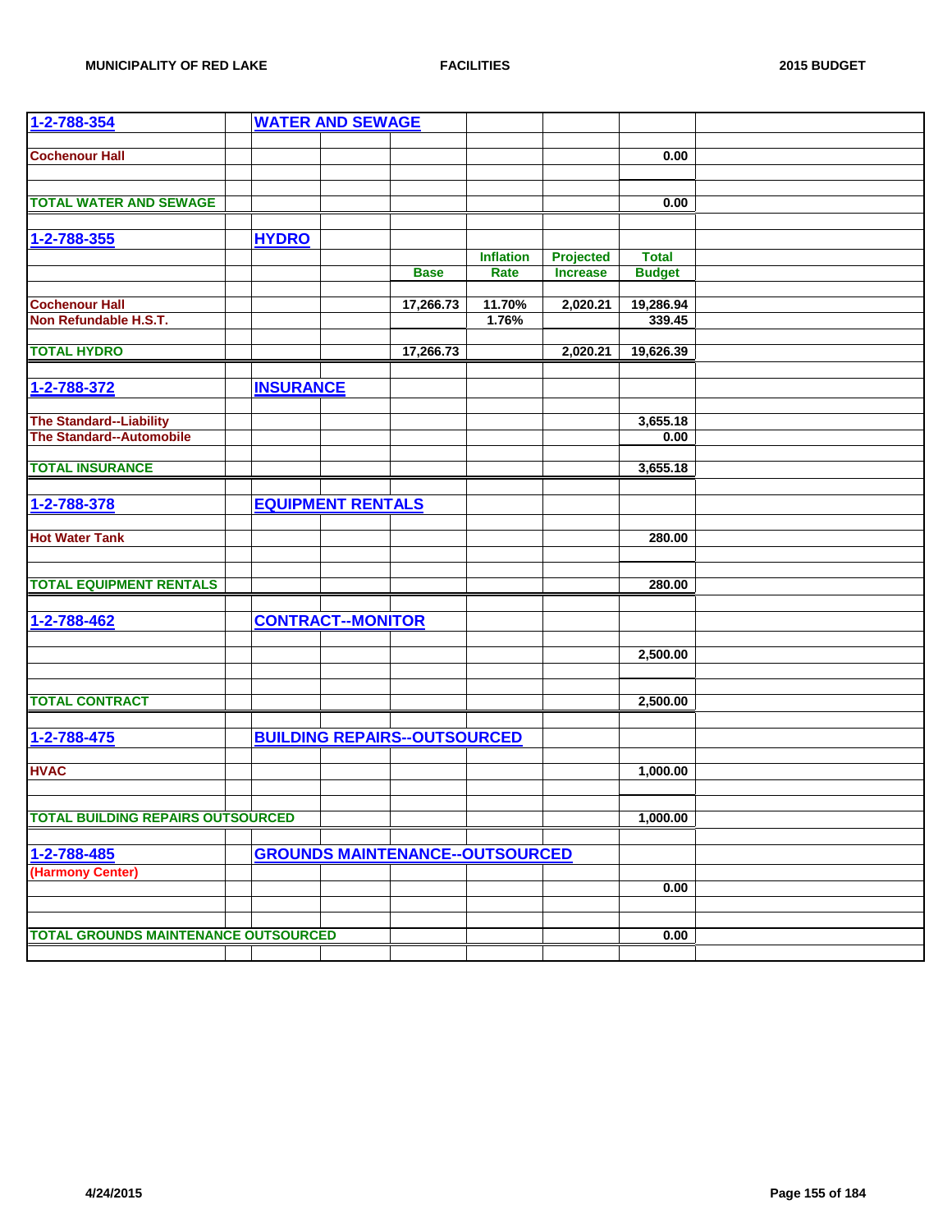| 1-2-788-354 | WATER AND SEWAGE | | | | | | |
|---|---|---|---|---|---|---|---|
| | | | | | | | |
| Cochenour Hall | | | | | | 0.00 | |
| | | | | | | | |
| TOTAL WATER AND SEWAGE | | | | | | 0.00 | |
| | | | | | | | |
| 1-2-788-355 | HYDRO | | | | | | |
| | | | | Inflation | Projected | Total | |
| | | | Base | Rate | Increase | Budget | |
| | | | | | | | |
| Cochenour Hall | | | 17,266.73 | 11.70% | 2,020.21 | 19,286.94 | |
| Non Refundable H.S.T. | | | | 1.76% | | 339.45 | |
| | | | | | | | |
| TOTAL HYDRO | | | 17,266.73 | | 2,020.21 | 19,626.39 | |
| | | | | | | | |
| 1-2-788-372 | INSURANCE | | | | | | |
| | | | | | | | |
| The Standard--Liability | | | | | | 3,655.18 | |
| The Standard--Automobile | | | | | | 0.00 | |
| | | | | | | | |
| TOTAL INSURANCE | | | | | | 3,655.18 | |
| | | | | | | | |
| 1-2-788-378 | EQUIPMENT RENTALS | | | | | | |
| | | | | | | | |
| Hot Water Tank | | | | | | 280.00 | |
| | | | | | | | |
| TOTAL EQUIPMENT RENTALS | | | | | | 280.00 | |
| | | | | | | | |
| 1-2-788-462 | CONTRACT--MONITOR | | | | | | |
| | | | | | | | |
| | | | | | | 2,500.00 | |
| | | | | | | | |
| TOTAL CONTRACT | | | | | | 2,500.00 | |
| | | | | | | | |
| 1-2-788-475 | BUILDING REPAIRS--OUTSOURCED | | | | | | |
| | | | | | | | |
| HVAC | | | | | | 1,000.00 | |
| | | | | | | | |
| TOTAL BUILDING REPAIRS OUTSOURCED | | | | | | 1,000.00 | |
| | | | | | | | |
| 1-2-788-485 | GROUNDS MAINTENANCE--OUTSOURCED | | | | | | |
| (Harmony Center) | | | | | | | |
| | | | | | | 0.00 | |
| | | | | | | | |
| TOTAL GROUNDS MAINTENANCE OUTSOURCED | | | | | | 0.00 | |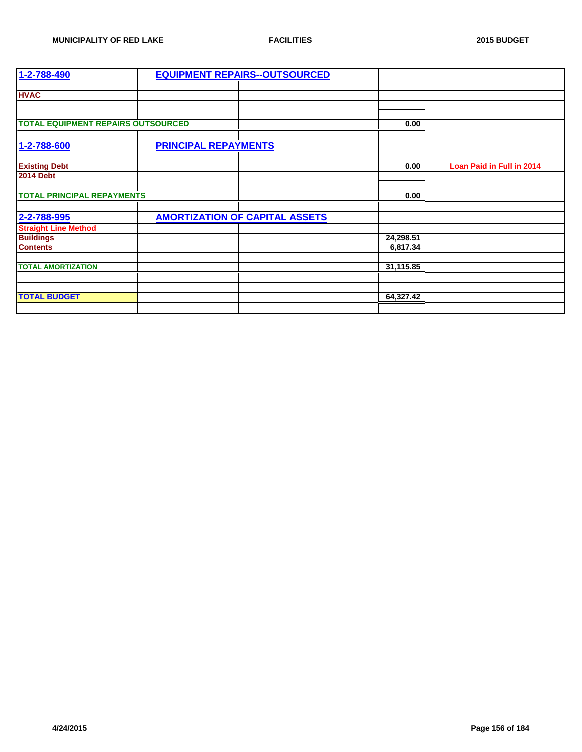| 1-2-788-490 | | EQUIPMENT REPAIRS--OUTSOURCED | | | | | | |
|---|---|---|---|---|---|---|---|---|
| | | | | | | | | |
| HVAC | | | | | | | | |
| | | | | | | | | |
| | | | | | | | | |
| TOTAL EQUIPMENT REPAIRS OUTSOURCED | | | | | | | 0.00 | |
| | | | | | | | | |
| 1-2-788-600 | | PRINCIPAL REPAYMENTS | | | | | | |
| | | | | | | | | |
| Existing Debt | | | | | | | 0.00 | Loan Paid in Full in 2014 |
| 2014 Debt | | | | | | | | |
| | | | | | | | | |
| TOTAL PRINCIPAL REPAYMENTS | | | | | | | 0.00 | |
| | | | | | | | | |
| 2-2-788-995 | | AMORTIZATION OF CAPITAL ASSETS | | | | | | |
| Straight Line Method | | | | | | | | |
| Buildings | | | | | | | 24,298.51 | |
| Contents | | | | | | | 6,817.34 | |
| | | | | | | | | |
| TOTAL AMORTIZATION | | | | | | | 31,115.85 | |
| | | | | | | | | |
| | | | | | | | | |
| TOTAL BUDGET | | | | | | | 64,327.42 | |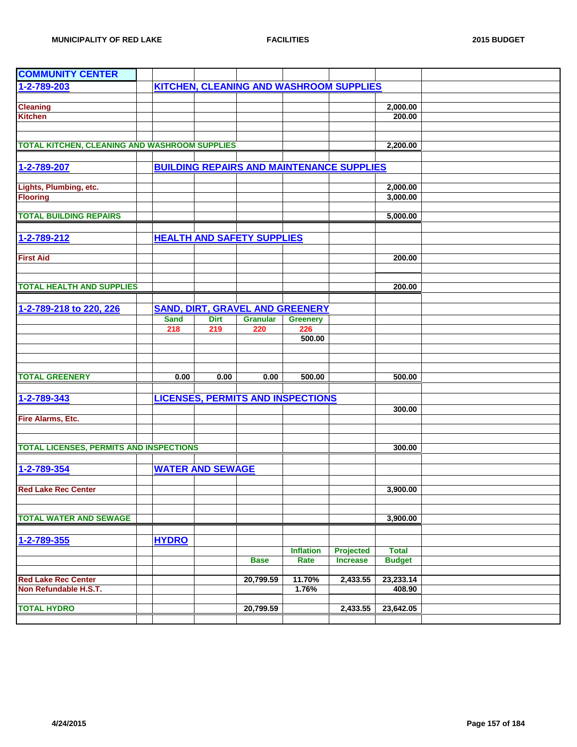## COMMUNITY CENTER

| | | | | | | | |
|---|---|---|---|---|---|---|---|
| **1-2-789-203** | **KITCHEN, CLEANING AND WASHROOM SUPPLIES** | | | | | | |
| | | | | | | | |
| Cleaning | | | | | | 2,000.00 | |
| Kitchen | | | | | | 200.00 | |
| | | | | | | | |
| | | | | | | | |
| **TOTAL KITCHEN, CLEANING AND WASHROOM SUPPLIES** | | | | | | 2,200.00 | |
| | | | | | | | |
| **1-2-789-207** | **BUILDING REPAIRS AND MAINTENANCE SUPPLIES** | | | | | | |
| | | | | | | | |
| Lights, Plumbing, etc. | | | | | | 2,000.00 | |
| Flooring | | | | | | 3,000.00 | |
| | | | | | | | |
| **TOTAL BUILDING REPAIRS** | | | | | | 5,000.00 | |
| | | | | | | | |
| **1-2-789-212** | **HEALTH AND SAFETY SUPPLIES** | | | | | | |
| | | | | | | | |
| First Aid | | | | | | 200.00 | |
| | | | | | | | |
| | | | | | | | |
| **TOTAL HEALTH AND SUPPLIES** | | | | | | 200.00 | |
| | | | | | | | |
| **1-2-789-218 to 220, 226** | **SAND, DIRT, GRAVEL AND GREENERY** | | | | | | |
| | Sand | Dirt | Granular | Greenery | | | |
| | 218 | 219 | 220 | 226 | | | |
| | | | | 500.00 | | | |
| | | | | | | | |
| | | | | | | | |
| | | | | | | | |
| **TOTAL GREENERY** | 0.00 | 0.00 | 0.00 | 500.00 | | 500.00 | |
| | | | | | | | |
| **1-2-789-343** | **LICENSES, PERMITS AND INSPECTIONS** | | | | | | |
| | | | | | | 300.00 | |
| Fire Alarms, Etc. | | | | | | | |
| | | | | | | | |
| | | | | | | | |
| **TOTAL LICENSES, PERMITS AND INSPECTIONS** | | | | | | 300.00 | |
| | | | | | | | |
| **1-2-789-354** | **WATER AND SEWAGE** | | | | | | |
| | | | | | | | |
| Red Lake Rec Center | | | | | | 3,900.00 | |
| | | | | | | | |
| | | | | | | | |
| **TOTAL WATER AND SEWAGE** | | | | | | 3,900.00 | |
| | | | | | | | |
| **1-2-789-355** | **HYDRO** | | | | | | |
| | | | | Inflation | Projected | Total | |
| | | | Base | Rate | Increase | Budget | |
| | | | | | | | |
| Red Lake Rec Center | | | 20,799.59 | 11.70% | 2,433.55 | 23,233.14 | |
| Non Refundable H.S.T. | | | | 1.76% | | 408.90 | |
| | | | | | | | |
| **TOTAL HYDRO** | | | 20,799.59 | | 2,433.55 | 23,642.05 | |
| | | | | | | | |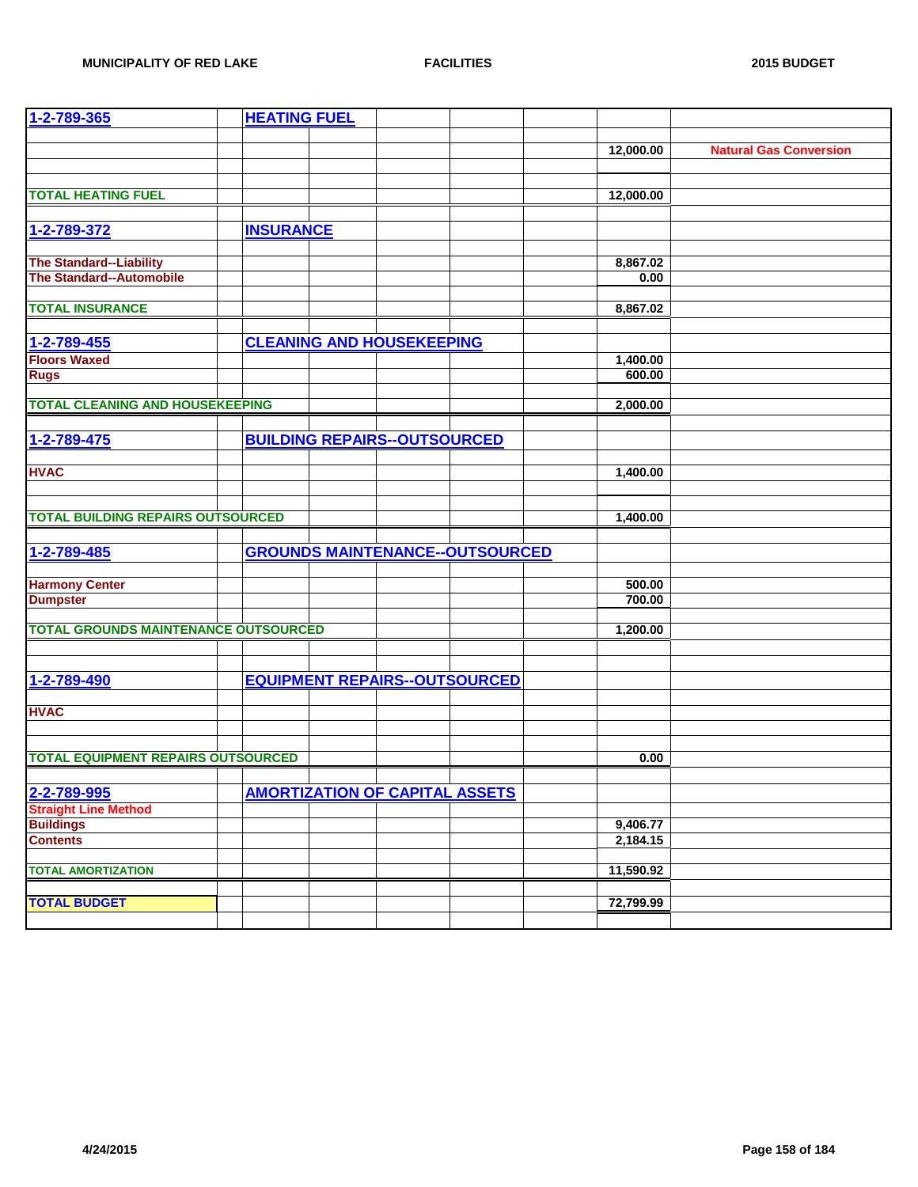| | | | | | | | |
|---|---|---|---|---|---|---|---|
| **1-2-789-365** | | **HEATING FUEL** | | | | | |
| | | | | | | 12,000.00 | Natural Gas Conversion |
| **TOTAL HEATING FUEL** | | | | | | 12,000.00 | |
| **1-2-789-372** | | **INSURANCE** | | | | | |
| The Standard--Liability | | | | | | 8,867.02 | |
| The Standard--Automobile | | | | | | 0.00 | |
| **TOTAL INSURANCE** | | | | | | 8,867.02 | |
| **1-2-789-455** | | **CLEANING AND HOUSEKEEPING** | | | | | |
| Floors Waxed | | | | | | 1,400.00 | |
| Rugs | | | | | | 600.00 | |
| **TOTAL CLEANING AND HOUSEKEEPING** | | | | | | 2,000.00 | |
| **1-2-789-475** | | **BUILDING REPAIRS--OUTSOURCED** | | | | | |
| HVAC | | | | | | 1,400.00 | |
| **TOTAL BUILDING REPAIRS OUTSOURCED** | | | | | | 1,400.00 | |
| **1-2-789-485** | | **GROUNDS MAINTENANCE--OUTSOURCED** | | | | | |
| Harmony Center | | | | | | 500.00 | |
| Dumpster | | | | | | 700.00 | |
| **TOTAL GROUNDS MAINTENANCE OUTSOURCED** | | | | | | 1,200.00 | |
| **1-2-789-490** | | **EQUIPMENT REPAIRS--OUTSOURCED** | | | | | |
| HVAC | | | | | | | |
| **TOTAL EQUIPMENT REPAIRS OUTSOURCED** | | | | | | 0.00 | |
| **2-2-789-995** | | **AMORTIZATION OF CAPITAL ASSETS** | | | | | |
| Straight Line Method | | | | | | | |
| Buildings | | | | | | 9,406.77 | |
| Contents | | | | | | 2,184.15 | |
| **TOTAL AMORTIZATION** | | | | | | 11,590.92 | |
| **TOTAL BUDGET** | | | | | | 72,799.99 | |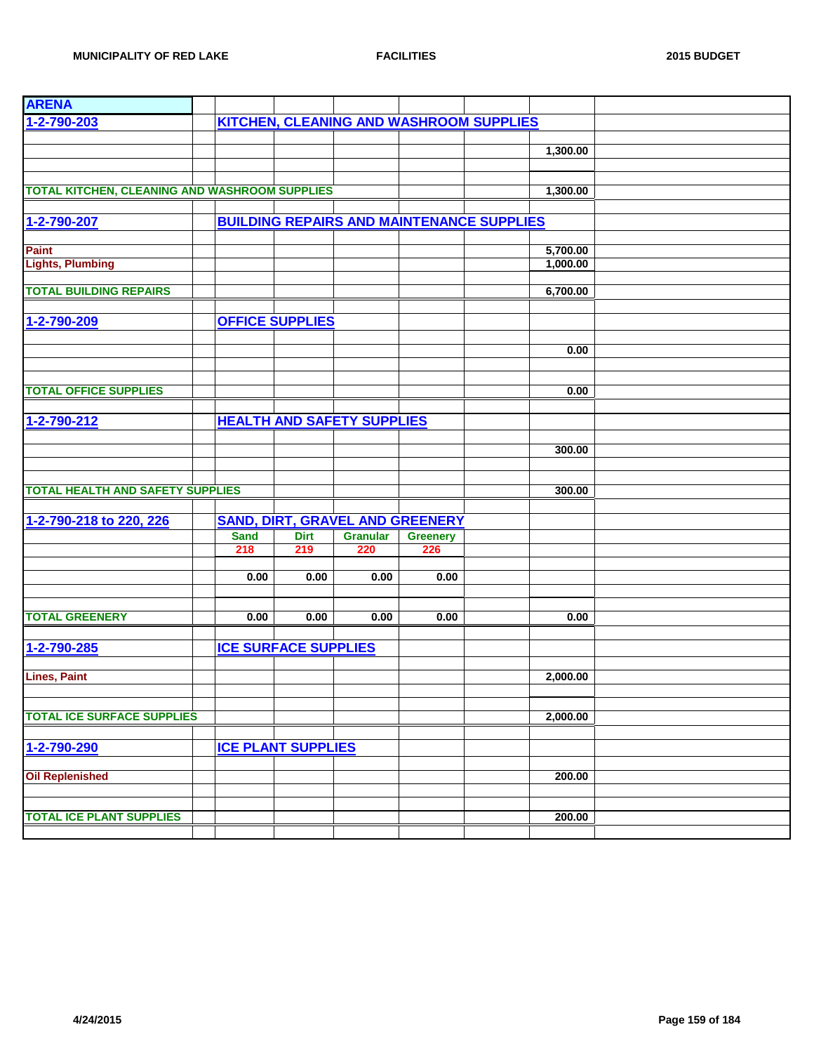## ARENA

| | | | | | | | |
|---|---|---|---|---|---|---|---|
| **1-2-790-203** | | **KITCHEN, CLEANING AND WASHROOM SUPPLIES** | | | | | |
| | | | | | | 1,300.00 | |
| **TOTAL KITCHEN, CLEANING AND WASHROOM SUPPLIES** | | | | | | 1,300.00 | |
| | | | | | | | |
| **1-2-790-207** | | **BUILDING REPAIRS AND MAINTENANCE SUPPLIES** | | | | | |
| Paint | | | | | | 5,700.00 | |
| Lights, Plumbing | | | | | | 1,000.00 | |
| **TOTAL BUILDING REPAIRS** | | | | | | 6,700.00 | |
| | | | | | | | |
| **1-2-790-209** | | **OFFICE SUPPLIES** | | | | | |
| | | | | | | 0.00 | |
| **TOTAL OFFICE SUPPLIES** | | | | | | 0.00 | |
| | | | | | | | |
| **1-2-790-212** | | **HEALTH AND SAFETY SUPPLIES** | | | | | |
| | | | | | | 300.00 | |
| **TOTAL HEALTH AND SAFETY SUPPLIES** | | | | | | 300.00 | |
| | | | | | | | |
| **1-2-790-218 to 220, 226** | | **SAND, DIRT, GRAVEL AND GREENERY** | | | | | |
| | | Sand | Dirt | Granular | Greenery | | |
| | | 218 | 219 | 220 | 226 | | |
| | | 0.00 | 0.00 | 0.00 | 0.00 | | |
| **TOTAL GREENERY** | | 0.00 | 0.00 | 0.00 | 0.00 | 0.00 | |
| | | | | | | | |
| **1-2-790-285** | | **ICE SURFACE SUPPLIES** | | | | | |
| Lines, Paint | | | | | | 2,000.00 | |
| **TOTAL ICE SURFACE SUPPLIES** | | | | | | 2,000.00 | |
| | | | | | | | |
| **1-2-790-290** | | **ICE PLANT SUPPLIES** | | | | | |
| Oil Replenished | | | | | | 200.00 | |
| **TOTAL ICE PLANT SUPPLIES** | | | | | | 200.00 | |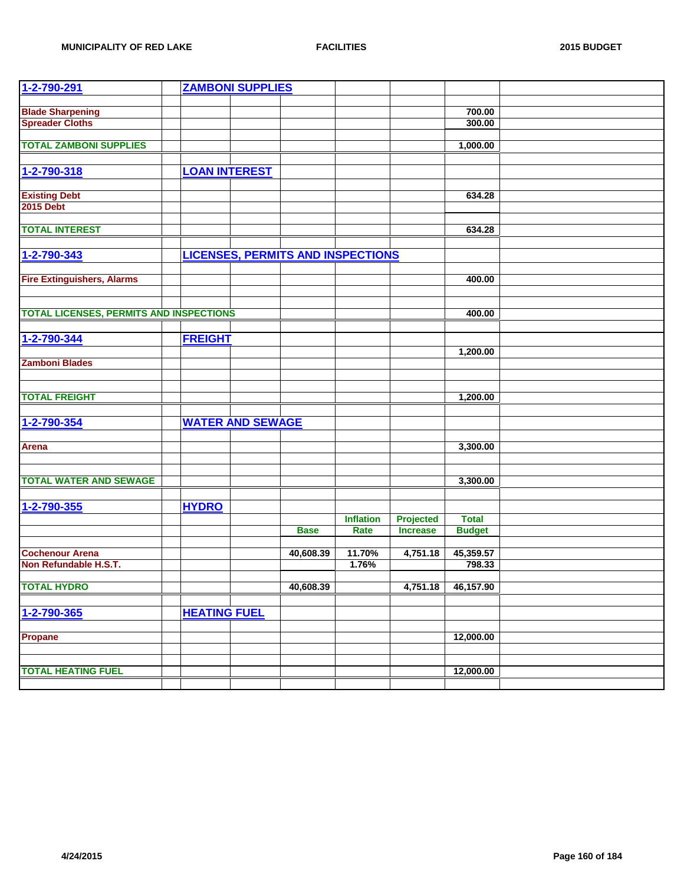| | | | | | | | |
|---|---|---|---|---|---|---|---|
| **1-2-790-291** | **ZAMBONI SUPPLIES** | | | | | | |
| | | | | | | | |
| **Blade Sharpening** | | | | | | 700.00 | |
| **Spreader Cloths** | | | | | | 300.00 | |
| | | | | | | | |
| **TOTAL ZAMBONI SUPPLIES** | | | | | | 1,000.00 | |
| | | | | | | | |
| **1-2-790-318** | **LOAN INTEREST** | | | | | | |
| | | | | | | | |
| **Existing Debt** | | | | | | 634.28 | |
| **2015 Debt** | | | | | | | |
| | | | | | | | |
| **TOTAL INTEREST** | | | | | | 634.28 | |
| | | | | | | | |
| **1-2-790-343** | **LICENSES, PERMITS AND INSPECTIONS** | | | | | | |
| | | | | | | | |
| **Fire Extinguishers, Alarms** | | | | | | 400.00 | |
| | | | | | | | |
| | | | | | | | |
| **TOTAL LICENSES, PERMITS AND INSPECTIONS** | | | | | | 400.00 | |
| | | | | | | | |
| **1-2-790-344** | **FREIGHT** | | | | | | |
| | | | | | | 1,200.00 | |
| **Zamboni Blades** | | | | | | | |
| | | | | | | | |
| | | | | | | | |
| **TOTAL FREIGHT** | | | | | | 1,200.00 | |
| | | | | | | | |
| **1-2-790-354** | **WATER AND SEWAGE** | | | | | | |
| | | | | | | | |
| **Arena** | | | | | | 3,300.00 | |
| | | | | | | | |
| | | | | | | | |
| **TOTAL WATER AND SEWAGE** | | | | | | 3,300.00 | |
| | | | | | | | |
| **1-2-790-355** | **HYDRO** | | | | | | |
| | | | | **Inflation** | **Projected** | **Total** | |
| | | | **Base** | **Rate** | **Increase** | **Budget** | |
| | | | | | | | |
| **Cochenour Arena** | | | 40,608.39 | 11.70% | 4,751.18 | 45,359.57 | |
| **Non Refundable H.S.T.** | | | | 1.76% | | 798.33 | |
| | | | | | | | |
| **TOTAL HYDRO** | | | 40,608.39 | | 4,751.18 | 46,157.90 | |
| | | | | | | | |
| **1-2-790-365** | **HEATING FUEL** | | | | | | |
| | | | | | | | |
| **Propane** | | | | | | 12,000.00 | |
| | | | | | | | |
| | | | | | | | |
| **TOTAL HEATING FUEL** | | | | | | 12,000.00 | |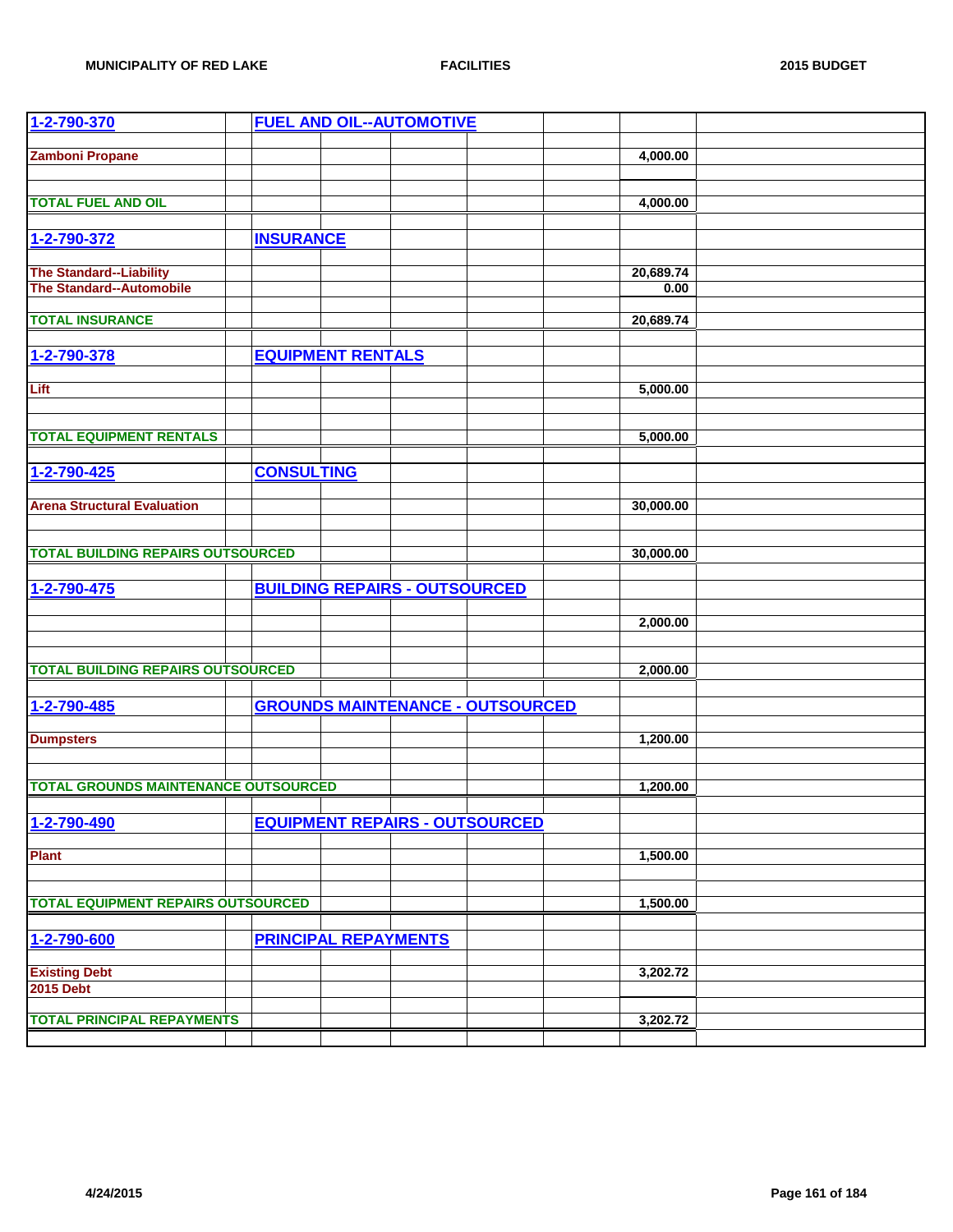| | | | | | | | |
|---|---|---|---|---|---|---|---|
| **1-2-790-370** | | **FUEL AND OIL--AUTOMOTIVE** | | | | | |
| **Zamboni Propane** | | | | | | | 4,000.00 |
| **TOTAL FUEL AND OIL** | | | | | | | 4,000.00 |
| **1-2-790-372** | | **INSURANCE** | | | | | |
| **The Standard--Liability** | | | | | | | 20,689.74 |
| **The Standard--Automobile** | | | | | | | 0.00 |
| **TOTAL INSURANCE** | | | | | | | 20,689.74 |
| **1-2-790-378** | | **EQUIPMENT RENTALS** | | | | | |
| **Lift** | | | | | | | 5,000.00 |
| **TOTAL EQUIPMENT RENTALS** | | | | | | | 5,000.00 |
| **1-2-790-425** | | **CONSULTING** | | | | | |
| **Arena Structural Evaluation** | | | | | | | 30,000.00 |
| **TOTAL BUILDING REPAIRS OUTSOURCED** | | | | | | | 30,000.00 |
| **1-2-790-475** | | **BUILDING REPAIRS - OUTSOURCED** | | | | | |
| | | | | | | | 2,000.00 |
| **TOTAL BUILDING REPAIRS OUTSOURCED** | | | | | | | 2,000.00 |
| **1-2-790-485** | | **GROUNDS MAINTENANCE - OUTSOURCED** | | | | | |
| **Dumpsters** | | | | | | | 1,200.00 |
| **TOTAL GROUNDS MAINTENANCE OUTSOURCED** | | | | | | | 1,200.00 |
| **1-2-790-490** | | **EQUIPMENT REPAIRS - OUTSOURCED** | | | | | |
| **Plant** | | | | | | | 1,500.00 |
| **TOTAL EQUIPMENT REPAIRS OUTSOURCED** | | | | | | | 1,500.00 |
| **1-2-790-600** | | **PRINCIPAL REPAYMENTS** | | | | | |
| **Existing Debt** | | | | | | | 3,202.72 |
| **2015 Debt** | | | | | | | |
| **TOTAL PRINCIPAL REPAYMENTS** | | | | | | | 3,202.72 |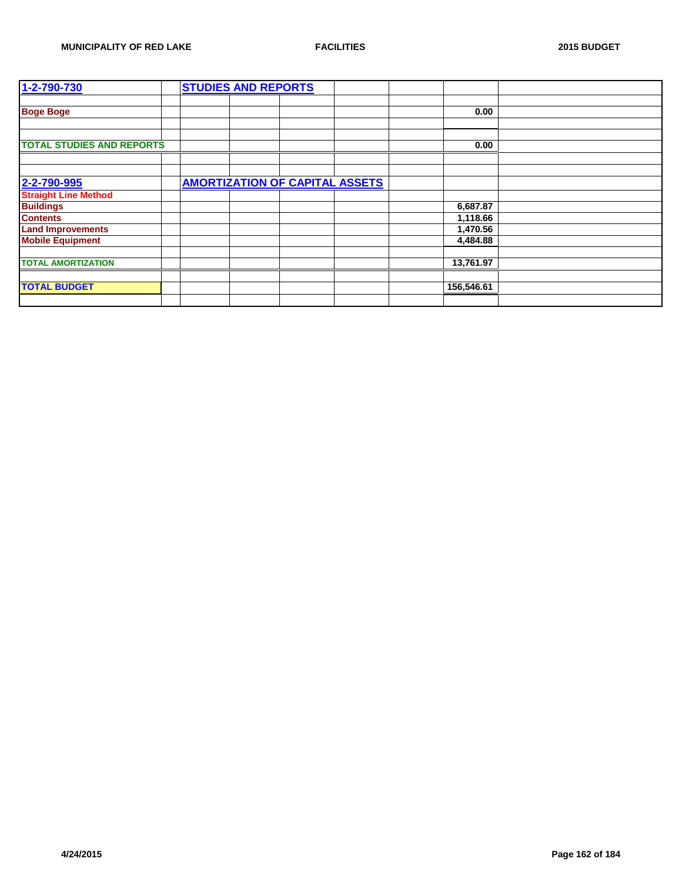| 1-2-790-730 | | STUDIES AND REPORTS | | | | | | |
|---|---|---|---|---|---|---|---|---|
| | | | | | | | | |
| Boge Boge | | | | | | | 0.00 | |
| | | | | | | | | |
| | | | | | | | | |
| TOTAL STUDIES AND REPORTS | | | | | | | 0.00 | |
| | | | | | | | | |
| | | | | | | | | |
| 2-2-790-995 | | AMORTIZATION OF CAPITAL ASSETS | | | | | | |
| Straight Line Method | | | | | | | | |
| Buildings | | | | | | | 6,687.87 | |
| Contents | | | | | | | 1,118.66 | |
| Land Improvements | | | | | | | 1,470.56 | |
| Mobile Equipment | | | | | | | 4,484.88 | |
| | | | | | | | | |
| TOTAL AMORTIZATION | | | | | | | 13,761.97 | |
| | | | | | | | | |
| TOTAL BUDGET | | | | | | | 156,546.61 | |
| | | | | | | | | |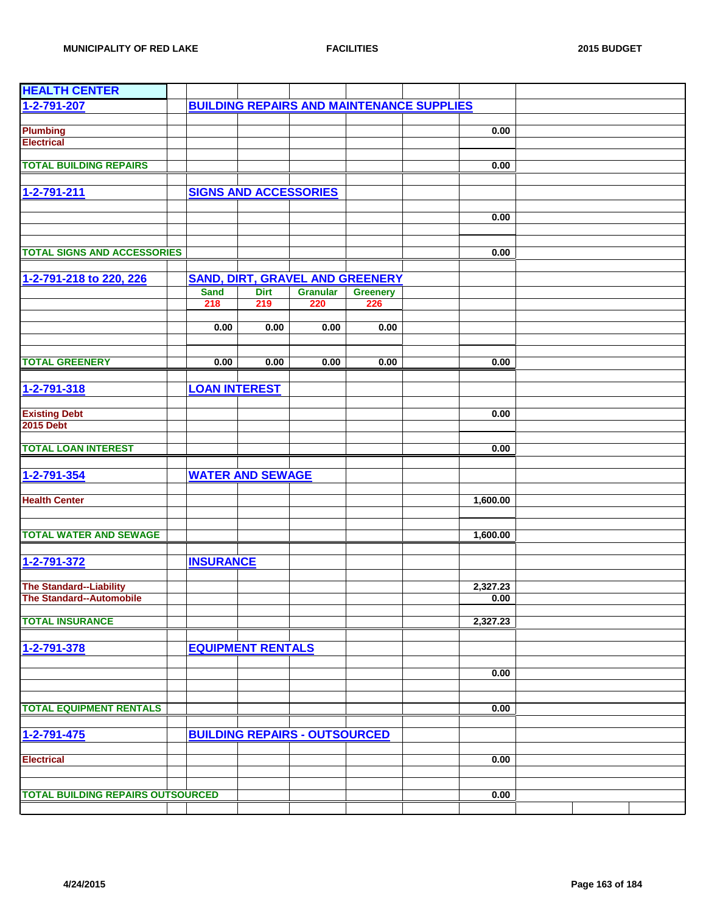| HEALTH CENTER | | | | | | | |
|---|---|---|---|---|---|---|---|
| **1-2-791-207** | | **BUILDING REPAIRS AND MAINTENANCE SUPPLIES** | | | | | |
| | | | | | | | |
| Plumbing | | | | | | 0.00 | |
| Electrical | | | | | | | |
| | | | | | | | |
| TOTAL BUILDING REPAIRS | | | | | | 0.00 | |
| | | | | | | | |
| **1-2-791-211** | | **SIGNS AND ACCESSORIES** | | | | | |
| | | | | | | | |
| | | | | | | 0.00 | |
| | | | | | | | |
| TOTAL SIGNS AND ACCESSORIES | | | | | | 0.00 | |
| | | | | | | | |
| **1-2-791-218 to 220, 226** | | **SAND, DIRT, GRAVEL AND GREENERY** | | | | | |
| | | Sand | Dirt | Granular | Greenery | | |
| | | 218 | 219 | 220 | 226 | | |
| | | | | | | | |
| | | 0.00 | 0.00 | 0.00 | 0.00 | | |
| | | | | | | | |
| TOTAL GREENERY | | 0.00 | 0.00 | 0.00 | 0.00 | 0.00 | |
| | | | | | | | |
| **1-2-791-318** | | **LOAN INTEREST** | | | | | |
| | | | | | | | |
| Existing Debt | | | | | | 0.00 | |
| 2015 Debt | | | | | | | |
| | | | | | | | |
| TOTAL LOAN INTEREST | | | | | | 0.00 | |
| | | | | | | | |
| **1-2-791-354** | | **WATER AND SEWAGE** | | | | | |
| | | | | | | | |
| Health Center | | | | | | 1,600.00 | |
| | | | | | | | |
| TOTAL WATER AND SEWAGE | | | | | | 1,600.00 | |
| | | | | | | | |
| **1-2-791-372** | | **INSURANCE** | | | | | |
| | | | | | | | |
| The Standard--Liability | | | | | | 2,327.23 | |
| The Standard--Automobile | | | | | | 0.00 | |
| | | | | | | | |
| TOTAL INSURANCE | | | | | | 2,327.23 | |
| | | | | | | | |
| **1-2-791-378** | | **EQUIPMENT RENTALS** | | | | | |
| | | | | | | | |
| | | | | | | 0.00 | |
| | | | | | | | |
| TOTAL EQUIPMENT RENTALS | | | | | | 0.00 | |
| | | | | | | | |
| **1-2-791-475** | | **BUILDING REPAIRS - OUTSOURCED** | | | | | |
| | | | | | | | |
| Electrical | | | | | | 0.00 | |
| | | | | | | | |
| TOTAL BUILDING REPAIRS OUTSOURCED | | | | | | 0.00 | |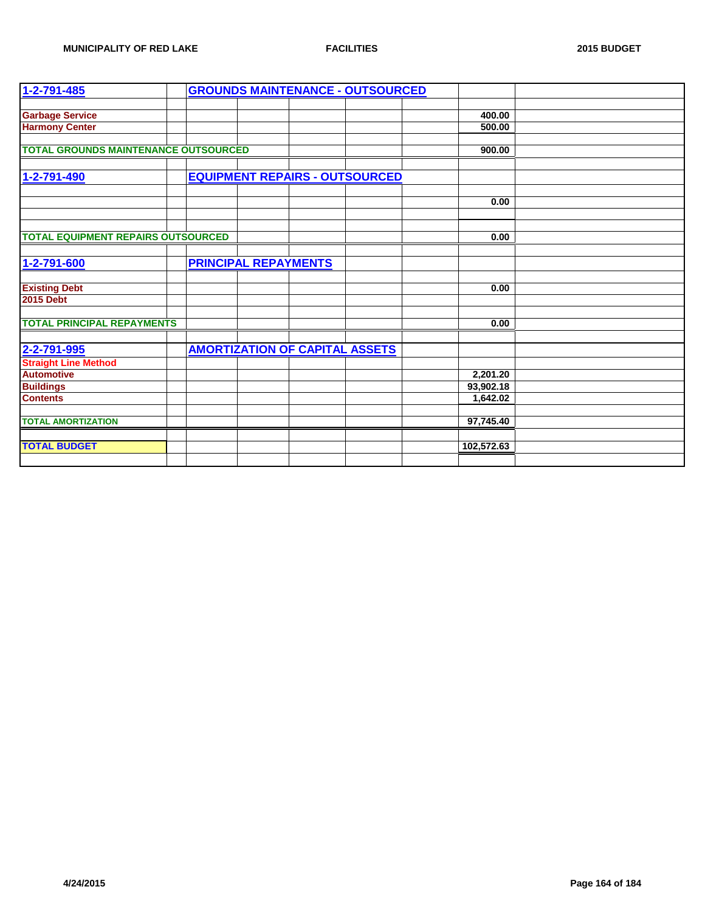| 1-2-791-485 | GROUNDS MAINTENANCE - OUTSOURCED | | |
|---|---|---|---|
| Garbage Service | | 400.00 | |
| Harmony Center | | 500.00 | |
| TOTAL GROUNDS MAINTENANCE OUTSOURCED | | 900.00 | |
| | | | |
| 1-2-791-490 | EQUIPMENT REPAIRS - OUTSOURCED | | |
| | | 0.00 | |
| TOTAL EQUIPMENT REPAIRS OUTSOURCED | | 0.00 | |
| | | | |
| 1-2-791-600 | PRINCIPAL REPAYMENTS | | |
| Existing Debt | | 0.00 | |
| 2015 Debt | | | |
| TOTAL PRINCIPAL REPAYMENTS | | 0.00 | |
| | | | |
| 2-2-791-995 | AMORTIZATION OF CAPITAL ASSETS | | |
| Straight Line Method | | | |
| Automotive | | 2,201.20 | |
| Buildings | | 93,902.18 | |
| Contents | | 1,642.02 | |
| TOTAL AMORTIZATION | | 97,745.40 | |
| | | | |
| TOTAL BUDGET | | 102,572.63 | |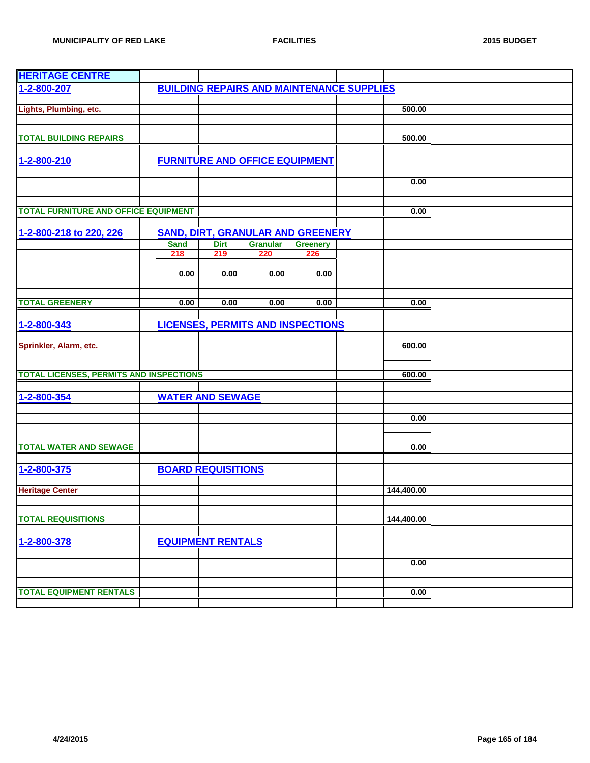## HERITAGE CENTRE

| | | | | | | | |
|---|---|---|---|---|---|---|---|
| **1-2-800-207** | | **BUILDING REPAIRS AND MAINTENANCE SUPPLIES** | | | | | |
| Lights, Plumbing, etc. | | | | | | | 500.00 |
| **TOTAL BUILDING REPAIRS** | | | | | | | 500.00 |
| **1-2-800-210** | | **FURNITURE AND OFFICE EQUIPMENT** | | | | | |
| | | | | | | | 0.00 |
| **TOTAL FURNITURE AND OFFICE EQUIPMENT** | | | | | | | 0.00 |
| **1-2-800-218 to 220, 226** | | **SAND, DIRT, GRANULAR AND GREENERY** | | | | | |
| | | Sand | Dirt | Granular | Greenery | | |
| | | 218 | 219 | 220 | 226 | | |
| | | 0.00 | 0.00 | 0.00 | 0.00 | | |
| **TOTAL GREENERY** | | 0.00 | 0.00 | 0.00 | 0.00 | | 0.00 |
| **1-2-800-343** | | **LICENSES, PERMITS AND INSPECTIONS** | | | | | |
| Sprinkler, Alarm, etc. | | | | | | | 600.00 |
| **TOTAL LICENSES, PERMITS AND INSPECTIONS** | | | | | | | 600.00 |
| **1-2-800-354** | | **WATER AND SEWAGE** | | | | | |
| | | | | | | | 0.00 |
| **TOTAL WATER AND SEWAGE** | | | | | | | 0.00 |
| **1-2-800-375** | | **BOARD REQUISITIONS** | | | | | |
| Heritage Center | | | | | | | 144,400.00 |
| **TOTAL REQUISITIONS** | | | | | | | 144,400.00 |
| **1-2-800-378** | | **EQUIPMENT RENTALS** | | | | | |
| | | | | | | | 0.00 |
| **TOTAL EQUIPMENT RENTALS** | | | | | | | 0.00 |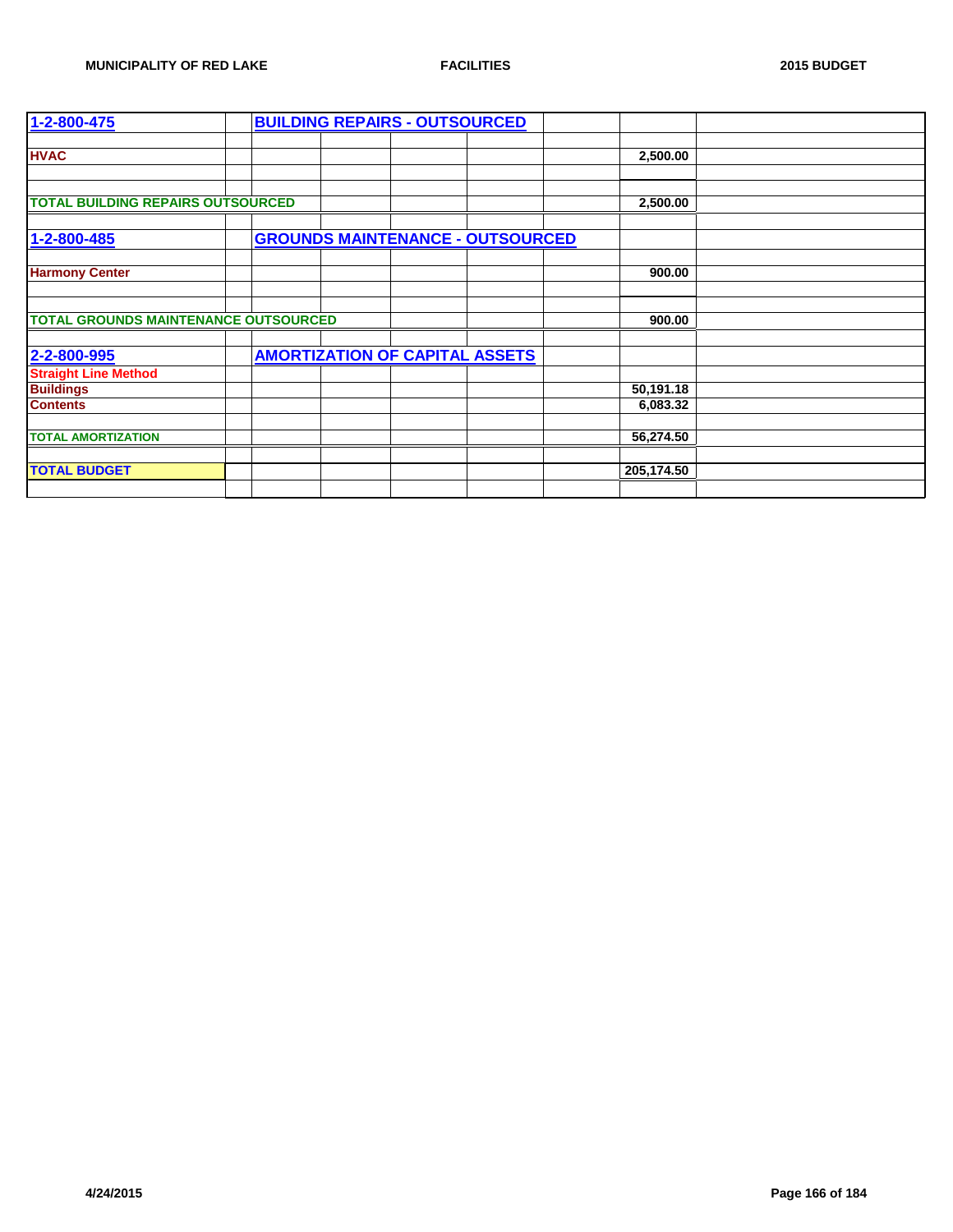| 1-2-800-475 | BUILDING REPAIRS - OUTSOURCED | | | | | |
|---|---|---|---|---|---|---|
| | | | | | | |
| HVAC | | | | | 2,500.00 | |
| | | | | | | |
| TOTAL BUILDING REPAIRS OUTSOURCED | | | | | 2,500.00 | |
| | | | | | | |
| 1-2-800-485 | GROUNDS MAINTENANCE - OUTSOURCED | | | | | |
| | | | | | | |
| Harmony Center | | | | | 900.00 | |
| | | | | | | |
| TOTAL GROUNDS MAINTENANCE OUTSOURCED | | | | | 900.00 | |
| | | | | | | |
| 2-2-800-995 | AMORTIZATION OF CAPITAL ASSETS | | | | | |
| Straight Line Method | | | | | | |
| Buildings | | | | | 50,191.18 | |
| Contents | | | | | 6,083.32 | |
| | | | | | | |
| TOTAL AMORTIZATION | | | | | 56,274.50 | |
| | | | | | | |
| TOTAL BUDGET | | | | | 205,174.50 | |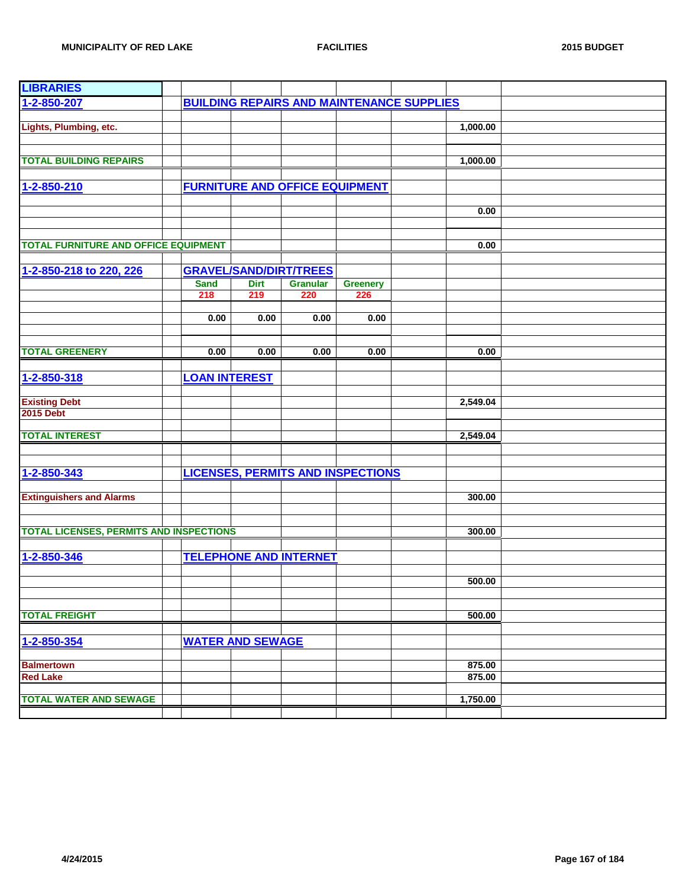| LIBRARIES | | | | | | | |
|---|---|---|---|---|---|---|---|
| 1-2-850-207 | | BUILDING REPAIRS AND MAINTENANCE SUPPLIES | | | | | |
| | | | | | | | |
| Lights, Plumbing, etc. | | | | | | 1,000.00 | |
| | | | | | | | |
| TOTAL BUILDING REPAIRS | | | | | | 1,000.00 | |
| | | | | | | | |
| 1-2-850-210 | | FURNITURE AND OFFICE EQUIPMENT | | | | | |
| | | | | | | 0.00 | |
| | | | | | | | |
| TOTAL FURNITURE AND OFFICE EQUIPMENT | | | | | | 0.00 | |
| | | | | | | | |
| 1-2-850-218 to 220, 226 | | GRAVEL/SAND/DIRT/TREES | | | | | |
| | | Sand | Dirt | Granular | Greenery | | |
| | | 218 | 219 | 220 | 226 | | |
| | | 0.00 | 0.00 | 0.00 | 0.00 | | |
| | | | | | | | |
| TOTAL GREENERY | | 0.00 | 0.00 | 0.00 | 0.00 | 0.00 | |
| | | | | | | | |
| 1-2-850-318 | | LOAN INTEREST | | | | | |
| | | | | | | | |
| Existing Debt | | | | | | 2,549.04 | |
| 2015 Debt | | | | | | | |
| | | | | | | | |
| TOTAL INTEREST | | | | | | 2,549.04 | |
| | | | | | | | |
| 1-2-850-343 | | LICENSES, PERMITS AND INSPECTIONS | | | | | |
| | | | | | | | |
| Extinguishers and Alarms | | | | | | 300.00 | |
| | | | | | | | |
| TOTAL LICENSES, PERMITS AND INSPECTIONS | | | | | | 300.00 | |
| | | | | | | | |
| 1-2-850-346 | | TELEPHONE AND INTERNET | | | | | |
| | | | | | | 500.00 | |
| | | | | | | | |
| TOTAL FREIGHT | | | | | | 500.00 | |
| | | | | | | | |
| 1-2-850-354 | | WATER AND SEWAGE | | | | | |
| | | | | | | | |
| Balmertown | | | | | | 875.00 | |
| Red Lake | | | | | | 875.00 | |
| | | | | | | | |
| TOTAL WATER AND SEWAGE | | | | | | 1,750.00 | |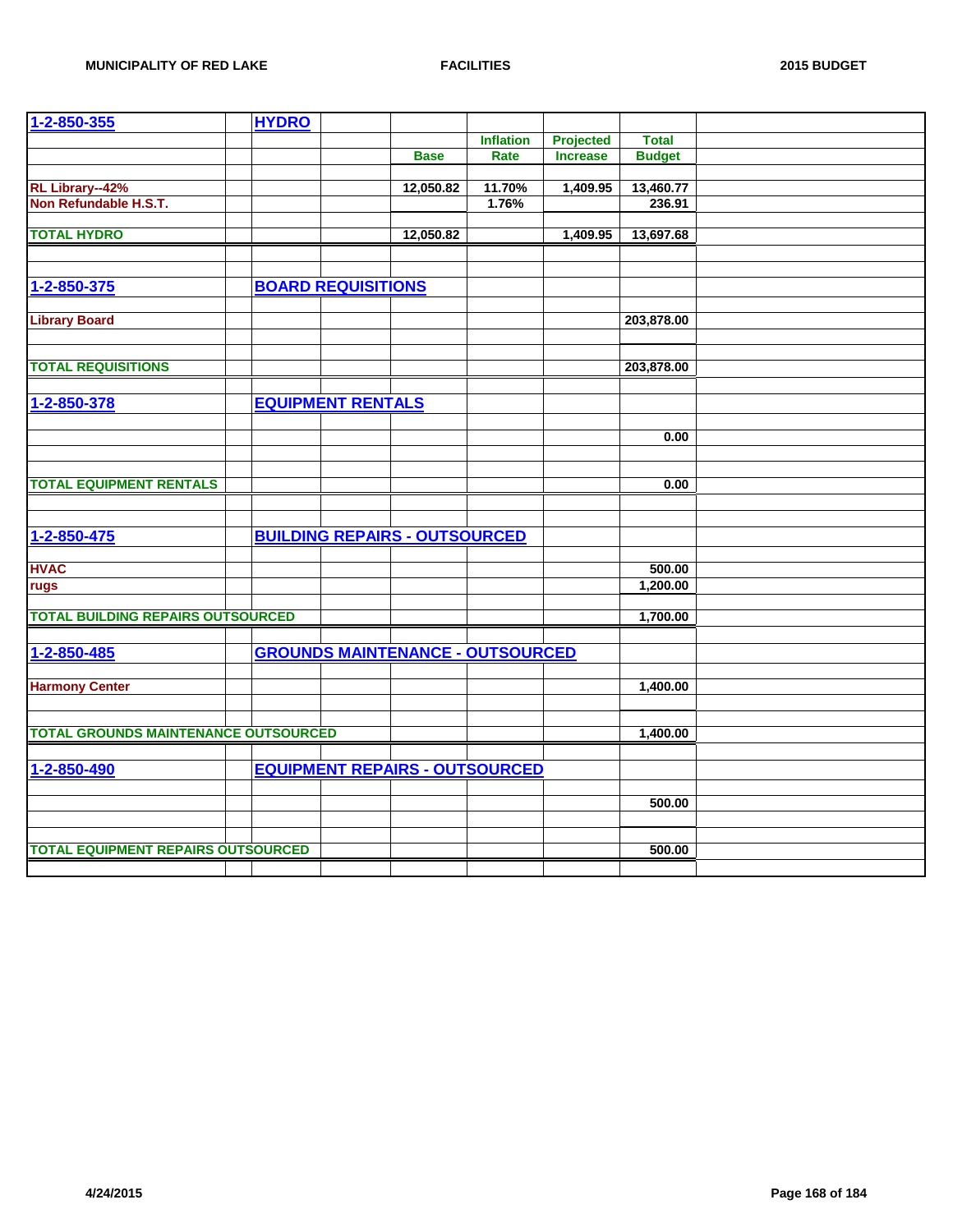| 1-2-850-355 | HYDRO | | | | |
|---|---|---|---|---|---|
| | | | Inflation | Projected | Total |
| | | Base | Rate | Increase | Budget |
| RL Library--42% | | 12,050.82 | 11.70% | 1,409.95 | 13,460.77 |
| Non Refundable H.S.T. | | | 1.76% | | 236.91 |
| TOTAL HYDRO | | 12,050.82 | | 1,409.95 | 13,697.68 |

| 1-2-850-375 | BOARD REQUISITIONS | |
|---|---|---|
| Library Board | | 203,878.00 |
| TOTAL REQUISITIONS | | 203,878.00 |

| 1-2-850-378 | EQUIPMENT RENTALS | |
|---|---|---|
| | | 0.00 |
| TOTAL EQUIPMENT RENTALS | | 0.00 |

| 1-2-850-475 | BUILDING REPAIRS - OUTSOURCED | |
|---|---|---|
| HVAC | | 500.00 |
| rugs | | 1,200.00 |
| TOTAL BUILDING REPAIRS OUTSOURCED | | 1,700.00 |

| 1-2-850-485 | GROUNDS MAINTENANCE - OUTSOURCED | |
|---|---|---|
| Harmony Center | | 1,400.00 |
| TOTAL GROUNDS MAINTENANCE OUTSOURCED | | 1,400.00 |

| 1-2-850-490 | EQUIPMENT REPAIRS - OUTSOURCED | |
|---|---|---|
| | | 500.00 |
| TOTAL EQUIPMENT REPAIRS OUTSOURCED | | 500.00 |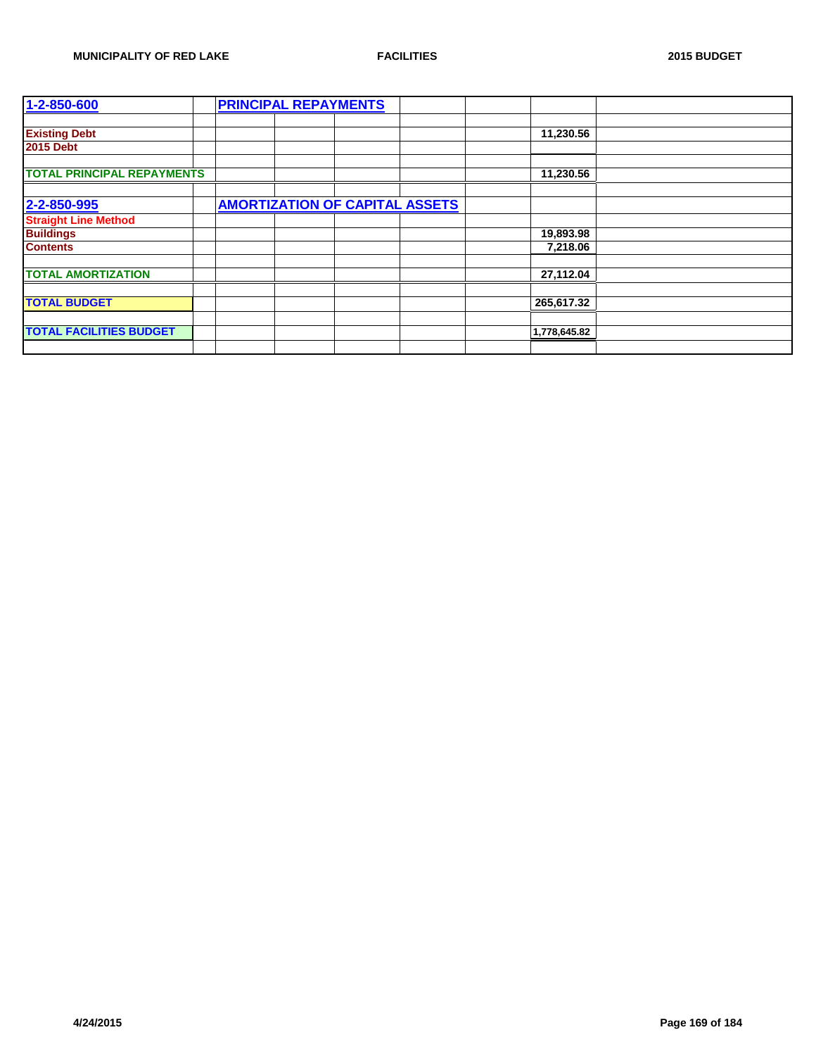| 1-2-850-600 | | PRINCIPAL REPAYMENTS | | | | | | |
|---|---|---|---|---|---|---|---|---|
| | | | | | | | | |
| Existing Debt | | | | | | | 11,230.56 | |
| 2015 Debt | | | | | | | | |
| | | | | | | | | |
| TOTAL PRINCIPAL REPAYMENTS | | | | | | | 11,230.56 | |
| | | | | | | | | |
| 2-2-850-995 | | AMORTIZATION OF CAPITAL ASSETS | | | | | | |
| Straight Line Method | | | | | | | | |
| Buildings | | | | | | | 19,893.98 | |
| Contents | | | | | | | 7,218.06 | |
| | | | | | | | | |
| TOTAL AMORTIZATION | | | | | | | 27,112.04 | |
| | | | | | | | | |
| TOTAL BUDGET | | | | | | | 265,617.32 | |
| | | | | | | | | |
| TOTAL FACILITIES BUDGET | | | | | | | 1,778,645.82 | |
| | | | | | | | | |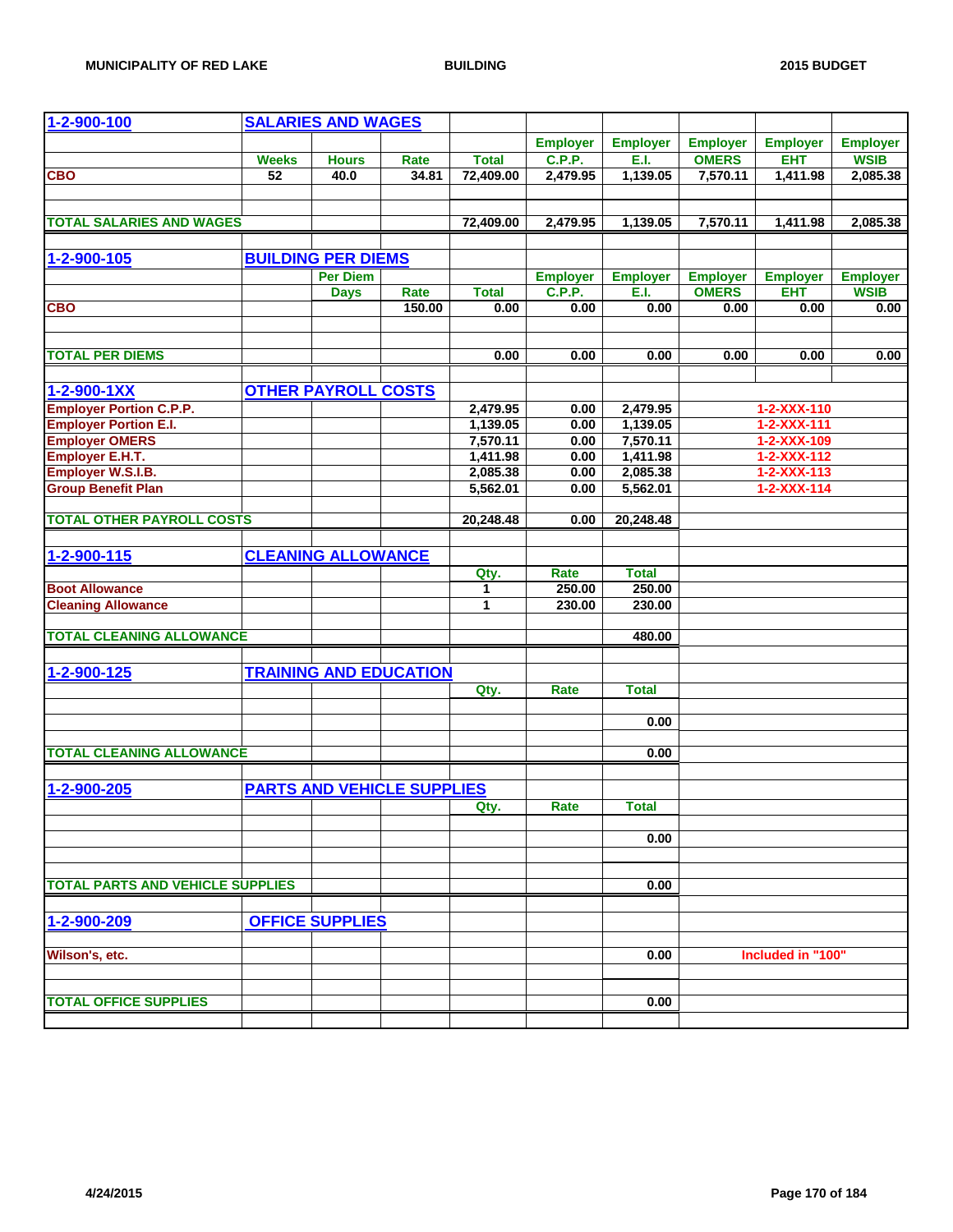MUNICIPALITY OF RED LAKE | BUILDING | 2015 BUDGET

| 1-2-900-100 | SALARIES AND WAGES | | | | | | | | |
|---|---|---|---|---|---|---|---|---|---|
| | | | | | Employer | Employer | Employer | Employer | Employer |
| | Weeks | Hours | Rate | Total | C.P.P. | E.I. | OMERS | EHT | WSIB |
| CBO | 52 | 40.0 | 34.81 | 72,409.00 | 2,479.95 | 1,139.05 | 7,570.11 | 1,411.98 | 2,085.38 |
| TOTAL SALARIES AND WAGES | | | | 72,409.00 | 2,479.95 | 1,139.05 | 7,570.11 | 1,411.98 | 2,085.38 |

| 1-2-900-105 | BUILDING PER DIEMS | | | | | | | | |
|---|---|---|---|---|---|---|---|---|---|
| | | Per Diem | | | Employer | Employer | Employer | Employer | Employer |
| | | Days | Rate | Total | C.P.P. | E.I. | OMERS | EHT | WSIB |
| CBO | | | 150.00 | 0.00 | 0.00 | 0.00 | 0.00 | 0.00 | 0.00 |
| TOTAL PER DIEMS | | | | 0.00 | 0.00 | 0.00 | 0.00 | 0.00 | 0.00 |

| 1-2-900-1XX | OTHER PAYROLL COSTS | | | | | | |
|---|---|---|---|---|---|---|---|
| Employer Portion C.P.P. | | | | 2,479.95 | 0.00 | 2,479.95 | 1-2-XXX-110 |
| Employer Portion E.I. | | | | 1,139.05 | 0.00 | 1,139.05 | 1-2-XXX-111 |
| Employer OMERS | | | | 7,570.11 | 0.00 | 7,570.11 | 1-2-XXX-109 |
| Employer E.H.T. | | | | 1,411.98 | 0.00 | 1,411.98 | 1-2-XXX-112 |
| Employer W.S.I.B. | | | | 2,085.38 | 0.00 | 2,085.38 | 1-2-XXX-113 |
| Group Benefit Plan | | | | 5,562.01 | 0.00 | 5,562.01 | 1-2-XXX-114 |
| TOTAL OTHER PAYROLL COSTS | | | | 20,248.48 | 0.00 | 20,248.48 | |

| 1-2-900-115 | CLEANING ALLOWANCE | | | | | |
|---|---|---|---|---|---|---|
| | | | | Qty. | Rate | Total |
| Boot Allowance | | | | 1 | 250.00 | 250.00 |
| Cleaning Allowance | | | | 1 | 230.00 | 230.00 |
| TOTAL CLEANING ALLOWANCE | | | | | | 480.00 |

| 1-2-900-125 | TRAINING AND EDUCATION | | | | | |
|---|---|---|---|---|---|---|
| | | | | Qty. | Rate | Total |
| | | | | | | 0.00 |
| TOTAL CLEANING ALLOWANCE | | | | | | 0.00 |

| 1-2-900-205 | PARTS AND VEHICLE SUPPLIES | | | | | |
|---|---|---|---|---|---|---|
| | | | | Qty. | Rate | Total |
| | | | | | | 0.00 |
| TOTAL PARTS AND VEHICLE SUPPLIES | | | | | | 0.00 |

| 1-2-900-209 | OFFICE SUPPLIES | | | | | | |
|---|---|---|---|---|---|---|---|
| Wilson's, etc. | | | | | | 0.00 | Included in "100" |
| TOTAL OFFICE SUPPLIES | | | | | | 0.00 | |

4/24/2015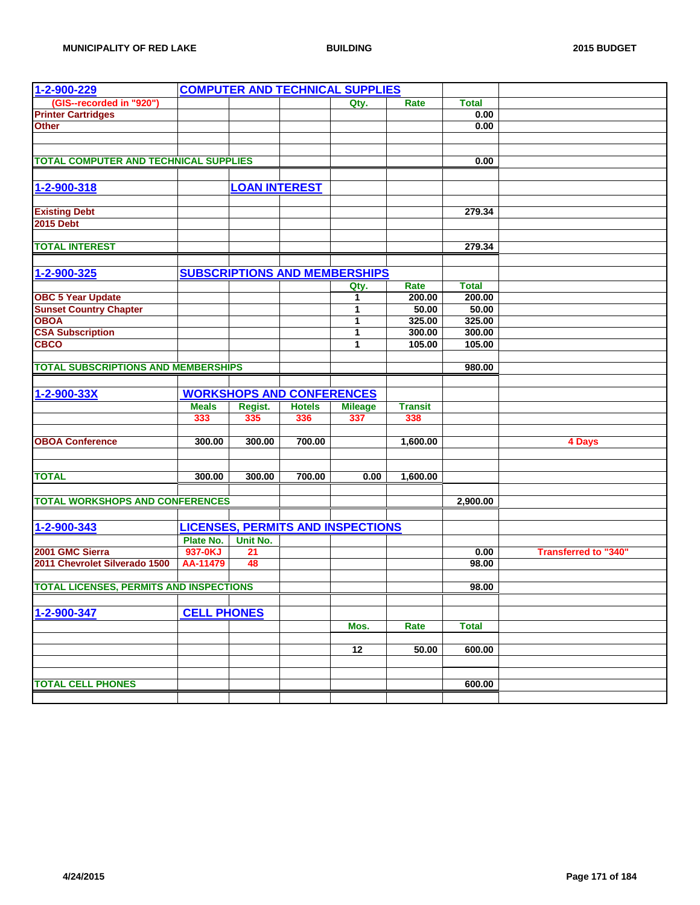| 1-2-900-229 | COMPUTER AND TECHNICAL SUPPLIES | | | | | | |
|---|---|---|---|---|---|---|---|
| (GIS--recorded in "920") | | | | Qty. | Rate | Total | |
| Printer Cartridges | | | | | | 0.00 | |
| Other | | | | | | 0.00 | |
| | | | | | | | |
| TOTAL COMPUTER AND TECHNICAL SUPPLIES | | | | | | 0.00 | |

| 1-2-900-318 | | LOAN INTEREST | | | | | |
|---|---|---|---|---|---|---|---|
| Existing Debt | | | | | | 279.34 | |
| 2015 Debt | | | | | | | |
| TOTAL INTEREST | | | | | | 279.34 | |

| 1-2-900-325 | SUBSCRIPTIONS AND MEMBERSHIPS | | | | | | |
|---|---|---|---|---|---|---|---|
| | | | | Qty. | Rate | Total | |
| OBC 5 Year Update | | | | 1 | 200.00 | 200.00 | |
| Sunset Country Chapter | | | | 1 | 50.00 | 50.00 | |
| OBOA | | | | 1 | 325.00 | 325.00 | |
| CSA Subscription | | | | 1 | 300.00 | 300.00 | |
| CBCO | | | | 1 | 105.00 | 105.00 | |
| TOTAL SUBSCRIPTIONS AND MEMBERSHIPS | | | | | | 980.00 | |

| 1-2-900-33X | WORKSHOPS AND CONFERENCES | | | | | | |
|---|---|---|---|---|---|---|---|
| | Meals | Regist. | Hotels | Mileage | Transit | | |
| | 333 | 335 | 336 | 337 | 338 | | |
| OBOA Conference | 300.00 | 300.00 | 700.00 | | 1,600.00 | | 4 Days |
| TOTAL | 300.00 | 300.00 | 700.00 | 0.00 | 1,600.00 | | |
| TOTAL WORKSHOPS AND CONFERENCES | | | | | | 2,900.00 | |

| 1-2-900-343 | LICENSES, PERMITS AND INSPECTIONS | | | | | | |
|---|---|---|---|---|---|---|---|
| | Plate No. | Unit No. | | | | | |
| 2001 GMC Sierra | 937-0KJ | 21 | | | | 0.00 | Transferred to "340" |
| 2011 Chevrolet Silverado 1500 | AA-11479 | 48 | | | | 98.00 | |
| TOTAL LICENSES, PERMITS AND INSPECTIONS | | | | | | 98.00 | |

| 1-2-900-347 | CELL PHONES | | | | | | |
|---|---|---|---|---|---|---|---|
| | | | | Mos. | Rate | Total | |
| | | | | 12 | 50.00 | 600.00 | |
| TOTAL CELL PHONES | | | | | | 600.00 | |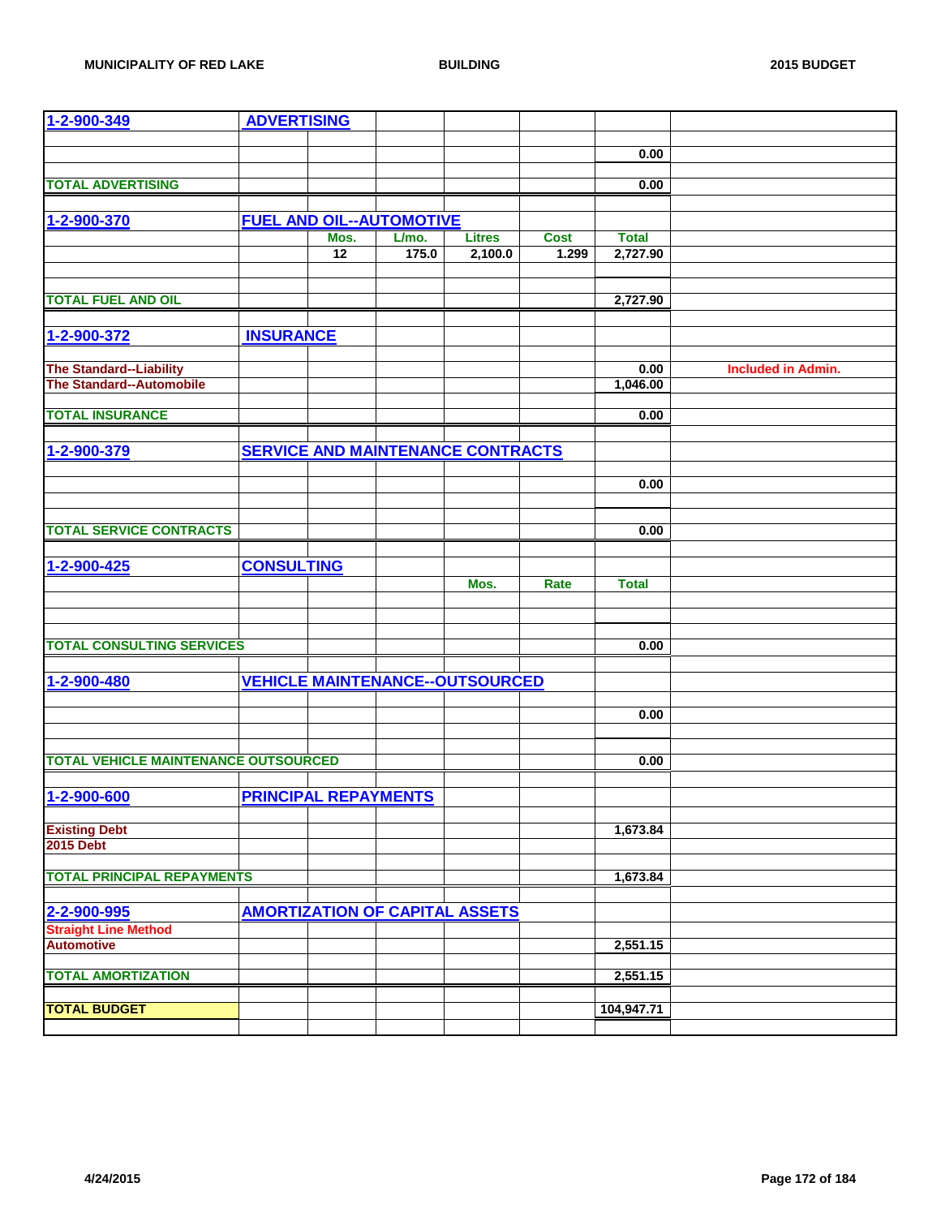| | | | | | | | |
|---|---|---|---|---|---|---|---|
| 1-2-900-349 | ADVERTISING | | | | | | |
| | | | | | | 0.00 | |
| TOTAL ADVERTISING | | | | | | 0.00 | |
| 1-2-900-370 | FUEL AND OIL--AUTOMOTIVE | | | | | | |
| | | Mos. | L/mo. | Litres | Cost | Total | |
| | | 12 | 175.0 | 2,100.0 | 1.299 | 2,727.90 | |
| TOTAL FUEL AND OIL | | | | | | 2,727.90 | |
| 1-2-900-372 | INSURANCE | | | | | | |
| The Standard--Liability | | | | | | 0.00 | Included in Admin. |
| The Standard--Automobile | | | | | | 1,046.00 | |
| TOTAL INSURANCE | | | | | | 0.00 | |
| 1-2-900-379 | SERVICE AND MAINTENANCE CONTRACTS | | | | | | |
| | | | | | | 0.00 | |
| TOTAL SERVICE CONTRACTS | | | | | | 0.00 | |
| 1-2-900-425 | CONSULTING | | | | | | |
| | | | | Mos. | Rate | Total | |
| TOTAL CONSULTING SERVICES | | | | | | 0.00 | |
| 1-2-900-480 | VEHICLE MAINTENANCE--OUTSOURCED | | | | | | |
| | | | | | | 0.00 | |
| TOTAL VEHICLE MAINTENANCE OUTSOURCED | | | | | | 0.00 | |
| 1-2-900-600 | PRINCIPAL REPAYMENTS | | | | | | |
| Existing Debt | | | | | | 1,673.84 | |
| 2015 Debt | | | | | | | |
| TOTAL PRINCIPAL REPAYMENTS | | | | | | 1,673.84 | |
| 2-2-900-995 | AMORTIZATION OF CAPITAL ASSETS | | | | | | |
| Straight Line Method | | | | | | | |
| Automotive | | | | | | 2,551.15 | |
| TOTAL AMORTIZATION | | | | | | 2,551.15 | |
| TOTAL BUDGET | | | | | | 104,947.71 | |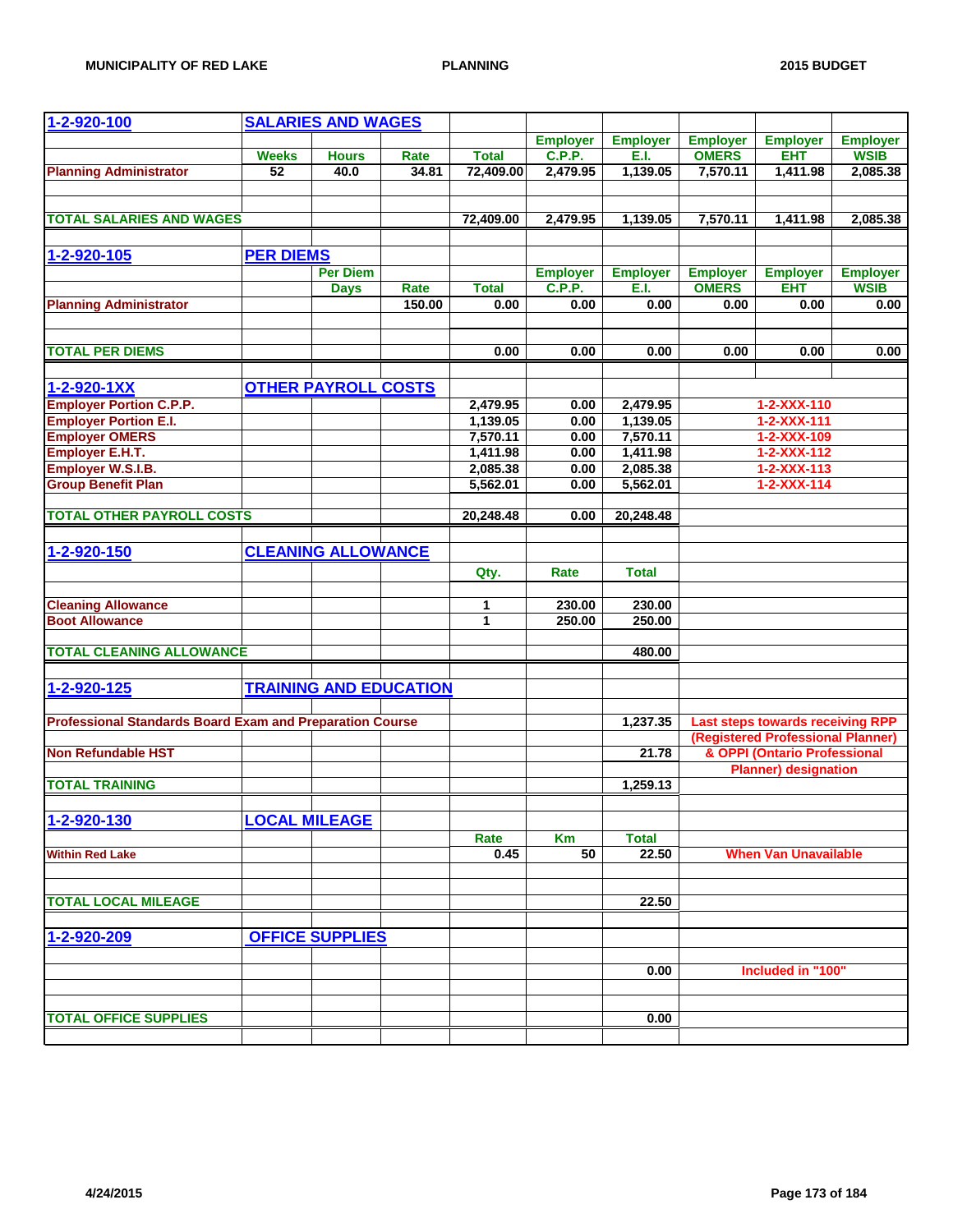| 1-2-920-100 | SALARIES AND WAGES | | | | | | | | |
|---|---|---|---|---|---|---|---|---|---|
| | | | | | Employer | Employer | Employer | Employer | Employer |
| | Weeks | Hours | Rate | Total | C.P.P. | E.I. | OMERS | EHT | WSIB |
| Planning Administrator | 52 | 40.0 | 34.81 | 72,409.00 | 2,479.95 | 1,139.05 | 7,570.11 | 1,411.98 | 2,085.38 |
| TOTAL SALARIES AND WAGES | | | | 72,409.00 | 2,479.95 | 1,139.05 | 7,570.11 | 1,411.98 | 2,085.38 |

| 1-2-920-105 | PER DIEMS | | | | | | | | |
|---|---|---|---|---|---|---|---|---|---|
| | | Per Diem | | | Employer | Employer | Employer | Employer | Employer |
| | | Days | Rate | Total | C.P.P. | E.I. | OMERS | EHT | WSIB |
| Planning Administrator | | | 150.00 | 0.00 | 0.00 | 0.00 | 0.00 | 0.00 | 0.00 |
| TOTAL PER DIEMS | | | | 0.00 | 0.00 | 0.00 | 0.00 | 0.00 | 0.00 |

| 1-2-920-1XX | OTHER PAYROLL COSTS | | | | | |
|---|---|---|---|---|---|---|
| Employer Portion C.P.P. | | | | 2,479.95 | 0.00 | 2,479.95 | 1-2-XXX-110 |
| Employer Portion E.I. | | | | 1,139.05 | 0.00 | 1,139.05 | 1-2-XXX-111 |
| Employer OMERS | | | | 7,570.11 | 0.00 | 7,570.11 | 1-2-XXX-109 |
| Employer E.H.T. | | | | 1,411.98 | 0.00 | 1,411.98 | 1-2-XXX-112 |
| Employer W.S.I.B. | | | | 2,085.38 | 0.00 | 2,085.38 | 1-2-XXX-113 |
| Group Benefit Plan | | | | 5,562.01 | 0.00 | 5,562.01 | 1-2-XXX-114 |
| TOTAL OTHER PAYROLL COSTS | | | | 20,248.48 | 0.00 | 20,248.48 | |

| 1-2-920-150 | CLEANING ALLOWANCE | | | | |
|---|---|---|---|---|---|
| | | | | Qty. | Rate | Total |
| Cleaning Allowance | | | | 1 | 230.00 | 230.00 |
| Boot Allowance | | | | 1 | 250.00 | 250.00 |
| TOTAL CLEANING ALLOWANCE | | | | | | 480.00 |

| 1-2-920-125 | TRAINING AND EDUCATION | | |
|---|---|---|---|
| Professional Standards Board Exam and Preparation Course | | 1,237.35 | Last steps towards receiving RPP (Registered Professional Planner) & OPPI (Ontario Professional Planner) designation |
| Non Refundable HST | | 21.78 | |
| TOTAL TRAINING | | 1,259.13 | |

| 1-2-920-130 | LOCAL MILEAGE | | | | |
|---|---|---|---|---|---|
| | | Rate | Km | Total | |
| Within Red Lake | | 0.45 | 50 | 22.50 | When Van Unavailable |
| TOTAL LOCAL MILEAGE | | | | 22.50 | |

| 1-2-920-209 | OFFICE SUPPLIES | | |
|---|---|---|---|
| | | 0.00 | Included in "100" |
| TOTAL OFFICE SUPPLIES | | 0.00 | |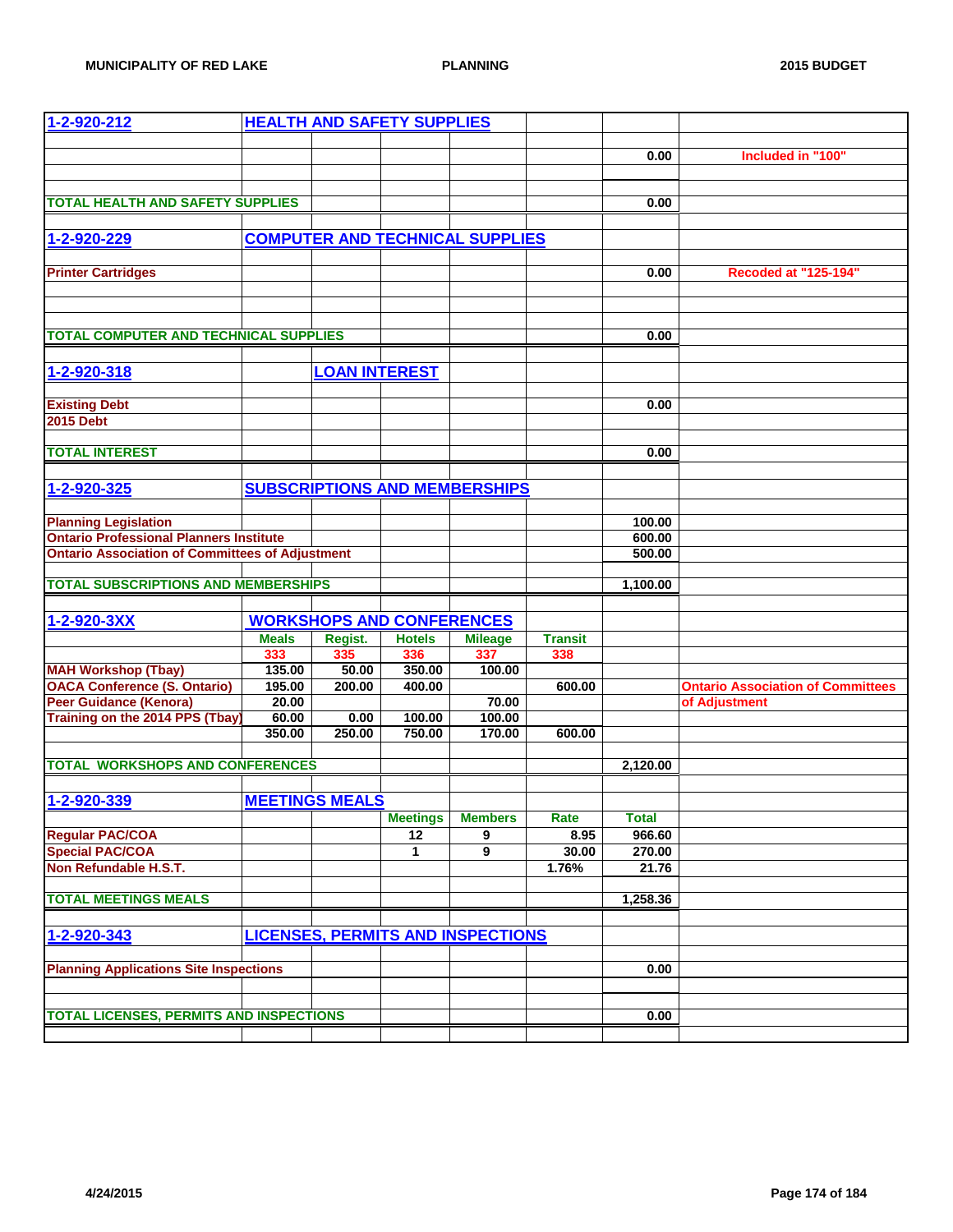| 1-2-920-212 | HEALTH AND SAFETY SUPPLIES | | | | | | |
|---|---|---|---|---|---|---|---|
| | | | | | | 0.00 | Included in "100" |
| TOTAL HEALTH AND SAFETY SUPPLIES | | | | | | 0.00 | |
| | | | | | | | |
| 1-2-920-229 | COMPUTER AND TECHNICAL SUPPLIES | | | | | | |
| Printer Cartridges | | | | | | 0.00 | Recoded at "125-194" |
| TOTAL COMPUTER AND TECHNICAL SUPPLIES | | | | | | 0.00 | |
| | | | | | | | |
| 1-2-920-318 | | LOAN INTEREST | | | | | |
| Existing Debt | | | | | | 0.00 | |
| 2015 Debt | | | | | | | |
| TOTAL INTEREST | | | | | | 0.00 | |
| | | | | | | | |
| 1-2-920-325 | SUBSCRIPTIONS AND MEMBERSHIPS | | | | | | |
| Planning Legislation | | | | | | 100.00 | |
| Ontario Professional Planners Institute | | | | | | 600.00 | |
| Ontario Association of Committees of Adjustment | | | | | | 500.00 | |
| TOTAL SUBSCRIPTIONS AND MEMBERSHIPS | | | | | | 1,100.00 | |
| | | | | | | | |
| 1-2-920-3XX | WORKSHOPS AND CONFERENCES | | | | | | |
| | Meals | Regist. | Hotels | Mileage | Transit | | |
| | 333 | 335 | 336 | 337 | 338 | | |
| MAH Workshop (Tbay) | 135.00 | 50.00 | 350.00 | 100.00 | | | |
| OACA Conference (S. Ontario) | 195.00 | 200.00 | 400.00 | | 600.00 | | Ontario Association of Committees |
| Peer Guidance (Kenora) | 20.00 | | | 70.00 | | | of Adjustment |
| Training on the 2014 PPS (Tbay) | 60.00 | 0.00 | 100.00 | 100.00 | | | |
| | 350.00 | 250.00 | 750.00 | 170.00 | 600.00 | | |
| TOTAL WORKSHOPS AND CONFERENCES | | | | | | 2,120.00 | |
| | | | | | | | |
| 1-2-920-339 | MEETINGS MEALS | | | | | | |
| | | | Meetings | Members | Rate | Total | |
| Regular PAC/COA | | | 12 | 9 | 8.95 | 966.60 | |
| Special PAC/COA | | | 1 | 9 | 30.00 | 270.00 | |
| Non Refundable H.S.T. | | | | | 1.76% | 21.76 | |
| TOTAL MEETINGS MEALS | | | | | | 1,258.36 | |
| | | | | | | | |
| 1-2-920-343 | LICENSES, PERMITS AND INSPECTIONS | | | | | | |
| Planning Applications Site Inspections | | | | | | 0.00 | |
| TOTAL LICENSES, PERMITS AND INSPECTIONS | | | | | | 0.00 | |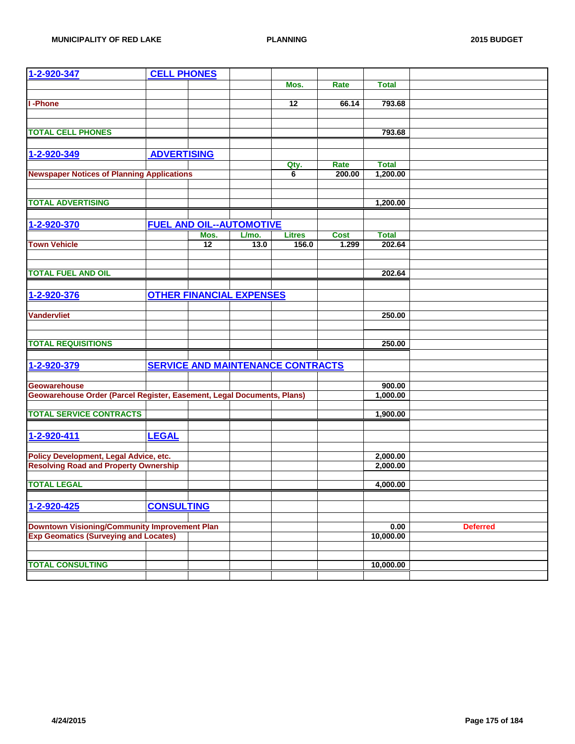| 1-2-920-347 | CELL PHONES | | | | | | |
|---|---|---|---|---|---|---|---|
| | | | | Mos. | Rate | Total | |
| I -Phone | | | | 12 | 66.14 | 793.68 | |
| TOTAL CELL PHONES | | | | | | 793.68 | |
| | | | | | | | |
| 1-2-920-349 | ADVERTISING | | | | | | |
| | | | | Qty. | Rate | Total | |
| Newspaper Notices of Planning Applications | | | | 6 | 200.00 | 1,200.00 | |
| TOTAL ADVERTISING | | | | | | 1,200.00 | |
| | | | | | | | |
| 1-2-920-370 | FUEL AND OIL--AUTOMOTIVE | | | | | | |
| | | Mos. | L/mo. | Litres | Cost | Total | |
| Town Vehicle | | 12 | 13.0 | 156.0 | 1.299 | 202.64 | |
| TOTAL FUEL AND OIL | | | | | | 202.64 | |
| | | | | | | | |
| 1-2-920-376 | OTHER FINANCIAL EXPENSES | | | | | | |
| Vandervliet | | | | | | 250.00 | |
| TOTAL REQUISITIONS | | | | | | 250.00 | |
| | | | | | | | |
| 1-2-920-379 | SERVICE AND MAINTENANCE CONTRACTS | | | | | | |
| Geowarehouse | | | | | | 900.00 | |
| Geowarehouse Order (Parcel Register, Easement, Legal Documents, Plans) | | | | | | 1,000.00 | |
| TOTAL SERVICE CONTRACTS | | | | | | 1,900.00 | |
| | | | | | | | |
| 1-2-920-411 | LEGAL | | | | | | |
| Policy Development, Legal Advice, etc. | | | | | | 2,000.00 | |
| Resolving Road and Property Ownership | | | | | | 2,000.00 | |
| TOTAL LEGAL | | | | | | 4,000.00 | |
| | | | | | | | |
| 1-2-920-425 | CONSULTING | | | | | | |
| Downtown Visioning/Community Improvement Plan | | | | | | 0.00 | Deferred |
| Exp Geomatics (Surveying and Locates) | | | | | | 10,000.00 | |
| TOTAL CONSULTING | | | | | | 10,000.00 | |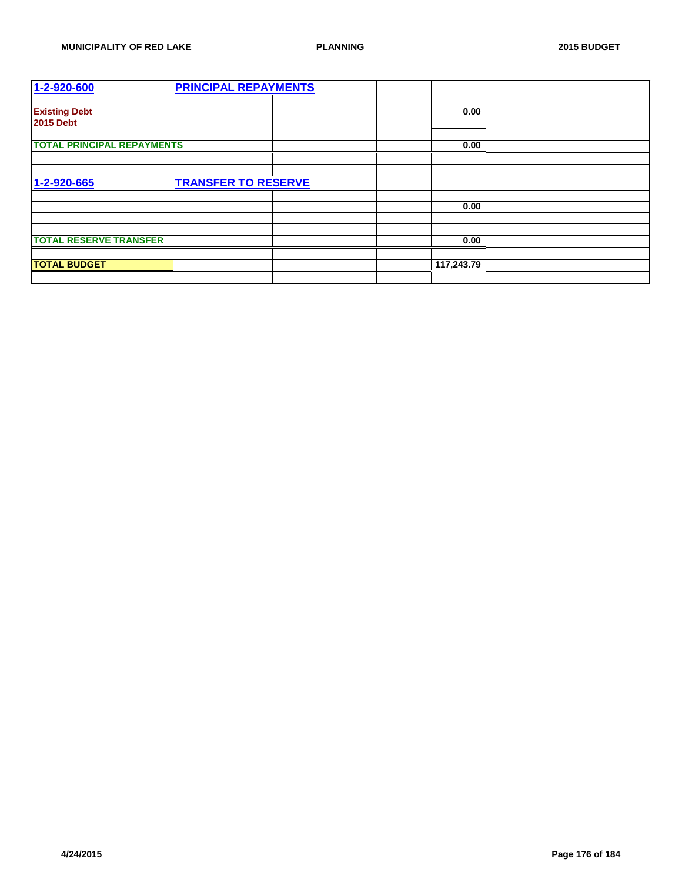| 1-2-920-600 | PRINCIPAL REPAYMENTS | | | | | | |
|---|---|---|---|---|---|---|---|
| | | | | | | | |
| Existing Debt | | | | | | 0.00 | |
| 2015 Debt | | | | | | | |
| | | | | | | | |
| TOTAL PRINCIPAL REPAYMENTS | | | | | | 0.00 | |
| | | | | | | | |
| | | | | | | | |
| 1-2-920-665 | TRANSFER TO RESERVE | | | | | | |
| | | | | | | | |
| | | | | | | 0.00 | |
| | | | | | | | |
| | | | | | | | |
| TOTAL RESERVE TRANSFER | | | | | | 0.00 | |
| | | | | | | | |
| TOTAL BUDGET | | | | | | 117,243.79 | |
| | | | | | | | |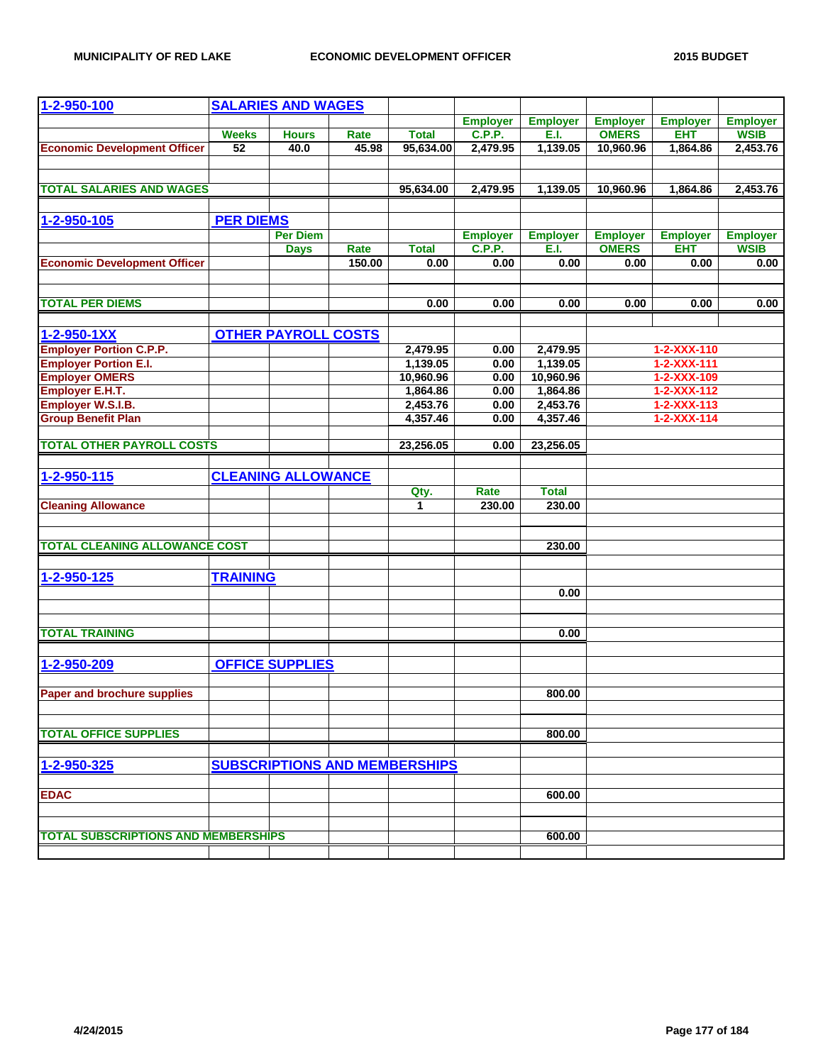| 1-2-950-100 | SALARIES AND WAGES | | | | | | | | |
|---|---|---|---|---|---|---|---|---|---|
| | | | | | Employer | Employer | Employer | Employer | Employer |
| | Weeks | Hours | Rate | Total | C.P.P. | E.I. | OMERS | EHT | WSIB |
| Economic Development Officer | 52 | 40.0 | 45.98 | 95,634.00 | 2,479.95 | 1,139.05 | 10,960.96 | 1,864.86 | 2,453.76 |
| TOTAL SALARIES AND WAGES | | | | 95,634.00 | 2,479.95 | 1,139.05 | 10,960.96 | 1,864.86 | 2,453.76 |

| 1-2-950-105 | PER DIEMS | | | | | | | | |
|---|---|---|---|---|---|---|---|---|---|
| | | Per Diem | | | Employer | Employer | Employer | Employer | Employer |
| | | Days | Rate | Total | C.P.P. | E.I. | OMERS | EHT | WSIB |
| Economic Development Officer | | | 150.00 | 0.00 | 0.00 | 0.00 | 0.00 | 0.00 | 0.00 |
| TOTAL PER DIEMS | | | | 0.00 | 0.00 | 0.00 | 0.00 | 0.00 | 0.00 |

| 1-2-950-1XX | OTHER PAYROLL COSTS | | | |
|---|---|---|---|---|
| Employer Portion C.P.P. | 2,479.95 | 0.00 | 2,479.95 | 1-2-XXX-110 |
| Employer Portion E.I. | 1,139.05 | 0.00 | 1,139.05 | 1-2-XXX-111 |
| Employer OMERS | 10,960.96 | 0.00 | 10,960.96 | 1-2-XXX-109 |
| Employer E.H.T. | 1,864.86 | 0.00 | 1,864.86 | 1-2-XXX-112 |
| Employer W.S.I.B. | 2,453.76 | 0.00 | 2,453.76 | 1-2-XXX-113 |
| Group Benefit Plan | 4,357.46 | 0.00 | 4,357.46 | 1-2-XXX-114 |
| TOTAL OTHER PAYROLL COSTS | 23,256.05 | 0.00 | 23,256.05 | |

| 1-2-950-115 | CLEANING ALLOWANCE | | |
|---|---|---|---|
| | Qty. | Rate | Total |
| Cleaning Allowance | 1 | 230.00 | 230.00 |
| TOTAL CLEANING ALLOWANCE COST | | | 230.00 |

| 1-2-950-125 | TRAINING |
|---|---|
| | 0.00 |
| TOTAL TRAINING | 0.00 |

| 1-2-950-209 | OFFICE SUPPLIES |
|---|---|
| Paper and brochure supplies | 800.00 |
| TOTAL OFFICE SUPPLIES | 800.00 |

| 1-2-950-325 | SUBSCRIPTIONS AND MEMBERSHIPS |
|---|---|
| EDAC | 600.00 |
| TOTAL SUBSCRIPTIONS AND MEMBERSHIPS | 600.00 |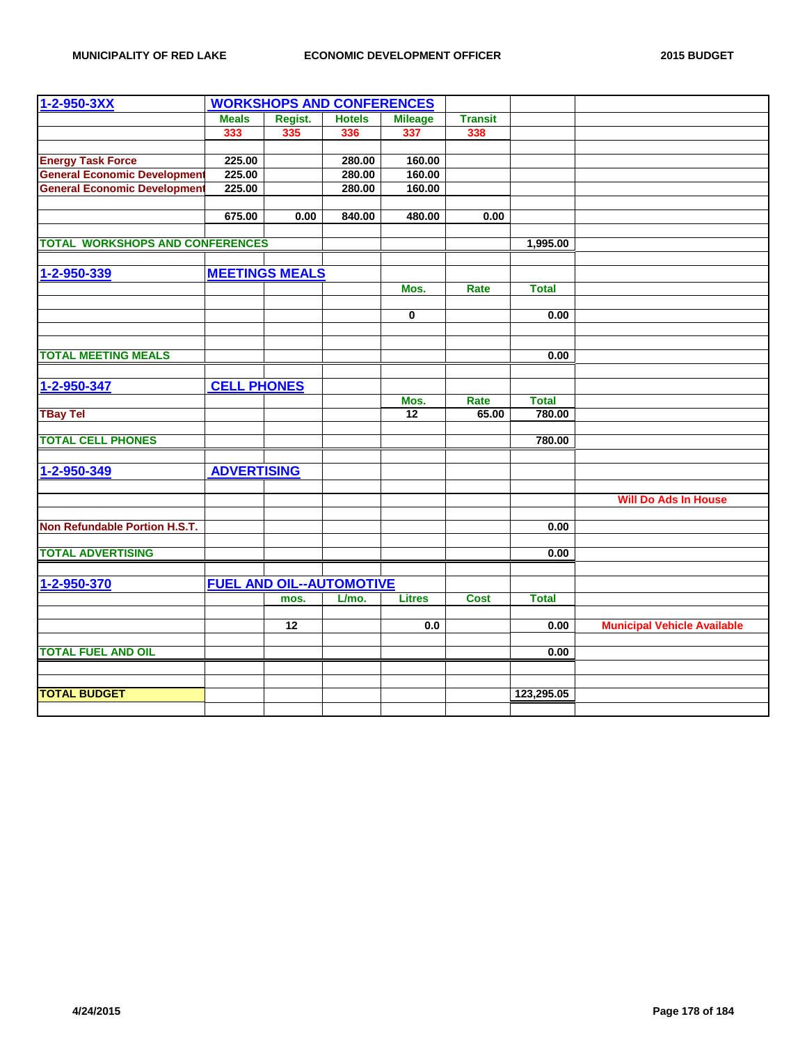| 1-2-950-3XX | WORKSHOPS AND CONFERENCES | | | | | |
|---|---|---|---|---|---|---|
| | Meals | Regist. | Hotels | Mileage | Transit | |
| | 333 | 335 | 336 | 337 | 338 | |
| | | | | | | |
| Energy Task Force | 225.00 | | 280.00 | 160.00 | | |
| General Economic Development | 225.00 | | 280.00 | 160.00 | | |
| General Economic Development | 225.00 | | 280.00 | 160.00 | | |
| | | | | | | |
| | 675.00 | 0.00 | 840.00 | 480.00 | 0.00 | |
| | | | | | | |
| TOTAL WORKSHOPS AND CONFERENCES | | | | | | 1,995.00 |
| | | | | | | |
| 1-2-950-339 | MEETINGS MEALS | | | | | |
| | | | | Mos. | Rate | Total |
| | | | | | | |
| | | | | 0 | | 0.00 |
| | | | | | | |
| TOTAL MEETING MEALS | | | | | | 0.00 |
| | | | | | | |
| 1-2-950-347 | CELL PHONES | | | | | |
| | | | | Mos. | Rate | Total |
| TBay Tel | | | | 12 | 65.00 | 780.00 |
| | | | | | | |
| TOTAL CELL PHONES | | | | | | 780.00 |
| | | | | | | |
| 1-2-950-349 | ADVERTISING | | | | | |
| | | | | | | |
| | | | | | | Will Do Ads In House |
| | | | | | | |
| Non Refundable Portion H.S.T. | | | | | | 0.00 |
| | | | | | | |
| TOTAL ADVERTISING | | | | | | 0.00 |
| | | | | | | |
| 1-2-950-370 | FUEL AND OIL--AUTOMOTIVE | | | | | |
| | | mos. | L/mo. | Litres | Cost | Total |
| | | | | | | |
| | | 12 | | 0.0 | | 0.00 | Municipal Vehicle Available |
| | | | | | | |
| TOTAL FUEL AND OIL | | | | | | 0.00 |
| | | | | | | |
| TOTAL BUDGET | | | | | | 123,295.05 |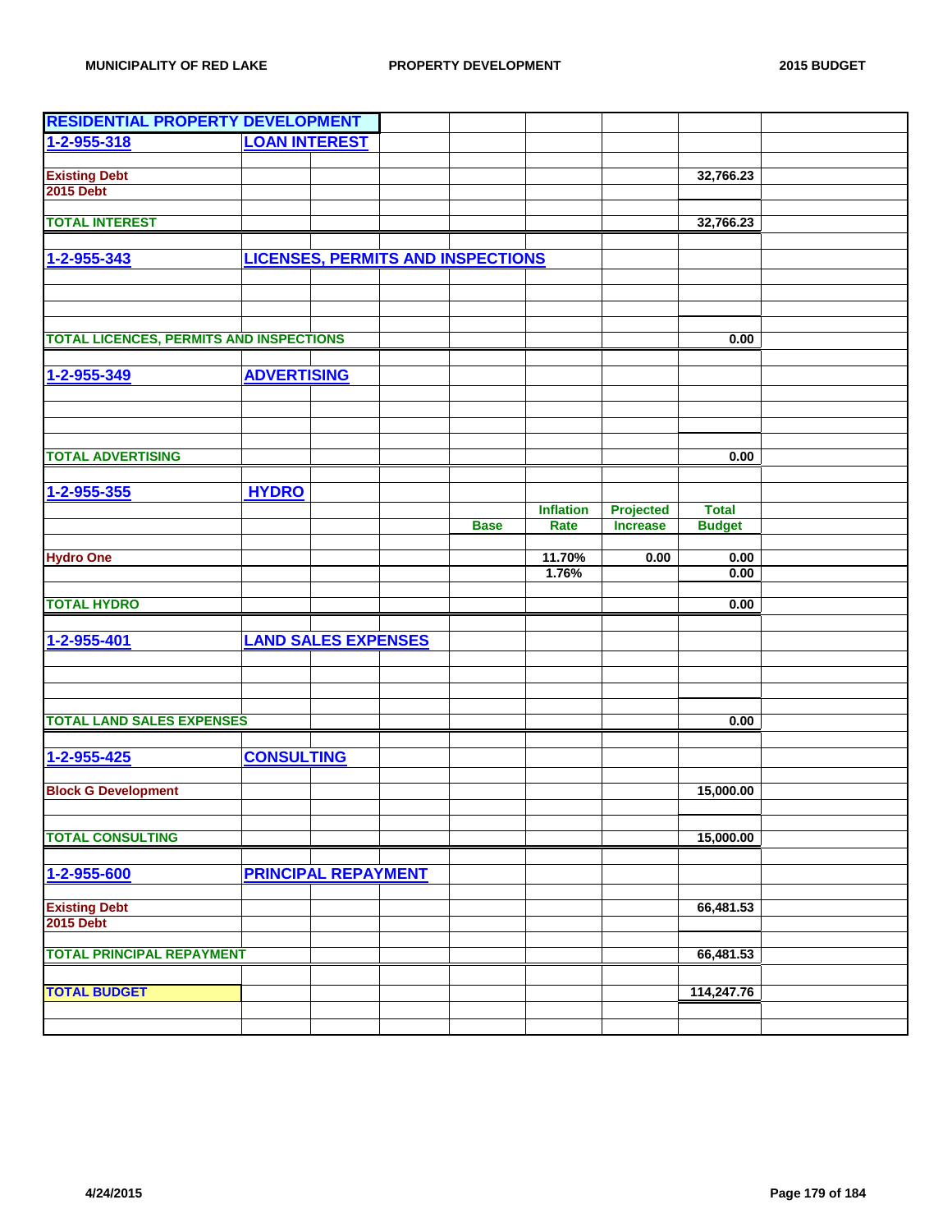| RESIDENTIAL PROPERTY DEVELOPMENT | | | | | | | | |
|---|---|---|---|---|---|---|---|---|
| **1-2-955-318** | **LOAN INTEREST** | | | | | | | |
| | | | | | | | | |
| Existing Debt | | | | | | | 32,766.23 | |
| 2015 Debt | | | | | | | | |
| | | | | | | | | |
| TOTAL INTEREST | | | | | | | 32,766.23 | |
| | | | | | | | | |
| **1-2-955-343** | **LICENSES, PERMITS AND INSPECTIONS** | | | | | | | |
| | | | | | | | | |
| TOTAL LICENCES, PERMITS AND INSPECTIONS | | | | | | | 0.00 | |
| | | | | | | | | |
| **1-2-955-349** | **ADVERTISING** | | | | | | | |
| | | | | | | | | |
| TOTAL ADVERTISING | | | | | | | 0.00 | |
| | | | | | | | | |
| **1-2-955-355** | **HYDRO** | | | | | | | |
| | | | | | Inflation | Projected | Total | |
| | | | | Base | Rate | Increase | Budget | |
| | | | | | | | | |
| Hydro One | | | | | 11.70% | 0.00 | 0.00 | |
| | | | | | 1.76% | | 0.00 | |
| | | | | | | | | |
| TOTAL HYDRO | | | | | | | 0.00 | |
| | | | | | | | | |
| **1-2-955-401** | **LAND SALES EXPENSES** | | | | | | | |
| | | | | | | | | |
| TOTAL LAND SALES EXPENSES | | | | | | | 0.00 | |
| | | | | | | | | |
| **1-2-955-425** | **CONSULTING** | | | | | | | |
| | | | | | | | | |
| Block G Development | | | | | | | 15,000.00 | |
| | | | | | | | | |
| TOTAL CONSULTING | | | | | | | 15,000.00 | |
| | | | | | | | | |
| **1-2-955-600** | **PRINCIPAL REPAYMENT** | | | | | | | |
| | | | | | | | | |
| Existing Debt | | | | | | | 66,481.53 | |
| 2015 Debt | | | | | | | | |
| | | | | | | | | |
| TOTAL PRINCIPAL REPAYMENT | | | | | | | 66,481.53 | |
| | | | | | | | | |
| **TOTAL BUDGET** | | | | | | | 114,247.76 | |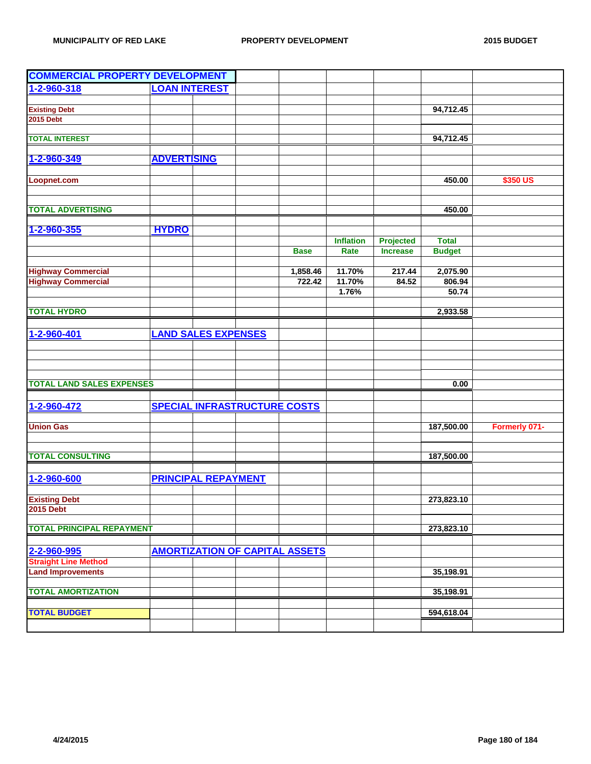| COMMERCIAL PROPERTY DEVELOPMENT | | | | | | | |
|---|---|---|---|---|---|---|---|
| 1-2-960-318 | LOAN INTEREST | | | | | | |
| Existing Debt | | | | | | 94,712.45 | |
| 2015 Debt | | | | | | | |
| TOTAL INTEREST | | | | | | 94,712.45 | |
| 1-2-960-349 | ADVERTISING | | | | | | |
| Loopnet.com | | | | | | 450.00 | $350 US |
| TOTAL ADVERTISING | | | | | | 450.00 | |
| 1-2-960-355 | HYDRO | | | | | | |
| | | | | | Inflation | Projected | Total | |
| | | | | Base | Rate | Increase | Budget | |
| Highway Commercial | | | | 1,858.46 | 11.70% | 217.44 | 2,075.90 | |
| Highway Commercial | | | | 722.42 | 11.70% | 84.52 | 806.94 | |
| | | | | | 1.76% | | 50.74 | |
| TOTAL HYDRO | | | | | | | 2,933.58 | |
| 1-2-960-401 | LAND SALES EXPENSES | | | | | | |
| TOTAL LAND SALES EXPENSES | | | | | | 0.00 | |
| 1-2-960-472 | SPECIAL INFRASTRUCTURE COSTS | | | | | | |
| Union Gas | | | | | | 187,500.00 | Formerly 071- |
| TOTAL CONSULTING | | | | | | 187,500.00 | |
| 1-2-960-600 | PRINCIPAL REPAYMENT | | | | | | |
| Existing Debt | | | | | | 273,823.10 | |
| 2015 Debt | | | | | | | |
| TOTAL PRINCIPAL REPAYMENT | | | | | | 273,823.10 | |
| 2-2-960-995 | AMORTIZATION OF CAPITAL ASSETS | | | | | | |
| Straight Line Method | | | | | | | |
| Land Improvements | | | | | | 35,198.91 | |
| TOTAL AMORTIZATION | | | | | | 35,198.91 | |
| TOTAL BUDGET | | | | | | 594,618.04 | |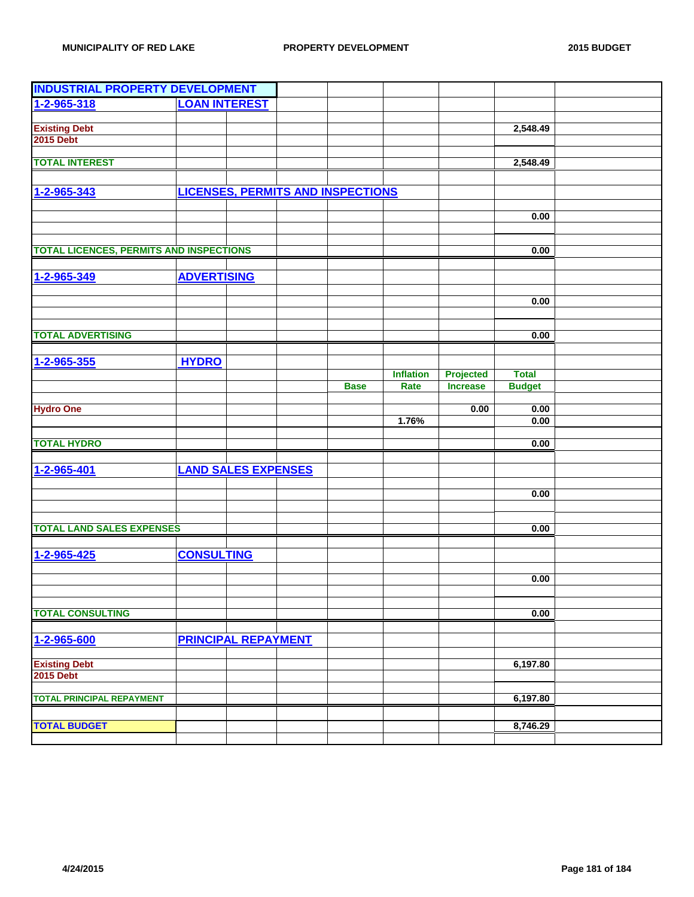| INDUSTRIAL PROPERTY DEVELOPMENT | | | | | | | | |
|---|---|---|---|---|---|---|---|---|
| 1-2-965-318 | LOAN INTEREST | | | | | | | |
| | | | | | | | | |
| Existing Debt | | | | | | | 2,548.49 | |
| 2015 Debt | | | | | | | | |
| | | | | | | | | |
| TOTAL INTEREST | | | | | | | 2,548.49 | |
| | | | | | | | | |
| 1-2-965-343 | LICENSES, PERMITS AND INSPECTIONS | | | | | | | |
| | | | | | | | | |
| | | | | | | | 0.00 | |
| | | | | | | | | |
| | | | | | | | | |
| TOTAL LICENCES, PERMITS AND INSPECTIONS | | | | | | | 0.00 | |
| | | | | | | | | |
| 1-2-965-349 | ADVERTISING | | | | | | | |
| | | | | | | | | |
| | | | | | | | 0.00 | |
| | | | | | | | | |
| | | | | | | | | |
| TOTAL ADVERTISING | | | | | | | 0.00 | |
| | | | | | | | | |
| 1-2-965-355 | HYDRO | | | | | | | |
| | | | | | Inflation | Projected | Total | |
| | | | | Base | Rate | Increase | Budget | |
| | | | | | | | | |
| Hydro One | | | | | | 0.00 | 0.00 | |
| | | | | | 1.76% | | 0.00 | |
| | | | | | | | | |
| TOTAL HYDRO | | | | | | | 0.00 | |
| | | | | | | | | |
| 1-2-965-401 | LAND SALES EXPENSES | | | | | | | |
| | | | | | | | | |
| | | | | | | | 0.00 | |
| | | | | | | | | |
| | | | | | | | | |
| TOTAL LAND SALES EXPENSES | | | | | | | 0.00 | |
| | | | | | | | | |
| 1-2-965-425 | CONSULTING | | | | | | | |
| | | | | | | | | |
| | | | | | | | 0.00 | |
| | | | | | | | | |
| | | | | | | | | |
| TOTAL CONSULTING | | | | | | | 0.00 | |
| | | | | | | | | |
| 1-2-965-600 | PRINCIPAL REPAYMENT | | | | | | | |
| | | | | | | | | |
| Existing Debt | | | | | | | 6,197.80 | |
| 2015 Debt | | | | | | | | |
| | | | | | | | | |
| TOTAL PRINCIPAL REPAYMENT | | | | | | | 6,197.80 | |
| | | | | | | | | |
| TOTAL BUDGET | | | | | | | 8,746.29 | |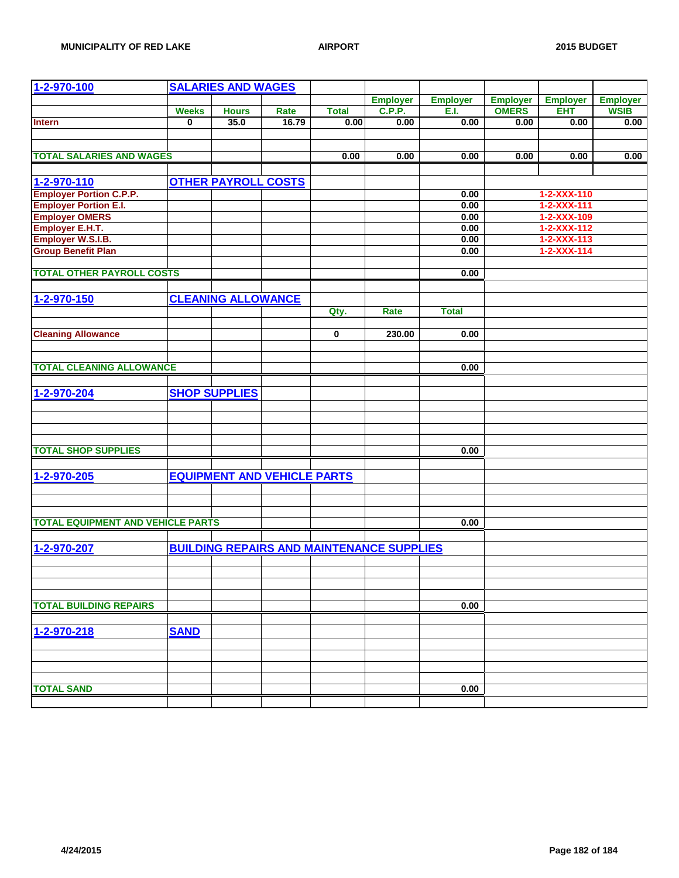| 1-2-970-100 | SALARIES AND WAGES | | | | | | | | |
|---|---|---|---|---|---|---|---|---|---|
| | | | | | Employer | Employer | Employer | Employer | Employer |
| | Weeks | Hours | Rate | Total | C.P.P. | E.I. | OMERS | EHT | WSIB |
| Intern | 0 | 35.0 | 16.79 | 0.00 | 0.00 | 0.00 | 0.00 | 0.00 | 0.00 |
| TOTAL SALARIES AND WAGES | | | | 0.00 | 0.00 | 0.00 | 0.00 | 0.00 | 0.00 |

| 1-2-970-110 | OTHER PAYROLL COSTS | | |
|---|---|---|---|
| Employer Portion C.P.P. | | 0.00 | 1-2-XXX-110 |
| Employer Portion E.I. | | 0.00 | 1-2-XXX-111 |
| Employer OMERS | | 0.00 | 1-2-XXX-109 |
| Employer E.H.T. | | 0.00 | 1-2-XXX-112 |
| Employer W.S.I.B. | | 0.00 | 1-2-XXX-113 |
| Group Benefit Plan | | 0.00 | 1-2-XXX-114 |
| TOTAL OTHER PAYROLL COSTS | | 0.00 | |

| 1-2-970-150 | CLEANING ALLOWANCE | | | |
|---|---|---|---|---|
| | | Qty. | Rate | Total |
| Cleaning Allowance | | 0 | 230.00 | 0.00 |
| TOTAL CLEANING ALLOWANCE | | | | 0.00 |

| 1-2-970-204 | SHOP SUPPLIES | |
|---|---|---|
| TOTAL SHOP SUPPLIES | | 0.00 |

| 1-2-970-205 | EQUIPMENT AND VEHICLE PARTS | |
|---|---|---|
| TOTAL EQUIPMENT AND VEHICLE PARTS | | 0.00 |

| 1-2-970-207 | BUILDING REPAIRS AND MAINTENANCE SUPPLIES | |
|---|---|---|
| TOTAL BUILDING REPAIRS | | 0.00 |

| 1-2-970-218 | SAND | |
|---|---|---|
| TOTAL SAND | | 0.00 |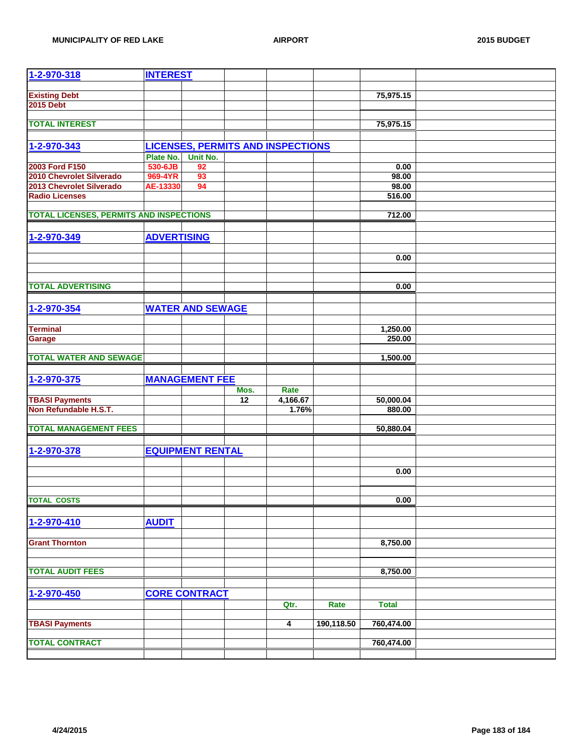| 1-2-970-318 | INTEREST | | | | | | |
|---|---|---|---|---|---|---|---|
| Existing Debt | | | | | | 75,975.15 | |
| 2015 Debt | | | | | | | |
| TOTAL INTEREST | | | | | | 75,975.15 | |
| | | | | | | | |
| 1-2-970-343 | LICENSES, PERMITS AND INSPECTIONS | | | | | | |
| | Plate No. | Unit No. | | | | | |
| 2003 Ford F150 | 530-6JB | 92 | | | | 0.00 | |
| 2010 Chevrolet Silverado | 969-4YR | 93 | | | | 98.00 | |
| 2013 Chevrolet Silverado | AE-13330 | 94 | | | | 98.00 | |
| Radio Licenses | | | | | | 516.00 | |
| TOTAL LICENSES, PERMITS AND INSPECTIONS | | | | | | 712.00 | |
| | | | | | | | |
| 1-2-970-349 | ADVERTISING | | | | | | |
| | | | | | | 0.00 | |
| TOTAL ADVERTISING | | | | | | 0.00 | |
| | | | | | | | |
| 1-2-970-354 | WATER AND SEWAGE | | | | | | |
| Terminal | | | | | | 1,250.00 | |
| Garage | | | | | | 250.00 | |
| TOTAL WATER AND SEWAGE | | | | | | 1,500.00 | |
| | | | | | | | |
| 1-2-970-375 | MANAGEMENT FEE | | | | | | |
| | | | Mos. | Rate | | | |
| TBASI Payments | | | 12 | 4,166.67 | | 50,000.04 | |
| Non Refundable H.S.T. | | | | 1.76% | | 880.00 | |
| TOTAL MANAGEMENT FEES | | | | | | 50,880.04 | |
| | | | | | | | |
| 1-2-970-378 | EQUIPMENT RENTAL | | | | | | |
| | | | | | | 0.00 | |
| TOTAL COSTS | | | | | | 0.00 | |
| | | | | | | | |
| 1-2-970-410 | AUDIT | | | | | | |
| Grant Thornton | | | | | | 8,750.00 | |
| TOTAL AUDIT FEES | | | | | | 8,750.00 | |
| | | | | | | | |
| 1-2-970-450 | CORE CONTRACT | | | | | | |
| | | | | Qtr. | Rate | Total | |
| TBASI Payments | | | | 4 | 190,118.50 | 760,474.00 | |
| TOTAL CONTRACT | | | | | | 760,474.00 | |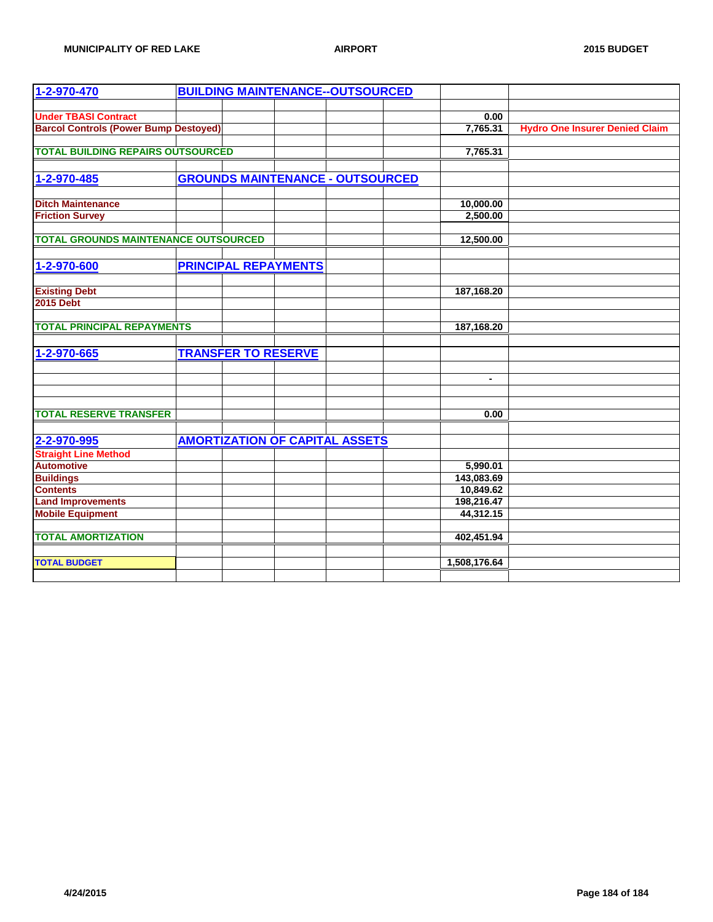| | | | | | | | |
|---|---|---|---|---|---|---|---|
| **1-2-970-470** | **BUILDING MAINTENANCE--OUTSOURCED** | | | | | | |
| | | | | | | | |
| **Under TBASI Contract** | | | | | | 0.00 | |
| **Barcol Controls (Power Bump Destoyed)** | | | | | | 7,765.31 | **Hydro One Insurer Denied Claim** |
| | | | | | | | |
| **TOTAL BUILDING REPAIRS OUTSOURCED** | | | | | | 7,765.31 | |
| | | | | | | | |
| **1-2-970-485** | **GROUNDS MAINTENANCE - OUTSOURCED** | | | | | | |
| | | | | | | | |
| **Ditch Maintenance** | | | | | | 10,000.00 | |
| **Friction Survey** | | | | | | 2,500.00 | |
| | | | | | | | |
| **TOTAL GROUNDS MAINTENANCE OUTSOURCED** | | | | | | 12,500.00 | |
| | | | | | | | |
| **1-2-970-600** | **PRINCIPAL REPAYMENTS** | | | | | | |
| | | | | | | | |
| **Existing Debt** | | | | | | 187,168.20 | |
| **2015 Debt** | | | | | | | |
| | | | | | | | |
| **TOTAL PRINCIPAL REPAYMENTS** | | | | | | 187,168.20 | |
| | | | | | | | |
| **1-2-970-665** | **TRANSFER TO RESERVE** | | | | | | |
| | | | | | | | |
| | | | | | | - | |
| | | | | | | | |
| | | | | | | | |
| **TOTAL RESERVE TRANSFER** | | | | | | 0.00 | |
| | | | | | | | |
| **2-2-970-995** | **AMORTIZATION OF CAPITAL ASSETS** | | | | | | |
| **Straight Line Method** | | | | | | | |
| **Automotive** | | | | | | 5,990.01 | |
| **Buildings** | | | | | | 143,083.69 | |
| **Contents** | | | | | | 10,849.62 | |
| **Land Improvements** | | | | | | 198,216.47 | |
| **Mobile Equipment** | | | | | | 44,312.15 | |
| | | | | | | | |
| **TOTAL AMORTIZATION** | | | | | | 402,451.94 | |
| | | | | | | | |
| **TOTAL BUDGET** | | | | | | 1,508,176.64 | |
| | | | | | | | |